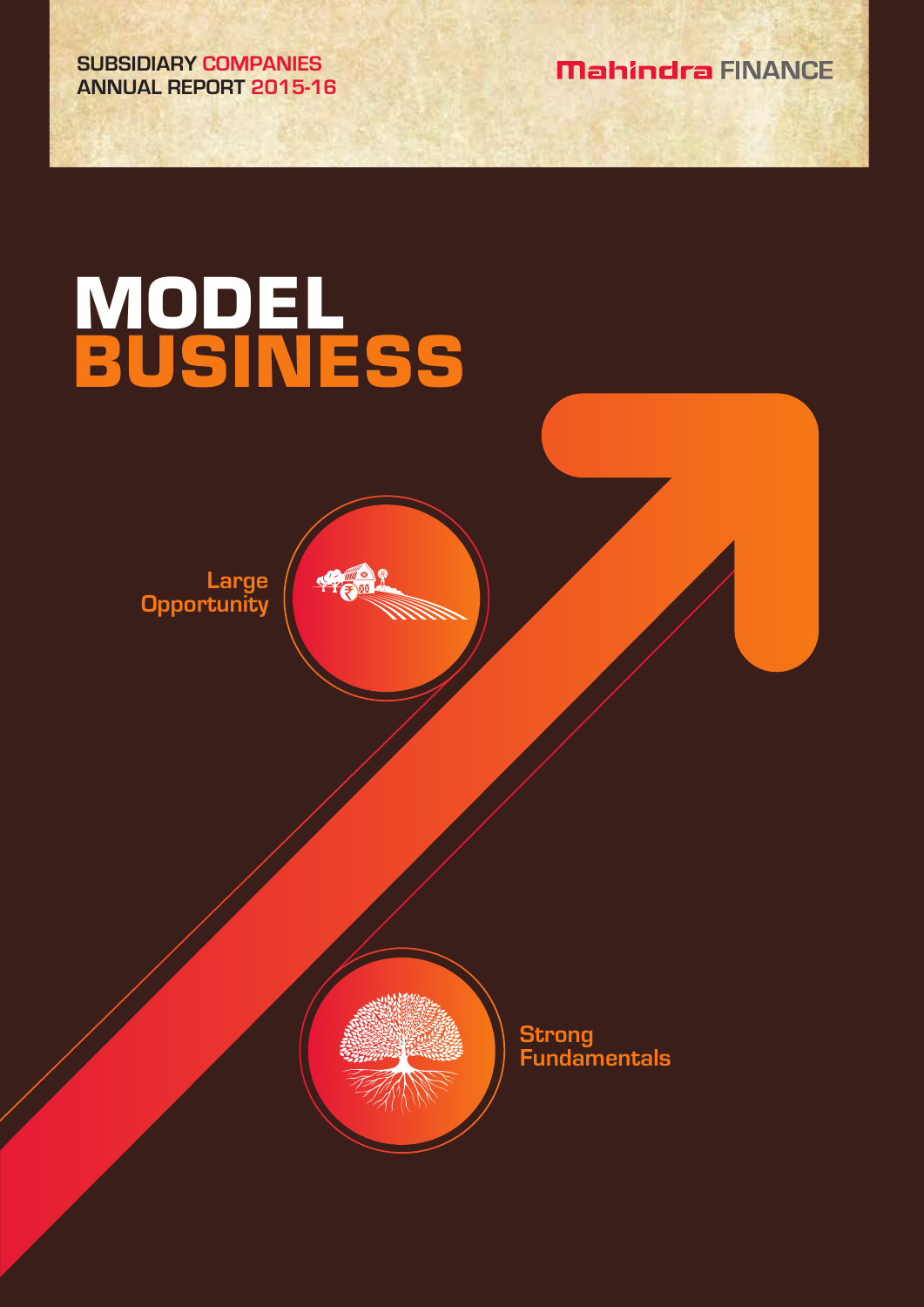SUBSIDIARY COMPANIES
ANNUAL REPORT 2015-16

Mahindra FINANCE

# MODEL BUSINESS

Large Opportunity

Strong Fundamentals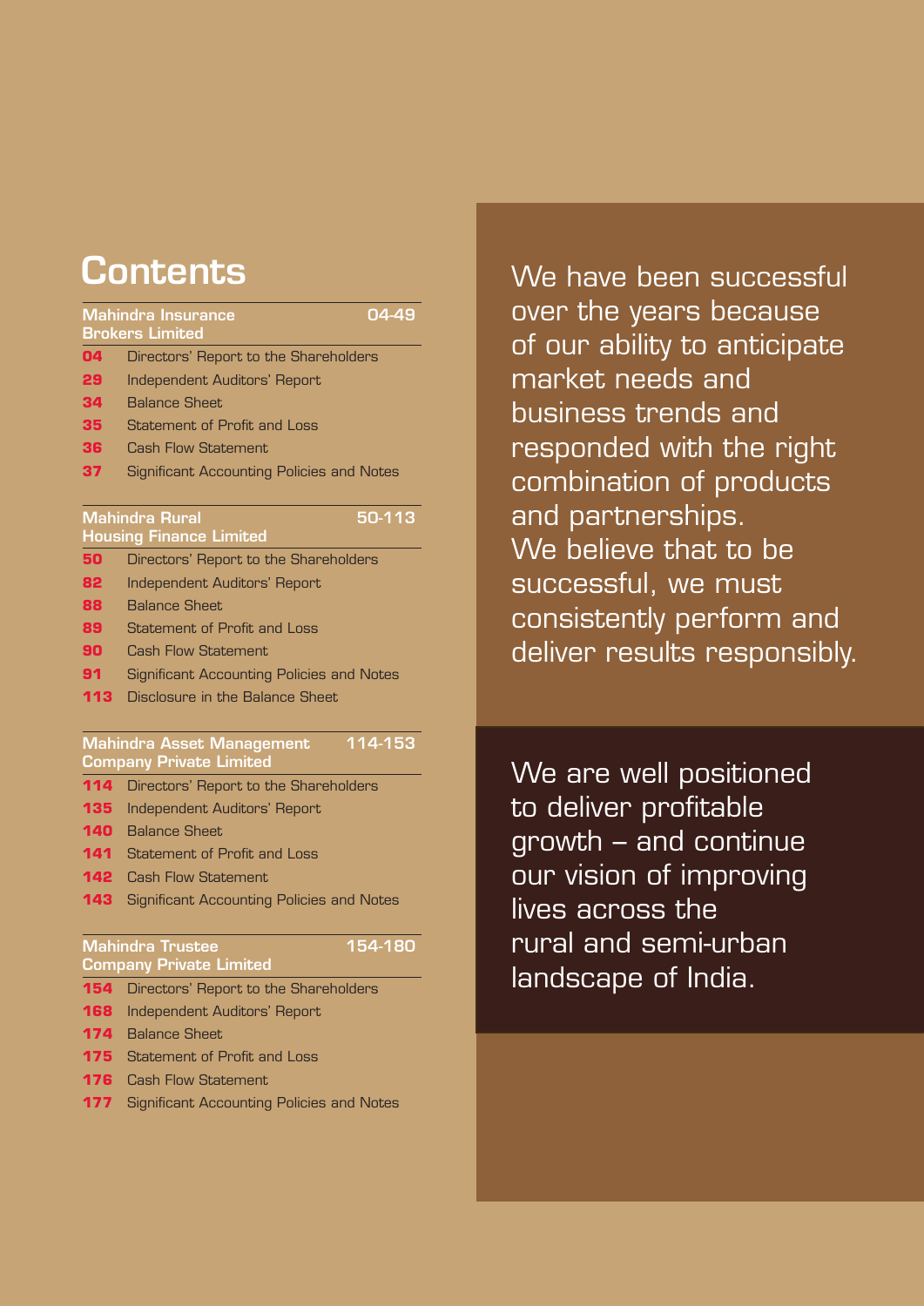# Contents

| Mahindra Insurance Brokers Limited | 04-49 |
|---|---|
| 04 | Directors' Report to the Shareholders |
| 29 | Independent Auditors' Report |
| 34 | Balance Sheet |
| 35 | Statement of Profit and Loss |
| 36 | Cash Flow Statement |
| 37 | Significant Accounting Policies and Notes |

| Mahindra Rural Housing Finance Limited | 50-113 |
|---|---|
| 50 | Directors' Report to the Shareholders |
| 82 | Independent Auditors' Report |
| 88 | Balance Sheet |
| 89 | Statement of Profit and Loss |
| 90 | Cash Flow Statement |
| 91 | Significant Accounting Policies and Notes |
| 113 | Disclosure in the Balance Sheet |

| Mahindra Asset Management Company Private Limited | 114-153 |
|---|---|
| 114 | Directors' Report to the Shareholders |
| 135 | Independent Auditors' Report |
| 140 | Balance Sheet |
| 141 | Statement of Profit and Loss |
| 142 | Cash Flow Statement |
| 143 | Significant Accounting Policies and Notes |

| Mahindra Trustee Company Private Limited | 154-180 |
|---|---|
| 154 | Directors' Report to the Shareholders |
| 168 | Independent Auditors' Report |
| 174 | Balance Sheet |
| 175 | Statement of Profit and Loss |
| 176 | Cash Flow Statement |
| 177 | Significant Accounting Policies and Notes |

We have been successful over the years because of our ability to anticipate market needs and business trends and responded with the right combination of products and partnerships. We believe that to be successful, we must consistently perform and deliver results responsibly.

We are well positioned to deliver profitable growth – and continue our vision of improving lives across the rural and semi-urban landscape of India.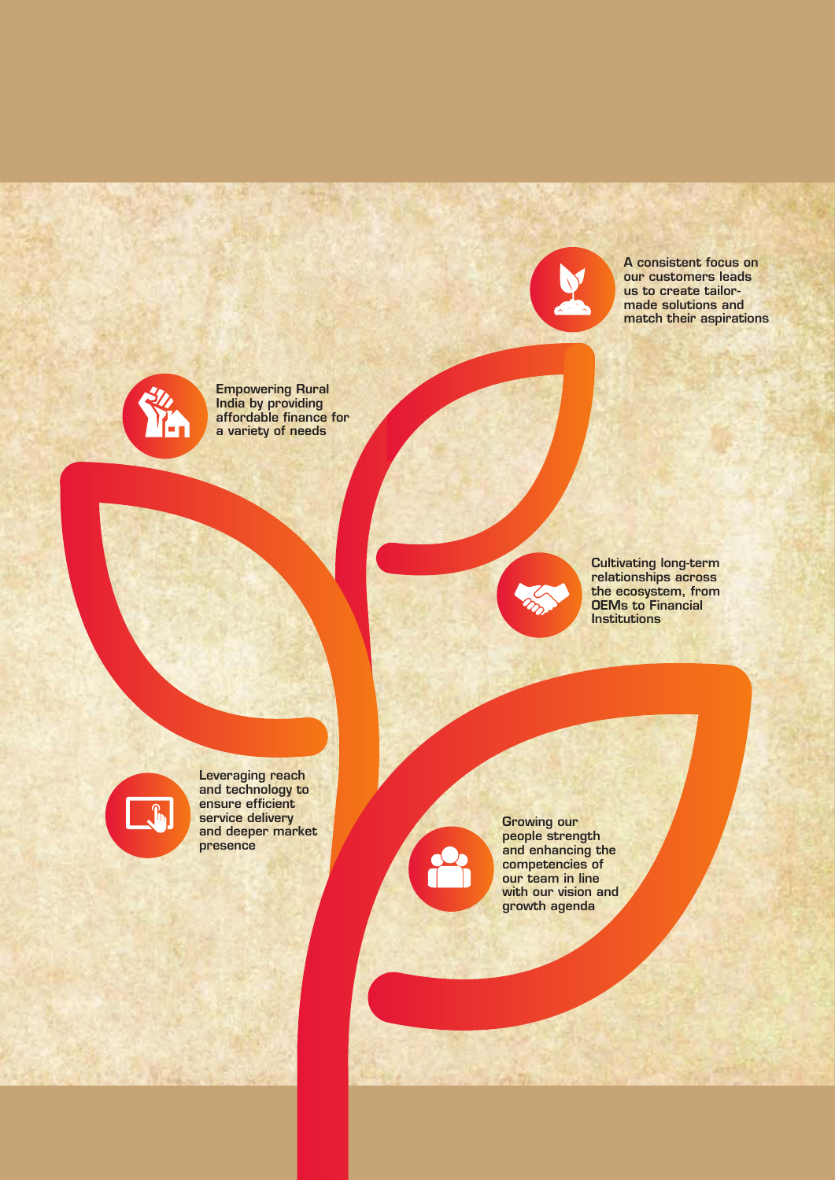A consistent focus on our customers leads us to create tailor-made solutions and match their aspirations

Empowering Rural India by providing affordable finance for a variety of needs

Cultivating long-term relationships across the ecosystem, from OEMs to Financial Institutions

Leveraging reach and technology to ensure efficient service delivery and deeper market presence

Growing our people strength and enhancing the competencies of our team in line with our vision and growth agenda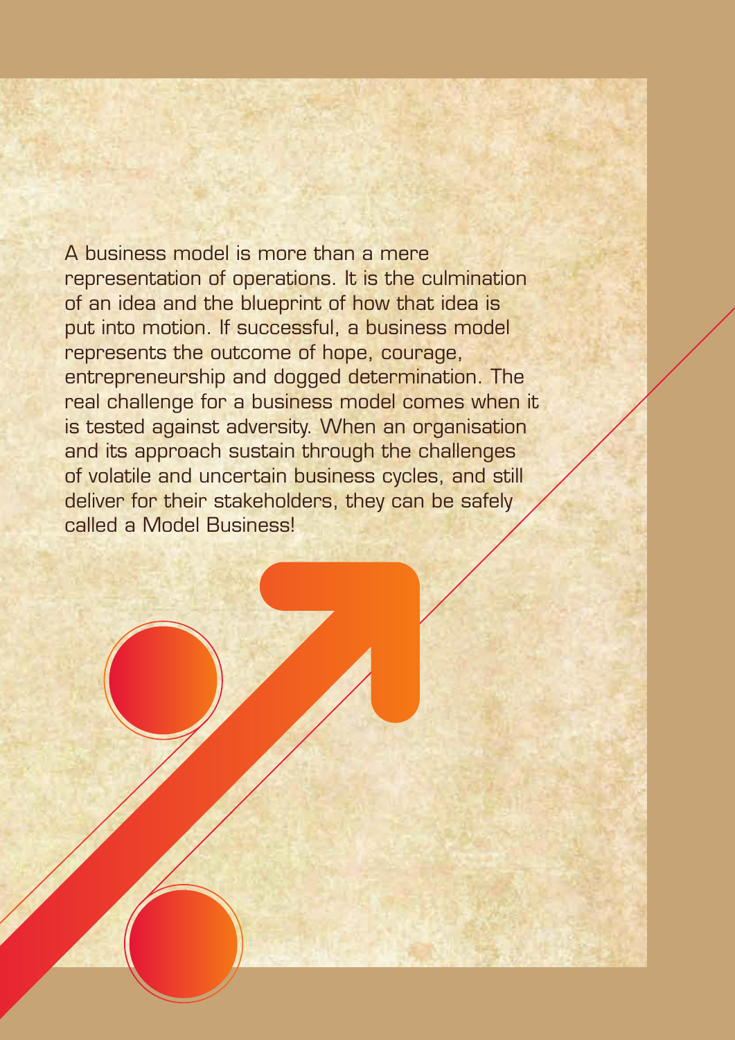A business model is more than a mere representation of operations. It is the culmination of an idea and the blueprint of how that idea is put into motion. If successful, a business model represents the outcome of hope, courage, entrepreneurship and dogged determination. The real challenge for a business model comes when it is tested against adversity. When an organisation and its approach sustain through the challenges of volatile and uncertain business cycles, and still deliver for their stakeholders, they can be safely called a Model Business!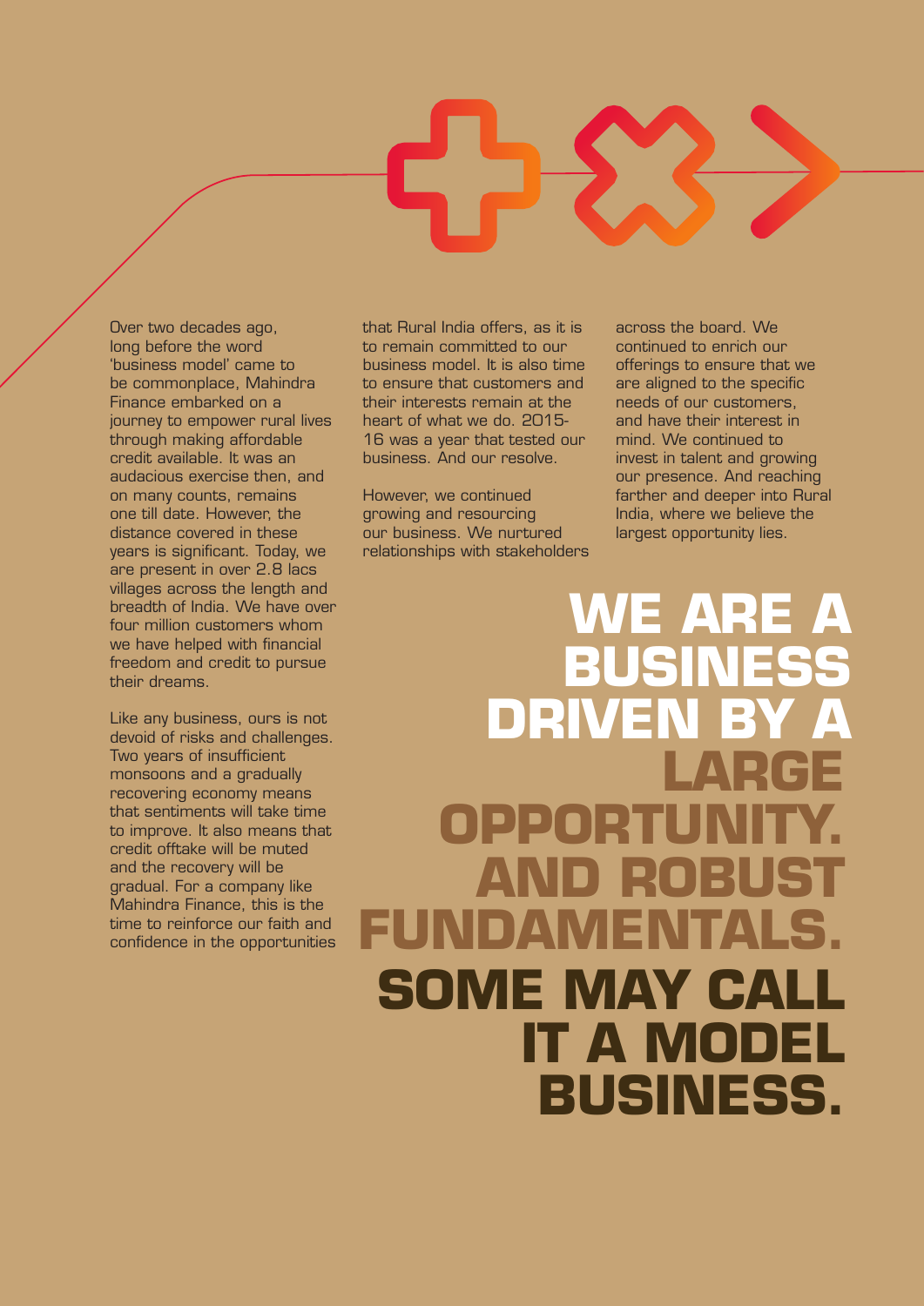Over two decades ago, long before the word 'business model' came to be commonplace, Mahindra Finance embarked on a journey to empower rural lives through making affordable credit available. It was an audacious exercise then, and on many counts, remains one till date. However, the distance covered in these years is significant. Today, we are present in over 2.8 lacs villages across the length and breadth of India. We have over four million customers whom we have helped with financial freedom and credit to pursue their dreams.

Like any business, ours is not devoid of risks and challenges. Two years of insufficient monsoons and a gradually recovering economy means that sentiments will take time to improve. It also means that credit offtake will be muted and the recovery will be gradual. For a company like Mahindra Finance, this is the time to reinforce our faith and confidence in the opportunities that Rural India offers, as it is to remain committed to our business model. It is also time to ensure that customers and their interests remain at the heart of what we do. 2015-16 was a year that tested our business. And our resolve.

However, we continued growing and resourcing our business. We nurtured relationships with stakeholders across the board. We continued to enrich our offerings to ensure that we are aligned to the specific needs of our customers, and have their interest in mind. We continued to invest in talent and growing our presence. And reaching farther and deeper into Rural India, where we believe the largest opportunity lies.

# WE ARE A BUSINESS DRIVEN BY A LARGE OPPORTUNITY. AND ROBUST FUNDAMENTALS. SOME MAY CALL IT A MODEL BUSINESS.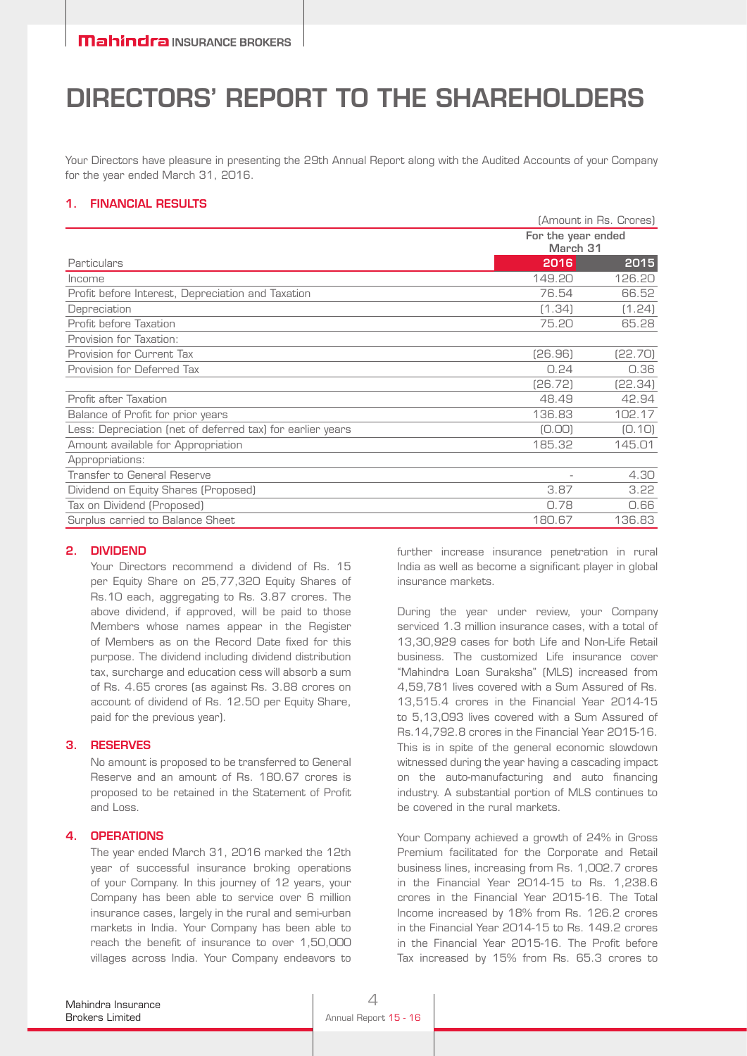# DIRECTORS' REPORT TO THE SHAREHOLDERS

Your Directors have pleasure in presenting the 29th Annual Report along with the Audited Accounts of your Company for the year ended March 31, 2016.

## 1. FINANCIAL RESULTS

(Amount in Rs. Crores)

| Particulars | For the year ended March 31 2016 | 2015 |
|---|---|---|
| Income | 149.20 | 126.20 |
| Profit before Interest, Depreciation and Taxation | 76.54 | 66.52 |
| Depreciation | (1.34) | (1.24) |
| Profit before Taxation | 75.20 | 65.28 |
| Provision for Taxation: | | |
| Provision for Current Tax | (26.96) | (22.70) |
| Provision for Deferred Tax | 0.24 | 0.36 |
| | (26.72) | (22.34) |
| Profit after Taxation | 48.49 | 42.94 |
| Balance of Profit for prior years | 136.83 | 102.17 |
| Less: Depreciation (net of deferred tax) for earlier years | (0.00) | (0.10) |
| Amount available for Appropriation | 185.32 | 145.01 |
| Appropriations: | | |
| Transfer to General Reserve | - | 4.30 |
| Dividend on Equity Shares (Proposed) | 3.87 | 3.22 |
| Tax on Dividend (Proposed) | 0.78 | 0.66 |
| Surplus carried to Balance Sheet | 180.67 | 136.83 |

## 2. DIVIDEND

Your Directors recommend a dividend of Rs. 15 per Equity Share on 25,77,320 Equity Shares of Rs.10 each, aggregating to Rs. 3.87 crores. The above dividend, if approved, will be paid to those Members whose names appear in the Register of Members as on the Record Date fixed for this purpose. The dividend including dividend distribution tax, surcharge and education cess will absorb a sum of Rs. 4.65 crores (as against Rs. 3.88 crores on account of dividend of Rs. 12.50 per Equity Share, paid for the previous year).

## 3. RESERVES

No amount is proposed to be transferred to General Reserve and an amount of Rs. 180.67 crores is proposed to be retained in the Statement of Profit and Loss.

## 4. OPERATIONS

The year ended March 31, 2016 marked the 12th year of successful insurance broking operations of your Company. In this journey of 12 years, your Company has been able to service over 6 million insurance cases, largely in the rural and semi-urban markets in India. Your Company has been able to reach the benefit of insurance to over 1,50,000 villages across India. Your Company endeavors to further increase insurance penetration in rural India as well as become a significant player in global insurance markets.

During the year under review, your Company serviced 1.3 million insurance cases, with a total of 13,30,929 cases for both Life and Non-Life Retail business. The customized Life insurance cover "Mahindra Loan Suraksha" (MLS) increased from 4,59,781 lives covered with a Sum Assured of Rs. 13,515.4 crores in the Financial Year 2014-15 to 5,13,093 lives covered with a Sum Assured of Rs.14,792.8 crores in the Financial Year 2015-16. This is in spite of the general economic slowdown witnessed during the year having a cascading impact on the auto-manufacturing and auto financing industry. A substantial portion of MLS continues to be covered in the rural markets.

Your Company achieved a growth of 24% in Gross Premium facilitated for the Corporate and Retail business lines, increasing from Rs. 1,002.7 crores in the Financial Year 2014-15 to Rs. 1,238.6 crores in the Financial Year 2015-16. The Total Income increased by 18% from Rs. 126.2 crores in the Financial Year 2014-15 to Rs. 149.2 crores in the Financial Year 2015-16. The Profit before Tax increased by 15% from Rs. 65.3 crores to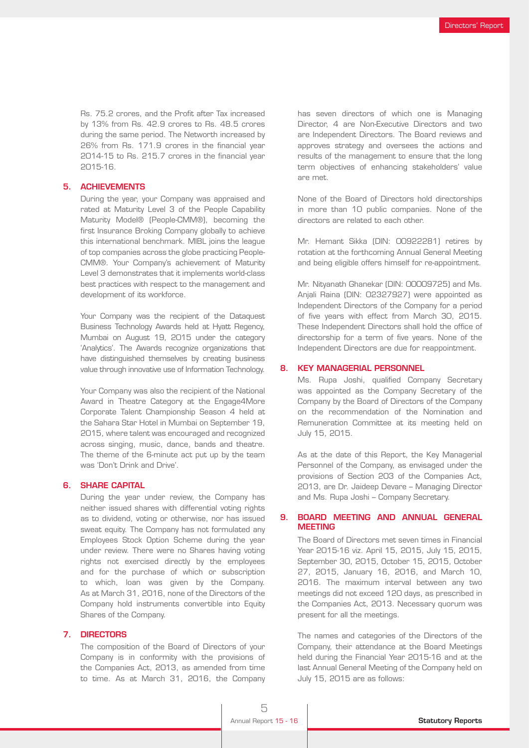Rs. 75.2 crores, and the Profit after Tax increased by 13% from Rs. 42.9 crores to Rs. 48.5 crores during the same period. The Networth increased by 26% from Rs. 171.9 crores in the financial year 2014-15 to Rs. 215.7 crores in the financial year 2015-16.

## 5. ACHIEVEMENTS

During the year, your Company was appraised and rated at Maturity Level 3 of the People Capability Maturity Model® (People-CMM®), becoming the first Insurance Broking Company globally to achieve this international benchmark. MIBL joins the league of top companies across the globe practicing People-CMM®. Your Company's achievement of Maturity Level 3 demonstrates that it implements world-class best practices with respect to the management and development of its workforce.

Your Company was the recipient of the Dataquest Business Technology Awards held at Hyatt Regency, Mumbai on August 19, 2015 under the category 'Analytics'. The Awards recognize organizations that have distinguished themselves by creating business value through innovative use of Information Technology.

Your Company was also the recipient of the National Award in Theatre Category at the Engage4More Corporate Talent Championship Season 4 held at the Sahara Star Hotel in Mumbai on September 19, 2015, where talent was encouraged and recognized across singing, music, dance, bands and theatre. The theme of the 6-minute act put up by the team was 'Don't Drink and Drive'.

## 6. SHARE CAPITAL

During the year under review, the Company has neither issued shares with differential voting rights as to dividend, voting or otherwise, nor has issued sweat equity. The Company has not formulated any Employees Stock Option Scheme during the year under review. There were no Shares having voting rights not exercised directly by the employees and for the purchase of which or subscription to which, loan was given by the Company. As at March 31, 2016, none of the Directors of the Company hold instruments convertible into Equity Shares of the Company.

## 7. DIRECTORS

The composition of the Board of Directors of your Company is in conformity with the provisions of the Companies Act, 2013, as amended from time to time. As at March 31, 2016, the Company has seven directors of which one is Managing Director, 4 are Non-Executive Directors and two are Independent Directors. The Board reviews and approves strategy and oversees the actions and results of the management to ensure that the long term objectives of enhancing stakeholders' value are met.

None of the Board of Directors hold directorships in more than 10 public companies. None of the directors are related to each other.

Mr. Hemant Sikka (DIN: 00922281) retires by rotation at the forthcoming Annual General Meeting and being eligible offers himself for re-appointment.

Mr. Nityanath Ghanekar (DIN: 00009725) and Ms. Anjali Raina (DIN: 02327927) were appointed as Independent Directors of the Company for a period of five years with effect from March 30, 2015. These Independent Directors shall hold the office of directorship for a term of five years. None of the Independent Directors are due for reappointment.

## 8. KEY MANAGERIAL PERSONNEL

Ms. Rupa Joshi, qualified Company Secretary was appointed as the Company Secretary of the Company by the Board of Directors of the Company on the recommendation of the Nomination and Remuneration Committee at its meeting held on July 15, 2015.

As at the date of this Report, the Key Managerial Personnel of the Company, as envisaged under the provisions of Section 203 of the Companies Act, 2013, are Dr. Jaideep Devare – Managing Director and Ms. Rupa Joshi – Company Secretary.

## 9. BOARD MEETING AND ANNUAL GENERAL MEETING

The Board of Directors met seven times in Financial Year 2015-16 viz. April 15, 2015, July 15, 2015, September 30, 2015, October 15, 2015, October 27, 2015, January 16, 2016, and March 10, 2016. The maximum interval between any two meetings did not exceed 120 days, as prescribed in the Companies Act, 2013. Necessary quorum was present for all the meetings.

The names and categories of the Directors of the Company, their attendance at the Board Meetings held during the Financial Year 2015-16 and at the last Annual General Meeting of the Company held on July 15, 2015 are as follows: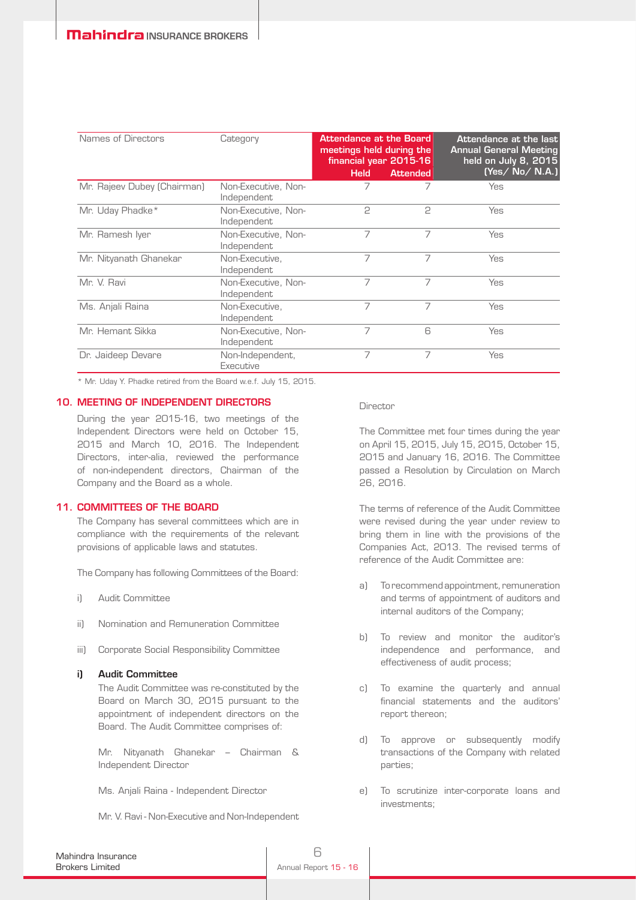| Names of Directors | Category | Attendance at the Board meetings held during the financial year 2015-16 | | Attendance at the last Annual General Meeting held on July 8, 2015 (Yes/ No/ N.A.) |
|---|---|---|---|---|
| | | Held | Attended | |
| Mr. Rajeev Dubey (Chairman) | Non-Executive, Non-Independent | 7 | 7 | Yes |
| Mr. Uday Phadke* | Non-Executive, Non-Independent | 2 | 2 | Yes |
| Mr. Ramesh Iyer | Non-Executive, Non-Independent | 7 | 7 | Yes |
| Mr. Nityanath Ghanekar | Non-Executive, Independent | 7 | 7 | Yes |
| Mr. V. Ravi | Non-Executive, Non-Independent | 7 | 7 | Yes |
| Ms. Anjali Raina | Non-Executive, Independent | 7 | 7 | Yes |
| Mr. Hemant Sikka | Non-Executive, Non-Independent | 7 | 6 | Yes |
| Dr. Jaideep Devare | Non-Independent, Executive | 7 | 7 | Yes |

* Mr. Uday Y. Phadke retired from the Board w.e.f. July 15, 2015.

## 10. MEETING OF INDEPENDENT DIRECTORS

During the year 2015-16, two meetings of the Independent Directors were held on October 15, 2015 and March 10, 2016. The Independent Directors, inter-alia, reviewed the performance of non-independent directors, Chairman of the Company and the Board as a whole.

## 11. COMMITTEES OF THE BOARD

The Company has several committees which are in compliance with the requirements of the relevant provisions of applicable laws and statutes.

The Company has following Committees of the Board:

i) Audit Committee

ii) Nomination and Remuneration Committee

iii) Corporate Social Responsibility Committee

### i) Audit Committee

The Audit Committee was re-constituted by the Board on March 30, 2015 pursuant to the appointment of independent directors on the Board. The Audit Committee comprises of:

Mr. Nityanath Ghanekar – Chairman & Independent Director

Ms. Anjali Raina - Independent Director

Mr. V. Ravi - Non-Executive and Non-Independent Director

The Committee met four times during the year on April 15, 2015, July 15, 2015, October 15, 2015 and January 16, 2016. The Committee passed a Resolution by Circulation on March 26, 2016.

The terms of reference of the Audit Committee were revised during the year under review to bring them in line with the provisions of the Companies Act, 2013. The revised terms of reference of the Audit Committee are:

a) To recommend appointment, remuneration and terms of appointment of auditors and internal auditors of the Company;

b) To review and monitor the auditor's independence and performance, and effectiveness of audit process;

c) To examine the quarterly and annual financial statements and the auditors' report thereon;

d) To approve or subsequently modify transactions of the Company with related parties;

e) To scrutinize inter-corporate loans and investments;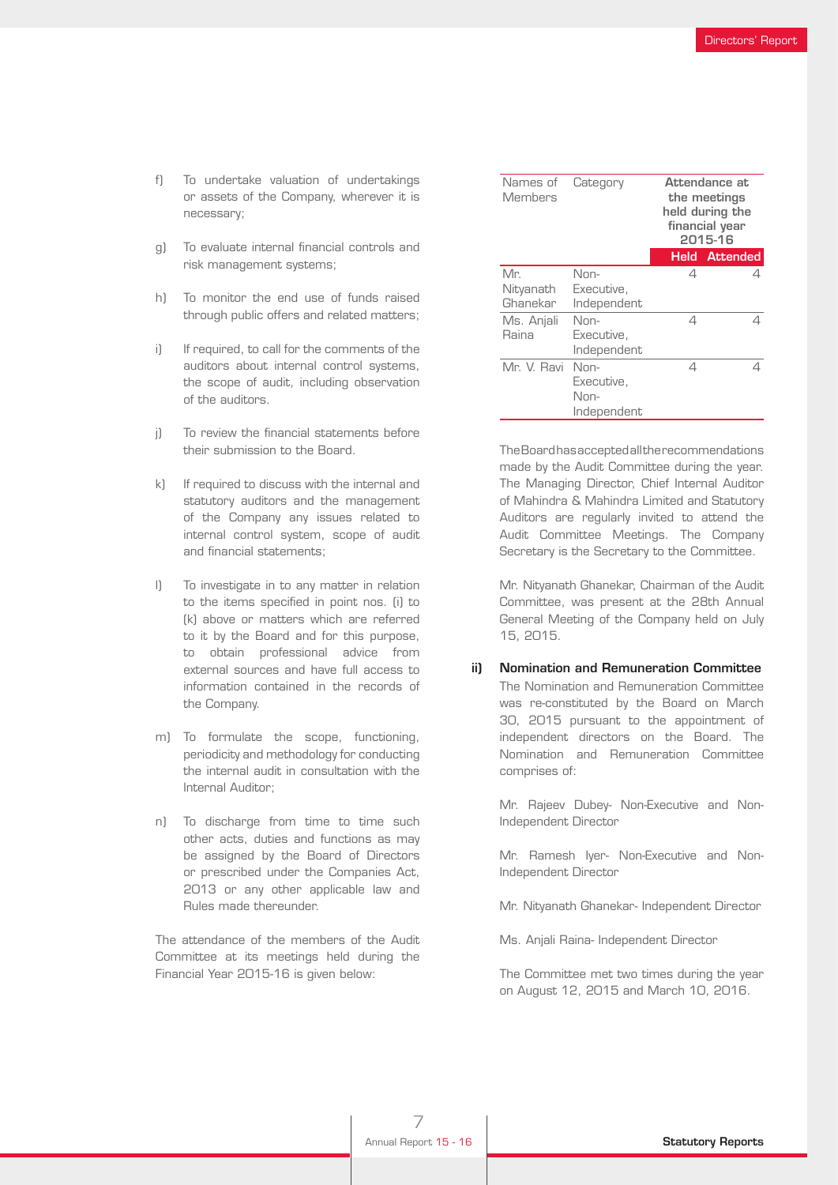f) To undertake valuation of undertakings or assets of the Company, wherever it is necessary;

g) To evaluate internal financial controls and risk management systems;

h) To monitor the end use of funds raised through public offers and related matters;

i) If required, to call for the comments of the auditors about internal control systems, the scope of audit, including observation of the auditors.

j) To review the financial statements before their submission to the Board.

k) If required to discuss with the internal and statutory auditors and the management of the Company any issues related to internal control system, scope of audit and financial statements;

l) To investigate in to any matter in relation to the items specified in point nos. (i) to (k) above or matters which are referred to it by the Board and for this purpose, to obtain professional advice from external sources and have full access to information contained in the records of the Company.

m) To formulate the scope, functioning, periodicity and methodology for conducting the internal audit in consultation with the Internal Auditor;

n) To discharge from time to time such other acts, duties and functions as may be assigned by the Board of Directors or prescribed under the Companies Act, 2013 or any other applicable law and Rules made thereunder.

The attendance of the members of the Audit Committee at its meetings held during the Financial Year 2015-16 is given below:

| Names of Members | Category | Attendance at the meetings held during the financial year 2015-16 | |
|---|---|---|---|
| | | Held | Attended |
| Mr. Nityanath Ghanekar | Non-Executive, Independent | 4 | 4 |
| Ms. Anjali Raina | Non-Executive, Independent | 4 | 4 |
| Mr. V. Ravi | Non-Executive, Non-Independent | 4 | 4 |

The Board has accepted all the recommendations made by the Audit Committee during the year. The Managing Director, Chief Internal Auditor of Mahindra & Mahindra Limited and Statutory Auditors are regularly invited to attend the Audit Committee Meetings. The Company Secretary is the Secretary to the Committee.

Mr. Nityanath Ghanekar, Chairman of the Audit Committee, was present at the 28th Annual General Meeting of the Company held on July 15, 2015.

**ii) Nomination and Remuneration Committee**

The Nomination and Remuneration Committee was re-constituted by the Board on March 30, 2015 pursuant to the appointment of independent directors on the Board. The Nomination and Remuneration Committee comprises of:

Mr. Rajeev Dubey- Non-Executive and Non-Independent Director

Mr. Ramesh Iyer- Non-Executive and Non-Independent Director

Mr. Nityanath Ghanekar- Independent Director

Ms. Anjali Raina- Independent Director

The Committee met two times during the year on August 12, 2015 and March 10, 2016.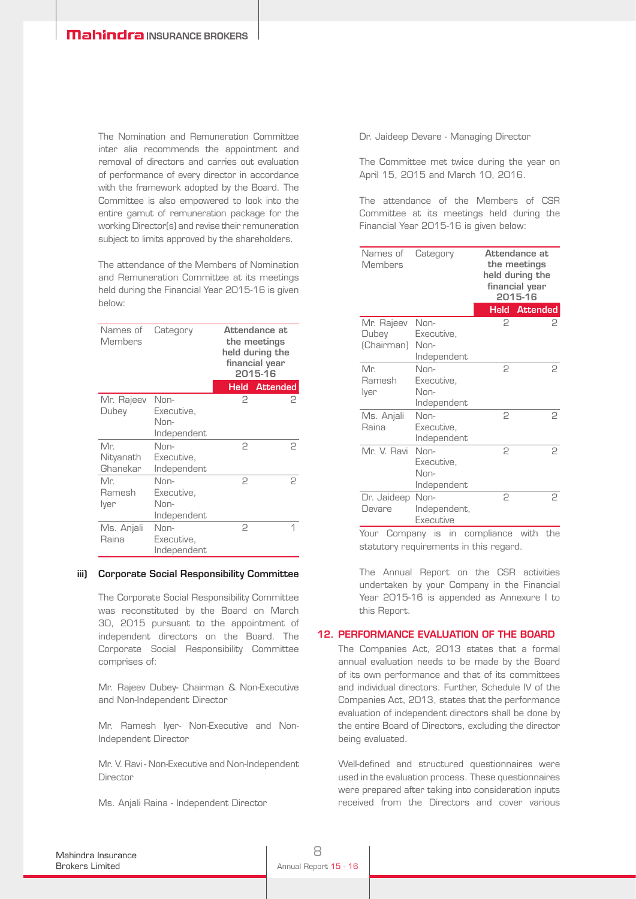The Nomination and Remuneration Committee inter alia recommends the appointment and removal of directors and carries out evaluation of performance of every director in accordance with the framework adopted by the Board. The Committee is also empowered to look into the entire gamut of remuneration package for the working Director(s) and revise their remuneration subject to limits approved by the shareholders.

The attendance of the Members of Nomination and Remuneration Committee at its meetings held during the Financial Year 2015-16 is given below:

| Names of Members | Category | Attendance at the meetings held during the financial year 2015-16 | |
|---|---|---|---|
| | | Held | Attended |
| Mr. Rajeev Dubey | Non-Executive, Non-Independent | 2 | 2 |
| Mr. Nityanath Ghanekar | Non-Executive, Independent | 2 | 2 |
| Mr. Ramesh Iyer | Non-Executive, Non-Independent | 2 | 2 |
| Ms. Anjali Raina | Non-Executive, Independent | 2 | 1 |

**iii) Corporate Social Responsibility Committee**

The Corporate Social Responsibility Committee was reconstituted by the Board on March 30, 2015 pursuant to the appointment of independent directors on the Board. The Corporate Social Responsibility Committee comprises of:

Mr. Rajeev Dubey- Chairman & Non-Executive and Non-Independent Director

Mr. Ramesh Iyer- Non-Executive and Non-Independent Director

Mr. V. Ravi - Non-Executive and Non-Independent Director

Ms. Anjali Raina - Independent Director

Dr. Jaideep Devare - Managing Director

The Committee met twice during the year on April 15, 2015 and March 10, 2016.

The attendance of the Members of CSR Committee at its meetings held during the Financial Year 2015-16 is given below:

| Names of Members | Category | Attendance at the meetings held during the financial year 2015-16 | |
|---|---|---|---|
| | | Held | Attended |
| Mr. Rajeev Dubey (Chairman) | Non-Executive, Non-Independent | 2 | 2 |
| Mr. Ramesh Iyer | Non-Executive, Non-Independent | 2 | 2 |
| Ms. Anjali Raina | Non-Executive, Independent | 2 | 2 |
| Mr. V. Ravi | Non-Executive, Non-Independent | 2 | 2 |
| Dr. Jaideep Devare | Non-Independent, Executive | 2 | 2 |

Your Company is in compliance with the statutory requirements in this regard.

The Annual Report on the CSR activities undertaken by your Company in the Financial Year 2015-16 is appended as Annexure I to this Report.

## 12. PERFORMANCE EVALUATION OF THE BOARD

The Companies Act, 2013 states that a formal annual evaluation needs to be made by the Board of its own performance and that of its committees and individual directors. Further, Schedule IV of the Companies Act, 2013, states that the performance evaluation of independent directors shall be done by the entire Board of Directors, excluding the director being evaluated.

Well-defined and structured questionnaires were used in the evaluation process. These questionnaires were prepared after taking into consideration inputs received from the Directors and cover various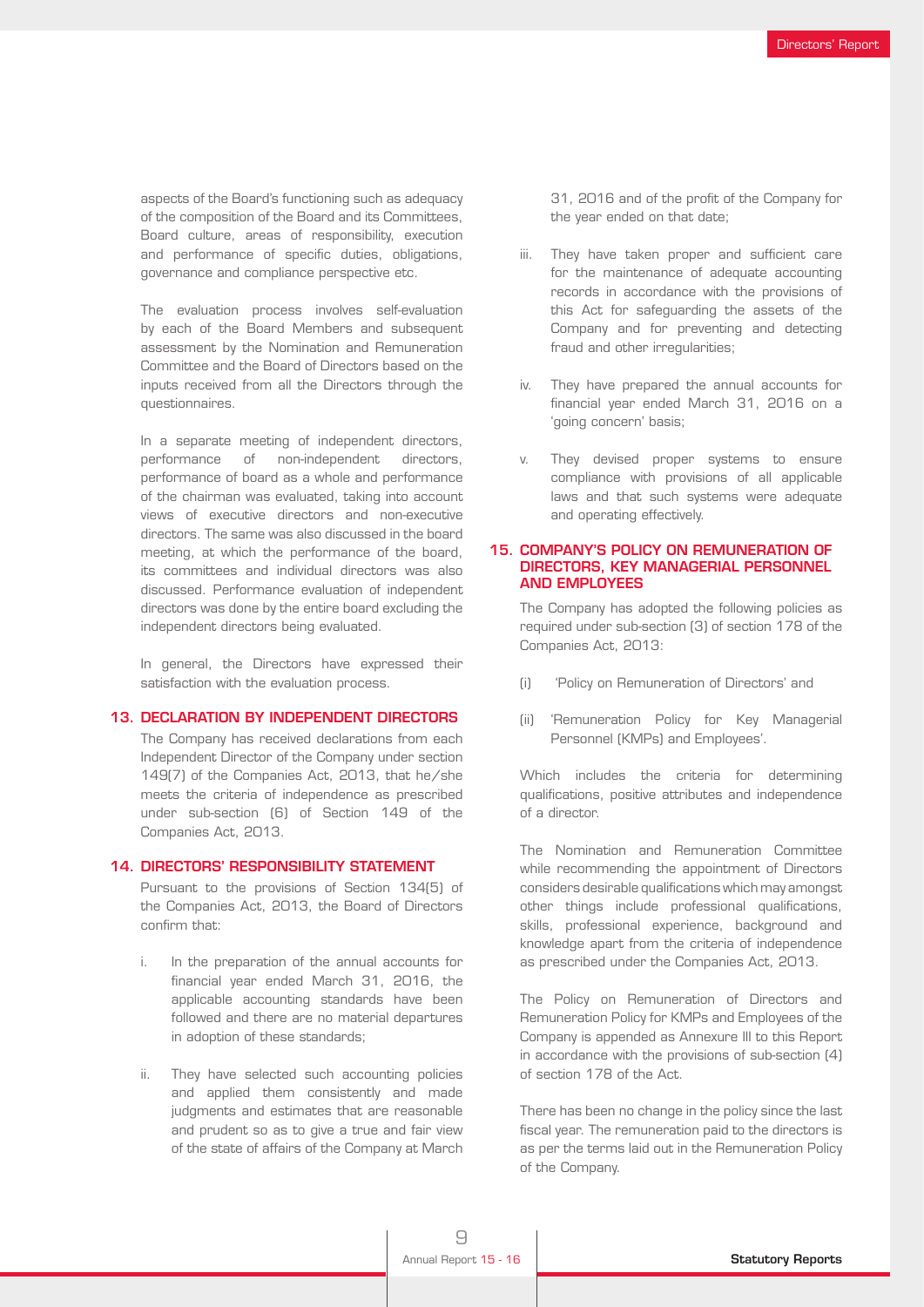aspects of the Board's functioning such as adequacy of the composition of the Board and its Committees, Board culture, areas of responsibility, execution and performance of specific duties, obligations, governance and compliance perspective etc.

The evaluation process involves self-evaluation by each of the Board Members and subsequent assessment by the Nomination and Remuneration Committee and the Board of Directors based on the inputs received from all the Directors through the questionnaires.

In a separate meeting of independent directors, performance of non-independent directors, performance of board as a whole and performance of the chairman was evaluated, taking into account views of executive directors and non-executive directors. The same was also discussed in the board meeting, at which the performance of the board, its committees and individual directors was also discussed. Performance evaluation of independent directors was done by the entire board excluding the independent directors being evaluated.

In general, the Directors have expressed their satisfaction with the evaluation process.

## 13. DECLARATION BY INDEPENDENT DIRECTORS

The Company has received declarations from each Independent Director of the Company under section 149(7) of the Companies Act, 2013, that he/she meets the criteria of independence as prescribed under sub-section (6) of Section 149 of the Companies Act, 2013.

## 14. DIRECTORS' RESPONSIBILITY STATEMENT

Pursuant to the provisions of Section 134(5) of the Companies Act, 2013, the Board of Directors confirm that:

i. In the preparation of the annual accounts for financial year ended March 31, 2016, the applicable accounting standards have been followed and there are no material departures in adoption of these standards;

ii. They have selected such accounting policies and applied them consistently and made judgments and estimates that are reasonable and prudent so as to give a true and fair view of the state of affairs of the Company at March 31, 2016 and of the profit of the Company for the year ended on that date;

iii. They have taken proper and sufficient care for the maintenance of adequate accounting records in accordance with the provisions of this Act for safeguarding the assets of the Company and for preventing and detecting fraud and other irregularities;

iv. They have prepared the annual accounts for financial year ended March 31, 2016 on a 'going concern' basis;

v. They devised proper systems to ensure compliance with provisions of all applicable laws and that such systems were adequate and operating effectively.

## 15. COMPANY'S POLICY ON REMUNERATION OF DIRECTORS, KEY MANAGERIAL PERSONNEL AND EMPLOYEES

The Company has adopted the following policies as required under sub-section (3) of section 178 of the Companies Act, 2013:

(i) 'Policy on Remuneration of Directors' and

(ii) 'Remuneration Policy for Key Managerial Personnel (KMPs) and Employees'.

Which includes the criteria for determining qualifications, positive attributes and independence of a director.

The Nomination and Remuneration Committee while recommending the appointment of Directors considers desirable qualifications which may amongst other things include professional qualifications, skills, professional experience, background and knowledge apart from the criteria of independence as prescribed under the Companies Act, 2013.

The Policy on Remuneration of Directors and Remuneration Policy for KMPs and Employees of the Company is appended as Annexure III to this Report in accordance with the provisions of sub-section (4) of section 178 of the Act.

There has been no change in the policy since the last fiscal year. The remuneration paid to the directors is as per the terms laid out in the Remuneration Policy of the Company.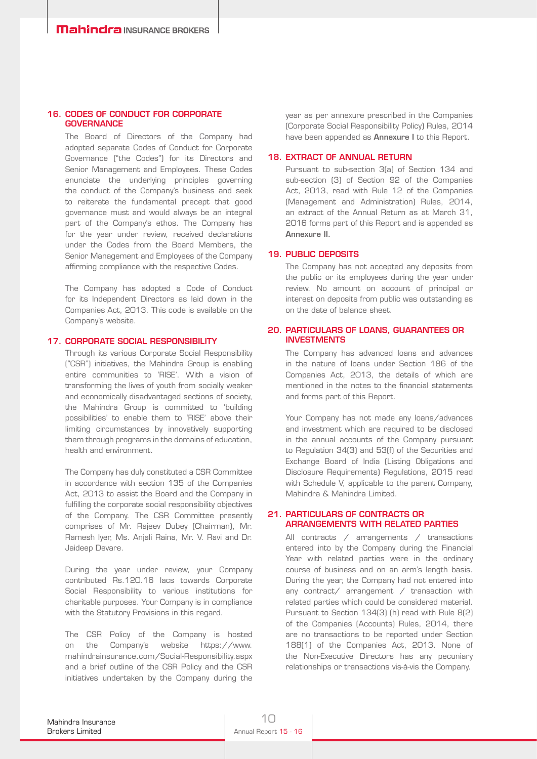## 16. CODES OF CONDUCT FOR CORPORATE GOVERNANCE

The Board of Directors of the Company had adopted separate Codes of Conduct for Corporate Governance ("the Codes") for its Directors and Senior Management and Employees. These Codes enunciate the underlying principles governing the conduct of the Company's business and seek to reiterate the fundamental precept that good governance must and would always be an integral part of the Company's ethos. The Company has for the year under review, received declarations under the Codes from the Board Members, the Senior Management and Employees of the Company affirming compliance with the respective Codes.

The Company has adopted a Code of Conduct for its Independent Directors as laid down in the Companies Act, 2013. This code is available on the Company's website.

## 17. CORPORATE SOCIAL RESPONSIBILITY

Through its various Corporate Social Responsibility ("CSR") initiatives, the Mahindra Group is enabling entire communities to 'RISE'. With a vision of transforming the lives of youth from socially weaker and economically disadvantaged sections of society, the Mahindra Group is committed to 'building possibilities' to enable them to 'RISE' above their limiting circumstances by innovatively supporting them through programs in the domains of education, health and environment.

The Company has duly constituted a CSR Committee in accordance with section 135 of the Companies Act, 2013 to assist the Board and the Company in fulfilling the corporate social responsibility objectives of the Company. The CSR Committee presently comprises of Mr. Rajeev Dubey (Chairman), Mr. Ramesh Iyer, Ms. Anjali Raina, Mr. V. Ravi and Dr. Jaideep Devare.

During the year under review, your Company contributed Rs.120.16 lacs towards Corporate Social Responsibility to various institutions for charitable purposes. Your Company is in compliance with the Statutory Provisions in this regard.

The CSR Policy of the Company is hosted on the Company's website https://www.mahindrainsurance.com/Social-Responsibility.aspx and a brief outline of the CSR Policy and the CSR initiatives undertaken by the Company during the year as per annexure prescribed in the Companies (Corporate Social Responsibility Policy) Rules, 2014 have been appended as **Annexure I** to this Report.

## 18. EXTRACT OF ANNUAL RETURN

Pursuant to sub-section 3(a) of Section 134 and sub-section (3) of Section 92 of the Companies Act, 2013, read with Rule 12 of the Companies (Management and Administration) Rules, 2014, an extract of the Annual Return as at March 31, 2016 forms part of this Report and is appended as **Annexure II.**

## 19. PUBLIC DEPOSITS

The Company has not accepted any deposits from the public or its employees during the year under review. No amount on account of principal or interest on deposits from public was outstanding as on the date of balance sheet.

## 20. PARTICULARS OF LOANS, GUARANTEES OR INVESTMENTS

The Company has advanced loans and advances in the nature of loans under Section 186 of the Companies Act, 2013, the details of which are mentioned in the notes to the financial statements and forms part of this Report.

Your Company has not made any loans/advances and investment which are required to be disclosed in the annual accounts of the Company pursuant to Regulation 34(3) and 53(f) of the Securities and Exchange Board of India (Listing Obligations and Disclosure Requirements) Regulations, 2015 read with Schedule V, applicable to the parent Company, Mahindra & Mahindra Limited.

## 21. PARTICULARS OF CONTRACTS OR ARRANGEMENTS WITH RELATED PARTIES

All contracts / arrangements / transactions entered into by the Company during the Financial Year with related parties were in the ordinary course of business and on an arm's length basis. During the year, the Company had not entered into any contract/ arrangement / transaction with related parties which could be considered material. Pursuant to Section 134(3) (h) read with Rule 8(2) of the Companies (Accounts) Rules, 2014, there are no transactions to be reported under Section 188(1) of the Companies Act, 2013. None of the Non-Executive Directors has any pecuniary relationships or transactions vis-à-vis the Company.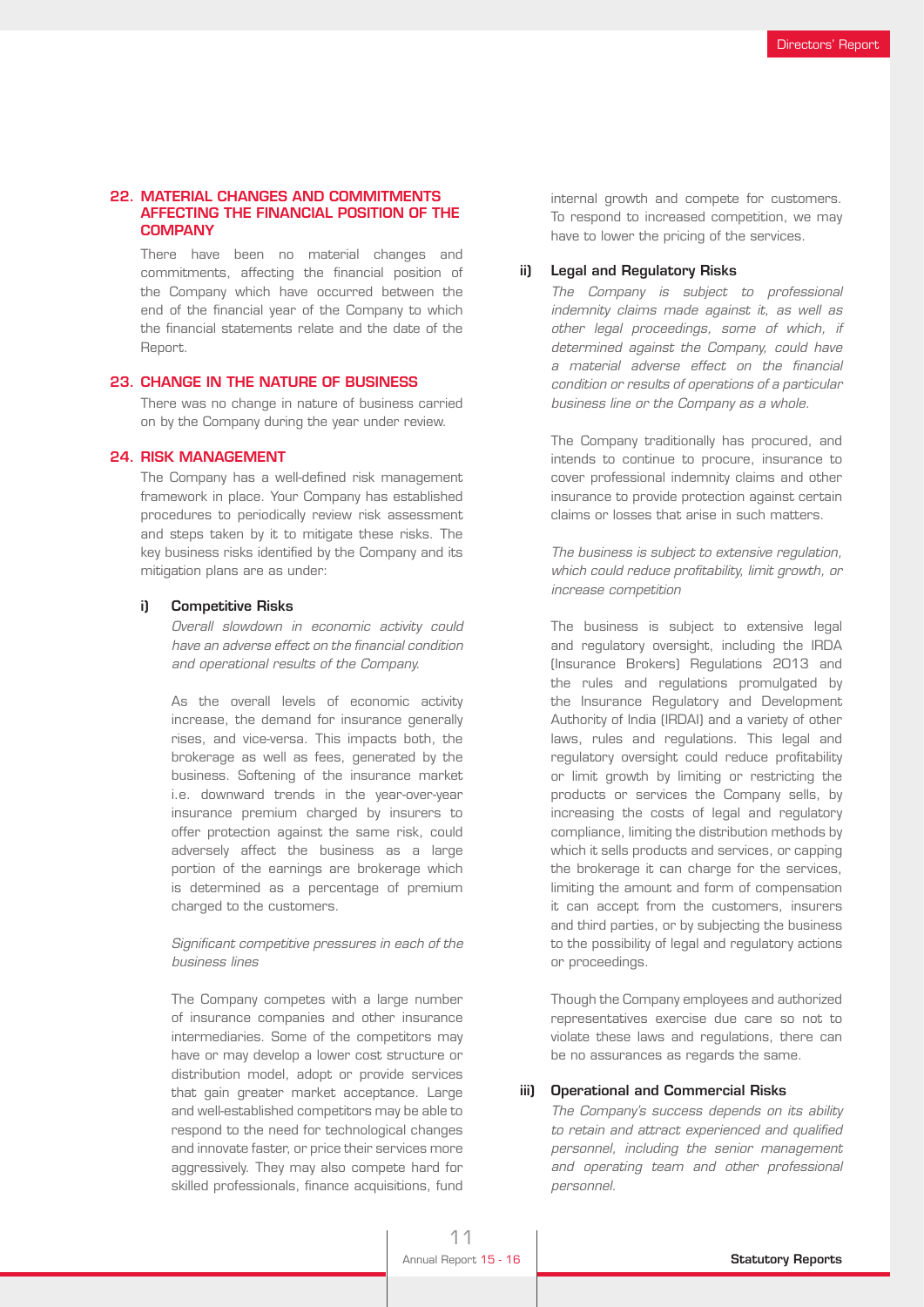## 22. MATERIAL CHANGES AND COMMITMENTS AFFECTING THE FINANCIAL POSITION OF THE COMPANY

There have been no material changes and commitments, affecting the financial position of the Company which have occurred between the end of the financial year of the Company to which the financial statements relate and the date of the Report.

## 23. CHANGE IN THE NATURE OF BUSINESS

There was no change in nature of business carried on by the Company during the year under review.

## 24. RISK MANAGEMENT

The Company has a well-defined risk management framework in place. Your Company has established procedures to periodically review risk assessment and steps taken by it to mitigate these risks. The key business risks identified by the Company and its mitigation plans are as under:

### i) Competitive Risks

*Overall slowdown in economic activity could have an adverse effect on the financial condition and operational results of the Company.*

As the overall levels of economic activity increase, the demand for insurance generally rises, and vice-versa. This impacts both, the brokerage as well as fees, generated by the business. Softening of the insurance market i.e. downward trends in the year-over-year insurance premium charged by insurers to offer protection against the same risk, could adversely affect the business as a large portion of the earnings are brokerage which is determined as a percentage of premium charged to the customers.

*Significant competitive pressures in each of the business lines*

The Company competes with a large number of insurance companies and other insurance intermediaries. Some of the competitors may have or may develop a lower cost structure or distribution model, adopt or provide services that gain greater market acceptance. Large and well-established competitors may be able to respond to the need for technological changes and innovate faster, or price their services more aggressively. They may also compete hard for skilled professionals, finance acquisitions, fund internal growth and compete for customers. To respond to increased competition, we may have to lower the pricing of the services.

### ii) Legal and Regulatory Risks

*The Company is subject to professional indemnity claims made against it, as well as other legal proceedings, some of which, if determined against the Company, could have a material adverse effect on the financial condition or results of operations of a particular business line or the Company as a whole.*

The Company traditionally has procured, and intends to continue to procure, insurance to cover professional indemnity claims and other insurance to provide protection against certain claims or losses that arise in such matters.

*The business is subject to extensive regulation, which could reduce profitability, limit growth, or increase competition*

The business is subject to extensive legal and regulatory oversight, including the IRDA (Insurance Brokers) Regulations 2013 and the rules and regulations promulgated by the Insurance Regulatory and Development Authority of India (IRDAI) and a variety of other laws, rules and regulations. This legal and regulatory oversight could reduce profitability or limit growth by limiting or restricting the products or services the Company sells, by increasing the costs of legal and regulatory compliance, limiting the distribution methods by which it sells products and services, or capping the brokerage it can charge for the services, limiting the amount and form of compensation it can accept from the customers, insurers and third parties, or by subjecting the business to the possibility of legal and regulatory actions or proceedings.

Though the Company employees and authorized representatives exercise due care so not to violate these laws and regulations, there can be no assurances as regards the same.

### iii) Operational and Commercial Risks

*The Company's success depends on its ability to retain and attract experienced and qualified personnel, including the senior management and operating team and other professional personnel.*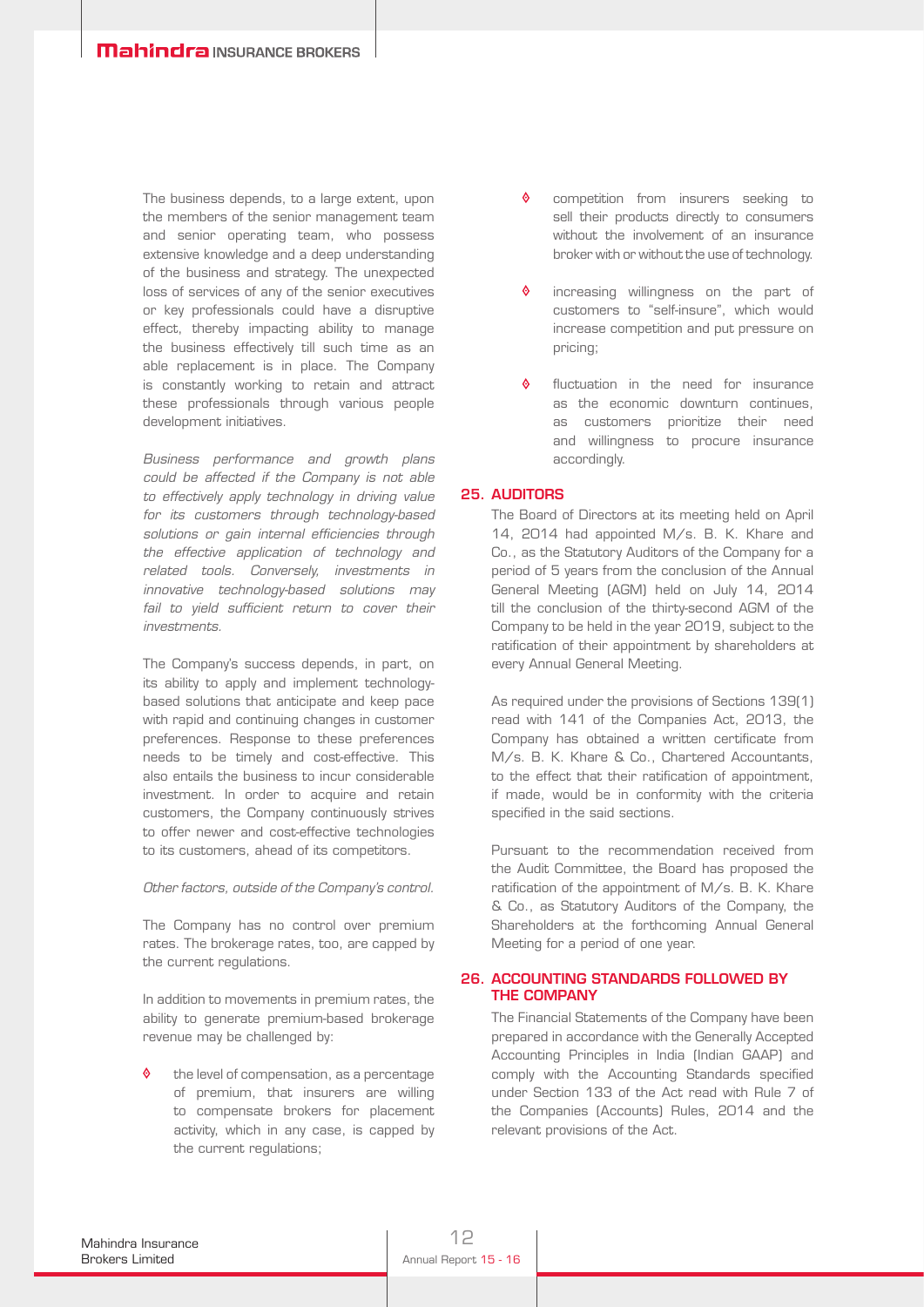The business depends, to a large extent, upon the members of the senior management team and senior operating team, who possess extensive knowledge and a deep understanding of the business and strategy. The unexpected loss of services of any of the senior executives or key professionals could have a disruptive effect, thereby impacting ability to manage the business effectively till such time as an able replacement is in place. The Company is constantly working to retain and attract these professionals through various people development initiatives.

*Business performance and growth plans could be affected if the Company is not able to effectively apply technology in driving value for its customers through technology-based solutions or gain internal efficiencies through the effective application of technology and related tools. Conversely, investments in innovative technology-based solutions may fail to yield sufficient return to cover their investments.*

The Company's success depends, in part, on its ability to apply and implement technology-based solutions that anticipate and keep pace with rapid and continuing changes in customer preferences. Response to these preferences needs to be timely and cost-effective. This also entails the business to incur considerable investment. In order to acquire and retain customers, the Company continuously strives to offer newer and cost-effective technologies to its customers, ahead of its competitors.

*Other factors, outside of the Company's control.*

The Company has no control over premium rates. The brokerage rates, too, are capped by the current regulations.

In addition to movements in premium rates, the ability to generate premium-based brokerage revenue may be challenged by:

- the level of compensation, as a percentage of premium, that insurers are willing to compensate brokers for placement activity, which in any case, is capped by the current regulations;
- competition from insurers seeking to sell their products directly to consumers without the involvement of an insurance broker with or without the use of technology.
- increasing willingness on the part of customers to "self-insure", which would increase competition and put pressure on pricing;
- fluctuation in the need for insurance as the economic downturn continues, as customers prioritize their need and willingness to procure insurance accordingly.

## 25. AUDITORS

The Board of Directors at its meeting held on April 14, 2014 had appointed M/s. B. K. Khare and Co., as the Statutory Auditors of the Company for a period of 5 years from the conclusion of the Annual General Meeting (AGM) held on July 14, 2014 till the conclusion of the thirty-second AGM of the Company to be held in the year 2019, subject to the ratification of their appointment by shareholders at every Annual General Meeting.

As required under the provisions of Sections 139(1) read with 141 of the Companies Act, 2013, the Company has obtained a written certificate from M/s. B. K. Khare & Co., Chartered Accountants, to the effect that their ratification of appointment, if made, would be in conformity with the criteria specified in the said sections.

Pursuant to the recommendation received from the Audit Committee, the Board has proposed the ratification of the appointment of M/s. B. K. Khare & Co., as Statutory Auditors of the Company, the Shareholders at the forthcoming Annual General Meeting for a period of one year.

## 26. ACCOUNTING STANDARDS FOLLOWED BY THE COMPANY

The Financial Statements of the Company have been prepared in accordance with the Generally Accepted Accounting Principles in India (Indian GAAP) and comply with the Accounting Standards specified under Section 133 of the Act read with Rule 7 of the Companies (Accounts) Rules, 2014 and the relevant provisions of the Act.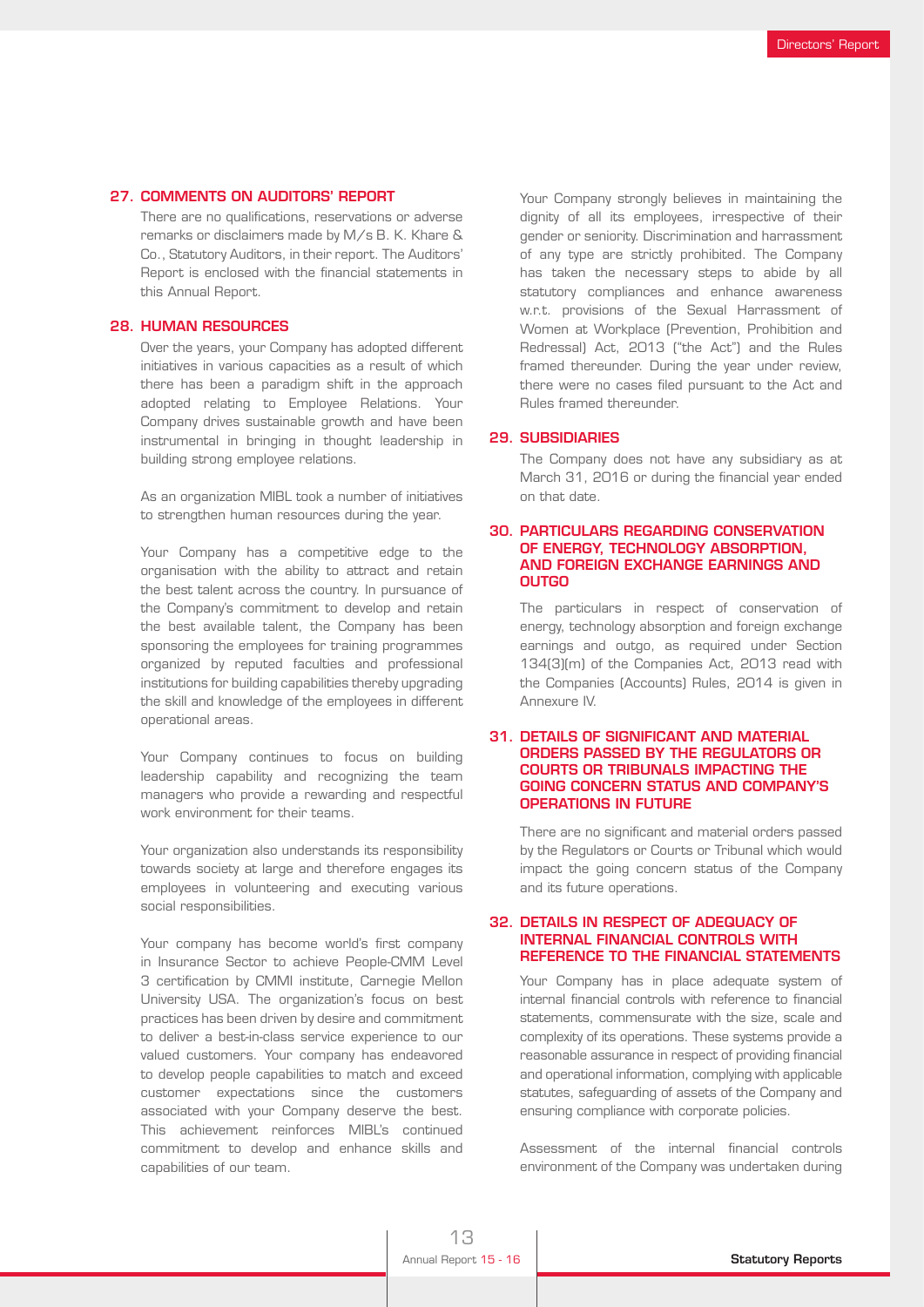## 27. COMMENTS ON AUDITORS' REPORT

There are no qualifications, reservations or adverse remarks or disclaimers made by M/s B. K. Khare & Co., Statutory Auditors, in their report. The Auditors' Report is enclosed with the financial statements in this Annual Report.

## 28. HUMAN RESOURCES

Over the years, your Company has adopted different initiatives in various capacities as a result of which there has been a paradigm shift in the approach adopted relating to Employee Relations. Your Company drives sustainable growth and have been instrumental in bringing in thought leadership in building strong employee relations.

As an organization MIBL took a number of initiatives to strengthen human resources during the year.

Your Company has a competitive edge to the organisation with the ability to attract and retain the best talent across the country. In pursuance of the Company's commitment to develop and retain the best available talent, the Company has been sponsoring the employees for training programmes organized by reputed faculties and professional institutions for building capabilities thereby upgrading the skill and knowledge of the employees in different operational areas.

Your Company continues to focus on building leadership capability and recognizing the team managers who provide a rewarding and respectful work environment for their teams.

Your organization also understands its responsibility towards society at large and therefore engages its employees in volunteering and executing various social responsibilities.

Your company has become world's first company in Insurance Sector to achieve People-CMM Level 3 certification by CMMI institute, Carnegie Mellon University USA. The organization's focus on best practices has been driven by desire and commitment to deliver a best-in-class service experience to our valued customers. Your company has endeavored to develop people capabilities to match and exceed customer expectations since the customers associated with your Company deserve the best. This achievement reinforces MIBL's continued commitment to develop and enhance skills and capabilities of our team.

Your Company strongly believes in maintaining the dignity of all its employees, irrespective of their gender or seniority. Discrimination and harrassment of any type are strictly prohibited. The Company has taken the necessary steps to abide by all statutory compliances and enhance awareness w.r.t. provisions of the Sexual Harrassment of Women at Workplace (Prevention, Prohibition and Redressal) Act, 2013 ("the Act") and the Rules framed thereunder. During the year under review, there were no cases filed pursuant to the Act and Rules framed thereunder.

## 29. SUBSIDIARIES

The Company does not have any subsidiary as at March 31, 2016 or during the financial year ended on that date.

## 30. PARTICULARS REGARDING CONSERVATION OF ENERGY, TECHNOLOGY ABSORPTION, AND FOREIGN EXCHANGE EARNINGS AND OUTGO

The particulars in respect of conservation of energy, technology absorption and foreign exchange earnings and outgo, as required under Section 134(3)(m) of the Companies Act, 2013 read with the Companies (Accounts) Rules, 2014 is given in Annexure IV.

## 31. DETAILS OF SIGNIFICANT AND MATERIAL ORDERS PASSED BY THE REGULATORS OR COURTS OR TRIBUNALS IMPACTING THE GOING CONCERN STATUS AND COMPANY'S OPERATIONS IN FUTURE

There are no significant and material orders passed by the Regulators or Courts or Tribunal which would impact the going concern status of the Company and its future operations.

## 32. DETAILS IN RESPECT OF ADEQUACY OF INTERNAL FINANCIAL CONTROLS WITH REFERENCE TO THE FINANCIAL STATEMENTS

Your Company has in place adequate system of internal financial controls with reference to financial statements, commensurate with the size, scale and complexity of its operations. These systems provide a reasonable assurance in respect of providing financial and operational information, complying with applicable statutes, safeguarding of assets of the Company and ensuring compliance with corporate policies.

Assessment of the internal financial controls environment of the Company was undertaken during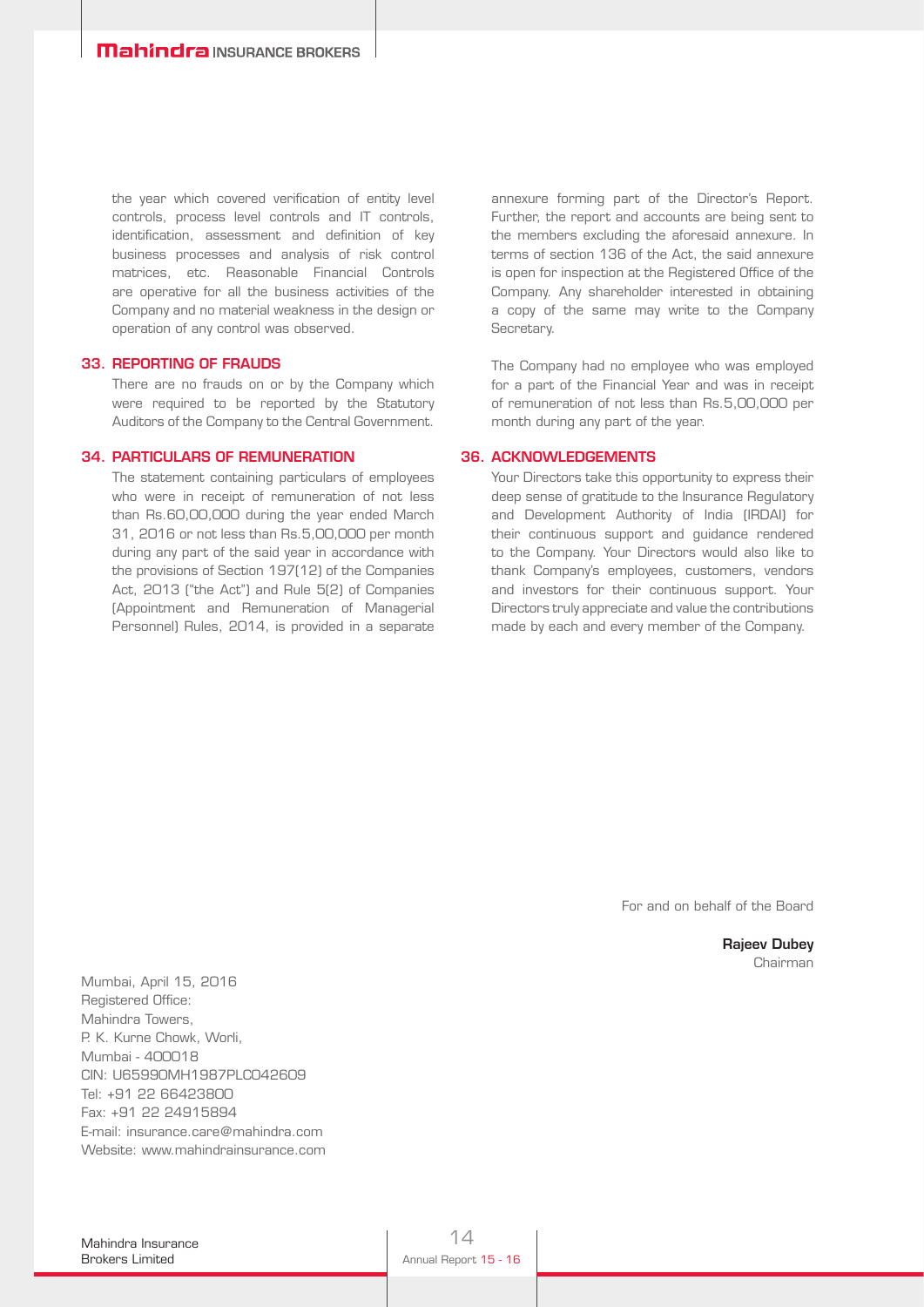the year which covered verification of entity level controls, process level controls and IT controls, identification, assessment and definition of key business processes and analysis of risk control matrices, etc. Reasonable Financial Controls are operative for all the business activities of the Company and no material weakness in the design or operation of any control was observed.

## 33. REPORTING OF FRAUDS

There are no frauds on or by the Company which were required to be reported by the Statutory Auditors of the Company to the Central Government.

## 34. PARTICULARS OF REMUNERATION

The statement containing particulars of employees who were in receipt of remuneration of not less than Rs.60,00,000 during the year ended March 31, 2016 or not less than Rs.5,00,000 per month during any part of the said year in accordance with the provisions of Section 197(12) of the Companies Act, 2013 ("the Act") and Rule 5(2) of Companies (Appointment and Remuneration of Managerial Personnel) Rules, 2014, is provided in a separate annexure forming part of the Director's Report. Further, the report and accounts are being sent to the members excluding the aforesaid annexure. In terms of section 136 of the Act, the said annexure is open for inspection at the Registered Office of the Company. Any shareholder interested in obtaining a copy of the same may write to the Company Secretary.

The Company had no employee who was employed for a part of the Financial Year and was in receipt of remuneration of not less than Rs.5,00,000 per month during any part of the year.

## 36. ACKNOWLEDGEMENTS

Your Directors take this opportunity to express their deep sense of gratitude to the Insurance Regulatory and Development Authority of India (IRDAI) for their continuous support and guidance rendered to the Company. Your Directors would also like to thank Company's employees, customers, vendors and investors for their continuous support. Your Directors truly appreciate and value the contributions made by each and every member of the Company.

For and on behalf of the Board

**Rajeev Dubey**
Chairman

Mumbai, April 15, 2016
Registered Office:
Mahindra Towers,
P. K. Kurne Chowk, Worli,
Mumbai - 400018
CIN: U65990MH1987PLC042609
Tel: +91 22 66423800
Fax: +91 22 24915894
E-mail: insurance.care@mahindra.com
Website: www.mahindrainsurance.com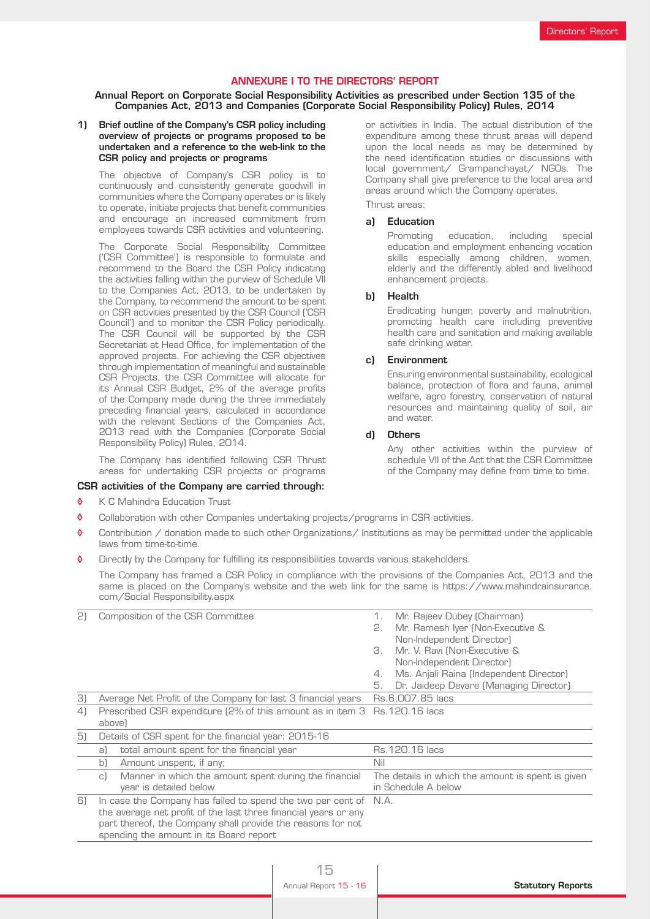## ANNEXURE I TO THE DIRECTORS' REPORT

### Annual Report on Corporate Social Responsibility Activities as prescribed under Section 135 of the Companies Act, 2013 and Companies (Corporate Social Responsibility Policy) Rules, 2014

**1) Brief outline of the Company's CSR policy including overview of projects or programs proposed to be undertaken and a reference to the web-link to the CSR policy and projects or programs**

The objective of Company's CSR policy is to continuously and consistently generate goodwill in communities where the Company operates or is likely to operate, initiate projects that benefit communities and encourage an increased commitment from employees towards CSR activities and volunteering.

The Corporate Social Responsibility Committee ('CSR Committee') is responsible to formulate and recommend to the Board the CSR Policy indicating the activities falling within the purview of Schedule VII to the Companies Act, 2013, to be undertaken by the Company, to recommend the amount to be spent on CSR activities presented by the CSR Council ('CSR Council') and to monitor the CSR Policy periodically. The CSR Council will be supported by the CSR Secretariat at Head Office, for implementation of the approved projects. For achieving the CSR objectives through implementation of meaningful and sustainable CSR Projects, the CSR Committee will allocate for its Annual CSR Budget, 2% of the average profits of the Company made during the three immediately preceding financial years, calculated in accordance with the relevant Sections of the Companies Act, 2013 read with the Companies (Corporate Social Responsibility Policy) Rules, 2014.

The Company has identified following CSR Thrust areas for undertaking CSR projects or programs or activities in India. The actual distribution of the expenditure among these thrust areas will depend upon the local needs as may be determined by the need identification studies or discussions with local government/ Grampanchayat/ NGOs. The Company shall give preference to the local area and areas around which the Company operates.

Thrust areas:

**a) Education**

Promoting education, including special education and employment enhancing vocation skills especially among children, women, elderly and the differently abled and livelihood enhancement projects.

**b) Health**

Eradicating hunger, poverty and malnutrition, promoting health care including preventive health care and sanitation and making available safe drinking water.

**c) Environment**

Ensuring environmental sustainability, ecological balance, protection of flora and fauna, animal welfare, agro forestry, conservation of natural resources and maintaining quality of soil, air and water.

**d) Others**

Any other activities within the purview of schedule VII of the Act that the CSR Committee of the Company may define from time to time.

**CSR activities of the Company are carried through:**

- K C Mahindra Education Trust
- Collaboration with other Companies undertaking projects/programs in CSR activities.
- Contribution / donation made to such other Organizations/ Institutions as may be permitted under the applicable laws from time-to-time.
- Directly by the Company for fulfilling its responsibilities towards various stakeholders.

The Company has framed a CSR Policy in compliance with the provisions of the Companies Act, 2013 and the same is placed on the Company's website and the web link for the same is https://www.mahindrainsurance.com/Social Responsibility.aspx

| | | |
|---|---|---|
| 2) | Composition of the CSR Committee | 1. Mr. Rajeev Dubey (Chairman)<br>2. Mr. Ramesh Iyer (Non-Executive & Non-Independent Director)<br>3. Mr. V. Ravi (Non-Executive & Non-Independent Director)<br>4. Ms. Anjali Raina (Independent Director)<br>5. Dr. Jaideep Devare (Managing Director) |
| 3) | Average Net Profit of the Company for last 3 financial years | Rs.6,007.85 lacs |
| 4) | Prescribed CSR expenditure (2% of this amount as in item 3 above) | Rs.120.16 lacs |
| 5) | Details of CSR spent for the financial year: 2015-16 | |
| | a) total amount spent for the financial year | Rs.120.16 lacs |
| | b) Amount unspent, if any; | Nil |
| | c) Manner in which the amount spent during the financial year is detailed below | The details in which the amount is spent is given in Schedule A below |
| 6) | In case the Company has failed to spend the two per cent of the average net profit of the last three financial years or any part thereof, the Company shall provide the reasons for not spending the amount in its Board report | N.A. |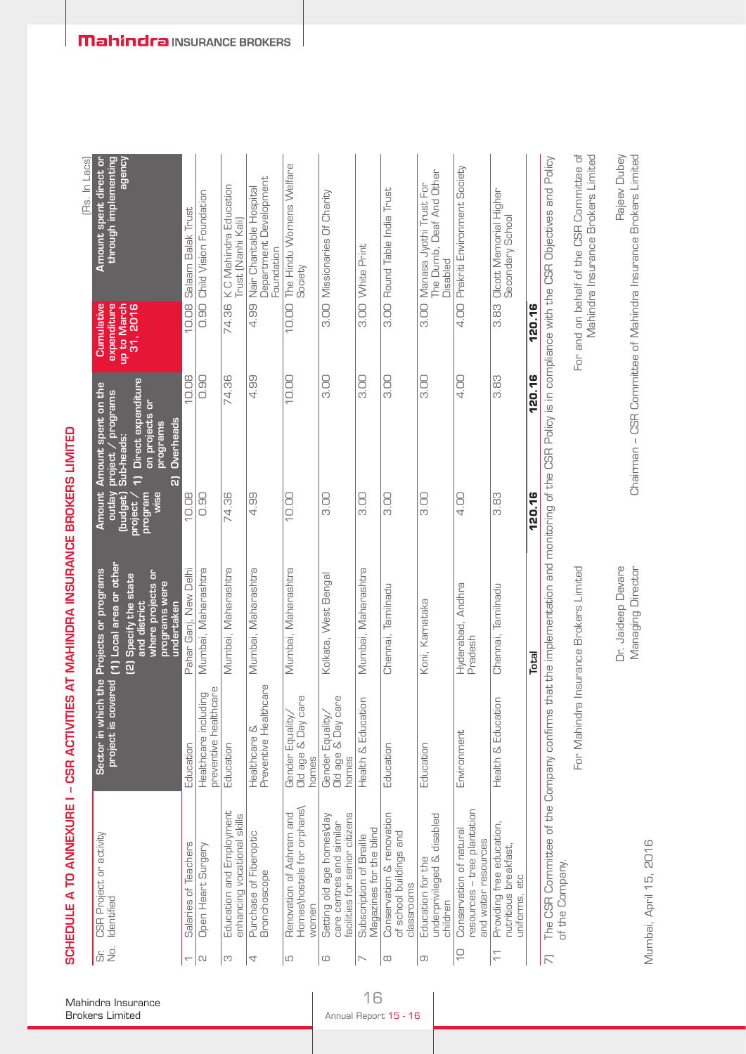## SCHEDULE A TO ANNEXURE I - CSR ACTIVITIES AT MAHINDRA INSURANCE BROKERS LIMITED

(Rs. In Lacs)

| Sr. No. | CSR Project or activity Identified | Sector in which the project is covered | Projects or programs (1) Local area or other (2) Specify the state and district where projects or programs were undertaken | Amount outlay (budget) project / program wise | Amount spent on the project / programs Sub-heads: 1) Direct expenditure on projects or programs 2) Overheads | Cumulative expenditure up to March 31, 2016 | Amount spent direct or through implementing agency |
|---|---|---|---|---|---|---|---|
| 1 | Salaries of Teachers | Education | Pahar Ganj, New Delhi | 10.08 | 10.08 | 10.08 | Salaam Balak Trust |
| 2 | Open Heart Surgery | Healthcare including preventive healthcare | Mumbai, Maharashtra | 0.90 | 0.90 | 0.90 | Child Vision Foundation |
| 3 | Education and Employment enhancing vocational skills | Education | Mumbai, Maharashtra | 74.36 | 74.36 | 74.36 | K C Mahindra Education Trust (Nanhi Kali) |
| 4 | Purchase of Fiberoptic Bronchoscope | Healthcare & Preventive Healthcare | Mumbai, Maharashtra | 4.99 | 4.99 | 4.99 | Nair Charitable Hospital Department Development Foundation |
| 5 | Renovation of Ashram and Homes\hostels for orphans\women | Gender Equality/ Old age & Day care homes | Mumbai, Maharashtra | 10.00 | 10.00 | 10.00 | The Hindu Womens Welfare Society |
| 6 | Setting old age homes\day care centres and similar facilities for senior citizens | Gender Equality/ Old age & Day care homes | Kolkata, West Bengal | 3.00 | 3.00 | 3.00 | Missionaries Of Charity |
| 7 | Subscription of Braille Magazines for the blind | Health & Education | Mumbai, Maharashtra | 3.00 | 3.00 | 3.00 | White Print |
| 8 | Conservation & renovation of school buildings and classrooms | Education | Chennai, Tamilnadu | 3.00 | 3.00 | 3.00 | Round Table India Trust |
| 9 | Education for the underprivileged & disabled children | Education | Koni, Karnataka | 3.00 | 3.00 | 3.00 | Manasa Jyothi Trust For The Dumb, Deaf And Other Disabled |
| 10 | Conservation of natural resources - tree plantation and water resources | Environment | Hyderabad, Andhra Pradesh | 4.00 | 4.00 | 4.00 | Prakriti Environment Society |
| 11 | Providing free education, nutritious breakfast, uniforms, etc | Health & Education | Chennai, Tamilnadu | 3.83 | 3.83 | 3.83 | Olcott Memorial Higher Secondary School |
| | | | **Total** | **120.16** | **120.16** | **120.16** | |

7) The CSR Committee of the Company confirms that the implementation and monitoring of the CSR Policy is in compliance with the CSR Objectives and Policy of the Company.

For Mahindra Insurance Brokers Limited

For and on behalf of the CSR Committee of Mahindra Insurance Brokers Limited

Mumbai, April 15, 2016

Dr. Jaideep Devare
Managing Director

Rajeev Dubey
Chairman – CSR Committee of Mahindra Insurance Brokers Limited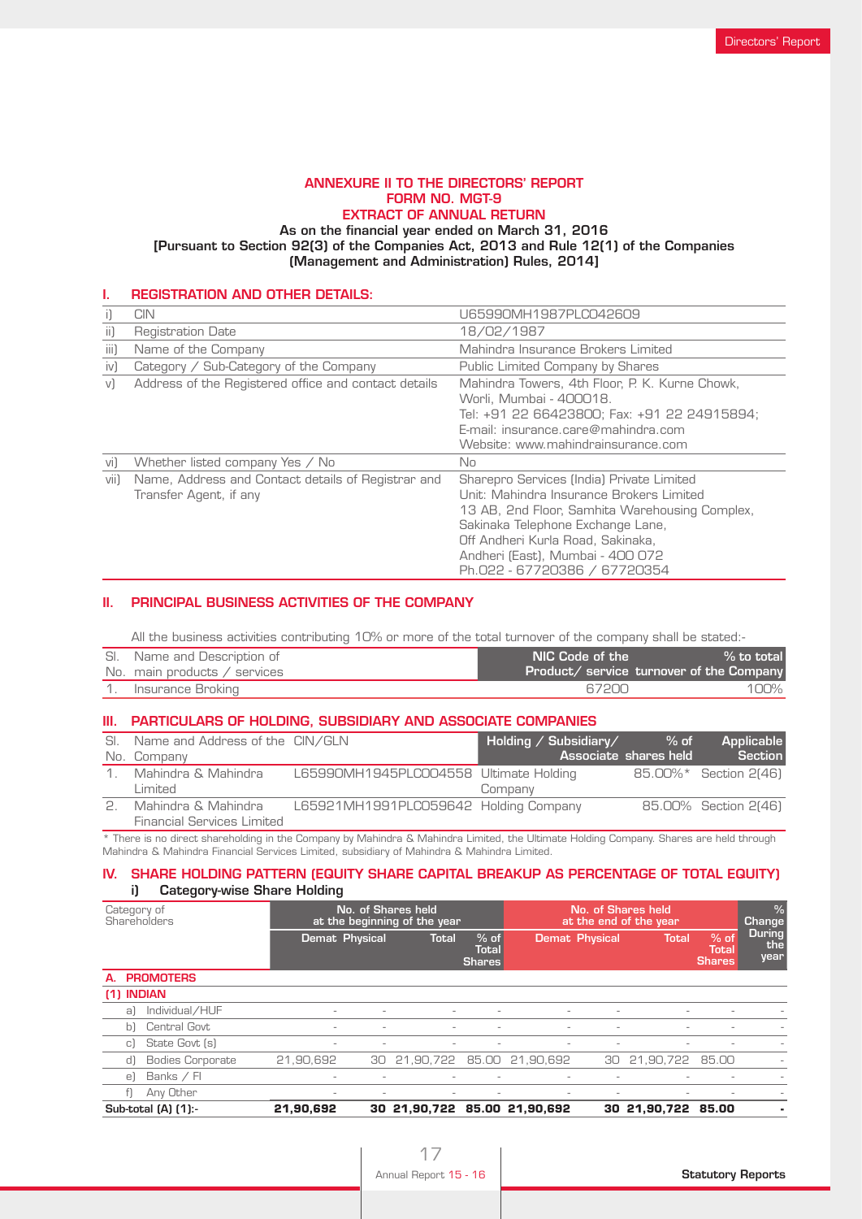# ANNEXURE II TO THE DIRECTORS' REPORT
## FORM NO. MGT-9
## EXTRACT OF ANNUAL RETURN

**As on the financial year ended on March 31, 2016**
**[Pursuant to Section 92(3) of the Companies Act, 2013 and Rule 12(1) of the Companies (Management and Administration) Rules, 2014]**

### I. REGISTRATION AND OTHER DETAILS:

| | | |
|---|---|---|
| i) | CIN | U65990MH1987PLC042609 |
| ii) | Registration Date | 18/02/1987 |
| iii) | Name of the Company | Mahindra Insurance Brokers Limited |
| iv) | Category / Sub-Category of the Company | Public Limited Company by Shares |
| v) | Address of the Registered office and contact details | Mahindra Towers, 4th Floor, P. K. Kurne Chowk, Worli, Mumbai - 400018. Tel: +91 22 66423800; Fax: +91 22 24915894; E-mail: insurance.care@mahindra.com Website: www.mahindrainsurance.com |
| vi) | Whether listed company Yes / No | No |
| vii) | Name, Address and Contact details of Registrar and Transfer Agent, if any | Sharepro Services (India) Private Limited Unit: Mahindra Insurance Brokers Limited 13 AB, 2nd Floor, Samhita Warehousing Complex, Sakinaka Telephone Exchange Lane, Off Andheri Kurla Road, Sakinaka, Andheri (East), Mumbai - 400 072 Ph.022 - 67720386 / 67720354 |

### II. PRINCIPAL BUSINESS ACTIVITIES OF THE COMPANY

All the business activities contributing 10% or more of the total turnover of the company shall be stated:-

| Sl. No. | Name and Description of main products / services | NIC Code of the Product/ service | % to total turnover of the Company |
|---|---|---|---|
| 1. | Insurance Broking | 67200 | 100% |

### III. PARTICULARS OF HOLDING, SUBSIDIARY AND ASSOCIATE COMPANIES

| Sl. No. | Name and Address of the Company | CIN/GLN | Holding / Subsidiary/ Associate | % of shares held | Applicable Section |
|---|---|---|---|---|---|
| 1. | Mahindra & Mahindra Limited | L65990MH1945PLC004558 | Ultimate Holding Company | 85.00%* | Section 2(46) |
| 2. | Mahindra & Mahindra Financial Services Limited | L65921MH1991PLC059642 | Holding Company | 85.00% | Section 2(46) |

* There is no direct shareholding in the Company by Mahindra & Mahindra Limited, the Ultimate Holding Company. Shares are held through Mahindra & Mahindra Financial Services Limited, subsidiary of Mahindra & Mahindra Limited.

### IV. SHARE HOLDING PATTERN (EQUITY SHARE CAPITAL BREAKUP AS PERCENTAGE OF TOTAL EQUITY)

#### i) Category-wise Share Holding

| Category of Shareholders | No. of Shares held at the beginning of the year | | | | No. of Shares held at the end of the year | | | | % Change During the year |
|---|---|---|---|---|---|---|---|---|---|
| | Demat | Physical | Total | % of Total Shares | Demat | Physical | Total | % of Total Shares | |
| **A. PROMOTERS** | | | | | | | | | |
| **(1) INDIAN** | | | | | | | | | |
| a) Individual/HUF | - | - | - | - | - | - | - | - | - |
| b) Central Govt | - | - | - | - | - | - | - | - | - |
| c) State Govt (s) | - | - | - | - | - | - | - | - | - |
| d) Bodies Corporate | 21,90,692 | 30 | 21,90,722 | 85.00 | 21,90,692 | 30 | 21,90,722 | 85.00 | - |
| e) Banks / FI | - | - | - | - | - | - | - | - | - |
| f) Any Other | - | - | - | - | - | - | - | - | - |
| **Sub-total (A) (1):-** | **21,90,692** | **30** | **21,90,722** | **85.00** | **21,90,692** | **30** | **21,90,722** | **85.00** | **-** |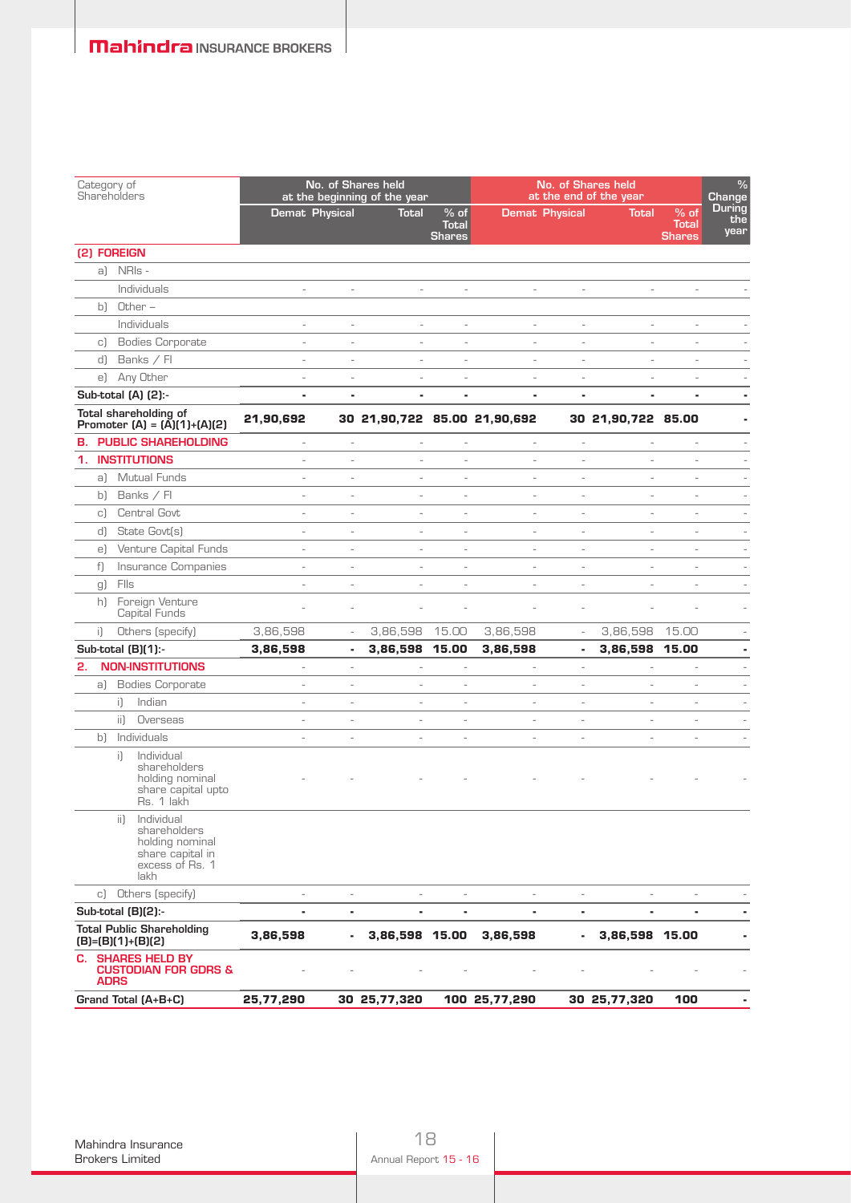| Category of Shareholders | No. of Shares held at the beginning of the year | | | | No. of Shares held at the end of the year | | | | % Change During the year |
|---|---|---|---|---|---|---|---|---|---|
| | Demat | Physical | Total | % of Total Shares | Demat | Physical | Total | % of Total Shares | |
| **(2) FOREIGN** | | | | | | | | | |
| a) NRIs - | | | | | | | | | |
| Individuals | - | - | - | - | - | - | - | - | - |
| b) Other – | | | | | | | | | |
| Individuals | - | - | - | - | - | - | - | - | - |
| c) Bodies Corporate | - | - | - | - | - | - | - | - | - |
| d) Banks / FI | - | - | - | - | - | - | - | - | - |
| e) Any Other | - | - | - | - | - | - | - | - | - |
| **Sub-total (A) (2):-** | **-** | **-** | **-** | **-** | **-** | **-** | **-** | **-** | **-** |
| **Total shareholding of Promoter (A) = (A)(1)+(A)(2)** | **21,90,692** | **30** | **21,90,722** | **85.00** | **21,90,692** | **30** | **21,90,722** | **85.00** | **-** |
| **B. PUBLIC SHAREHOLDING** | - | - | - | - | - | - | - | - | - |
| **1. INSTITUTIONS** | - | - | - | - | - | - | - | - | - |
| a) Mutual Funds | - | - | - | - | - | - | - | - | - |
| b) Banks / FI | - | - | - | - | - | - | - | - | - |
| c) Central Govt | - | - | - | - | - | - | - | - | - |
| d) State Govt(s) | - | - | - | - | - | - | - | - | - |
| e) Venture Capital Funds | - | - | - | - | - | - | - | - | - |
| f) Insurance Companies | - | - | - | - | - | - | - | - | - |
| g) FIIs | - | - | - | - | - | - | - | - | - |
| h) Foreign Venture Capital Funds | - | - | - | - | - | - | - | - | - |
| i) Others (specify) | 3,86,598 | - | 3,86,598 | 15.00 | 3,86,598 | - | 3,86,598 | 15.00 | - |
| **Sub-total (B)(1):-** | **3,86,598** | **-** | **3,86,598** | **15.00** | **3,86,598** | **-** | **3,86,598** | **15.00** | **-** |
| **2. NON-INSTITUTIONS** | - | - | - | - | - | - | - | - | - |
| a) Bodies Corporate | - | - | - | - | - | - | - | - | - |
| i) Indian | - | - | - | - | - | - | - | - | - |
| ii) Overseas | - | - | - | - | - | - | - | - | - |
| b) Individuals | - | - | - | - | - | - | - | - | - |
| i) Individual shareholders holding nominal share capital upto Rs. 1 lakh | - | - | - | - | - | - | - | - | - |
| ii) Individual shareholders holding nominal share capital in excess of Rs. 1 lakh | | | | | | | | | |
| c) Others (specify) | - | - | - | - | - | - | - | - | - |
| **Sub-total (B)(2):-** | **-** | **-** | **-** | **-** | **-** | **-** | **-** | **-** | **-** |
| **Total Public Shareholding (B)=(B)(1)+(B)(2)** | **3,86,598** | **-** | **3,86,598** | **15.00** | **3,86,598** | **-** | **3,86,598** | **15.00** | **-** |
| **C. SHARES HELD BY CUSTODIAN FOR GDRS & ADRS** | - | - | - | - | - | - | - | - | - |
| **Grand Total (A+B+C)** | **25,77,290** | **30** | **25,77,320** | **100** | **25,77,290** | **30** | **25,77,320** | **100** | **-** |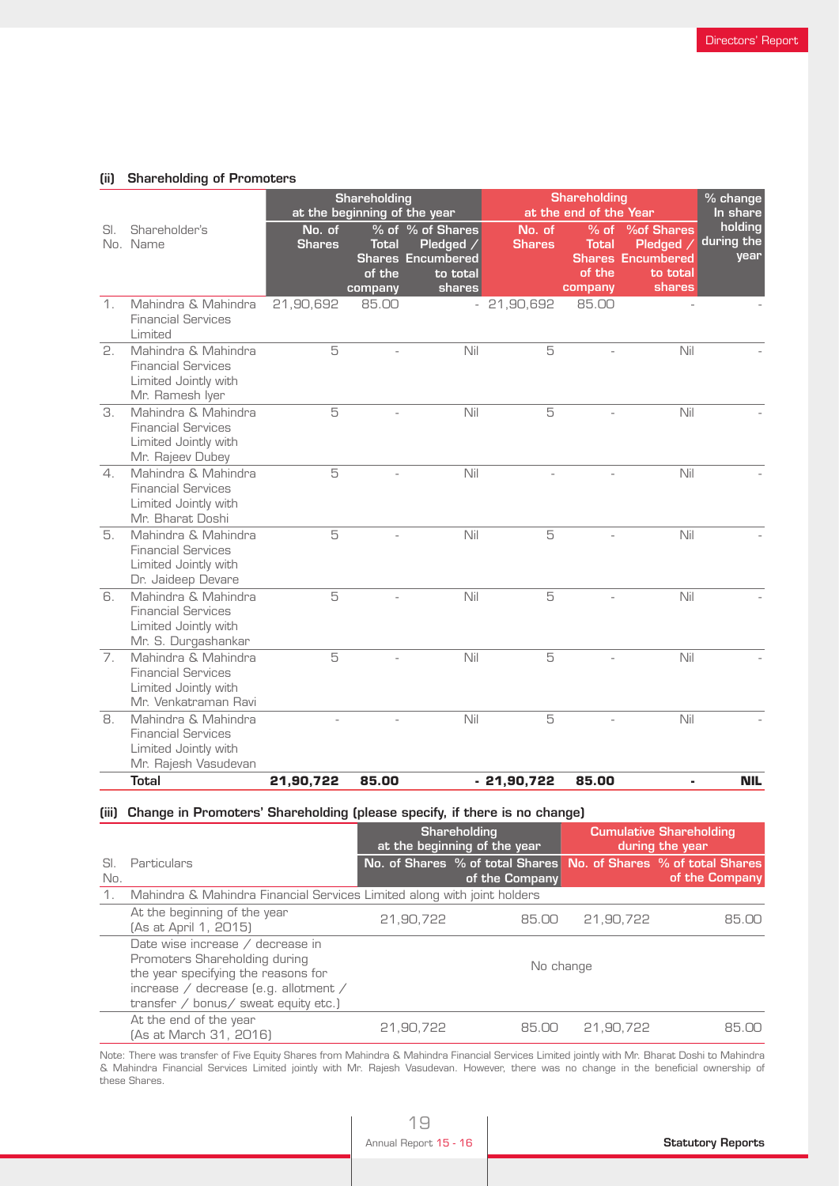### (ii) Shareholding of Promoters

| Sl. No. | Shareholder's Name | Shareholding at the beginning of the year | | | Shareholding at the end of the Year | | | % change In share holding during the year |
|---|---|---|---|---|---|---|---|---|
| | | No. of Shares | % of Total Shares of the company | % of Shares Pledged / Encumbered to total shares | No. of Shares | % of Total Shares of the company | %of Shares Pledged / Encumbered to total shares | |
| 1. | Mahindra & Mahindra Financial Services Limited | 21,90,692 | 85.00 | - | 21,90,692 | 85.00 | - | - |
| 2. | Mahindra & Mahindra Financial Services Limited Jointly with Mr. Ramesh Iyer | 5 | - | Nil | 5 | - | Nil | - |
| 3. | Mahindra & Mahindra Financial Services Limited Jointly with Mr. Rajeev Dubey | 5 | - | Nil | 5 | - | Nil | - |
| 4. | Mahindra & Mahindra Financial Services Limited Jointly with Mr. Bharat Doshi | 5 | - | Nil | - | - | Nil | - |
| 5. | Mahindra & Mahindra Financial Services Limited Jointly with Dr. Jaideep Devare | 5 | - | Nil | 5 | - | Nil | - |
| 6. | Mahindra & Mahindra Financial Services Limited Jointly with Mr. S. Durgashankar | 5 | - | Nil | 5 | - | Nil | - |
| 7. | Mahindra & Mahindra Financial Services Limited Jointly with Mr. Venkatraman Ravi | 5 | - | Nil | 5 | - | Nil | - |
| 8. | Mahindra & Mahindra Financial Services Limited Jointly with Mr. Rajesh Vasudevan | - | - | Nil | 5 | - | Nil | - |
| | **Total** | **21,90,722** | **85.00** | **-** | **21,90,722** | **85.00** | **-** | **NIL** |

### (iii) Change in Promoters' Shareholding (please specify, if there is no change)

| Sl. No. | Particulars | Shareholding at the beginning of the year | | Cumulative Shareholding during the year | |
|---|---|---|---|---|---|
| | | No. of Shares | % of total Shares of the Company | No. of Shares | % of total Shares of the Company |
| 1. | Mahindra & Mahindra Financial Services Limited along with joint holders | | | | |
| | At the beginning of the year (As at April 1, 2015) | 21,90,722 | 85.00 | 21,90,722 | 85.00 |
| | Date wise increase / decrease in Promoters Shareholding during the year specifying the reasons for increase / decrease (e.g. allotment / transfer / bonus/ sweat equity etc.) | No change | | | |
| | At the end of the year (As at March 31, 2016) | 21,90,722 | 85.00 | 21,90,722 | 85.00 |

Note: There was transfer of Five Equity Shares from Mahindra & Mahindra Financial Services Limited jointly with Mr. Bharat Doshi to Mahindra & Mahindra Financial Services Limited jointly with Mr. Rajesh Vasudevan. However, there was no change in the beneficial ownership of these Shares.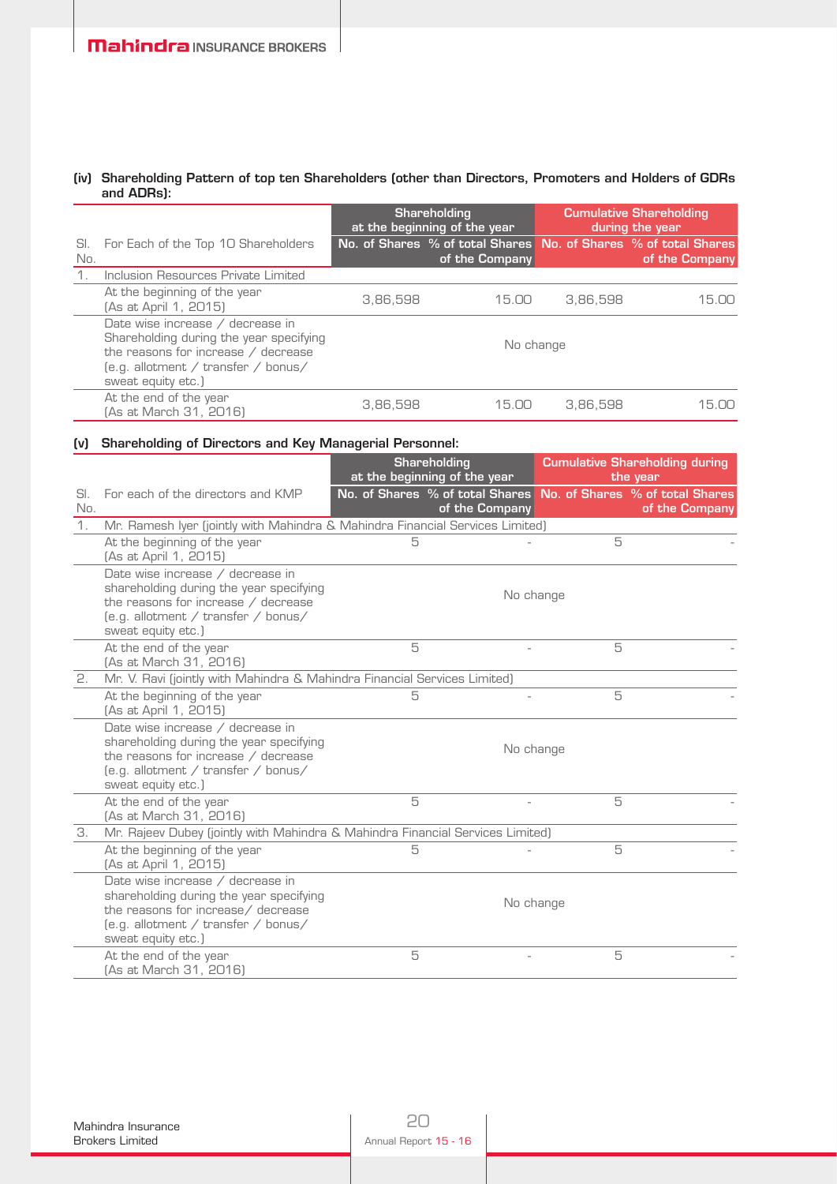**(iv) Shareholding Pattern of top ten Shareholders (other than Directors, Promoters and Holders of GDRs and ADRs):**

| Sl. No. | For Each of the Top 10 Shareholders | Shareholding at the beginning of the year | | Cumulative Shareholding during the year | |
|---|---|---|---|---|---|
| | | No. of Shares | % of total Shares of the Company | No. of Shares | % of total Shares of the Company |
| 1. | Inclusion Resources Private Limited | | | | |
| | At the beginning of the year (As at April 1, 2015) | 3,86,598 | 15.00 | 3,86,598 | 15.00 |
| | Date wise increase / decrease in Shareholding during the year specifying the reasons for increase / decrease (e.g. allotment / transfer / bonus/ sweat equity etc.) | No change | | | |
| | At the end of the year (As at March 31, 2016) | 3,86,598 | 15.00 | 3,86,598 | 15.00 |

**(v) Shareholding of Directors and Key Managerial Personnel:**

| Sl. No. | For each of the directors and KMP | Shareholding at the beginning of the year | | Cumulative Shareholding during the year | |
|---|---|---|---|---|---|
| | | No. of Shares | % of total Shares of the Company | No. of Shares | % of total Shares of the Company |
| 1. | Mr. Ramesh Iyer (jointly with Mahindra & Mahindra Financial Services Limited) | | | | |
| | At the beginning of the year (As at April 1, 2015) | 5 | - | 5 | - |
| | Date wise increase / decrease in shareholding during the year specifying the reasons for increase / decrease (e.g. allotment / transfer / bonus/ sweat equity etc.) | No change | | | |
| | At the end of the year (As at March 31, 2016) | 5 | - | 5 | - |
| 2. | Mr. V. Ravi (jointly with Mahindra & Mahindra Financial Services Limited) | | | | |
| | At the beginning of the year (As at April 1, 2015) | 5 | - | 5 | - |
| | Date wise increase / decrease in shareholding during the year specifying the reasons for increase / decrease (e.g. allotment / transfer / bonus/ sweat equity etc.) | No change | | | |
| | At the end of the year (As at March 31, 2016) | 5 | - | 5 | - |
| 3. | Mr. Rajeev Dubey (jointly with Mahindra & Mahindra Financial Services Limited) | | | | |
| | At the beginning of the year (As at April 1, 2015) | 5 | - | 5 | - |
| | Date wise increase / decrease in shareholding during the year specifying the reasons for increase/ decrease (e.g. allotment / transfer / bonus/ sweat equity etc.) | No change | | | |
| | At the end of the year (As at March 31, 2016) | 5 | - | 5 | - |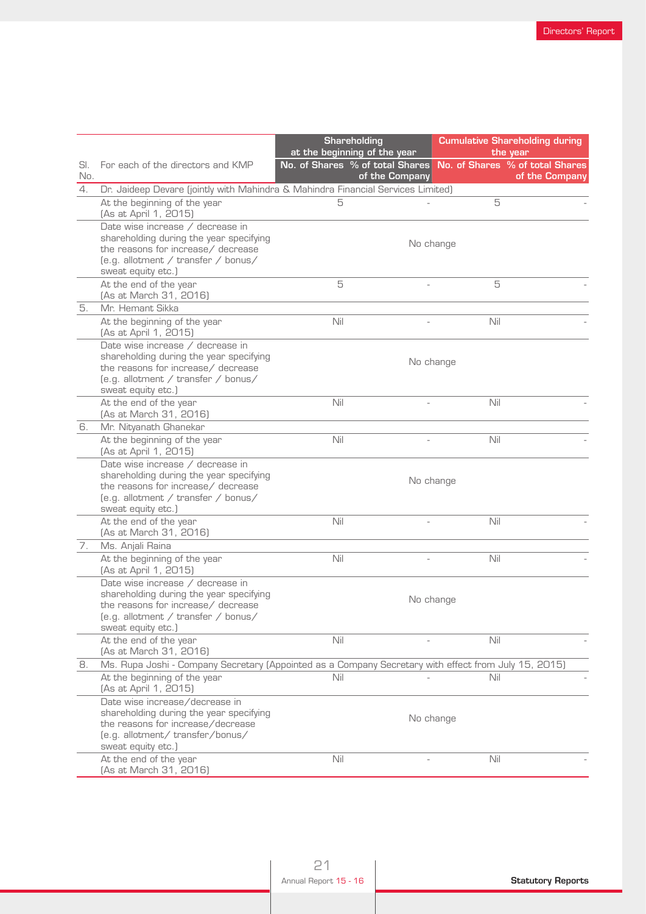| Sl. No. | For each of the directors and KMP | Shareholding at the beginning of the year | | Cumulative Shareholding during the year | |
|---|---|---|---|---|---|
| | | No. of Shares | % of total Shares of the Company | No. of Shares | % of total Shares of the Company |
| 4. | Dr. Jaideep Devare (jointly with Mahindra & Mahindra Financial Services Limited) | | | | |
| | At the beginning of the year (As at April 1, 2015) | 5 | - | 5 | - |
| | Date wise increase / decrease in shareholding during the year specifying the reasons for increase/ decrease (e.g. allotment / transfer / bonus/ sweat equity etc.) | No change | | | |
| | At the end of the year (As at March 31, 2016) | 5 | - | 5 | - |
| 5. | Mr. Hemant Sikka | | | | |
| | At the beginning of the year (As at April 1, 2015) | Nil | - | Nil | - |
| | Date wise increase / decrease in shareholding during the year specifying the reasons for increase/ decrease (e.g. allotment / transfer / bonus/ sweat equity etc.) | No change | | | |
| | At the end of the year (As at March 31, 2016) | Nil | - | Nil | - |
| 6. | Mr. Nityanath Ghanekar | | | | |
| | At the beginning of the year (As at April 1, 2015) | Nil | - | Nil | - |
| | Date wise increase / decrease in shareholding during the year specifying the reasons for increase/ decrease (e.g. allotment / transfer / bonus/ sweat equity etc.) | No change | | | |
| | At the end of the year (As at March 31, 2016) | Nil | - | Nil | - |
| 7. | Ms. Anjali Raina | | | | |
| | At the beginning of the year (As at April 1, 2015) | Nil | - | Nil | - |
| | Date wise increase / decrease in shareholding during the year specifying the reasons for increase/ decrease (e.g. allotment / transfer / bonus/ sweat equity etc.) | No change | | | |
| | At the end of the year (As at March 31, 2016) | Nil | - | Nil | - |
| 8. | Ms. Rupa Joshi - Company Secretary (Appointed as a Company Secretary with effect from July 15, 2015) | | | | |
| | At the beginning of the year (As at April 1, 2015) | Nil | - | Nil | - |
| | Date wise increase/decrease in shareholding during the year specifying the reasons for increase/decrease (e.g. allotment/ transfer/bonus/ sweat equity etc.) | No change | | | |
| | At the end of the year (As at March 31, 2016) | Nil | - | Nil | - |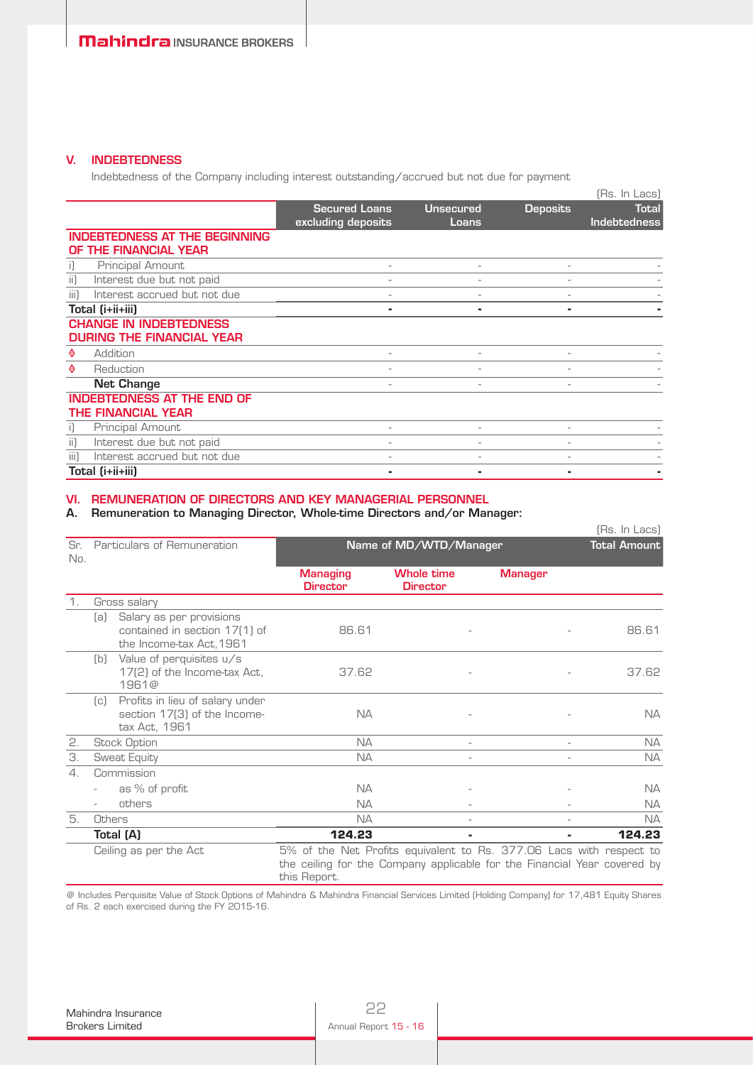## V. INDEBTEDNESS

Indebtedness of the Company including interest outstanding/accrued but not due for payment

(Rs. In Lacs)

| | Secured Loans excluding deposits | Unsecured Loans | Deposits | Total Indebtedness |
|---|---|---|---|---|
| **INDEBTEDNESS AT THE BEGINNING OF THE FINANCIAL YEAR** | | | | |
| i) Principal Amount | - | - | - | - |
| ii) Interest due but not paid | - | - | - | - |
| iii) Interest accrued but not due | - | - | - | - |
| **Total (i+ii+iii)** | **-** | **-** | **-** | **-** |
| **CHANGE IN INDEBTEDNESS DURING THE FINANCIAL YEAR** | | | | |
| ◊ Addition | - | - | - | - |
| ◊ Reduction | - | - | - | - |
| **Net Change** | - | - | - | - |
| **INDEBTEDNESS AT THE END OF THE FINANCIAL YEAR** | | | | |
| i) Principal Amount | - | - | - | - |
| ii) Interest due but not paid | - | - | - | - |
| iii) Interest accrued but not due | - | - | - | - |
| **Total (i+ii+iii)** | **-** | **-** | **-** | **-** |

## VI. REMUNERATION OF DIRECTORS AND KEY MANAGERIAL PERSONNEL

### A. Remuneration to Managing Director, Whole-time Directors and/or Manager:

(Rs. In Lacs)

| Sr. No. | Particulars of Remuneration | Name of MD/WTD/Manager | | | Total Amount |
|---|---|---|---|---|---|
| | | Managing Director | Whole time Director | Manager | |
| 1. | Gross salary | | | | |
| | (a) Salary as per provisions contained in section 17(1) of the Income-tax Act, 1961 | 86.61 | - | - | 86.61 |
| | (b) Value of perquisites u/s 17(2) of the Income-tax Act, 1961@ | 37.62 | - | - | 37.62 |
| | (c) Profits in lieu of salary under section 17(3) of the Income-tax Act, 1961 | NA | - | - | NA |
| 2. | Stock Option | NA | - | - | NA |
| 3. | Sweat Equity | NA | - | - | NA |
| 4. | Commission | | | | |
| | - as % of profit | NA | - | - | NA |
| | - others | NA | - | - | NA |
| 5. | Others | NA | - | - | NA |
| | **Total (A)** | **124.23** | **-** | **-** | **124.23** |
| | Ceiling as per the Act | 5% of the Net Profits equivalent to Rs. 377.06 Lacs with respect to the ceiling for the Company applicable for the Financial Year covered by this Report. | | | |

@ Includes Perquisite Value of Stock Options of Mahindra & Mahindra Financial Services Limited (Holding Company) for 17,481 Equity Shares of Rs. 2 each exercised during the FY 2015-16.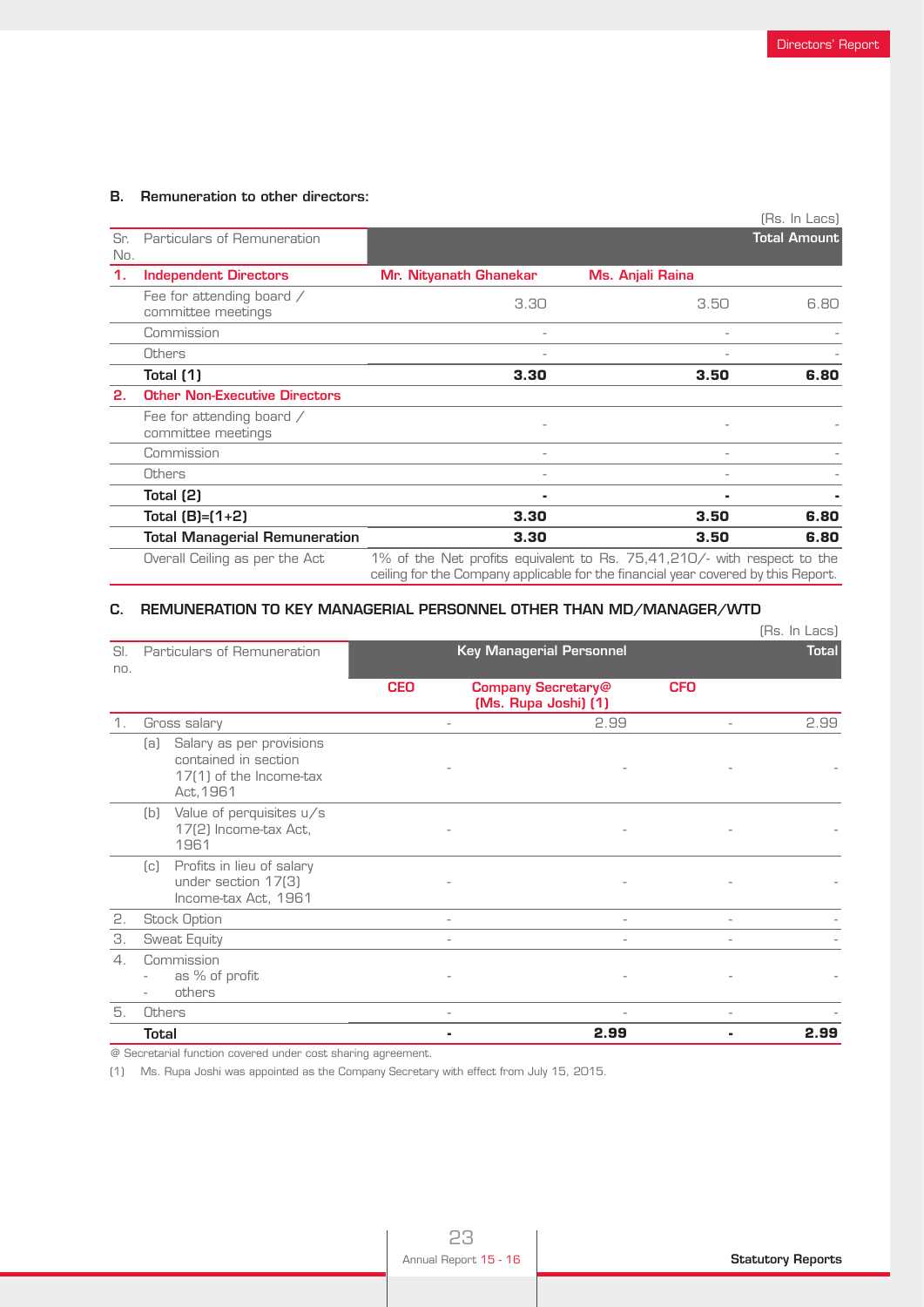## B. Remuneration to other directors:

(Rs. In Lacs)

| Sr. No. | Particulars of Remuneration | | | Total Amount |
|---|---|---|---|---|
| **1.** | **Independent Directors** | **Mr. Nityanath Ghanekar** | **Ms. Anjali Raina** | |
| | Fee for attending board / committee meetings | 3.30 | 3.50 | 6.80 |
| | Commission | - | - | - |
| | Others | - | - | - |
| | **Total (1)** | **3.30** | **3.50** | **6.80** |
| **2.** | **Other Non-Executive Directors** | | | |
| | Fee for attending board / committee meetings | - | - | - |
| | Commission | - | - | - |
| | Others | - | - | - |
| | **Total (2)** | **-** | **-** | **-** |
| | **Total (B)=(1+2)** | **3.30** | **3.50** | **6.80** |
| | **Total Managerial Remuneration** | **3.30** | **3.50** | **6.80** |
| | Overall Ceiling as per the Act | 1% of the Net profits equivalent to Rs. 75,41,210/- with respect to the ceiling for the Company applicable for the financial year covered by this Report. | | |

## C. REMUNERATION TO KEY MANAGERIAL PERSONNEL OTHER THAN MD/MANAGER/WTD

(Rs. In Lacs)

| Sl. no. | Particulars of Remuneration | Key Managerial Personnel | | | Total |
|---|---|---|---|---|---|
| | | **CEO** | **Company Secretary@ (Ms. Rupa Joshi) (1)** | **CFO** | |
| 1. | Gross salary | - | 2.99 | - | 2.99 |
| | (a) Salary as per provisions contained in section 17(1) of the Income-tax Act,1961 | - | - | - | - |
| | (b) Value of perquisites u/s 17(2) Income-tax Act, 1961 | - | - | - | - |
| | (c) Profits in lieu of salary under section 17(3) Income-tax Act, 1961 | - | - | - | - |
| 2. | Stock Option | - | - | - | - |
| 3. | Sweat Equity | - | - | - | - |
| 4. | Commission<br>- as % of profit<br>- others | - | - | - | - |
| 5. | Others | - | - | - | - |
| | **Total** | **-** | **2.99** | **-** | **2.99** |

@ Secretarial function covered under cost sharing agreement.

(1) Ms. Rupa Joshi was appointed as the Company Secretary with effect from July 15, 2015.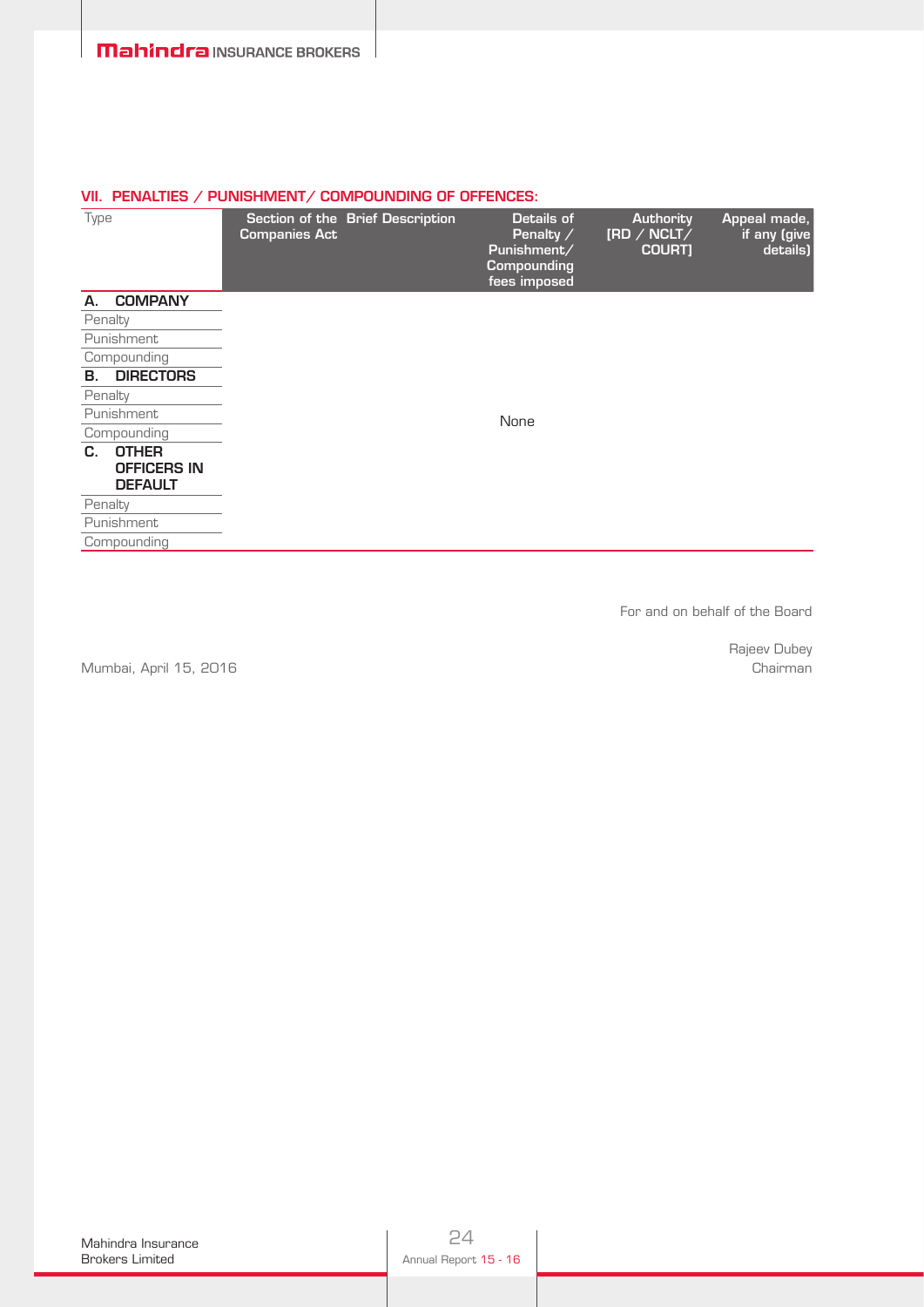## VII. PENALTIES / PUNISHMENT/ COMPOUNDING OF OFFENCES:

| Type | Section of the Companies Act | Brief Description | Details of Penalty / Punishment/ Compounding fees imposed | Authority [RD / NCLT/ COURT] | Appeal made, if any (give details) |
|---|---|---|---|---|---|
| **A. COMPANY** | | | | | |
| Penalty | | | | | |
| Punishment | | | | | |
| Compounding | | | | | |
| **B. DIRECTORS** | | | | | |
| Penalty | | | | | |
| Punishment | | | None | | |
| Compounding | | | | | |
| **C. OTHER OFFICERS IN DEFAULT** | | | | | |
| Penalty | | | | | |
| Punishment | | | | | |
| Compounding | | | | | |

For and on behalf of the Board

Rajeev Dubey
Chairman

Mumbai, April 15, 2016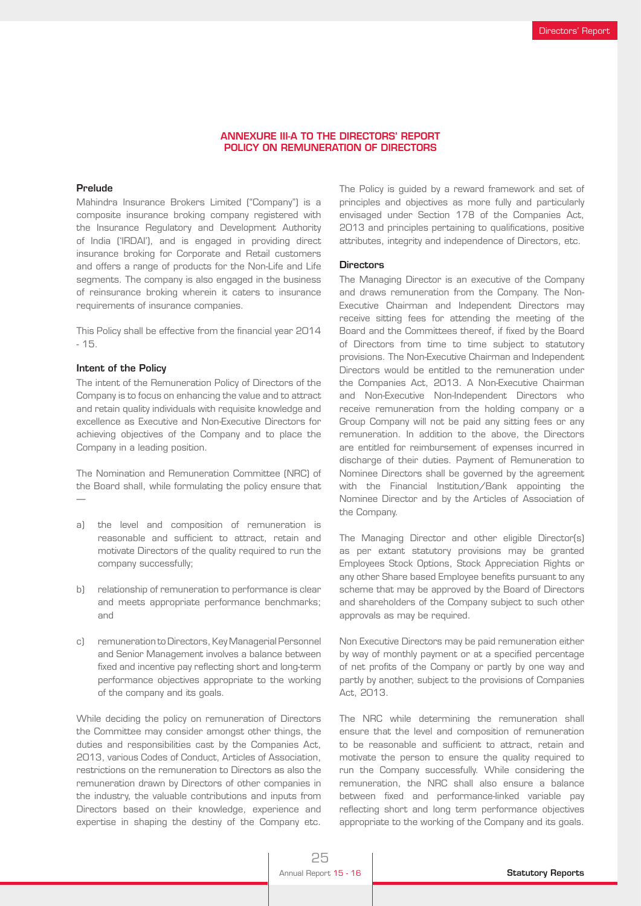## ANNEXURE III-A TO THE DIRECTORS' REPORT
## POLICY ON REMUNERATION OF DIRECTORS

### Prelude

Mahindra Insurance Brokers Limited ("Company") is a composite insurance broking company registered with the Insurance Regulatory and Development Authority of India ('IRDAI'), and is engaged in providing direct insurance broking for Corporate and Retail customers and offers a range of products for the Non-Life and Life segments. The company is also engaged in the business of reinsurance broking wherein it caters to insurance requirements of insurance companies.

This Policy shall be effective from the financial year 2014 - 15.

### Intent of the Policy

The intent of the Remuneration Policy of Directors of the Company is to focus on enhancing the value and to attract and retain quality individuals with requisite knowledge and excellence as Executive and Non-Executive Directors for achieving objectives of the Company and to place the Company in a leading position.

The Nomination and Remuneration Committee (NRC) of the Board shall, while formulating the policy ensure that —

a) the level and composition of remuneration is reasonable and sufficient to attract, retain and motivate Directors of the quality required to run the company successfully;

b) relationship of remuneration to performance is clear and meets appropriate performance benchmarks; and

c) remuneration to Directors, Key Managerial Personnel and Senior Management involves a balance between fixed and incentive pay reflecting short and long-term performance objectives appropriate to the working of the company and its goals.

While deciding the policy on remuneration of Directors the Committee may consider amongst other things, the duties and responsibilities cast by the Companies Act, 2013, various Codes of Conduct, Articles of Association, restrictions on the remuneration to Directors as also the remuneration drawn by Directors of other companies in the industry, the valuable contributions and inputs from Directors based on their knowledge, experience and expertise in shaping the destiny of the Company etc.

The Policy is guided by a reward framework and set of principles and objectives as more fully and particularly envisaged under Section 178 of the Companies Act, 2013 and principles pertaining to qualifications, positive attributes, integrity and independence of Directors, etc.

### Directors

The Managing Director is an executive of the Company and draws remuneration from the Company. The Non-Executive Chairman and Independent Directors may receive sitting fees for attending the meeting of the Board and the Committees thereof, if fixed by the Board of Directors from time to time subject to statutory provisions. The Non-Executive Chairman and Independent Directors would be entitled to the remuneration under the Companies Act, 2013. A Non-Executive Chairman and Non-Executive Non-Independent Directors who receive remuneration from the holding company or a Group Company will not be paid any sitting fees or any remuneration. In addition to the above, the Directors are entitled for reimbursement of expenses incurred in discharge of their duties. Payment of Remuneration to Nominee Directors shall be governed by the agreement with the Financial Institution/Bank appointing the Nominee Director and by the Articles of Association of the Company.

The Managing Director and other eligible Director(s) as per extant statutory provisions may be granted Employees Stock Options, Stock Appreciation Rights or any other Share based Employee benefits pursuant to any scheme that may be approved by the Board of Directors and shareholders of the Company subject to such other approvals as may be required.

Non Executive Directors may be paid remuneration either by way of monthly payment or at a specified percentage of net profits of the Company or partly by one way and partly by another, subject to the provisions of Companies Act, 2013.

The NRC while determining the remuneration shall ensure that the level and composition of remuneration to be reasonable and sufficient to attract, retain and motivate the person to ensure the quality required to run the Company successfully. While considering the remuneration, the NRC shall also ensure a balance between fixed and performance-linked variable pay reflecting short and long term performance objectives appropriate to the working of the Company and its goals.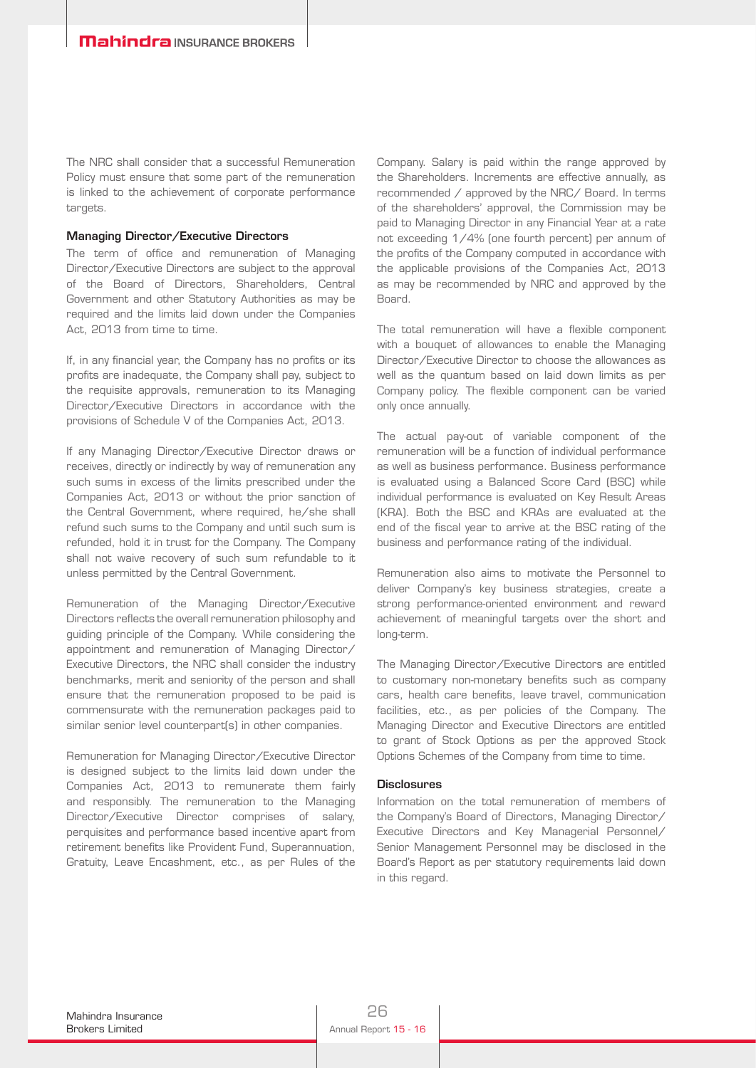The NRC shall consider that a successful Remuneration Policy must ensure that some part of the remuneration is linked to the achievement of corporate performance targets.

### Managing Director/Executive Directors

The term of office and remuneration of Managing Director/Executive Directors are subject to the approval of the Board of Directors, Shareholders, Central Government and other Statutory Authorities as may be required and the limits laid down under the Companies Act, 2013 from time to time.

If, in any financial year, the Company has no profits or its profits are inadequate, the Company shall pay, subject to the requisite approvals, remuneration to its Managing Director/Executive Directors in accordance with the provisions of Schedule V of the Companies Act, 2013.

If any Managing Director/Executive Director draws or receives, directly or indirectly by way of remuneration any such sums in excess of the limits prescribed under the Companies Act, 2013 or without the prior sanction of the Central Government, where required, he/she shall refund such sums to the Company and until such sum is refunded, hold it in trust for the Company. The Company shall not waive recovery of such sum refundable to it unless permitted by the Central Government.

Remuneration of the Managing Director/Executive Directors reflects the overall remuneration philosophy and guiding principle of the Company. While considering the appointment and remuneration of Managing Director/Executive Directors, the NRC shall consider the industry benchmarks, merit and seniority of the person and shall ensure that the remuneration proposed to be paid is commensurate with the remuneration packages paid to similar senior level counterpart(s) in other companies.

Remuneration for Managing Director/Executive Director is designed subject to the limits laid down under the Companies Act, 2013 to remunerate them fairly and responsibly. The remuneration to the Managing Director/Executive Director comprises of salary, perquisites and performance based incentive apart from retirement benefits like Provident Fund, Superannuation, Gratuity, Leave Encashment, etc., as per Rules of the Company. Salary is paid within the range approved by the Shareholders. Increments are effective annually, as recommended / approved by the NRC/ Board. In terms of the shareholders' approval, the Commission may be paid to Managing Director in any Financial Year at a rate not exceeding 1/4% (one fourth percent) per annum of the profits of the Company computed in accordance with the applicable provisions of the Companies Act, 2013 as may be recommended by NRC and approved by the Board.

The total remuneration will have a flexible component with a bouquet of allowances to enable the Managing Director/Executive Director to choose the allowances as well as the quantum based on laid down limits as per Company policy. The flexible component can be varied only once annually.

The actual pay-out of variable component of the remuneration will be a function of individual performance as well as business performance. Business performance is evaluated using a Balanced Score Card (BSC) while individual performance is evaluated on Key Result Areas (KRA). Both the BSC and KRAs are evaluated at the end of the fiscal year to arrive at the BSC rating of the business and performance rating of the individual.

Remuneration also aims to motivate the Personnel to deliver Company's key business strategies, create a strong performance-oriented environment and reward achievement of meaningful targets over the short and long-term.

The Managing Director/Executive Directors are entitled to customary non-monetary benefits such as company cars, health care benefits, leave travel, communication facilities, etc., as per policies of the Company. The Managing Director and Executive Directors are entitled to grant of Stock Options as per the approved Stock Options Schemes of the Company from time to time.

### Disclosures

Information on the total remuneration of members of the Company's Board of Directors, Managing Director/Executive Directors and Key Managerial Personnel/Senior Management Personnel may be disclosed in the Board's Report as per statutory requirements laid down in this regard.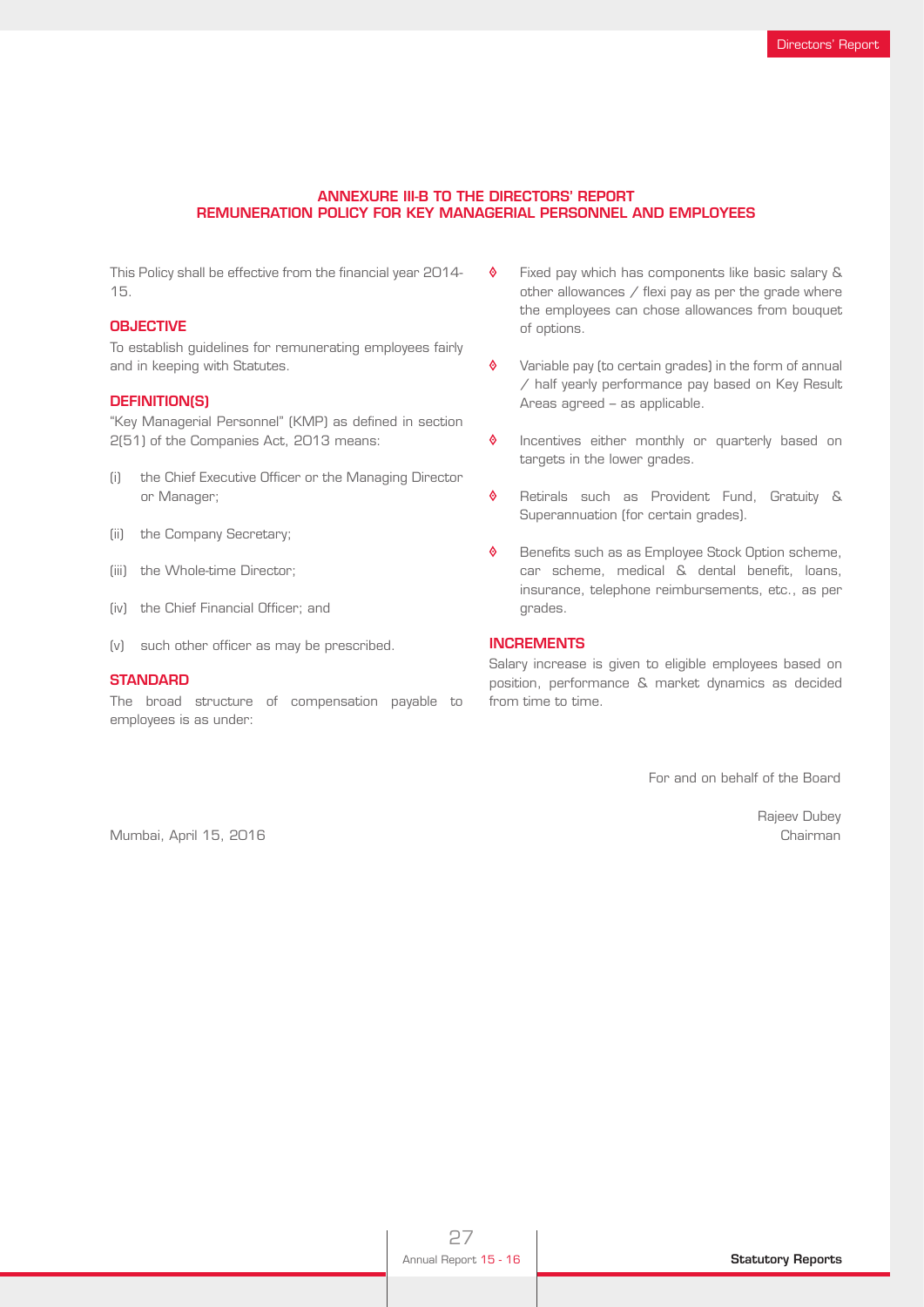## ANNEXURE III-B TO THE DIRECTORS' REPORT
## REMUNERATION POLICY FOR KEY MANAGERIAL PERSONNEL AND EMPLOYEES

This Policy shall be effective from the financial year 2014-15.

### OBJECTIVE

To establish guidelines for remunerating employees fairly and in keeping with Statutes.

### DEFINITION(S)

"Key Managerial Personnel" (KMP) as defined in section 2(51) of the Companies Act, 2013 means:

(i) the Chief Executive Officer or the Managing Director or Manager;

(ii) the Company Secretary;

(iii) the Whole-time Director;

(iv) the Chief Financial Officer; and

(v) such other officer as may be prescribed.

### STANDARD

The broad structure of compensation payable to employees is as under:

- Fixed pay which has components like basic salary & other allowances / flexi pay as per the grade where the employees can chose allowances from bouquet of options.
- Variable pay (to certain grades) in the form of annual / half yearly performance pay based on Key Result Areas agreed – as applicable.
- Incentives either monthly or quarterly based on targets in the lower grades.
- Retirals such as Provident Fund, Gratuity & Superannuation (for certain grades).
- Benefits such as as Employee Stock Option scheme, car scheme, medical & dental benefit, loans, insurance, telephone reimbursements, etc., as per grades.

### INCREMENTS

Salary increase is given to eligible employees based on position, performance & market dynamics as decided from time to time.

For and on behalf of the Board

Rajeev Dubey
Chairman

Mumbai, April 15, 2016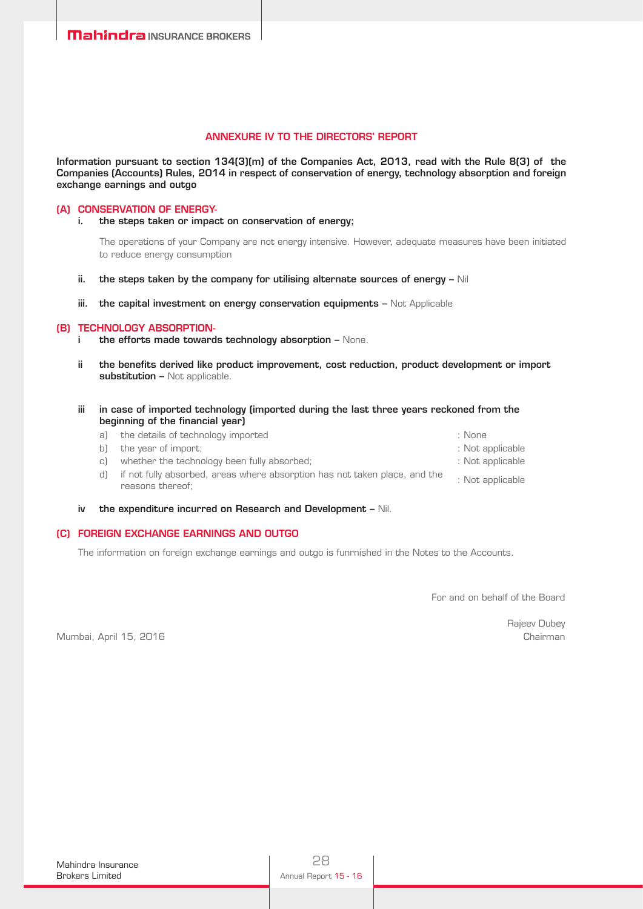## ANNEXURE IV TO THE DIRECTORS' REPORT

**Information pursuant to section 134(3)(m) of the Companies Act, 2013, read with the Rule 8(3) of the Companies (Accounts) Rules, 2014 in respect of conservation of energy, technology absorption and foreign exchange earnings and outgo**

### (A) CONSERVATION OF ENERGY-

i. **the steps taken or impact on conservation of energy;**

The operations of your Company are not energy intensive. However, adequate measures have been initiated to reduce energy consumption

ii. **the steps taken by the company for utilising alternate sources of energy –** Nil

iii. **the capital investment on energy conservation equipments –** Not Applicable

### (B) TECHNOLOGY ABSORPTION-

i **the efforts made towards technology absorption –** None.

ii **the benefits derived like product improvement, cost reduction, product development or import substitution –** Not applicable.

iii **in case of imported technology (imported during the last three years reckoned from the beginning of the financial year)**

| | | |
|---|---|---|
| a) | the details of technology imported | : None |
| b) | the year of import; | : Not applicable |
| c) | whether the technology been fully absorbed; | : Not applicable |
| d) | if not fully absorbed, areas where absorption has not taken place, and the reasons thereof; | : Not applicable |

iv **the expenditure incurred on Research and Development –** Nil.

### (C) FOREIGN EXCHANGE EARNINGS AND OUTGO

The information on foreign exchange earnings and outgo is funrnished in the Notes to the Accounts.

For and on behalf of the Board

Rajeev Dubey
Chairman

Mumbai, April 15, 2016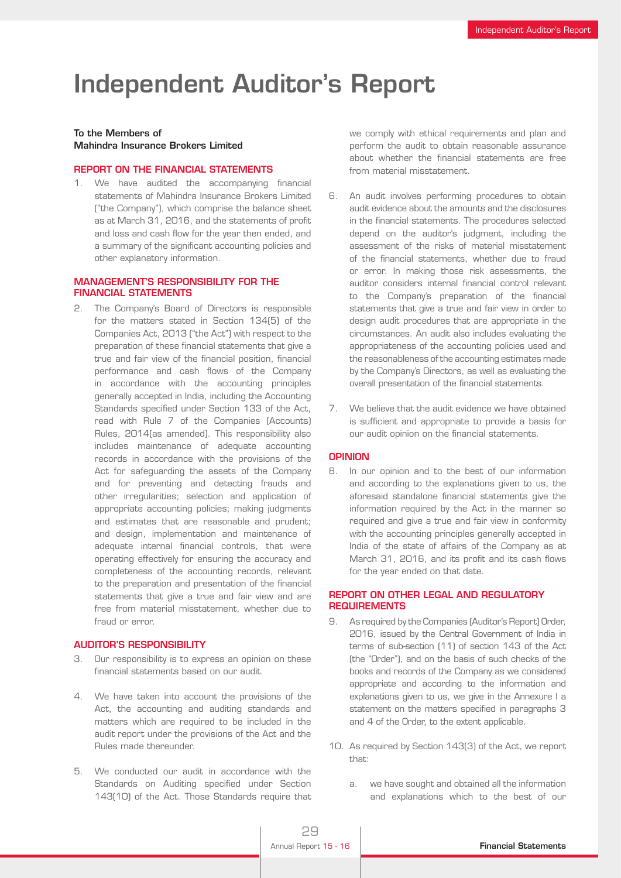# Independent Auditor's Report

**To the Members of**
**Mahindra Insurance Brokers Limited**

## REPORT ON THE FINANCIAL STATEMENTS

1. We have audited the accompanying financial statements of Mahindra Insurance Brokers Limited ("the Company"), which comprise the balance sheet as at March 31, 2016, and the statements of profit and loss and cash flow for the year then ended, and a summary of the significant accounting policies and other explanatory information.

## MANAGEMENT'S RESPONSIBILITY FOR THE FINANCIAL STATEMENTS

2. The Company's Board of Directors is responsible for the matters stated in Section 134(5) of the Companies Act, 2013 ("the Act") with respect to the preparation of these financial statements that give a true and fair view of the financial position, financial performance and cash flows of the Company in accordance with the accounting principles generally accepted in India, including the Accounting Standards specified under Section 133 of the Act, read with Rule 7 of the Companies (Accounts) Rules, 2014(as amended). This responsibility also includes maintenance of adequate accounting records in accordance with the provisions of the Act for safeguarding the assets of the Company and for preventing and detecting frauds and other irregularities; selection and application of appropriate accounting policies; making judgments and estimates that are reasonable and prudent; and design, implementation and maintenance of adequate internal financial controls, that were operating effectively for ensuring the accuracy and completeness of the accounting records, relevant to the preparation and presentation of the financial statements that give a true and fair view and are free from material misstatement, whether due to fraud or error.

## AUDITOR'S RESPONSIBILITY

3. Our responsibility is to express an opinion on these financial statements based on our audit.

4. We have taken into account the provisions of the Act, the accounting and auditing standards and matters which are required to be included in the audit report under the provisions of the Act and the Rules made thereunder.

5. We conducted our audit in accordance with the Standards on Auditing specified under Section 143(10) of the Act. Those Standards require that we comply with ethical requirements and plan and perform the audit to obtain reasonable assurance about whether the financial statements are free from material misstatement.

6. An audit involves performing procedures to obtain audit evidence about the amounts and the disclosures in the financial statements. The procedures selected depend on the auditor's judgment, including the assessment of the risks of material misstatement of the financial statements, whether due to fraud or error. In making those risk assessments, the auditor considers internal financial control relevant to the Company's preparation of the financial statements that give a true and fair view in order to design audit procedures that are appropriate in the circumstances. An audit also includes evaluating the appropriateness of the accounting policies used and the reasonableness of the accounting estimates made by the Company's Directors, as well as evaluating the overall presentation of the financial statements.

7. We believe that the audit evidence we have obtained is sufficient and appropriate to provide a basis for our audit opinion on the financial statements.

## OPINION

8. In our opinion and to the best of our information and according to the explanations given to us, the aforesaid standalone financial statements give the information required by the Act in the manner so required and give a true and fair view in conformity with the accounting principles generally accepted in India of the state of affairs of the Company as at March 31, 2016, and its profit and its cash flows for the year ended on that date.

## REPORT ON OTHER LEGAL AND REGULATORY REQUIREMENTS

9. As required by the Companies (Auditor's Report) Order, 2016, issued by the Central Government of India in terms of sub-section (11) of section 143 of the Act (the "Order"), and on the basis of such checks of the books and records of the Company as we considered appropriate and according to the information and explanations given to us, we give in the Annexure I a statement on the matters specified in paragraphs 3 and 4 of the Order, to the extent applicable.

10. As required by Section 143(3) of the Act, we report that:

    a. we have sought and obtained all the information and explanations which to the best of our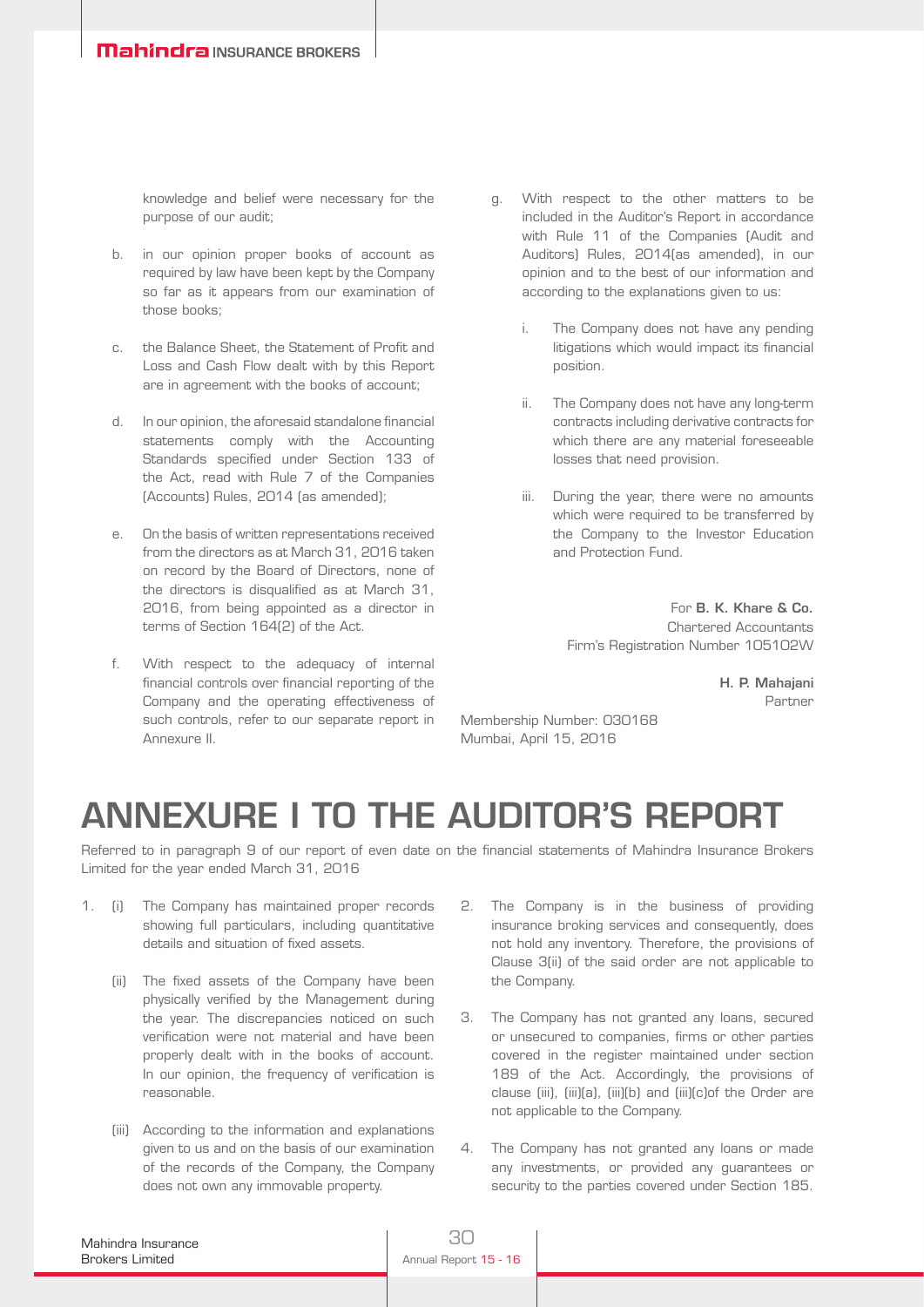knowledge and belief were necessary for the purpose of our audit;

b. in our opinion proper books of account as required by law have been kept by the Company so far as it appears from our examination of those books;

c. the Balance Sheet, the Statement of Profit and Loss and Cash Flow dealt with by this Report are in agreement with the books of account;

d. In our opinion, the aforesaid standalone financial statements comply with the Accounting Standards specified under Section 133 of the Act, read with Rule 7 of the Companies (Accounts) Rules, 2014 (as amended);

e. On the basis of written representations received from the directors as at March 31, 2016 taken on record by the Board of Directors, none of the directors is disqualified as at March 31, 2016, from being appointed as a director in terms of Section 164(2) of the Act.

f. With respect to the adequacy of internal financial controls over financial reporting of the Company and the operating effectiveness of such controls, refer to our separate report in Annexure II.

g. With respect to the other matters to be included in the Auditor's Report in accordance with Rule 11 of the Companies (Audit and Auditors) Rules, 2014(as amended), in our opinion and to the best of our information and according to the explanations given to us:

   i. The Company does not have any pending litigations which would impact its financial position.

   ii. The Company does not have any long-term contracts including derivative contracts for which there are any material foreseeable losses that need provision.

   iii. During the year, there were no amounts which were required to be transferred by the Company to the Investor Education and Protection Fund.

For **B. K. Khare & Co.**
Chartered Accountants
Firm's Registration Number 105102W

**H. P. Mahajani**
Partner

Membership Number: 030168
Mumbai, April 15, 2016

# ANNEXURE I TO THE AUDITOR'S REPORT

Referred to in paragraph 9 of our report of even date on the financial statements of Mahindra Insurance Brokers Limited for the year ended March 31, 2016

1. (i) The Company has maintained proper records showing full particulars, including quantitative details and situation of fixed assets.

   (ii) The fixed assets of the Company have been physically verified by the Management during the year. The discrepancies noticed on such verification were not material and have been properly dealt with in the books of account. In our opinion, the frequency of verification is reasonable.

   (iii) According to the information and explanations given to us and on the basis of our examination of the records of the Company, the Company does not own any immovable property.

2. The Company is in the business of providing insurance broking services and consequently, does not hold any inventory. Therefore, the provisions of Clause 3(ii) of the said order are not applicable to the Company.

3. The Company has not granted any loans, secured or unsecured to companies, firms or other parties covered in the register maintained under section 189 of the Act. Accordingly, the provisions of clause (iii), (iii)(a), (iii)(b) and (iii)(c)of the Order are not applicable to the Company.

4. The Company has not granted any loans or made any investments, or provided any guarantees or security to the parties covered under Section 185.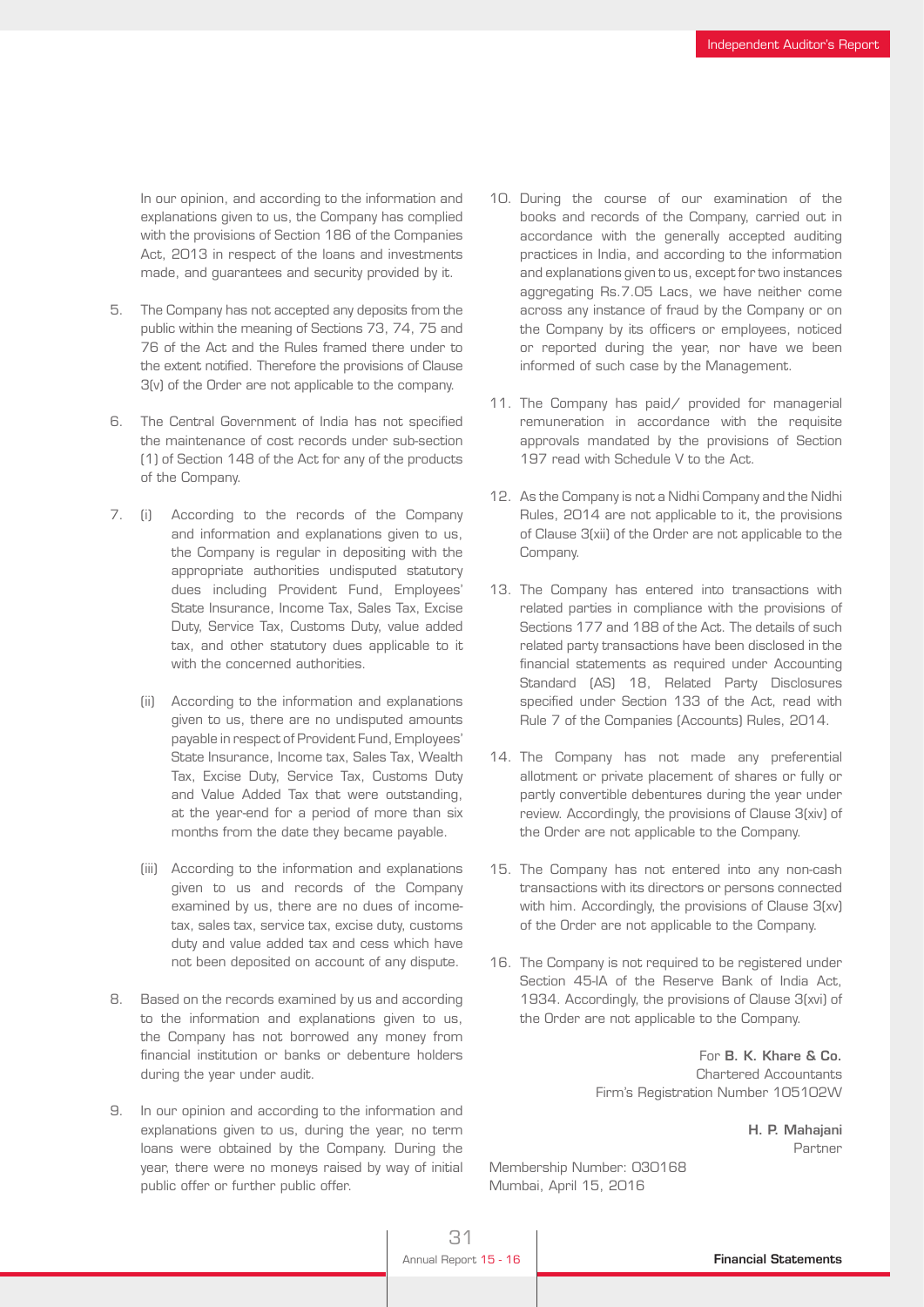In our opinion, and according to the information and explanations given to us, the Company has complied with the provisions of Section 186 of the Companies Act, 2013 in respect of the loans and investments made, and guarantees and security provided by it.

5. The Company has not accepted any deposits from the public within the meaning of Sections 73, 74, 75 and 76 of the Act and the Rules framed there under to the extent notified. Therefore the provisions of Clause 3(v) of the Order are not applicable to the company.

6. The Central Government of India has not specified the maintenance of cost records under sub-section (1) of Section 148 of the Act for any of the products of the Company.

7. (i) According to the records of the Company and information and explanations given to us, the Company is regular in depositing with the appropriate authorities undisputed statutory dues including Provident Fund, Employees' State Insurance, Income Tax, Sales Tax, Excise Duty, Service Tax, Customs Duty, value added tax, and other statutory dues applicable to it with the concerned authorities.

   (ii) According to the information and explanations given to us, there are no undisputed amounts payable in respect of Provident Fund, Employees' State Insurance, Income tax, Sales Tax, Wealth Tax, Excise Duty, Service Tax, Customs Duty and Value Added Tax that were outstanding, at the year-end for a period of more than six months from the date they became payable.

   (iii) According to the information and explanations given to us and records of the Company examined by us, there are no dues of income-tax, sales tax, service tax, excise duty, customs duty and value added tax and cess which have not been deposited on account of any dispute.

8. Based on the records examined by us and according to the information and explanations given to us, the Company has not borrowed any money from financial institution or banks or debenture holders during the year under audit.

9. In our opinion and according to the information and explanations given to us, during the year, no term loans were obtained by the Company. During the year, there were no moneys raised by way of initial public offer or further public offer.

10. During the course of our examination of the books and records of the Company, carried out in accordance with the generally accepted auditing practices in India, and according to the information and explanations given to us, except for two instances aggregating Rs.7.05 Lacs, we have neither come across any instance of fraud by the Company or on the Company by its officers or employees, noticed or reported during the year, nor have we been informed of such case by the Management.

11. The Company has paid/ provided for managerial remuneration in accordance with the requisite approvals mandated by the provisions of Section 197 read with Schedule V to the Act.

12. As the Company is not a Nidhi Company and the Nidhi Rules, 2014 are not applicable to it, the provisions of Clause 3(xii) of the Order are not applicable to the Company.

13. The Company has entered into transactions with related parties in compliance with the provisions of Sections 177 and 188 of the Act. The details of such related party transactions have been disclosed in the financial statements as required under Accounting Standard (AS) 18, Related Party Disclosures specified under Section 133 of the Act, read with Rule 7 of the Companies (Accounts) Rules, 2014.

14. The Company has not made any preferential allotment or private placement of shares or fully or partly convertible debentures during the year under review. Accordingly, the provisions of Clause 3(xiv) of the Order are not applicable to the Company.

15. The Company has not entered into any non-cash transactions with its directors or persons connected with him. Accordingly, the provisions of Clause 3(xv) of the Order are not applicable to the Company.

16. The Company is not required to be registered under Section 45-IA of the Reserve Bank of India Act, 1934. Accordingly, the provisions of Clause 3(xvi) of the Order are not applicable to the Company.

For **B. K. Khare & Co.**
Chartered Accountants
Firm's Registration Number 105102W

**H. P. Mahajani**
Partner

Membership Number: 030168
Mumbai, April 15, 2016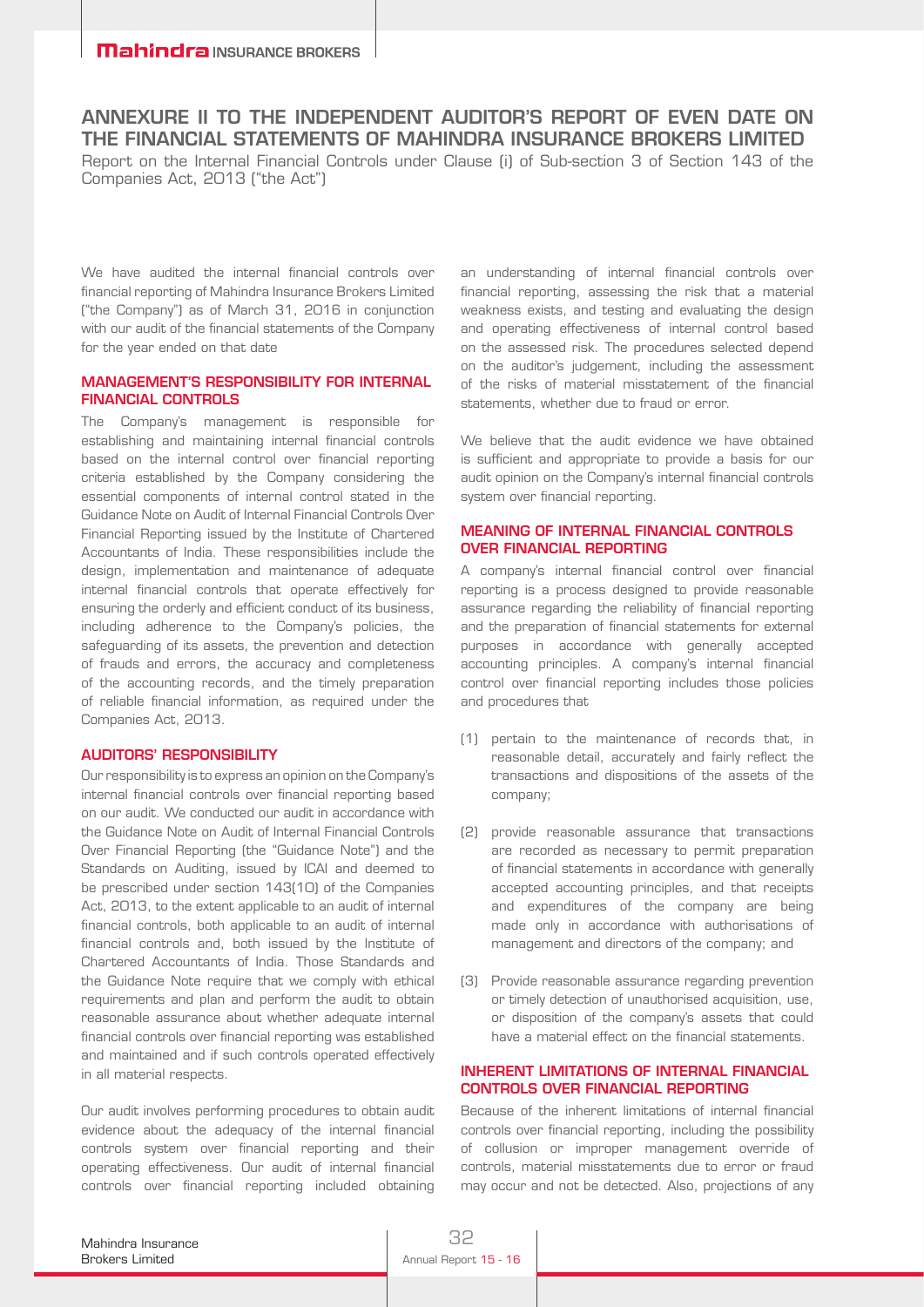# ANNEXURE II TO THE INDEPENDENT AUDITOR'S REPORT OF EVEN DATE ON THE FINANCIAL STATEMENTS OF MAHINDRA INSURANCE BROKERS LIMITED

Report on the Internal Financial Controls under Clause (i) of Sub-section 3 of Section 143 of the Companies Act, 2013 ("the Act")

We have audited the internal financial controls over financial reporting of Mahindra Insurance Brokers Limited ("the Company") as of March 31, 2016 in conjunction with our audit of the financial statements of the Company for the year ended on that date

## MANAGEMENT'S RESPONSIBILITY FOR INTERNAL FINANCIAL CONTROLS

The Company's management is responsible for establishing and maintaining internal financial controls based on the internal control over financial reporting criteria established by the Company considering the essential components of internal control stated in the Guidance Note on Audit of Internal Financial Controls Over Financial Reporting issued by the Institute of Chartered Accountants of India. These responsibilities include the design, implementation and maintenance of adequate internal financial controls that operate effectively for ensuring the orderly and efficient conduct of its business, including adherence to the Company's policies, the safeguarding of its assets, the prevention and detection of frauds and errors, the accuracy and completeness of the accounting records, and the timely preparation of reliable financial information, as required under the Companies Act, 2013.

## AUDITORS' RESPONSIBILITY

Our responsibility is to express an opinion on the Company's internal financial controls over financial reporting based on our audit. We conducted our audit in accordance with the Guidance Note on Audit of Internal Financial Controls Over Financial Reporting (the "Guidance Note") and the Standards on Auditing, issued by ICAI and deemed to be prescribed under section 143(10) of the Companies Act, 2013, to the extent applicable to an audit of internal financial controls, both applicable to an audit of internal financial controls and, both issued by the Institute of Chartered Accountants of India. Those Standards and the Guidance Note require that we comply with ethical requirements and plan and perform the audit to obtain reasonable assurance about whether adequate internal financial controls over financial reporting was established and maintained and if such controls operated effectively in all material respects.

Our audit involves performing procedures to obtain audit evidence about the adequacy of the internal financial controls system over financial reporting and their operating effectiveness. Our audit of internal financial controls over financial reporting included obtaining an understanding of internal financial controls over financial reporting, assessing the risk that a material weakness exists, and testing and evaluating the design and operating effectiveness of internal control based on the assessed risk. The procedures selected depend on the auditor's judgement, including the assessment of the risks of material misstatement of the financial statements, whether due to fraud or error.

We believe that the audit evidence we have obtained is sufficient and appropriate to provide a basis for our audit opinion on the Company's internal financial controls system over financial reporting.

## MEANING OF INTERNAL FINANCIAL CONTROLS OVER FINANCIAL REPORTING

A company's internal financial control over financial reporting is a process designed to provide reasonable assurance regarding the reliability of financial reporting and the preparation of financial statements for external purposes in accordance with generally accepted accounting principles. A company's internal financial control over financial reporting includes those policies and procedures that

(1) pertain to the maintenance of records that, in reasonable detail, accurately and fairly reflect the transactions and dispositions of the assets of the company;

(2) provide reasonable assurance that transactions are recorded as necessary to permit preparation of financial statements in accordance with generally accepted accounting principles, and that receipts and expenditures of the company are being made only in accordance with authorisations of management and directors of the company; and

(3) Provide reasonable assurance regarding prevention or timely detection of unauthorised acquisition, use, or disposition of the company's assets that could have a material effect on the financial statements.

## INHERENT LIMITATIONS OF INTERNAL FINANCIAL CONTROLS OVER FINANCIAL REPORTING

Because of the inherent limitations of internal financial controls over financial reporting, including the possibility of collusion or improper management override of controls, material misstatements due to error or fraud may occur and not be detected. Also, projections of any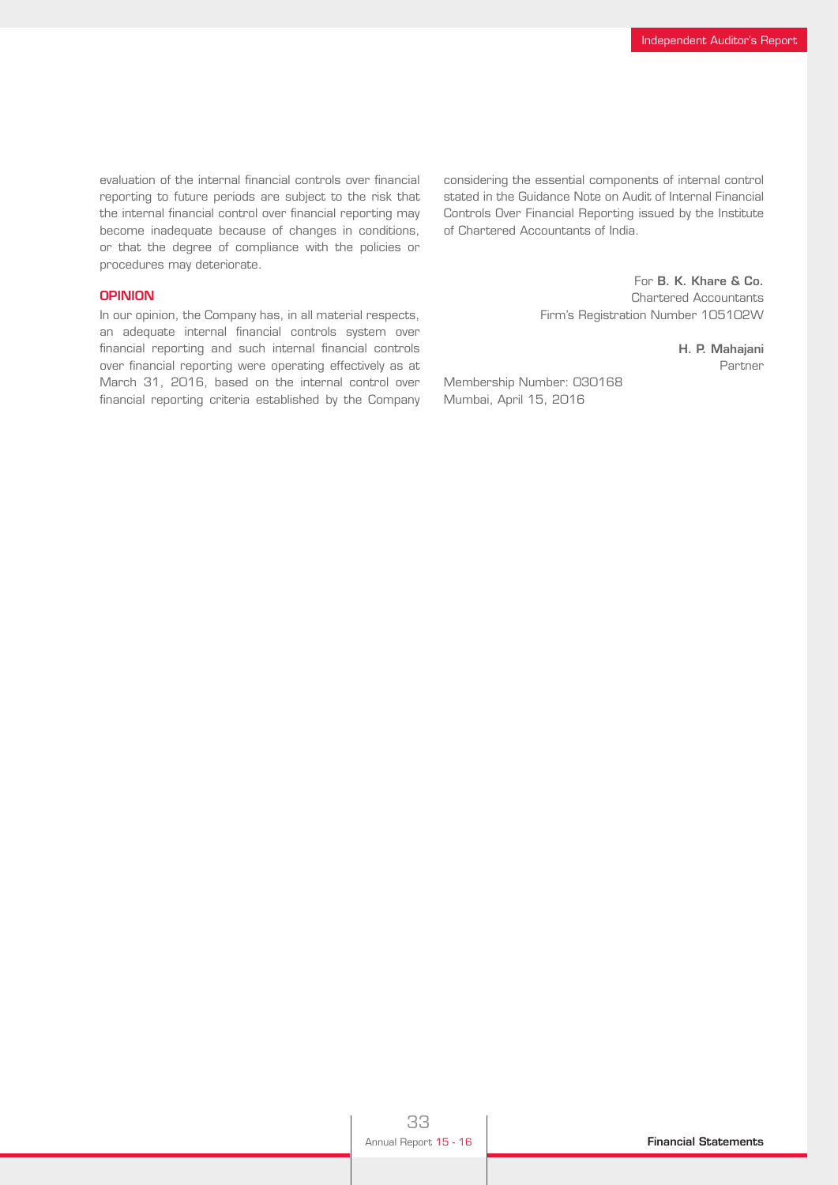evaluation of the internal financial controls over financial reporting to future periods are subject to the risk that the internal financial control over financial reporting may become inadequate because of changes in conditions, or that the degree of compliance with the policies or procedures may deteriorate.

## OPINION

In our opinion, the Company has, in all material respects, an adequate internal financial controls system over financial reporting and such internal financial controls over financial reporting were operating effectively as at March 31, 2016, based on the internal control over financial reporting criteria established by the Company considering the essential components of internal control stated in the Guidance Note on Audit of Internal Financial Controls Over Financial Reporting issued by the Institute of Chartered Accountants of India.

For **B. K. Khare & Co.**
Chartered Accountants
Firm's Registration Number 105102W

**H. P. Mahajani**
Partner

Membership Number: 030168
Mumbai, April 15, 2016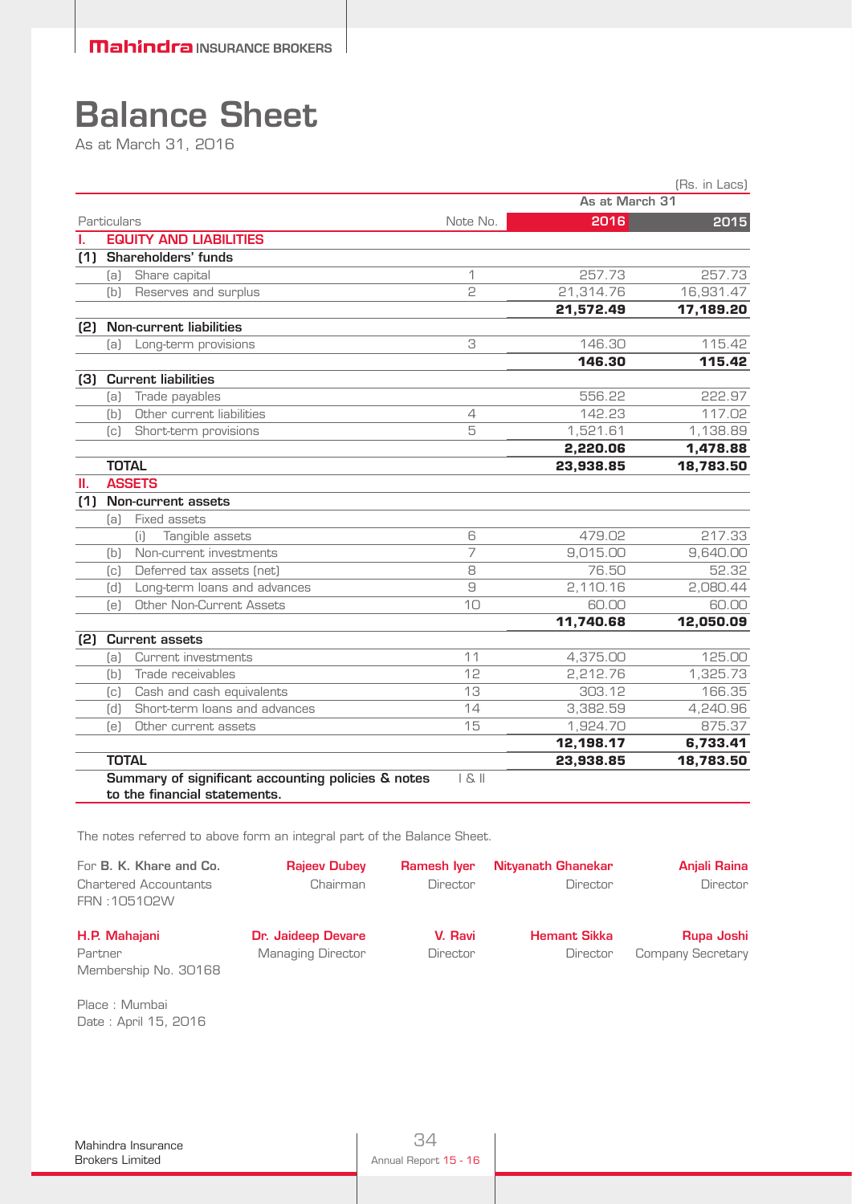# Balance Sheet

As at March 31, 2016

(Rs. in Lacs)

| Particulars | Note No. | As at March 31 2016 | As at March 31 2015 |
|---|---|---|---|
| **I. EQUITY AND LIABILITIES** | | | |
| **(1) Shareholders' funds** | | | |
| (a) Share capital | 1 | 257.73 | 257.73 |
| (b) Reserves and surplus | 2 | 21,314.76 | 16,931.47 |
| | | **21,572.49** | **17,189.20** |
| **(2) Non-current liabilities** | | | |
| (a) Long-term provisions | 3 | 146.30 | 115.42 |
| | | **146.30** | **115.42** |
| **(3) Current liabilities** | | | |
| (a) Trade payables | | 556.22 | 222.97 |
| (b) Other current liabilities | 4 | 142.23 | 117.02 |
| (c) Short-term provisions | 5 | 1,521.61 | 1,138.89 |
| | | **2,220.06** | **1,478.88** |
| **TOTAL** | | **23,938.85** | **18,783.50** |
| **II. ASSETS** | | | |
| **(1) Non-current assets** | | | |
| (a) Fixed assets | | | |
| (i) Tangible assets | 6 | 479.02 | 217.33 |
| (b) Non-current investments | 7 | 9,015.00 | 9,640.00 |
| (c) Deferred tax assets (net) | 8 | 76.50 | 52.32 |
| (d) Long-term loans and advances | 9 | 2,110.16 | 2,080.44 |
| (e) Other Non-Current Assets | 10 | 60.00 | 60.00 |
| | | **11,740.68** | **12,050.09** |
| **(2) Current assets** | | | |
| (a) Current investments | 11 | 4,375.00 | 125.00 |
| (b) Trade receivables | 12 | 2,212.76 | 1,325.73 |
| (c) Cash and cash equivalents | 13 | 303.12 | 166.35 |
| (d) Short-term loans and advances | 14 | 3,382.59 | 4,240.96 |
| (e) Other current assets | 15 | 1,924.70 | 875.37 |
| | | **12,198.17** | **6,733.41** |
| **TOTAL** | | **23,938.85** | **18,783.50** |
| **Summary of significant accounting policies & notes to the financial statements.** | I & II | | |

The notes referred to above form an integral part of the Balance Sheet.

| | | | | |
|---|---|---|---|---|
| For **B. K. Khare and Co.** Chartered Accountants FRN :105102W | **Rajeev Dubey** Chairman | **Ramesh Iyer** Director | **Nityanath Ghanekar** Director | **Anjali Raina** Director |
| **H.P. Mahajani** Partner Membership No. 30168 | **Dr. Jaideep Devare** Managing Director | **V. Ravi** Director | **Hemant Sikka** Director | **Rupa Joshi** Company Secretary |

Place : Mumbai
Date : April 15, 2016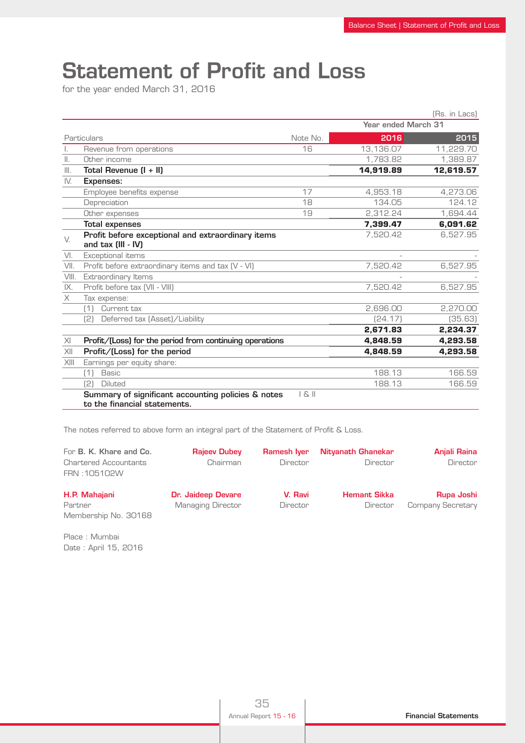# Statement of Profit and Loss

for the year ended March 31, 2016

(Rs. in Lacs)

| | Particulars | Note No. | Year ended March 31 2016 | 2015 |
|---|---|---|---|---|
| I. | Revenue from operations | 16 | 13,136.07 | 11,229.70 |
| II. | Other income | | 1,783.82 | 1,389.87 |
| III. | **Total Revenue (I + II)** | | **14,919.89** | **12,619.57** |
| IV. | **Expenses:** | | | |
| | Employee benefits expense | 17 | 4,953.18 | 4,273.06 |
| | Depreciation | 18 | 134.05 | 124.12 |
| | Other expenses | 19 | 2,312.24 | 1,694.44 |
| | **Total expenses** | | **7,399.47** | **6,091.62** |
| V. | **Profit before exceptional and extraordinary items and tax (III - IV)** | | 7,520.42 | 6,527.95 |
| VI. | Exceptional items | | - | - |
| VII. | Profit before extraordinary items and tax (V - VI) | | 7,520.42 | 6,527.95 |
| VIII. | Extraordinary Items | | - | - |
| IX. | Profit before tax (VII - VIII) | | 7,520.42 | 6,527.95 |
| X | Tax expense: | | | |
| | (1) Current tax | | 2,696.00 | 2,270.00 |
| | (2) Deferred tax (Asset)/Liability | | (24.17) | (35.63) |
| | | | **2,671.83** | **2,234.37** |
| XI | **Profit/(Loss) for the period from continuing operations** | | **4,848.59** | **4,293.58** |
| XII | **Profit/(Loss) for the period** | | **4,848.59** | **4,293.58** |
| XIII | Earnings per equity share: | | | |
| | (1) Basic | | 188.13 | 166.59 |
| | (2) Diluted | | 188.13 | 166.59 |
| | **Summary of significant accounting policies & notes to the financial statements.** | I & II | | |

The notes referred to above form an integral part of the Statement of Profit & Loss.

For **B. K. Khare and Co.**
Chartered Accountants
FRN :105102W

**Rajeev Dubey**
Chairman

**Ramesh Iyer**
Director

**Nityanath Ghanekar**
Director

**Anjali Raina**
Director

**H.P. Mahajani**
Partner
Membership No. 30168

**Dr. Jaideep Devare**
Managing Director

**V. Ravi**
Director

**Hemant Sikka**
Director

**Rupa Joshi**
Company Secretary

Place : Mumbai
Date : April 15, 2016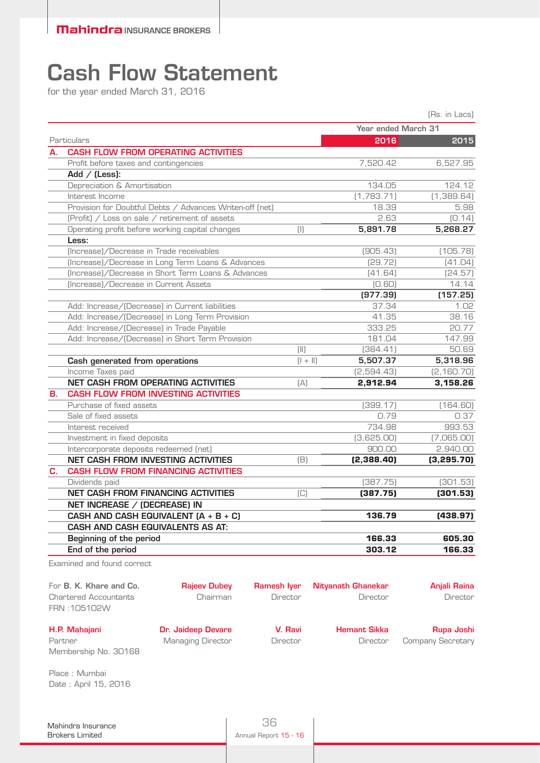# Cash Flow Statement

for the year ended March 31, 2016

(Rs. in Lacs)

| Particulars | | Year ended March 31 2016 | 2015 |
|---|---|---|---|
| **A. CASH FLOW FROM OPERATING ACTIVITIES** | | | |
| Profit before taxes and contingencies | | 7,520.42 | 6,527.95 |
| **Add / (Less):** | | | |
| Depreciation & Amortisation | | 134.05 | 124.12 |
| Interest Income | | (1,783.71) | (1,389.64) |
| Provision for Doubtful Debts / Advances Writen-off (net) | | 18.39 | 5.98 |
| (Profit) / Loss on sale / retirement of assets | | 2.63 | (0.14) |
| Operating profit before working capital changes | (I) | **5,891.78** | **5,268.27** |
| **Less:** | | | |
| (Increase)/Decrease in Trade receivables | | (905.43) | (105.78) |
| (Increase)/Decrease in Long Term Loans & Advances | | (29.72) | (41.04) |
| (Increase)/Decrease in Short Term Loans & Advances | | (41.64) | (24.57) |
| (Increase)/Decrease in Current Assets | | (0.60) | 14.14 |
| | | **(977.39)** | **(157.25)** |
| Add: Increase/(Decrease) in Current liabilities | | 37.34 | 1.02 |
| Add: Increase/(Decrease) in Long Term Provision | | 41.35 | 38.16 |
| Add: Increase/(Decrease) in Trade Payable | | 333.25 | 20.77 |
| Add: Increase/(Decrease) in Short Term Provision | | 181.04 | 147.99 |
| | (II) | (384.41) | 50.69 |
| **Cash generated from operations** | (I + II) | **5,507.37** | **5,318.96** |
| Income Taxes paid | | (2,594.43) | (2,160.70) |
| **NET CASH FROM OPERATING ACTIVITIES** | (A) | **2,912.94** | **3,158.26** |
| **B. CASH FLOW FROM INVESTING ACTIVITIES** | | | |
| Purchase of fixed assets | | (399.17) | (164.60) |
| Sale of fixed assets | | 0.79 | 0.37 |
| Interest received | | 734.98 | 993.53 |
| Investment in fixed deposits | | (3,625.00) | (7,065.00) |
| Intercorporate deposits redeemed (net) | | 900.00 | 2,940.00 |
| **NET CASH FROM INVESTING ACTIVITIES** | (B) | **(2,388.40)** | **(3,295.70)** |
| **C. CASH FLOW FROM FINANCING ACTIVITIES** | | | |
| Dividends paid | | (387.75) | (301.53) |
| **NET CASH FROM FINANCING ACTIVITIES** | (C) | **(387.75)** | **(301.53)** |
| **NET INCREASE / (DECREASE) IN** | | | |
| **CASH AND CASH EQUIVALENT (A + B + C)** | | **136.79** | **(438.97)** |
| **CASH AND CASH EQUIVALENTS AS AT:** | | | |
| **Beginning of the period** | | **166.33** | **605.30** |
| **End of the period** | | **303.12** | **166.33** |

Examined and found correct

For **B. K. Khare and Co.**
Chartered Accountants
FRN :105102W

**H.P. Mahajani**
Partner
Membership No. 30168

**Rajeev Dubey**
Chairman

**Dr. Jaideep Devare**
Managing Director

**Ramesh Iyer**
Director

**V. Ravi**
Director

**Nityanath Ghanekar**
Director

**Hemant Sikka**
Director

**Anjali Raina**
Director

**Rupa Joshi**
Company Secretary

Place : Mumbai
Date : April 15, 2016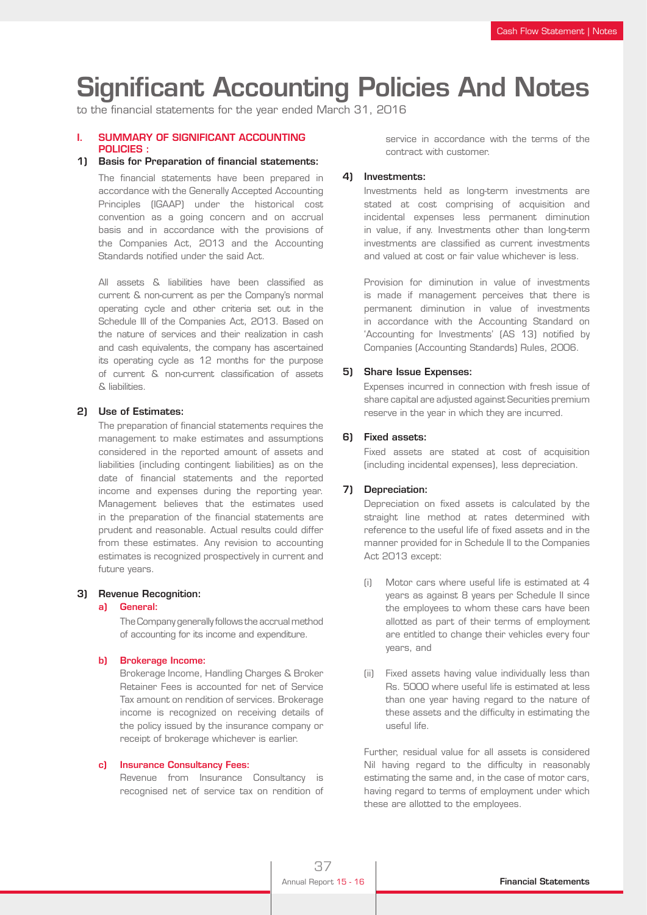# Significant Accounting Policies And Notes

to the financial statements for the year ended March 31, 2016

## I. SUMMARY OF SIGNIFICANT ACCOUNTING POLICIES :

### 1) Basis for Preparation of financial statements:

The financial statements have been prepared in accordance with the Generally Accepted Accounting Principles (IGAAP) under the historical cost convention as a going concern and on accrual basis and in accordance with the provisions of the Companies Act, 2013 and the Accounting Standards notified under the said Act.

All assets & liabilities have been classified as current & non-current as per the Company's normal operating cycle and other criteria set out in the Schedule III of the Companies Act, 2013. Based on the nature of services and their realization in cash and cash equivalents, the company has ascertained its operating cycle as 12 months for the purpose of current & non-current classification of assets & liabilities.

### 2) Use of Estimates:

The preparation of financial statements requires the management to make estimates and assumptions considered in the reported amount of assets and liabilities (including contingent liabilities) as on the date of financial statements and the reported income and expenses during the reporting year. Management believes that the estimates used in the preparation of the financial statements are prudent and reasonable. Actual results could differ from these estimates. Any revision to accounting estimates is recognized prospectively in current and future years.

### 3) Revenue Recognition:

**a) General:**

The Company generally follows the accrual method of accounting for its income and expenditure.

**b) Brokerage Income:**

Brokerage Income, Handling Charges & Broker Retainer Fees is accounted for net of Service Tax amount on rendition of services. Brokerage income is recognized on receiving details of the policy issued by the insurance company or receipt of brokerage whichever is earlier.

**c) Insurance Consultancy Fees:**

Revenue from Insurance Consultancy is recognised net of service tax on rendition of service in accordance with the terms of the contract with customer.

### 4) Investments:

Investments held as long-term investments are stated at cost comprising of acquisition and incidental expenses less permanent diminution in value, if any. Investments other than long-term investments are classified as current investments and valued at cost or fair value whichever is less.

Provision for diminution in value of investments is made if management perceives that there is permanent diminution in value of investments in accordance with the Accounting Standard on 'Accounting for Investments' (AS 13) notified by Companies (Accounting Standards) Rules, 2006.

### 5) Share Issue Expenses:

Expenses incurred in connection with fresh issue of share capital are adjusted against Securities premium reserve in the year in which they are incurred.

### 6) Fixed assets:

Fixed assets are stated at cost of acquisition (including incidental expenses), less depreciation.

### 7) Depreciation:

Depreciation on fixed assets is calculated by the straight line method at rates determined with reference to the useful life of fixed assets and in the manner provided for in Schedule II to the Companies Act 2013 except:

(i) Motor cars where useful life is estimated at 4 years as against 8 years per Schedule II since the employees to whom these cars have been allotted as part of their terms of employment are entitled to change their vehicles every four years, and

(ii) Fixed assets having value individually less than Rs. 5000 where useful life is estimated at less than one year having regard to the nature of these assets and the difficulty in estimating the useful life.

Further, residual value for all assets is considered Nil having regard to the difficulty in reasonably estimating the same and, in the case of motor cars, having regard to terms of employment under which these are allotted to the employees.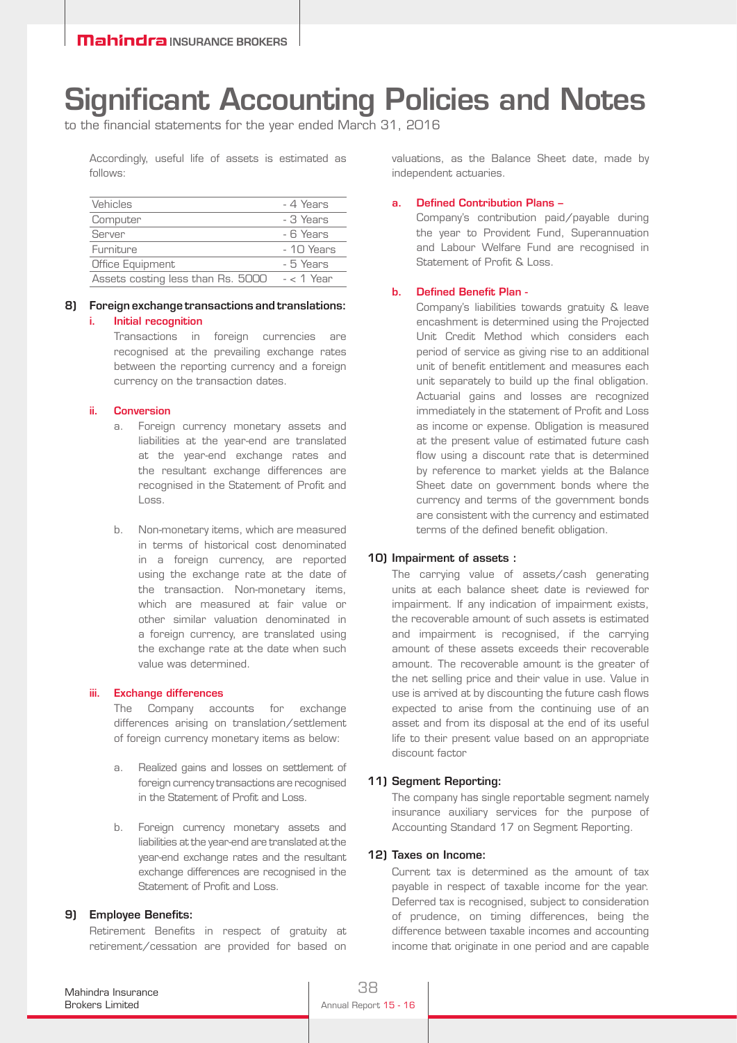# Significant Accounting Policies and Notes

to the financial statements for the year ended March 31, 2016

Accordingly, useful life of assets is estimated as follows:

| | |
|---|---|
| Vehicles | - 4 Years |
| Computer | - 3 Years |
| Server | - 6 Years |
| Furniture | - 10 Years |
| Office Equipment | - 5 Years |
| Assets costing less than Rs. 5000 | - < 1 Year |

**8) Foreign exchange transactions and translations:**

**i. Initial recognition**

Transactions in foreign currencies are recognised at the prevailing exchange rates between the reporting currency and a foreign currency on the transaction dates.

**ii. Conversion**

a. Foreign currency monetary assets and liabilities at the year-end are translated at the year-end exchange rates and the resultant exchange differences are recognised in the Statement of Profit and Loss.

b. Non-monetary items, which are measured in terms of historical cost denominated in a foreign currency, are reported using the exchange rate at the date of the transaction. Non-monetary items, which are measured at fair value or other similar valuation denominated in a foreign currency, are translated using the exchange rate at the date when such value was determined.

**iii. Exchange differences**

The Company accounts for exchange differences arising on translation/settlement of foreign currency monetary items as below:

a. Realized gains and losses on settlement of foreign currency transactions are recognised in the Statement of Profit and Loss.

b. Foreign currency monetary assets and liabilities at the year-end are translated at the year-end exchange rates and the resultant exchange differences are recognised in the Statement of Profit and Loss.

**9) Employee Benefits:**

Retirement Benefits in respect of gratuity at retirement/cessation are provided for based on valuations, as the Balance Sheet date, made by independent actuaries.

**a. Defined Contribution Plans –**

Company's contribution paid/payable during the year to Provident Fund, Superannuation and Labour Welfare Fund are recognised in Statement of Profit & Loss.

**b. Defined Benefit Plan -**

Company's liabilities towards gratuity & leave encashment is determined using the Projected Unit Credit Method which considers each period of service as giving rise to an additional unit of benefit entitlement and measures each unit separately to build up the final obligation. Actuarial gains and losses are recognized immediately in the statement of Profit and Loss as income or expense. Obligation is measured at the present value of estimated future cash flow using a discount rate that is determined by reference to market yields at the Balance Sheet date on government bonds where the currency and terms of the government bonds are consistent with the currency and estimated terms of the defined benefit obligation.

**10) Impairment of assets :**

The carrying value of assets/cash generating units at each balance sheet date is reviewed for impairment. If any indication of impairment exists, the recoverable amount of such assets is estimated and impairment is recognised, if the carrying amount of these assets exceeds their recoverable amount. The recoverable amount is the greater of the net selling price and their value in use. Value in use is arrived at by discounting the future cash flows expected to arise from the continuing use of an asset and from its disposal at the end of its useful life to their present value based on an appropriate discount factor

**11) Segment Reporting:**

The company has single reportable segment namely insurance auxiliary services for the purpose of Accounting Standard 17 on Segment Reporting.

**12) Taxes on Income:**

Current tax is determined as the amount of tax payable in respect of taxable income for the year. Deferred tax is recognised, subject to consideration of prudence, on timing differences, being the difference between taxable incomes and accounting income that originate in one period and are capable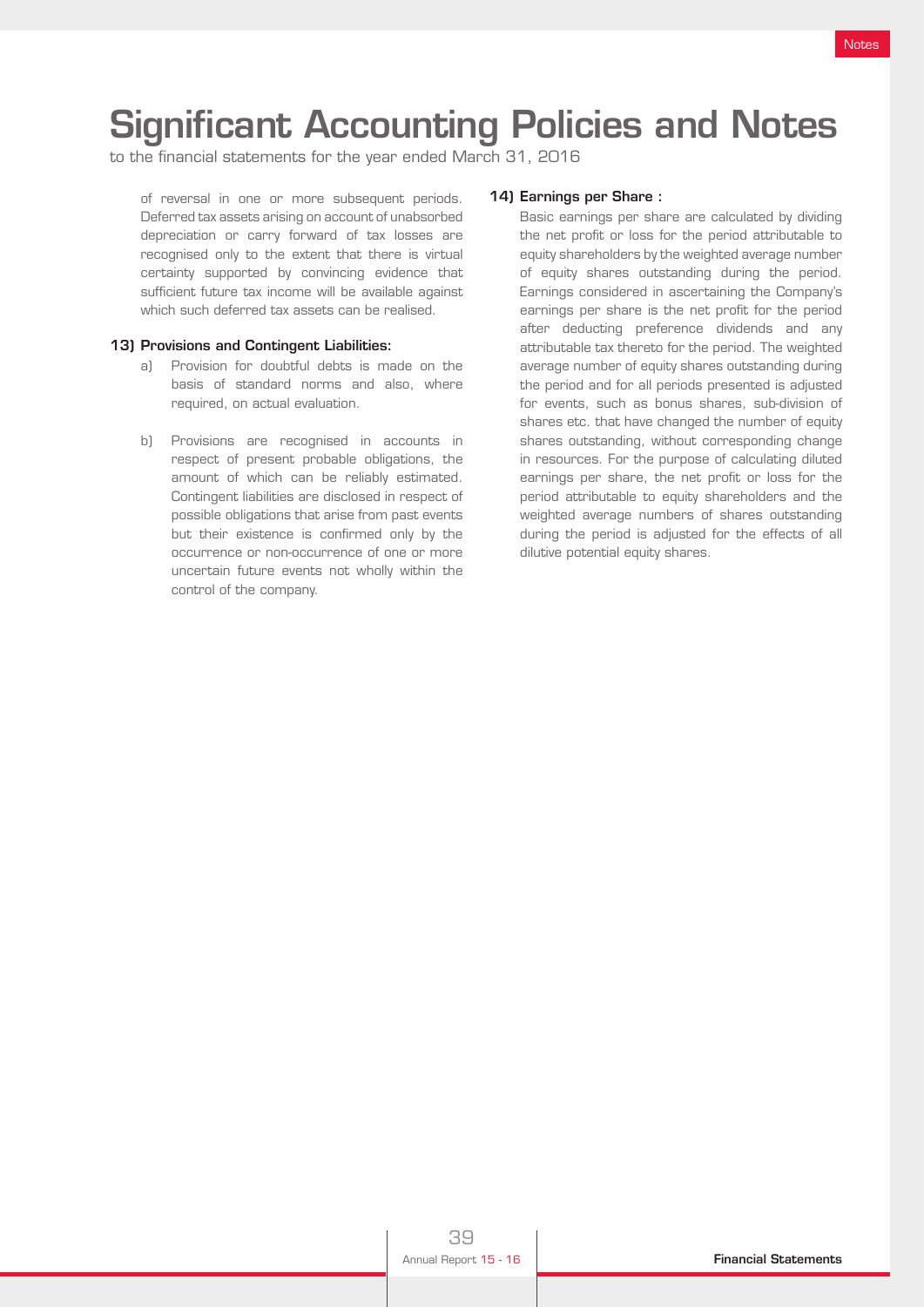# Significant Accounting Policies and Notes

to the financial statements for the year ended March 31, 2016

of reversal in one or more subsequent periods. Deferred tax assets arising on account of unabsorbed depreciation or carry forward of tax losses are recognised only to the extent that there is virtual certainty supported by convincing evidence that sufficient future tax income will be available against which such deferred tax assets can be realised.

**13) Provisions and Contingent Liabilities:**

a) Provision for doubtful debts is made on the basis of standard norms and also, where required, on actual evaluation.

b) Provisions are recognised in accounts in respect of present probable obligations, the amount of which can be reliably estimated. Contingent liabilities are disclosed in respect of possible obligations that arise from past events but their existence is confirmed only by the occurrence or non-occurrence of one or more uncertain future events not wholly within the control of the company.

**14) Earnings per Share :**

Basic earnings per share are calculated by dividing the net profit or loss for the period attributable to equity shareholders by the weighted average number of equity shares outstanding during the period. Earnings considered in ascertaining the Company's earnings per share is the net profit for the period after deducting preference dividends and any attributable tax thereto for the period. The weighted average number of equity shares outstanding during the period and for all periods presented is adjusted for events, such as bonus shares, sub-division of shares etc. that have changed the number of equity shares outstanding, without corresponding change in resources. For the purpose of calculating diluted earnings per share, the net profit or loss for the period attributable to equity shareholders and the weighted average numbers of shares outstanding during the period is adjusted for the effects of all dilutive potential equity shares.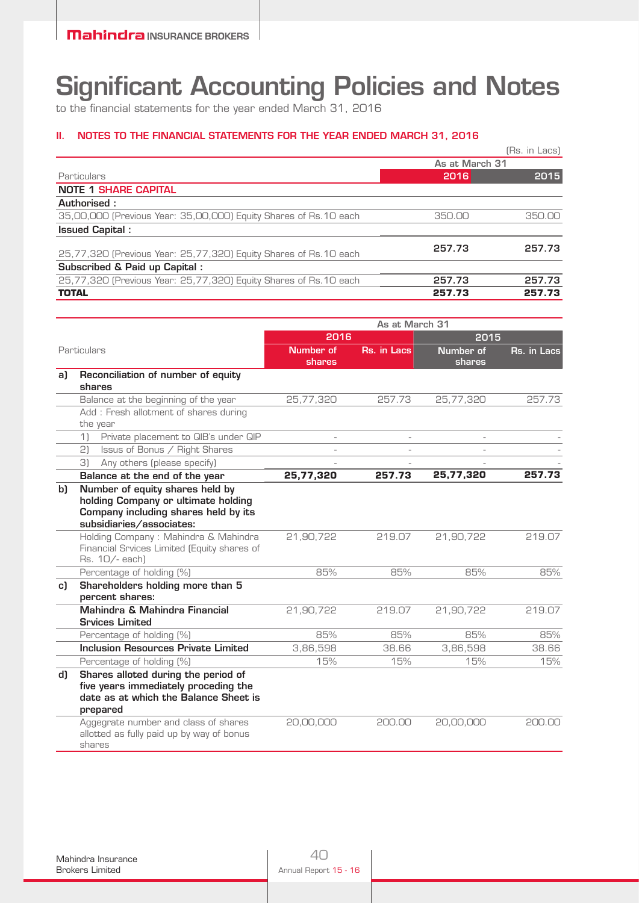# Significant Accounting Policies and Notes

to the financial statements for the year ended March 31, 2016

### II. NOTES TO THE FINANCIAL STATEMENTS FOR THE YEAR ENDED MARCH 31, 2016

(Rs. in Lacs)

| Particulars | As at March 31 2016 | 2015 |
|---|---|---|
| **NOTE 1 SHARE CAPITAL** | | |
| **Authorised :** | | |
| 35,00,000 (Previous Year: 35,00,000) Equity Shares of Rs.10 each | 350.00 | 350.00 |
| **Issued Capital :** | | |
| 25,77,320 (Previous Year: 25,77,320) Equity Shares of Rs.10 each | **257.73** | **257.73** |
| **Subscribed & Paid up Capital :** | | |
| 25,77,320 (Previous Year: 25,77,320) Equity Shares of Rs.10 each | **257.73** | **257.73** |
| **TOTAL** | **257.73** | **257.73** |

| | Particulars | As at March 31 2016 | | 2015 | |
|---|---|---|---|---|---|
| | | Number of shares | Rs. in Lacs | Number of shares | Rs. in Lacs |
| a) | **Reconciliation of number of equity shares** | | | | |
| | Balance at the beginning of the year | 25,77,320 | 257.73 | 25,77,320 | 257.73 |
| | Add : Fresh allotment of shares during the year | | | | |
| | 1) Private placement to QIB's under QIP | - | - | - | - |
| | 2) Issus of Bonus / Right Shares | - | - | - | - |
| | 3) Any others (please specify) | - | - | - | - |
| | **Balance at the end of the year** | **25,77,320** | **257.73** | **25,77,320** | **257.73** |
| b) | **Number of equity shares held by holding Company or ultimate holding Company including shares held by its subsidiaries/associates:** | | | | |
| | Holding Company : Mahindra & Mahindra Financial Srvices Limited (Equity shares of Rs. 10/- each) | 21,90,722 | 219.07 | 21,90,722 | 219.07 |
| | Percentage of holding (%) | 85% | 85% | 85% | 85% |
| c) | **Shareholders holding more than 5 percent shares:** | | | | |
| | **Mahindra & Mahindra Financial Srvices Limited** | 21,90,722 | 219.07 | 21,90,722 | 219.07 |
| | Percentage of holding (%) | 85% | 85% | 85% | 85% |
| | **Inclusion Resources Private Limited** | 3,86,598 | 38.66 | 3,86,598 | 38.66 |
| | Percentage of holding (%) | 15% | 15% | 15% | 15% |
| d) | **Shares alloted during the period of five years immediately proceding the date as at which the Balance Sheet is prepared** | | | | |
| | Aggegrate number and class of shares allotted as fully paid up by way of bonus shares | 20,00,000 | 200.00 | 20,00,000 | 200.00 |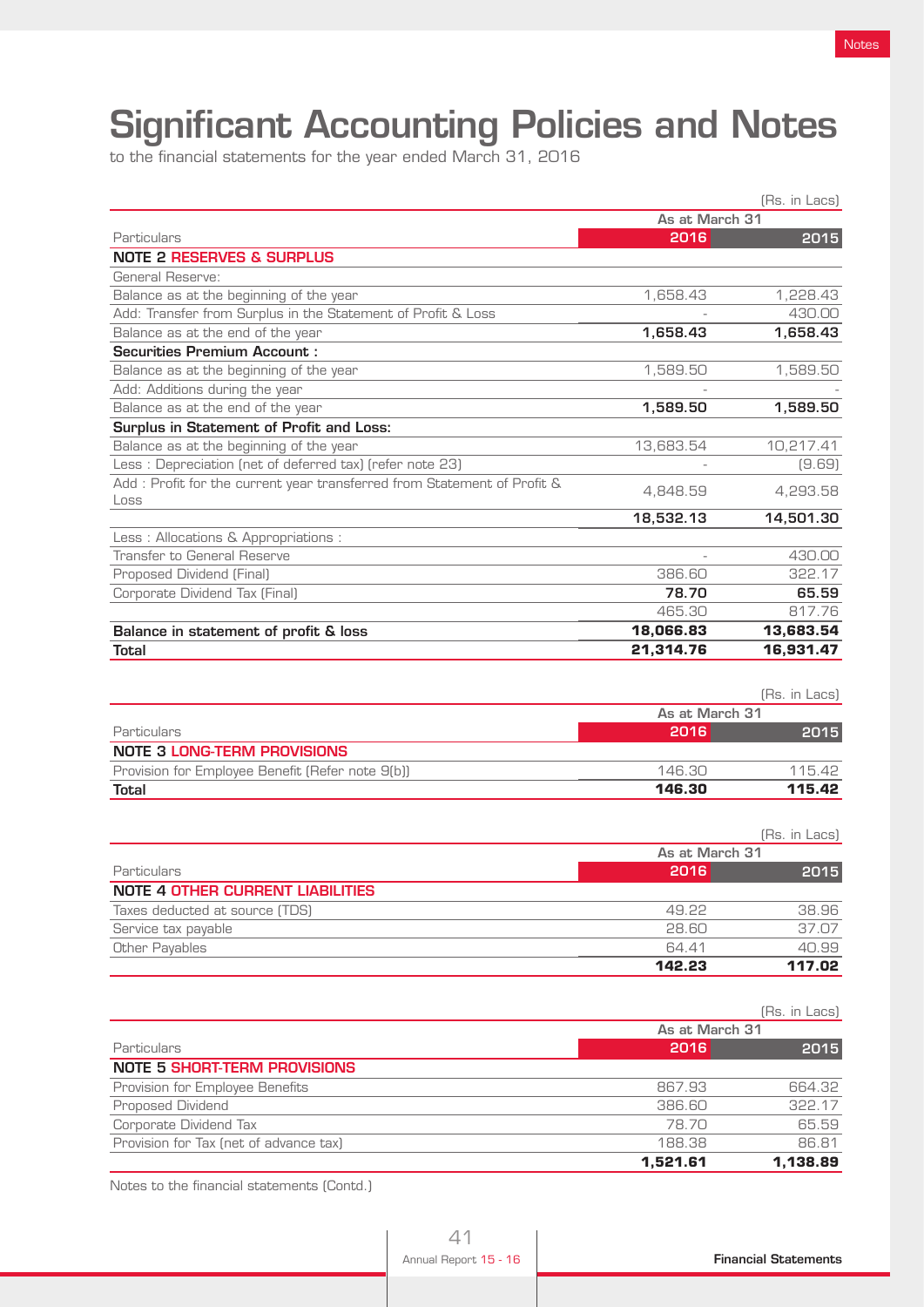# Significant Accounting Policies and Notes

to the financial statements for the year ended March 31, 2016

(Rs. in Lacs)

| Particulars | As at March 31 2016 | 2015 |
|---|---|---|
| **NOTE 2 RESERVES & SURPLUS** | | |
| General Reserve: | | |
| Balance as at the beginning of the year | 1,658.43 | 1,228.43 |
| Add: Transfer from Surplus in the Statement of Profit & Loss | - | 430.00 |
| Balance as at the end of the year | **1,658.43** | **1,658.43** |
| **Securities Premium Account :** | | |
| Balance as at the beginning of the year | 1,589.50 | 1,589.50 |
| Add: Additions during the year | - | - |
| Balance as at the end of the year | **1,589.50** | **1,589.50** |
| **Surplus in Statement of Profit and Loss:** | | |
| Balance as at the beginning of the year | 13,683.54 | 10,217.41 |
| Less : Depreciation (net of deferred tax) (refer note 23) | - | (9.69) |
| Add : Profit for the current year transferred from Statement of Profit & Loss | 4,848.59 | 4,293.58 |
| | **18,532.13** | **14,501.30** |
| Less : Allocations & Appropriations : | | |
| Transfer to General Reserve | - | 430.00 |
| Proposed Dividend (Final) | 386.60 | 322.17 |
| Corporate Dividend Tax (Final) | **78.70** | **65.59** |
| | 465.30 | 817.76 |
| **Balance in statement of profit & loss** | **18,066.83** | **13,683.54** |
| **Total** | **21,314.76** | **16,931.47** |

(Rs. in Lacs)

| Particulars | As at March 31 2016 | 2015 |
|---|---|---|
| **NOTE 3 LONG-TERM PROVISIONS** | | |
| Provision for Employee Benefit (Refer note 9(b)) | 146.30 | 115.42 |
| **Total** | **146.30** | **115.42** |

(Rs. in Lacs)

| Particulars | As at March 31 2016 | 2015 |
|---|---|---|
| **NOTE 4 OTHER CURRENT LIABILITIES** | | |
| Taxes deducted at source (TDS) | 49.22 | 38.96 |
| Service tax payable | 28.60 | 37.07 |
| Other Payables | 64.41 | 40.99 |
| | **142.23** | **117.02** |

(Rs. in Lacs)

| Particulars | As at March 31 2016 | 2015 |
|---|---|---|
| **NOTE 5 SHORT-TERM PROVISIONS** | | |
| Provision for Employee Benefits | 867.93 | 664.32 |
| Proposed Dividend | 386.60 | 322.17 |
| Corporate Dividend Tax | 78.70 | 65.59 |
| Provision for Tax (net of advance tax) | 188.38 | 86.81 |
| | **1,521.61** | **1,138.89** |

Notes to the financial statements (Contd.)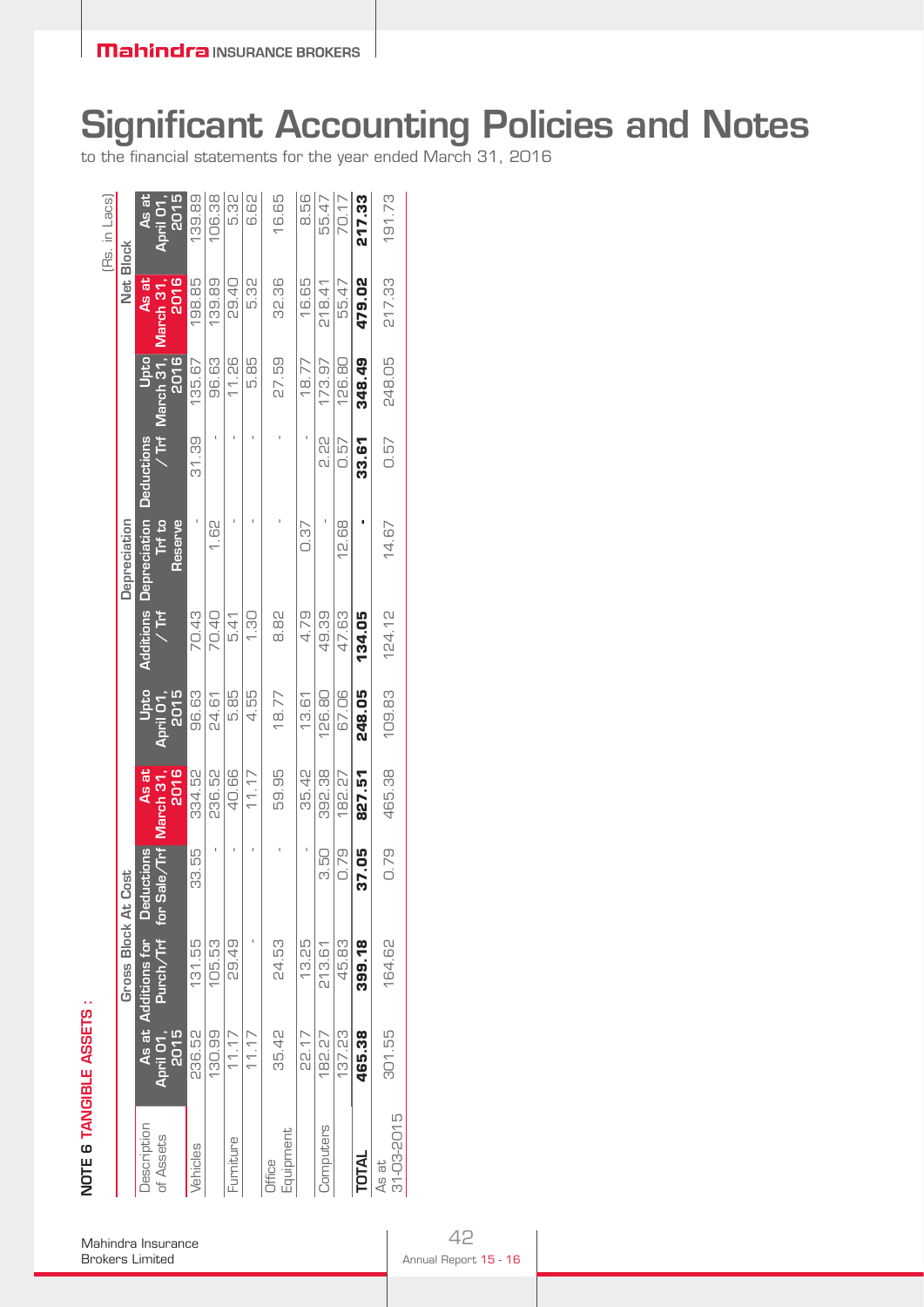# Significant Accounting Policies and Notes

to the financial statements for the year ended March 31, 2016

**NOTE 6 TANGIBLE ASSETS :**

(Rs. in Lacs)

| Description of Assets | Gross Block At Cost | | | | Depreciation | | | | | Net Block | |
|---|---|---|---|---|---|---|---|---|---|---|---|
| | As at April 01, 2015 | Additions for Purch/Trf | Deductions for Sale/Trf | As at March 31, 2016 | Upto April 01, 2015 | Additions / Trf | Depreciation Trf to Reserve | Deductions / Trf | Upto March 31, 2016 | As at March 31, 2016 | As at April 01, 2015 |
| Vehicles | 236.52 | 131.55 | 33.55 | 334.52 | 96.63 | 70.43 | - | 31.39 | 135.67 | 198.85 | 139.89 |
| | 130.99 | 105.53 | - | 236.52 | 24.61 | 70.40 | 1.62 | - | 96.63 | 139.89 | 106.38 |
| Furniture | 11.17 | 29.49 | - | 40.66 | 5.85 | 5.41 | - | - | 11.26 | 29.40 | 5.32 |
| | 11.17 | - | - | 11.17 | 4.55 | 1.30 | - | - | 5.85 | 5.32 | 6.62 |
| Office Equipment | 35.42 | 24.53 | - | 59.95 | 18.77 | 8.82 | - | - | 27.59 | 32.36 | 16.65 |
| | 22.17 | 13.25 | - | 35.42 | 13.61 | 4.79 | 0.37 | - | 18.77 | 16.65 | 8.56 |
| Computers | 182.27 | 213.61 | 3.50 | 392.38 | 126.80 | 49.39 | - | 2.22 | 173.97 | 218.41 | 55.47 |
| | 137.23 | 45.83 | 0.79 | 182.27 | 67.06 | 47.63 | 12.68 | 0.57 | 126.80 | 55.47 | 70.17 |
| **TOTAL** | **465.38** | **399.18** | **37.05** | **827.51** | **248.05** | **134.05** | **-** | **33.61** | **348.49** | **479.02** | **217.33** |
| As at 31-03-2015 | 301.55 | 164.62 | 0.79 | 465.38 | 109.83 | 124.12 | 14.67 | 0.57 | 248.05 | 217.33 | 191.73 |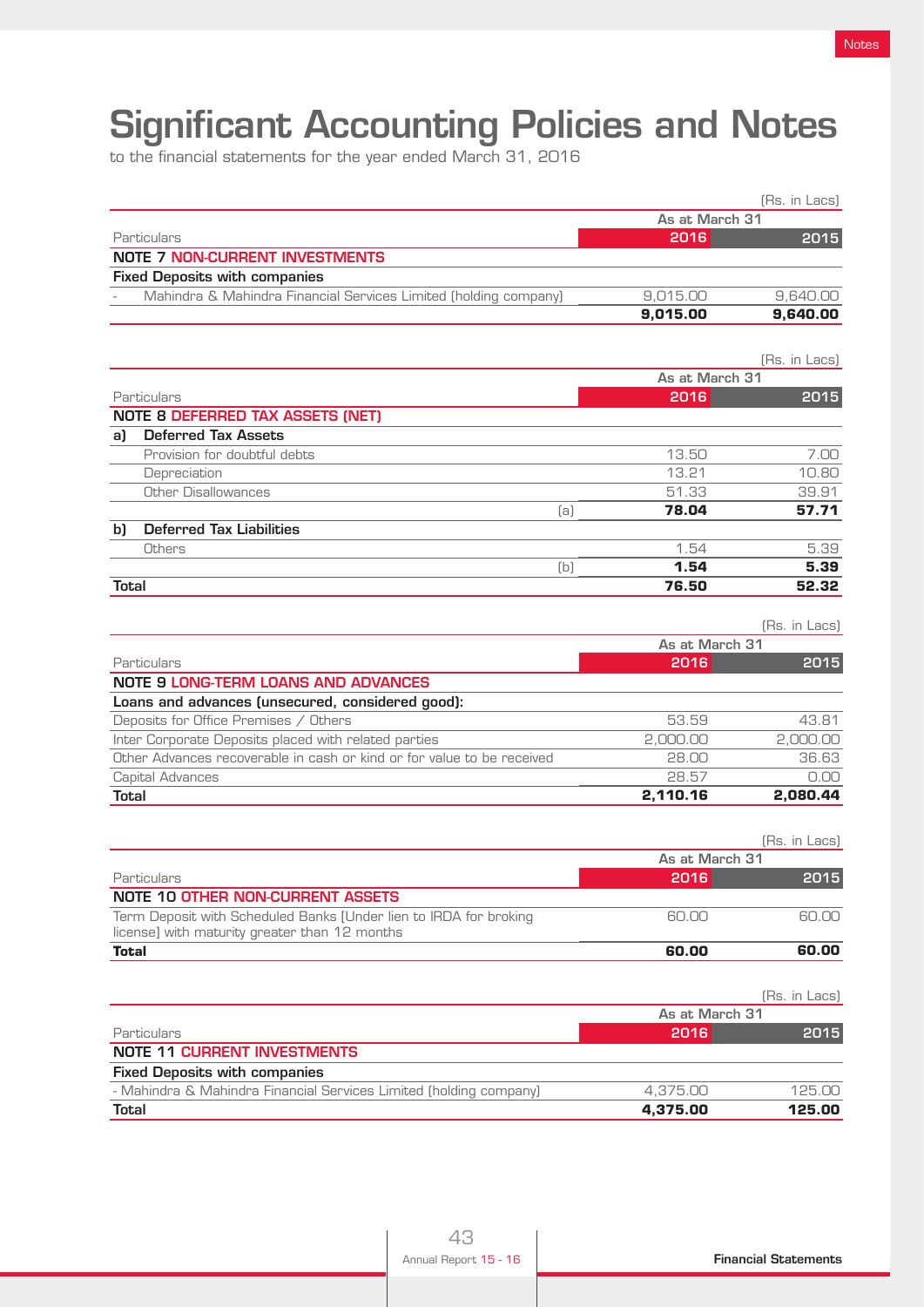# Significant Accounting Policies and Notes

to the financial statements for the year ended March 31, 2016

(Rs. in Lacs)

| Particulars | As at March 31 2016 | 2015 |
|---|---|---|
| **NOTE 7 NON-CURRENT INVESTMENTS** | | |
| **Fixed Deposits with companies** | | |
| - Mahindra & Mahindra Financial Services Limited (holding company) | 9,015.00 | 9,640.00 |
| | **9,015.00** | **9,640.00** |

(Rs. in Lacs)

| Particulars | As at March 31 2016 | 2015 |
|---|---|---|
| **NOTE 8 DEFERRED TAX ASSETS (NET)** | | |
| **a) Deferred Tax Assets** | | |
| Provision for doubtful debts | 13.50 | 7.00 |
| Depreciation | 13.21 | 10.80 |
| Other Disallowances | 51.33 | 39.91 |
| (a) | **78.04** | **57.71** |
| **b) Deferred Tax Liabilities** | | |
| Others | 1.54 | 5.39 |
| (b) | **1.54** | **5.39** |
| **Total** | **76.50** | **52.32** |

(Rs. in Lacs)

| Particulars | As at March 31 2016 | 2015 |
|---|---|---|
| **NOTE 9 LONG-TERM LOANS AND ADVANCES** | | |
| **Loans and advances (unsecured, considered good):** | | |
| Deposits for Office Premises / Others | 53.59 | 43.81 |
| Inter Corporate Deposits placed with related parties | 2,000.00 | 2,000.00 |
| Other Advances recoverable in cash or kind or for value to be received | 28.00 | 36.63 |
| Capital Advances | 28.57 | 0.00 |
| **Total** | **2,110.16** | **2,080.44** |

(Rs. in Lacs)

| Particulars | As at March 31 2016 | 2015 |
|---|---|---|
| **NOTE 10 OTHER NON-CURRENT ASSETS** | | |
| Term Deposit with Scheduled Banks [Under lien to IRDA for broking license] with maturity greater than 12 months | 60.00 | 60.00 |
| **Total** | **60.00** | **60.00** |

(Rs. in Lacs)

| Particulars | As at March 31 2016 | 2015 |
|---|---|---|
| **NOTE 11 CURRENT INVESTMENTS** | | |
| **Fixed Deposits with companies** | | |
| - Mahindra & Mahindra Financial Services Limited (holding company) | 4,375.00 | 125.00 |
| **Total** | **4,375.00** | **125.00** |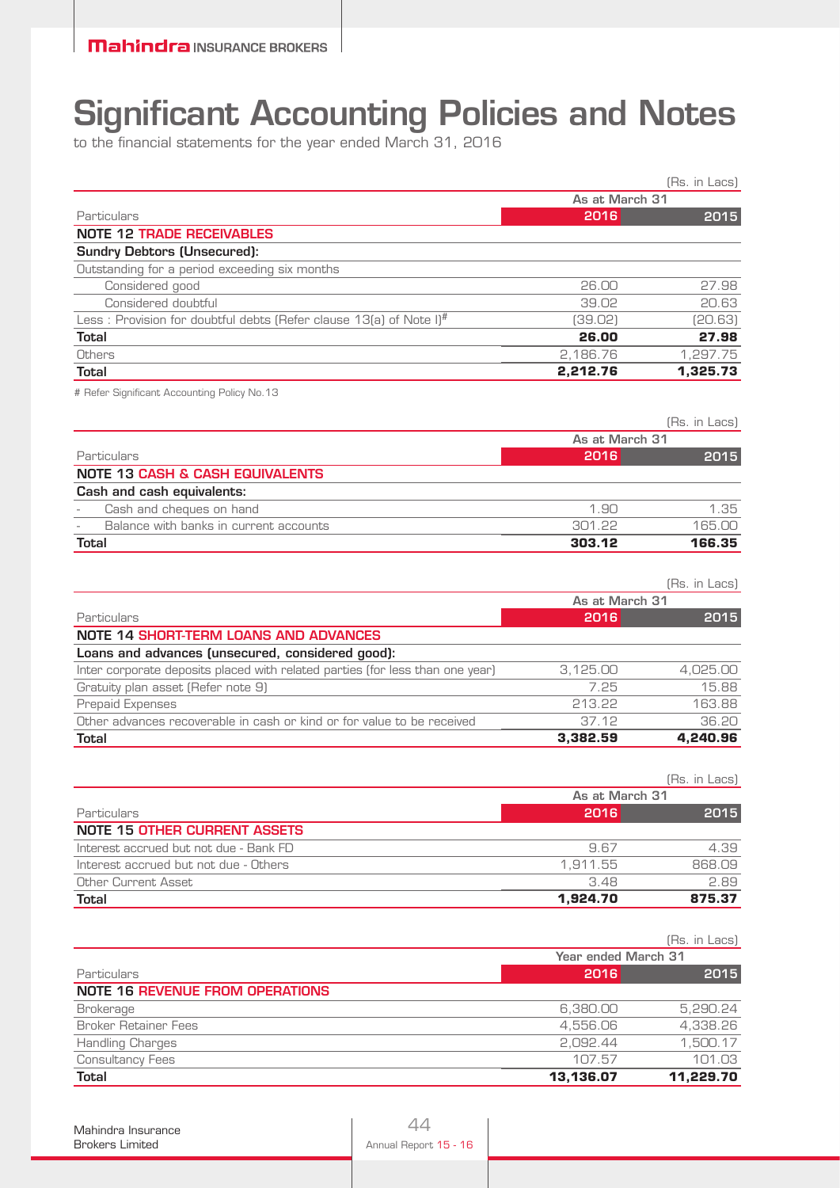# Significant Accounting Policies and Notes

to the financial statements for the year ended March 31, 2016

(Rs. in Lacs)

| Particulars | As at March 31 2016 | 2015 |
|---|---|---|
| **NOTE 12 TRADE RECEIVABLES** | | |
| **Sundry Debtors (Unsecured):** | | |
| Outstanding for a period exceeding six months | | |
| Considered good | 26.00 | 27.98 |
| Considered doubtful | 39.02 | 20.63 |
| Less : Provision for doubtful debts (Refer clause 13(a) of Note I)# | (39.02) | (20.63) |
| **Total** | **26.00** | **27.98** |
| Others | 2,186.76 | 1,297.75 |
| **Total** | **2,212.76** | **1,325.73** |

# Refer Significant Accounting Policy No.13

(Rs. in Lacs)

| Particulars | As at March 31 2016 | 2015 |
|---|---|---|
| **NOTE 13 CASH & CASH EQUIVALENTS** | | |
| **Cash and cash equivalents:** | | |
| - Cash and cheques on hand | 1.90 | 1.35 |
| - Balance with banks in current accounts | 301.22 | 165.00 |
| **Total** | **303.12** | **166.35** |

(Rs. in Lacs)

| Particulars | As at March 31 2016 | 2015 |
|---|---|---|
| **NOTE 14 SHORT-TERM LOANS AND ADVANCES** | | |
| **Loans and advances (unsecured, considered good):** | | |
| Inter corporate deposits placed with related parties (for less than one year) | 3,125.00 | 4,025.00 |
| Gratuity plan asset (Refer note 9) | 7.25 | 15.88 |
| Prepaid Expenses | 213.22 | 163.88 |
| Other advances recoverable in cash or kind or for value to be received | 37.12 | 36.20 |
| **Total** | **3,382.59** | **4,240.96** |

(Rs. in Lacs)

| Particulars | As at March 31 2016 | 2015 |
|---|---|---|
| **NOTE 15 OTHER CURRENT ASSETS** | | |
| Interest accrued but not due - Bank FD | 9.67 | 4.39 |
| Interest accrued but not due - Others | 1,911.55 | 868.09 |
| Other Current Asset | 3.48 | 2.89 |
| **Total** | **1,924.70** | **875.37** |

(Rs. in Lacs)

| Particulars | Year ended March 31 2016 | 2015 |
|---|---|---|
| **NOTE 16 REVENUE FROM OPERATIONS** | | |
| Brokerage | 6,380.00 | 5,290.24 |
| Broker Retainer Fees | 4,556.06 | 4,338.26 |
| Handling Charges | 2,092.44 | 1,500.17 |
| Consultancy Fees | 107.57 | 101.03 |
| **Total** | **13,136.07** | **11,229.70** |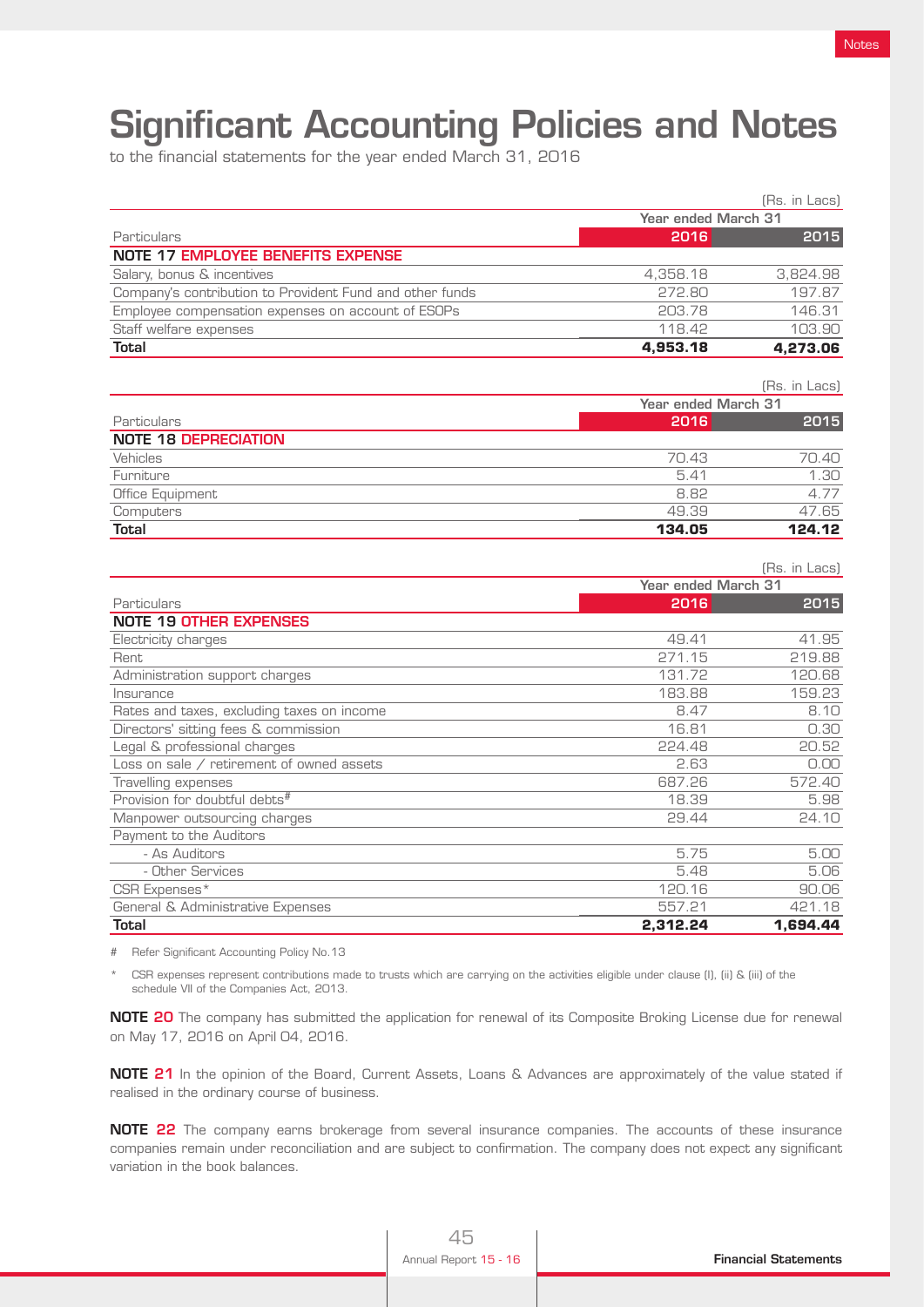# Significant Accounting Policies and Notes

to the financial statements for the year ended March 31, 2016

(Rs. in Lacs)

| Particulars | Year ended March 31 2016 | 2015 |
|---|---|---|
| **NOTE 17 EMPLOYEE BENEFITS EXPENSE** | | |
| Salary, bonus & incentives | 4,358.18 | 3,824.98 |
| Company's contribution to Provident Fund and other funds | 272.80 | 197.87 |
| Employee compensation expenses on account of ESOPs | 203.78 | 146.31 |
| Staff welfare expenses | 118.42 | 103.90 |
| **Total** | **4,953.18** | **4,273.06** |

(Rs. in Lacs)

| Particulars | Year ended March 31 2016 | 2015 |
|---|---|---|
| **NOTE 18 DEPRECIATION** | | |
| Vehicles | 70.43 | 70.40 |
| Furniture | 5.41 | 1.30 |
| Office Equipment | 8.82 | 4.77 |
| Computers | 49.39 | 47.65 |
| **Total** | **134.05** | **124.12** |

(Rs. in Lacs)

| Particulars | Year ended March 31 2016 | 2015 |
|---|---|---|
| **NOTE 19 OTHER EXPENSES** | | |
| Electricity charges | 49.41 | 41.95 |
| Rent | 271.15 | 219.88 |
| Administration support charges | 131.72 | 120.68 |
| Insurance | 183.88 | 159.23 |
| Rates and taxes, excluding taxes on income | 8.47 | 8.10 |
| Directors' sitting fees & commission | 16.81 | 0.30 |
| Legal & professional charges | 224.48 | 20.52 |
| Loss on sale / retirement of owned assets | 2.63 | 0.00 |
| Travelling expenses | 687.26 | 572.40 |
| Provision for doubtful debts# | 18.39 | 5.98 |
| Manpower outsourcing charges | 29.44 | 24.10 |
| Payment to the Auditors | | |
| - As Auditors | 5.75 | 5.00 |
| - Other Services | 5.48 | 5.06 |
| CSR Expenses* | 120.16 | 90.06 |
| General & Administrative Expenses | 557.21 | 421.18 |
| **Total** | **2,312.24** | **1,694.44** |

# Refer Significant Accounting Policy No.13

\* CSR expenses represent contributions made to trusts which are carrying on the activities eligible under clause (I), (ii) & (iii) of the schedule VII of the Companies Act, 2013.

**NOTE 20** The company has submitted the application for renewal of its Composite Broking License due for renewal on May 17, 2016 on April 04, 2016.

**NOTE 21** In the opinion of the Board, Current Assets, Loans & Advances are approximately of the value stated if realised in the ordinary course of business.

**NOTE 22** The company earns brokerage from several insurance companies. The accounts of these insurance companies remain under reconciliation and are subject to confirmation. The company does not expect any significant variation in the book balances.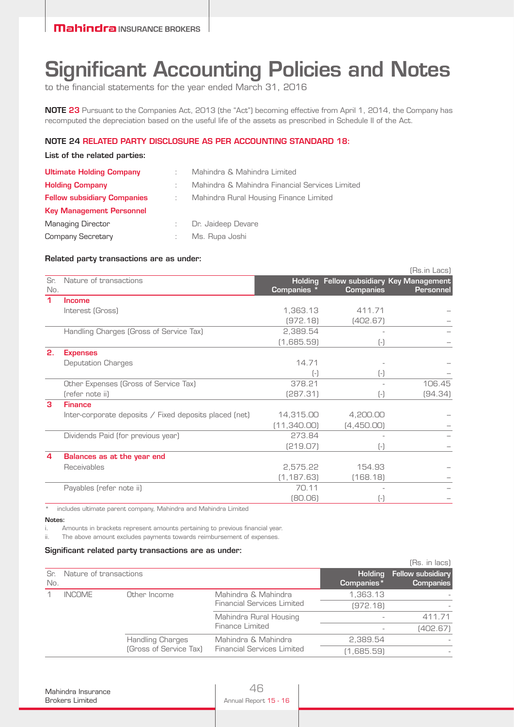# Significant Accounting Policies and Notes

to the financial statements for the year ended March 31, 2016

**NOTE 23** Pursuant to the Companies Act, 2013 (the "Act") becoming effective from April 1, 2014, the Company has recomputed the depreciation based on the useful life of the assets as prescribed in Schedule II of the Act.

## NOTE 24 RELATED PARTY DISCLOSURE AS PER ACCOUNTING STANDARD 18:

**List of the related parties:**

| | | |
|---|---|---|
| **Ultimate Holding Company** | : | Mahindra & Mahindra Limited |
| **Holding Company** | : | Mahindra & Mahindra Financial Services Limited |
| **Fellow subsidiary Companies** | : | Mahindra Rural Housing Finance Limited |
| **Key Management Personnel** | | |
| Managing Director | : | Dr. Jaideep Devare |
| Company Secretary | : | Ms. Rupa Joshi |

**Related party transactions are as under:**

(Rs.in Lacs)

| Sr. No. | Nature of transactions | Holding Companies * | Fellow subsidiary Companies | Key Management Personnel |
|---|---|---|---|---|
| **1** | **Income** | | | |
| | Interest (Gross) | 1,363.13 | 411.71 | – |
| | | (972.18) | (402.67) | – |
| | Handling Charges (Gross of Service Tax) | 2,389.54 | - | – |
| | | (1,685.59) | (-) | – |
| **2.** | **Expenses** | | | |
| | Deputation Charges | 14.71 | - | – |
| | | (-) | (-) | – |
| | Other Expenses (Gross of Service Tax) | 378.21 | - | 106.45 |
| | (refer note ii) | (287.31) | (-) | (94.34) |
| **3** | **Finance** | | | |
| | Inter-corporate deposits / Fixed deposits placed (net) | 14,315.00 | 4,200.00 | – |
| | | (11,340.00) | (4,450.00) | – |
| | Dividends Paid (for previous year) | 273.84 | - | – |
| | | (219.07) | (-) | – |
| **4** | **Balances as at the year end** | | | |
| | Receivables | 2,575.22 | 154.93 | – |
| | | (1,187.63) | (168.18) | – |
| | Payables (refer note ii) | 70.11 | - | – |
| | | (80.06) | (-) | – |

\* includes ultimate parent company, Mahindra and Mahindra Limited

**Notes:**

i. Amounts in brackets represent amounts pertaining to previous financial year.

ii. The above amount excludes payments towards reimbursement of expenses.

**Significant related party transactions are as under:**

(Rs. in lacs)

| Sr. No. | Nature of transactions | | | Holding Companies* | Fellow subsidiary Companies |
|---|---|---|---|---|---|
| 1 | INCOME | Other Income | Mahindra & Mahindra Financial Services Limited | 1,363.13 | - |
| | | | | (972.18) | - |
| | | | Mahindra Rural Housing Finance Limited | - | 411.71 |
| | | | | - | (402.67) |
| | | Handling Charges (Gross of Service Tax) | Mahindra & Mahindra Financial Services Limited | 2,389.54 | - |
| | | | | (1,685.59) | - |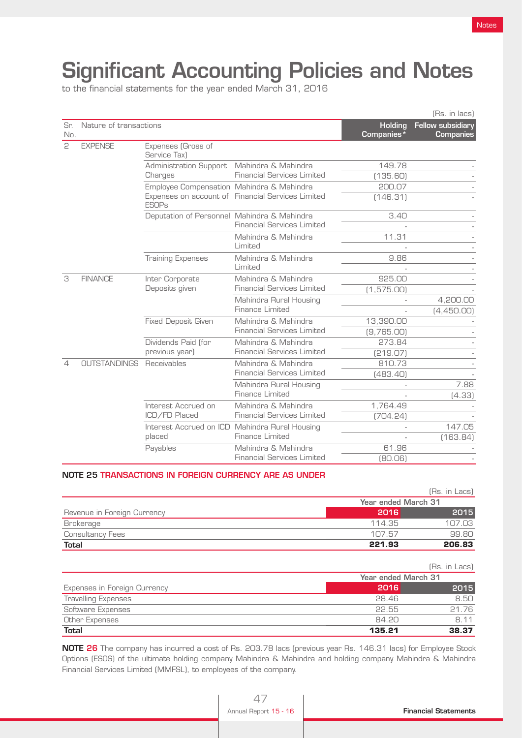# Significant Accounting Policies and Notes

to the financial statements for the year ended March 31, 2016

(Rs. in lacs)

| Sr. No. | Nature of transactions | | | Holding Companies* | Fellow subsidiary Companies |
|---|---|---|---|---|---|
| 2 | EXPENSE | Expenses (Gross of Service Tax) | | | |
| | | Administration Support Charges | Mahindra & Mahindra Financial Services Limited | 149.78 | - |
| | | | | (135.60) | - |
| | | Employee Compensation Expenses on account of ESOPs | Mahindra & Mahindra Financial Services Limited | 200.07 | - |
| | | | | (146.31) | - |
| | | Deputation of Personnel | Mahindra & Mahindra Financial Services Limited | 3.40 | - |
| | | | | - | - |
| | | | Mahindra & Mahindra Limited | 11.31 | - |
| | | | | - | - |
| | | Training Expenses | Mahindra & Mahindra Limited | 9.86 | - |
| | | | | - | - |
| 3 | FINANCE | Inter Corporate Deposits given | Mahindra & Mahindra Financial Services Limited | 925.00 | - |
| | | | | (1,575.00) | - |
| | | | Mahindra Rural Housing Finance Limited | - | 4,200.00 |
| | | | | - | (4,450.00) |
| | | Fixed Deposit Given | Mahindra & Mahindra Financial Services Limited | 13,390.00 | - |
| | | | | (9,765.00) | - |
| | | Dividends Paid (for previous year) | Mahindra & Mahindra Financial Services Limited | 273.84 | - |
| | | | | (219.07) | - |
| 4 | OUTSTANDINGS | Receivables | Mahindra & Mahindra Financial Services Limited | 810.73 | - |
| | | | | (483.40) | - |
| | | | Mahindra Rural Housing Finance Limited | - | 7.88 |
| | | | | - | (4.33) |
| | | Interest Accrued on ICD/FD Placed | Mahindra & Mahindra Financial Services Limited | 1,764.49 | - |
| | | | | (704.24) | - |
| | | Interest Accrued on ICD placed | Mahindra Rural Housing Finance Limited | - | 147.05 |
| | | | | - | (163.84) |
| | | Payables | Mahindra & Mahindra Financial Services Limited | 61.96 | - |
| | | | | (80.06) | - |

**NOTE 25 TRANSACTIONS IN FOREIGN CURRENCY ARE AS UNDER**

(Rs. in Lacs)

| | Year ended March 31 | |
|---|---|---|
| Revenue in Foreign Currency | 2016 | 2015 |
| Brokerage | 114.35 | 107.03 |
| Consultancy Fees | 107.57 | 99.80 |
| **Total** | **221.93** | **206.83** |

(Rs. in Lacs)

| | Year ended March 31 | |
|---|---|---|
| Expenses in Foreign Currency | 2016 | 2015 |
| Travelling Expenses | 28.46 | 8.50 |
| Software Expenses | 22.55 | 21.76 |
| Other Expenses | 84.20 | 8.11 |
| **Total** | **135.21** | **38.37** |

**NOTE 26** The company has incurred a cost of Rs. 203.78 lacs (previous year Rs. 146.31 lacs) for Employee Stock Options (ESOS) of the ultimate holding company Mahindra & Mahindra and holding company Mahindra & Mahindra Financial Services Limited (MMFSL), to employees of the company.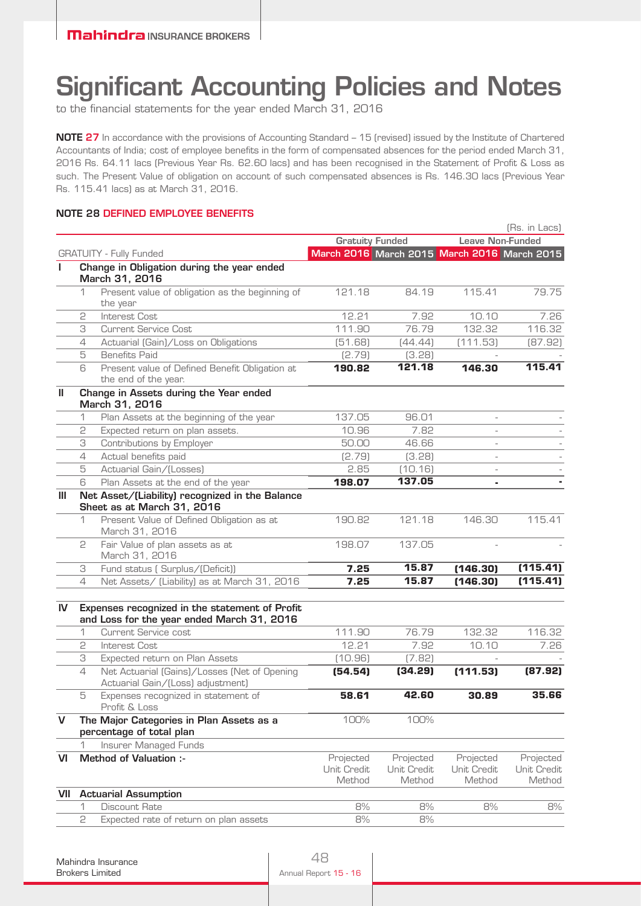# Significant Accounting Policies and Notes

to the financial statements for the year ended March 31, 2016

**NOTE 27** In accordance with the provisions of Accounting Standard – 15 (revised) issued by the Institute of Chartered Accountants of India; cost of employee benefits in the form of compensated absences for the period ended March 31, 2016 Rs. 64.11 lacs (Previous Year Rs. 62.60 lacs) and has been recognised in the Statement of Profit & Loss as such. The Present Value of obligation on account of such compensated absences is Rs. 146.30 lacs (Previous Year Rs. 115.41 lacs) as at March 31, 2016.

## NOTE 28 DEFINED EMPLOYEE BENEFITS

(Rs. in Lacs)

| | | | Gratuity Funded | | Leave Non-Funded | |
|---|---|---|---|---|---|---|
| | | GRATUITY - Fully Funded | March 2016 | March 2015 | March 2016 | March 2015 |
| **I** | | **Change in Obligation during the year ended March 31, 2016** | | | | |
| | 1 | Present value of obligation as the beginning of the year | 121.18 | 84.19 | 115.41 | 79.75 |
| | 2 | Interest Cost | 12.21 | 7.92 | 10.10 | 7.26 |
| | 3 | Current Service Cost | 111.90 | 76.79 | 132.32 | 116.32 |
| | 4 | Actuarial (Gain)/Loss on Obligations | (51.68) | (44.44) | (111.53) | (87.92) |
| | 5 | Benefits Paid | (2.79) | (3.28) | - | - |
| | 6 | Present value of Defined Benefit Obligation at the end of the year. | **190.82** | **121.18** | **146.30** | **115.41** |
| **II** | | **Change in Assets during the Year ended March 31, 2016** | | | | |
| | 1 | Plan Assets at the beginning of the year | 137.05 | 96.01 | - | - |
| | 2 | Expected return on plan assets. | 10.96 | 7.82 | - | - |
| | 3 | Contributions by Employer | 50.00 | 46.66 | - | - |
| | 4 | Actual benefits paid | (2.79) | (3.28) | - | - |
| | 5 | Actuarial Gain/(Losses) | 2.85 | (10.16) | - | - |
| | 6 | Plan Assets at the end of the year | **198.07** | **137.05** | **-** | **-** |
| **III** | | **Net Asset/(Liability) recognized in the Balance Sheet as at March 31, 2016** | | | | |
| | 1 | Present Value of Defined Obligation as at March 31, 2016 | 190.82 | 121.18 | 146.30 | 115.41 |
| | 2 | Fair Value of plan assets as at March 31, 2016 | 198.07 | 137.05 | - | - |
| | 3 | Fund status ( Surplus/(Deficit)) | **7.25** | **15.87** | **(146.30)** | **(115.41)** |
| | 4 | Net Assets/ (Liability) as at March 31, 2016 | **7.25** | **15.87** | **(146.30)** | **(115.41)** |
| **IV** | | **Expenses recognized in the statement of Profit and Loss for the year ended March 31, 2016** | | | | |
| | 1 | Current Service cost | 111.90 | 76.79 | 132.32 | 116.32 |
| | 2 | Interest Cost | 12.21 | 7.92 | 10.10 | 7.26 |
| | 3 | Expected return on Plan Assets | (10.96) | (7.82) | - | - |
| | 4 | Net Actuarial (Gains)/Losses (Net of Opening Actuarial Gain/(Loss) adjustment) | **(54.54)** | **(34.29)** | **(111.53)** | **(87.92)** |
| | 5 | Expenses recognized in statement of Profit & Loss | **58.61** | **42.60** | **30.89** | **35.66** |
| **V** | | **The Major Categories in Plan Assets as a percentage of total plan** | 100% | 100% | | |
| | 1 | Insurer Managed Funds | | | | |
| **VI** | | **Method of Valuation :-** | Projected Unit Credit Method | Projected Unit Credit Method | Projected Unit Credit Method | Projected Unit Credit Method |
| **VII** | | **Actuarial Assumption** | | | | |
| | 1 | Discount Rate | 8% | 8% | 8% | 8% |
| | 2 | Expected rate of return on plan assets | 8% | 8% | | |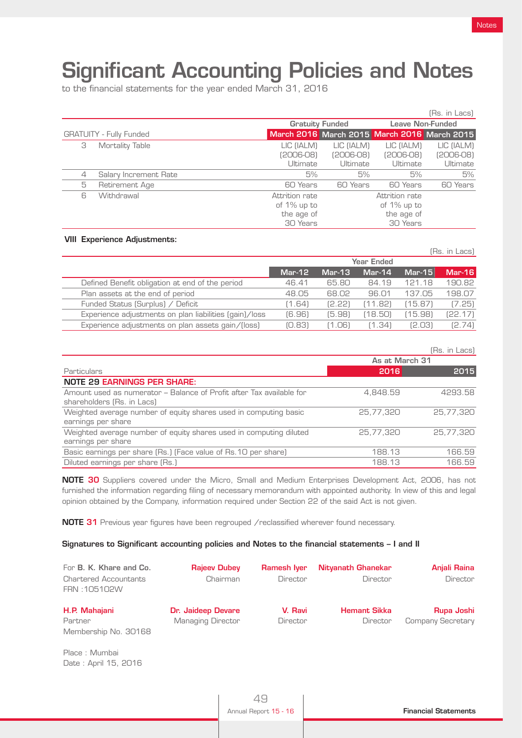# Significant Accounting Policies and Notes

to the financial statements for the year ended March 31, 2016

(Rs. in Lacs)

| | GRATUITY - Fully Funded | Gratuity Funded | | Leave Non-Funded | |
|---|---|---|---|---|---|
| | | March 2016 | March 2015 | March 2016 | March 2015 |
| 3 | Mortality Table | LIC (IALM) (2006-08) Ultimate | LIC (IALM) (2006-08) Ultimate | LIC (IALM) (2006-08) Ultimate | LIC (IALM) (2006-08) Ultimate |
| 4 | Salary Increment Rate | 5% | 5% | 5% | 5% |
| 5 | Retirement Age | 60 Years | 60 Years | 60 Years | 60 Years |
| 6 | Withdrawal | Attrition rate of 1% up to the age of 30 Years | | Attrition rate of 1% up to the age of 30 Years | |

**VIII Experience Adjustments:**

(Rs. in Lacs)

| | Year Ended | | | | |
|---|---|---|---|---|---|
| | Mar-12 | Mar-13 | Mar-14 | Mar-15 | Mar-16 |
| Defined Benefit obligation at end of the period | 46.41 | 65.80 | 84.19 | 121.18 | 190.82 |
| Plan assets at the end of period | 48.05 | 68.02 | 96.01 | 137.05 | 198.07 |
| Funded Status (Surplus) / Deficit | (1.64) | (2.22) | (11.82) | (15.87) | (7.25) |
| Experience adjustments on plan liabilities (gain)/loss | (6.96) | (5.98) | (18.50) | (15.98) | (22.17) |
| Experience adjustments on plan assets gain/(loss) | (0.83) | (1.06) | (1.34) | (2.03) | (2.74) |

(Rs. in Lacs)

| Particulars | As at March 31 2016 | 2015 |
|---|---|---|
| **NOTE 29 EARNINGS PER SHARE:** | | |
| Amount used as numerator – Balance of Profit after Tax available for shareholders (Rs. in Lacs) | 4,848.59 | 4293.58 |
| Weighted average number of equity shares used in computing basic earnings per share | 25,77,320 | 25,77,320 |
| Weighted average number of equity shares used in computing diluted earnings per share | 25,77,320 | 25,77,320 |
| Basic earnings per share (Rs.) (Face value of Rs.10 per share) | 188.13 | 166.59 |
| Diluted earnings per share (Rs.) | 188.13 | 166.59 |

**NOTE 30** Suppliers covered under the Micro, Small and Medium Enterprises Development Act, 2006, has not furnished the information regarding filing of necessary memorandum with appointed authority. In view of this and legal opinion obtained by the Company, information required under Section 22 of the said Act is not given.

**NOTE 31** Previous year figures have been regrouped /reclassified wherever found necessary.

**Signatures to Significant accounting policies and Notes to the financial statements – I and II**

For **B. K. Khare and Co.**
Chartered Accountants
FRN :105102W

**Rajeev Dubey** – Chairman
**Ramesh Iyer** – Director
**Nityanath Ghanekar** – Director
**Anjali Raina** – Director

**H.P. Mahajani**
Partner
Membership No. 30168

**Dr. Jaideep Devare** – Managing Director
**V. Ravi** – Director
**Hemant Sikka** – Director
**Rupa Joshi** – Company Secretary

Place : Mumbai
Date : April 15, 2016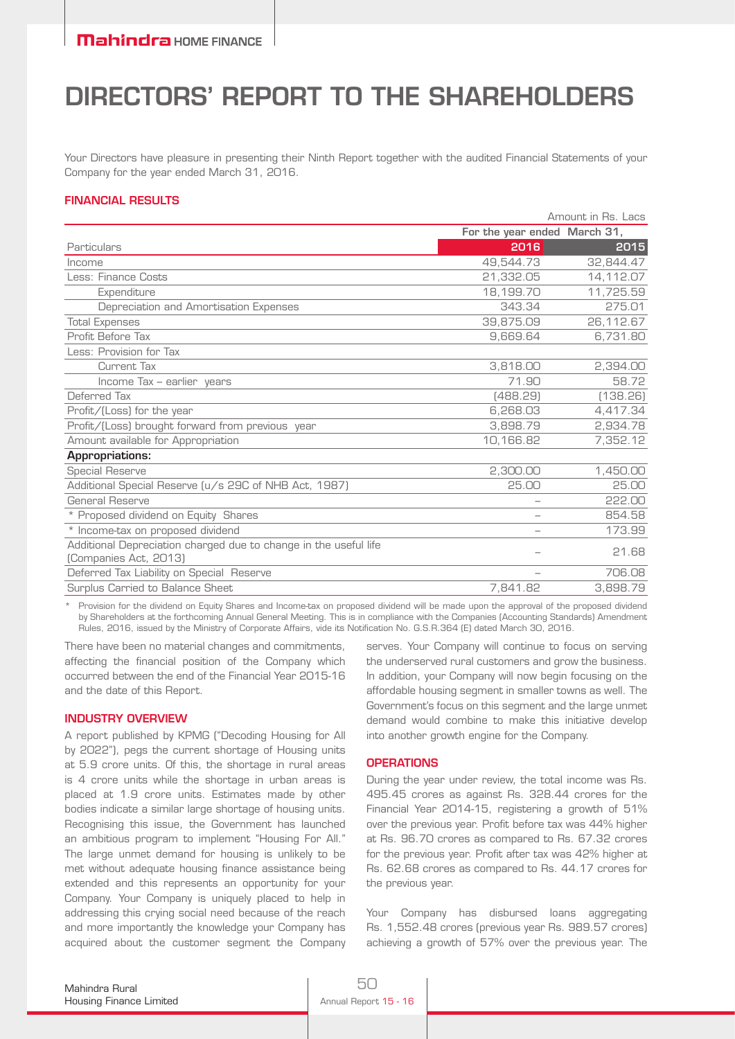# DIRECTORS' REPORT TO THE SHAREHOLDERS

Your Directors have pleasure in presenting their Ninth Report together with the audited Financial Statements of your Company for the year ended March 31, 2016.

## FINANCIAL RESULTS

Amount in Rs. Lacs

| Particulars | For the year ended March 31, 2016 | 2015 |
|---|---|---|
| Income | 49,544.73 | 32,844.47 |
| Less: Finance Costs | 21,332.05 | 14,112.07 |
| Expenditure | 18,199.70 | 11,725.59 |
| Depreciation and Amortisation Expenses | 343.34 | 275.01 |
| Total Expenses | 39,875.09 | 26,112.67 |
| Profit Before Tax | 9,669.64 | 6,731.80 |
| Less: Provision for Tax | | |
| Current Tax | 3,818.00 | 2,394.00 |
| Income Tax – earlier years | 71.90 | 58.72 |
| Deferred Tax | (488.29) | (138.26) |
| Profit/(Loss) for the year | 6,268.03 | 4,417.34 |
| Profit/(Loss) brought forward from previous year | 3,898.79 | 2,934.78 |
| Amount available for Appropriation | 10,166.82 | 7,352.12 |
| **Appropriations:** | | |
| Special Reserve | 2,300.00 | 1,450.00 |
| Additional Special Reserve (u/s 29C of NHB Act, 1987) | 25.00 | 25.00 |
| General Reserve | – | 222.00 |
| * Proposed dividend on Equity Shares | – | 854.58 |
| * Income-tax on proposed dividend | – | 173.99 |
| Additional Depreciation charged due to change in the useful life (Companies Act, 2013) | – | 21.68 |
| Deferred Tax Liability on Special Reserve | – | 706.08 |
| Surplus Carried to Balance Sheet | 7,841.82 | 3,898.79 |

\* Provision for the dividend on Equity Shares and Income-tax on proposed dividend will be made upon the approval of the proposed dividend by Shareholders at the forthcoming Annual General Meeting. This is in compliance with the Companies (Accounting Standards) Amendment Rules, 2016, issued by the Ministry of Corporate Affairs, vide its Notification No. G.S.R.364 (E) dated March 30, 2016.

There have been no material changes and commitments, affecting the financial position of the Company which occurred between the end of the Financial Year 2015-16 and the date of this Report.

## INDUSTRY OVERVIEW

A report published by KPMG ("Decoding Housing for All by 2022"), pegs the current shortage of Housing units at 5.9 crore units. Of this, the shortage in rural areas is 4 crore units while the shortage in urban areas is placed at 1.9 crore units. Estimates made by other bodies indicate a similar large shortage of housing units. Recognising this issue, the Government has launched an ambitious program to implement "Housing For All." The large unmet demand for housing is unlikely to be met without adequate housing finance assistance being extended and this represents an opportunity for your Company. Your Company is uniquely placed to help in addressing this crying social need because of the reach and more importantly the knowledge your Company has acquired about the customer segment the Company serves. Your Company will continue to focus on serving the underserved rural customers and grow the business. In addition, your Company will now begin focusing on the affordable housing segment in smaller towns as well. The Government's focus on this segment and the large unmet demand would combine to make this initiative develop into another growth engine for the Company.

## OPERATIONS

During the year under review, the total income was Rs. 495.45 crores as against Rs. 328.44 crores for the Financial Year 2014-15, registering a growth of 51% over the previous year. Profit before tax was 44% higher at Rs. 96.70 crores as compared to Rs. 67.32 crores for the previous year. Profit after tax was 42% higher at Rs. 62.68 crores as compared to Rs. 44.17 crores for the previous year.

Your Company has disbursed loans aggregating Rs. 1,552.48 crores (previous year Rs. 989.57 crores) achieving a growth of 57% over the previous year. The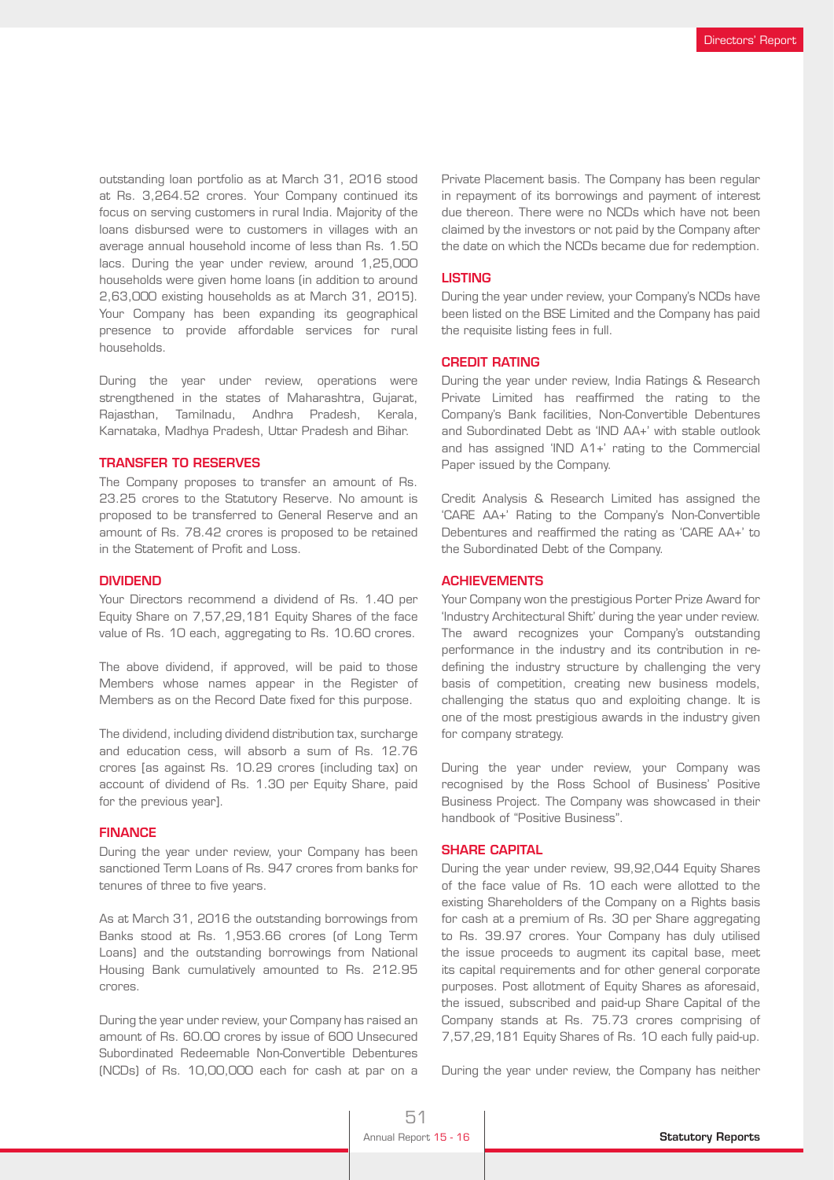outstanding loan portfolio as at March 31, 2016 stood at Rs. 3,264.52 crores. Your Company continued its focus on serving customers in rural India. Majority of the loans disbursed were to customers in villages with an average annual household income of less than Rs. 1.50 lacs. During the year under review, around 1,25,000 households were given home loans (in addition to around 2,63,000 existing households as at March 31, 2015). Your Company has been expanding its geographical presence to provide affordable services for rural households.

During the year under review, operations were strengthened in the states of Maharashtra, Gujarat, Rajasthan, Tamilnadu, Andhra Pradesh, Kerala, Karnataka, Madhya Pradesh, Uttar Pradesh and Bihar.

## TRANSFER TO RESERVES

The Company proposes to transfer an amount of Rs. 23.25 crores to the Statutory Reserve. No amount is proposed to be transferred to General Reserve and an amount of Rs. 78.42 crores is proposed to be retained in the Statement of Profit and Loss.

## DIVIDEND

Your Directors recommend a dividend of Rs. 1.40 per Equity Share on 7,57,29,181 Equity Shares of the face value of Rs. 10 each, aggregating to Rs. 10.60 crores.

The above dividend, if approved, will be paid to those Members whose names appear in the Register of Members as on the Record Date fixed for this purpose.

The dividend, including dividend distribution tax, surcharge and education cess, will absorb a sum of Rs. 12.76 crores (as against Rs. 10.29 crores (including tax) on account of dividend of Rs. 1.30 per Equity Share, paid for the previous year).

## FINANCE

During the year under review, your Company has been sanctioned Term Loans of Rs. 947 crores from banks for tenures of three to five years.

As at March 31, 2016 the outstanding borrowings from Banks stood at Rs. 1,953.66 crores (of Long Term Loans) and the outstanding borrowings from National Housing Bank cumulatively amounted to Rs. 212.95 crores.

During the year under review, your Company has raised an amount of Rs. 60.00 crores by issue of 600 Unsecured Subordinated Redeemable Non-Convertible Debentures (NCDs) of Rs. 10,00,000 each for cash at par on a Private Placement basis. The Company has been regular in repayment of its borrowings and payment of interest due thereon. There were no NCDs which have not been claimed by the investors or not paid by the Company after the date on which the NCDs became due for redemption.

## LISTING

During the year under review, your Company's NCDs have been listed on the BSE Limited and the Company has paid the requisite listing fees in full.

## CREDIT RATING

During the year under review, India Ratings & Research Private Limited has reaffirmed the rating to the Company's Bank facilities, Non-Convertible Debentures and Subordinated Debt as 'IND AA+' with stable outlook and has assigned 'IND A1+' rating to the Commercial Paper issued by the Company.

Credit Analysis & Research Limited has assigned the 'CARE AA+' Rating to the Company's Non-Convertible Debentures and reaffirmed the rating as 'CARE AA+' to the Subordinated Debt of the Company.

## ACHIEVEMENTS

Your Company won the prestigious Porter Prize Award for 'Industry Architectural Shift' during the year under review. The award recognizes your Company's outstanding performance in the industry and its contribution in re-defining the industry structure by challenging the very basis of competition, creating new business models, challenging the status quo and exploiting change. It is one of the most prestigious awards in the industry given for company strategy.

During the year under review, your Company was recognised by the Ross School of Business' Positive Business Project. The Company was showcased in their handbook of "Positive Business".

## SHARE CAPITAL

During the year under review, 99,92,044 Equity Shares of the face value of Rs. 10 each were allotted to the existing Shareholders of the Company on a Rights basis for cash at a premium of Rs. 30 per Share aggregating to Rs. 39.97 crores. Your Company has duly utilised the issue proceeds to augment its capital base, meet its capital requirements and for other general corporate purposes. Post allotment of Equity Shares as aforesaid, the issued, subscribed and paid-up Share Capital of the Company stands at Rs. 75.73 crores comprising of 7,57,29,181 Equity Shares of Rs. 10 each fully paid-up.

During the year under review, the Company has neither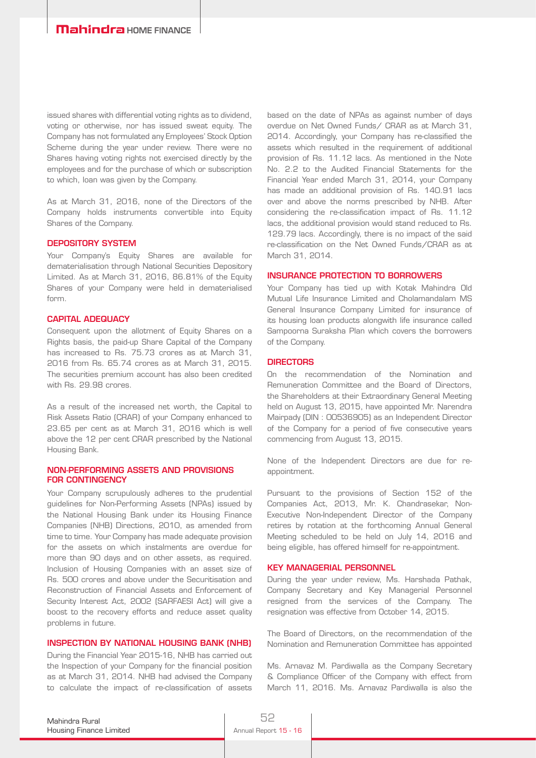issued shares with differential voting rights as to dividend, voting or otherwise, nor has issued sweat equity. The Company has not formulated any Employees' Stock Option Scheme during the year under review. There were no Shares having voting rights not exercised directly by the employees and for the purchase of which or subscription to which, loan was given by the Company.

As at March 31, 2016, none of the Directors of the Company holds instruments convertible into Equity Shares of the Company.

## DEPOSITORY SYSTEM

Your Company's Equity Shares are available for dematerialisation through National Securities Depository Limited. As at March 31, 2016, 86.81% of the Equity Shares of your Company were held in dematerialised form.

## CAPITAL ADEQUACY

Consequent upon the allotment of Equity Shares on a Rights basis, the paid-up Share Capital of the Company has increased to Rs. 75.73 crores as at March 31, 2016 from Rs. 65.74 crores as at March 31, 2015. The securities premium account has also been credited with Rs. 29.98 crores.

As a result of the increased net worth, the Capital to Risk Assets Ratio (CRAR) of your Company enhanced to 23.65 per cent as at March 31, 2016 which is well above the 12 per cent CRAR prescribed by the National Housing Bank.

## NON-PERFORMING ASSETS AND PROVISIONS FOR CONTINGENCY

Your Company scrupulously adheres to the prudential guidelines for Non-Performing Assets (NPAs) issued by the National Housing Bank under its Housing Finance Companies (NHB) Directions, 2010, as amended from time to time. Your Company has made adequate provision for the assets on which instalments are overdue for more than 90 days and on other assets, as required. Inclusion of Housing Companies with an asset size of Rs. 500 crores and above under the Securitisation and Reconstruction of Financial Assets and Enforcement of Security Interest Act, 2002 (SARFAESI Act) will give a boost to the recovery efforts and reduce asset quality problems in future.

## INSPECTION BY NATIONAL HOUSING BANK (NHB)

During the Financial Year 2015-16, NHB has carried out the Inspection of your Company for the financial position as at March 31, 2014. NHB had advised the Company to calculate the impact of re-classification of assets based on the date of NPAs as against number of days overdue on Net Owned Funds/ CRAR as at March 31, 2014. Accordingly, your Company has re-classified the assets which resulted in the requirement of additional provision of Rs. 11.12 lacs. As mentioned in the Note No. 2.2 to the Audited Financial Statements for the Financial Year ended March 31, 2014, your Company has made an additional provision of Rs. 140.91 lacs over and above the norms prescribed by NHB. After considering the re-classification impact of Rs. 11.12 lacs, the additional provision would stand reduced to Rs. 129.79 lacs. Accordingly, there is no impact of the said re-classification on the Net Owned Funds/CRAR as at March 31, 2014.

## INSURANCE PROTECTION TO BORROWERS

Your Company has tied up with Kotak Mahindra Old Mutual Life Insurance Limited and Cholamandalam MS General Insurance Company Limited for insurance of its housing loan products alongwith life insurance called Sampoorna Suraksha Plan which covers the borrowers of the Company.

## DIRECTORS

On the recommendation of the Nomination and Remuneration Committee and the Board of Directors, the Shareholders at their Extraordinary General Meeting held on August 13, 2015, have appointed Mr. Narendra Mairpady (DIN : 00536905) as an Independent Director of the Company for a period of five consecutive years commencing from August 13, 2015.

None of the Independent Directors are due for re-appointment.

Pursuant to the provisions of Section 152 of the Companies Act, 2013, Mr. K. Chandrasekar, Non-Executive Non-Independent Director of the Company retires by rotation at the forthcoming Annual General Meeting scheduled to be held on July 14, 2016 and being eligible, has offered himself for re-appointment.

## KEY MANAGERIAL PERSONNEL

During the year under review, Ms. Harshada Pathak, Company Secretary and Key Managerial Personnel resigned from the services of the Company. The resignation was effective from October 14, 2015.

The Board of Directors, on the recommendation of the Nomination and Remuneration Committee has appointed

Ms. Arnavaz M. Pardiwalla as the Company Secretary & Compliance Officer of the Company with effect from March 11, 2016. Ms. Arnavaz Pardiwalla is also the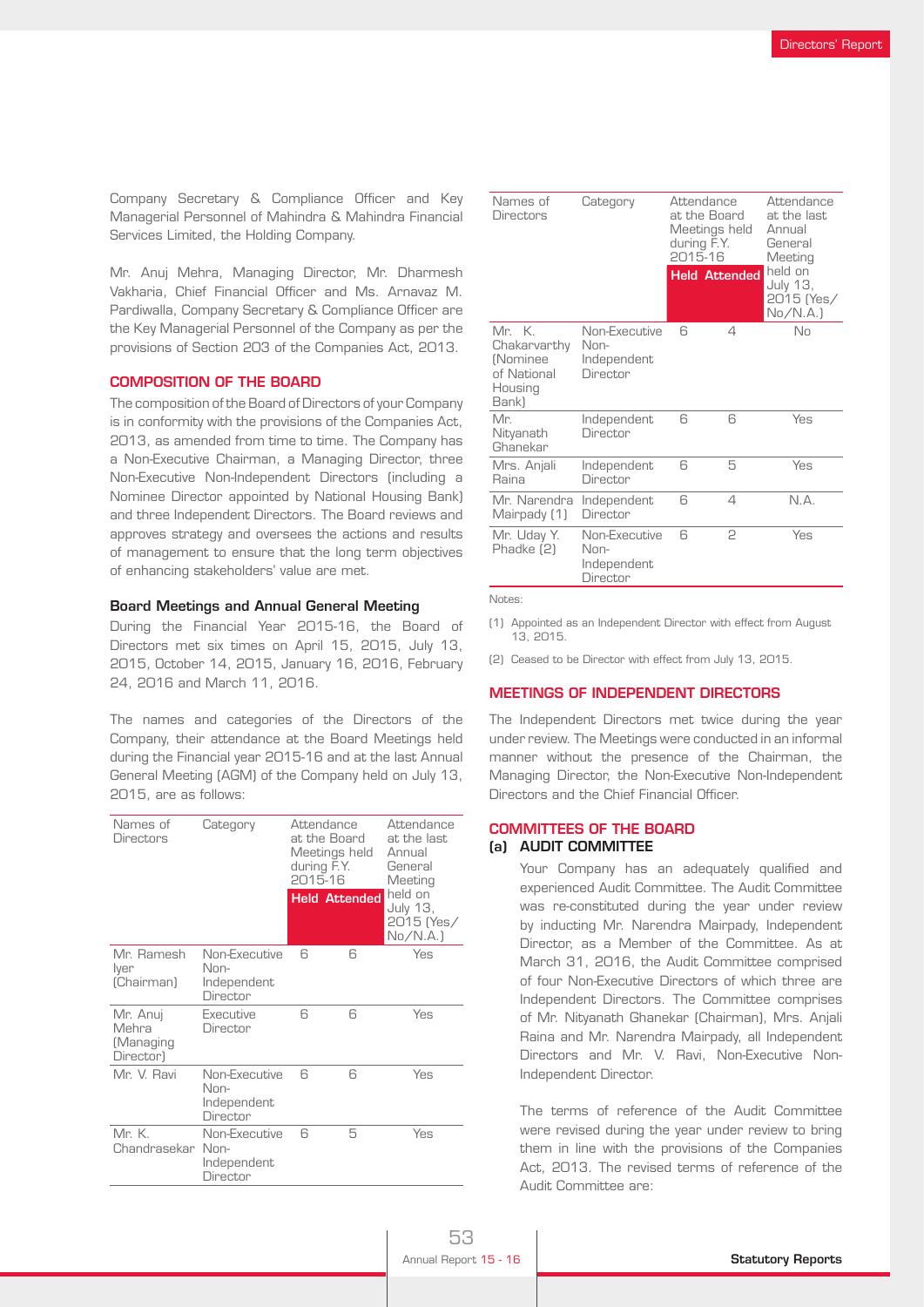Company Secretary & Compliance Officer and Key Managerial Personnel of Mahindra & Mahindra Financial Services Limited, the Holding Company.

Mr. Anuj Mehra, Managing Director, Mr. Dharmesh Vakharia, Chief Financial Officer and Ms. Arnavaz M. Pardiwalla, Company Secretary & Compliance Officer are the Key Managerial Personnel of the Company as per the provisions of Section 203 of the Companies Act, 2013.

## COMPOSITION OF THE BOARD

The composition of the Board of Directors of your Company is in conformity with the provisions of the Companies Act, 2013, as amended from time to time. The Company has a Non-Executive Chairman, a Managing Director, three Non-Executive Non-Independent Directors (including a Nominee Director appointed by National Housing Bank) and three Independent Directors. The Board reviews and approves strategy and oversees the actions and results of management to ensure that the long term objectives of enhancing stakeholders' value are met.

### Board Meetings and Annual General Meeting

During the Financial Year 2015-16, the Board of Directors met six times on April 15, 2015, July 13, 2015, October 14, 2015, January 16, 2016, February 24, 2016 and March 11, 2016.

The names and categories of the Directors of the Company, their attendance at the Board Meetings held during the Financial year 2015-16 and at the last Annual General Meeting (AGM) of the Company held on July 13, 2015, are as follows:

| Names of Directors | Category | Attendance at the Board Meetings held during F.Y. 2015-16 | | Attendance at the last Annual General Meeting held on July 13, 2015 (Yes/No/N.A.) |
|---|---|---|---|---|
| | | Held | Attended | |
| Mr. Ramesh Iyer (Chairman) | Non-Executive Non-Independent Director | 6 | 6 | Yes |
| Mr. Anuj Mehra (Managing Director) | Executive Director | 6 | 6 | Yes |
| Mr. V. Ravi | Non-Executive Non-Independent Director | 6 | 6 | Yes |
| Mr. K. Chandrasekar | Non-Executive Non-Independent Director | 6 | 5 | Yes |
| Mr. K. Chakarvarthy (Nominee of National Housing Bank) | Non-Executive Non-Independent Director | 6 | 4 | No |
| Mr. Nityanath Ghanekar | Independent Director | 6 | 6 | Yes |
| Mrs. Anjali Raina | Independent Director | 6 | 5 | Yes |
| Mr. Narendra Mairpady (1) | Independent Director | 6 | 4 | N.A. |
| Mr. Uday Y. Phadke (2) | Non-Executive Non-Independent Director | 6 | 2 | Yes |

Notes:

(1) Appointed as an Independent Director with effect from August 13, 2015.

(2) Ceased to be Director with effect from July 13, 2015.

## MEETINGS OF INDEPENDENT DIRECTORS

The Independent Directors met twice during the year under review. The Meetings were conducted in an informal manner without the presence of the Chairman, the Managing Director, the Non-Executive Non-Independent Directors and the Chief Financial Officer.

## COMMITTEES OF THE BOARD

### (a) AUDIT COMMITTEE

Your Company has an adequately qualified and experienced Audit Committee. The Audit Committee was re-constituted during the year under review by inducting Mr. Narendra Mairpady, Independent Director, as a Member of the Committee. As at March 31, 2016, the Audit Committee comprised of four Non-Executive Directors of which three are Independent Directors. The Committee comprises of Mr. Nityanath Ghanekar (Chairman), Mrs. Anjali Raina and Mr. Narendra Mairpady, all Independent Directors and Mr. V. Ravi, Non-Executive Non-Independent Director.

The terms of reference of the Audit Committee were revised during the year under review to bring them in line with the provisions of the Companies Act, 2013. The revised terms of reference of the Audit Committee are: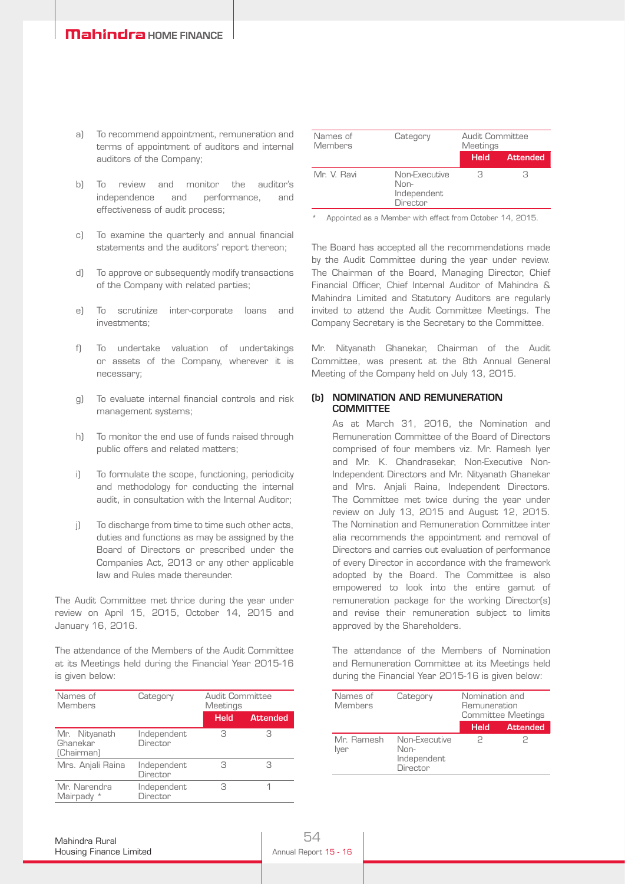a) To recommend appointment, remuneration and terms of appointment of auditors and internal auditors of the Company;

b) To review and monitor the auditor's independence and performance, and effectiveness of audit process;

c) To examine the quarterly and annual financial statements and the auditors' report thereon;

d) To approve or subsequently modify transactions of the Company with related parties;

e) To scrutinize inter-corporate loans and investments;

f) To undertake valuation of undertakings or assets of the Company, wherever it is necessary;

g) To evaluate internal financial controls and risk management systems;

h) To monitor the end use of funds raised through public offers and related matters;

i) To formulate the scope, functioning, periodicity and methodology for conducting the internal audit, in consultation with the Internal Auditor;

j) To discharge from time to time such other acts, duties and functions as may be assigned by the Board of Directors or prescribed under the Companies Act, 2013 or any other applicable law and Rules made thereunder.

The Audit Committee met thrice during the year under review on April 15, 2015, October 14, 2015 and January 16, 2016.

The attendance of the Members of the Audit Committee at its Meetings held during the Financial Year 2015-16 is given below:

| Names of Members | Category | Audit Committee Meetings | |
|---|---|---|---|
| | | Held | Attended |
| Mr. Nityanath Ghanekar (Chairman) | Independent Director | 3 | 3 |
| Mrs. Anjali Raina | Independent Director | 3 | 3 |
| Mr. Narendra Mairpady * | Independent Director | 3 | 1 |
| Mr. V. Ravi | Non-Executive Non-Independent Director | 3 | 3 |

\* Appointed as a Member with effect from October 14, 2015.

The Board has accepted all the recommendations made by the Audit Committee during the year under review. The Chairman of the Board, Managing Director, Chief Financial Officer, Chief Internal Auditor of Mahindra & Mahindra Limited and Statutory Auditors are regularly invited to attend the Audit Committee Meetings. The Company Secretary is the Secretary to the Committee.

Mr. Nityanath Ghanekar, Chairman of the Audit Committee, was present at the 8th Annual General Meeting of the Company held on July 13, 2015.

### (b) NOMINATION AND REMUNERATION COMMITTEE

As at March 31, 2016, the Nomination and Remuneration Committee of the Board of Directors comprised of four members viz. Mr. Ramesh Iyer and Mr. K. Chandrasekar, Non-Executive Non-Independent Directors and Mr. Nityanath Ghanekar and Mrs. Anjali Raina, Independent Directors. The Committee met twice during the year under review on July 13, 2015 and August 12, 2015. The Nomination and Remuneration Committee inter alia recommends the appointment and removal of Directors and carries out evaluation of performance of every Director in accordance with the framework adopted by the Board. The Committee is also empowered to look into the entire gamut of remuneration package for the working Director(s) and revise their remuneration subject to limits approved by the Shareholders.

The attendance of the Members of Nomination and Remuneration Committee at its Meetings held during the Financial Year 2015-16 is given below:

| Names of Members | Category | Nomination and Remuneration Committee Meetings | |
|---|---|---|---|
| | | Held | Attended |
| Mr. Ramesh Iyer | Non-Executive Non-Independent Director | 2 | 2 |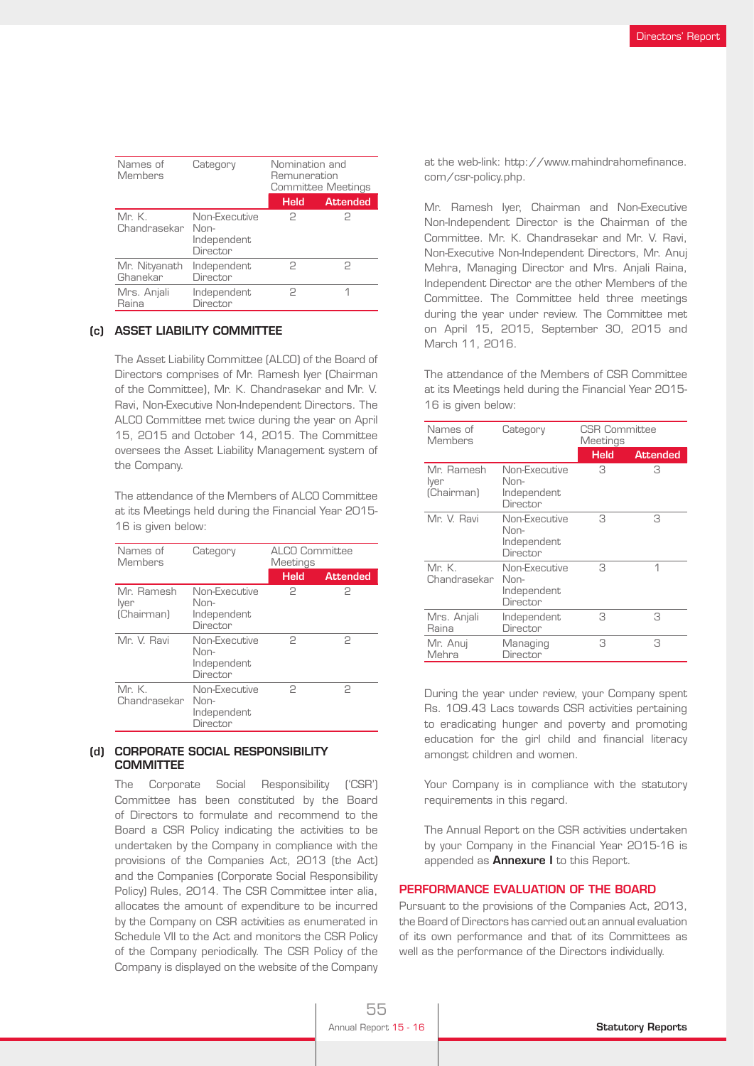| Names of Members | Category | Nomination and Remuneration Committee Meetings | |
|---|---|---|---|
| | | Held | Attended |
| Mr. K. Chandrasekar | Non-Executive Non-Independent Director | 2 | 2 |
| Mr. Nityanath Ghanekar | Independent Director | 2 | 2 |
| Mrs. Anjali Raina | Independent Director | 2 | 1 |

**(c) ASSET LIABILITY COMMITTEE**

The Asset Liability Committee (ALCO) of the Board of Directors comprises of Mr. Ramesh Iyer (Chairman of the Committee), Mr. K. Chandrasekar and Mr. V. Ravi, Non-Executive Non-Independent Directors. The ALCO Committee met twice during the year on April 15, 2015 and October 14, 2015. The Committee oversees the Asset Liability Management system of the Company.

The attendance of the Members of ALCO Committee at its Meetings held during the Financial Year 2015-16 is given below:

| Names of Members | Category | ALCO Committee Meetings | |
|---|---|---|---|
| | | Held | Attended |
| Mr. Ramesh Iyer (Chairman) | Non-Executive Non-Independent Director | 2 | 2 |
| Mr. V. Ravi | Non-Executive Non-Independent Director | 2 | 2 |
| Mr. K. Chandrasekar | Non-Executive Non-Independent Director | 2 | 2 |

**(d) CORPORATE SOCIAL RESPONSIBILITY COMMITTEE**

The Corporate Social Responsibility ('CSR') Committee has been constituted by the Board of Directors to formulate and recommend to the Board a CSR Policy indicating the activities to be undertaken by the Company in compliance with the provisions of the Companies Act, 2013 (the Act) and the Companies (Corporate Social Responsibility Policy) Rules, 2014. The CSR Committee inter alia, allocates the amount of expenditure to be incurred by the Company on CSR activities as enumerated in Schedule VII to the Act and monitors the CSR Policy of the Company periodically. The CSR Policy of the Company is displayed on the website of the Company at the web-link: http://www.mahindrahomefinance.com/csr-policy.php.

Mr. Ramesh Iyer, Chairman and Non-Executive Non-Independent Director is the Chairman of the Committee. Mr. K. Chandrasekar and Mr. V. Ravi, Non-Executive Non-Independent Directors, Mr. Anuj Mehra, Managing Director and Mrs. Anjali Raina, Independent Director are the other Members of the Committee. The Committee held three meetings during the year under review. The Committee met on April 15, 2015, September 30, 2015 and March 11, 2016.

The attendance of the Members of CSR Committee at its Meetings held during the Financial Year 2015-16 is given below:

| Names of Members | Category | CSR Committee Meetings | |
|---|---|---|---|
| | | Held | Attended |
| Mr. Ramesh Iyer (Chairman) | Non-Executive Non-Independent Director | 3 | 3 |
| Mr. V. Ravi | Non-Executive Non-Independent Director | 3 | 3 |
| Mr. K. Chandrasekar | Non-Executive Non-Independent Director | 3 | 1 |
| Mrs. Anjali Raina | Independent Director | 3 | 3 |
| Mr. Anuj Mehra | Managing Director | 3 | 3 |

During the year under review, your Company spent Rs. 109.43 Lacs towards CSR activities pertaining to eradicating hunger and poverty and promoting education for the girl child and financial literacy amongst children and women.

Your Company is in compliance with the statutory requirements in this regard.

The Annual Report on the CSR activities undertaken by your Company in the Financial Year 2015-16 is appended as **Annexure I** to this Report.

## PERFORMANCE EVALUATION OF THE BOARD

Pursuant to the provisions of the Companies Act, 2013, the Board of Directors has carried out an annual evaluation of its own performance and that of its Committees as well as the performance of the Directors individually.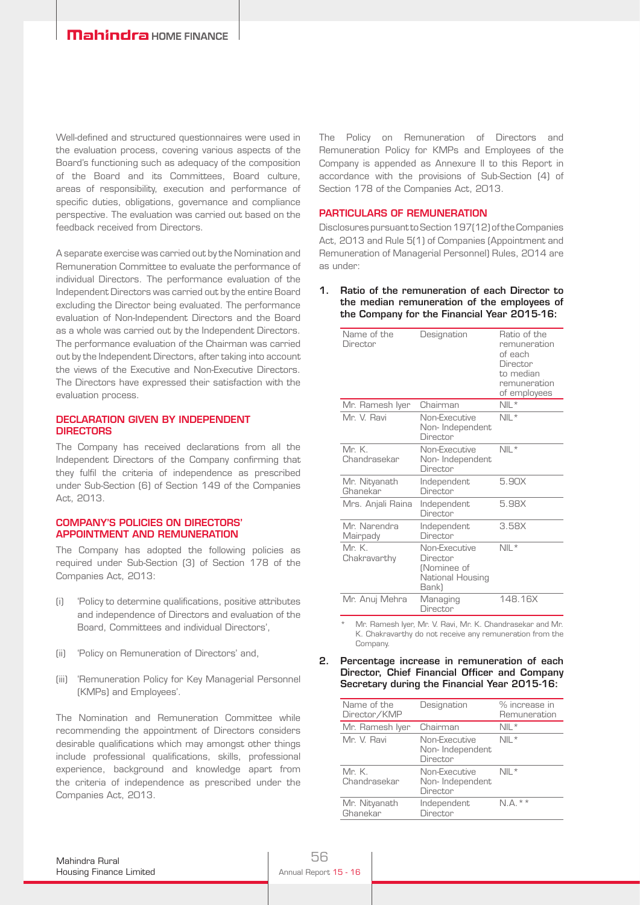Well-defined and structured questionnaires were used in the evaluation process, covering various aspects of the Board's functioning such as adequacy of the composition of the Board and its Committees, Board culture, areas of responsibility, execution and performance of specific duties, obligations, governance and compliance perspective. The evaluation was carried out based on the feedback received from Directors.

A separate exercise was carried out by the Nomination and Remuneration Committee to evaluate the performance of individual Directors. The performance evaluation of the Independent Directors was carried out by the entire Board excluding the Director being evaluated. The performance evaluation of Non-Independent Directors and the Board as a whole was carried out by the Independent Directors. The performance evaluation of the Chairman was carried out by the Independent Directors, after taking into account the views of the Executive and Non-Executive Directors. The Directors have expressed their satisfaction with the evaluation process.

## DECLARATION GIVEN BY INDEPENDENT DIRECTORS

The Company has received declarations from all the Independent Directors of the Company confirming that they fulfil the criteria of independence as prescribed under Sub-Section (6) of Section 149 of the Companies Act, 2013.

## COMPANY'S POLICIES ON DIRECTORS' APPOINTMENT AND REMUNERATION

The Company has adopted the following policies as required under Sub-Section (3) of Section 178 of the Companies Act, 2013:

(i) 'Policy to determine qualifications, positive attributes and independence of Directors and evaluation of the Board, Committees and individual Directors',

(ii) 'Policy on Remuneration of Directors' and,

(iii) 'Remuneration Policy for Key Managerial Personnel (KMPs) and Employees'.

The Nomination and Remuneration Committee while recommending the appointment of Directors considers desirable qualifications which may amongst other things include professional qualifications, skills, professional experience, background and knowledge apart from the criteria of independence as prescribed under the Companies Act, 2013.

The Policy on Remuneration of Directors and Remuneration Policy for KMPs and Employees of the Company is appended as Annexure II to this Report in accordance with the provisions of Sub-Section (4) of Section 178 of the Companies Act, 2013.

## PARTICULARS OF REMUNERATION

Disclosures pursuant to Section 197(12) of the Companies Act, 2013 and Rule 5(1) of Companies (Appointment and Remuneration of Managerial Personnel) Rules, 2014 are as under:

**1. Ratio of the remuneration of each Director to the median remuneration of the employees of the Company for the Financial Year 2015-16:**

| Name of the Director | Designation | Ratio of the remuneration of each Director to median remuneration of employees |
|---|---|---|
| Mr. Ramesh Iyer | Chairman | NIL* |
| Mr. V. Ravi | Non-Executive Non- Independent Director | NIL* |
| Mr. K. Chandrasekar | Non-Executive Non- Independent Director | NIL* |
| Mr. Nityanath Ghanekar | Independent Director | 5.90X |
| Mrs. Anjali Raina | Independent Director | 5.98X |
| Mr. Narendra Mairpady | Independent Director | 3.58X |
| Mr. K. Chakravarthy | Non-Executive Director (Nominee of National Housing Bank) | NIL* |
| Mr. Anuj Mehra | Managing Director | 148.16X |

\* Mr. Ramesh Iyer, Mr. V. Ravi, Mr. K. Chandrasekar and Mr. K. Chakravarthy do not receive any remuneration from the Company.

**2. Percentage increase in remuneration of each Director, Chief Financial Officer and Company Secretary during the Financial Year 2015-16:**

| Name of the Director/KMP | Designation | % increase in Remuneration |
|---|---|---|
| Mr. Ramesh Iyer | Chairman | NIL* |
| Mr. V. Ravi | Non-Executive Non- Independent Director | NIL* |
| Mr. K. Chandrasekar | Non-Executive Non- Independent Director | NIL* |
| Mr. Nityanath Ghanekar | Independent Director | N.A.** |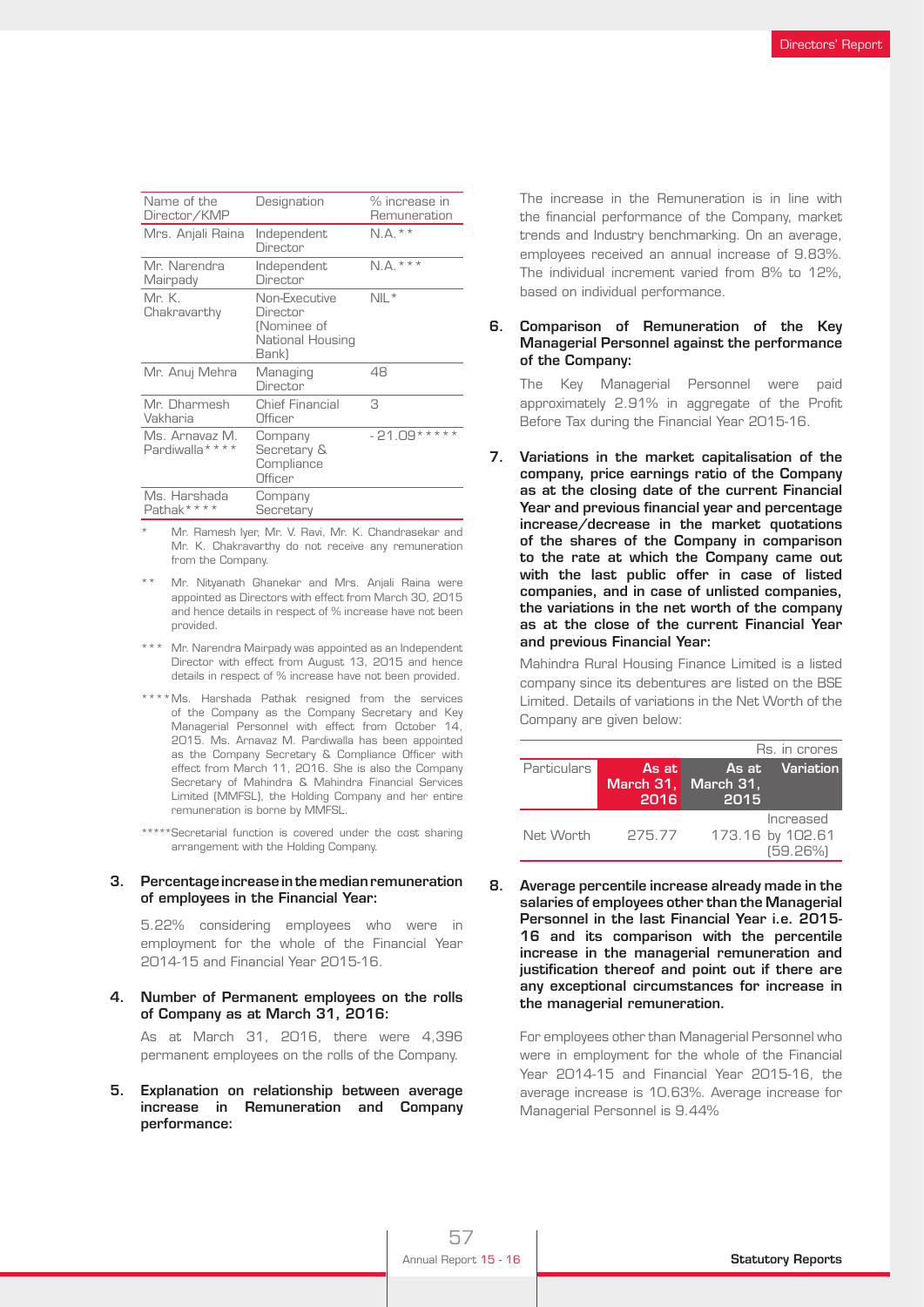| Name of the Director/KMP | Designation | % increase in Remuneration |
|---|---|---|
| Mrs. Anjali Raina | Independent Director | N.A.** |
| Mr. Narendra Mairpady | Independent Director | N.A.*** |
| Mr. K. Chakravarthy | Non-Executive Director (Nominee of National Housing Bank) | NIL* |
| Mr. Anuj Mehra | Managing Director | 48 |
| Mr. Dharmesh Vakharia | Chief Financial Officer | 3 |
| Ms. Arnavaz M. Pardiwalla**** | Company Secretary & Compliance Officer | -21.09***** |
| Ms. Harshada Pathak**** | Company Secretary | |

\* Mr. Ramesh Iyer, Mr. V. Ravi, Mr. K. Chandrasekar and Mr. K. Chakravarthy do not receive any remuneration from the Company.

** Mr. Nityanath Ghanekar and Mrs. Anjali Raina were appointed as Directors with effect from March 30, 2015 and hence details in respect of % increase have not been provided.

*** Mr. Narendra Mairpady was appointed as an Independent Director with effect from August 13, 2015 and hence details in respect of % increase have not been provided.

**** Ms. Harshada Pathak resigned from the services of the Company as the Company Secretary and Key Managerial Personnel with effect from October 14, 2015. Ms. Arnavaz M. Pardiwalla has been appointed as the Company Secretary & Compliance Officer with effect from March 11, 2016. She is also the Company Secretary of Mahindra & Mahindra Financial Services Limited (MMFSL), the Holding Company and her entire remuneration is borne by MMFSL.

***** Secretarial function is covered under the cost sharing arrangement with the Holding Company.

**3. Percentage increase in the median remuneration of employees in the Financial Year:**

5.22% considering employees who were in employment for the whole of the Financial Year 2014-15 and Financial Year 2015-16.

**4. Number of Permanent employees on the rolls of Company as at March 31, 2016:**

As at March 31, 2016, there were 4,396 permanent employees on the rolls of the Company.

**5. Explanation on relationship between average increase in Remuneration and Company performance:**

The increase in the Remuneration is in line with the financial performance of the Company, market trends and Industry benchmarking. On an average, employees received an annual increase of 9.83%. The individual increment varied from 8% to 12%, based on individual performance.

**6. Comparison of Remuneration of the Key Managerial Personnel against the performance of the Company:**

The Key Managerial Personnel were paid approximately 2.91% in aggregate of the Profit Before Tax during the Financial Year 2015-16.

**7. Variations in the market capitalisation of the company, price earnings ratio of the Company as at the closing date of the current Financial Year and previous financial year and percentage increase/decrease in the market quotations of the shares of the Company in comparison to the rate at which the Company came out with the last public offer in case of listed companies, and in case of unlisted companies, the variations in the net worth of the company as at the close of the current Financial Year and previous Financial Year:**

Mahindra Rural Housing Finance Limited is a listed company since its debentures are listed on the BSE Limited. Details of variations in the Net Worth of the Company are given below:

Rs. in crores

| Particulars | As at March 31, 2016 | As at March 31, 2015 | Variation |
|---|---|---|---|
| Net Worth | 275.77 | 173.16 | Increased by 102.61 (59.26%) |

**8. Average percentile increase already made in the salaries of employees other than the Managerial Personnel in the last Financial Year i.e. 2015-16 and its comparison with the percentile increase in the managerial remuneration and justification thereof and point out if there are any exceptional circumstances for increase in the managerial remuneration.**

For employees other than Managerial Personnel who were in employment for the whole of the Financial Year 2014-15 and Financial Year 2015-16, the average increase is 10.63%. Average increase for Managerial Personnel is 9.44%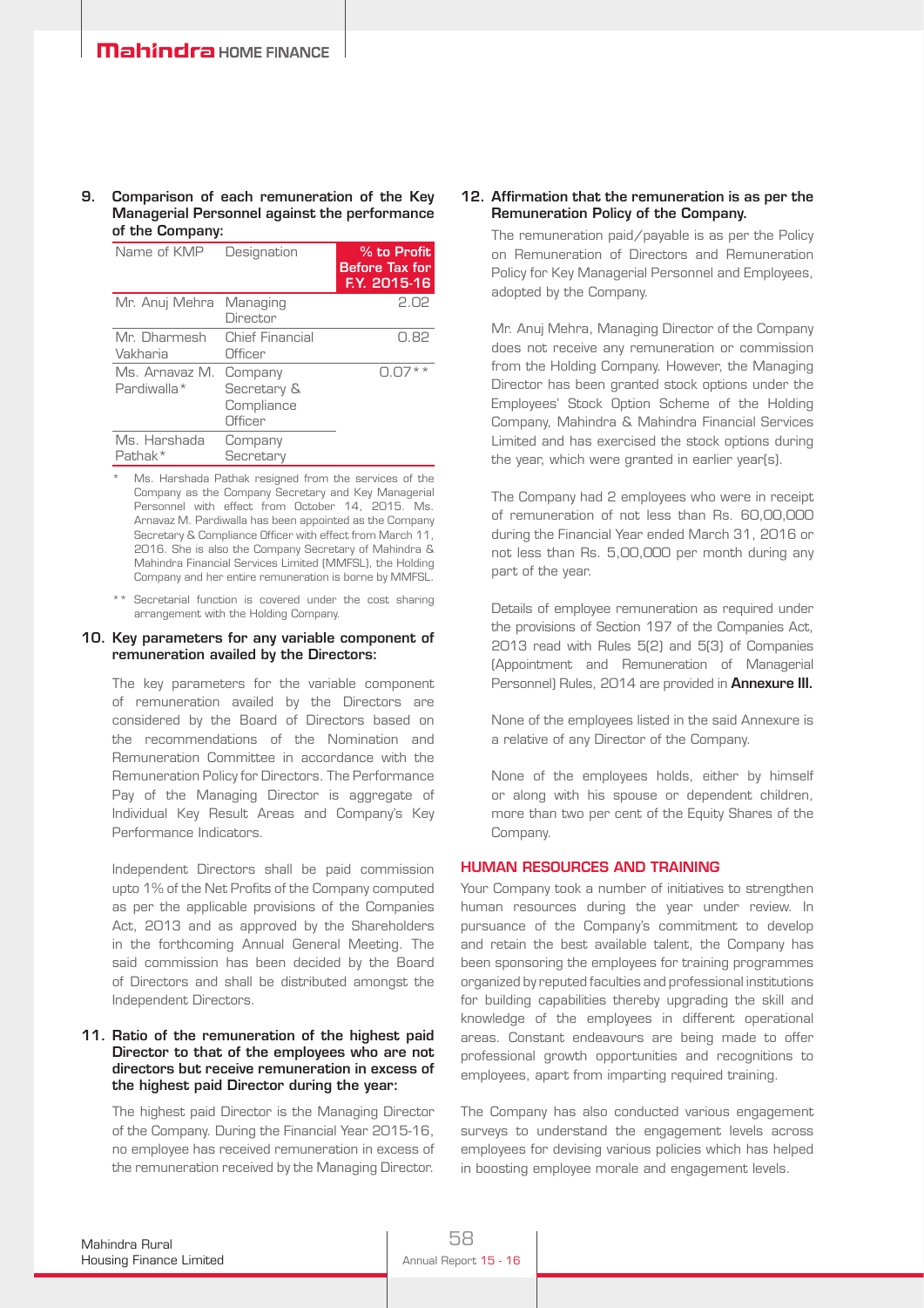**9. Comparison of each remuneration of the Key Managerial Personnel against the performance of the Company:**

| Name of KMP | Designation | % to Profit Before Tax for F.Y. 2015-16 |
|---|---|---|
| Mr. Anuj Mehra | Managing Director | 2.02 |
| Mr. Dharmesh Vakharia | Chief Financial Officer | 0.82 |
| Ms. Arnavaz M. Pardiwalla* | Company Secretary & Compliance Officer | 0.07** |
| Ms. Harshada Pathak* | Company Secretary | |

\* Ms. Harshada Pathak resigned from the services of the Company as the Company Secretary and Key Managerial Personnel with effect from October 14, 2015. Ms. Arnavaz M. Pardiwalla has been appointed as the Company Secretary & Compliance Officer with effect from March 11, 2016. She is also the Company Secretary of Mahindra & Mahindra Financial Services Limited (MMFSL), the Holding Company and her entire remuneration is borne by MMFSL.

\*\* Secretarial function is covered under the cost sharing arrangement with the Holding Company.

**10. Key parameters for any variable component of remuneration availed by the Directors:**

The key parameters for the variable component of remuneration availed by the Directors are considered by the Board of Directors based on the recommendations of the Nomination and Remuneration Committee in accordance with the Remuneration Policy for Directors. The Performance Pay of the Managing Director is aggregate of Individual Key Result Areas and Company's Key Performance Indicators.

Independent Directors shall be paid commission upto 1% of the Net Profits of the Company computed as per the applicable provisions of the Companies Act, 2013 and as approved by the Shareholders in the forthcoming Annual General Meeting. The said commission has been decided by the Board of Directors and shall be distributed amongst the Independent Directors.

**11. Ratio of the remuneration of the highest paid Director to that of the employees who are not directors but receive remuneration in excess of the highest paid Director during the year:**

The highest paid Director is the Managing Director of the Company. During the Financial Year 2015-16, no employee has received remuneration in excess of the remuneration received by the Managing Director.

**12. Affirmation that the remuneration is as per the Remuneration Policy of the Company.**

The remuneration paid/payable is as per the Policy on Remuneration of Directors and Remuneration Policy for Key Managerial Personnel and Employees, adopted by the Company.

Mr. Anuj Mehra, Managing Director of the Company does not receive any remuneration or commission from the Holding Company. However, the Managing Director has been granted stock options under the Employees' Stock Option Scheme of the Holding Company, Mahindra & Mahindra Financial Services Limited and has exercised the stock options during the year, which were granted in earlier year(s).

The Company had 2 employees who were in receipt of remuneration of not less than Rs. 60,00,000 during the Financial Year ended March 31, 2016 or not less than Rs. 5,00,000 per month during any part of the year.

Details of employee remuneration as required under the provisions of Section 197 of the Companies Act, 2013 read with Rules 5(2) and 5(3) of Companies (Appointment and Remuneration of Managerial Personnel) Rules, 2014 are provided in **Annexure III.**

None of the employees listed in the said Annexure is a relative of any Director of the Company.

None of the employees holds, either by himself or along with his spouse or dependent children, more than two per cent of the Equity Shares of the Company.

## HUMAN RESOURCES AND TRAINING

Your Company took a number of initiatives to strengthen human resources during the year under review. In pursuance of the Company's commitment to develop and retain the best available talent, the Company has been sponsoring the employees for training programmes organized by reputed faculties and professional institutions for building capabilities thereby upgrading the skill and knowledge of the employees in different operational areas. Constant endeavours are being made to offer professional growth opportunities and recognitions to employees, apart from imparting required training.

The Company has also conducted various engagement surveys to understand the engagement levels across employees for devising various policies which has helped in boosting employee morale and engagement levels.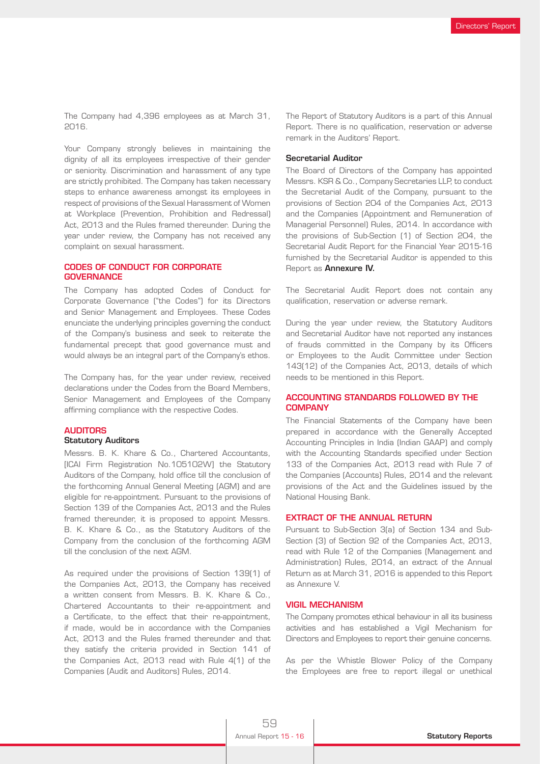The Company had 4,396 employees as at March 31, 2016.

Your Company strongly believes in maintaining the dignity of all its employees irrespective of their gender or seniority. Discrimination and harassment of any type are strictly prohibited. The Company has taken necessary steps to enhance awareness amongst its employees in respect of provisions of the Sexual Harassment of Women at Workplace (Prevention, Prohibition and Redressal) Act, 2013 and the Rules framed thereunder. During the year under review, the Company has not received any complaint on sexual harassment.

## CODES OF CONDUCT FOR CORPORATE GOVERNANCE

The Company has adopted Codes of Conduct for Corporate Governance ("the Codes") for its Directors and Senior Management and Employees. These Codes enunciate the underlying principles governing the conduct of the Company's business and seek to reiterate the fundamental precept that good governance must and would always be an integral part of the Company's ethos.

The Company has, for the year under review, received declarations under the Codes from the Board Members, Senior Management and Employees of the Company affirming compliance with the respective Codes.

## AUDITORS

### Statutory Auditors

Messrs. B. K. Khare & Co., Chartered Accountants, [ICAI Firm Registration No.105102W] the Statutory Auditors of the Company, hold office till the conclusion of the forthcoming Annual General Meeting (AGM) and are eligible for re-appointment. Pursuant to the provisions of Section 139 of the Companies Act, 2013 and the Rules framed thereunder, it is proposed to appoint Messrs. B. K. Khare & Co., as the Statutory Auditors of the Company from the conclusion of the forthcoming AGM till the conclusion of the next AGM.

As required under the provisions of Section 139(1) of the Companies Act, 2013, the Company has received a written consent from Messrs. B. K. Khare & Co., Chartered Accountants to their re-appointment and a Certificate, to the effect that their re-appointment, if made, would be in accordance with the Companies Act, 2013 and the Rules framed thereunder and that they satisfy the criteria provided in Section 141 of the Companies Act, 2013 read with Rule 4(1) of the Companies (Audit and Auditors) Rules, 2014.

The Report of Statutory Auditors is a part of this Annual Report. There is no qualification, reservation or adverse remark in the Auditors' Report.

### Secretarial Auditor

The Board of Directors of the Company has appointed Messrs. KSR & Co., Company Secretaries LLP, to conduct the Secretarial Audit of the Company, pursuant to the provisions of Section 204 of the Companies Act, 2013 and the Companies (Appointment and Remuneration of Managerial Personnel) Rules, 2014. In accordance with the provisions of Sub-Section (1) of Section 204, the Secretarial Audit Report for the Financial Year 2015-16 furnished by the Secretarial Auditor is appended to this Report as **Annexure IV.**

The Secretarial Audit Report does not contain any qualification, reservation or adverse remark.

During the year under review, the Statutory Auditors and Secretarial Auditor have not reported any instances of frauds committed in the Company by its Officers or Employees to the Audit Committee under Section 143(12) of the Companies Act, 2013, details of which needs to be mentioned in this Report.

## ACCOUNTING STANDARDS FOLLOWED BY THE COMPANY

The Financial Statements of the Company have been prepared in accordance with the Generally Accepted Accounting Principles in India (Indian GAAP) and comply with the Accounting Standards specified under Section 133 of the Companies Act, 2013 read with Rule 7 of the Companies (Accounts) Rules, 2014 and the relevant provisions of the Act and the Guidelines issued by the National Housing Bank.

## EXTRACT OF THE ANNUAL RETURN

Pursuant to Sub-Section 3(a) of Section 134 and Sub-Section (3) of Section 92 of the Companies Act, 2013, read with Rule 12 of the Companies (Management and Administration) Rules, 2014, an extract of the Annual Return as at March 31, 2016 is appended to this Report as Annexure V.

## VIGIL MECHANISM

The Company promotes ethical behaviour in all its business activities and has established a Vigil Mechanism for Directors and Employees to report their genuine concerns.

As per the Whistle Blower Policy of the Company the Employees are free to report illegal or unethical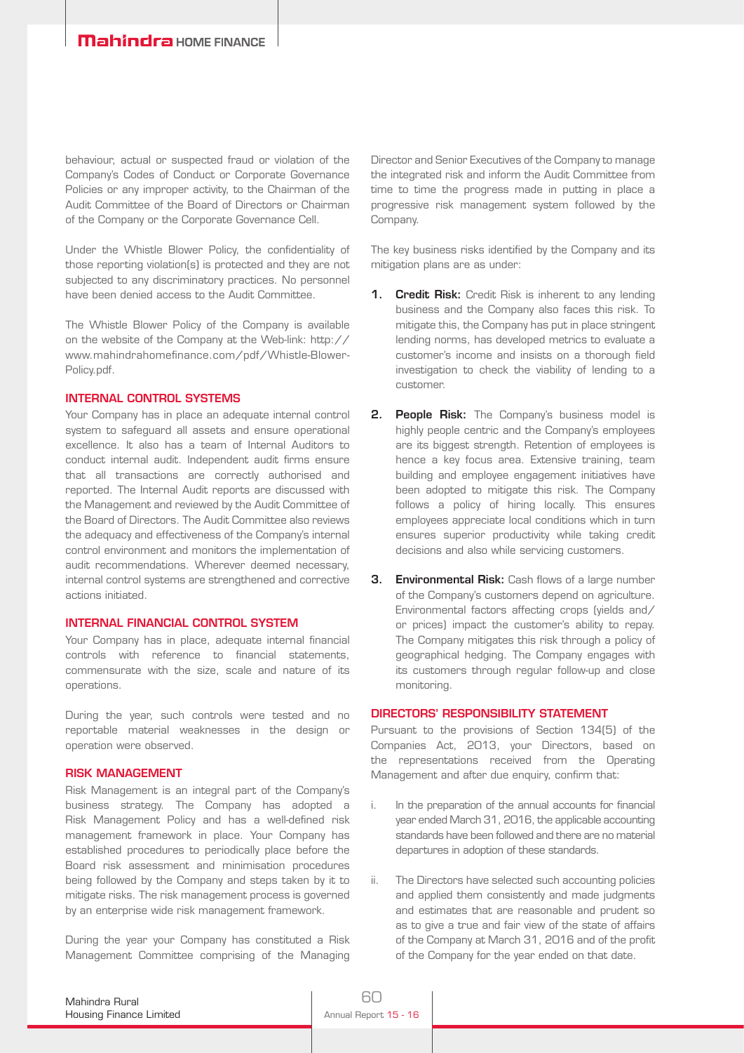behaviour, actual or suspected fraud or violation of the Company's Codes of Conduct or Corporate Governance Policies or any improper activity, to the Chairman of the Audit Committee of the Board of Directors or Chairman of the Company or the Corporate Governance Cell.

Under the Whistle Blower Policy, the confidentiality of those reporting violation(s) is protected and they are not subjected to any discriminatory practices. No personnel have been denied access to the Audit Committee.

The Whistle Blower Policy of the Company is available on the website of the Company at the Web-link: http://www.mahindrahomefinance.com/pdf/Whistle-Blower-Policy.pdf.

## INTERNAL CONTROL SYSTEMS

Your Company has in place an adequate internal control system to safeguard all assets and ensure operational excellence. It also has a team of Internal Auditors to conduct internal audit. Independent audit firms ensure that all transactions are correctly authorised and reported. The Internal Audit reports are discussed with the Management and reviewed by the Audit Committee of the Board of Directors. The Audit Committee also reviews the adequacy and effectiveness of the Company's internal control environment and monitors the implementation of audit recommendations. Wherever deemed necessary, internal control systems are strengthened and corrective actions initiated.

## INTERNAL FINANCIAL CONTROL SYSTEM

Your Company has in place, adequate internal financial controls with reference to financial statements, commensurate with the size, scale and nature of its operations.

During the year, such controls were tested and no reportable material weaknesses in the design or operation were observed.

## RISK MANAGEMENT

Risk Management is an integral part of the Company's business strategy. The Company has adopted a Risk Management Policy and has a well-defined risk management framework in place. Your Company has established procedures to periodically place before the Board risk assessment and minimisation procedures being followed by the Company and steps taken by it to mitigate risks. The risk management process is governed by an enterprise wide risk management framework.

During the year your Company has constituted a Risk Management Committee comprising of the Managing Director and Senior Executives of the Company to manage the integrated risk and inform the Audit Committee from time to time the progress made in putting in place a progressive risk management system followed by the Company.

The key business risks identified by the Company and its mitigation plans are as under:

1. **Credit Risk:** Credit Risk is inherent to any lending business and the Company also faces this risk. To mitigate this, the Company has put in place stringent lending norms, has developed metrics to evaluate a customer's income and insists on a thorough field investigation to check the viability of lending to a customer.

2. **People Risk:** The Company's business model is highly people centric and the Company's employees are its biggest strength. Retention of employees is hence a key focus area. Extensive training, team building and employee engagement initiatives have been adopted to mitigate this risk. The Company follows a policy of hiring locally. This ensures employees appreciate local conditions which in turn ensures superior productivity while taking credit decisions and also while servicing customers.

3. **Environmental Risk:** Cash flows of a large number of the Company's customers depend on agriculture. Environmental factors affecting crops (yields and/or prices) impact the customer's ability to repay. The Company mitigates this risk through a policy of geographical hedging. The Company engages with its customers through regular follow-up and close monitoring.

## DIRECTORS' RESPONSIBILITY STATEMENT

Pursuant to the provisions of Section 134(5) of the Companies Act, 2013, your Directors, based on the representations received from the Operating Management and after due enquiry, confirm that:

i. In the preparation of the annual accounts for financial year ended March 31, 2016, the applicable accounting standards have been followed and there are no material departures in adoption of these standards.

ii. The Directors have selected such accounting policies and applied them consistently and made judgments and estimates that are reasonable and prudent so as to give a true and fair view of the state of affairs of the Company at March 31, 2016 and of the profit of the Company for the year ended on that date.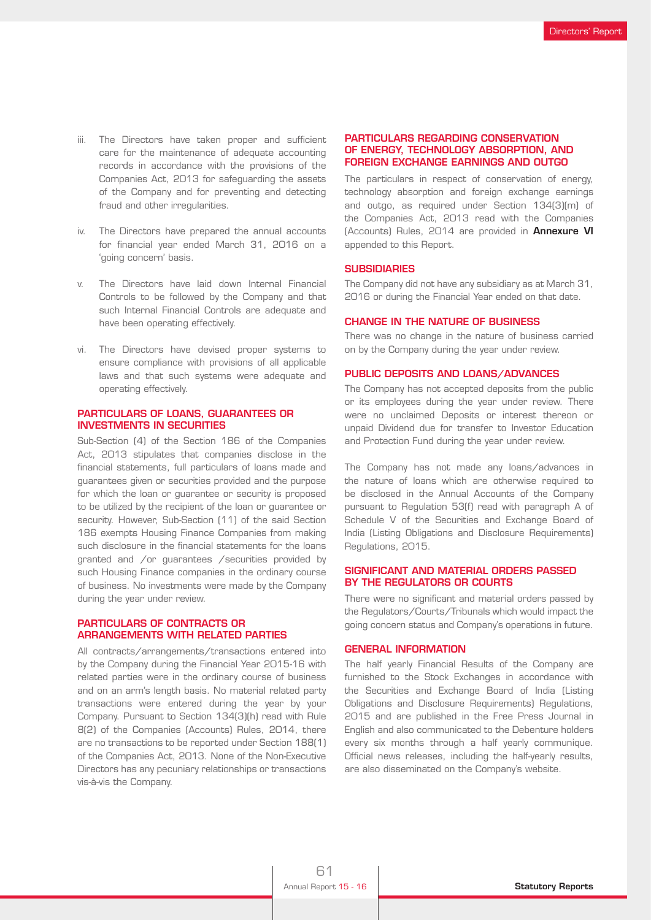iii. The Directors have taken proper and sufficient care for the maintenance of adequate accounting records in accordance with the provisions of the Companies Act, 2013 for safeguarding the assets of the Company and for preventing and detecting fraud and other irregularities.

iv. The Directors have prepared the annual accounts for financial year ended March 31, 2016 on a 'going concern' basis.

v. The Directors have laid down Internal Financial Controls to be followed by the Company and that such Internal Financial Controls are adequate and have been operating effectively.

vi. The Directors have devised proper systems to ensure compliance with provisions of all applicable laws and that such systems were adequate and operating effectively.

## PARTICULARS OF LOANS, GUARANTEES OR INVESTMENTS IN SECURITIES

Sub-Section (4) of the Section 186 of the Companies Act, 2013 stipulates that companies disclose in the financial statements, full particulars of loans made and guarantees given or securities provided and the purpose for which the loan or guarantee or security is proposed to be utilized by the recipient of the loan or guarantee or security. However, Sub-Section (11) of the said Section 186 exempts Housing Finance Companies from making such disclosure in the financial statements for the loans granted and /or guarantees /securities provided by such Housing Finance companies in the ordinary course of business. No investments were made by the Company during the year under review.

## PARTICULARS OF CONTRACTS OR ARRANGEMENTS WITH RELATED PARTIES

All contracts/arrangements/transactions entered into by the Company during the Financial Year 2015-16 with related parties were in the ordinary course of business and on an arm's length basis. No material related party transactions were entered during the year by your Company. Pursuant to Section 134(3)(h) read with Rule 8(2) of the Companies (Accounts) Rules, 2014, there are no transactions to be reported under Section 188(1) of the Companies Act, 2013. None of the Non-Executive Directors has any pecuniary relationships or transactions vis-à-vis the Company.

## PARTICULARS REGARDING CONSERVATION OF ENERGY, TECHNOLOGY ABSORPTION, AND FOREIGN EXCHANGE EARNINGS AND OUTGO

The particulars in respect of conservation of energy, technology absorption and foreign exchange earnings and outgo, as required under Section 134(3)(m) of the Companies Act, 2013 read with the Companies (Accounts) Rules, 2014 are provided in **Annexure VI** appended to this Report.

## SUBSIDIARIES

The Company did not have any subsidiary as at March 31, 2016 or during the Financial Year ended on that date.

## CHANGE IN THE NATURE OF BUSINESS

There was no change in the nature of business carried on by the Company during the year under review.

## PUBLIC DEPOSITS AND LOANS/ADVANCES

The Company has not accepted deposits from the public or its employees during the year under review. There were no unclaimed Deposits or interest thereon or unpaid Dividend due for transfer to Investor Education and Protection Fund during the year under review.

The Company has not made any loans/advances in the nature of loans which are otherwise required to be disclosed in the Annual Accounts of the Company pursuant to Regulation 53(f) read with paragraph A of Schedule V of the Securities and Exchange Board of India (Listing Obligations and Disclosure Requirements) Regulations, 2015.

## SIGNIFICANT AND MATERIAL ORDERS PASSED BY THE REGULATORS OR COURTS

There were no significant and material orders passed by the Regulators/Courts/Tribunals which would impact the going concern status and Company's operations in future.

## GENERAL INFORMATION

The half yearly Financial Results of the Company are furnished to the Stock Exchanges in accordance with the Securities and Exchange Board of India (Listing Obligations and Disclosure Requirements) Regulations, 2015 and are published in the Free Press Journal in English and also communicated to the Debenture holders every six months through a half yearly communique. Official news releases, including the half-yearly results, are also disseminated on the Company's website.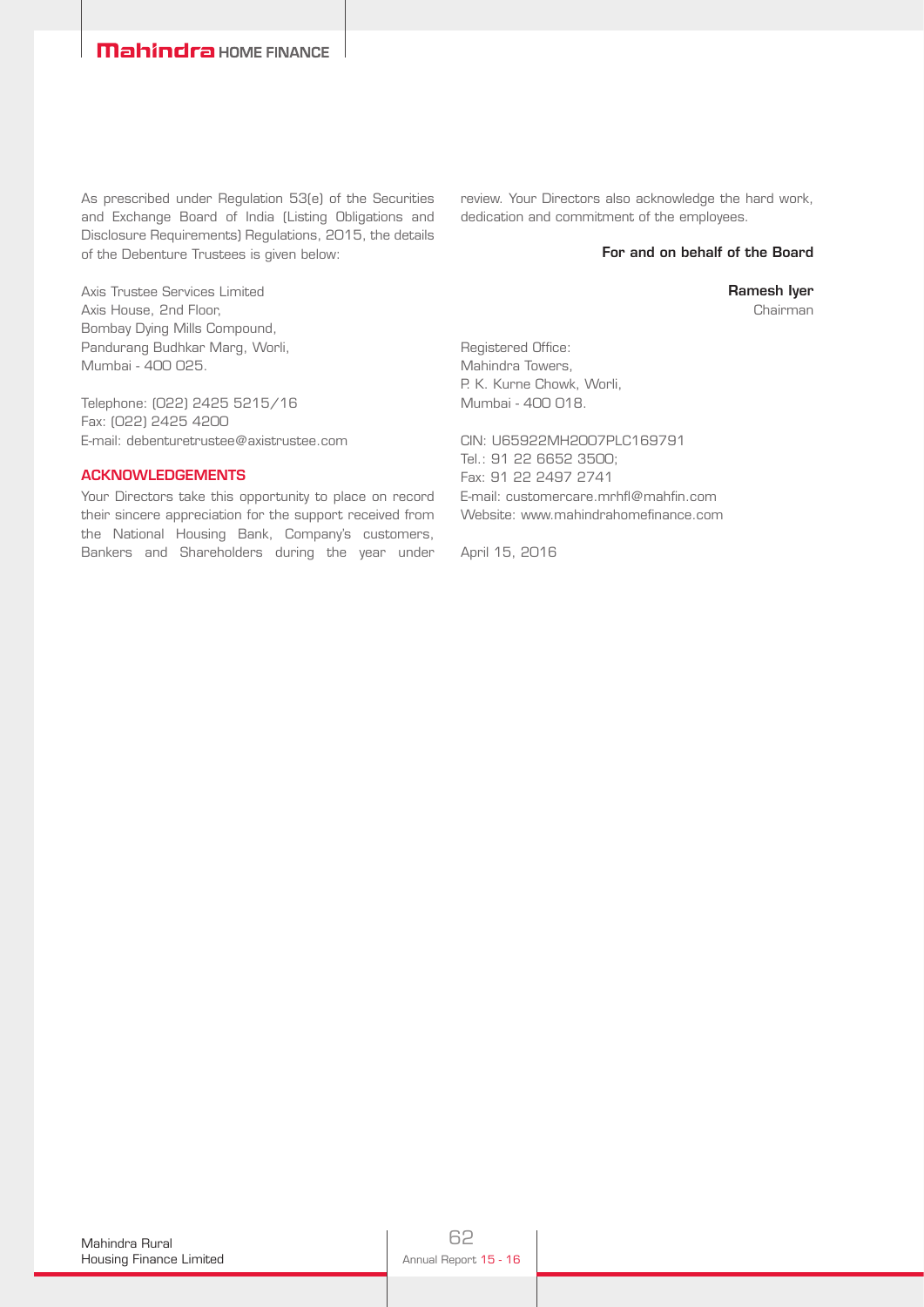As prescribed under Regulation 53(e) of the Securities and Exchange Board of India (Listing Obligations and Disclosure Requirements) Regulations, 2015, the details of the Debenture Trustees is given below:

Axis Trustee Services Limited
Axis House, 2nd Floor,
Bombay Dying Mills Compound,
Pandurang Budhkar Marg, Worli,
Mumbai - 400 025.

Telephone: (022) 2425 5215/16
Fax: (022) 2425 4200
E-mail: debenturetrustee@axistrustee.com

## ACKNOWLEDGEMENTS

Your Directors take this opportunity to place on record their sincere appreciation for the support received from the National Housing Bank, Company's customers, Bankers and Shareholders during the year under review. Your Directors also acknowledge the hard work, dedication and commitment of the employees.

**For and on behalf of the Board**

**Ramesh Iyer**
Chairman

Registered Office:
Mahindra Towers,
P. K. Kurne Chowk, Worli,
Mumbai - 400 018.

CIN: U65922MH2007PLC169791
Tel.: 91 22 6652 3500;
Fax: 91 22 2497 2741
E-mail: customercare.mrhfl@mahfin.com
Website: www.mahindrahomefinance.com

April 15, 2016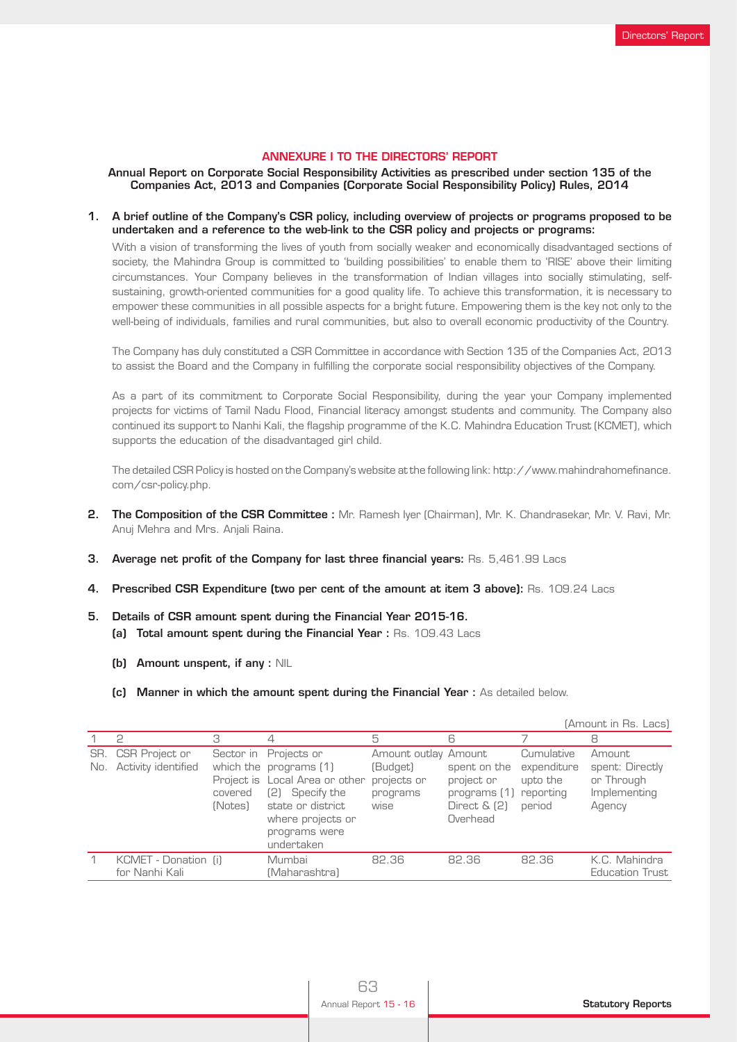## ANNEXURE I TO THE DIRECTORS' REPORT

**Annual Report on Corporate Social Responsibility Activities as prescribed under section 135 of the Companies Act, 2013 and Companies (Corporate Social Responsibility Policy) Rules, 2014**

1. **A brief outline of the Company's CSR policy, including overview of projects or programs proposed to be undertaken and a reference to the web-link to the CSR policy and projects or programs:**

   With a vision of transforming the lives of youth from socially weaker and economically disadvantaged sections of society, the Mahindra Group is committed to 'building possibilities' to enable them to 'RISE' above their limiting circumstances. Your Company believes in the transformation of Indian villages into socially stimulating, self-sustaining, growth-oriented communities for a good quality life. To achieve this transformation, it is necessary to empower these communities in all possible aspects for a bright future. Empowering them is the key not only to the well-being of individuals, families and rural communities, but also to overall economic productivity of the Country.

   The Company has duly constituted a CSR Committee in accordance with Section 135 of the Companies Act, 2013 to assist the Board and the Company in fulfilling the corporate social responsibility objectives of the Company.

   As a part of its commitment to Corporate Social Responsibility, during the year your Company implemented projects for victims of Tamil Nadu Flood, Financial literacy amongst students and community. The Company also continued its support to Nanhi Kali, the flagship programme of the K.C. Mahindra Education Trust (KCMET), which supports the education of the disadvantaged girl child.

   The detailed CSR Policy is hosted on the Company's website at the following link: http://www.mahindrahomefinance.com/csr-policy.php.

2. **The Composition of the CSR Committee :** Mr. Ramesh Iyer (Chairman), Mr. K. Chandrasekar, Mr. V. Ravi, Mr. Anuj Mehra and Mrs. Anjali Raina.

3. **Average net profit of the Company for last three financial years:** Rs. 5,461.99 Lacs

4. **Prescribed CSR Expenditure (two per cent of the amount at item 3 above):** Rs. 109.24 Lacs

5. **Details of CSR amount spent during the Financial Year 2015-16.**

   (a) **Total amount spent during the Financial Year :** Rs. 109.43 Lacs

   (b) **Amount unspent, if any :** NIL

   (c) **Manner in which the amount spent during the Financial Year :** As detailed below.

(Amount in Rs. Lacs)

| 1 | 2 | 3 | 4 | 5 | 6 | 7 | 8 |
|---|---|---|---|---|---|---|---|
| SR. No. | CSR Project or Activity identified | Sector in which the Project is covered (Notes) | Projects or programs (1) Local Area or other (2) Specify the state or district where projects or programs were undertaken | Amount outlay (Budget) projects or programs wise | Amount spent on the project or programs (1) Direct & (2) Overhead | Cumulative expenditure upto the reporting period | Amount spent: Directly or Through Implementing Agency |
| 1 | KCMET - Donation for Nanhi Kali | (i) | Mumbai (Maharashtra) | 82.36 | 82.36 | 82.36 | K.C. Mahindra Education Trust |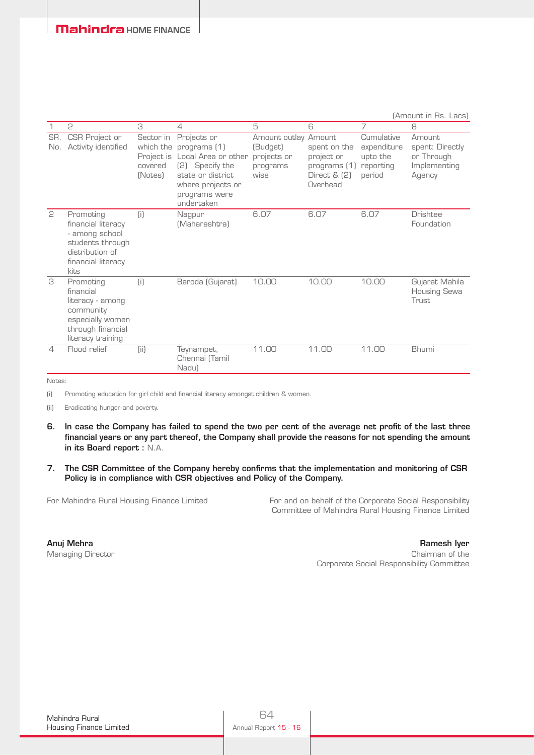(Amount in Rs. Lacs)

| 1 | 2 | 3 | 4 | 5 | 6 | 7 | 8 |
|---|---|---|---|---|---|---|---|
| SR. No. | CSR Project or Activity identified | Sector in which the Project is covered (Notes) | Projects or programs (1) Local Area or other (2) Specify the state or district where projects or programs were undertaken | Amount outlay (Budget) projects or programs wise | Amount spent on the project or programs (1) Direct & (2) Overhead | Cumulative expenditure upto the reporting period | Amount spent: Directly or Through Implementing Agency |
| 2 | Promoting financial literacy - among school students through distribution of financial literacy kits | (i) | Nagpur (Maharashtra) | 6.07 | 6.07 | 6.07 | Drishtee Foundation |
| 3 | Promoting financial literacy - among community especially women through financial literacy training | (i) | Baroda (Gujarat) | 10.00 | 10.00 | 10.00 | Gujarat Mahila Housing Sewa Trust |
| 4 | Flood relief | (ii) | Teynampet, Chennai (Tamil Nadu) | 11.00 | 11.00 | 11.00 | Bhumi |

Notes:

(i) Promoting education for girl child and financial literacy amongst children & women.

(ii) Eradicating hunger and poverty.

6. **In case the Company has failed to spend the two per cent of the average net profit of the last three financial years or any part thereof, the Company shall provide the reasons for not spending the amount in its Board report :** N.A.

7. **The CSR Committee of the Company hereby confirms that the implementation and monitoring of CSR Policy is in compliance with CSR objectives and Policy of the Company.**

For Mahindra Rural Housing Finance Limited

**Anuj Mehra**
Managing Director

For and on behalf of the Corporate Social Responsibility Committee of Mahindra Rural Housing Finance Limited

**Ramesh Iyer**
Chairman of the Corporate Social Responsibility Committee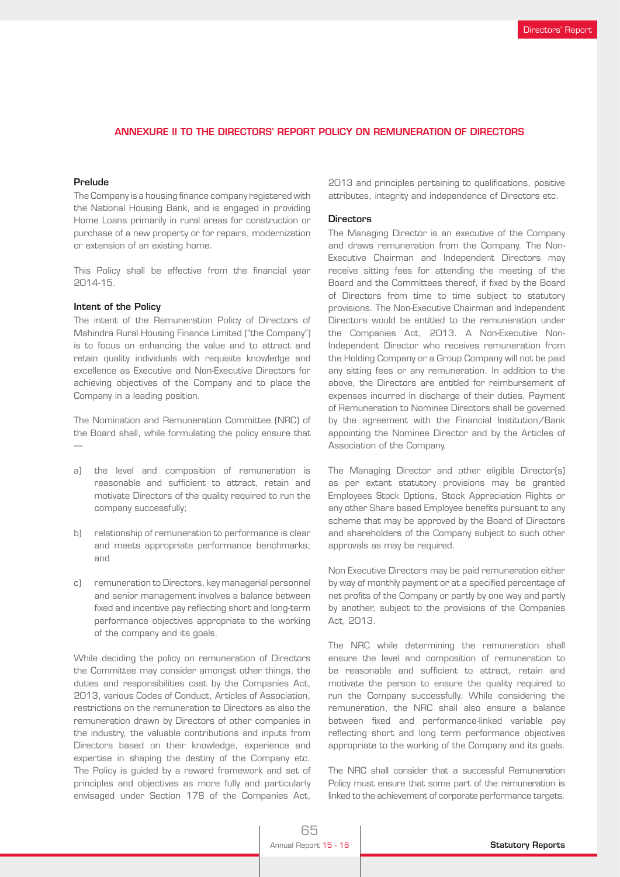## ANNEXURE II TO THE DIRECTORS' REPORT POLICY ON REMUNERATION OF DIRECTORS

### Prelude

The Company is a housing finance company registered with the National Housing Bank, and is engaged in providing Home Loans primarily in rural areas for construction or purchase of a new property or for repairs, modernization or extension of an existing home.

This Policy shall be effective from the financial year 2014-15.

### Intent of the Policy

The intent of the Remuneration Policy of Directors of Mahindra Rural Housing Finance Limited ("the Company") is to focus on enhancing the value and to attract and retain quality individuals with requisite knowledge and excellence as Executive and Non-Executive Directors for achieving objectives of the Company and to place the Company in a leading position.

The Nomination and Remuneration Committee (NRC) of the Board shall, while formulating the policy ensure that —

a) the level and composition of remuneration is reasonable and sufficient to attract, retain and motivate Directors of the quality required to run the company successfully;

b) relationship of remuneration to performance is clear and meets appropriate performance benchmarks; and

c) remuneration to Directors, key managerial personnel and senior management involves a balance between fixed and incentive pay reflecting short and long-term performance objectives appropriate to the working of the company and its goals.

While deciding the policy on remuneration of Directors the Committee may consider amongst other things, the duties and responsibilities cast by the Companies Act, 2013, various Codes of Conduct, Articles of Association, restrictions on the remuneration to Directors as also the remuneration drawn by Directors of other companies in the industry, the valuable contributions and inputs from Directors based on their knowledge, experience and expertise in shaping the destiny of the Company etc. The Policy is guided by a reward framework and set of principles and objectives as more fully and particularly envisaged under Section 178 of the Companies Act, 2013 and principles pertaining to qualifications, positive attributes, integrity and independence of Directors etc.

### Directors

The Managing Director is an executive of the Company and draws remuneration from the Company. The Non-Executive Chairman and Independent Directors may receive sitting fees for attending the meeting of the Board and the Committees thereof, if fixed by the Board of Directors from time to time subject to statutory provisions. The Non-Executive Chairman and Independent Directors would be entitled to the remuneration under the Companies Act, 2013. A Non-Executive Non-Independent Director who receives remuneration from the Holding Company or a Group Company will not be paid any sitting fees or any remuneration. In addition to the above, the Directors are entitled for reimbursement of expenses incurred in discharge of their duties. Payment of Remuneration to Nominee Directors shall be governed by the agreement with the Financial Institution/Bank appointing the Nominee Director and by the Articles of Association of the Company.

The Managing Director and other eligible Director(s) as per extant statutory provisions may be granted Employees Stock Options, Stock Appreciation Rights or any other Share based Employee benefits pursuant to any scheme that may be approved by the Board of Directors and shareholders of the Company subject to such other approvals as may be required.

Non Executive Directors may be paid remuneration either by way of monthly payment or at a specified percentage of net profits of the Company or partly by one way and partly by another, subject to the provisions of the Companies Act, 2013.

The NRC while determining the remuneration shall ensure the level and composition of remuneration to be reasonable and sufficient to attract, retain and motivate the person to ensure the quality required to run the Company successfully. While considering the remuneration, the NRC shall also ensure a balance between fixed and performance-linked variable pay reflecting short and long term performance objectives appropriate to the working of the Company and its goals.

The NRC shall consider that a successful Remuneration Policy must ensure that some part of the remuneration is linked to the achievement of corporate performance targets.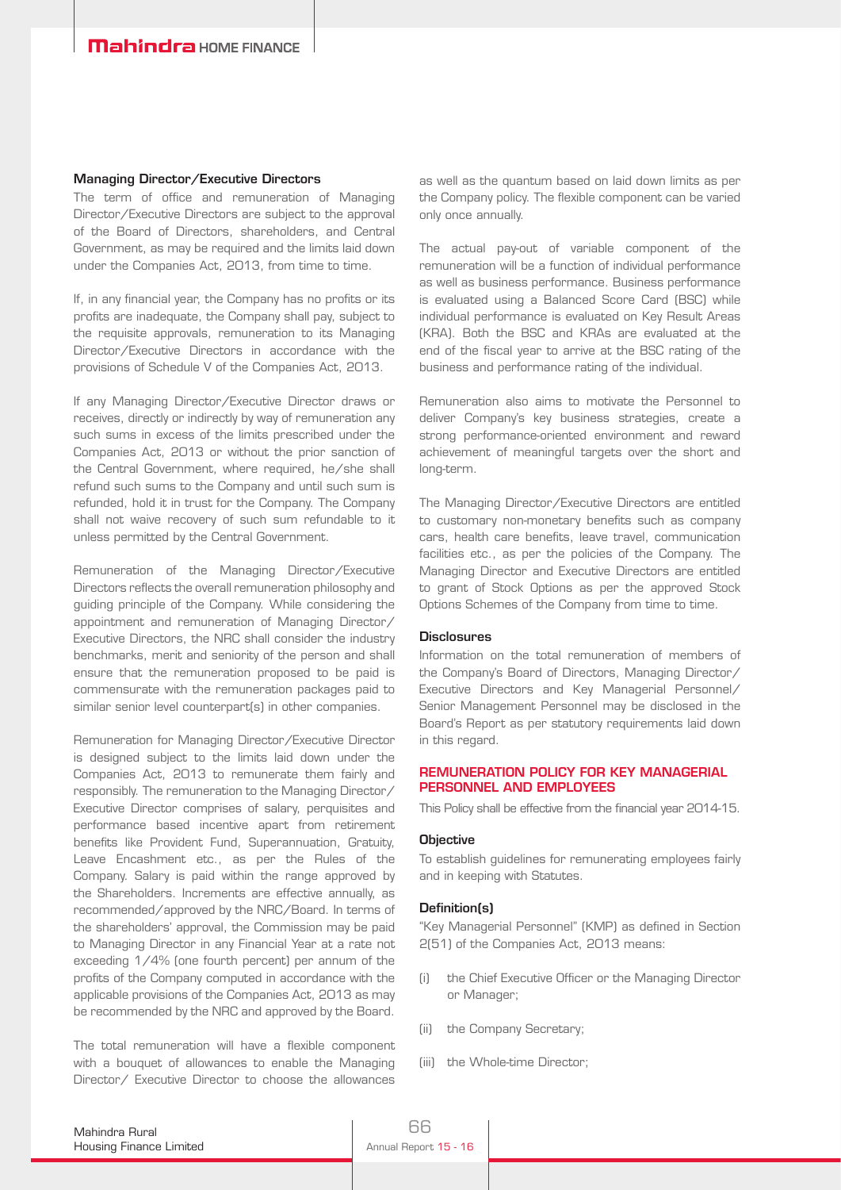#### Managing Director/Executive Directors

The term of office and remuneration of Managing Director/Executive Directors are subject to the approval of the Board of Directors, shareholders, and Central Government, as may be required and the limits laid down under the Companies Act, 2013, from time to time.

If, in any financial year, the Company has no profits or its profits are inadequate, the Company shall pay, subject to the requisite approvals, remuneration to its Managing Director/Executive Directors in accordance with the provisions of Schedule V of the Companies Act, 2013.

If any Managing Director/Executive Director draws or receives, directly or indirectly by way of remuneration any such sums in excess of the limits prescribed under the Companies Act, 2013 or without the prior sanction of the Central Government, where required, he/she shall refund such sums to the Company and until such sum is refunded, hold it in trust for the Company. The Company shall not waive recovery of such sum refundable to it unless permitted by the Central Government.

Remuneration of the Managing Director/Executive Directors reflects the overall remuneration philosophy and guiding principle of the Company. While considering the appointment and remuneration of Managing Director/ Executive Directors, the NRC shall consider the industry benchmarks, merit and seniority of the person and shall ensure that the remuneration proposed to be paid is commensurate with the remuneration packages paid to similar senior level counterpart(s) in other companies.

Remuneration for Managing Director/Executive Director is designed subject to the limits laid down under the Companies Act, 2013 to remunerate them fairly and responsibly. The remuneration to the Managing Director/ Executive Director comprises of salary, perquisites and performance based incentive apart from retirement benefits like Provident Fund, Superannuation, Gratuity, Leave Encashment etc., as per the Rules of the Company. Salary is paid within the range approved by the Shareholders. Increments are effective annually, as recommended/approved by the NRC/Board. In terms of the shareholders' approval, the Commission may be paid to Managing Director in any Financial Year at a rate not exceeding 1/4% (one fourth percent) per annum of the profits of the Company computed in accordance with the applicable provisions of the Companies Act, 2013 as may be recommended by the NRC and approved by the Board.

The total remuneration will have a flexible component with a bouquet of allowances to enable the Managing Director/ Executive Director to choose the allowances as well as the quantum based on laid down limits as per the Company policy. The flexible component can be varied only once annually.

The actual pay-out of variable component of the remuneration will be a function of individual performance as well as business performance. Business performance is evaluated using a Balanced Score Card (BSC) while individual performance is evaluated on Key Result Areas (KRA). Both the BSC and KRAs are evaluated at the end of the fiscal year to arrive at the BSC rating of the business and performance rating of the individual.

Remuneration also aims to motivate the Personnel to deliver Company's key business strategies, create a strong performance-oriented environment and reward achievement of meaningful targets over the short and long-term.

The Managing Director/Executive Directors are entitled to customary non-monetary benefits such as company cars, health care benefits, leave travel, communication facilities etc., as per the policies of the Company. The Managing Director and Executive Directors are entitled to grant of Stock Options as per the approved Stock Options Schemes of the Company from time to time.

#### Disclosures

Information on the total remuneration of members of the Company's Board of Directors, Managing Director/ Executive Directors and Key Managerial Personnel/ Senior Management Personnel may be disclosed in the Board's Report as per statutory requirements laid down in this regard.

### REMUNERATION POLICY FOR KEY MANAGERIAL PERSONNEL AND EMPLOYEES

This Policy shall be effective from the financial year 2014-15.

#### Objective

To establish guidelines for remunerating employees fairly and in keeping with Statutes.

#### Definition(s)

"Key Managerial Personnel" (KMP) as defined in Section 2(51) of the Companies Act, 2013 means:

(i) the Chief Executive Officer or the Managing Director or Manager;

(ii) the Company Secretary;

(iii) the Whole-time Director;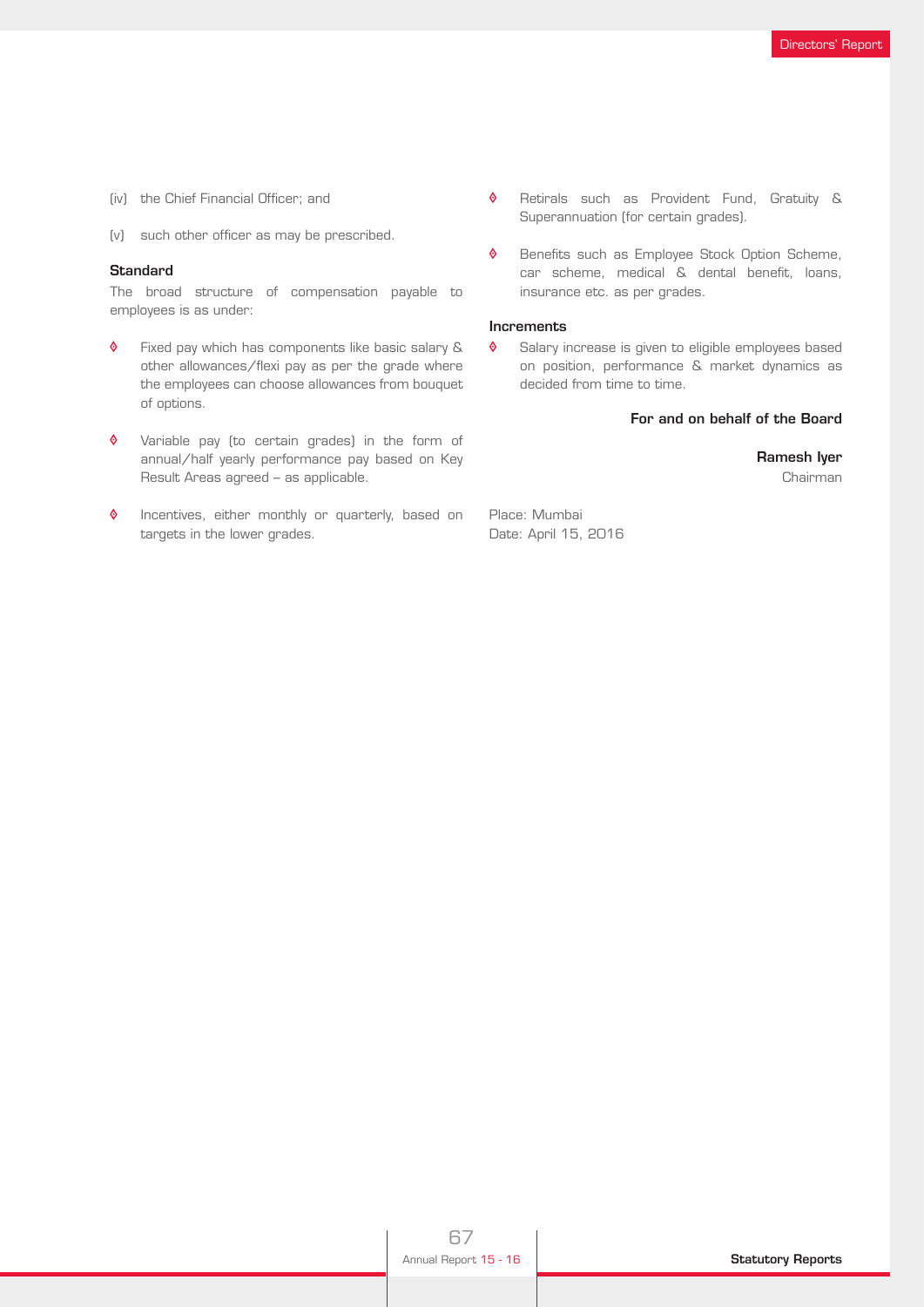(iv) the Chief Financial Officer; and

(v) such other officer as may be prescribed.

**Standard**

The broad structure of compensation payable to employees is as under:

- Fixed pay which has components like basic salary & other allowances/flexi pay as per the grade where the employees can choose allowances from bouquet of options.
- Variable pay (to certain grades) in the form of annual/half yearly performance pay based on Key Result Areas agreed – as applicable.
- Incentives, either monthly or quarterly, based on targets in the lower grades.
- Retirals such as Provident Fund, Gratuity & Superannuation (for certain grades).
- Benefits such as Employee Stock Option Scheme, car scheme, medical & dental benefit, loans, insurance etc. as per grades.

**Increments**

- Salary increase is given to eligible employees based on position, performance & market dynamics as decided from time to time.

**For and on behalf of the Board**

**Ramesh Iyer**
Chairman

Place: Mumbai
Date: April 15, 2016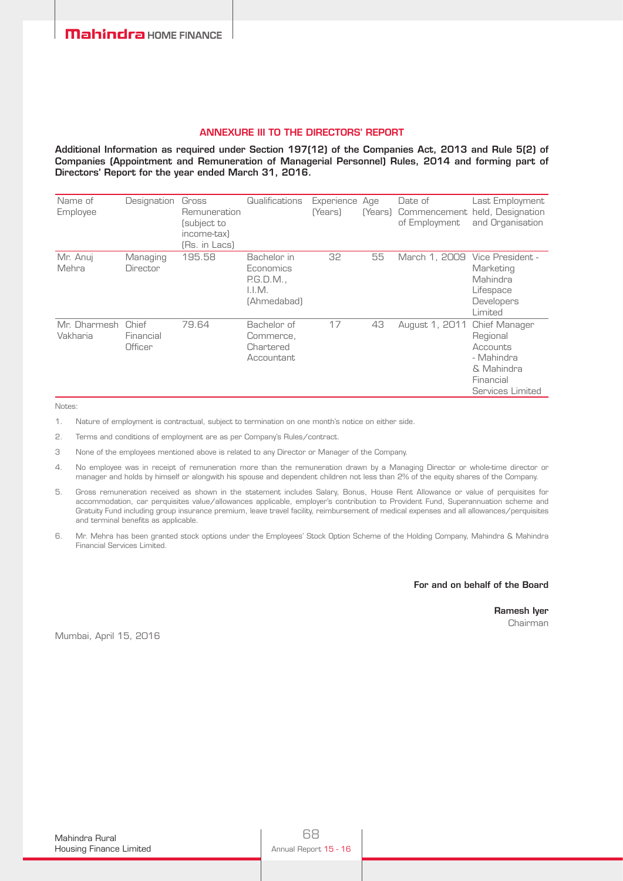## ANNEXURE III TO THE DIRECTORS' REPORT

**Additional Information as required under Section 197(12) of the Companies Act, 2013 and Rule 5(2) of Companies (Appointment and Remuneration of Managerial Personnel) Rules, 2014 and forming part of Directors' Report for the year ended March 31, 2016.**

| Name of Employee | Designation | Gross Remuneration (subject to income-tax) (Rs. in Lacs) | Qualifications | Experience (Years) | Age (Years) | Date of Commencement of Employment | Last Employment held, Designation and Organisation |
|---|---|---|---|---|---|---|---|
| Mr. Anuj Mehra | Managing Director | 195.58 | Bachelor in Economics P.G.D.M., I.I.M. (Ahmedabad) | 32 | 55 | March 1, 2009 | Vice President - Marketing Mahindra Lifespace Developers Limited |
| Mr. Dharmesh Vakharia | Chief Financial Officer | 79.64 | Bachelor of Commerce, Chartered Accountant | 17 | 43 | August 1, 2011 | Chief Manager Regional Accounts - Mahindra & Mahindra Financial Services Limited |

Notes:

1. Nature of employment is contractual, subject to termination on one month's notice on either side.
2. Terms and conditions of employment are as per Company's Rules/contract.
3. None of the employees mentioned above is related to any Director or Manager of the Company.
4. No employee was in receipt of remuneration more than the remuneration drawn by a Managing Director or whole-time director or manager and holds by himself or alongwith his spouse and dependent children not less than 2% of the equity shares of the Company.
5. Gross remuneration received as shown in the statement includes Salary, Bonus, House Rent Allowance or value of perquisites for accommodation, car perquisites value/allowances applicable, employer's contribution to Provident Fund, Superannuation scheme and Gratuity Fund including group insurance premium, leave travel facility, reimbursement of medical expenses and all allowances/perquisites and terminal benefits as applicable.
6. Mr. Mehra has been granted stock options under the Employees' Stock Option Scheme of the Holding Company, Mahindra & Mahindra Financial Services Limited.

**For and on behalf of the Board**

**Ramesh Iyer**
Chairman

Mumbai, April 15, 2016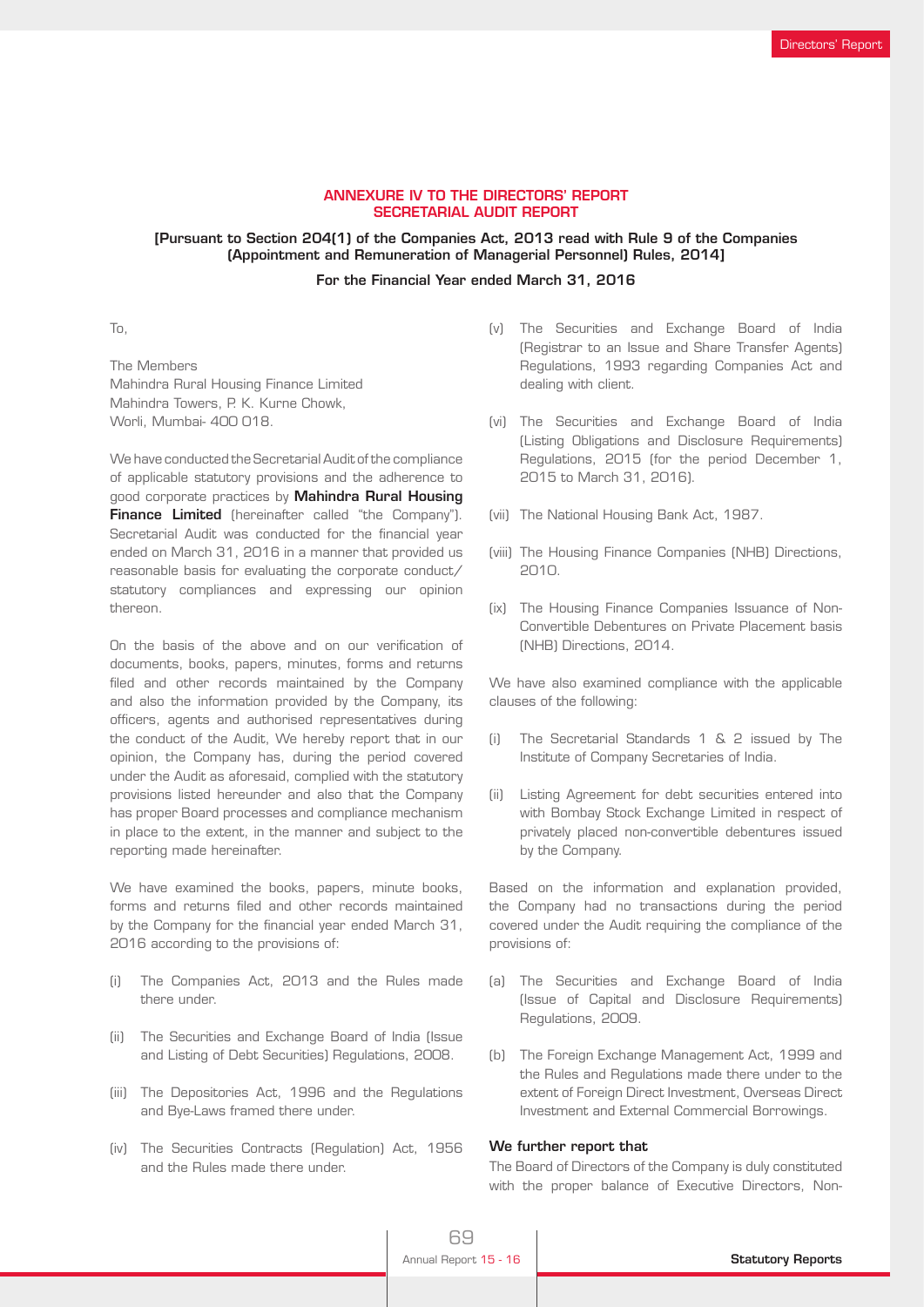## ANNEXURE IV TO THE DIRECTORS' REPORT
## SECRETARIAL AUDIT REPORT

**[Pursuant to Section 204(1) of the Companies Act, 2013 read with Rule 9 of the Companies (Appointment and Remuneration of Managerial Personnel) Rules, 2014]**

**For the Financial Year ended March 31, 2016**

To,

The Members
Mahindra Rural Housing Finance Limited
Mahindra Towers, P. K. Kurne Chowk,
Worli, Mumbai- 400 018.

We have conducted the Secretarial Audit of the compliance of applicable statutory provisions and the adherence to good corporate practices by **Mahindra Rural Housing Finance Limited** (hereinafter called "the Company"). Secretarial Audit was conducted for the financial year ended on March 31, 2016 in a manner that provided us reasonable basis for evaluating the corporate conduct/ statutory compliances and expressing our opinion thereon.

On the basis of the above and on our verification of documents, books, papers, minutes, forms and returns filed and other records maintained by the Company and also the information provided by the Company, its officers, agents and authorised representatives during the conduct of the Audit, We hereby report that in our opinion, the Company has, during the period covered under the Audit as aforesaid, complied with the statutory provisions listed hereunder and also that the Company has proper Board processes and compliance mechanism in place to the extent, in the manner and subject to the reporting made hereinafter.

We have examined the books, papers, minute books, forms and returns filed and other records maintained by the Company for the financial year ended March 31, 2016 according to the provisions of:

(i) The Companies Act, 2013 and the Rules made there under.

(ii) The Securities and Exchange Board of India (Issue and Listing of Debt Securities) Regulations, 2008.

(iii) The Depositories Act, 1996 and the Regulations and Bye-Laws framed there under.

(iv) The Securities Contracts (Regulation) Act, 1956 and the Rules made there under.

(v) The Securities and Exchange Board of India (Registrar to an Issue and Share Transfer Agents) Regulations, 1993 regarding Companies Act and dealing with client.

(vi) The Securities and Exchange Board of India (Listing Obligations and Disclosure Requirements) Regulations, 2015 (for the period December 1, 2015 to March 31, 2016).

(vii) The National Housing Bank Act, 1987.

(viii) The Housing Finance Companies (NHB) Directions, 2010.

(ix) The Housing Finance Companies Issuance of Non-Convertible Debentures on Private Placement basis (NHB) Directions, 2014.

We have also examined compliance with the applicable clauses of the following:

(i) The Secretarial Standards 1 & 2 issued by The Institute of Company Secretaries of India.

(ii) Listing Agreement for debt securities entered into with Bombay Stock Exchange Limited in respect of privately placed non-convertible debentures issued by the Company.

Based on the information and explanation provided, the Company had no transactions during the period covered under the Audit requiring the compliance of the provisions of:

(a) The Securities and Exchange Board of India (Issue of Capital and Disclosure Requirements) Regulations, 2009.

(b) The Foreign Exchange Management Act, 1999 and the Rules and Regulations made there under to the extent of Foreign Direct Investment, Overseas Direct Investment and External Commercial Borrowings.

**We further report that**

The Board of Directors of the Company is duly constituted with the proper balance of Executive Directors, Non-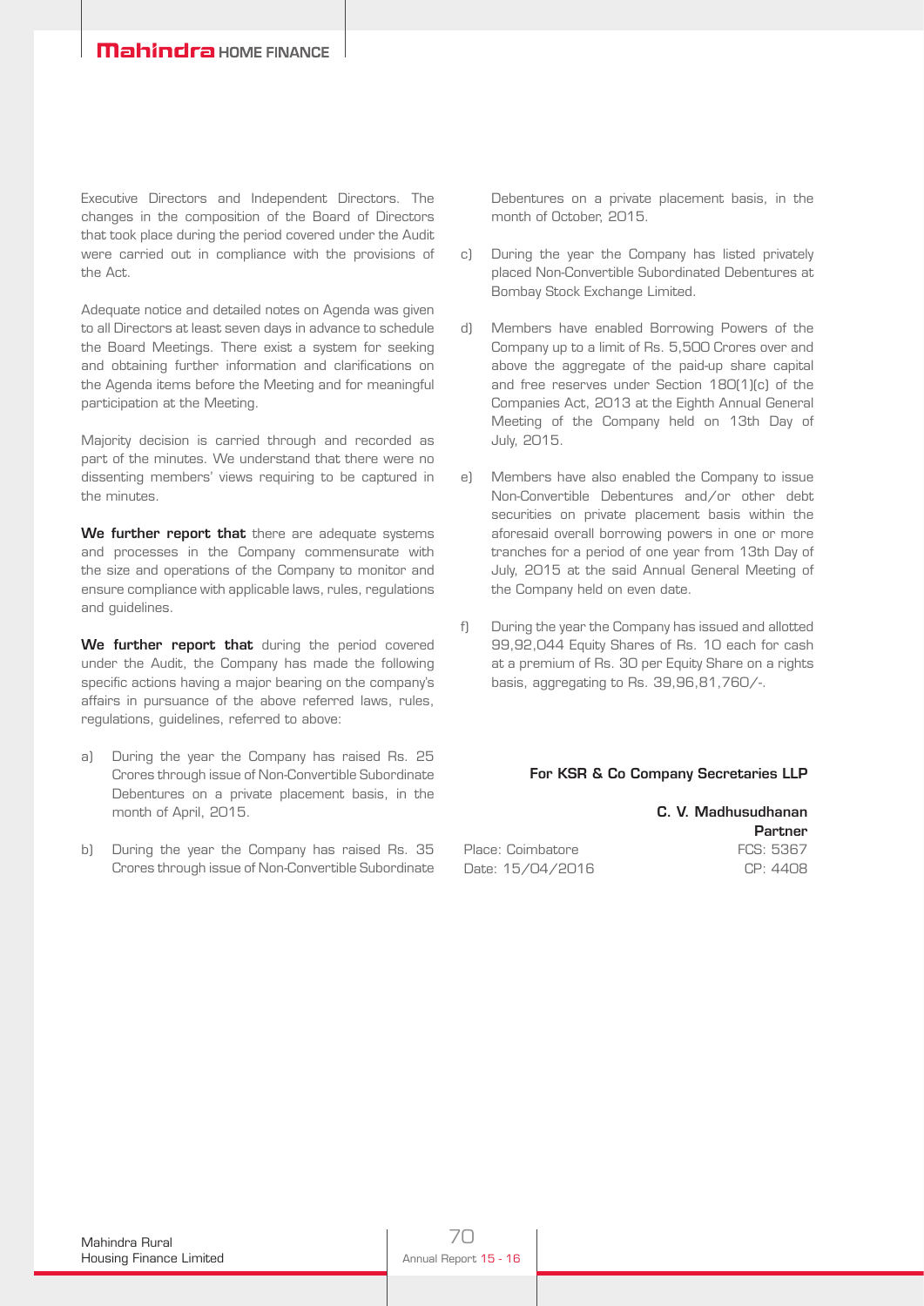Executive Directors and Independent Directors. The changes in the composition of the Board of Directors that took place during the period covered under the Audit were carried out in compliance with the provisions of the Act.

Adequate notice and detailed notes on Agenda was given to all Directors at least seven days in advance to schedule the Board Meetings. There exist a system for seeking and obtaining further information and clarifications on the Agenda items before the Meeting and for meaningful participation at the Meeting.

Majority decision is carried through and recorded as part of the minutes. We understand that there were no dissenting members' views requiring to be captured in the minutes.

**We further report that** there are adequate systems and processes in the Company commensurate with the size and operations of the Company to monitor and ensure compliance with applicable laws, rules, regulations and guidelines.

**We further report that** during the period covered under the Audit, the Company has made the following specific actions having a major bearing on the company's affairs in pursuance of the above referred laws, rules, regulations, guidelines, referred to above:

a) During the year the Company has raised Rs. 25 Crores through issue of Non-Convertible Subordinate Debentures on a private placement basis, in the month of April, 2015.

b) During the year the Company has raised Rs. 35 Crores through issue of Non-Convertible Subordinate Debentures on a private placement basis, in the month of October, 2015.

c) During the year the Company has listed privately placed Non-Convertible Subordinated Debentures at Bombay Stock Exchange Limited.

d) Members have enabled Borrowing Powers of the Company up to a limit of Rs. 5,500 Crores over and above the aggregate of the paid-up share capital and free reserves under Section 180(1)(c) of the Companies Act, 2013 at the Eighth Annual General Meeting of the Company held on 13th Day of July, 2015.

e) Members have also enabled the Company to issue Non-Convertible Debentures and/or other debt securities on private placement basis within the aforesaid overall borrowing powers in one or more tranches for a period of one year from 13th Day of July, 2015 at the said Annual General Meeting of the Company held on even date.

f) During the year the Company has issued and allotted 99,92,044 Equity Shares of Rs. 10 each for cash at a premium of Rs. 30 per Equity Share on a rights basis, aggregating to Rs. 39,96,81,760/-.

**For KSR & Co Company Secretaries LLP**

**C. V. Madhusudhanan**
**Partner**
FCS: 5367
CP: 4408

Place: Coimbatore
Date: 15/04/2016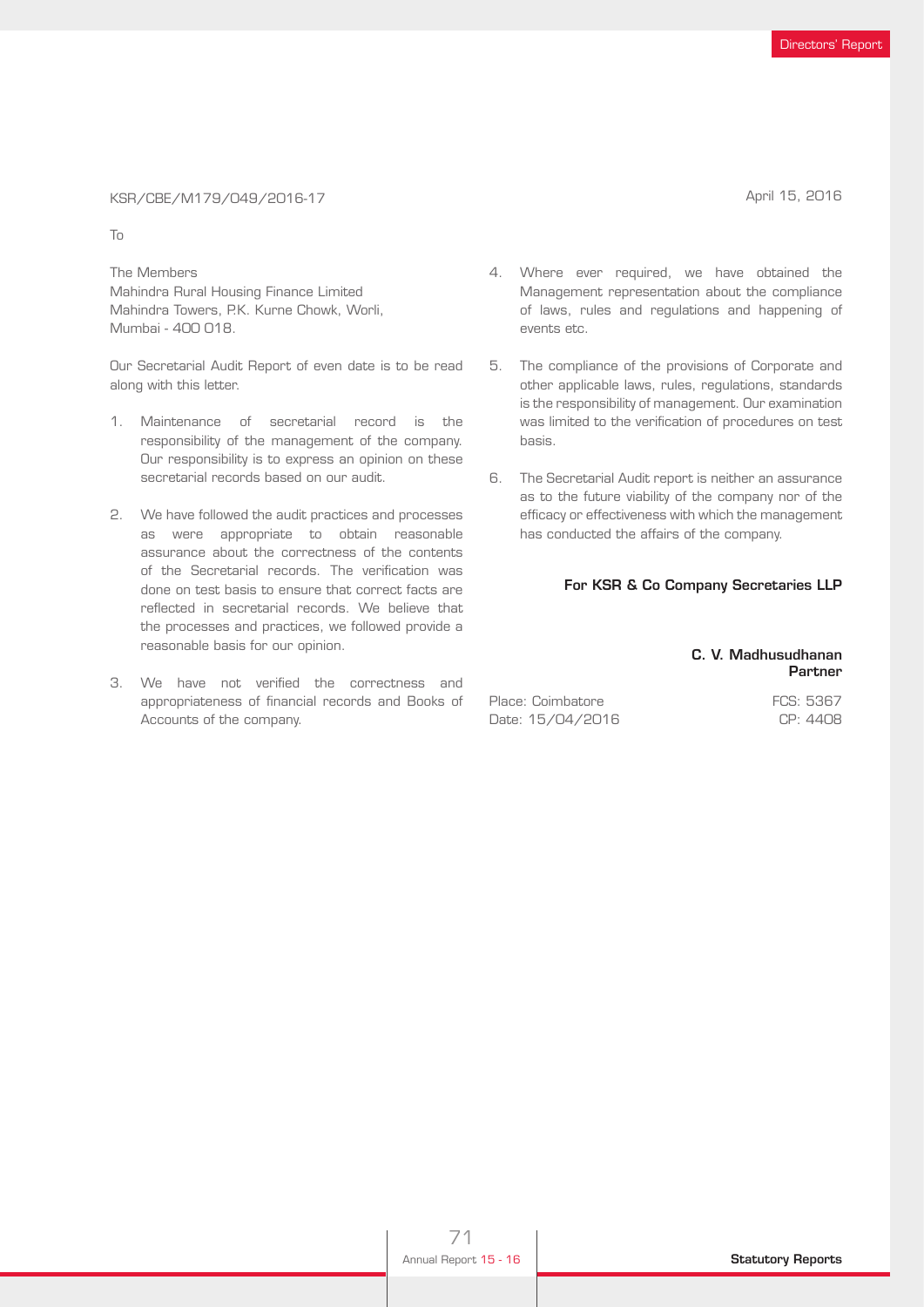KSR/CBE/M179/049/2016-17

April 15, 2016

To

The Members
Mahindra Rural Housing Finance Limited
Mahindra Towers, P.K. Kurne Chowk, Worli,
Mumbai - 400 018.

Our Secretarial Audit Report of even date is to be read along with this letter.

1. Maintenance of secretarial record is the responsibility of the management of the company. Our responsibility is to express an opinion on these secretarial records based on our audit.

2. We have followed the audit practices and processes as were appropriate to obtain reasonable assurance about the correctness of the contents of the Secretarial records. The verification was done on test basis to ensure that correct facts are reflected in secretarial records. We believe that the processes and practices, we followed provide a reasonable basis for our opinion.

3. We have not verified the correctness and appropriateness of financial records and Books of Accounts of the company.

4. Where ever required, we have obtained the Management representation about the compliance of laws, rules and regulations and happening of events etc.

5. The compliance of the provisions of Corporate and other applicable laws, rules, regulations, standards is the responsibility of management. Our examination was limited to the verification of procedures on test basis.

6. The Secretarial Audit report is neither an assurance as to the future viability of the company nor of the efficacy or effectiveness with which the management has conducted the affairs of the company.

**For KSR & Co Company Secretaries LLP**

**C. V. Madhusudhanan**
**Partner**

Place: Coimbatore
Date: 15/04/2016

FCS: 5367
CP: 4408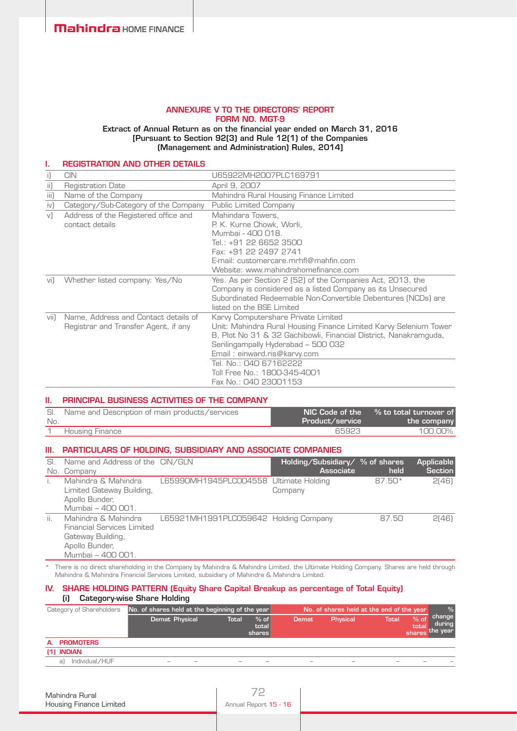## ANNEXURE V TO THE DIRECTORS' REPORT
## FORM NO. MGT-9

**Extract of Annual Return as on the financial year ended on March 31, 2016**
**[Pursuant to Section 92(3) and Rule 12(1) of the Companies (Management and Administration) Rules, 2014]**

### I. REGISTRATION AND OTHER DETAILS

| | | |
|---|---|---|
| i) | CIN | U65922MH2007PLC169791 |
| ii) | Registration Date | April 9, 2007 |
| iii) | Name of the Company | Mahindra Rural Housing Finance Limited |
| iv) | Category/Sub-Category of the Company | Public Limited Company |
| v) | Address of the Registered office and contact details | Mahindara Towers, P. K. Kurne Chowk, Worli, Mumbai - 400 018. Tel.: +91 22 6652 3500 Fax: +91 22 2497 2741 E-mail: customercare.mrhfl@mahfin.com Website: www.mahindrahomefinance.com |
| vi) | Whether listed company: Yes/No | Yes. As per Section 2 (52) of the Companies Act, 2013, the Company is considered as a listed Company as its Unsecured Subordinated Redeemable Non-Convertible Debentures (NCDs) are listed on the BSE Limited |
| vii) | Name, Address and Contact details of Registrar and Transfer Agent, if any | Karvy Computershare Private Limited Unit: Mahindra Rural Housing Finance Limited Karvy Selenium Tower B, Plot No 31 & 32 Gachibowli, Financial District, Nanakramguda, Serilingampally Hyderabad – 500 032 Email : einward.ris@karvy.com Tel. No.: 040 67162222 Toll Free No.: 1800-345-4001 Fax No.: 040 23001153 |

### II. PRINCIPAL BUSINESS ACTIVITIES OF THE COMPANY

| Sl. No. | Name and Description of main products/services | NIC Code of the Product/service | % to total turnover of the company |
|---|---|---|---|
| 1 | Housing Finance | 65923 | 100.00% |

### III. PARTICULARS OF HOLDING, SUBSIDIARY AND ASSOCIATE COMPANIES

| Sl. No. | Name and Address of the Company | CIN/GLN | Holding/Subsidiary/ Associate | % of shares held | Applicable Section |
|---|---|---|---|---|---|
| i. | Mahindra & Mahindra Limited Gateway Building, Apollo Bunder, Mumbai – 400 001. | L65990MH1945PLC004558 | Ultimate Holding Company | 87.50* | 2(46) |
| ii. | Mahindra & Mahindra Financial Services Limited Gateway Building, Apollo Bunder, Mumbai – 400 001. | L65921MH1991PLC059642 | Holding Company | 87.50 | 2(46) |

\* There is no direct shareholding in the Company by Mahindra & Mahindra Limited, the Ultimate Holding Company. Shares are held through Mahindra & Mahindra Financial Services Limited, subsidiary of Mahindra & Mahindra Limited.

### IV. SHARE HOLDING PATTERN (Equity Share Capital Breakup as percentage of Total Equity)

#### (i) Category-wise Share Holding

| Category of Shareholders | No. of shares held at the beginning of the year | | | | No. of shares held at the end of the year | | | | % change during the year |
|---|---|---|---|---|---|---|---|---|---|
| | Demat | Physical | Total | % of total shares | Demat | Physical | Total | % of total shares | |
| **A. PROMOTERS** | | | | | | | | | |
| **(1) INDIAN** | | | | | | | | | |
| a) Individual/HUF | – | – | – | – | – | – | – | – | – |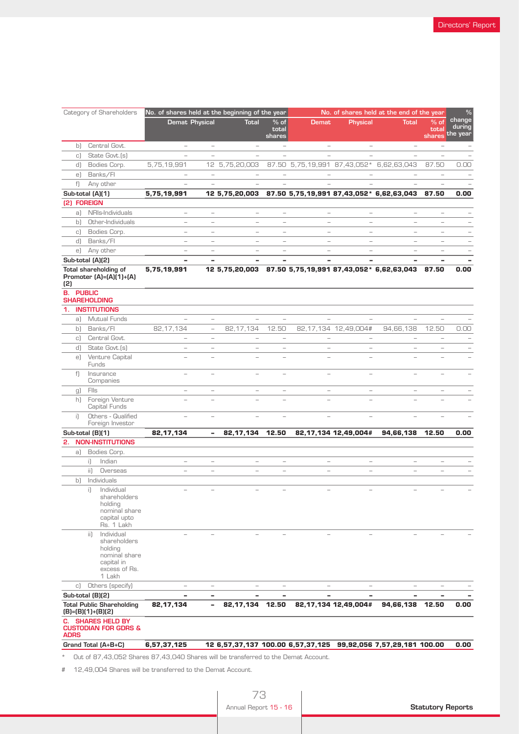| Category of Shareholders | No. of shares held at the beginning of the year | | | | No. of shares held at the end of the year | | | | % change during the year |
|---|---|---|---|---|---|---|---|---|---|
| | Demat | Physical | Total | % of total shares | Demat | Physical | Total | % of total shares | |
| b) Central Govt. | – | – | – | – | – | – | – | – | – |
| c) State Govt.(s) | – | – | – | – | – | – | – | – | – |
| d) Bodies Corp. | 5,75,19,991 | 12 | 5,75,20,003 | 87.50 | 5,75,19,991 | 87,43,052* | 6,62,63,043 | 87.50 | 0.00 |
| e) Banks/FI | – | – | – | – | – | – | – | – | – |
| f) Any other | – | – | – | – | – | – | – | – | – |
| **Sub-total (A)(1)** | **5,75,19,991** | **12** | **5,75,20,003** | **87.50** | **5,75,19,991** | **87,43,052*** | **6,62,63,043** | **87.50** | **0.00** |
| **(2) FOREIGN** | | | | | | | | | |
| a) NRIs-Individuals | – | – | – | – | – | – | – | – | – |
| b) Other-Individuals | – | – | – | – | – | – | – | – | – |
| c) Bodies Corp. | – | – | – | – | – | – | – | – | – |
| d) Banks/FI | – | – | – | – | – | – | – | – | – |
| e) Any other | – | – | – | – | – | – | – | – | – |
| **Sub-total (A)(2)** | **–** | **–** | **–** | **–** | **–** | **–** | **–** | **–** | **–** |
| **Total shareholding of Promoter (A)=(A)(1)+(A)(2)** | **5,75,19,991** | **12** | **5,75,20,003** | **87.50** | **5,75,19,991** | **87,43,052*** | **6,62,63,043** | **87.50** | **0.00** |
| **B. PUBLIC SHAREHOLDING** | | | | | | | | | |
| **1. INSTITUTIONS** | | | | | | | | | |
| a) Mutual Funds | – | – | – | – | – | – | – | – | – |
| b) Banks/FI | 82,17,134 | – | 82,17,134 | 12.50 | 82,17,134 | 12,49,004# | 94,66,138 | 12.50 | 0.00 |
| c) Central Govt. | – | – | – | – | – | – | – | – | – |
| d) State Govt.(s) | – | – | – | – | – | – | – | – | – |
| e) Venture Capital Funds | – | – | – | – | – | – | – | – | – |
| f) Insurance Companies | – | – | – | – | – | – | – | – | – |
| g) FIIs | – | – | – | – | – | – | – | – | – |
| h) Foreign Venture Capital Funds | – | – | – | – | – | – | – | – | – |
| i) Others - Qualified Foreign Investor | – | – | – | – | – | – | – | – | – |
| **Sub-total (B)(1)** | **82,17,134** | **–** | **82,17,134** | **12.50** | **82,17,134** | **12,49,004#** | **94,66,138** | **12.50** | **0.00** |
| **2. NON-INSTITUTIONS** | | | | | | | | | |
| a) Bodies Corp. | | | | | | | | | |
| i) Indian | – | – | – | – | – | – | – | – | – |
| ii) Overseas | – | – | – | – | – | – | – | – | – |
| b) Individuals | | | | | | | | | |
| i) Individual shareholders holding nominal share capital upto Rs. 1 Lakh | – | – | – | – | – | – | – | – | – |
| ii) Individual shareholders holding nominal share capital in excess of Rs. 1 Lakh | – | – | – | – | – | – | – | – | – |
| c) Others (specify) | – | – | – | – | – | – | – | – | – |
| **Sub-total (B)(2)** | **–** | **–** | **–** | **–** | **–** | **–** | **–** | **–** | **–** |
| **Total Public Shareholding (B)=(B)(1)+(B)(2)** | **82,17,134** | **–** | **82,17,134** | **12.50** | **82,17,134** | **12,49,004#** | **94,66,138** | **12.50** | **0.00** |
| **C. SHARES HELD BY CUSTODIAN FOR GDRS & ADRS** | | | | | | | | | |
| **Grand Total (A+B+C)** | **6,57,37,125** | **12** | **6,57,37,137** | **100.00** | **6,57,37,125** | **99,92,056** | **7,57,29,181** | **100.00** | **0.00** |

\* Out of 87,43,052 Shares 87,43,040 Shares will be transferred to the Demat Account.

\# 12,49,004 Shares will be transferred to the Demat Account.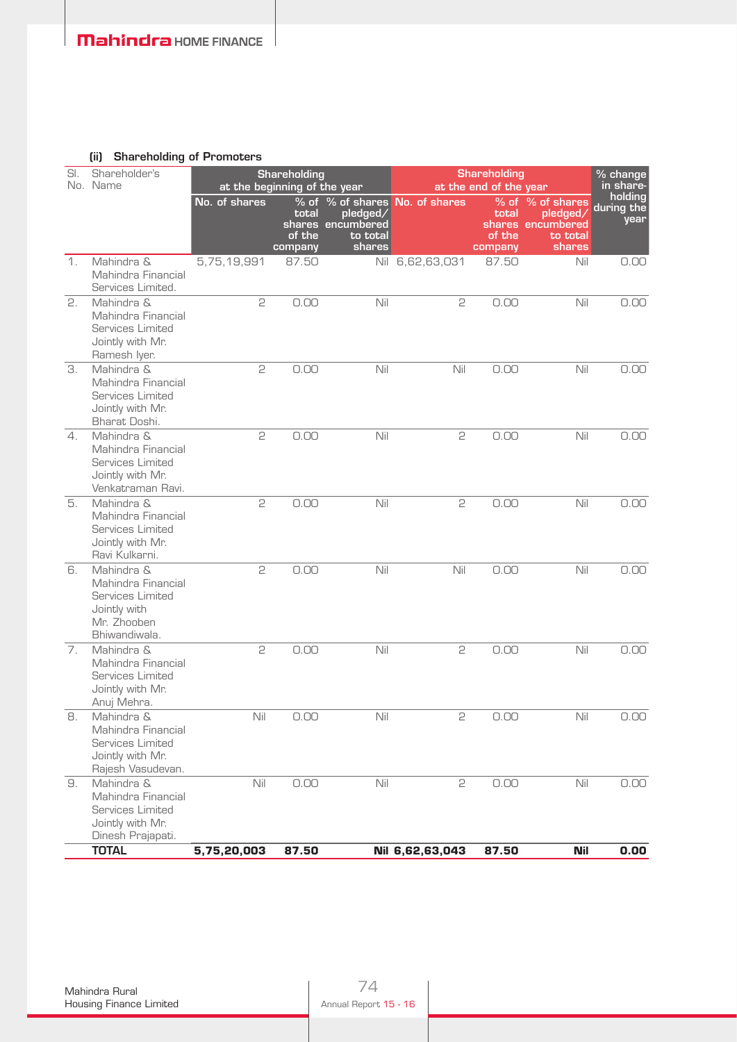### (ii) Shareholding of Promoters

| Sl. No. | Shareholder's Name | Shareholding at the beginning of the year | | | Shareholding at the end of the year | | | % change in share-holding during the year |
|---|---|---|---|---|---|---|---|---|
| | | No. of shares | % of total shares of the company | % of shares pledged/ encumbered to total shares | No. of shares | % of total shares of the company | % of shares pledged/ encumbered to total shares | |
| 1. | Mahindra & Mahindra Financial Services Limited. | 5,75,19,991 | 87.50 | Nil | 6,62,63,031 | 87.50 | Nil | 0.00 |
| 2. | Mahindra & Mahindra Financial Services Limited Jointly with Mr. Ramesh Iyer. | 2 | 0.00 | Nil | 2 | 0.00 | Nil | 0.00 |
| 3. | Mahindra & Mahindra Financial Services Limited Jointly with Mr. Bharat Doshi. | 2 | 0.00 | Nil | Nil | 0.00 | Nil | 0.00 |
| 4. | Mahindra & Mahindra Financial Services Limited Jointly with Mr. Venkatraman Ravi. | 2 | 0.00 | Nil | 2 | 0.00 | Nil | 0.00 |
| 5. | Mahindra & Mahindra Financial Services Limited Jointly with Mr. Ravi Kulkarni. | 2 | 0.00 | Nil | 2 | 0.00 | Nil | 0.00 |
| 6. | Mahindra & Mahindra Financial Services Limited Jointly with Mr. Zhooben Bhiwandiwala. | 2 | 0.00 | Nil | Nil | 0.00 | Nil | 0.00 |
| 7. | Mahindra & Mahindra Financial Services Limited Jointly with Mr. Anuj Mehra. | 2 | 0.00 | Nil | 2 | 0.00 | Nil | 0.00 |
| 8. | Mahindra & Mahindra Financial Services Limited Jointly with Mr. Rajesh Vasudevan. | Nil | 0.00 | Nil | 2 | 0.00 | Nil | 0.00 |
| 9. | Mahindra & Mahindra Financial Services Limited Jointly with Mr. Dinesh Prajapati. | Nil | 0.00 | Nil | 2 | 0.00 | Nil | 0.00 |
| | **TOTAL** | **5,75,20,003** | **87.50** | **Nil** | **6,62,63,043** | **87.50** | **Nil** | **0.00** |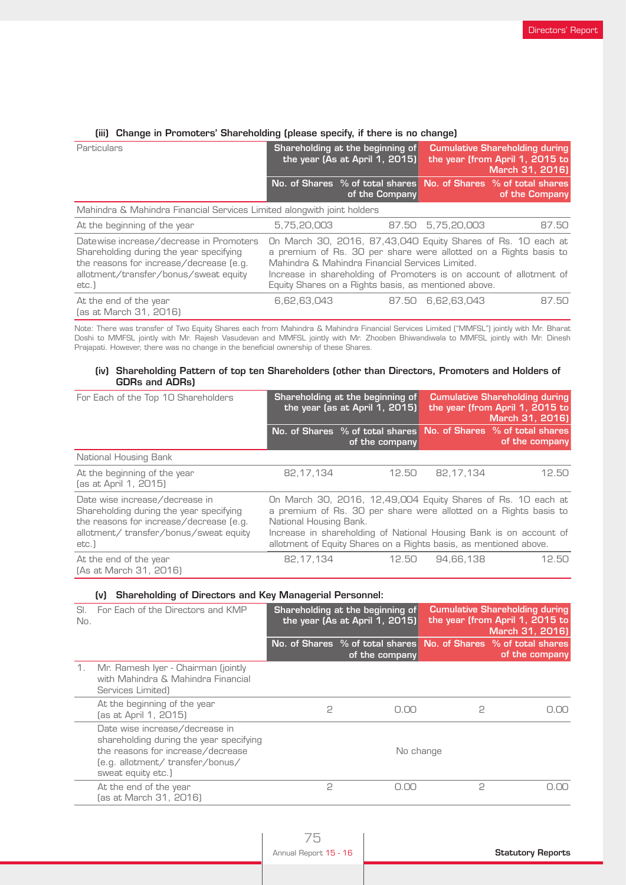#### (iii) Change in Promoters' Shareholding (please specify, if there is no change)

| Particulars | Shareholding at the beginning of the year (As at April 1, 2015) | | Cumulative Shareholding during the year (from April 1, 2015 to March 31, 2016) | |
|---|---|---|---|---|
| | No. of Shares | % of total shares of the Company | No. of Shares | % of total shares of the Company |
| Mahindra & Mahindra Financial Services Limited alongwith joint holders | | | | |
| At the beginning of the year | 5,75,20,003 | 87.50 | 5,75,20,003 | 87.50 |
| Datewise increase/decrease in Promoters Shareholding during the year specifying the reasons for increase/decrease (e.g. allotment/transfer/bonus/sweat equity etc.) | On March 30, 2016, 87,43,040 Equity Shares of Rs. 10 each at a premium of Rs. 30 per share were allotted on a Rights basis to Mahindra & Mahindra Financial Services Limited. Increase in shareholding of Promoters is on account of allotment of Equity Shares on a Rights basis, as mentioned above. | | | |
| At the end of the year (as at March 31, 2016) | 6,62,63,043 | 87.50 | 6,62,63,043 | 87.50 |

Note: There was transfer of Two Equity Shares each from Mahindra & Mahindra Financial Services Limited ("MMFSL") jointly with Mr. Bharat Doshi to MMFSL jointly with Mr. Rajesh Vasudevan and MMFSL jointly with Mr. Zhooben Bhiwandiwala to MMFSL jointly with Mr. Dinesh Prajapati. However, there was no change in the beneficial ownership of these Shares.

#### (iv) Shareholding Pattern of top ten Shareholders (other than Directors, Promoters and Holders of GDRs and ADRs)

| For Each of the Top 10 Shareholders | Shareholding at the beginning of the year (as at April 1, 2015) | | Cumulative Shareholding during the year (from April 1, 2015 to March 31, 2016) | |
|---|---|---|---|---|
| | No. of Shares | % of total shares of the company | No. of Shares | % of total shares of the company |
| National Housing Bank | | | | |
| At the beginning of the year (as at April 1, 2015) | 82,17,134 | 12.50 | 82,17,134 | 12.50 |
| Date wise increase/decrease in Shareholding during the year specifying the reasons for increase/decrease (e.g. allotment/ transfer/bonus/sweat equity etc.) | On March 30, 2016, 12,49,004 Equity Shares of Rs. 10 each at a premium of Rs. 30 per share were allotted on a Rights basis to National Housing Bank. Increase in shareholding of National Housing Bank is on account of allotment of Equity Shares on a Rights basis, as mentioned above. | | | |
| At the end of the year (As at March 31, 2016) | 82,17,134 | 12.50 | 94,66,138 | 12.50 |

#### (v) Shareholding of Directors and Key Managerial Personnel:

| Sl. No. | For Each of the Directors and KMP | Shareholding at the beginning of the year (As at April 1, 2015) | | Cumulative Shareholding during the year (from April 1, 2015 to March 31, 2016) | |
|---|---|---|---|---|---|
| | | No. of Shares | % of total shares of the company | No. of Shares | % of total shares of the company |
| 1. | Mr. Ramesh Iyer - Chairman (jointly with Mahindra & Mahindra Financial Services Limited) | | | | |
| | At the beginning of the year (as at April 1, 2015) | 2 | 0.00 | 2 | 0.00 |
| | Date wise increase/decrease in shareholding during the year specifying the reasons for increase/decrease (e.g. allotment/ transfer/bonus/ sweat equity etc.) | No change | | | |
| | At the end of the year (as at March 31, 2016) | 2 | 0.00 | 2 | 0.00 |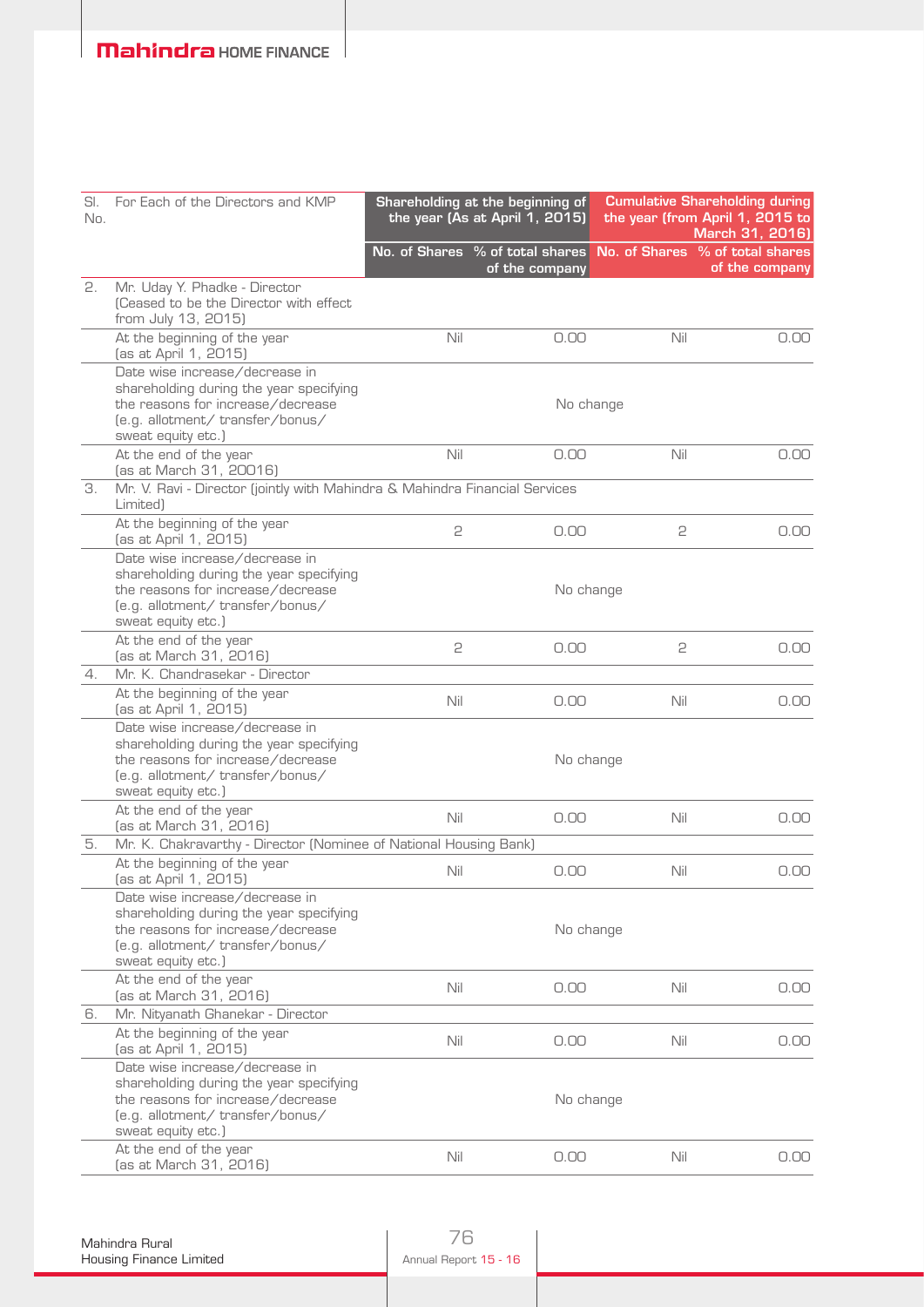| Sl. No. | For Each of the Directors and KMP | Shareholding at the beginning of the year (As at April 1, 2015) | | Cumulative Shareholding during the year (from April 1, 2015 to March 31, 2016) | |
|---|---|---|---|---|---|
| | | No. of Shares | % of total shares of the company | No. of Shares | % of total shares of the company |
| 2. | Mr. Uday Y. Phadke - Director (Ceased to be the Director with effect from July 13, 2015) | | | | |
| | At the beginning of the year (as at April 1, 2015) | Nil | 0.00 | Nil | 0.00 |
| | Date wise increase/decrease in shareholding during the year specifying the reasons for increase/decrease (e.g. allotment/ transfer/bonus/ sweat equity etc.) | No change | | | |
| | At the end of the year (as at March 31, 20016) | Nil | 0.00 | Nil | 0.00 |
| 3. | Mr. V. Ravi - Director (jointly with Mahindra & Mahindra Financial Services Limited) | | | | |
| | At the beginning of the year (as at April 1, 2015) | 2 | 0.00 | 2 | 0.00 |
| | Date wise increase/decrease in shareholding during the year specifying the reasons for increase/decrease (e.g. allotment/ transfer/bonus/ sweat equity etc.) | No change | | | |
| | At the end of the year (as at March 31, 2016) | 2 | 0.00 | 2 | 0.00 |
| 4. | Mr. K. Chandrasekar - Director | | | | |
| | At the beginning of the year (as at April 1, 2015) | Nil | 0.00 | Nil | 0.00 |
| | Date wise increase/decrease in shareholding during the year specifying the reasons for increase/decrease (e.g. allotment/ transfer/bonus/ sweat equity etc.) | No change | | | |
| | At the end of the year (as at March 31, 2016) | Nil | 0.00 | Nil | 0.00 |
| 5. | Mr. K. Chakravarthy - Director (Nominee of National Housing Bank) | | | | |
| | At the beginning of the year (as at April 1, 2015) | Nil | 0.00 | Nil | 0.00 |
| | Date wise increase/decrease in shareholding during the year specifying the reasons for increase/decrease (e.g. allotment/ transfer/bonus/ sweat equity etc.) | No change | | | |
| | At the end of the year (as at March 31, 2016) | Nil | 0.00 | Nil | 0.00 |
| 6. | Mr. Nityanath Ghanekar - Director | | | | |
| | At the beginning of the year (as at April 1, 2015) | Nil | 0.00 | Nil | 0.00 |
| | Date wise increase/decrease in shareholding during the year specifying the reasons for increase/decrease (e.g. allotment/ transfer/bonus/ sweat equity etc.) | No change | | | |
| | At the end of the year (as at March 31, 2016) | Nil | 0.00 | Nil | 0.00 |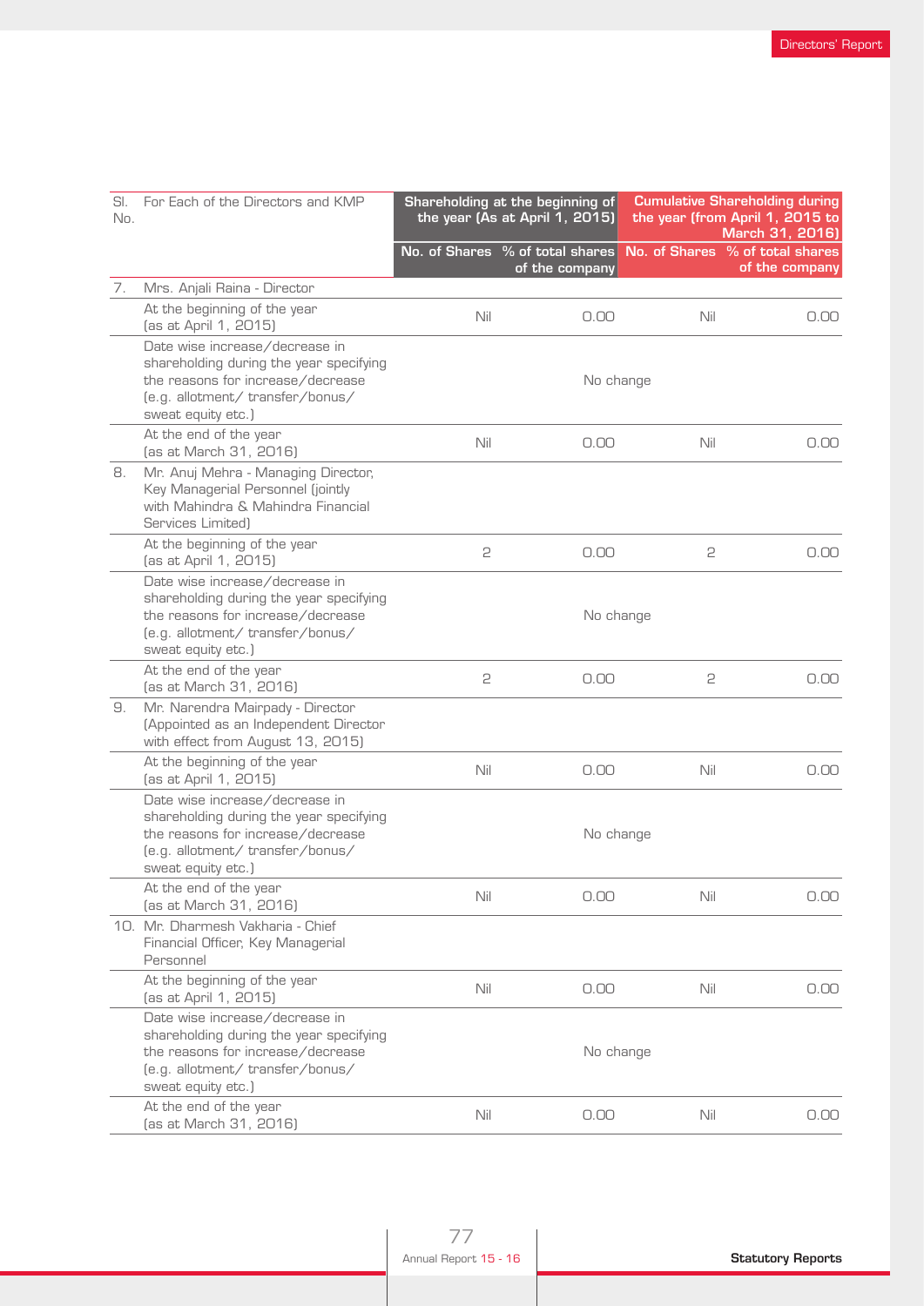| Sl. No. | For Each of the Directors and KMP | Shareholding at the beginning of the year (As at April 1, 2015) | | Cumulative Shareholding during the year (from April 1, 2015 to March 31, 2016) | |
|---|---|---|---|---|---|
| | | No. of Shares | % of total shares of the company | No. of Shares | % of total shares of the company |
| 7. | Mrs. Anjali Raina - Director | | | | |
| | At the beginning of the year (as at April 1, 2015) | Nil | 0.00 | Nil | 0.00 |
| | Date wise increase/decrease in shareholding during the year specifying the reasons for increase/decrease (e.g. allotment/ transfer/bonus/ sweat equity etc.) | No change | | | |
| | At the end of the year (as at March 31, 2016) | Nil | 0.00 | Nil | 0.00 |
| 8. | Mr. Anuj Mehra - Managing Director, Key Managerial Personnel (jointly with Mahindra & Mahindra Financial Services Limited) | | | | |
| | At the beginning of the year (as at April 1, 2015) | 2 | 0.00 | 2 | 0.00 |
| | Date wise increase/decrease in shareholding during the year specifying the reasons for increase/decrease (e.g. allotment/ transfer/bonus/ sweat equity etc.) | No change | | | |
| | At the end of the year (as at March 31, 2016) | 2 | 0.00 | 2 | 0.00 |
| 9. | Mr. Narendra Mairpady - Director (Appointed as an Independent Director with effect from August 13, 2015) | | | | |
| | At the beginning of the year (as at April 1, 2015) | Nil | 0.00 | Nil | 0.00 |
| | Date wise increase/decrease in shareholding during the year specifying the reasons for increase/decrease (e.g. allotment/ transfer/bonus/ sweat equity etc.) | No change | | | |
| | At the end of the year (as at March 31, 2016) | Nil | 0.00 | Nil | 0.00 |
| 10. | Mr. Dharmesh Vakharia - Chief Financial Officer, Key Managerial Personnel | | | | |
| | At the beginning of the year (as at April 1, 2015) | Nil | 0.00 | Nil | 0.00 |
| | Date wise increase/decrease in shareholding during the year specifying the reasons for increase/decrease (e.g. allotment/ transfer/bonus/ sweat equity etc.) | No change | | | |
| | At the end of the year (as at March 31, 2016) | Nil | 0.00 | Nil | 0.00 |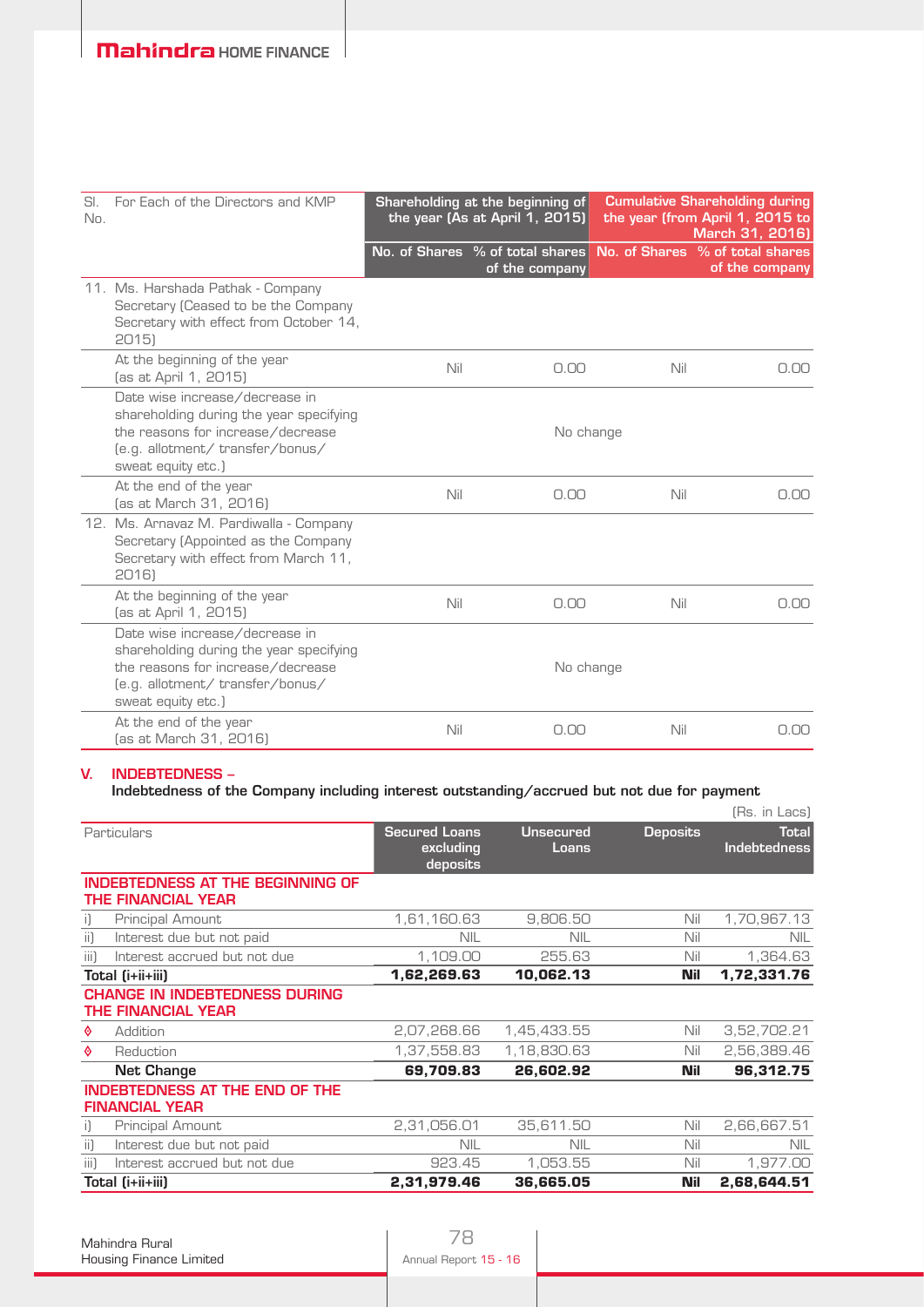| Sl. No. | For Each of the Directors and KMP | Shareholding at the beginning of the year (As at April 1, 2015) | | Cumulative Shareholding during the year (from April 1, 2015 to March 31, 2016) | |
|---|---|---|---|---|---|
| | | No. of Shares | % of total shares of the company | No. of Shares | % of total shares of the company |
| 11. | Ms. Harshada Pathak - Company Secretary (Ceased to be the Company Secretary with effect from October 14, 2015) | | | | |
| | At the beginning of the year (as at April 1, 2015) | Nil | 0.00 | Nil | 0.00 |
| | Date wise increase/decrease in shareholding during the year specifying the reasons for increase/decrease (e.g. allotment/ transfer/bonus/ sweat equity etc.) | No change | | | |
| | At the end of the year (as at March 31, 2016) | Nil | 0.00 | Nil | 0.00 |
| 12. | Ms. Arnavaz M. Pardiwalla - Company Secretary (Appointed as the Company Secretary with effect from March 11, 2016) | | | | |
| | At the beginning of the year (as at April 1, 2015) | Nil | 0.00 | Nil | 0.00 |
| | Date wise increase/decrease in shareholding during the year specifying the reasons for increase/decrease (e.g. allotment/ transfer/bonus/ sweat equity etc.) | No change | | | |
| | At the end of the year (as at March 31, 2016) | Nil | 0.00 | Nil | 0.00 |

## V. INDEBTEDNESS –

**Indebtedness of the Company including interest outstanding/accrued but not due for payment**

(Rs. in Lacs)

| Particulars | Secured Loans excluding deposits | Unsecured Loans | Deposits | Total Indebtedness |
|---|---|---|---|---|
| **INDEBTEDNESS AT THE BEGINNING OF THE FINANCIAL YEAR** | | | | |
| i) Principal Amount | 1,61,160.63 | 9,806.50 | Nil | 1,70,967.13 |
| ii) Interest due but not paid | NIL | NIL | Nil | NIL |
| iii) Interest accrued but not due | 1,109.00 | 255.63 | Nil | 1,364.63 |
| **Total (i+ii+iii)** | **1,62,269.63** | **10,062.13** | **Nil** | **1,72,331.76** |
| **CHANGE IN INDEBTEDNESS DURING THE FINANCIAL YEAR** | | | | |
| Addition | 2,07,268.66 | 1,45,433.55 | Nil | 3,52,702.21 |
| Reduction | 1,37,558.83 | 1,18,830.63 | Nil | 2,56,389.46 |
| **Net Change** | **69,709.83** | **26,602.92** | **Nil** | **96,312.75** |
| **INDEBTEDNESS AT THE END OF THE FINANCIAL YEAR** | | | | |
| i) Principal Amount | 2,31,056.01 | 35,611.50 | Nil | 2,66,667.51 |
| ii) Interest due but not paid | NIL | NIL | Nil | NIL |
| iii) Interest accrued but not due | 923.45 | 1,053.55 | Nil | 1,977.00 |
| **Total (i+ii+iii)** | **2,31,979.46** | **36,665.05** | **Nil** | **2,68,644.51** |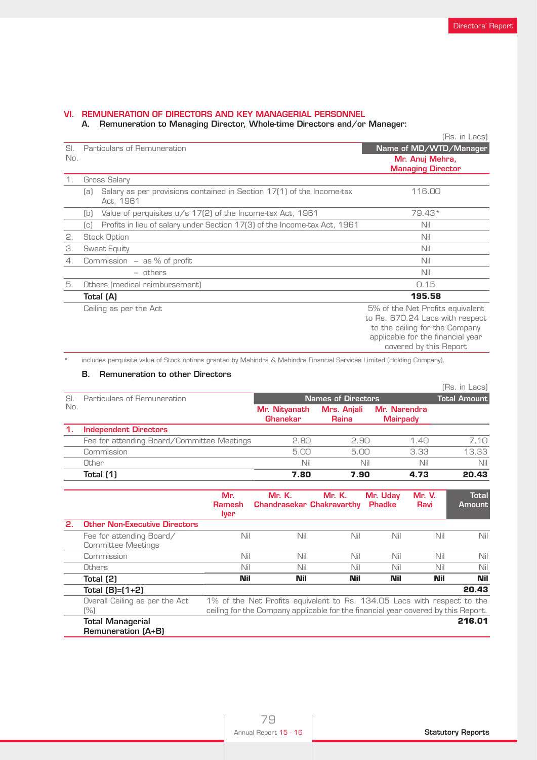## VI. REMUNERATION OF DIRECTORS AND KEY MANAGERIAL PERSONNEL

### A. Remuneration to Managing Director, Whole-time Directors and/or Manager:

(Rs. in Lacs)

| Sl. No. | Particulars of Remuneration | Name of MD/WTD/Manager<br>Mr. Anuj Mehra, Managing Director |
|---|---|---|
| 1. | Gross Salary | |
| | (a) Salary as per provisions contained in Section 17(1) of the Income-tax Act, 1961 | 116.00 |
| | (b) Value of perquisites u/s 17(2) of the Income-tax Act, 1961 | 79.43* |
| | (c) Profits in lieu of salary under Section 17(3) of the Income-tax Act, 1961 | Nil |
| 2. | Stock Option | Nil |
| 3. | Sweat Equity | Nil |
| 4. | Commission – as % of profit | Nil |
| | – others | Nil |
| 5. | Others (medical reimbursement) | 0.15 |
| | **Total (A)** | **195.58** |
| | Ceiling as per the Act | 5% of the Net Profits equivalent to Rs. 670.24 Lacs with respect to the ceiling for the Company applicable for the financial year covered by this Report |

\* includes perquisite value of Stock options granted by Mahindra & Mahindra Financial Services Limited (Holding Company).

### B. Remuneration to other Directors

(Rs. in Lacs)

| Sl. No. | Particulars of Remuneration | Mr. Nityanath Ghanekar | Mrs. Anjali Raina | Mr. Narendra Mairpady | Total Amount |
|---|---|---|---|---|---|
| **1.** | **Independent Directors** | | | | |
| | Fee for attending Board/Committee Meetings | 2.80 | 2.90 | 1.40 | 7.10 |
| | Commission | 5.00 | 5.00 | 3.33 | 13.33 |
| | Other | Nil | Nil | Nil | Nil |
| | **Total (1)** | **7.80** | **7.90** | **4.73** | **20.43** |

| Sl. No. | Particulars of Remuneration | Mr. Ramesh Iyer | Mr. K. Chandrasekar | Mr. K. Chakravarthy | Mr. Uday Phadke | Mr. V. Ravi | Total Amount |
|---|---|---|---|---|---|---|---|
| **2.** | **Other Non-Executive Directors** | | | | | | |
| | Fee for attending Board/ Committee Meetings | Nil | Nil | Nil | Nil | Nil | Nil |
| | Commission | Nil | Nil | Nil | Nil | Nil | Nil |
| | Others | Nil | Nil | Nil | Nil | Nil | Nil |
| | **Total (2)** | **Nil** | **Nil** | **Nil** | **Nil** | **Nil** | **Nil** |
| | **Total (B)=(1+2)** | | | | | | **20.43** |
| | Overall Ceiling as per the Act (%) | 1% of the Net Profits equivalent to Rs. 134.05 Lacs with respect to the ceiling for the Company applicable for the financial year covered by this Report. | | | | | |
| | **Total Managerial Remuneration (A+B)** | | | | | | **216.01** |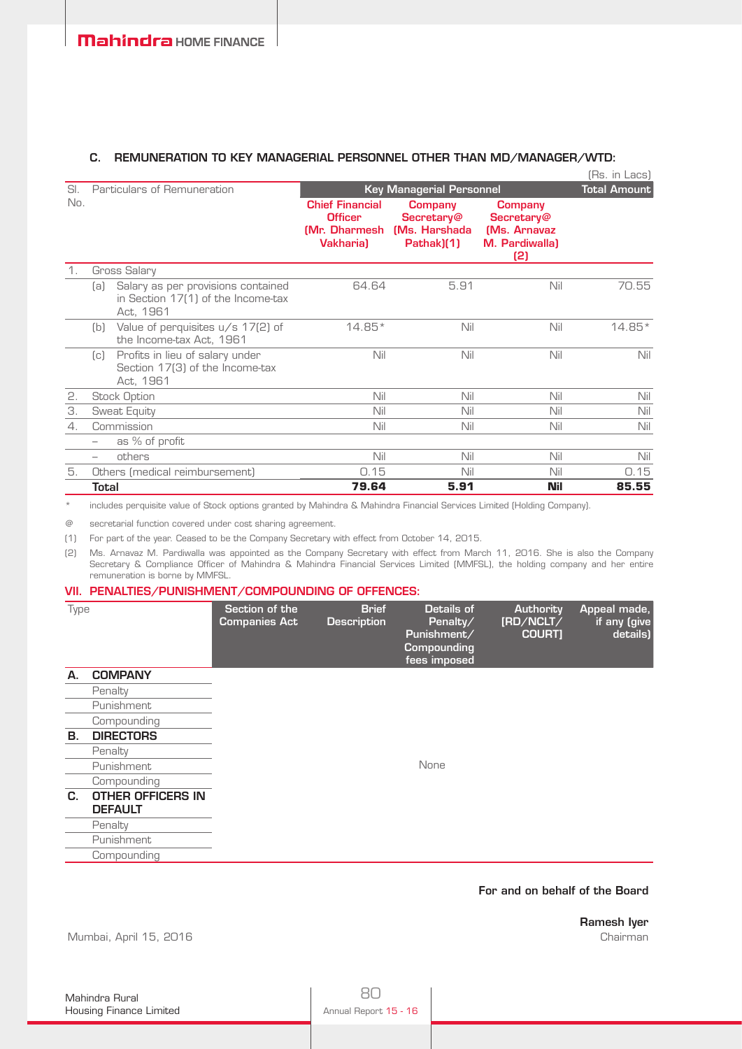### C. REMUNERATION TO KEY MANAGERIAL PERSONNEL OTHER THAN MD/MANAGER/WTD:

(Rs. in Lacs)

| Sl. No. | Particulars of Remuneration | Key Managerial Personnel | | | Total Amount |
|---|---|---|---|---|---|
| | | Chief Financial Officer (Mr. Dharmesh Vakharia) | Company Secretary@ (Ms. Harshada Pathak)(1) | Company Secretary@ (Ms. Arnavaz M. Pardiwalla) (2) | |
| 1. | Gross Salary | | | | |
| | (a) Salary as per provisions contained in Section 17(1) of the Income-tax Act, 1961 | 64.64 | 5.91 | Nil | 70.55 |
| | (b) Value of perquisites u/s 17(2) of the Income-tax Act, 1961 | 14.85* | Nil | Nil | 14.85* |
| | (c) Profits in lieu of salary under Section 17(3) of the Income-tax Act, 1961 | Nil | Nil | Nil | Nil |
| 2. | Stock Option | Nil | Nil | Nil | Nil |
| 3. | Sweat Equity | Nil | Nil | Nil | Nil |
| 4. | Commission | Nil | Nil | Nil | Nil |
| | – as % of profit | | | | |
| | – others | Nil | Nil | Nil | Nil |
| 5. | Others (medical reimbursement) | 0.15 | Nil | Nil | 0.15 |
| | **Total** | **79.64** | **5.91** | **Nil** | **85.55** |

\* includes perquisite value of Stock options granted by Mahindra & Mahindra Financial Services Limited (Holding Company).

@ secretarial function covered under cost sharing agreement.

(1) For part of the year. Ceased to be the Company Secretary with effect from October 14, 2015.

(2) Ms. Arnavaz M. Pardiwalla was appointed as the Company Secretary with effect from March 11, 2016. She is also the Company Secretary & Compliance Officer of Mahindra & Mahindra Financial Services Limited (MMFSL), the holding company and her entire remuneration is borne by MMFSL.

## VII. PENALTIES/PUNISHMENT/COMPOUNDING OF OFFENCES:

| Type | Section of the Companies Act | Brief Description | Details of Penalty/ Punishment/ Compounding fees imposed | Authority [RD/NCLT/ COURT] | Appeal made, if any (give details) |
|---|---|---|---|---|---|
| **A. COMPANY** | | | | | |
| Penalty | | | | | |
| Punishment | | | | | |
| Compounding | | | | | |
| **B. DIRECTORS** | | | | | |
| Penalty | | | | | |
| Punishment | | | None | | |
| Compounding | | | | | |
| **C. OTHER OFFICERS IN DEFAULT** | | | | | |
| Penalty | | | | | |
| Punishment | | | | | |
| Compounding | | | | | |

**For and on behalf of the Board**

**Ramesh Iyer**
Chairman

Mumbai, April 15, 2016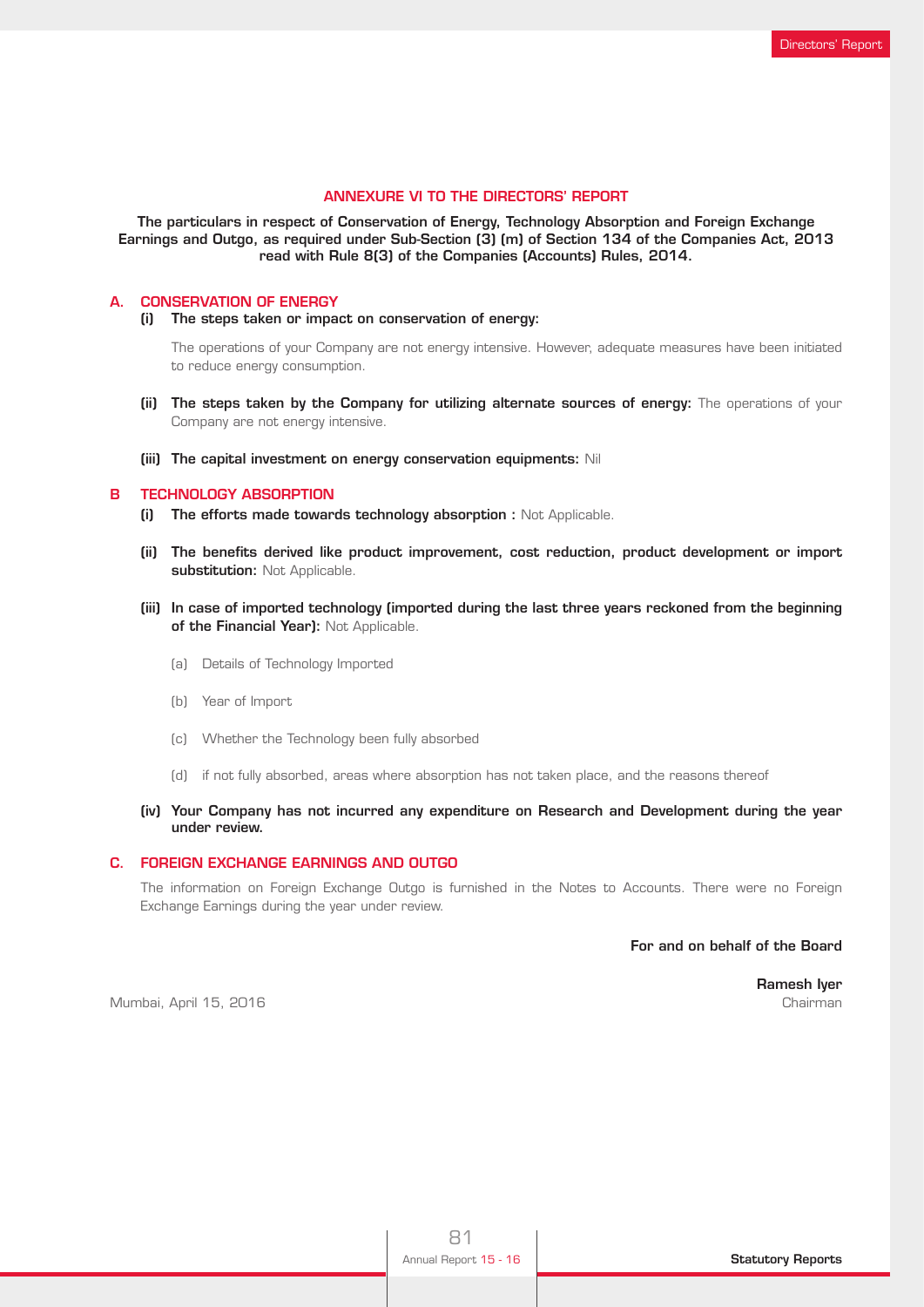## ANNEXURE VI TO THE DIRECTORS' REPORT

**The particulars in respect of Conservation of Energy, Technology Absorption and Foreign Exchange Earnings and Outgo, as required under Sub-Section (3) (m) of Section 134 of the Companies Act, 2013 read with Rule 8(3) of the Companies (Accounts) Rules, 2014.**

### A. CONSERVATION OF ENERGY

**(i) The steps taken or impact on conservation of energy:**

The operations of your Company are not energy intensive. However, adequate measures have been initiated to reduce energy consumption.

**(ii) The steps taken by the Company for utilizing alternate sources of energy:** The operations of your Company are not energy intensive.

**(iii) The capital investment on energy conservation equipments:** Nil

### B TECHNOLOGY ABSORPTION

**(i) The efforts made towards technology absorption :** Not Applicable.

**(ii) The benefits derived like product improvement, cost reduction, product development or import substitution:** Not Applicable.

**(iii) In case of imported technology (imported during the last three years reckoned from the beginning of the Financial Year):** Not Applicable.

(a) Details of Technology Imported

(b) Year of Import

(c) Whether the Technology been fully absorbed

(d) if not fully absorbed, areas where absorption has not taken place, and the reasons thereof

**(iv) Your Company has not incurred any expenditure on Research and Development during the year under review.**

### C. FOREIGN EXCHANGE EARNINGS AND OUTGO

The information on Foreign Exchange Outgo is furnished in the Notes to Accounts. There were no Foreign Exchange Earnings during the year under review.

**For and on behalf of the Board**

**Ramesh Iyer**
Chairman

Mumbai, April 15, 2016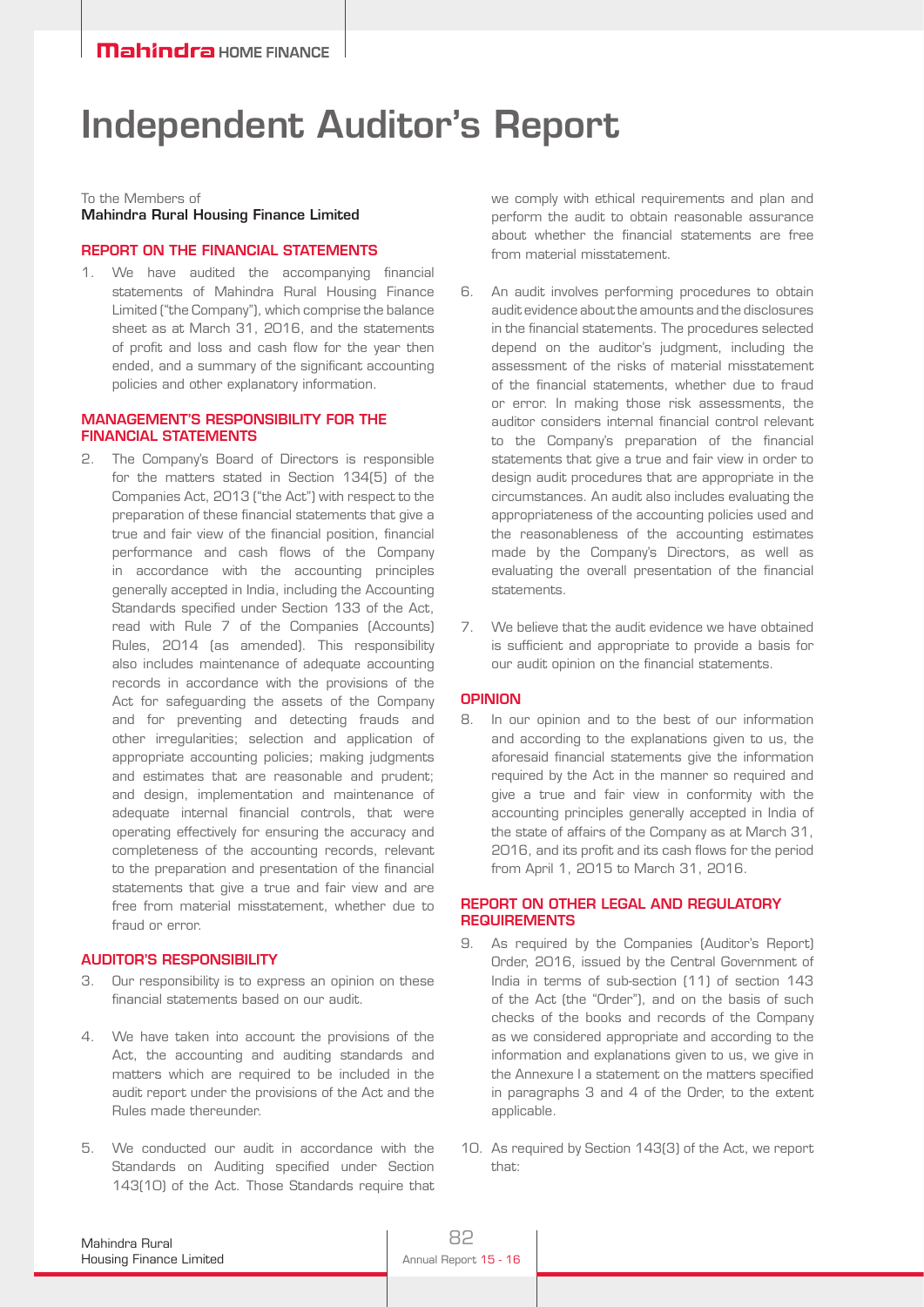# Independent Auditor's Report

To the Members of
**Mahindra Rural Housing Finance Limited**

## REPORT ON THE FINANCIAL STATEMENTS

1. We have audited the accompanying financial statements of Mahindra Rural Housing Finance Limited ("the Company"), which comprise the balance sheet as at March 31, 2016, and the statements of profit and loss and cash flow for the year then ended, and a summary of the significant accounting policies and other explanatory information.

## MANAGEMENT'S RESPONSIBILITY FOR THE FINANCIAL STATEMENTS

2. The Company's Board of Directors is responsible for the matters stated in Section 134(5) of the Companies Act, 2013 ("the Act") with respect to the preparation of these financial statements that give a true and fair view of the financial position, financial performance and cash flows of the Company in accordance with the accounting principles generally accepted in India, including the Accounting Standards specified under Section 133 of the Act, read with Rule 7 of the Companies (Accounts) Rules, 2014 (as amended). This responsibility also includes maintenance of adequate accounting records in accordance with the provisions of the Act for safeguarding the assets of the Company and for preventing and detecting frauds and other irregularities; selection and application of appropriate accounting policies; making judgments and estimates that are reasonable and prudent; and design, implementation and maintenance of adequate internal financial controls, that were operating effectively for ensuring the accuracy and completeness of the accounting records, relevant to the preparation and presentation of the financial statements that give a true and fair view and are free from material misstatement, whether due to fraud or error.

## AUDITOR'S RESPONSIBILITY

3. Our responsibility is to express an opinion on these financial statements based on our audit.

4. We have taken into account the provisions of the Act, the accounting and auditing standards and matters which are required to be included in the audit report under the provisions of the Act and the Rules made thereunder.

5. We conducted our audit in accordance with the Standards on Auditing specified under Section 143(10) of the Act. Those Standards require that we comply with ethical requirements and plan and perform the audit to obtain reasonable assurance about whether the financial statements are free from material misstatement.

6. An audit involves performing procedures to obtain audit evidence about the amounts and the disclosures in the financial statements. The procedures selected depend on the auditor's judgment, including the assessment of the risks of material misstatement of the financial statements, whether due to fraud or error. In making those risk assessments, the auditor considers internal financial control relevant to the Company's preparation of the financial statements that give a true and fair view in order to design audit procedures that are appropriate in the circumstances. An audit also includes evaluating the appropriateness of the accounting policies used and the reasonableness of the accounting estimates made by the Company's Directors, as well as evaluating the overall presentation of the financial statements.

7. We believe that the audit evidence we have obtained is sufficient and appropriate to provide a basis for our audit opinion on the financial statements.

## OPINION

8. In our opinion and to the best of our information and according to the explanations given to us, the aforesaid financial statements give the information required by the Act in the manner so required and give a true and fair view in conformity with the accounting principles generally accepted in India of the state of affairs of the Company as at March 31, 2016, and its profit and its cash flows for the period from April 1, 2015 to March 31, 2016.

## REPORT ON OTHER LEGAL AND REGULATORY REQUIREMENTS

9. As required by the Companies (Auditor's Report) Order, 2016, issued by the Central Government of India in terms of sub-section (11) of section 143 of the Act (the "Order"), and on the basis of such checks of the books and records of the Company as we considered appropriate and according to the information and explanations given to us, we give in the Annexure I a statement on the matters specified in paragraphs 3 and 4 of the Order, to the extent applicable.

10. As required by Section 143(3) of the Act, we report that: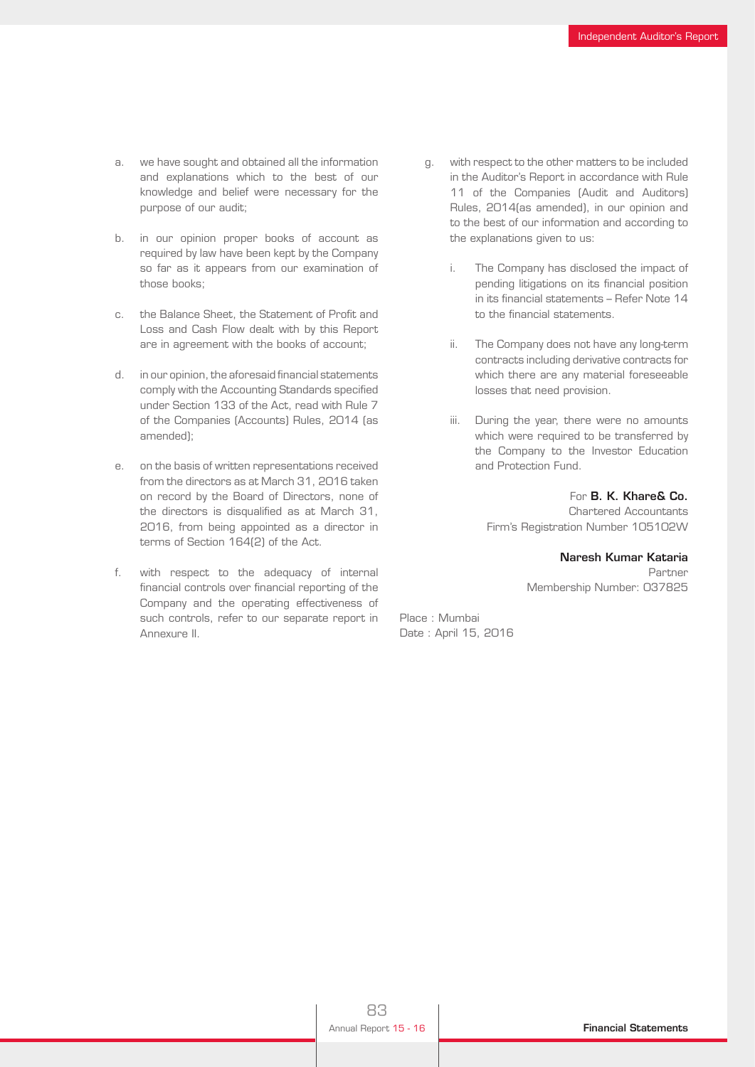a. we have sought and obtained all the information and explanations which to the best of our knowledge and belief were necessary for the purpose of our audit;

b. in our opinion proper books of account as required by law have been kept by the Company so far as it appears from our examination of those books;

c. the Balance Sheet, the Statement of Profit and Loss and Cash Flow dealt with by this Report are in agreement with the books of account;

d. in our opinion, the aforesaid financial statements comply with the Accounting Standards specified under Section 133 of the Act, read with Rule 7 of the Companies (Accounts) Rules, 2014 (as amended);

e. on the basis of written representations received from the directors as at March 31, 2016 taken on record by the Board of Directors, none of the directors is disqualified as at March 31, 2016, from being appointed as a director in terms of Section 164(2) of the Act.

f. with respect to the adequacy of internal financial controls over financial reporting of the Company and the operating effectiveness of such controls, refer to our separate report in Annexure II.

g. with respect to the other matters to be included in the Auditor's Report in accordance with Rule 11 of the Companies (Audit and Auditors) Rules, 2014(as amended), in our opinion and to the best of our information and according to the explanations given to us:

   i. The Company has disclosed the impact of pending litigations on its financial position in its financial statements – Refer Note 14 to the financial statements.

   ii. The Company does not have any long-term contracts including derivative contracts for which there are any material foreseeable losses that need provision.

   iii. During the year, there were no amounts which were required to be transferred by the Company to the Investor Education and Protection Fund.

For **B. K. Khare& Co.**
Chartered Accountants
Firm's Registration Number 105102W

**Naresh Kumar Kataria**
Partner
Membership Number: 037825

Place : Mumbai
Date : April 15, 2016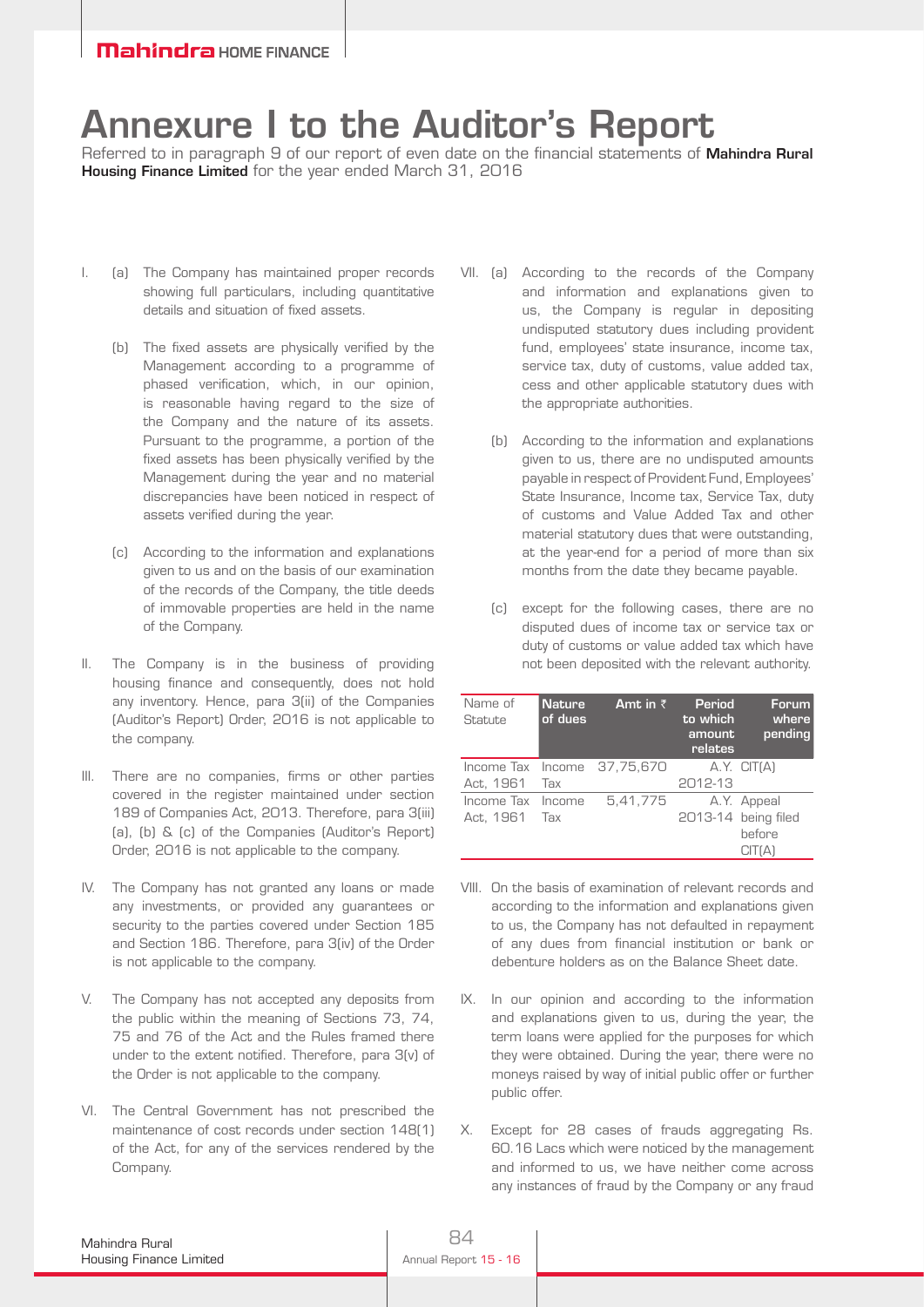# Annexure I to the Auditor's Report

Referred to in paragraph 9 of our report of even date on the financial statements of **Mahindra Rural Housing Finance Limited** for the year ended March 31, 2016

I. (a) The Company has maintained proper records showing full particulars, including quantitative details and situation of fixed assets.

(b) The fixed assets are physically verified by the Management according to a programme of phased verification, which, in our opinion, is reasonable having regard to the size of the Company and the nature of its assets. Pursuant to the programme, a portion of the fixed assets has been physically verified by the Management during the year and no material discrepancies have been noticed in respect of assets verified during the year.

(c) According to the information and explanations given to us and on the basis of our examination of the records of the Company, the title deeds of immovable properties are held in the name of the Company.

II. The Company is in the business of providing housing finance and consequently, does not hold any inventory. Hence, para 3(ii) of the Companies (Auditor's Report) Order, 2016 is not applicable to the company.

III. There are no companies, firms or other parties covered in the register maintained under section 189 of Companies Act, 2013. Therefore, para 3(iii) (a), (b) & (c) of the Companies (Auditor's Report) Order, 2016 is not applicable to the company.

IV. The Company has not granted any loans or made any investments, or provided any guarantees or security to the parties covered under Section 185 and Section 186. Therefore, para 3(iv) of the Order is not applicable to the company.

V. The Company has not accepted any deposits from the public within the meaning of Sections 73, 74, 75 and 76 of the Act and the Rules framed there under to the extent notified. Therefore, para 3(v) of the Order is not applicable to the company.

VI. The Central Government has not prescribed the maintenance of cost records under section 148(1) of the Act, for any of the services rendered by the Company.

VII. (a) According to the records of the Company and information and explanations given to us, the Company is regular in depositing undisputed statutory dues including provident fund, employees' state insurance, income tax, service tax, duty of customs, value added tax, cess and other applicable statutory dues with the appropriate authorities.

(b) According to the information and explanations given to us, there are no undisputed amounts payable in respect of Provident Fund, Employees' State Insurance, Income tax, Service Tax, duty of customs and Value Added Tax and other material statutory dues that were outstanding, at the year-end for a period of more than six months from the date they became payable.

(c) except for the following cases, there are no disputed dues of income tax or service tax or duty of customs or value added tax which have not been deposited with the relevant authority.

| Name of Statute | Nature of dues | Amt in ₹ | Period to which amount relates | Forum where pending |
|---|---|---|---|---|
| Income Tax Act, 1961 | Income Tax | 37,75,670 | A.Y. 2012-13 | CIT(A) |
| Income Tax Act, 1961 | Income Tax | 5,41,775 | A.Y. 2013-14 | Appeal being filed before CIT(A) |

VIII. On the basis of examination of relevant records and according to the information and explanations given to us, the Company has not defaulted in repayment of any dues from financial institution or bank or debenture holders as on the Balance Sheet date.

IX. In our opinion and according to the information and explanations given to us, during the year, the term loans were applied for the purposes for which they were obtained. During the year, there were no moneys raised by way of initial public offer or further public offer.

X. Except for 28 cases of frauds aggregating Rs. 60.16 Lacs which were noticed by the management and informed to us, we have neither come across any instances of fraud by the Company or any fraud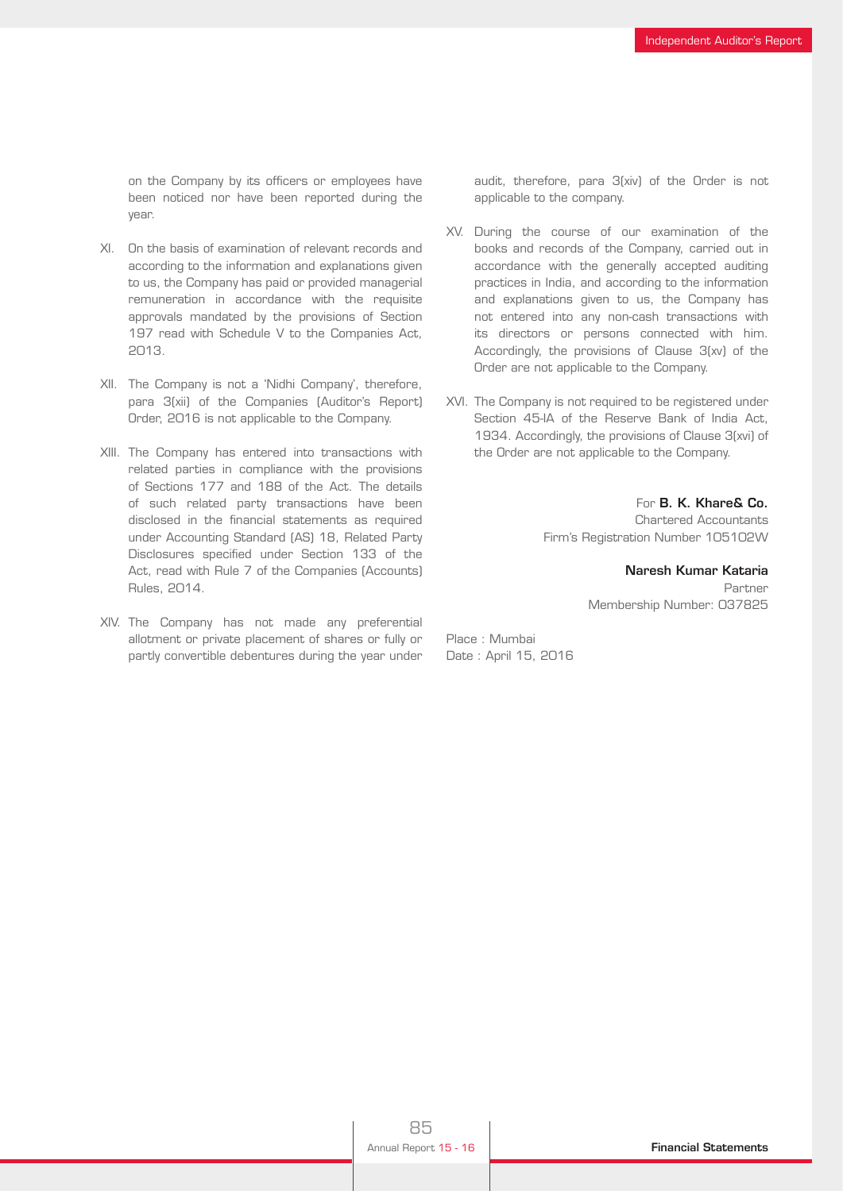on the Company by its officers or employees have been noticed nor have been reported during the year.

XI. On the basis of examination of relevant records and according to the information and explanations given to us, the Company has paid or provided managerial remuneration in accordance with the requisite approvals mandated by the provisions of Section 197 read with Schedule V to the Companies Act, 2013.

XII. The Company is not a 'Nidhi Company', therefore, para 3(xii) of the Companies (Auditor's Report) Order, 2016 is not applicable to the Company.

XIII. The Company has entered into transactions with related parties in compliance with the provisions of Sections 177 and 188 of the Act. The details of such related party transactions have been disclosed in the financial statements as required under Accounting Standard (AS) 18, Related Party Disclosures specified under Section 133 of the Act, read with Rule 7 of the Companies (Accounts) Rules, 2014.

XIV. The Company has not made any preferential allotment or private placement of shares or fully or partly convertible debentures during the year under audit, therefore, para 3(xiv) of the Order is not applicable to the company.

XV. During the course of our examination of the books and records of the Company, carried out in accordance with the generally accepted auditing practices in India, and according to the information and explanations given to us, the Company has not entered into any non-cash transactions with its directors or persons connected with him. Accordingly, the provisions of Clause 3(xv) of the Order are not applicable to the Company.

XVI. The Company is not required to be registered under Section 45-IA of the Reserve Bank of India Act, 1934. Accordingly, the provisions of Clause 3(xvi) of the Order are not applicable to the Company.

For **B. K. Khare& Co.**
Chartered Accountants
Firm's Registration Number 105102W

**Naresh Kumar Kataria**
Partner
Membership Number: 037825

Place : Mumbai
Date : April 15, 2016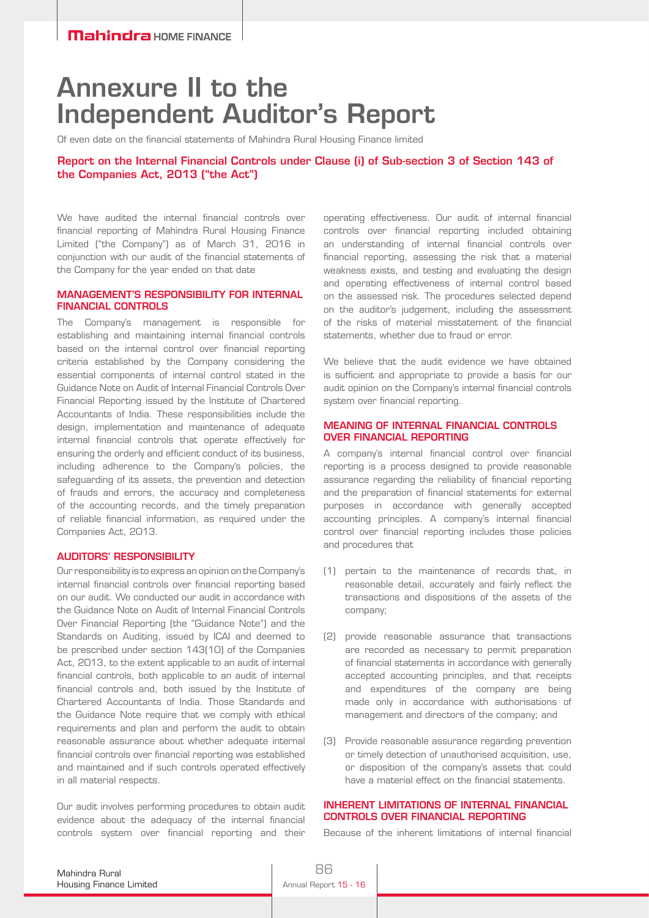# Annexure II to the Independent Auditor's Report

Of even date on the financial statements of Mahindra Rural Housing Finance limited

### Report on the Internal Financial Controls under Clause (i) of Sub-section 3 of Section 143 of the Companies Act, 2013 ("the Act")

We have audited the internal financial controls over financial reporting of Mahindra Rural Housing Finance Limited ("the Company") as of March 31, 2016 in conjunction with our audit of the financial statements of the Company for the year ended on that date

#### MANAGEMENT'S RESPONSIBILITY FOR INTERNAL FINANCIAL CONTROLS

The Company's management is responsible for establishing and maintaining internal financial controls based on the internal control over financial reporting criteria established by the Company considering the essential components of internal control stated in the Guidance Note on Audit of Internal Financial Controls Over Financial Reporting issued by the Institute of Chartered Accountants of India. These responsibilities include the design, implementation and maintenance of adequate internal financial controls that operate effectively for ensuring the orderly and efficient conduct of its business, including adherence to the Company's policies, the safeguarding of its assets, the prevention and detection of frauds and errors, the accuracy and completeness of the accounting records, and the timely preparation of reliable financial information, as required under the Companies Act, 2013.

#### AUDITORS' RESPONSIBILITY

Our responsibility is to express an opinion on the Company's internal financial controls over financial reporting based on our audit. We conducted our audit in accordance with the Guidance Note on Audit of Internal Financial Controls Over Financial Reporting (the "Guidance Note") and the Standards on Auditing, issued by ICAI and deemed to be prescribed under section 143(10) of the Companies Act, 2013, to the extent applicable to an audit of internal financial controls, both applicable to an audit of internal financial controls and, both issued by the Institute of Chartered Accountants of India. Those Standards and the Guidance Note require that we comply with ethical requirements and plan and perform the audit to obtain reasonable assurance about whether adequate internal financial controls over financial reporting was established and maintained and if such controls operated effectively in all material respects.

Our audit involves performing procedures to obtain audit evidence about the adequacy of the internal financial controls system over financial reporting and their operating effectiveness. Our audit of internal financial controls over financial reporting included obtaining an understanding of internal financial controls over financial reporting, assessing the risk that a material weakness exists, and testing and evaluating the design and operating effectiveness of internal control based on the assessed risk. The procedures selected depend on the auditor's judgement, including the assessment of the risks of material misstatement of the financial statements, whether due to fraud or error.

We believe that the audit evidence we have obtained is sufficient and appropriate to provide a basis for our audit opinion on the Company's internal financial controls system over financial reporting.

#### MEANING OF INTERNAL FINANCIAL CONTROLS OVER FINANCIAL REPORTING

A company's internal financial control over financial reporting is a process designed to provide reasonable assurance regarding the reliability of financial reporting and the preparation of financial statements for external purposes in accordance with generally accepted accounting principles. A company's internal financial control over financial reporting includes those policies and procedures that

(1) pertain to the maintenance of records that, in reasonable detail, accurately and fairly reflect the transactions and dispositions of the assets of the company;

(2) provide reasonable assurance that transactions are recorded as necessary to permit preparation of financial statements in accordance with generally accepted accounting principles, and that receipts and expenditures of the company are being made only in accordance with authorisations of management and directors of the company; and

(3) Provide reasonable assurance regarding prevention or timely detection of unauthorised acquisition, use, or disposition of the company's assets that could have a material effect on the financial statements.

#### INHERENT LIMITATIONS OF INTERNAL FINANCIAL CONTROLS OVER FINANCIAL REPORTING

Because of the inherent limitations of internal financial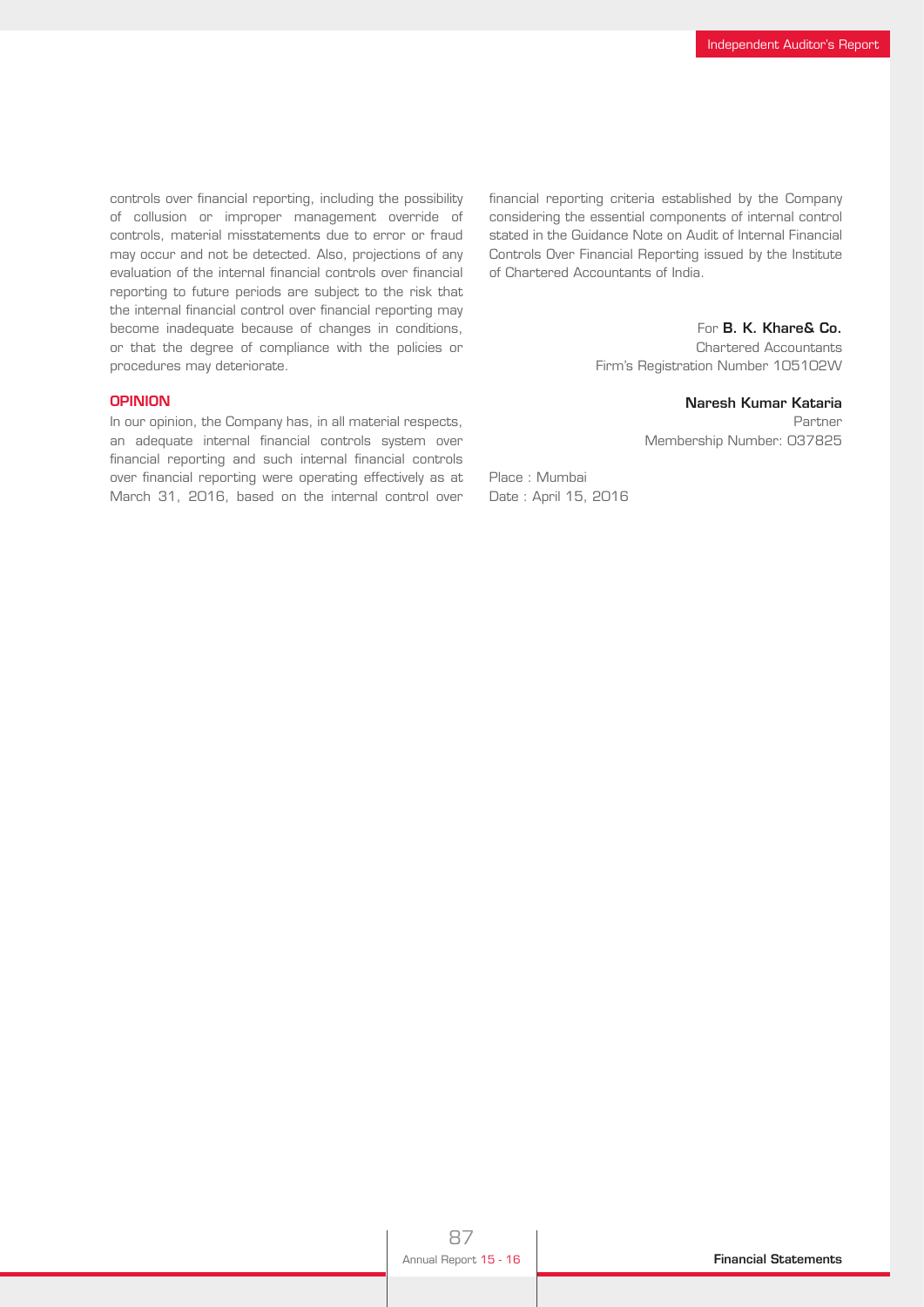controls over financial reporting, including the possibility of collusion or improper management override of controls, material misstatements due to error or fraud may occur and not be detected. Also, projections of any evaluation of the internal financial controls over financial reporting to future periods are subject to the risk that the internal financial control over financial reporting may become inadequate because of changes in conditions, or that the degree of compliance with the policies or procedures may deteriorate.

## OPINION

In our opinion, the Company has, in all material respects, an adequate internal financial controls system over financial reporting and such internal financial controls over financial reporting were operating effectively as at March 31, 2016, based on the internal control over financial reporting criteria established by the Company considering the essential components of internal control stated in the Guidance Note on Audit of Internal Financial Controls Over Financial Reporting issued by the Institute of Chartered Accountants of India.

For **B. K. Khare& Co.**
Chartered Accountants
Firm's Registration Number 105102W

**Naresh Kumar Kataria**
Partner
Membership Number: 037825

Place : Mumbai
Date : April 15, 2016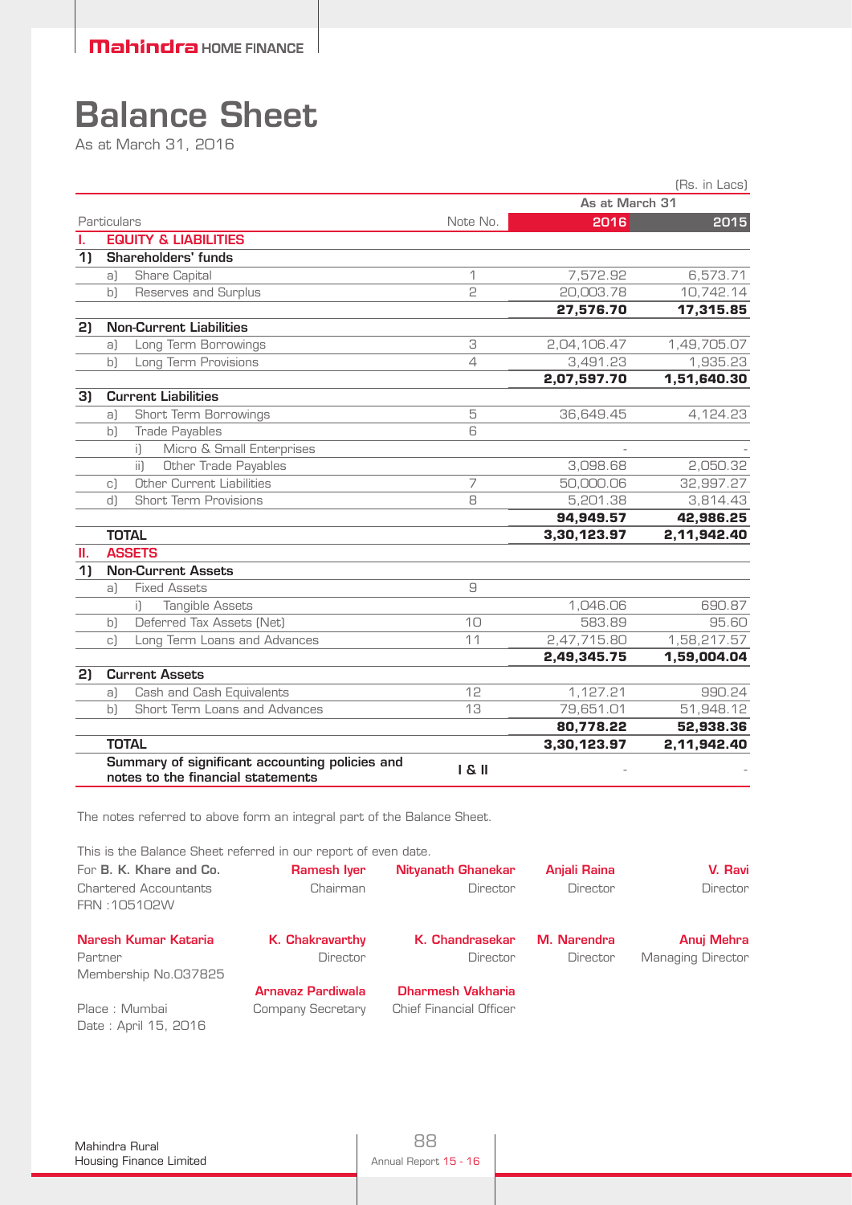# Balance Sheet

As at March 31, 2016

(Rs. in Lacs)

| Particulars | | Note No. | As at March 31 2016 | 2015 |
|---|---|---|---|---|
| **I.** | **EQUITY & LIABILITIES** | | | |
| **1)** | **Shareholders' funds** | | | |
| | a) Share Capital | 1 | 7,572.92 | 6,573.71 |
| | b) Reserves and Surplus | 2 | 20,003.78 | 10,742.14 |
| | | | **27,576.70** | **17,315.85** |
| **2)** | **Non-Current Liabilities** | | | |
| | a) Long Term Borrowings | 3 | 2,04,106.47 | 1,49,705.07 |
| | b) Long Term Provisions | 4 | 3,491.23 | 1,935.23 |
| | | | **2,07,597.70** | **1,51,640.30** |
| **3)** | **Current Liabilities** | | | |
| | a) Short Term Borrowings | 5 | 36,649.45 | 4,124.23 |
| | b) Trade Payables | 6 | | |
| | i) Micro & Small Enterprises | | - | - |
| | ii) Other Trade Payables | | 3,098.68 | 2,050.32 |
| | c) Other Current Liabilities | 7 | 50,000.06 | 32,997.27 |
| | d) Short Term Provisions | 8 | 5,201.38 | 3,814.43 |
| | | | **94,949.57** | **42,986.25** |
| | **TOTAL** | | **3,30,123.97** | **2,11,942.40** |
| **II.** | **ASSETS** | | | |
| **1)** | **Non-Current Assets** | | | |
| | a) Fixed Assets | 9 | | |
| | i) Tangible Assets | | 1,046.06 | 690.87 |
| | b) Deferred Tax Assets (Net) | 10 | 583.89 | 95.60 |
| | c) Long Term Loans and Advances | 11 | 2,47,715.80 | 1,58,217.57 |
| | | | **2,49,345.75** | **1,59,004.04** |
| **2)** | **Current Assets** | | | |
| | a) Cash and Cash Equivalents | 12 | 1,127.21 | 990.24 |
| | b) Short Term Loans and Advances | 13 | 79,651.01 | 51,948.12 |
| | | | **80,778.22** | **52,938.36** |
| | **TOTAL** | | **3,30,123.97** | **2,11,942.40** |
| | **Summary of significant accounting policies and notes to the financial statements** | **I & II** | - | - |

The notes referred to above form an integral part of the Balance Sheet.

This is the Balance Sheet referred in our report of even date.

For **B. K. Khare and Co.**
Chartered Accountants
FRN :105102W

**Naresh Kumar Kataria**
Partner
Membership No.037825

Place : Mumbai
Date : April 15, 2016

**Ramesh Iyer** — Chairman
**Nityanath Ghanekar** — Director
**Anjali Raina** — Director
**V. Ravi** — Director
**K. Chakravarthy** — Director
**K. Chandrasekar** — Director
**M. Narendra** — Director
**Anuj Mehra** — Managing Director
**Arnavaz Pardiwala** — Company Secretary
**Dharmesh Vakharia** — Chief Financial Officer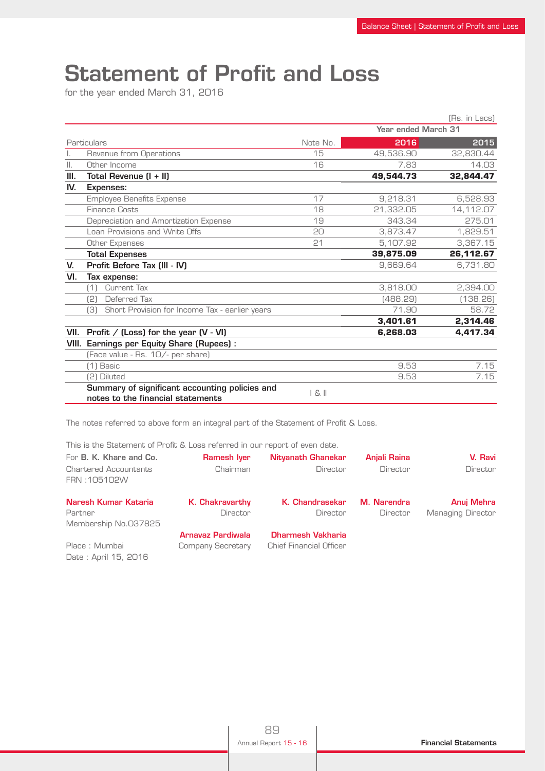# Statement of Profit and Loss

for the year ended March 31, 2016

(Rs. in Lacs)

| | Particulars | Note No. | Year ended March 31 2016 | 2015 |
|---|---|---|---|---|
| I. | Revenue from Operations | 15 | 49,536.90 | 32,830.44 |
| II. | Other Income | 16 | 7.83 | 14.03 |
| **III.** | **Total Revenue (I + II)** | | **49,544.73** | **32,844.47** |
| **IV.** | **Expenses:** | | | |
| | Employee Benefits Expense | 17 | 9,218.31 | 6,528.93 |
| | Finance Costs | 18 | 21,332.05 | 14,112.07 |
| | Depreciation and Amortization Expense | 19 | 343.34 | 275.01 |
| | Loan Provisions and Write Offs | 20 | 3,873.47 | 1,829.51 |
| | Other Expenses | 21 | 5,107.92 | 3,367.15 |
| | **Total Expenses** | | **39,875.09** | **26,112.67** |
| **V.** | **Profit Before Tax (III - IV)** | | 9,669.64 | 6,731.80 |
| **VI.** | **Tax expense:** | | | |
| | (1) Current Tax | | 3,818.00 | 2,394.00 |
| | (2) Deferred Tax | | (488.29) | (138.26) |
| | (3) Short Provision for Income Tax - earlier years | | 71.90 | 58.72 |
| | | | **3,401.61** | **2,314.46** |
| **VII.** | **Profit / (Loss) for the year (V - VI)** | | **6,268.03** | **4,417.34** |
| **VIII.** | **Earnings per Equity Share (Rupees) :** | | | |
| | (Face value - Rs. 10/- per share) | | | |
| | (1) Basic | | 9.53 | 7.15 |
| | (2) Diluted | | 9.53 | 7.15 |
| | **Summary of significant accounting policies and notes to the financial statements** | I & II | | |

The notes referred to above form an integral part of the Statement of Profit & Loss.

This is the Statement of Profit & Loss referred in our report of even date.

For **B. K. Khare and Co.**
Chartered Accountants
FRN :105102W

**Naresh Kumar Kataria**
Partner
Membership No.037825

Place : Mumbai
Date : April 15, 2016

**Ramesh Iyer** – Chairman
**Nityanath Ghanekar** – Director
**Anjali Raina** – Director
**V. Ravi** – Director

**K. Chakravarthy** – Director
**K. Chandrasekar** – Director
**M. Narendra** – Director
**Anuj Mehra** – Managing Director

**Arnavaz Pardiwala** – Company Secretary
**Dharmesh Vakharia** – Chief Financial Officer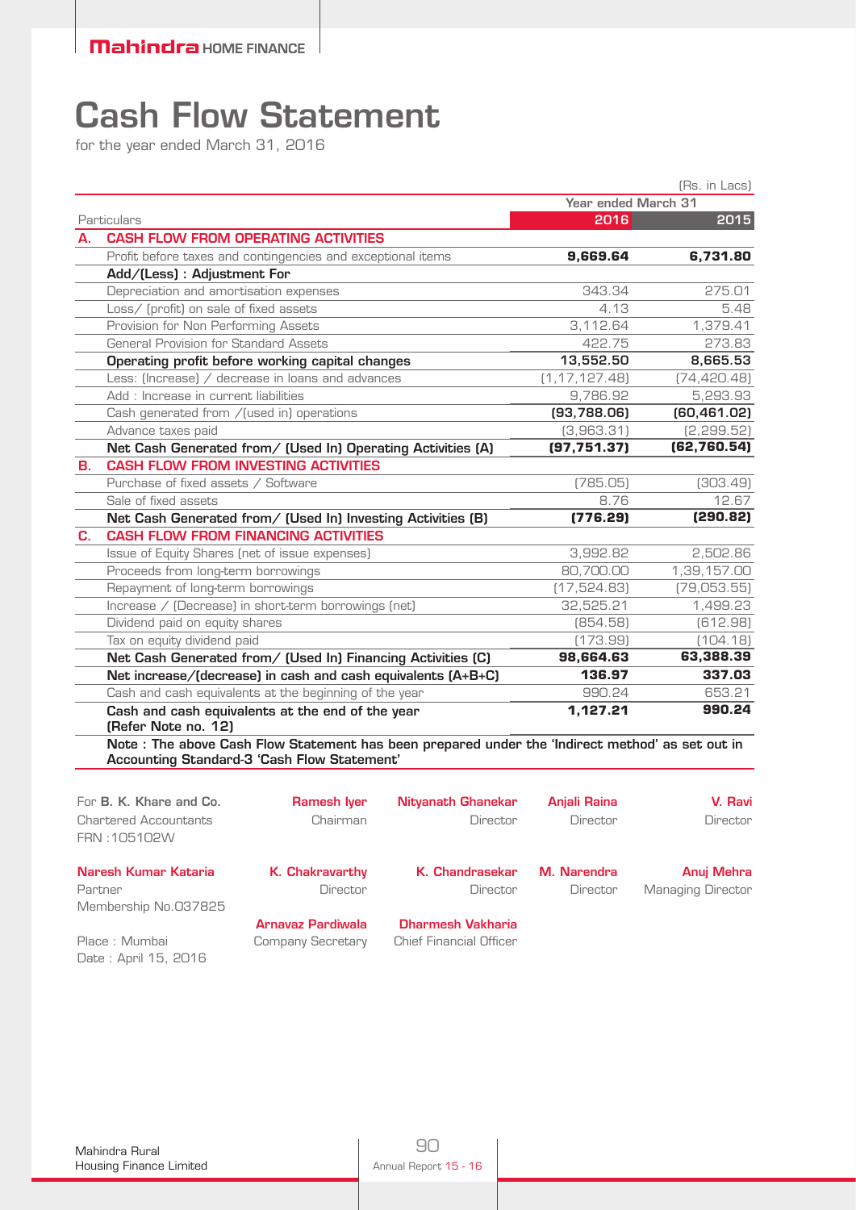# Cash Flow Statement

for the year ended March 31, 2016

(Rs. in Lacs)

| | Particulars | Year ended March 31 | |
|---|---|---|---|
| | | **2016** | **2015** |
| **A.** | **CASH FLOW FROM OPERATING ACTIVITIES** | | |
| | Profit before taxes and contingencies and exceptional items | **9,669.64** | **6,731.80** |
| | **Add/(Less) : Adjustment For** | | |
| | Depreciation and amortisation expenses | 343.34 | 275.01 |
| | Loss/ (profit) on sale of fixed assets | 4.13 | 5.48 |
| | Provision for Non Performing Assets | 3,112.64 | 1,379.41 |
| | General Provision for Standard Assets | 422.75 | 273.83 |
| | **Operating profit before working capital changes** | **13,552.50** | **8,665.53** |
| | Less: (Increase) / decrease in loans and advances | (1,17,127.48) | (74,420.48) |
| | Add : Increase in current liabilities | 9,786.92 | 5,293.93 |
| | Cash generated from /(used in) operations | **(93,788.06)** | **(60,461.02)** |
| | Advance taxes paid | (3,963.31) | (2,299.52) |
| | **Net Cash Generated from/ (Used In) Operating Activities (A)** | **(97,751.37)** | **(62,760.54)** |
| **B.** | **CASH FLOW FROM INVESTING ACTIVITIES** | | |
| | Purchase of fixed assets / Software | (785.05) | (303.49) |
| | Sale of fixed assets | 8.76 | 12.67 |
| | **Net Cash Generated from/ (Used In) Investing Activities (B)** | **(776.29)** | **(290.82)** |
| **C.** | **CASH FLOW FROM FINANCING ACTIVITIES** | | |
| | Issue of Equity Shares (net of issue expenses) | 3,992.82 | 2,502.86 |
| | Proceeds from long-term borrowings | 80,700.00 | 1,39,157.00 |
| | Repayment of long-term borrowings | (17,524.83) | (79,053.55) |
| | Increase / (Decrease) in short-term borrowings (net) | 32,525.21 | 1,499.23 |
| | Dividend paid on equity shares | (854.58) | (612.98) |
| | Tax on equity dividend paid | (173.99) | (104.18) |
| | **Net Cash Generated from/ (Used In) Financing Activities (C)** | **98,664.63** | **63,388.39** |
| | **Net increase/(decrease) in cash and cash equivalents (A+B+C)** | **136.97** | **337.03** |
| | Cash and cash equivalents at the beginning of the year | 990.24 | 653.21 |
| | **Cash and cash equivalents at the end of the year (Refer Note no. 12)** | **1,127.21** | **990.24** |

**Note : The above Cash Flow Statement has been prepared under the 'Indirect method' as set out in Accounting Standard-3 'Cash Flow Statement'**

For **B. K. Khare and Co.**
Chartered Accountants
FRN :105102W

**Naresh Kumar Kataria**
Partner
Membership No.037825

Place : Mumbai
Date : April 15, 2016

**Ramesh Iyer** — Chairman

**Nityanath Ghanekar** — Director

**Anjali Raina** — Director

**V. Ravi** — Director

**K. Chakravarthy** — Director

**K. Chandrasekar** — Director

**M. Narendra** — Director

**Anuj Mehra** — Managing Director

**Arnavaz Pardiwala** — Company Secretary

**Dharmesh Vakharia** — Chief Financial Officer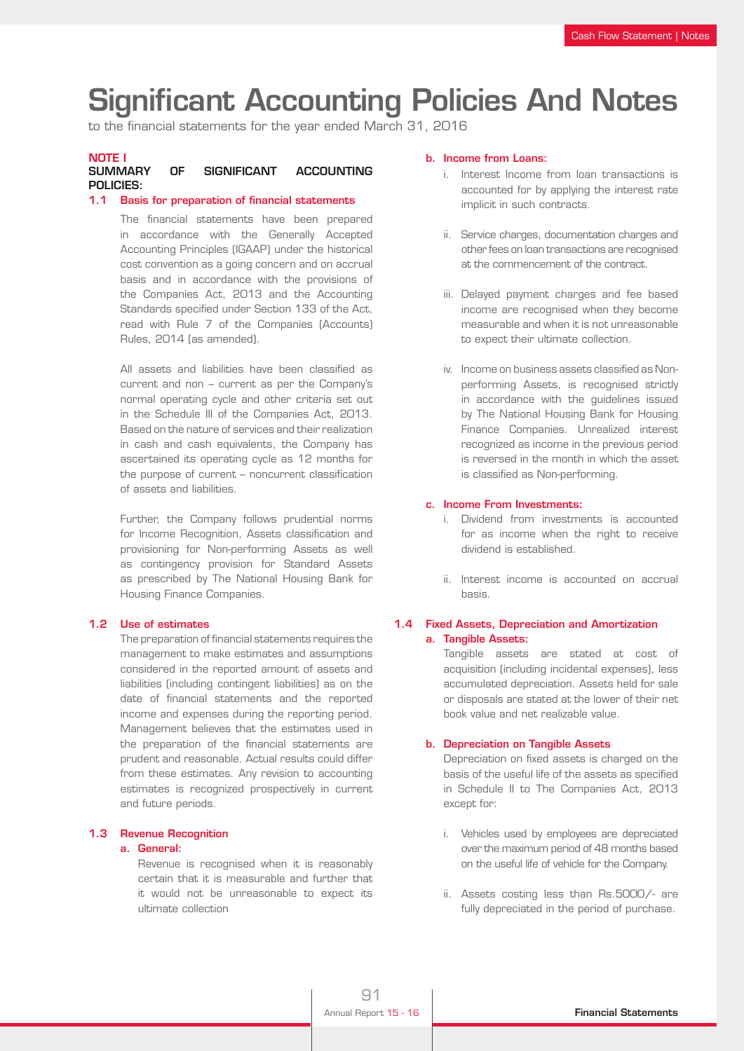# Significant Accounting Policies And Notes

to the financial statements for the year ended March 31, 2016

## NOTE I

## SUMMARY OF SIGNIFICANT ACCOUNTING POLICIES:

### 1.1 Basis for preparation of financial statements

The financial statements have been prepared in accordance with the Generally Accepted Accounting Principles (IGAAP) under the historical cost convention as a going concern and on accrual basis and in accordance with the provisions of the Companies Act, 2013 and the Accounting Standards specified under Section 133 of the Act, read with Rule 7 of the Companies (Accounts) Rules, 2014 (as amended).

All assets and liabilities have been classified as current and non – current as per the Company's normal operating cycle and other criteria set out in the Schedule III of the Companies Act, 2013. Based on the nature of services and their realization in cash and cash equivalents, the Company has ascertained its operating cycle as 12 months for the purpose of current – noncurrent classification of assets and liabilities.

Further, the Company follows prudential norms for Income Recognition, Assets classification and provisioning for Non-performing Assets as well as contingency provision for Standard Assets as prescribed by The National Housing Bank for Housing Finance Companies.

### 1.2 Use of estimates

The preparation of financial statements requires the management to make estimates and assumptions considered in the reported amount of assets and liabilities (including contingent liabilities) as on the date of financial statements and the reported income and expenses during the reporting period. Management believes that the estimates used in the preparation of the financial statements are prudent and reasonable. Actual results could differ from these estimates. Any revision to accounting estimates is recognized prospectively in current and future periods.

### 1.3 Revenue Recognition

**a. General:**

Revenue is recognised when it is reasonably certain that it is measurable and further that it would not be unreasonable to expect its ultimate collection

**b. Income from Loans:**

i. Interest Income from loan transactions is accounted for by applying the interest rate implicit in such contracts.

ii. Service charges, documentation charges and other fees on loan transactions are recognised at the commencement of the contract.

iii. Delayed payment charges and fee based income are recognised when they become measurable and when it is not unreasonable to expect their ultimate collection.

iv. Income on business assets classified as Non-performing Assets, is recognised strictly in accordance with the guidelines issued by The National Housing Bank for Housing Finance Companies. Unrealized interest recognized as income in the previous period is reversed in the month in which the asset is classified as Non-performing.

**c. Income From Investments:**

i. Dividend from investments is accounted for as income when the right to receive dividend is established.

ii. Interest income is accounted on accrual basis.

### 1.4 Fixed Assets, Depreciation and Amortization

**a. Tangible Assets:**

Tangible assets are stated at cost of acquisition (including incidental expenses), less accumulated depreciation. Assets held for sale or disposals are stated at the lower of their net book value and net realizable value.

**b. Depreciation on Tangible Assets**

Depreciation on fixed assets is charged on the basis of the useful life of the assets as specified in Schedule II to The Companies Act, 2013 except for:

i. Vehicles used by employees are depreciated over the maximum period of 48 months based on the useful life of vehicle for the Company.

ii. Assets costing less than Rs.5000/- are fully depreciated in the period of purchase.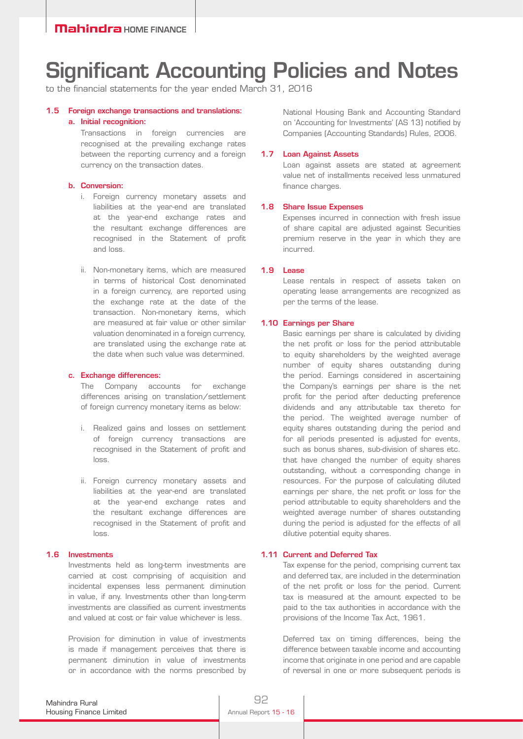# Significant Accounting Policies and Notes

to the financial statements for the year ended March 31, 2016

### 1.5 Foreign exchange transactions and translations:

**a. Initial recognition:**

Transactions in foreign currencies are recognised at the prevailing exchange rates between the reporting currency and a foreign currency on the transaction dates.

**b. Conversion:**

i. Foreign currency monetary assets and liabilities at the year-end are translated at the year-end exchange rates and the resultant exchange differences are recognised in the Statement of profit and loss.

ii. Non-monetary items, which are measured in terms of historical Cost denominated in a foreign currency, are reported using the exchange rate at the date of the transaction. Non-monetary items, which are measured at fair value or other similar valuation denominated in a foreign currency, are translated using the exchange rate at the date when such value was determined.

**c. Exchange differences:**

The Company accounts for exchange differences arising on translation/settlement of foreign currency monetary items as below:

i. Realized gains and losses on settlement of foreign currency transactions are recognised in the Statement of profit and loss.

ii. Foreign currency monetary assets and liabilities at the year-end are translated at the year-end exchange rates and the resultant exchange differences are recognised in the Statement of profit and loss.

### 1.6 Investments

Investments held as long-term investments are carried at cost comprising of acquisition and incidental expenses less permanent diminution in value, if any. Investments other than long-term investments are classified as current investments and valued at cost or fair value whichever is less.

Provision for diminution in value of investments is made if management perceives that there is permanent diminution in value of investments or in accordance with the norms prescribed by National Housing Bank and Accounting Standard on 'Accounting for Investments' (AS 13) notified by Companies (Accounting Standards) Rules, 2006.

### 1.7 Loan Against Assets

Loan against assets are stated at agreement value net of installments received less unmatured finance charges.

### 1.8 Share Issue Expenses

Expenses incurred in connection with fresh issue of share capital are adjusted against Securities premium reserve in the year in which they are incurred.

### 1.9 Lease

Lease rentals in respect of assets taken on operating lease arrangements are recognized as per the terms of the lease.

### 1.10 Earnings per Share

Basic earnings per share is calculated by dividing the net profit or loss for the period attributable to equity shareholders by the weighted average number of equity shares outstanding during the period. Earnings considered in ascertaining the Company's earnings per share is the net profit for the period after deducting preference dividends and any attributable tax thereto for the period. The weighted average number of equity shares outstanding during the period and for all periods presented is adjusted for events, such as bonus shares, sub-division of shares etc. that have changed the number of equity shares outstanding, without a corresponding change in resources. For the purpose of calculating diluted earnings per share, the net profit or loss for the period attributable to equity shareholders and the weighted average number of shares outstanding during the period is adjusted for the effects of all dilutive potential equity shares.

### 1.11 Current and Deferred Tax

Tax expense for the period, comprising current tax and deferred tax, are included in the determination of the net profit or loss for the period. Current tax is measured at the amount expected to be paid to the tax authorities in accordance with the provisions of the Income Tax Act, 1961.

Deferred tax on timing differences, being the difference between taxable income and accounting income that originate in one period and are capable of reversal in one or more subsequent periods is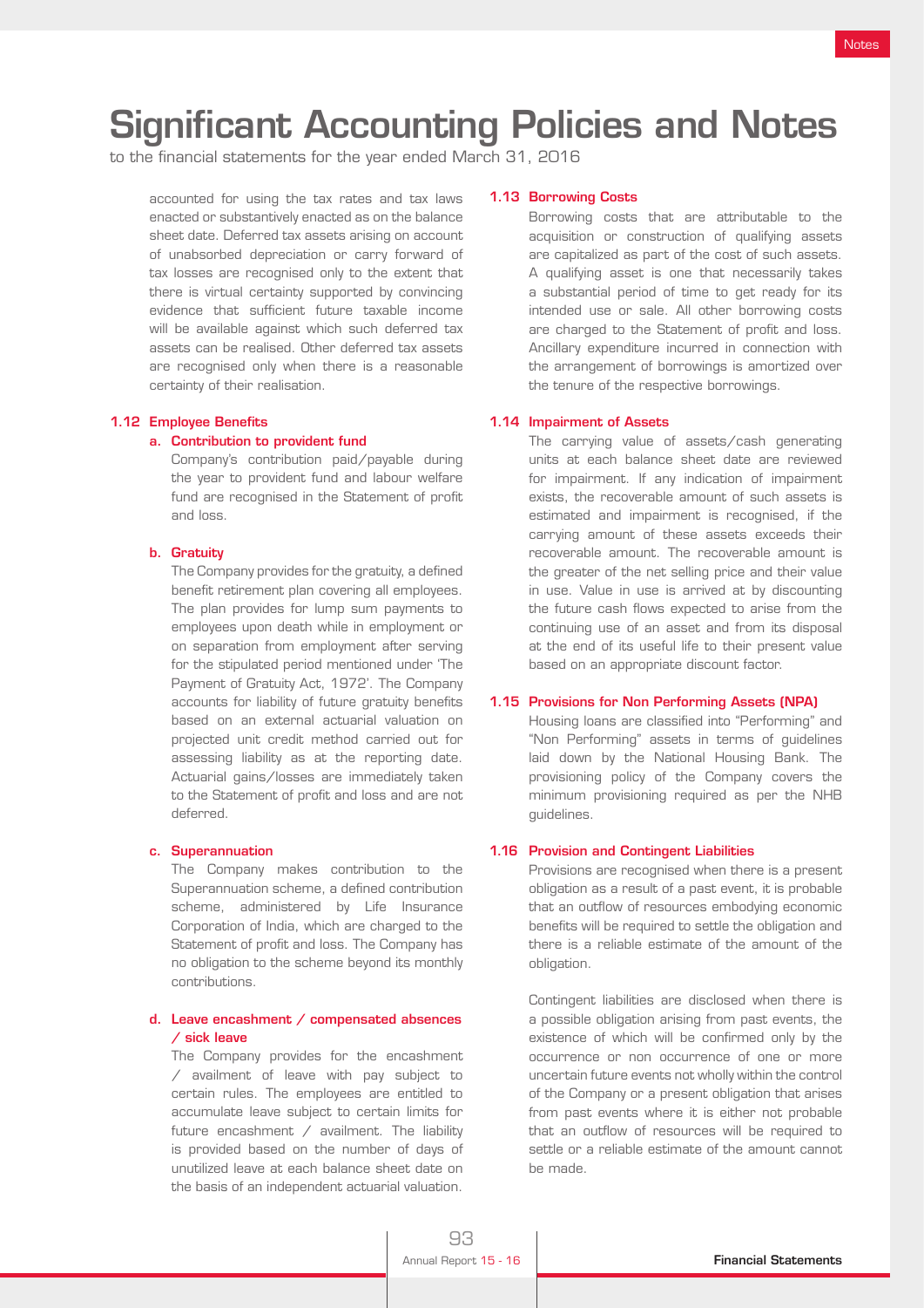# Significant Accounting Policies and Notes

to the financial statements for the year ended March 31, 2016

accounted for using the tax rates and tax laws enacted or substantively enacted as on the balance sheet date. Deferred tax assets arising on account of unabsorbed depreciation or carry forward of tax losses are recognised only to the extent that there is virtual certainty supported by convincing evidence that sufficient future taxable income will be available against which such deferred tax assets can be realised. Other deferred tax assets are recognised only when there is a reasonable certainty of their realisation.

### 1.12 Employee Benefits

#### a. Contribution to provident fund

Company's contribution paid/payable during the year to provident fund and labour welfare fund are recognised in the Statement of profit and loss.

#### b. Gratuity

The Company provides for the gratuity, a defined benefit retirement plan covering all employees. The plan provides for lump sum payments to employees upon death while in employment or on separation from employment after serving for the stipulated period mentioned under 'The Payment of Gratuity Act, 1972'. The Company accounts for liability of future gratuity benefits based on an external actuarial valuation on projected unit credit method carried out for assessing liability as at the reporting date. Actuarial gains/losses are immediately taken to the Statement of profit and loss and are not deferred.

#### c. Superannuation

The Company makes contribution to the Superannuation scheme, a defined contribution scheme, administered by Life Insurance Corporation of India, which are charged to the Statement of profit and loss. The Company has no obligation to the scheme beyond its monthly contributions.

#### d. Leave encashment / compensated absences / sick leave

The Company provides for the encashment / availment of leave with pay subject to certain rules. The employees are entitled to accumulate leave subject to certain limits for future encashment / availment. The liability is provided based on the number of days of unutilized leave at each balance sheet date on the basis of an independent actuarial valuation.

### 1.13 Borrowing Costs

Borrowing costs that are attributable to the acquisition or construction of qualifying assets are capitalized as part of the cost of such assets. A qualifying asset is one that necessarily takes a substantial period of time to get ready for its intended use or sale. All other borrowing costs are charged to the Statement of profit and loss. Ancillary expenditure incurred in connection with the arrangement of borrowings is amortized over the tenure of the respective borrowings.

### 1.14 Impairment of Assets

The carrying value of assets/cash generating units at each balance sheet date are reviewed for impairment. If any indication of impairment exists, the recoverable amount of such assets is estimated and impairment is recognised, if the carrying amount of these assets exceeds their recoverable amount. The recoverable amount is the greater of the net selling price and their value in use. Value in use is arrived at by discounting the future cash flows expected to arise from the continuing use of an asset and from its disposal at the end of its useful life to their present value based on an appropriate discount factor.

### 1.15 Provisions for Non Performing Assets (NPA)

Housing loans are classified into "Performing" and "Non Performing" assets in terms of guidelines laid down by the National Housing Bank. The provisioning policy of the Company covers the minimum provisioning required as per the NHB guidelines.

### 1.16 Provision and Contingent Liabilities

Provisions are recognised when there is a present obligation as a result of a past event, it is probable that an outflow of resources embodying economic benefits will be required to settle the obligation and there is a reliable estimate of the amount of the obligation.

Contingent liabilities are disclosed when there is a possible obligation arising from past events, the existence of which will be confirmed only by the occurrence or non occurrence of one or more uncertain future events not wholly within the control of the Company or a present obligation that arises from past events where it is either not probable that an outflow of resources will be required to settle or a reliable estimate of the amount cannot be made.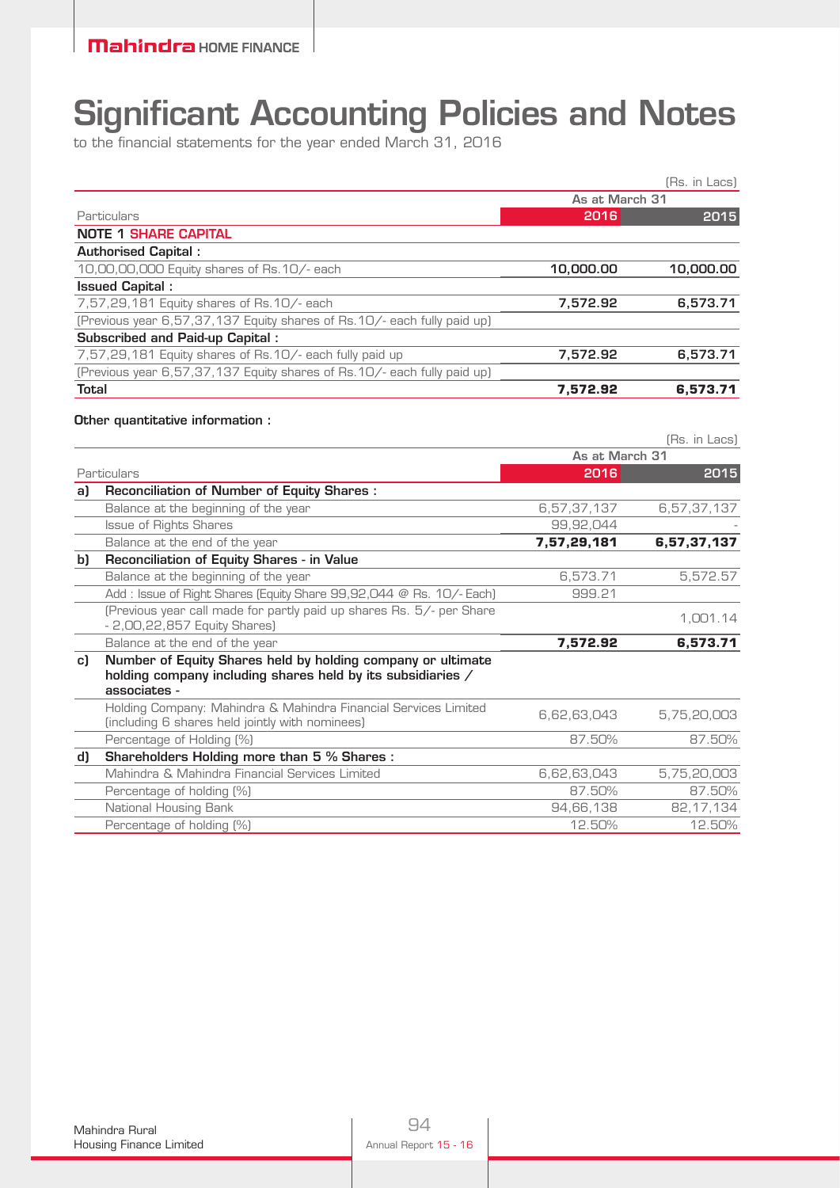# Significant Accounting Policies and Notes

to the financial statements for the year ended March 31, 2016

(Rs. in Lacs)

| Particulars | As at March 31 2016 | 2015 |
|---|---|---|
| **NOTE 1 SHARE CAPITAL** | | |
| **Authorised Capital :** | | |
| 10,00,00,000 Equity shares of Rs.10/- each | **10,000.00** | **10,000.00** |
| **Issued Capital :** | | |
| 7,57,29,181 Equity shares of Rs.10/- each | **7,572.92** | **6,573.71** |
| (Previous year 6,57,37,137 Equity shares of Rs.10/- each fully paid up) | | |
| **Subscribed and Paid-up Capital :** | | |
| 7,57,29,181 Equity shares of Rs.10/- each fully paid up | **7,572.92** | **6,573.71** |
| (Previous year 6,57,37,137 Equity shares of Rs.10/- each fully paid up) | | |
| **Total** | **7,572.92** | **6,573.71** |

**Other quantitative information :**

(Rs. in Lacs)

| | Particulars | As at March 31 2016 | 2015 |
|---|---|---|---|
| **a)** | **Reconciliation of Number of Equity Shares :** | | |
| | Balance at the beginning of the year | 6,57,37,137 | 6,57,37,137 |
| | Issue of Rights Shares | 99,92,044 | - |
| | Balance at the end of the year | **7,57,29,181** | **6,57,37,137** |
| **b)** | **Reconciliation of Equity Shares - in Value** | | |
| | Balance at the beginning of the year | 6,573.71 | 5,572.57 |
| | Add : Issue of Right Shares (Equity Share 99,92,044 @ Rs. 10/- Each) | 999.21 | |
| | (Previous year call made for partly paid up shares Rs. 5/- per Share - 2,00,22,857 Equity Shares) | | 1,001.14 |
| | Balance at the end of the year | **7,572.92** | **6,573.71** |
| **c)** | **Number of Equity Shares held by holding company or ultimate holding company including shares held by its subsidiaries / associates -** | | |
| | Holding Company: Mahindra & Mahindra Financial Services Limited (including 6 shares held jointly with nominees) | 6,62,63,043 | 5,75,20,003 |
| | Percentage of Holding (%) | 87.50% | 87.50% |
| **d)** | **Shareholders Holding more than 5 % Shares :** | | |
| | Mahindra & Mahindra Financial Services Limited | 6,62,63,043 | 5,75,20,003 |
| | Percentage of holding (%) | 87.50% | 87.50% |
| | National Housing Bank | 94,66,138 | 82,17,134 |
| | Percentage of holding (%) | 12.50% | 12.50% |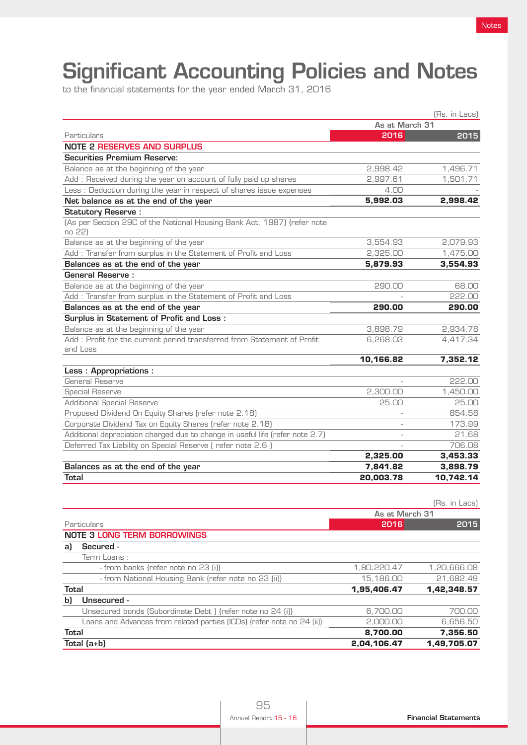# Significant Accounting Policies and Notes

to the financial statements for the year ended March 31, 2016

(Rs. in Lacs)

| Particulars | As at March 31 2016 | 2015 |
|---|---|---|
| **NOTE 2 RESERVES AND SURPLUS** | | |
| **Securities Premium Reserve:** | | |
| Balance as at the beginning of the year | 2,998.42 | 1,496.71 |
| Add : Received during the year on account of fully paid up shares | 2,997.61 | 1,501.71 |
| Less : Deduction during the year in respect of shares issue expenses | 4.00 | - |
| **Net balance as at the end of the year** | **5,992.03** | **2,998.42** |
| **Statutory Reserve :** | | |
| (As per Section 29C of the National Housing Bank Act, 1987) {refer note no 22} | | |
| Balance as at the beginning of the year | 3,554.93 | 2,079.93 |
| Add : Transfer from surplus in the Statement of Profit and Loss | 2,325.00 | 1,475.00 |
| **Balances as at the end of the year** | **5,879.93** | **3,554.93** |
| **General Reserve :** | | |
| Balance as at the beginning of the year | 290.00 | 68.00 |
| Add : Transfer from surplus in the Statement of Profit and Loss | - | 222.00 |
| **Balances as at the end of the year** | **290.00** | **290.00** |
| **Surplus in Statement of Profit and Loss :** | | |
| Balance as at the beginning of the year | 3,898.79 | 2,934.78 |
| Add : Profit for the current period transferred from Statement of Profit and Loss | 6,268.03 | 4,417.34 |
| | **10,166.82** | **7,352.12** |
| **Less : Appropriations :** | | |
| General Reserve | - | 222.00 |
| Special Reserve | 2,300.00 | 1,450.00 |
| Additional Special Reserve | 25.00 | 25.00 |
| Proposed Dividend On Equity Shares (refer note 2.18) | - | 854.58 |
| Corporate Dividend Tax on Equity Shares (refer note 2.18) | - | 173.99 |
| Additional depreciation charged due to change in useful life (refer note 2.7) | - | 21.68 |
| Deferred Tax Liability on Special Reserve ( refer note 2.6 ) | - | 706.08 |
| | **2,325.00** | **3,453.33** |
| **Balances as at the end of the year** | **7,841.82** | **3,898.79** |
| **Total** | **20,003.78** | **10,742.14** |

(Rs. in Lacs)

| Particulars | As at March 31 2016 | 2015 |
|---|---|---|
| **NOTE 3 LONG TERM BORROWINGS** | | |
| **a) Secured -** | | |
| Term Loans : | | |
| - from banks {refer note no 23 (i)} | 1,80,220.47 | 1,20,666.08 |
| - from National Housing Bank {refer note no 23 (ii)} | 15,186.00 | 21,682.49 |
| **Total** | **1,95,406.47** | **1,42,348.57** |
| **b) Unsecured -** | | |
| Unsecured bonds (Subordinate Debt ) {refer note no 24 (i)} | 6,700.00 | 700.00 |
| Loans and Advances from related parties (ICDs) {refer note no 24 (ii)} | 2,000.00 | 6,656.50 |
| **Total** | **8,700.00** | **7,356.50** |
| **Total (a+b)** | **2,04,106.47** | **1,49,705.07** |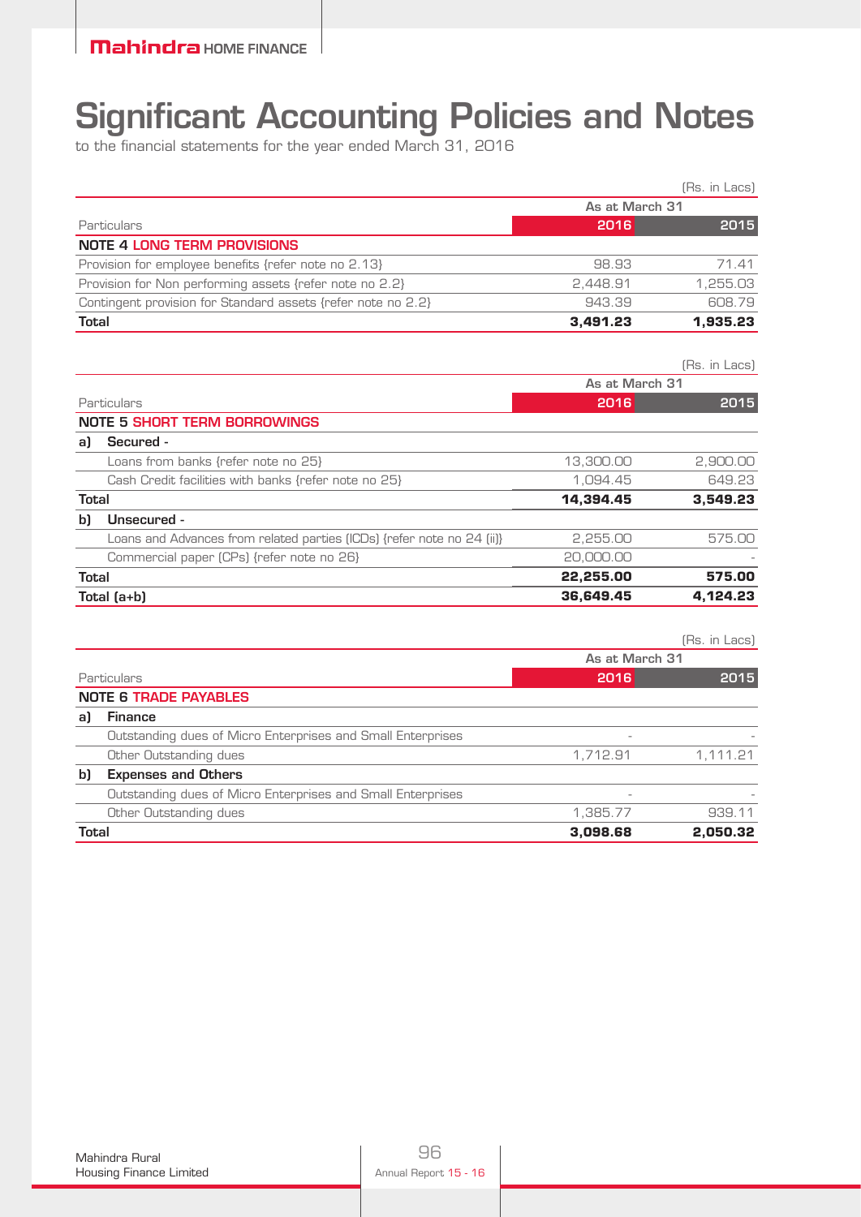# Significant Accounting Policies and Notes

to the financial statements for the year ended March 31, 2016

(Rs. in Lacs)

| Particulars | As at March 31 2016 | 2015 |
|---|---|---|
| **NOTE 4 LONG TERM PROVISIONS** | | |
| Provision for employee benefits {refer note no 2.13} | 98.93 | 71.41 |
| Provision for Non performing assets {refer note no 2.2} | 2,448.91 | 1,255.03 |
| Contingent provision for Standard assets {refer note no 2.2} | 943.39 | 608.79 |
| **Total** | **3,491.23** | **1,935.23** |

(Rs. in Lacs)

| Particulars | As at March 31 2016 | 2015 |
|---|---|---|
| **NOTE 5 SHORT TERM BORROWINGS** | | |
| **a) Secured -** | | |
| Loans from banks {refer note no 25} | 13,300.00 | 2,900.00 |
| Cash Credit facilities with banks {refer note no 25} | 1,094.45 | 649.23 |
| **Total** | **14,394.45** | **3,549.23** |
| **b) Unsecured -** | | |
| Loans and Advances from related parties (ICDs) {refer note no 24 (ii)} | 2,255.00 | 575.00 |
| Commercial paper (CPs) {refer note no 26} | 20,000.00 | - |
| **Total** | **22,255.00** | **575.00** |
| **Total (a+b)** | **36,649.45** | **4,124.23** |

(Rs. in Lacs)

| Particulars | As at March 31 2016 | 2015 |
|---|---|---|
| **NOTE 6 TRADE PAYABLES** | | |
| **a) Finance** | | |
| Outstanding dues of Micro Enterprises and Small Enterprises | - | - |
| Other Outstanding dues | 1,712.91 | 1,111.21 |
| **b) Expenses and Others** | | |
| Outstanding dues of Micro Enterprises and Small Enterprises | - | - |
| Other Outstanding dues | 1,385.77 | 939.11 |
| **Total** | **3,098.68** | **2,050.32** |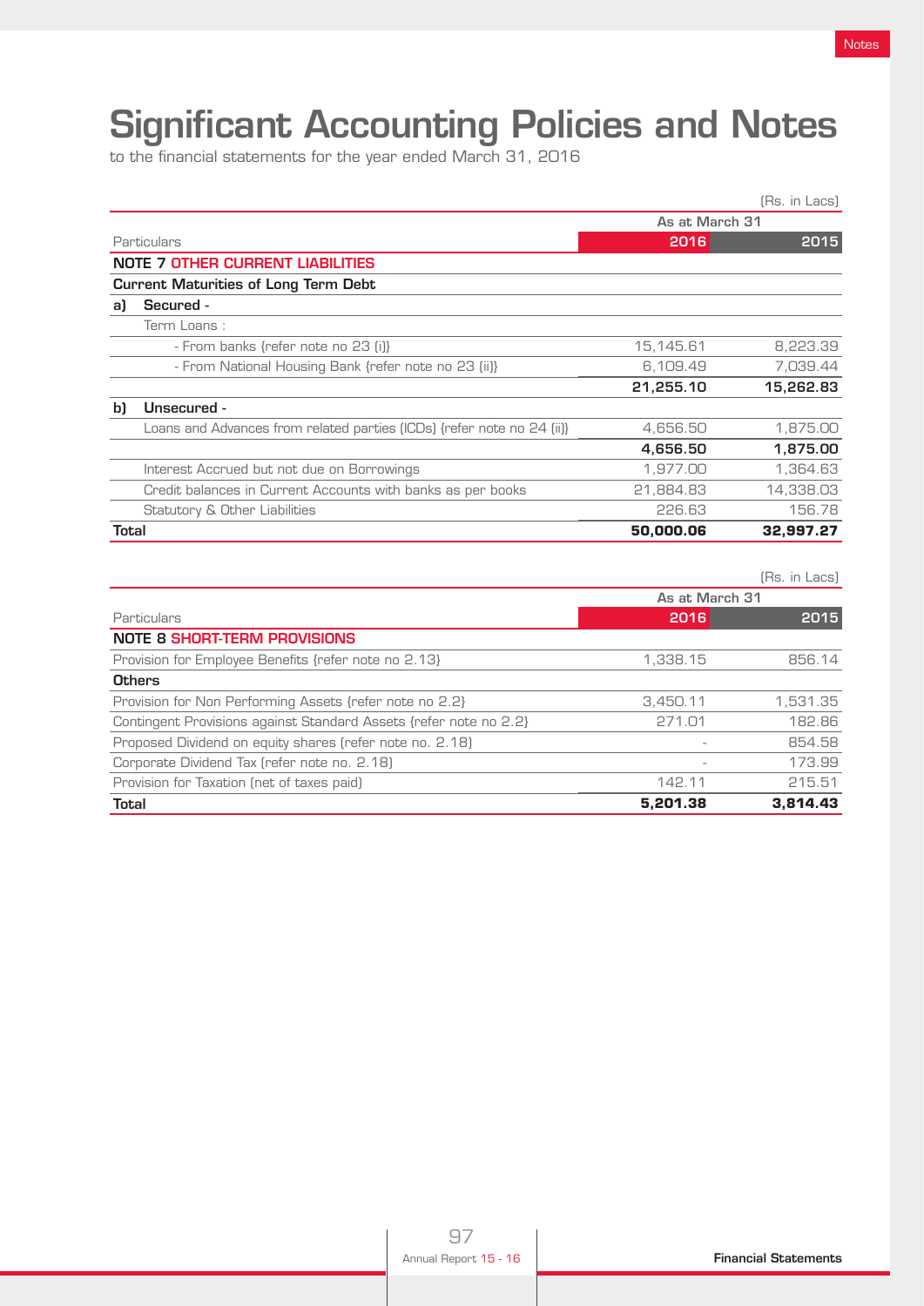# Significant Accounting Policies and Notes

to the financial statements for the year ended March 31, 2016

(Rs. in Lacs)

| Particulars | As at March 31 2016 | As at March 31 2015 |
|---|---|---|
| **NOTE 7 OTHER CURRENT LIABILITIES** | | |
| **Current Maturities of Long Term Debt** | | |
| **a) Secured -** | | |
| Term Loans : | | |
| - From banks {refer note no 23 (i)} | 15,145.61 | 8,223.39 |
| - From National Housing Bank {refer note no 23 (ii)} | 6,109.49 | 7,039.44 |
| | **21,255.10** | **15,262.83** |
| **b) Unsecured -** | | |
| Loans and Advances from related parties (ICDs) {refer note no 24 (ii)} | 4,656.50 | 1,875.00 |
| | **4,656.50** | **1,875.00** |
| Interest Accrued but not due on Borrowings | 1,977.00 | 1,364.63 |
| Credit balances in Current Accounts with banks as per books | 21,884.83 | 14,338.03 |
| Statutory & Other Liabilities | 226.63 | 156.78 |
| **Total** | **50,000.06** | **32,997.27** |

(Rs. in Lacs)

| Particulars | As at March 31 2016 | As at March 31 2015 |
|---|---|---|
| **NOTE 8 SHORT-TERM PROVISIONS** | | |
| Provision for Employee Benefits {refer note no 2.13} | 1,338.15 | 856.14 |
| **Others** | | |
| Provision for Non Performing Assets {refer note no 2.2} | 3,450.11 | 1,531.35 |
| Contingent Provisions against Standard Assets {refer note no 2.2} | 271.01 | 182.86 |
| Proposed Dividend on equity shares (refer note no. 2.18) | - | 854.58 |
| Corporate Dividend Tax (refer note no. 2.18) | - | 173.99 |
| Provision for Taxation (net of taxes paid) | 142.11 | 215.51 |
| **Total** | **5,201.38** | **3,814.43** |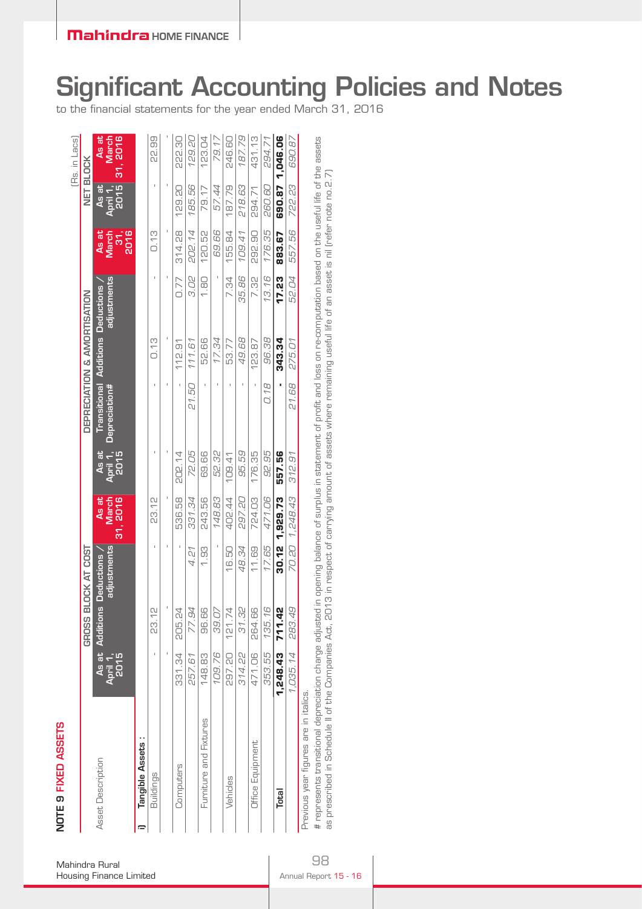# Significant Accounting Policies and Notes

to the financial statements for the year ended March 31, 2016

## NOTE 9 FIXED ASSETS

(Rs. in Lacs)

| Asset Description | GROSS BLOCK AT COST | | | | DEPRECIATION & AMORTISATION | | | | | NET BLOCK | |
|---|---|---|---|---|---|---|---|---|---|---|---|
| | As at April 1, 2015 | Additions | Deductions / adjustments | As at March 31, 2016 | As at April 1, 2015 | Transitional Depreciation# | Additions | Deductions / adjustments | As at March 31, 2016 | As at April 1, 2015 | As at March 31, 2016 |
| **i) Tangible Assets :** | | | | | | | | | | | |
| Buildings | - | 23.12 | - | 23.12 | - | - | 0.13 | - | 0.13 | - | 22.99 |
| | *-* | *-* | *-* | *-* | *-* | *-* | *-* | *-* | *-* | *-* | *-* |
| Computers | 331.34 | 205.24 | - | 536.58 | 202.14 | - | 112.91 | 0.77 | 314.28 | 129.20 | 222.30 |
| | *257.61* | *77.94* | *4.21* | *331.34* | *72.05* | *21.50* | *111.61* | *3.02* | *202.14* | *185.56* | *129.20* |
| Furniture and Fixtures | 148.83 | 96.66 | 1.93 | 243.56 | 69.66 | - | 52.66 | 1.80 | 120.52 | 79.17 | 123.04 |
| | *109.76* | *39.07* | *-* | *148.83* | *52.32* | *-* | *17.34* | *-* | *69.66* | *57.44* | *79.17* |
| Vehicles | 297.20 | 121.74 | 16.50 | 402.44 | 109.41 | - | 53.77 | 7.34 | 155.84 | 187.79 | 246.60 |
| | *314.22* | *31.32* | *48.34* | *297.20* | *95.59* | *-* | *49.68* | *35.86* | *109.41* | *218.63* | *187.79* |
| Office Equipment | 471.06 | 264.66 | 11.69 | 724.03 | 176.35 | - | 123.87 | 7.32 | 292.90 | 294.71 | 431.13 |
| | *353.55* | *135.16* | *17.65* | *471.06* | *92.95* | *0.18* | *96.38* | *13.16* | *176.35* | *260.60* | *294.71* |
| **Total** | **1,248.43** | **711.42** | **30.12** | **1,929.73** | **557.56** | **-** | **343.34** | **17.23** | **883.67** | **690.87** | **1,046.06** |
| | *1,035.14* | *283.49* | *70.20* | *1,248.43* | *312.91* | *21.68* | *275.01* | *52.04* | *557.56* | *722.23* | *690.87* |

Previous year figures are in italics.

\# represents transitional depreciation charge adjusted in opening balance of surplus in statement of profit and loss on re-computation based on the useful life of the assets as prescribed in Schedule II of the Companies Act, 2013 in respect of carrying amount of assets where remaining useful life of an asset is nil (refer note no.2.7)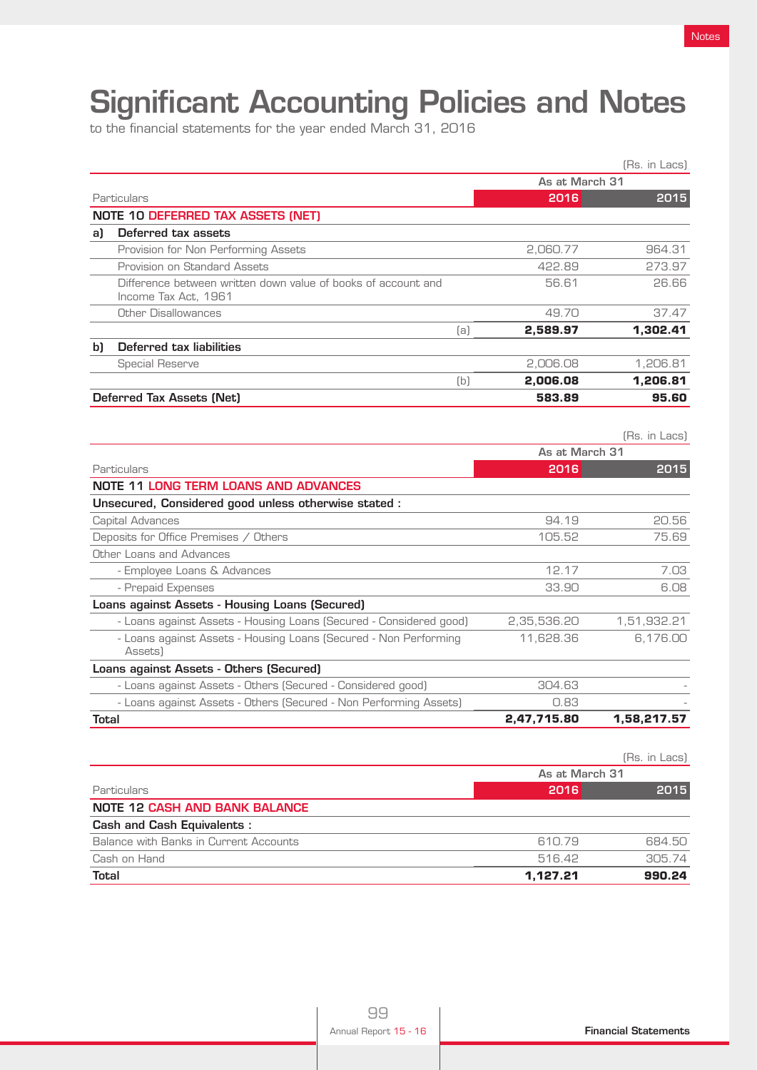# Significant Accounting Policies and Notes

to the financial statements for the year ended March 31, 2016

(Rs. in Lacs)

| Particulars | | As at March 31 2016 | 2015 |
|---|---|---|---|
| **NOTE 10 DEFERRED TAX ASSETS (NET)** | | | |
| **a) Deferred tax assets** | | | |
| Provision for Non Performing Assets | | 2,060.77 | 964.31 |
| Provision on Standard Assets | | 422.89 | 273.97 |
| Difference between written down value of books of account and Income Tax Act, 1961 | | 56.61 | 26.66 |
| Other Disallowances | | 49.70 | 37.47 |
| | (a) | **2,589.97** | **1,302.41** |
| **b) Deferred tax liabilities** | | | |
| Special Reserve | | 2,006.08 | 1,206.81 |
| | (b) | **2,006.08** | **1,206.81** |
| **Deferred Tax Assets (Net)** | | **583.89** | **95.60** |

(Rs. in Lacs)

| Particulars | As at March 31 2016 | 2015 |
|---|---|---|
| **NOTE 11 LONG TERM LOANS AND ADVANCES** | | |
| **Unsecured, Considered good unless otherwise stated :** | | |
| Capital Advances | 94.19 | 20.56 |
| Deposits for Office Premises / Others | 105.52 | 75.69 |
| Other Loans and Advances | | |
| - Employee Loans & Advances | 12.17 | 7.03 |
| - Prepaid Expenses | 33.90 | 6.08 |
| **Loans against Assets - Housing Loans (Secured)** | | |
| - Loans against Assets - Housing Loans (Secured - Considered good) | 2,35,536.20 | 1,51,932.21 |
| - Loans against Assets - Housing Loans (Secured - Non Performing Assets) | 11,628.36 | 6,176.00 |
| **Loans against Assets - Others (Secured)** | | |
| - Loans against Assets - Others (Secured - Considered good) | 304.63 | - |
| - Loans against Assets - Others (Secured - Non Performing Assets) | 0.83 | - |
| **Total** | **2,47,715.80** | **1,58,217.57** |

(Rs. in Lacs)

| Particulars | As at March 31 2016 | 2015 |
|---|---|---|
| **NOTE 12 CASH AND BANK BALANCE** | | |
| **Cash and Cash Equivalents :** | | |
| Balance with Banks in Current Accounts | 610.79 | 684.50 |
| Cash on Hand | 516.42 | 305.74 |
| **Total** | **1,127.21** | **990.24** |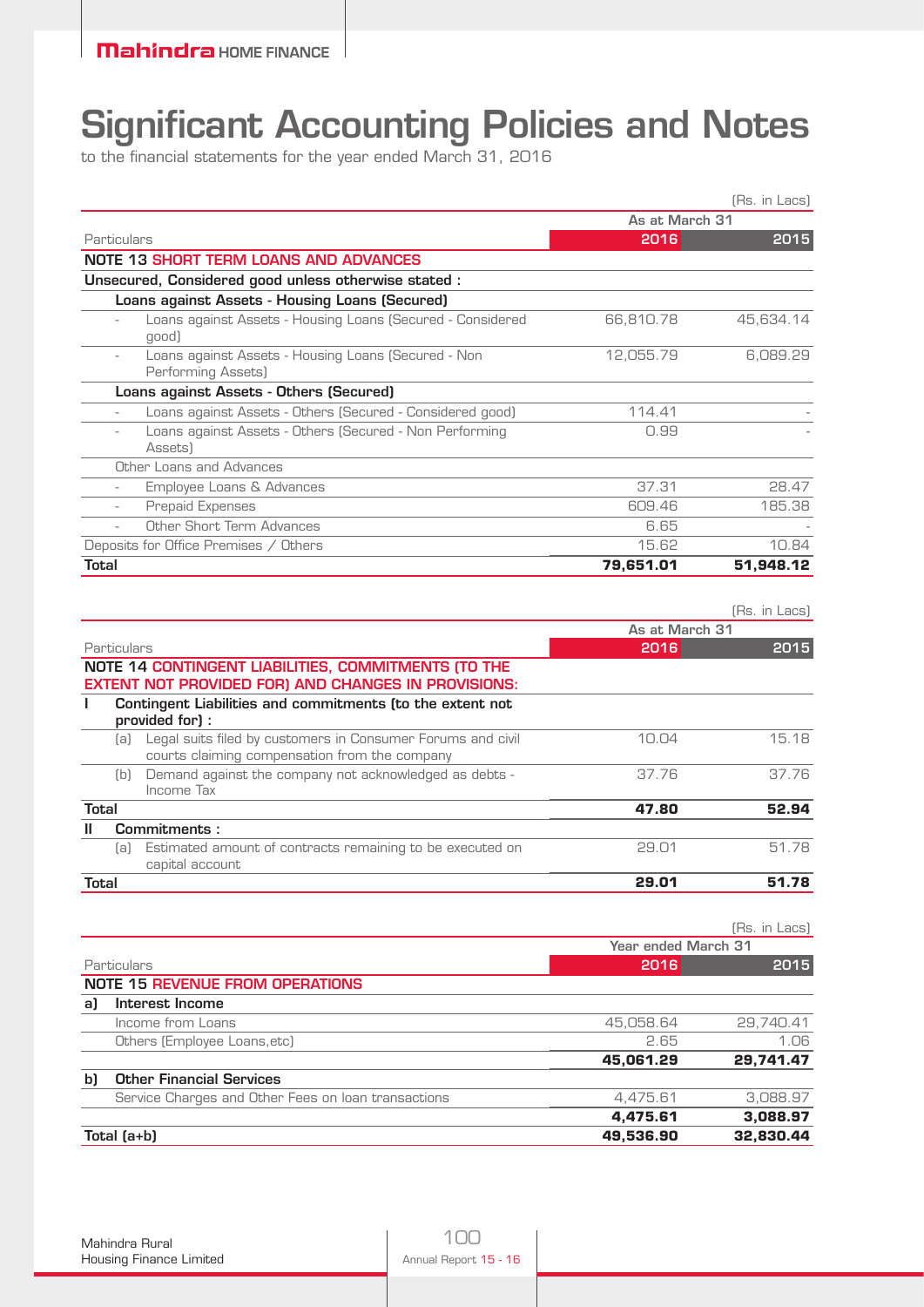# Significant Accounting Policies and Notes

to the financial statements for the year ended March 31, 2016

(Rs. in Lacs)

| Particulars | As at March 31 2016 | 2015 |
|---|---|---|
| **NOTE 13 SHORT TERM LOANS AND ADVANCES** | | |
| **Unsecured, Considered good unless otherwise stated :** | | |
| **Loans against Assets - Housing Loans (Secured)** | | |
| - Loans against Assets - Housing Loans (Secured - Considered good) | 66,810.78 | 45,634.14 |
| - Loans against Assets - Housing Loans (Secured - Non Performing Assets) | 12,055.79 | 6,089.29 |
| **Loans against Assets - Others (Secured)** | | |
| - Loans against Assets - Others (Secured - Considered good) | 114.41 | - |
| - Loans against Assets - Others (Secured - Non Performing Assets) | 0.99 | - |
| Other Loans and Advances | | |
| - Employee Loans & Advances | 37.31 | 28.47 |
| - Prepaid Expenses | 609.46 | 185.38 |
| - Other Short Term Advances | 6.65 | - |
| Deposits for Office Premises / Others | 15.62 | 10.84 |
| **Total** | **79,651.01** | **51,948.12** |

(Rs. in Lacs)

| Particulars | As at March 31 2016 | 2015 |
|---|---|---|
| **NOTE 14 CONTINGENT LIABILITIES, COMMITMENTS (TO THE EXTENT NOT PROVIDED FOR) AND CHANGES IN PROVISIONS:** | | |
| **I Contingent Liabilities and commitments (to the extent not provided for) :** | | |
| (a) Legal suits filed by customers in Consumer Forums and civil courts claiming compensation from the company | 10.04 | 15.18 |
| (b) Demand against the company not acknowledged as debts - Income Tax | 37.76 | 37.76 |
| **Total** | **47.80** | **52.94** |
| **II Commitments :** | | |
| (a) Estimated amount of contracts remaining to be executed on capital account | 29.01 | 51.78 |
| **Total** | **29.01** | **51.78** |

(Rs. in Lacs)

| Particulars | Year ended March 31 2016 | 2015 |
|---|---|---|
| **NOTE 15 REVENUE FROM OPERATIONS** | | |
| **a) Interest Income** | | |
| Income from Loans | 45,058.64 | 29,740.41 |
| Others (Employee Loans,etc) | 2.65 | 1.06 |
| | **45,061.29** | **29,741.47** |
| **b) Other Financial Services** | | |
| Service Charges and Other Fees on loan transactions | 4,475.61 | 3,088.97 |
| | **4,475.61** | **3,088.97** |
| **Total (a+b)** | **49,536.90** | **32,830.44** |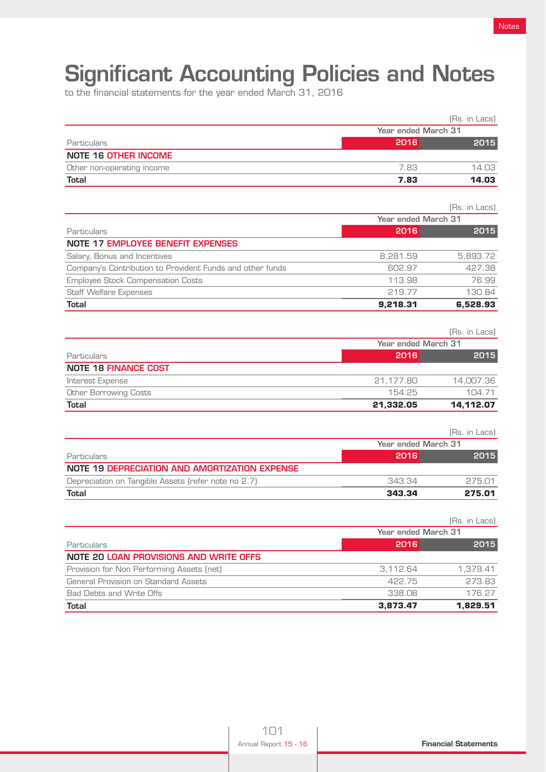# Significant Accounting Policies and Notes

to the financial statements for the year ended March 31, 2016

(Rs. in Lacs)

| Particulars | Year ended March 31 | |
|---|---|---|
| | 2016 | 2015 |
| **NOTE 16 OTHER INCOME** | | |
| Other non-operating income | 7.83 | 14.03 |
| **Total** | **7.83** | **14.03** |

(Rs. in Lacs)

| Particulars | Year ended March 31 | |
|---|---|---|
| | 2016 | 2015 |
| **NOTE 17 EMPLOYEE BENEFIT EXPENSES** | | |
| Salary, Bonus and Incentives | 8,281.59 | 5,893.72 |
| Company's Contribution to Provident Funds and other funds | 602.97 | 427.38 |
| Employee Stock Compensation Costs | 113.98 | 76.99 |
| Staff Welfare Expenses | 219.77 | 130.84 |
| **Total** | **9,218.31** | **6,528.93** |

(Rs. in Lacs)

| Particulars | Year ended March 31 | |
|---|---|---|
| | 2016 | 2015 |
| **NOTE 18 FINANCE COST** | | |
| Interest Expense | 21,177.80 | 14,007.36 |
| Other Borrowing Costs | 154.25 | 104.71 |
| **Total** | **21,332.05** | **14,112.07** |

(Rs. in Lacs)

| Particulars | Year ended March 31 | |
|---|---|---|
| | 2016 | 2015 |
| **NOTE 19 DEPRECIATION AND AMORTIZATION EXPENSE** | | |
| Depreciation on Tangible Assets {refer note no 2.7} | 343.34 | 275.01 |
| **Total** | **343.34** | **275.01** |

(Rs. in Lacs)

| Particulars | Year ended March 31 | |
|---|---|---|
| | 2016 | 2015 |
| **NOTE 20 LOAN PROVISIONS AND WRITE OFFS** | | |
| Provision for Non Performing Assets (net) | 3,112.64 | 1,379.41 |
| General Provision on Standard Assets | 422.75 | 273.83 |
| Bad Debts and Write Offs | 338.08 | 176.27 |
| **Total** | **3,873.47** | **1,829.51** |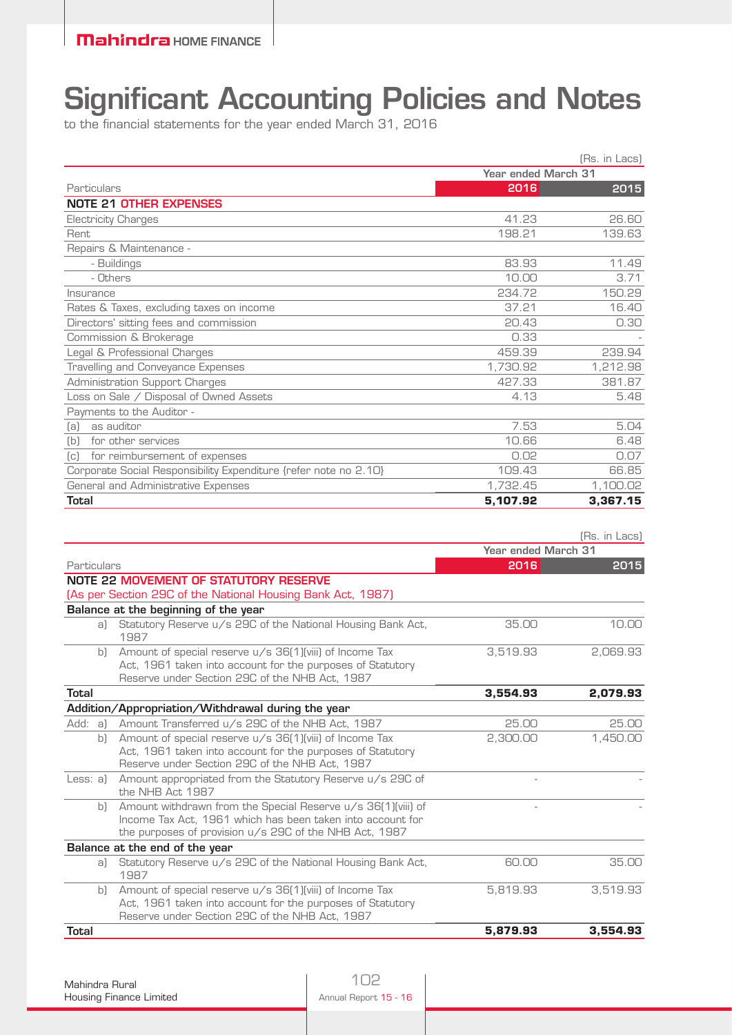# Significant Accounting Policies and Notes

to the financial statements for the year ended March 31, 2016

(Rs. in Lacs)

| Particulars | Year ended March 31 2016 | 2015 |
|---|---|---|
| **NOTE 21 OTHER EXPENSES** | | |
| Electricity Charges | 41.23 | 26.60 |
| Rent | 198.21 | 139.63 |
| Repairs & Maintenance - | | |
| - Buildings | 83.93 | 11.49 |
| - Others | 10.00 | 3.71 |
| Insurance | 234.72 | 150.29 |
| Rates & Taxes, excluding taxes on income | 37.21 | 16.40 |
| Directors' sitting fees and commission | 20.43 | 0.30 |
| Commission & Brokerage | 0.33 | - |
| Legal & Professional Charges | 459.39 | 239.94 |
| Travelling and Conveyance Expenses | 1,730.92 | 1,212.98 |
| Administration Support Charges | 427.33 | 381.87 |
| Loss on Sale / Disposal of Owned Assets | 4.13 | 5.48 |
| Payments to the Auditor - | | |
| (a) as auditor | 7.53 | 5.04 |
| (b) for other services | 10.66 | 6.48 |
| (c) for reimbursement of expenses | 0.02 | 0.07 |
| Corporate Social Responsibility Expenditure {refer note no 2.10} | 109.43 | 66.85 |
| General and Administrative Expenses | 1,732.45 | 1,100.02 |
| **Total** | **5,107.92** | **3,367.15** |

(Rs. in Lacs)

| Particulars | Year ended March 31 2016 | 2015 |
|---|---|---|
| **NOTE 22 MOVEMENT OF STATUTORY RESERVE** | | |
| (As per Section 29C of the National Housing Bank Act, 1987) | | |
| **Balance at the beginning of the year** | | |
| a) Statutory Reserve u/s 29C of the National Housing Bank Act, 1987 | 35.00 | 10.00 |
| b) Amount of special reserve u/s 36(1)(viii) of Income Tax Act, 1961 taken into account for the purposes of Statutory Reserve under Section 29C of the NHB Act, 1987 | 3,519.93 | 2,069.93 |
| **Total** | **3,554.93** | **2,079.93** |
| **Addition/Appropriation/Withdrawal during the year** | | |
| Add: a) Amount Transferred u/s 29C of the NHB Act, 1987 | 25.00 | 25.00 |
| b) Amount of special reserve u/s 36(1)(viii) of Income Tax Act, 1961 taken into account for the purposes of Statutory Reserve under Section 29C of the NHB Act, 1987 | 2,300.00 | 1,450.00 |
| Less: a) Amount appropriated from the Statutory Reserve u/s 29C of the NHB Act 1987 | - | - |
| b) Amount withdrawn from the Special Reserve u/s 36(1)(viii) of Income Tax Act, 1961 which has been taken into account for the purposes of provision u/s 29C of the NHB Act, 1987 | - | - |
| **Balance at the end of the year** | | |
| a) Statutory Reserve u/s 29C of the National Housing Bank Act, 1987 | 60.00 | 35.00 |
| b) Amount of special reserve u/s 36(1)(viii) of Income Tax Act, 1961 taken into account for the purposes of Statutory Reserve under Section 29C of the NHB Act, 1987 | 5,819.93 | 3,519.93 |
| **Total** | **5,879.93** | **3,554.93** |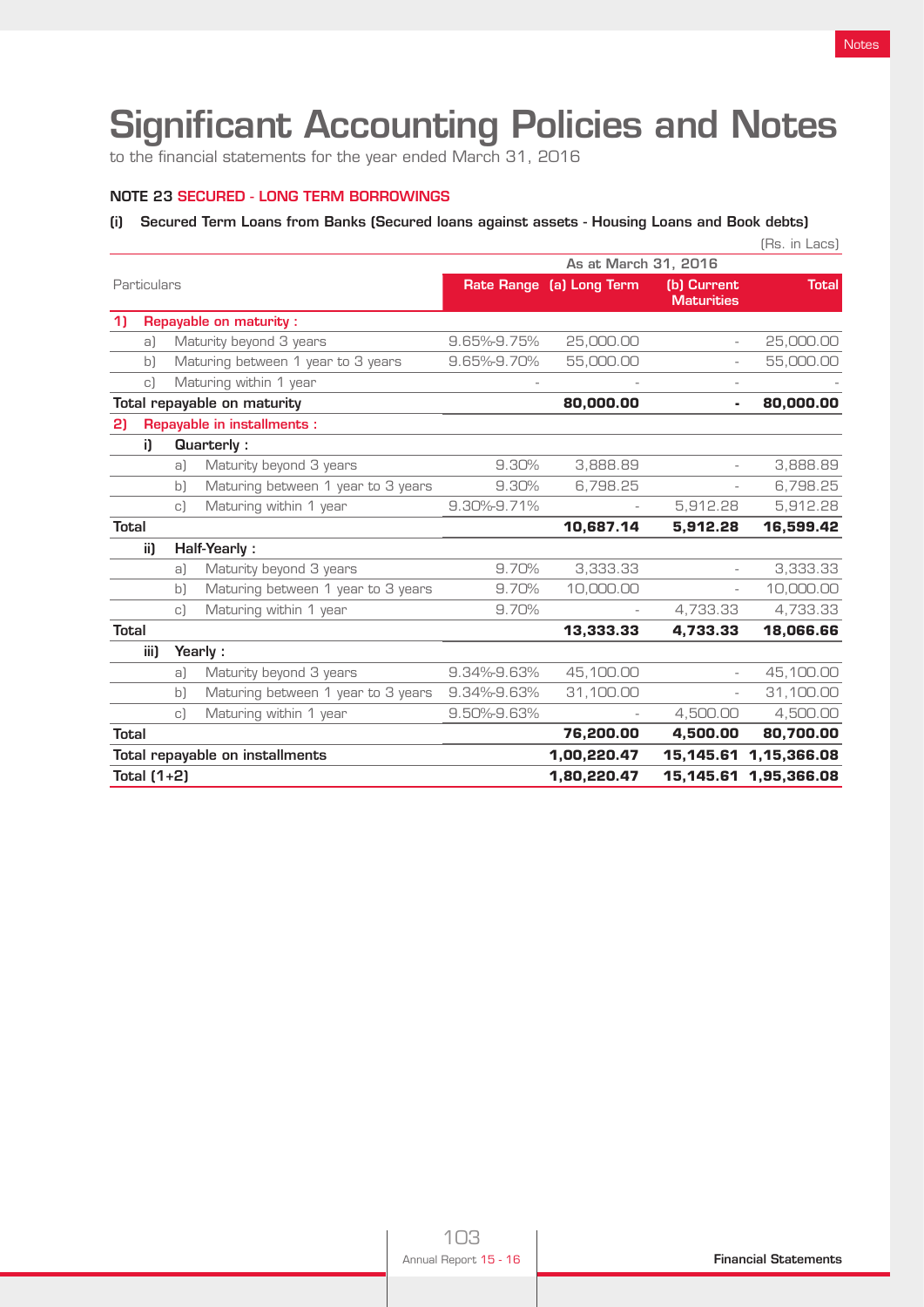# Significant Accounting Policies and Notes

to the financial statements for the year ended March 31, 2016

## NOTE 23 SECURED - LONG TERM BORROWINGS

**(i) Secured Term Loans from Banks (Secured loans against assets - Housing Loans and Book debts)**

(Rs. in Lacs)

| Particulars | As at March 31, 2016 | | | |
|---|---|---|---|---|
| | Rate Range | (a) Long Term | (b) Current Maturities | Total |
| **1) Repayable on maturity :** | | | | |
| a) Maturity beyond 3 years | 9.65%-9.75% | 25,000.00 | - | 25,000.00 |
| b) Maturing between 1 year to 3 years | 9.65%-9.70% | 55,000.00 | - | 55,000.00 |
| c) Maturing within 1 year | - | - | - | - |
| **Total repayable on maturity** | | **80,000.00** | **-** | **80,000.00** |
| **2) Repayable in installments :** | | | | |
| **i) Quarterly :** | | | | |
| a) Maturity beyond 3 years | 9.30% | 3,888.89 | - | 3,888.89 |
| b) Maturing between 1 year to 3 years | 9.30% | 6,798.25 | - | 6,798.25 |
| c) Maturing within 1 year | 9.30%-9.71% | - | 5,912.28 | 5,912.28 |
| **Total** | | **10,687.14** | **5,912.28** | **16,599.42** |
| **ii) Half-Yearly :** | | | | |
| a) Maturity beyond 3 years | 9.70% | 3,333.33 | - | 3,333.33 |
| b) Maturing between 1 year to 3 years | 9.70% | 10,000.00 | - | 10,000.00 |
| c) Maturing within 1 year | 9.70% | - | 4,733.33 | 4,733.33 |
| **Total** | | **13,333.33** | **4,733.33** | **18,066.66** |
| **iii) Yearly :** | | | | |
| a) Maturity beyond 3 years | 9.34%-9.63% | 45,100.00 | - | 45,100.00 |
| b) Maturing between 1 year to 3 years | 9.34%-9.63% | 31,100.00 | - | 31,100.00 |
| c) Maturing within 1 year | 9.50%-9.63% | - | 4,500.00 | 4,500.00 |
| **Total** | | **76,200.00** | **4,500.00** | **80,700.00** |
| **Total repayable on installments** | | **1,00,220.47** | **15,145.61** | **1,15,366.08** |
| **Total (1+2)** | | **1,80,220.47** | **15,145.61** | **1,95,366.08** |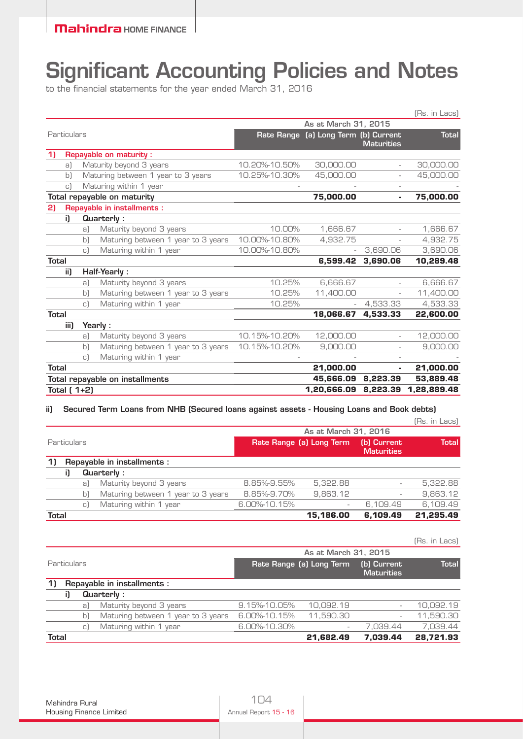# Significant Accounting Policies and Notes

to the financial statements for the year ended March 31, 2016

(Rs. in Lacs)

| Particulars | | | As at March 31, 2015 | | | |
|---|---|---|---|---|---|---|
| | | | Rate Range | (a) Long Term | (b) Current Maturities | Total |
| **1)** | **Repayable on maturity :** | | | | | |
| | a) | Maturity beyond 3 years | 10.20%-10.50% | 30,000.00 | - | 30,000.00 |
| | b) | Maturing between 1 year to 3 years | 10.25%-10.30% | 45,000.00 | - | 45,000.00 |
| | c) | Maturing within 1 year | - | - | - | - |
| **Total repayable on maturity** | | | | **75,000.00** | **-** | **75,000.00** |
| **2)** | **Repayable in installments :** | | | | | |
| i) | **Quarterly :** | | | | | |
| | a) | Maturity beyond 3 years | 10.00% | 1,666.67 | - | 1,666.67 |
| | b) | Maturing between 1 year to 3 years | 10.00%-10.80% | 4,932.75 | - | 4,932.75 |
| | c) | Maturing within 1 year | 10.00%-10.80% | - | 3,690.06 | 3,690.06 |
| **Total** | | | | **6,599.42** | **3,690.06** | **10,289.48** |
| ii) | **Half-Yearly :** | | | | | |
| | a) | Maturity beyond 3 years | 10.25% | 6,666.67 | - | 6,666.67 |
| | b) | Maturing between 1 year to 3 years | 10.25% | 11,400.00 | - | 11,400.00 |
| | c) | Maturing within 1 year | 10.25% | - | 4,533.33 | 4,533.33 |
| **Total** | | | | **18,066.67** | **4,533.33** | **22,600.00** |
| iii) | **Yearly :** | | | | | |
| | a) | Maturity beyond 3 years | 10.15%-10.20% | 12,000.00 | - | 12,000.00 |
| | b) | Maturing between 1 year to 3 years | 10.15%-10.20% | 9,000.00 | - | 9,000.00 |
| | c) | Maturing within 1 year | - | - | - | - |
| **Total** | | | | **21,000.00** | **-** | **21,000.00** |
| **Total repayable on installments** | | | | **45,666.09** | **8,223.39** | **53,889.48** |
| **Total ( 1+2)** | | | | **1,20,666.09** | **8,223.39** | **1,28,889.48** |

**ii) Secured Term Loans from NHB (Secured loans against assets - Housing Loans and Book debts)**

(Rs. in Lacs)

| Particulars | | | As at March 31, 2016 | | | |
|---|---|---|---|---|---|---|
| | | | Rate Range | (a) Long Term | (b) Current Maturities | Total |
| **1)** | **Repayable in installments :** | | | | | |
| i) | **Quarterly :** | | | | | |
| | a) | Maturity beyond 3 years | 8.85%-9.55% | 5,322.88 | - | 5,322.88 |
| | b) | Maturing between 1 year to 3 years | 8.85%-9.70% | 9,863.12 | - | 9,863.12 |
| | c) | Maturing within 1 year | 6.00%-10.15% | - | 6,109.49 | 6,109.49 |
| **Total** | | | | **15,186.00** | **6,109.49** | **21,295.49** |

(Rs. in Lacs)

| Particulars | | | As at March 31, 2015 | | | |
|---|---|---|---|---|---|---|
| | | | Rate Range | (a) Long Term | (b) Current Maturities | Total |
| **1)** | **Repayable in installments :** | | | | | |
| i) | **Quarterly :** | | | | | |
| | a) | Maturity beyond 3 years | 9.15%-10.05% | 10,092.19 | - | 10,092.19 |
| | b) | Maturing between 1 year to 3 years | 6.00%-10.15% | 11,590.30 | - | 11,590.30 |
| | c) | Maturing within 1 year | 6.00%-10.30% | - | 7,039.44 | 7,039.44 |
| **Total** | | | | **21,682.49** | **7,039.44** | **28,721.93** |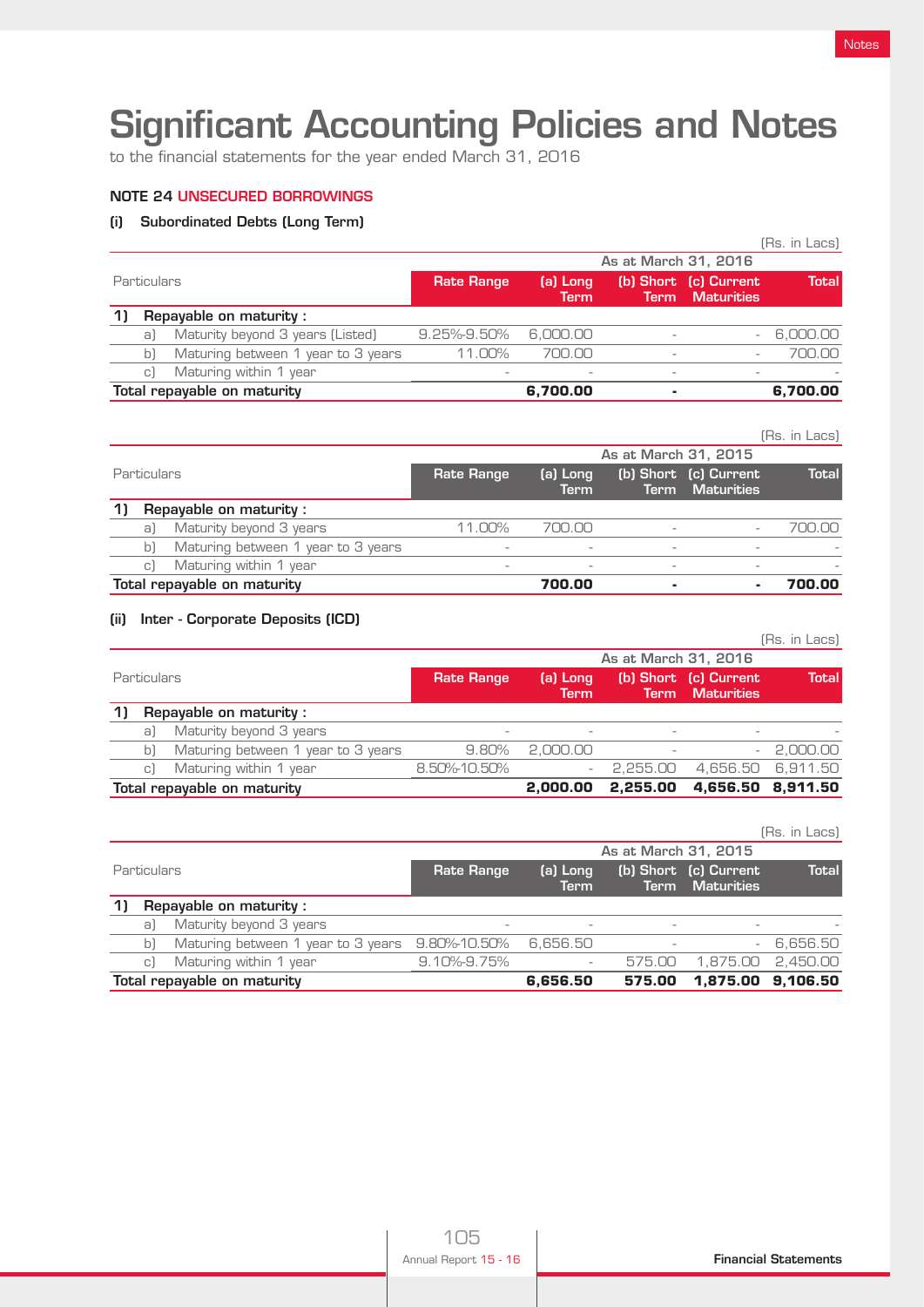# Significant Accounting Policies and Notes

to the financial statements for the year ended March 31, 2016

### NOTE 24 UNSECURED BORROWINGS

#### (i) Subordinated Debts (Long Term)

(Rs. in Lacs)

| Particulars | | As at March 31, 2016 | | | | |
|---|---|---|---|---|---|---|
| | | Rate Range | (a) Long Term | (b) Short Term | (c) Current Maturities | Total |
| **1)** | **Repayable on maturity :** | | | | | |
| a) | Maturity beyond 3 years (Listed) | 9.25%-9.50% | 6,000.00 | - | - | 6,000.00 |
| b) | Maturing between 1 year to 3 years | 11.00% | 700.00 | - | - | 700.00 |
| c) | Maturing within 1 year | - | - | - | - | - |
| **Total repayable on maturity** | | | **6,700.00** | **-** | | **6,700.00** |

(Rs. in Lacs)

| Particulars | | As at March 31, 2015 | | | | |
|---|---|---|---|---|---|---|
| | | Rate Range | (a) Long Term | (b) Short Term | (c) Current Maturities | Total |
| **1)** | **Repayable on maturity :** | | | | | |
| a) | Maturity beyond 3 years | 11.00% | 700.00 | - | - | 700.00 |
| b) | Maturing between 1 year to 3 years | - | - | - | - | - |
| c) | Maturing within 1 year | - | - | - | - | - |
| **Total repayable on maturity** | | | **700.00** | **-** | **-** | **700.00** |

#### (ii) Inter - Corporate Deposits (ICD)

(Rs. in Lacs)

| Particulars | | As at March 31, 2016 | | | | |
|---|---|---|---|---|---|---|
| | | Rate Range | (a) Long Term | (b) Short Term | (c) Current Maturities | Total |
| **1)** | **Repayable on maturity :** | | | | | |
| a) | Maturity beyond 3 years | - | - | - | - | - |
| b) | Maturing between 1 year to 3 years | 9.80% | 2,000.00 | - | - | 2,000.00 |
| c) | Maturing within 1 year | 8.50%-10.50% | - | 2,255.00 | 4,656.50 | 6,911.50 |
| **Total repayable on maturity** | | | **2,000.00** | **2,255.00** | **4,656.50** | **8,911.50** |

(Rs. in Lacs)

| Particulars | | As at March 31, 2015 | | | | |
|---|---|---|---|---|---|---|
| | | Rate Range | (a) Long Term | (b) Short Term | (c) Current Maturities | Total |
| **1)** | **Repayable on maturity :** | | | | | |
| a) | Maturity beyond 3 years | - | - | - | - | - |
| b) | Maturing between 1 year to 3 years | 9.80%-10.50% | 6,656.50 | - | - | 6,656.50 |
| c) | Maturing within 1 year | 9.10%-9.75% | - | 575.00 | 1,875.00 | 2,450.00 |
| **Total repayable on maturity** | | | **6,656.50** | **575.00** | **1,875.00** | **9,106.50** |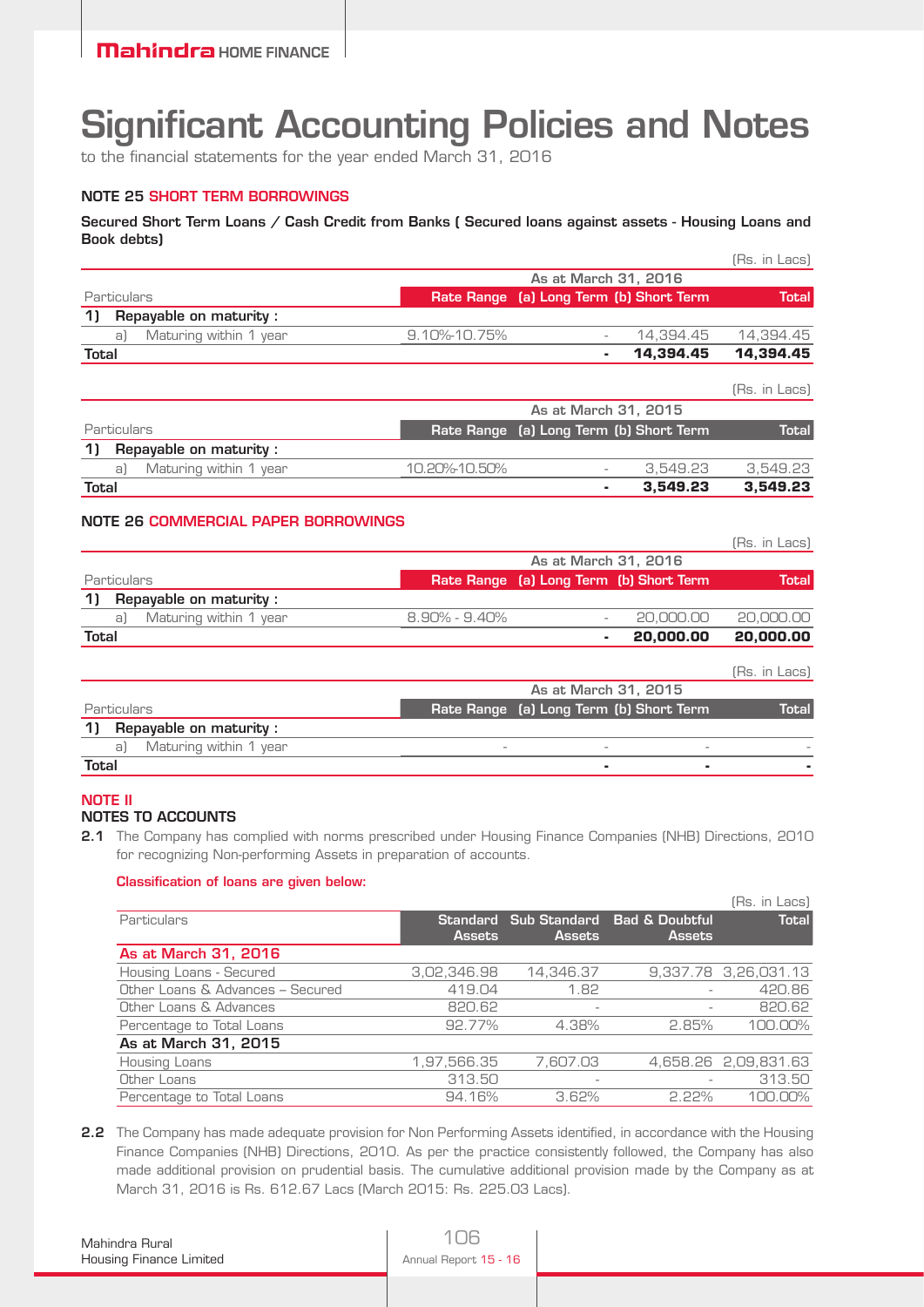# Significant Accounting Policies and Notes

to the financial statements for the year ended March 31, 2016

### NOTE 25 SHORT TERM BORROWINGS

**Secured Short Term Loans / Cash Credit from Banks ( Secured loans against assets - Housing Loans and Book debts)**

(Rs. in Lacs)

| Particulars | As at March 31, 2016 | | | |
|---|---|---|---|---|
| | Rate Range | (a) Long Term | (b) Short Term | Total |
| **1) Repayable on maturity :** | | | | |
| a) Maturing within 1 year | 9.10%-10.75% | - | 14,394.45 | 14,394.45 |
| **Total** | | **-** | **14,394.45** | **14,394.45** |

(Rs. in Lacs)

| Particulars | As at March 31, 2015 | | | |
|---|---|---|---|---|
| | Rate Range | (a) Long Term | (b) Short Term | Total |
| **1) Repayable on maturity :** | | | | |
| a) Maturing within 1 year | 10.20%-10.50% | - | 3,549.23 | 3,549.23 |
| **Total** | | **-** | **3,549.23** | **3,549.23** |

### NOTE 26 COMMERCIAL PAPER BORROWINGS

(Rs. in Lacs)

| Particulars | As at March 31, 2016 | | | |
|---|---|---|---|---|
| | Rate Range | (a) Long Term | (b) Short Term | Total |
| **1) Repayable on maturity :** | | | | |
| a) Maturing within 1 year | 8.90% - 9.40% | - | 20,000.00 | 20,000.00 |
| **Total** | | **-** | **20,000.00** | **20,000.00** |

(Rs. in Lacs)

| Particulars | As at March 31, 2015 | | | |
|---|---|---|---|---|
| | Rate Range | (a) Long Term | (b) Short Term | Total |
| **1) Repayable on maturity :** | | | | |
| a) Maturing within 1 year | - | - | - | - |
| **Total** | | **-** | **-** | **-** |

### NOTE II
### NOTES TO ACCOUNTS

**2.1** The Company has complied with norms prescribed under Housing Finance Companies (NHB) Directions, 2010 for recognizing Non-performing Assets in preparation of accounts.

**Classification of loans are given below:**

(Rs. in Lacs)

| Particulars | Standard Assets | Sub Standard Assets | Bad & Doubtful Assets | Total |
|---|---|---|---|---|
| **As at March 31, 2016** | | | | |
| Housing Loans - Secured | 3,02,346.98 | 14,346.37 | 9,337.78 | 3,26,031.13 |
| Other Loans & Advances – Secured | 419.04 | 1.82 | - | 420.86 |
| Other Loans & Advances | 820.62 | - | - | 820.62 |
| Percentage to Total Loans | 92.77% | 4.38% | 2.85% | 100.00% |
| **As at March 31, 2015** | | | | |
| Housing Loans | 1,97,566.35 | 7,607.03 | 4,658.26 | 2,09,831.63 |
| Other Loans | 313.50 | - | - | 313.50 |
| Percentage to Total Loans | 94.16% | 3.62% | 2.22% | 100.00% |

**2.2** The Company has made adequate provision for Non Performing Assets identified, in accordance with the Housing Finance Companies (NHB) Directions, 2010. As per the practice consistently followed, the Company has also made additional provision on prudential basis. The cumulative additional provision made by the Company as at March 31, 2016 is Rs. 612.67 Lacs (March 2015: Rs. 225.03 Lacs).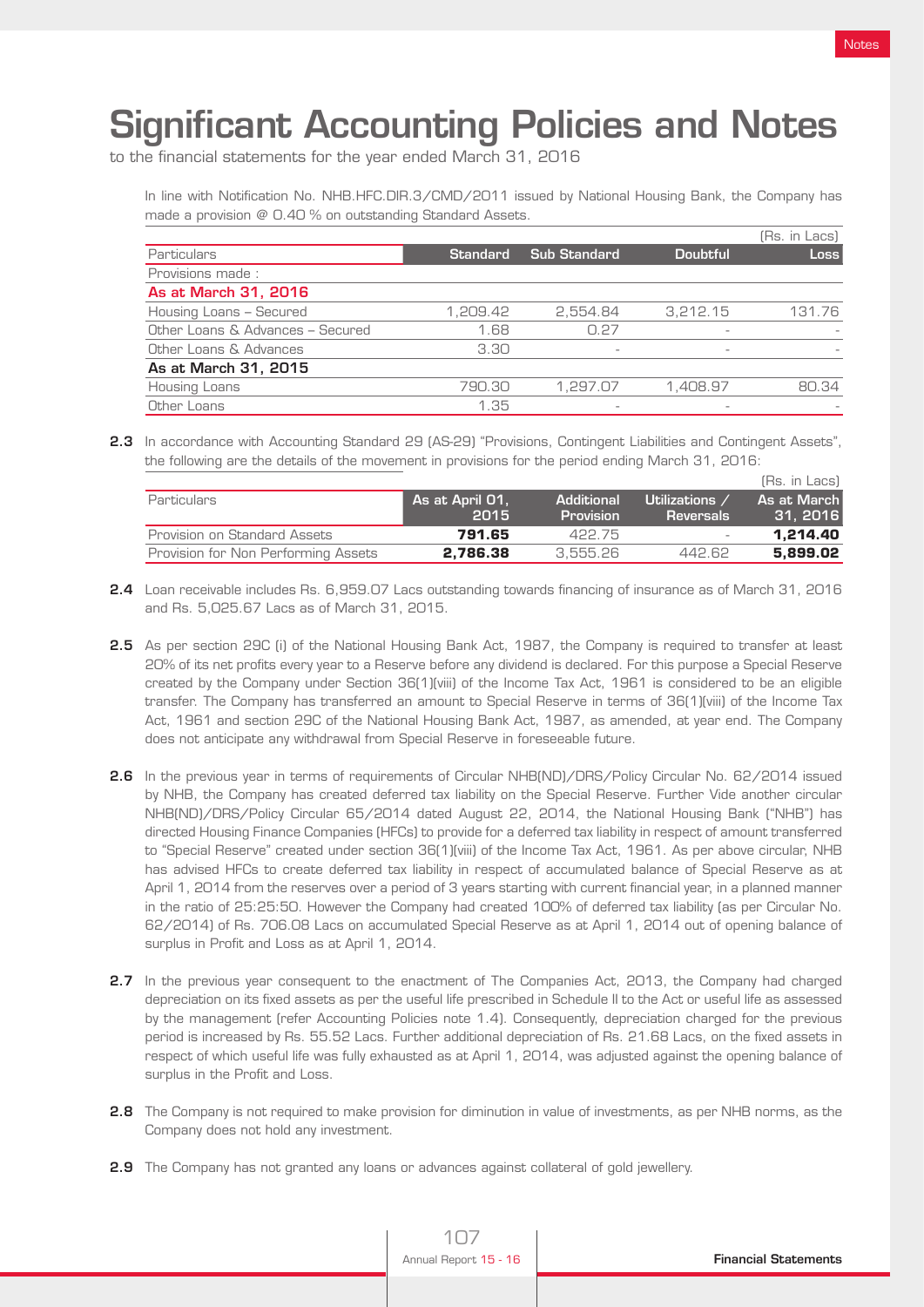# Significant Accounting Policies and Notes

to the financial statements for the year ended March 31, 2016

In line with Notification No. NHB.HFC.DIR.3/CMD/2011 issued by National Housing Bank, the Company has made a provision @ 0.40 % on outstanding Standard Assets.

(Rs. in Lacs)

| Particulars | Standard | Sub Standard | Doubtful | Loss |
|---|---|---|---|---|
| Provisions made : | | | | |
| **As at March 31, 2016** | | | | |
| Housing Loans – Secured | 1,209.42 | 2,554.84 | 3,212.15 | 131.76 |
| Other Loans & Advances – Secured | 1.68 | 0.27 | - | - |
| Other Loans & Advances | 3.30 | - | - | - |
| **As at March 31, 2015** | | | | |
| Housing Loans | 790.30 | 1,297.07 | 1,408.97 | 80.34 |
| Other Loans | 1.35 | - | - | - |

**2.3** In accordance with Accounting Standard 29 (AS-29) "Provisions, Contingent Liabilities and Contingent Assets", the following are the details of the movement in provisions for the period ending March 31, 2016:

(Rs. in Lacs)

| Particulars | As at April 01, 2015 | Additional Provision | Utilizations / Reversals | As at March 31, 2016 |
|---|---|---|---|---|
| Provision on Standard Assets | **791.65** | 422.75 | - | **1,214.40** |
| Provision for Non Performing Assets | **2,786.38** | 3,555.26 | 442.62 | **5,899.02** |

**2.4** Loan receivable includes Rs. 6,959.07 Lacs outstanding towards financing of insurance as of March 31, 2016 and Rs. 5,025.67 Lacs as of March 31, 2015.

**2.5** As per section 29C (i) of the National Housing Bank Act, 1987, the Company is required to transfer at least 20% of its net profits every year to a Reserve before any dividend is declared. For this purpose a Special Reserve created by the Company under Section 36(1)(viii) of the Income Tax Act, 1961 is considered to be an eligible transfer. The Company has transferred an amount to Special Reserve in terms of 36(1)(viii) of the Income Tax Act, 1961 and section 29C of the National Housing Bank Act, 1987, as amended, at year end. The Company does not anticipate any withdrawal from Special Reserve in foreseeable future.

**2.6** In the previous year in terms of requirements of Circular NHB(ND)/DRS/Policy Circular No. 62/2014 issued by NHB, the Company has created deferred tax liability on the Special Reserve. Further Vide another circular NHB(ND)/DRS/Policy Circular 65/2014 dated August 22, 2014, the National Housing Bank ("NHB") has directed Housing Finance Companies (HFCs) to provide for a deferred tax liability in respect of amount transferred to "Special Reserve" created under section 36(1)(viii) of the Income Tax Act, 1961. As per above circular, NHB has advised HFCs to create deferred tax liability in respect of accumulated balance of Special Reserve as at April 1, 2014 from the reserves over a period of 3 years starting with current financial year, in a planned manner in the ratio of 25:25:50. However the Company had created 100% of deferred tax liability (as per Circular No. 62/2014) of Rs. 706.08 Lacs on accumulated Special Reserve as at April 1, 2014 out of opening balance of surplus in Profit and Loss as at April 1, 2014.

**2.7** In the previous year consequent to the enactment of The Companies Act, 2013, the Company had charged depreciation on its fixed assets as per the useful life prescribed in Schedule II to the Act or useful life as assessed by the management (refer Accounting Policies note 1.4). Consequently, depreciation charged for the previous period is increased by Rs. 55.52 Lacs. Further additional depreciation of Rs. 21.68 Lacs, on the fixed assets in respect of which useful life was fully exhausted as at April 1, 2014, was adjusted against the opening balance of surplus in the Profit and Loss.

**2.8** The Company is not required to make provision for diminution in value of investments, as per NHB norms, as the Company does not hold any investment.

**2.9** The Company has not granted any loans or advances against collateral of gold jewellery.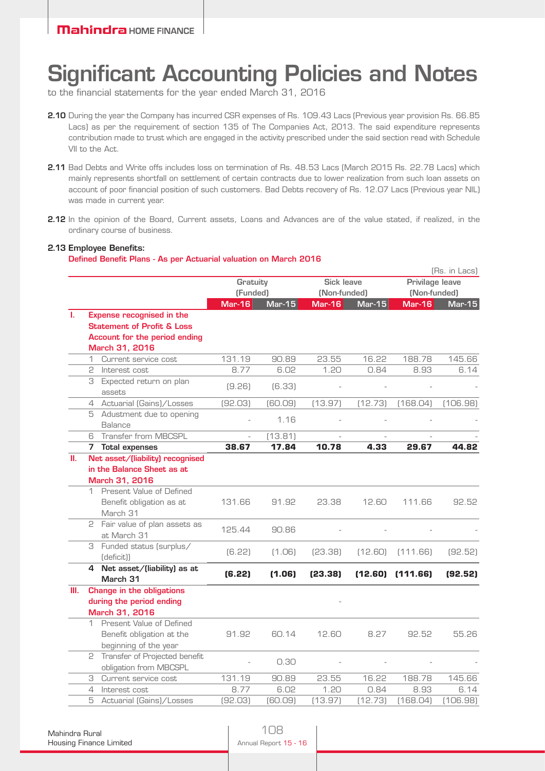# Significant Accounting Policies and Notes

to the financial statements for the year ended March 31, 2016

**2.10** During the year the Company has incurred CSR expenses of Rs. 109.43 Lacs (Previous year provision Rs. 66.85 Lacs) as per the requirement of section 135 of The Companies Act, 2013. The said expenditure represents contribution made to trust which are engaged in the activity prescribed under the said section read with Schedule VII to the Act.

**2.11** Bad Debts and Write offs includes loss on termination of Rs. 48.53 Lacs (March 2015 Rs. 22.78 Lacs) which mainly represents shortfall on settlement of certain contracts due to lower realization from such loan assets on account of poor financial position of such customers. Bad Debts recovery of Rs. 12.07 Lacs (Previous year NIL) was made in current year.

**2.12** In the opinion of the Board, Current assets, Loans and Advances are of the value stated, if realized, in the ordinary course of business.

**2.13 Employee Benefits:**

**Defined Benefit Plans - As per Actuarial valuation on March 2016**

(Rs. in Lacs)

| | | Gratuity (Funded) | | Sick leave (Non-funded) | | Privilage leave (Non-funded) | |
|---|---|---|---|---|---|---|---|
| | | Mar-16 | Mar-15 | Mar-16 | Mar-15 | Mar-16 | Mar-15 |
| **I.** | **Expense recognised in the Statement of Profit & Loss Account for the period ending March 31, 2016** | | | | | | |
| | 1 Current service cost | 131.19 | 90.89 | 23.55 | 16.22 | 188.78 | 145.66 |
| | 2 Interest cost | 8.77 | 6.02 | 1.20 | 0.84 | 8.93 | 6.14 |
| | 3 Expected return on plan assets | (9.26) | (6.33) | - | - | - | - |
| | 4 Actuarial (Gains)/Losses | (92.03) | (60.09) | (13.97) | (12.73) | (168.04) | (106.98) |
| | 5 Adustment due to opening Balance | - | 1.16 | - | - | - | - |
| | 6 Transfer from MBCSPL | - | (13.81) | - | - | - | - |
| | **7 Total expenses** | **38.67** | **17.84** | **10.78** | **4.33** | **29.67** | **44.82** |
| **II.** | **Net asset/(liability) recognised in the Balance Sheet as at March 31, 2016** | | | | | | |
| | 1 Present Value of Defined Benefit obligation as at March 31 | 131.66 | 91.92 | 23.38 | 12.60 | 111.66 | 92.52 |
| | 2 Fair value of plan assets as at March 31 | 125.44 | 90.86 | - | - | - | - |
| | 3 Funded status (surplus/ (deficit)) | (6.22) | (1.06) | (23.38) | (12.60) | (111.66) | (92.52) |
| | **4 Net asset/(liability) as at March 31** | **(6.22)** | **(1.06)** | **(23.38)** | **(12.60)** | **(111.66)** | **(92.52)** |
| **III.** | **Change in the obligations during the period ending March 31, 2016** | | | - | | | |
| | 1 Present Value of Defined Benefit obligation at the beginning of the year | 91.92 | 60.14 | 12.60 | 8.27 | 92.52 | 55.26 |
| | 2 Transfer of Projected benefit obligation from MBCSPL | - | 0.30 | - | - | - | - |
| | 3 Current service cost | 131.19 | 90.89 | 23.55 | 16.22 | 188.78 | 145.66 |
| | 4 Interest cost | 8.77 | 6.02 | 1.20 | 0.84 | 8.93 | 6.14 |
| | 5 Actuarial (Gains)/Losses | (92.03) | (60.09) | (13.97) | (12.73) | (168.04) | (106.98) |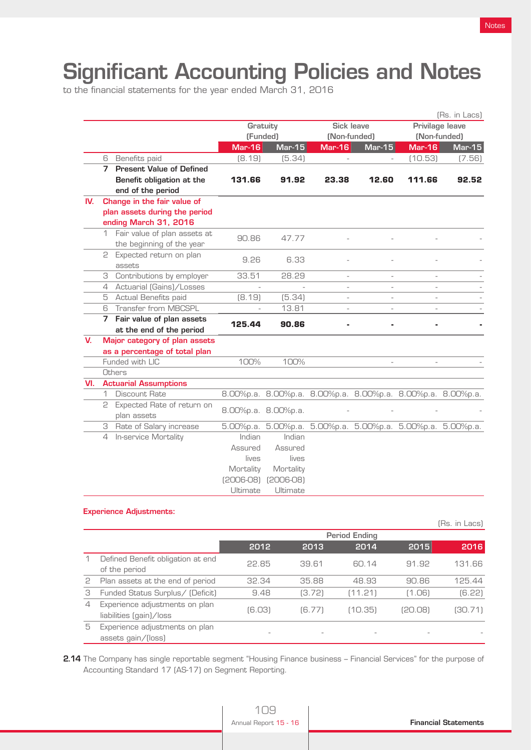# Significant Accounting Policies and Notes

to the financial statements for the year ended March 31, 2016

(Rs. in Lacs)

| | | Gratuity (Funded) | | Sick leave (Non-funded) | | Privilage leave (Non-funded) | |
|---|---|---|---|---|---|---|---|
| | | Mar-16 | Mar-15 | Mar-16 | Mar-15 | Mar-16 | Mar-15 |
| | 6 Benefits paid | (8.19) | (5.34) | - | - | (10.53) | (7.56) |
| | **7 Present Value of Defined Benefit obligation at the end of the period** | **131.66** | **91.92** | **23.38** | **12.60** | **111.66** | **92.52** |
| **IV.** | **Change in the fair value of plan assets during the period ending March 31, 2016** | | | | | | |
| | 1 Fair value of plan assets at the beginning of the year | 90.86 | 47.77 | - | - | - | - |
| | 2 Expected return on plan assets | 9.26 | 6.33 | - | - | - | - |
| | 3 Contributions by employer | 33.51 | 28.29 | - | - | - | - |
| | 4 Actuarial (Gains)/Losses | - | - | - | - | - | - |
| | 5 Actual Benefits paid | (8.19) | (5.34) | - | - | - | - |
| | 6 Transfer from MBCSPL | - | 13.81 | - | - | - | - |
| | **7 Fair value of plan assets at the end of the period** | **125.44** | **90.86** | **-** | **-** | **-** | **-** |
| **V.** | **Major category of plan assets as a percentage of total plan** | | | | | | |
| | Funded with LIC | 100% | 100% | | - | - | - |
| | Others | | | | | | |
| **VI.** | **Actuarial Assumptions** | | | | | | |
| | 1 Discount Rate | 8.00%p.a. | 8.00%p.a. | 8.00%p.a. | 8.00%p.a. | 8.00%p.a. | 8.00%p.a. |
| | 2 Expected Rate of return on plan assets | 8.00%p.a. | 8.00%p.a. | - | - | - | - |
| | 3 Rate of Salary increase | 5.00%p.a. | 5.00%p.a. | 5.00%p.a. | 5.00%p.a. | 5.00%p.a. | 5.00%p.a. |
| | 4 In-service Mortality | Indian Assured lives Mortality (2006-08) Ultimate | Indian Assured lives Mortality (2006-08) Ultimate | | | | |

**Experience Adjustments:**

(Rs. in Lacs)

| | | Period Ending | | | | |
|---|---|---|---|---|---|---|
| | | 2012 | 2013 | 2014 | 2015 | 2016 |
| 1 | Defined Benefit obligation at end of the period | 22.85 | 39.61 | 60.14 | 91.92 | 131.66 |
| 2 | Plan assets at the end of period | 32.34 | 35.88 | 48.93 | 90.86 | 125.44 |
| 3 | Funded Status Surplus/ (Deficit) | 9.48 | (3.72) | (11.21) | (1.06) | (6.22) |
| 4 | Experience adjustments on plan liabilities (gain)/loss | (6.03) | (6.77) | (10.35) | (20.08) | (30.71) |
| 5 | Experience adjustments on plan assets gain/(loss) | - | - | - | - | - |

**2.14** The Company has single reportable segment "Housing Finance business – Financial Services" for the purpose of Accounting Standard 17 (AS-17) on Segment Reporting.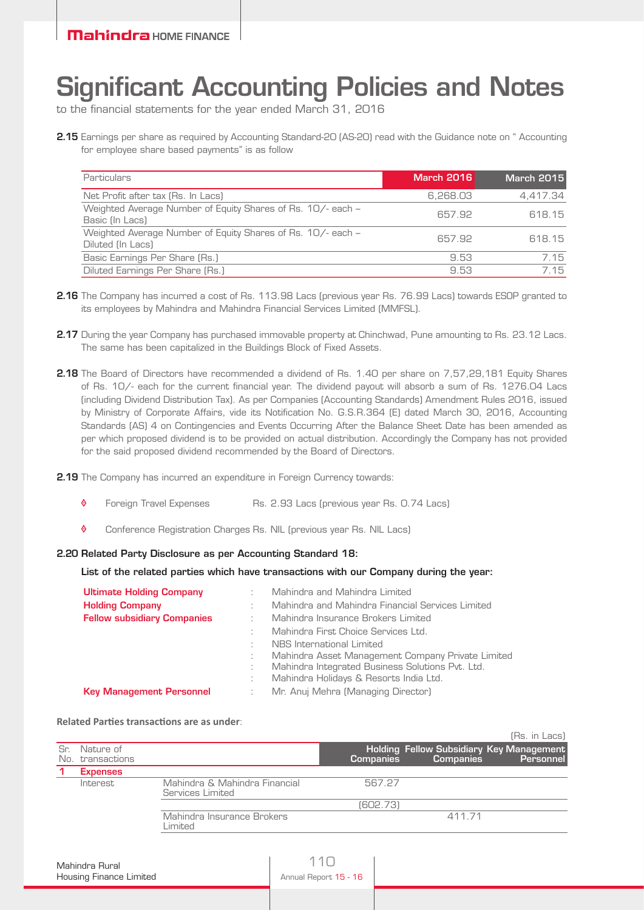# Significant Accounting Policies and Notes

to the financial statements for the year ended March 31, 2016

**2.15** Earnings per share as required by Accounting Standard-20 (AS-20) read with the Guidance note on " Accounting for employee share based payments" is as follow

| Particulars | March 2016 | March 2015 |
|---|---|---|
| Net Profit after tax (Rs. In Lacs) | 6,268.03 | 4,417.34 |
| Weighted Average Number of Equity Shares of Rs. 10/- each – Basic (In Lacs) | 657.92 | 618.15 |
| Weighted Average Number of Equity Shares of Rs. 10/- each – Diluted (In Lacs) | 657.92 | 618.15 |
| Basic Earnings Per Share (Rs.) | 9.53 | 7.15 |
| Diluted Earnings Per Share (Rs.) | 9.53 | 7.15 |

**2.16** The Company has incurred a cost of Rs. 113.98 Lacs (previous year Rs. 76.99 Lacs) towards ESOP granted to its employees by Mahindra and Mahindra Financial Services Limited (MMFSL).

**2.17** During the year Company has purchased immovable property at Chinchwad, Pune amounting to Rs. 23.12 Lacs. The same has been capitalized in the Buildings Block of Fixed Assets.

**2.18** The Board of Directors have recommended a dividend of Rs. 1.40 per share on 7,57,29,181 Equity Shares of Rs. 10/- each for the current financial year. The dividend payout will absorb a sum of Rs. 1276.04 Lacs (including Dividend Distribution Tax). As per Companies (Accounting Standards) Amendment Rules 2016, issued by Ministry of Corporate Affairs, vide its Notification No. G.S.R.364 (E) dated March 30, 2016, Accounting Standards (AS) 4 on Contingencies and Events Occurring After the Balance Sheet Date has been amended as per which proposed dividend is to be provided on actual distribution. Accordingly the Company has not provided for the said proposed dividend recommended by the Board of Directors.

**2.19** The Company has incurred an expenditure in Foreign Currency towards:

- Foreign Travel Expenses Rs. 2.93 Lacs (previous year Rs. 0.74 Lacs)
- Conference Registration Charges Rs. NIL (previous year Rs. NIL Lacs)

**2.20 Related Party Disclosure as per Accounting Standard 18:**

**List of the related parties which have transactions with our Company during the year:**

| | | |
|---|---|---|
| **Ultimate Holding Company** | : | Mahindra and Mahindra Limited |
| **Holding Company** | : | Mahindra and Mahindra Financial Services Limited |
| **Fellow subsidiary Companies** | : | Mahindra Insurance Brokers Limited |
| | : | Mahindra First Choice Services Ltd. |
| | : | NBS International Limited |
| | : | Mahindra Asset Management Company Private Limited |
| | : | Mahindra Integrated Business Solutions Pvt. Ltd. |
| | : | Mahindra Holidays & Resorts India Ltd. |
| **Key Management Personnel** | : | Mr. Anuj Mehra (Managing Director) |

**Related Parties transactions are as under**:

(Rs. in Lacs)

| Sr. No. | Nature of transactions | | Holding Companies | Fellow Subsidiary Companies | Key Management Personnel |
|---|---|---|---|---|---|
| 1 | **Expenses** | | | | |
| | Interest | Mahindra & Mahindra Financial Services Limited | 567.27 | | |
| | | | (602.73) | | |
| | | Mahindra Insurance Brokers Limited | | 411.71 | |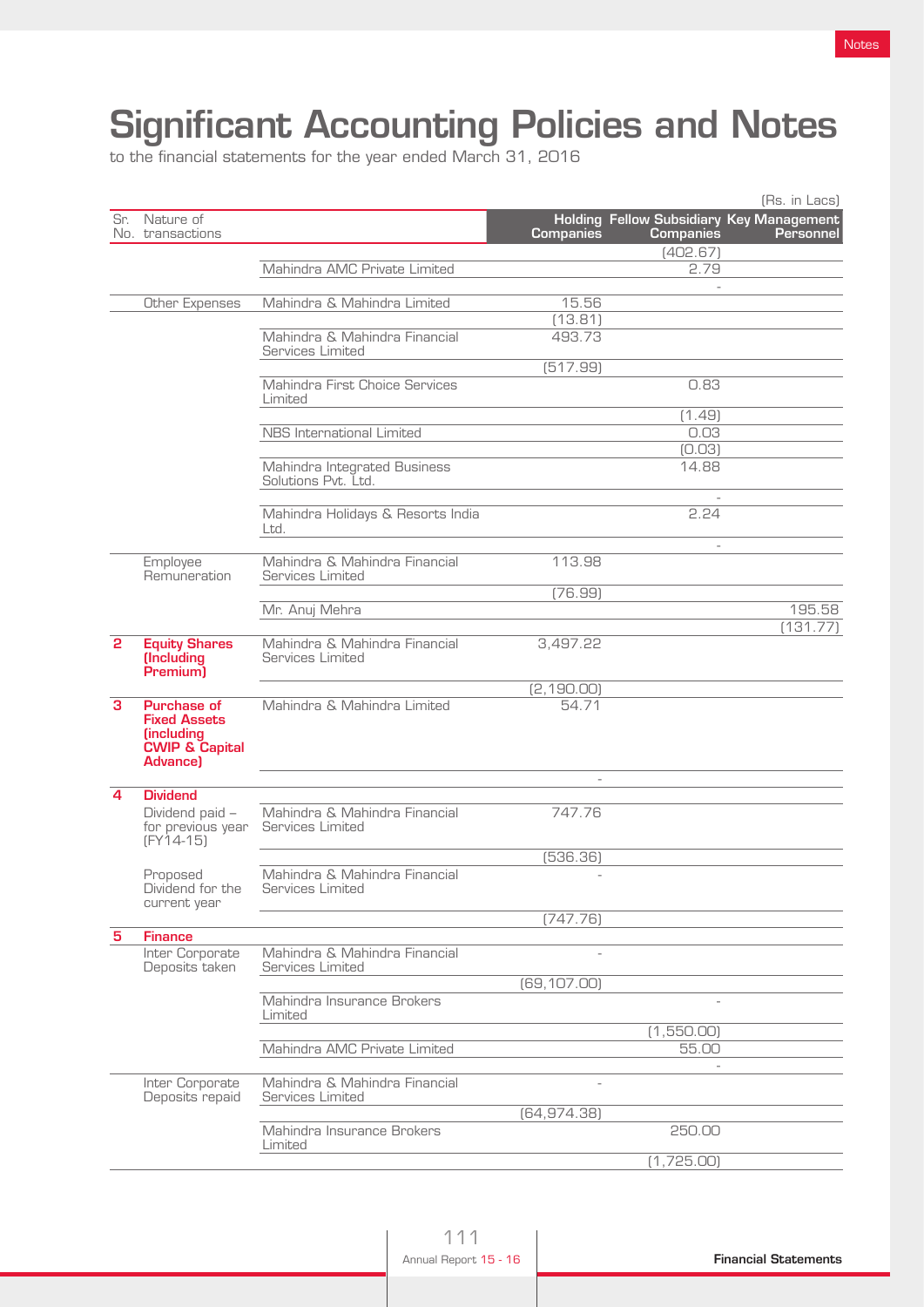# Significant Accounting Policies and Notes

to the financial statements for the year ended March 31, 2016

(Rs. in Lacs)

| Sr. No. | Nature of transactions | | Holding Companies | Fellow Subsidiary Companies | Key Management Personnel |
|---|---|---|---|---|---|
| | | | | (402.67) | |
| | | Mahindra AMC Private Limited | | 2.79 | |
| | | | | - | |
| | Other Expenses | Mahindra & Mahindra Limited | 15.56 | | |
| | | | (13.81) | | |
| | | Mahindra & Mahindra Financial Services Limited | 493.73 | | |
| | | | (517.99) | | |
| | | Mahindra First Choice Services Limited | | 0.83 | |
| | | | | (1.49) | |
| | | NBS International Limited | | 0.03 | |
| | | | | (0.03) | |
| | | Mahindra Integrated Business Solutions Pvt. Ltd. | | 14.88 | |
| | | | | - | |
| | | Mahindra Holidays & Resorts India Ltd. | | 2.24 | |
| | | | | - | |
| | Employee Remuneration | Mahindra & Mahindra Financial Services Limited | 113.98 | | |
| | | | (76.99) | | |
| | | Mr. Anuj Mehra | | | 195.58 |
| | | | | | (131.77) |
| 2 | **Equity Shares (Including Premium)** | Mahindra & Mahindra Financial Services Limited | 3,497.22 | | |
| | | | (2,190.00) | | |
| 3 | **Purchase of Fixed Assets (including CWIP & Capital Advance)** | Mahindra & Mahindra Limited | 54.71 | | |
| | | | - | | |
| 4 | **Dividend** | | | | |
| | Dividend paid – for previous year (FY14-15) | Mahindra & Mahindra Financial Services Limited | 747.76 | | |
| | | | (536.36) | | |
| | Proposed Dividend for the current year | Mahindra & Mahindra Financial Services Limited | - | | |
| | | | (747.76) | | |
| 5 | **Finance** | | | | |
| | Inter Corporate Deposits taken | Mahindra & Mahindra Financial Services Limited | - | | |
| | | | (69,107.00) | | |
| | | Mahindra Insurance Brokers Limited | | - | |
| | | | | (1,550.00) | |
| | | Mahindra AMC Private Limited | | 55.00 | |
| | | | | - | |
| | Inter Corporate Deposits repaid | Mahindra & Mahindra Financial Services Limited | - | | |
| | | | (64,974.38) | | |
| | | Mahindra Insurance Brokers Limited | | 250.00 | |
| | | | | (1,725.00) | |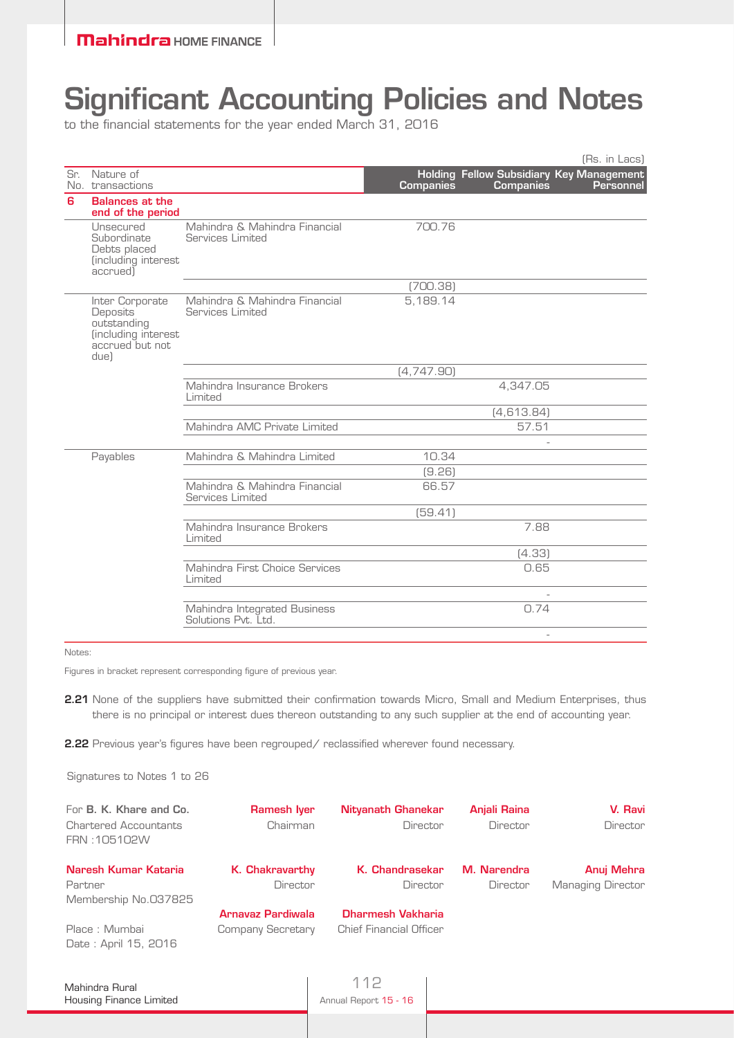# Significant Accounting Policies and Notes

to the financial statements for the year ended March 31, 2016

(Rs. in Lacs)

| Sr. No. | Nature of transactions | | Holding Companies | Fellow Subsidiary Companies | Key Management Personnel |
|---|---|---|---|---|---|
| 6 | **Balances at the end of the period** | | | | |
| | Unsecured Subordinate Debts placed (including interest accrued) | Mahindra & Mahindra Financial Services Limited | 700.76 | | |
| | | | (700.38) | | |
| | Inter Corporate Deposits outstanding (including interest accrued but not due) | Mahindra & Mahindra Financial Services Limited | 5,189.14 | | |
| | | | (4,747.90) | | |
| | | Mahindra Insurance Brokers Limited | | 4,347.05 | |
| | | | | (4,613.84) | |
| | | Mahindra AMC Private Limited | | 57.51 | |
| | | | | - | |
| | Payables | Mahindra & Mahindra Limited | 10.34 | | |
| | | | (9.26) | | |
| | | Mahindra & Mahindra Financial Services Limited | 66.57 | | |
| | | | (59.41) | | |
| | | Mahindra Insurance Brokers Limited | | 7.88 | |
| | | | | (4.33) | |
| | | Mahindra First Choice Services Limited | | 0.65 | |
| | | | | - | |
| | | Mahindra Integrated Business Solutions Pvt. Ltd. | | 0.74 | |
| | | | | - | |

Notes:

Figures in bracket represent corresponding figure of previous year.

**2.21** None of the suppliers have submitted their confirmation towards Micro, Small and Medium Enterprises, thus there is no principal or interest dues thereon outstanding to any such supplier at the end of accounting year.

**2.22** Previous year's figures have been regrouped/ reclassified wherever found necessary.

Signatures to Notes 1 to 26

For **B. K. Khare and Co.**
Chartered Accountants
FRN :105102W

**Naresh Kumar Kataria**
Partner
Membership No.037825

Place : Mumbai
Date : April 15, 2016

**Ramesh Iyer** — Chairman
**Nityanath Ghanekar** — Director
**Anjali Raina** — Director
**V. Ravi** — Director
**K. Chakravarthy** — Director
**K. Chandrasekar** — Director
**M. Narendra** — Director
**Anuj Mehra** — Managing Director
**Arnavaz Pardiwala** — Company Secretary
**Dharmesh Vakharia** — Chief Financial Officer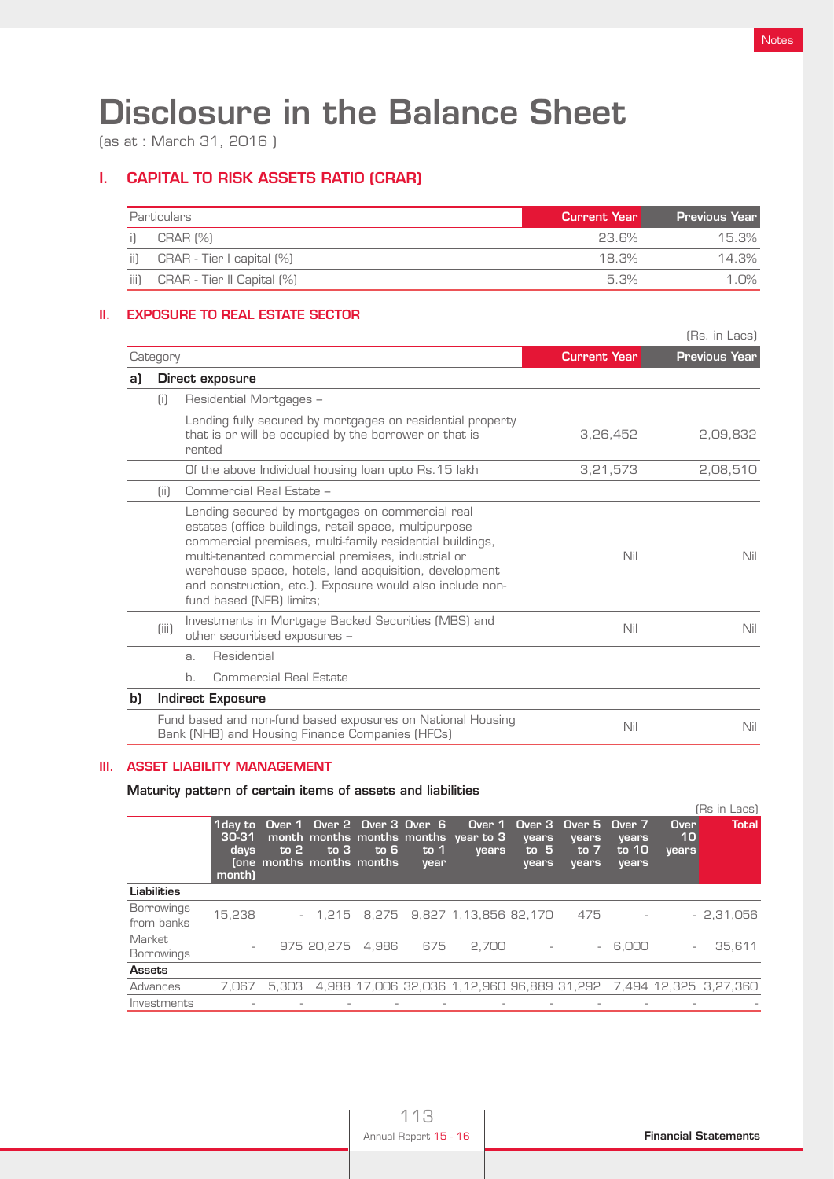# Disclosure in the Balance Sheet

(as at : March 31, 2016 )

## I. CAPITAL TO RISK ASSETS RATIO (CRAR)

| | Particulars | Current Year | Previous Year |
|---|---|---|---|
| i) | CRAR (%) | 23.6% | 15.3% |
| ii) | CRAR - Tier I capital (%) | 18.3% | 14.3% |
| iii) | CRAR - Tier II Capital (%) | 5.3% | 1.0% |

## II. EXPOSURE TO REAL ESTATE SECTOR

(Rs. in Lacs)

| Category | | | Current Year | Previous Year |
|---|---|---|---|---|
| **a)** | **Direct exposure** | | | |
| | (i) | Residential Mortgages – | | |
| | | Lending fully secured by mortgages on residential property that is or will be occupied by the borrower or that is rented | 3,26,452 | 2,09,832 |
| | | Of the above Individual housing loan upto Rs.15 lakh | 3,21,573 | 2,08,510 |
| | (ii) | Commercial Real Estate – | | |
| | | Lending secured by mortgages on commercial real estates (office buildings, retail space, multipurpose commercial premises, multi-family residential buildings, multi-tenanted commercial premises, industrial or warehouse space, hotels, land acquisition, development and construction, etc.). Exposure would also include non-fund based (NFB) limits; | Nil | Nil |
| | (iii) | Investments in Mortgage Backed Securities (MBS) and other securitised exposures – | Nil | Nil |
| | | a. Residential | | |
| | | b. Commercial Real Estate | | |
| **b)** | **Indirect Exposure** | | | |
| | Fund based and non-fund based exposures on National Housing Bank (NHB) and Housing Finance Companies (HFCs) | | Nil | Nil |

## III. ASSET LIABILITY MANAGEMENT

**Maturity pattern of certain items of assets and liabilities**

(Rs in Lacs)

| | 1day to 30-31 days (one month) | Over 1 month to 2 months | Over 2 months to 3 months | Over 3 months to 6 months | Over 6 months to 1 year | Over 1 year to 3 years | Over 3 years to 5 years | Over 5 years to 7 years | Over 7 years to 10 years | Over 10 years | Total |
|---|---|---|---|---|---|---|---|---|---|---|---|
| **Liabilities** | | | | | | | | | | | |
| Borrowings from banks | 15,238 | - | 1,215 | 8,275 | 9,827 | 1,13,856 | 82,170 | 475 | - | - | 2,31,056 |
| Market Borrowings | - | 975 | 20,275 | 4,986 | 675 | 2,700 | - | - | 6,000 | - | 35,611 |
| **Assets** | | | | | | | | | | | |
| Advances | 7,067 | 5,303 | 4,988 | 17,006 | 32,036 | 1,12,960 | 96,889 | 31,292 | 7,494 | 12,325 | 3,27,360 |
| Investments | - | - | - | - | - | - | - | - | - | - | - |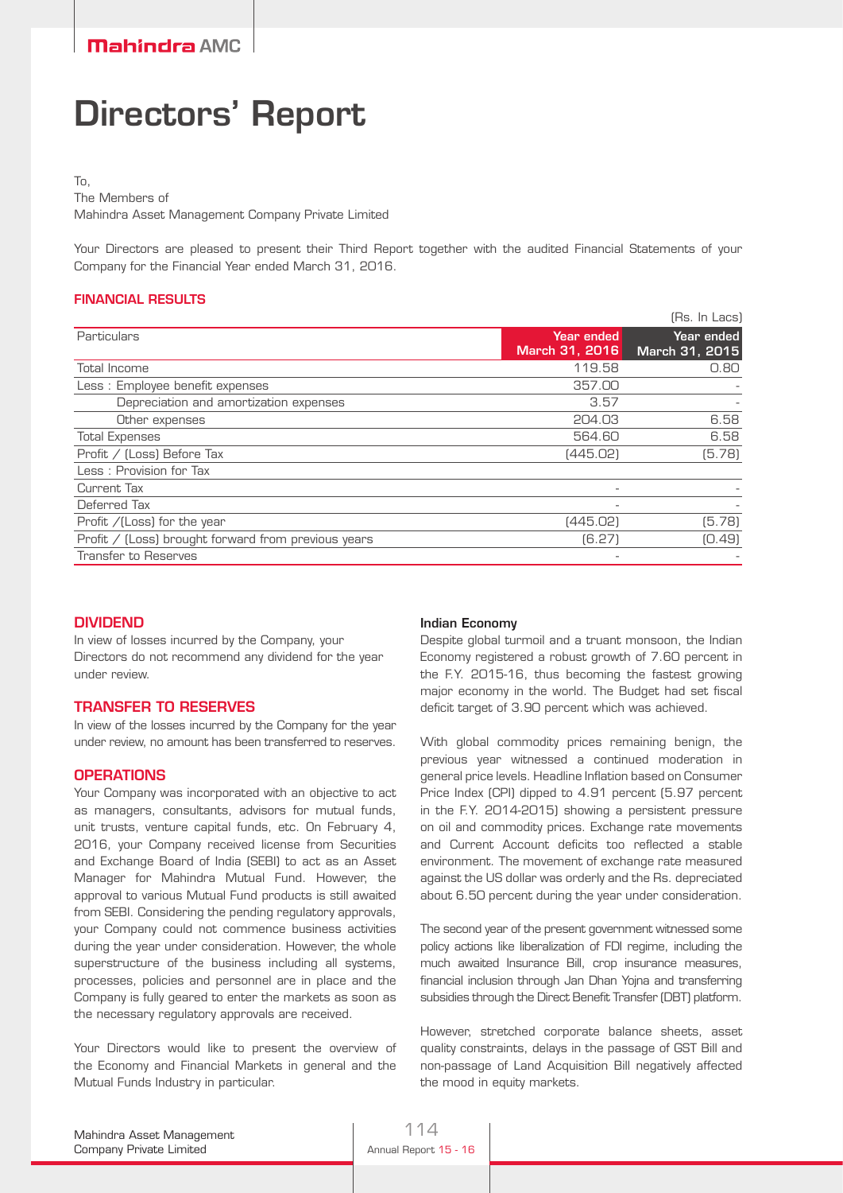# Directors' Report

To,
The Members of
Mahindra Asset Management Company Private Limited

Your Directors are pleased to present their Third Report together with the audited Financial Statements of your Company for the Financial Year ended March 31, 2016.

## FINANCIAL RESULTS

(Rs. In Lacs)

| Particulars | Year ended March 31, 2016 | Year ended March 31, 2015 |
|---|---|---|
| Total Income | 119.58 | 0.80 |
| Less : Employee benefit expenses | 357.00 | - |
| Depreciation and amortization expenses | 3.57 | - |
| Other expenses | 204.03 | 6.58 |
| Total Expenses | 564.60 | 6.58 |
| Profit / (Loss) Before Tax | (445.02) | (5.78) |
| Less : Provision for Tax | | |
| Current Tax | - | - |
| Deferred Tax | - | - |
| Profit /(Loss) for the year | (445.02) | (5.78) |
| Profit / (Loss) brought forward from previous years | (6.27) | (0.49) |
| Transfer to Reserves | - | - |

## DIVIDEND

In view of losses incurred by the Company, your Directors do not recommend any dividend for the year under review.

## TRANSFER TO RESERVES

In view of the losses incurred by the Company for the year under review, no amount has been transferred to reserves.

## OPERATIONS

Your Company was incorporated with an objective to act as managers, consultants, advisors for mutual funds, unit trusts, venture capital funds, etc. On February 4, 2016, your Company received license from Securities and Exchange Board of India (SEBI) to act as an Asset Manager for Mahindra Mutual Fund. However, the approval to various Mutual Fund products is still awaited from SEBI. Considering the pending regulatory approvals, your Company could not commence business activities during the year under consideration. However, the whole superstructure of the business including all systems, processes, policies and personnel are in place and the Company is fully geared to enter the markets as soon as the necessary regulatory approvals are received.

Your Directors would like to present the overview of the Economy and Financial Markets in general and the Mutual Funds Industry in particular.

**Indian Economy**

Despite global turmoil and a truant monsoon, the Indian Economy registered a robust growth of 7.60 percent in the F.Y. 2015-16, thus becoming the fastest growing major economy in the world. The Budget had set fiscal deficit target of 3.90 percent which was achieved.

With global commodity prices remaining benign, the previous year witnessed a continued moderation in general price levels. Headline Inflation based on Consumer Price Index (CPI) dipped to 4.91 percent (5.97 percent in the F.Y. 2014-2015) showing a persistent pressure on oil and commodity prices. Exchange rate movements and Current Account deficits too reflected a stable environment. The movement of exchange rate measured against the US dollar was orderly and the Rs. depreciated about 6.50 percent during the year under consideration.

The second year of the present government witnessed some policy actions like liberalization of FDI regime, including the much awaited Insurance Bill, crop insurance measures, financial inclusion through Jan Dhan Yojna and transferring subsidies through the Direct Benefit Transfer (DBT) platform.

However, stretched corporate balance sheets, asset quality constraints, delays in the passage of GST Bill and non-passage of Land Acquisition Bill negatively affected the mood in equity markets.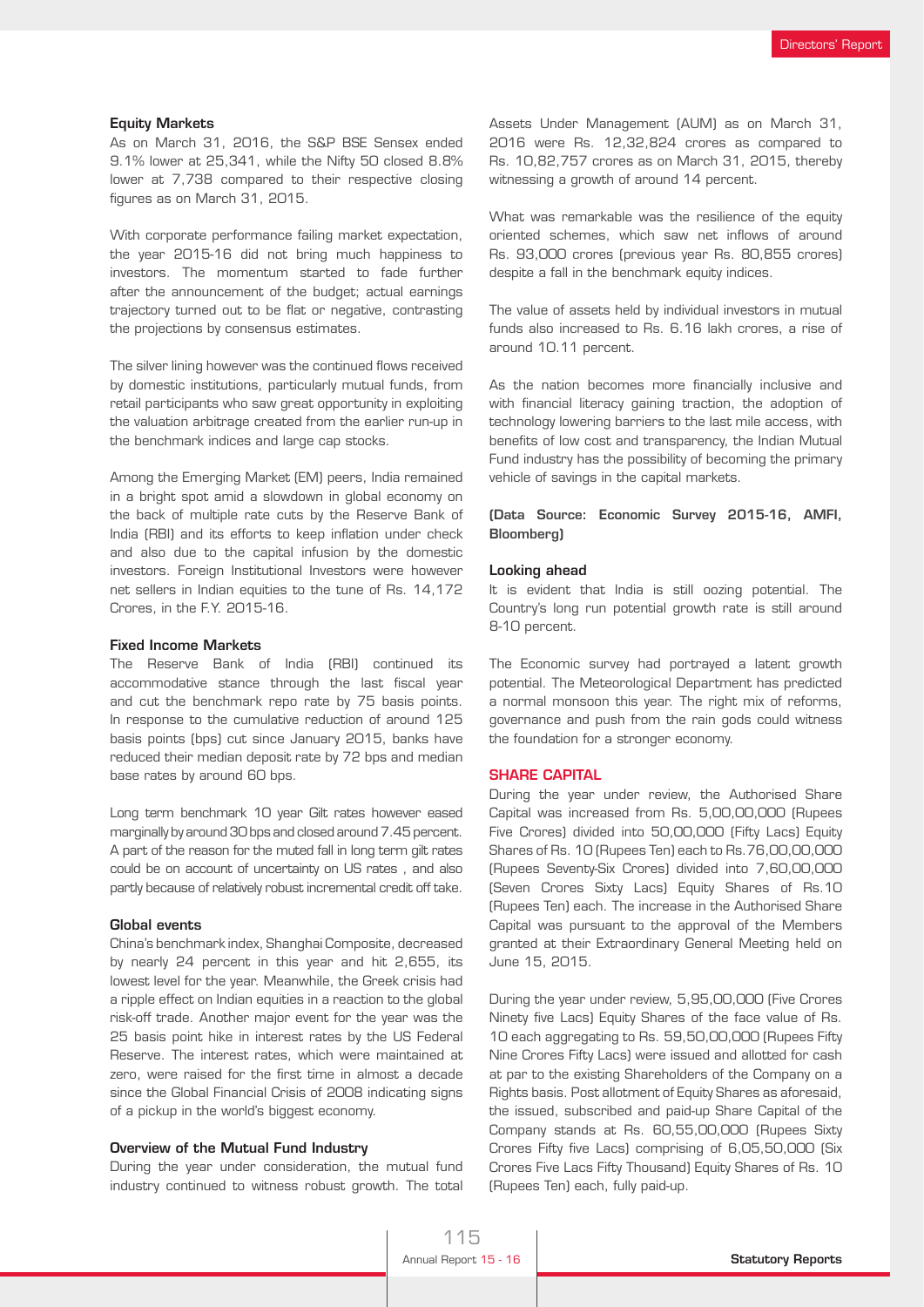### Equity Markets

As on March 31, 2016, the S&P BSE Sensex ended 9.1% lower at 25,341, while the Nifty 50 closed 8.8% lower at 7,738 compared to their respective closing figures as on March 31, 2015.

With corporate performance failing market expectation, the year 2015-16 did not bring much happiness to investors. The momentum started to fade further after the announcement of the budget; actual earnings trajectory turned out to be flat or negative, contrasting the projections by consensus estimates.

The silver lining however was the continued flows received by domestic institutions, particularly mutual funds, from retail participants who saw great opportunity in exploiting the valuation arbitrage created from the earlier run-up in the benchmark indices and large cap stocks.

Among the Emerging Market (EM) peers, India remained in a bright spot amid a slowdown in global economy on the back of multiple rate cuts by the Reserve Bank of India (RBI) and its efforts to keep inflation under check and also due to the capital infusion by the domestic investors. Foreign Institutional Investors were however net sellers in Indian equities to the tune of Rs. 14,172 Crores, in the F.Y. 2015-16.

### Fixed Income Markets

The Reserve Bank of India (RBI) continued its accommodative stance through the last fiscal year and cut the benchmark repo rate by 75 basis points. In response to the cumulative reduction of around 125 basis points (bps) cut since January 2015, banks have reduced their median deposit rate by 72 bps and median base rates by around 60 bps.

Long term benchmark 10 year Gilt rates however eased marginally by around 30 bps and closed around 7.45 percent. A part of the reason for the muted fall in long term gilt rates could be on account of uncertainty on US rates , and also partly because of relatively robust incremental credit off take.

### Global events

China's benchmark index, Shanghai Composite, decreased by nearly 24 percent in this year and hit 2,655, its lowest level for the year. Meanwhile, the Greek crisis had a ripple effect on Indian equities in a reaction to the global risk-off trade. Another major event for the year was the 25 basis point hike in interest rates by the US Federal Reserve. The interest rates, which were maintained at zero, were raised for the first time in almost a decade since the Global Financial Crisis of 2008 indicating signs of a pickup in the world's biggest economy.

### Overview of the Mutual Fund Industry

During the year under consideration, the mutual fund industry continued to witness robust growth. The total Assets Under Management (AUM) as on March 31, 2016 were Rs. 12,32,824 crores as compared to Rs. 10,82,757 crores as on March 31, 2015, thereby witnessing a growth of around 14 percent.

What was remarkable was the resilience of the equity oriented schemes, which saw net inflows of around Rs. 93,000 crores (previous year Rs. 80,855 crores) despite a fall in the benchmark equity indices.

The value of assets held by individual investors in mutual funds also increased to Rs. 6.16 lakh crores, a rise of around 10.11 percent.

As the nation becomes more financially inclusive and with financial literacy gaining traction, the adoption of technology lowering barriers to the last mile access, with benefits of low cost and transparency, the Indian Mutual Fund industry has the possibility of becoming the primary vehicle of savings in the capital markets.

**(Data Source: Economic Survey 2015-16, AMFI, Bloomberg)**

### Looking ahead

It is evident that India is still oozing potential. The Country's long run potential growth rate is still around 8-10 percent.

The Economic survey had portrayed a latent growth potential. The Meteorological Department has predicted a normal monsoon this year. The right mix of reforms, governance and push from the rain gods could witness the foundation for a stronger economy.

## SHARE CAPITAL

During the year under review, the Authorised Share Capital was increased from Rs. 5,00,00,000 (Rupees Five Crores) divided into 50,00,000 (Fifty Lacs) Equity Shares of Rs. 10 (Rupees Ten) each to Rs.76,00,00,000 (Rupees Seventy-Six Crores) divided into 7,60,00,000 (Seven Crores Sixty Lacs) Equity Shares of Rs.10 (Rupees Ten) each. The increase in the Authorised Share Capital was pursuant to the approval of the Members granted at their Extraordinary General Meeting held on June 15, 2015.

During the year under review, 5,95,00,000 (Five Crores Ninety five Lacs) Equity Shares of the face value of Rs. 10 each aggregating to Rs. 59,50,00,000 (Rupees Fifty Nine Crores Fifty Lacs) were issued and allotted for cash at par to the existing Shareholders of the Company on a Rights basis. Post allotment of Equity Shares as aforesaid, the issued, subscribed and paid-up Share Capital of the Company stands at Rs. 60,55,00,000 (Rupees Sixty Crores Fifty five Lacs) comprising of 6,05,50,000 (Six Crores Five Lacs Fifty Thousand) Equity Shares of Rs. 10 (Rupees Ten) each, fully paid-up.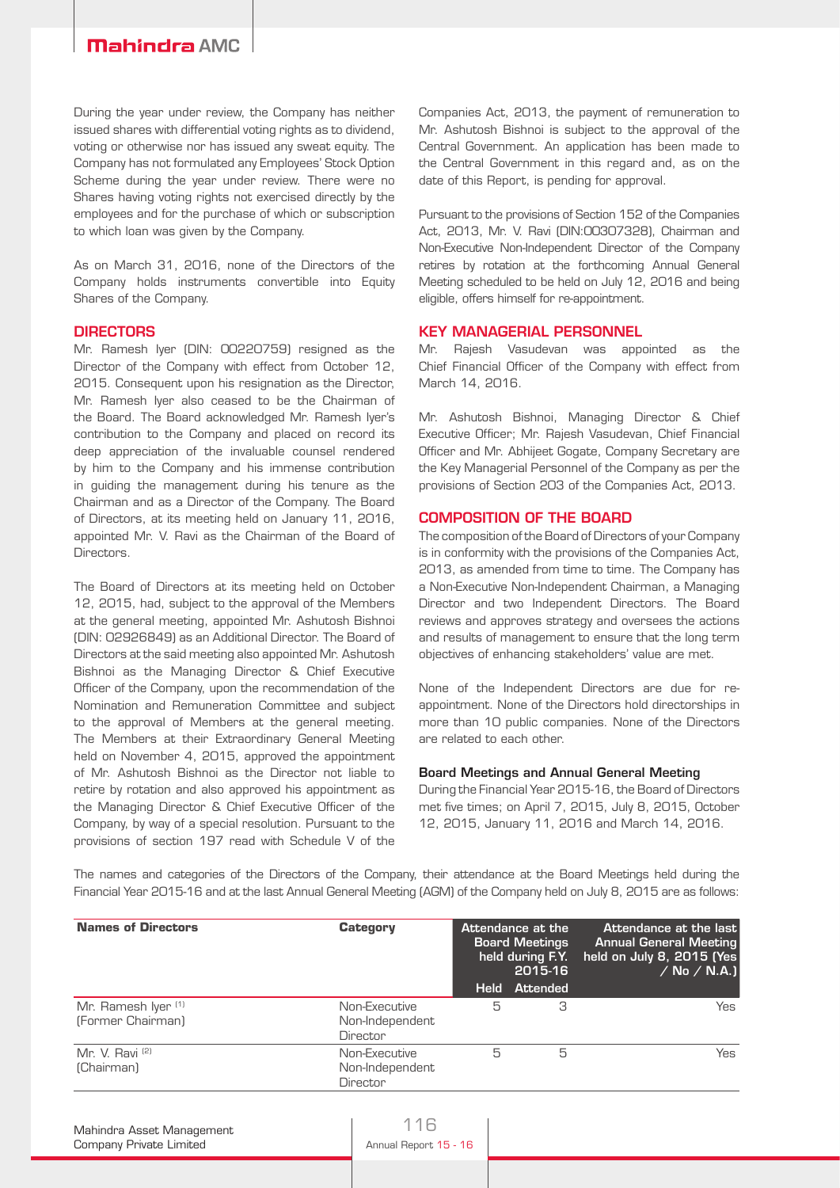During the year under review, the Company has neither issued shares with differential voting rights as to dividend, voting or otherwise nor has issued any sweat equity. The Company has not formulated any Employees' Stock Option Scheme during the year under review. There were no Shares having voting rights not exercised directly by the employees and for the purchase of which or subscription to which loan was given by the Company.

As on March 31, 2016, none of the Directors of the Company holds instruments convertible into Equity Shares of the Company.

## DIRECTORS

Mr. Ramesh Iyer (DIN: 00220759) resigned as the Director of the Company with effect from October 12, 2015. Consequent upon his resignation as the Director, Mr. Ramesh Iyer also ceased to be the Chairman of the Board. The Board acknowledged Mr. Ramesh Iyer's contribution to the Company and placed on record its deep appreciation of the invaluable counsel rendered by him to the Company and his immense contribution in guiding the management during his tenure as the Chairman and as a Director of the Company. The Board of Directors, at its meeting held on January 11, 2016, appointed Mr. V. Ravi as the Chairman of the Board of Directors.

The Board of Directors at its meeting held on October 12, 2015, had, subject to the approval of the Members at the general meeting, appointed Mr. Ashutosh Bishnoi (DIN: 02926849) as an Additional Director. The Board of Directors at the said meeting also appointed Mr. Ashutosh Bishnoi as the Managing Director & Chief Executive Officer of the Company, upon the recommendation of the Nomination and Remuneration Committee and subject to the approval of Members at the general meeting. The Members at their Extraordinary General Meeting held on November 4, 2015, approved the appointment of Mr. Ashutosh Bishnoi as the Director not liable to retire by rotation and also approved his appointment as the Managing Director & Chief Executive Officer of the Company, by way of a special resolution. Pursuant to the provisions of section 197 read with Schedule V of the Companies Act, 2013, the payment of remuneration to Mr. Ashutosh Bishnoi is subject to the approval of the Central Government. An application has been made to the Central Government in this regard and, as on the date of this Report, is pending for approval.

Pursuant to the provisions of Section 152 of the Companies Act, 2013, Mr. V. Ravi (DIN:00307328), Chairman and Non-Executive Non-Independent Director of the Company retires by rotation at the forthcoming Annual General Meeting scheduled to be held on July 12, 2016 and being eligible, offers himself for re-appointment.

## KEY MANAGERIAL PERSONNEL

Mr. Rajesh Vasudevan was appointed as the Chief Financial Officer of the Company with effect from March 14, 2016.

Mr. Ashutosh Bishnoi, Managing Director & Chief Executive Officer; Mr. Rajesh Vasudevan, Chief Financial Officer and Mr. Abhijeet Gogate, Company Secretary are the Key Managerial Personnel of the Company as per the provisions of Section 203 of the Companies Act, 2013.

## COMPOSITION OF THE BOARD

The composition of the Board of Directors of your Company is in conformity with the provisions of the Companies Act, 2013, as amended from time to time. The Company has a Non-Executive Non-Independent Chairman, a Managing Director and two Independent Directors. The Board reviews and approves strategy and oversees the actions and results of management to ensure that the long term objectives of enhancing stakeholders' value are met.

None of the Independent Directors are due for re-appointment. None of the Directors hold directorships in more than 10 public companies. None of the Directors are related to each other.

### Board Meetings and Annual General Meeting

During the Financial Year 2015-16, the Board of Directors met five times; on April 7, 2015, July 8, 2015, October 12, 2015, January 11, 2016 and March 14, 2016.

The names and categories of the Directors of the Company, their attendance at the Board Meetings held during the Financial Year 2015-16 and at the last Annual General Meeting (AGM) of the Company held on July 8, 2015 are as follows:

| Names of Directors | Category | Attendance at the Board Meetings held during F.Y. 2015-16 | | Attendance at the last Annual General Meeting held on July 8, 2015 (Yes / No / N.A.) |
|---|---|---|---|---|
| | | Held | Attended | |
| Mr. Ramesh Iyer [(1)] (Former Chairman) | Non-Executive Non-Independent Director | 5 | 3 | Yes |
| Mr. V. Ravi [(2)] (Chairman) | Non-Executive Non-Independent Director | 5 | 5 | Yes |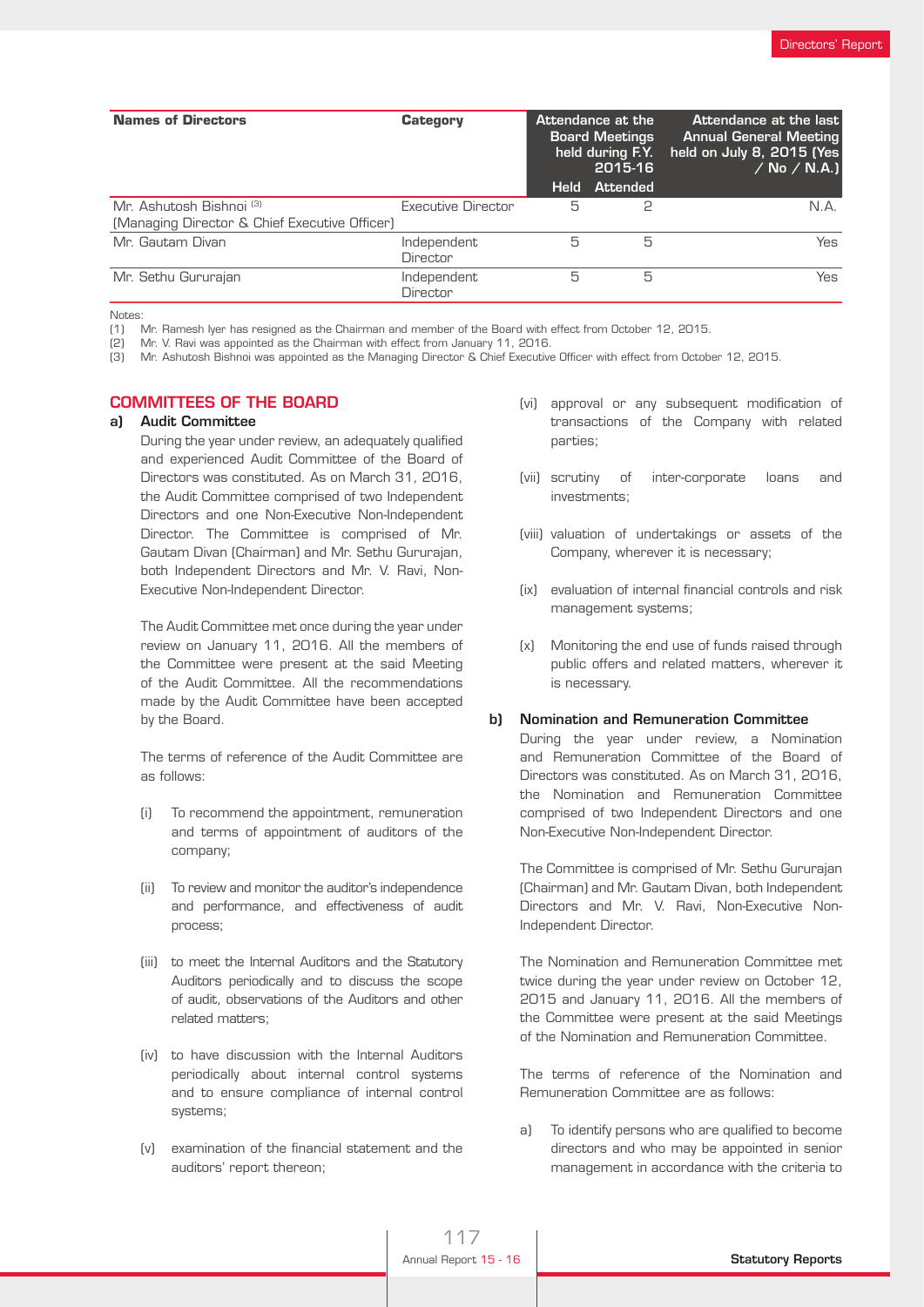| Names of Directors | Category | Attendance at the Board Meetings held during F.Y. 2015-16 | | Attendance at the last Annual General Meeting held on July 8, 2015 (Yes / No / N.A.) |
|---|---|---|---|---|
| | | Held | Attended | |
| Mr. Ashutosh Bishnoi [3] (Managing Director & Chief Executive Officer) | Executive Director | 5 | 2 | N.A. |
| Mr. Gautam Divan | Independent Director | 5 | 5 | Yes |
| Mr. Sethu Gururajan | Independent Director | 5 | 5 | Yes |

Notes:

(1) Mr. Ramesh Iyer has resigned as the Chairman and member of the Board with effect from October 12, 2015.

(2) Mr. V. Ravi was appointed as the Chairman with effect from January 11, 2016.

(3) Mr. Ashutosh Bishnoi was appointed as the Managing Director & Chief Executive Officer with effect from October 12, 2015.

## COMMITTEES OF THE BOARD

### a) Audit Committee

During the year under review, an adequately qualified and experienced Audit Committee of the Board of Directors was constituted. As on March 31, 2016, the Audit Committee comprised of two Independent Directors and one Non-Executive Non-Independent Director. The Committee is comprised of Mr. Gautam Divan (Chairman) and Mr. Sethu Gururajan, both Independent Directors and Mr. V. Ravi, Non-Executive Non-Independent Director.

The Audit Committee met once during the year under review on January 11, 2016. All the members of the Committee were present at the said Meeting of the Audit Committee. All the recommendations made by the Audit Committee have been accepted by the Board.

The terms of reference of the Audit Committee are as follows:

(i) To recommend the appointment, remuneration and terms of appointment of auditors of the company;

(ii) To review and monitor the auditor's independence and performance, and effectiveness of audit process;

(iii) to meet the Internal Auditors and the Statutory Auditors periodically and to discuss the scope of audit, observations of the Auditors and other related matters;

(iv) to have discussion with the Internal Auditors periodically about internal control systems and to ensure compliance of internal control systems;

(v) examination of the financial statement and the auditors' report thereon;

(vi) approval or any subsequent modification of transactions of the Company with related parties;

(vii) scrutiny of inter-corporate loans and investments;

(viii) valuation of undertakings or assets of the Company, wherever it is necessary;

(ix) evaluation of internal financial controls and risk management systems;

(x) Monitoring the end use of funds raised through public offers and related matters, wherever it is necessary.

### b) Nomination and Remuneration Committee

During the year under review, a Nomination and Remuneration Committee of the Board of Directors was constituted. As on March 31, 2016, the Nomination and Remuneration Committee comprised of two Independent Directors and one Non-Executive Non-Independent Director.

The Committee is comprised of Mr. Sethu Gururajan (Chairman) and Mr. Gautam Divan, both Independent Directors and Mr. V. Ravi, Non-Executive Non-Independent Director.

The Nomination and Remuneration Committee met twice during the year under review on October 12, 2015 and January 11, 2016. All the members of the Committee were present at the said Meetings of the Nomination and Remuneration Committee.

The terms of reference of the Nomination and Remuneration Committee are as follows:

a) To identify persons who are qualified to become directors and who may be appointed in senior management in accordance with the criteria to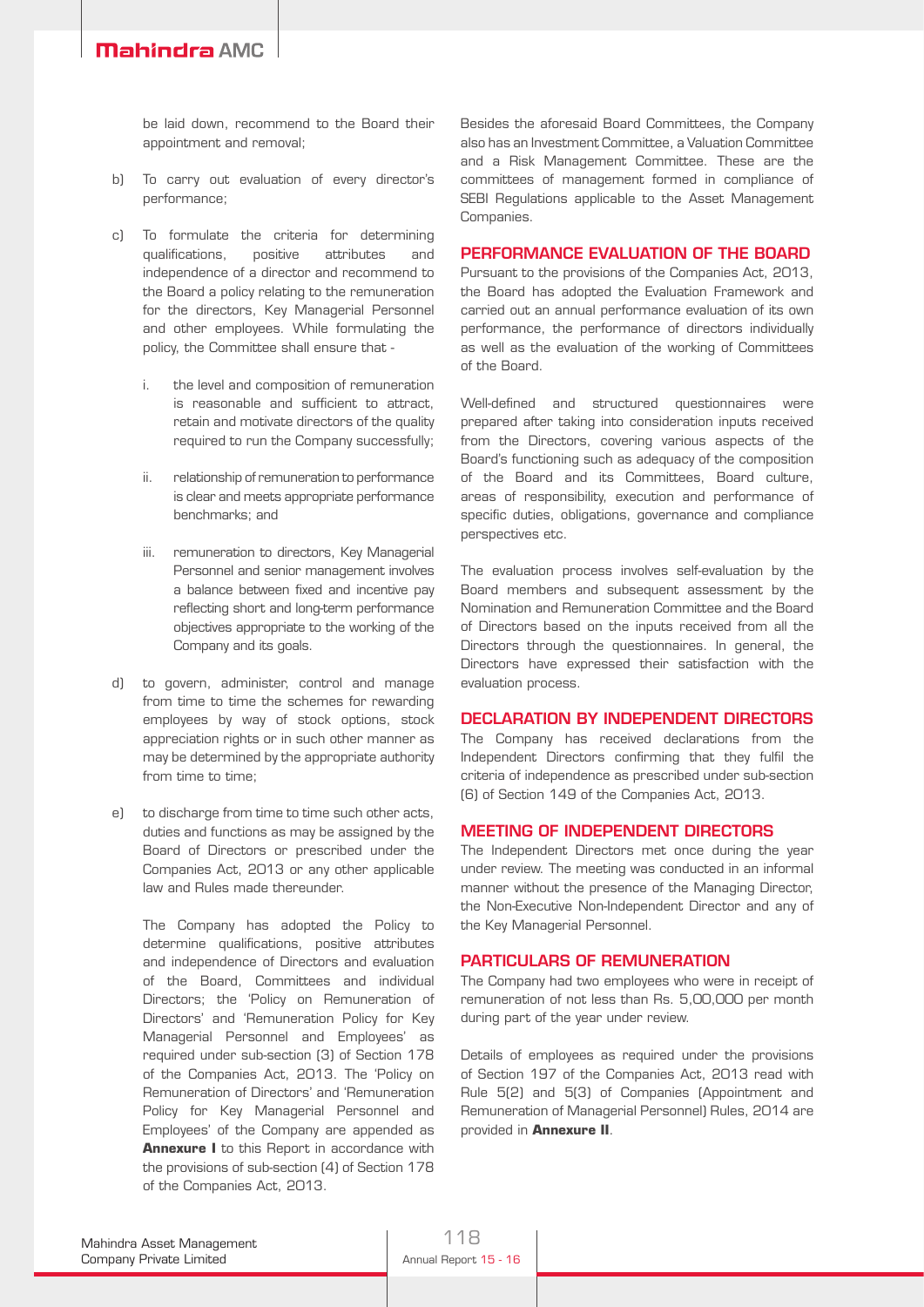be laid down, recommend to the Board their appointment and removal;

b) To carry out evaluation of every director's performance;

c) To formulate the criteria for determining qualifications, positive attributes and independence of a director and recommend to the Board a policy relating to the remuneration for the directors, Key Managerial Personnel and other employees. While formulating the policy, the Committee shall ensure that -

   i. the level and composition of remuneration is reasonable and sufficient to attract, retain and motivate directors of the quality required to run the Company successfully;

   ii. relationship of remuneration to performance is clear and meets appropriate performance benchmarks; and

   iii. remuneration to directors, Key Managerial Personnel and senior management involves a balance between fixed and incentive pay reflecting short and long-term performance objectives appropriate to the working of the Company and its goals.

d) to govern, administer, control and manage from time to time the schemes for rewarding employees by way of stock options, stock appreciation rights or in such other manner as may be determined by the appropriate authority from time to time;

e) to discharge from time to time such other acts, duties and functions as may be assigned by the Board of Directors or prescribed under the Companies Act, 2013 or any other applicable law and Rules made thereunder.

   The Company has adopted the Policy to determine qualifications, positive attributes and independence of Directors and evaluation of the Board, Committees and individual Directors; the 'Policy on Remuneration of Directors' and 'Remuneration Policy for Key Managerial Personnel and Employees' as required under sub-section (3) of Section 178 of the Companies Act, 2013. The 'Policy on Remuneration of Directors' and 'Remuneration Policy for Key Managerial Personnel and Employees' of the Company are appended as **Annexure I** to this Report in accordance with the provisions of sub-section (4) of Section 178 of the Companies Act, 2013.

Besides the aforesaid Board Committees, the Company also has an Investment Committee, a Valuation Committee and a Risk Management Committee. These are the committees of management formed in compliance of SEBI Regulations applicable to the Asset Management Companies.

## PERFORMANCE EVALUATION OF THE BOARD

Pursuant to the provisions of the Companies Act, 2013, the Board has adopted the Evaluation Framework and carried out an annual performance evaluation of its own performance, the performance of directors individually as well as the evaluation of the working of Committees of the Board.

Well-defined and structured questionnaires were prepared after taking into consideration inputs received from the Directors, covering various aspects of the Board's functioning such as adequacy of the composition of the Board and its Committees, Board culture, areas of responsibility, execution and performance of specific duties, obligations, governance and compliance perspectives etc.

The evaluation process involves self-evaluation by the Board members and subsequent assessment by the Nomination and Remuneration Committee and the Board of Directors based on the inputs received from all the Directors through the questionnaires. In general, the Directors have expressed their satisfaction with the evaluation process.

## DECLARATION BY INDEPENDENT DIRECTORS

The Company has received declarations from the Independent Directors confirming that they fulfil the criteria of independence as prescribed under sub-section (6) of Section 149 of the Companies Act, 2013.

## MEETING OF INDEPENDENT DIRECTORS

The Independent Directors met once during the year under review. The meeting was conducted in an informal manner without the presence of the Managing Director, the Non-Executive Non-Independent Director and any of the Key Managerial Personnel.

## PARTICULARS OF REMUNERATION

The Company had two employees who were in receipt of remuneration of not less than Rs. 5,00,000 per month during part of the year under review.

Details of employees as required under the provisions of Section 197 of the Companies Act, 2013 read with Rule 5(2) and 5(3) of Companies (Appointment and Remuneration of Managerial Personnel) Rules, 2014 are provided in **Annexure II**.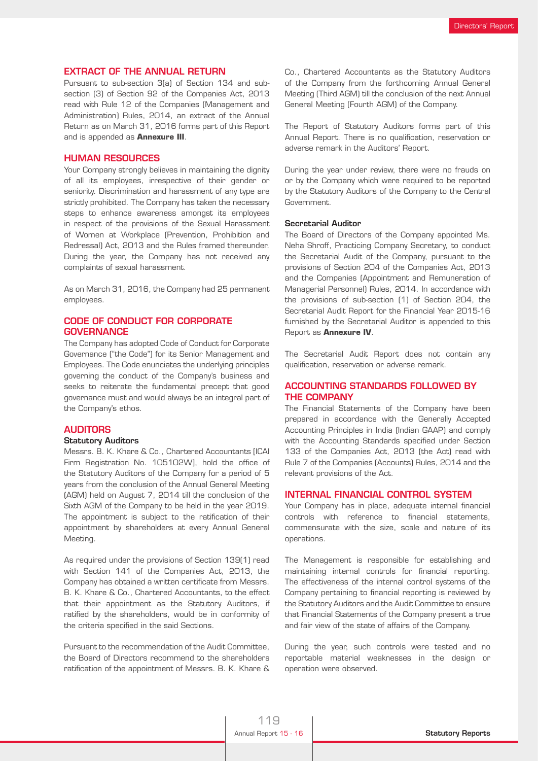## EXTRACT OF THE ANNUAL RETURN

Pursuant to sub-section 3(a) of Section 134 and sub-section (3) of Section 92 of the Companies Act, 2013 read with Rule 12 of the Companies (Management and Administration) Rules, 2014, an extract of the Annual Return as on March 31, 2016 forms part of this Report and is appended as **Annexure III**.

## HUMAN RESOURCES

Your Company strongly believes in maintaining the dignity of all its employees, irrespective of their gender or seniority. Discrimination and harassment of any type are strictly prohibited. The Company has taken the necessary steps to enhance awareness amongst its employees in respect of the provisions of the Sexual Harassment of Women at Workplace (Prevention, Prohibition and Redressal) Act, 2013 and the Rules framed thereunder. During the year, the Company has not received any complaints of sexual harassment.

As on March 31, 2016, the Company had 25 permanent employees.

## CODE OF CONDUCT FOR CORPORATE GOVERNANCE

The Company has adopted Code of Conduct for Corporate Governance ("the Code") for its Senior Management and Employees. The Code enunciates the underlying principles governing the conduct of the Company's business and seeks to reiterate the fundamental precept that good governance must and would always be an integral part of the Company's ethos.

## AUDITORS

### Statutory Auditors

Messrs. B. K. Khare & Co., Chartered Accountants [ICAI Firm Registration No. 105102W], hold the office of the Statutory Auditors of the Company for a period of 5 years from the conclusion of the Annual General Meeting (AGM) held on August 7, 2014 till the conclusion of the Sixth AGM of the Company to be held in the year 2019. The appointment is subject to the ratification of their appointment by shareholders at every Annual General Meeting.

As required under the provisions of Section 139(1) read with Section 141 of the Companies Act, 2013, the Company has obtained a written certificate from Messrs. B. K. Khare & Co., Chartered Accountants, to the effect that their appointment as the Statutory Auditors, if ratified by the shareholders, would be in conformity of the criteria specified in the said Sections.

Pursuant to the recommendation of the Audit Committee, the Board of Directors recommend to the shareholders ratification of the appointment of Messrs. B. K. Khare & Co., Chartered Accountants as the Statutory Auditors of the Company from the forthcoming Annual General Meeting (Third AGM) till the conclusion of the next Annual General Meeting (Fourth AGM) of the Company.

The Report of Statutory Auditors forms part of this Annual Report. There is no qualification, reservation or adverse remark in the Auditors' Report.

During the year under review, there were no frauds on or by the Company which were required to be reported by the Statutory Auditors of the Company to the Central Government.

### Secretarial Auditor

The Board of Directors of the Company appointed Ms. Neha Shroff, Practicing Company Secretary, to conduct the Secretarial Audit of the Company, pursuant to the provisions of Section 204 of the Companies Act, 2013 and the Companies (Appointment and Remuneration of Managerial Personnel) Rules, 2014. In accordance with the provisions of sub-section (1) of Section 204, the Secretarial Audit Report for the Financial Year 2015-16 furnished by the Secretarial Auditor is appended to this Report as **Annexure IV**.

The Secretarial Audit Report does not contain any qualification, reservation or adverse remark.

## ACCOUNTING STANDARDS FOLLOWED BY THE COMPANY

The Financial Statements of the Company have been prepared in accordance with the Generally Accepted Accounting Principles in India (Indian GAAP) and comply with the Accounting Standards specified under Section 133 of the Companies Act, 2013 (the Act) read with Rule 7 of the Companies (Accounts) Rules, 2014 and the relevant provisions of the Act.

## INTERNAL FINANCIAL CONTROL SYSTEM

Your Company has in place, adequate internal financial controls with reference to financial statements, commensurate with the size, scale and nature of its operations.

The Management is responsible for establishing and maintaining internal controls for financial reporting. The effectiveness of the internal control systems of the Company pertaining to financial reporting is reviewed by the Statutory Auditors and the Audit Committee to ensure that Financial Statements of the Company present a true and fair view of the state of affairs of the Company.

During the year, such controls were tested and no reportable material weaknesses in the design or operation were observed.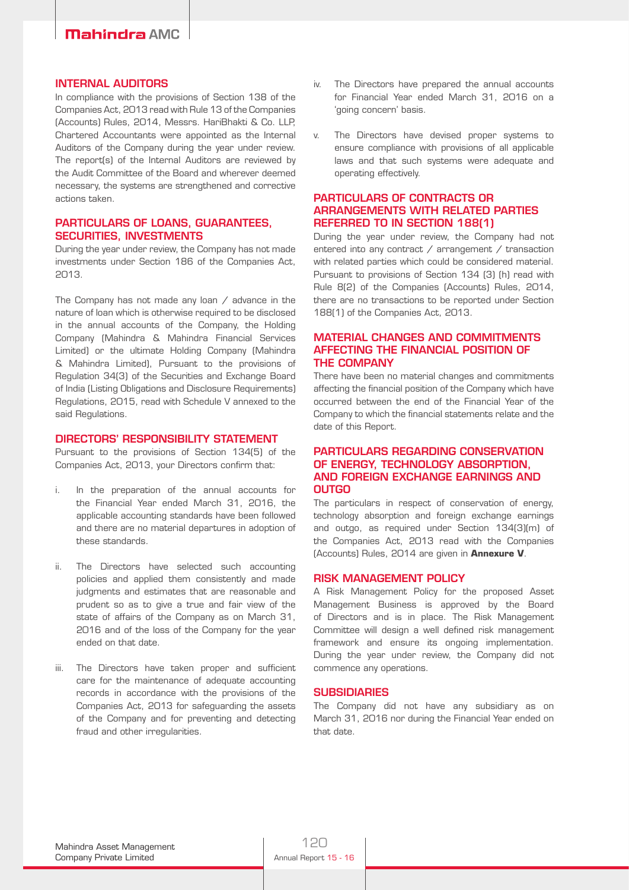## INTERNAL AUDITORS

In compliance with the provisions of Section 138 of the Companies Act, 2013 read with Rule 13 of the Companies (Accounts) Rules, 2014, Messrs. HariBhakti & Co. LLP, Chartered Accountants were appointed as the Internal Auditors of the Company during the year under review. The report(s) of the Internal Auditors are reviewed by the Audit Committee of the Board and wherever deemed necessary, the systems are strengthened and corrective actions taken.

## PARTICULARS OF LOANS, GUARANTEES, SECURITIES, INVESTMENTS

During the year under review, the Company has not made investments under Section 186 of the Companies Act, 2013.

The Company has not made any loan / advance in the nature of loan which is otherwise required to be disclosed in the annual accounts of the Company, the Holding Company (Mahindra & Mahindra Financial Services Limited) or the ultimate Holding Company (Mahindra & Mahindra Limited), Pursuant to the provisions of Regulation 34(3) of the Securities and Exchange Board of India (Listing Obligations and Disclosure Requirements) Regulations, 2015, read with Schedule V annexed to the said Regulations.

## DIRECTORS' RESPONSIBILITY STATEMENT

Pursuant to the provisions of Section 134(5) of the Companies Act, 2013, your Directors confirm that:

i. In the preparation of the annual accounts for the Financial Year ended March 31, 2016, the applicable accounting standards have been followed and there are no material departures in adoption of these standards.

ii. The Directors have selected such accounting policies and applied them consistently and made judgments and estimates that are reasonable and prudent so as to give a true and fair view of the state of affairs of the Company as on March 31, 2016 and of the loss of the Company for the year ended on that date.

iii. The Directors have taken proper and sufficient care for the maintenance of adequate accounting records in accordance with the provisions of the Companies Act, 2013 for safeguarding the assets of the Company and for preventing and detecting fraud and other irregularities.

iv. The Directors have prepared the annual accounts for Financial Year ended March 31, 2016 on a 'going concern' basis.

v. The Directors have devised proper systems to ensure compliance with provisions of all applicable laws and that such systems were adequate and operating effectively.

## PARTICULARS OF CONTRACTS OR ARRANGEMENTS WITH RELATED PARTIES REFERRED TO IN SECTION 188(1)

During the year under review, the Company had not entered into any contract / arrangement / transaction with related parties which could be considered material. Pursuant to provisions of Section 134 (3) (h) read with Rule 8(2) of the Companies (Accounts) Rules, 2014, there are no transactions to be reported under Section 188(1) of the Companies Act, 2013.

## MATERIAL CHANGES AND COMMITMENTS AFFECTING THE FINANCIAL POSITION OF THE COMPANY

There have been no material changes and commitments affecting the financial position of the Company which have occurred between the end of the Financial Year of the Company to which the financial statements relate and the date of this Report.

## PARTICULARS REGARDING CONSERVATION OF ENERGY, TECHNOLOGY ABSORPTION, AND FOREIGN EXCHANGE EARNINGS AND OUTGO

The particulars in respect of conservation of energy, technology absorption and foreign exchange earnings and outgo, as required under Section 134(3)(m) of the Companies Act, 2013 read with the Companies (Accounts) Rules, 2014 are given in **Annexure V**.

## RISK MANAGEMENT POLICY

A Risk Management Policy for the proposed Asset Management Business is approved by the Board of Directors and is in place. The Risk Management Committee will design a well defined risk management framework and ensure its ongoing implementation. During the year under review, the Company did not commence any operations.

## SUBSIDIARIES

The Company did not have any subsidiary as on March 31, 2016 nor during the Financial Year ended on that date.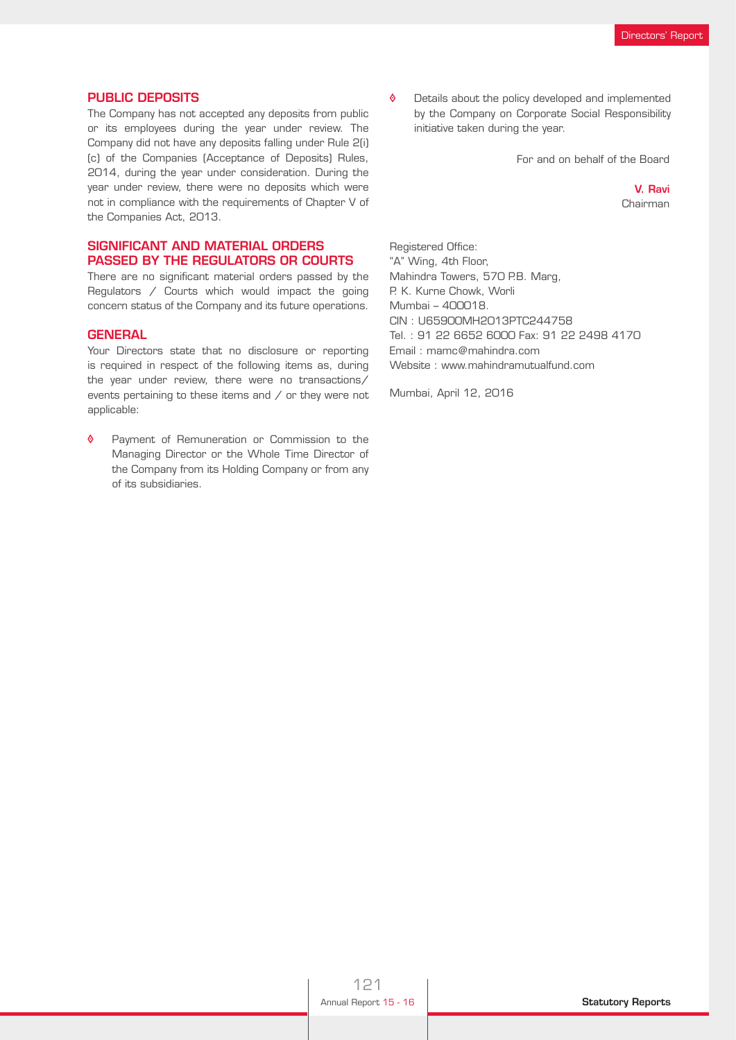## PUBLIC DEPOSITS

The Company has not accepted any deposits from public or its employees during the year under review. The Company did not have any deposits falling under Rule 2(i) (c) of the Companies (Acceptance of Deposits) Rules, 2014, during the year under consideration. During the year under review, there were no deposits which were not in compliance with the requirements of Chapter V of the Companies Act, 2013.

## SIGNIFICANT AND MATERIAL ORDERS PASSED BY THE REGULATORS OR COURTS

There are no significant material orders passed by the Regulators / Courts which would impact the going concern status of the Company and its future operations.

## GENERAL

Your Directors state that no disclosure or reporting is required in respect of the following items as, during the year under review, there were no transactions/ events pertaining to these items and / or they were not applicable:

- Payment of Remuneration or Commission to the Managing Director or the Whole Time Director of the Company from its Holding Company or from any of its subsidiaries.
- Details about the policy developed and implemented by the Company on Corporate Social Responsibility initiative taken during the year.

For and on behalf of the Board

**V. Ravi**
Chairman

Registered Office:
"A" Wing, 4th Floor,
Mahindra Towers, 570 P.B. Marg,
P. K. Kurne Chowk, Worli
Mumbai – 400018.
CIN : U65900MH2013PTC244758
Tel. : 91 22 6652 6000 Fax: 91 22 2498 4170
Email : mamc@mahindra.com
Website : www.mahindramutualfund.com

Mumbai, April 12, 2016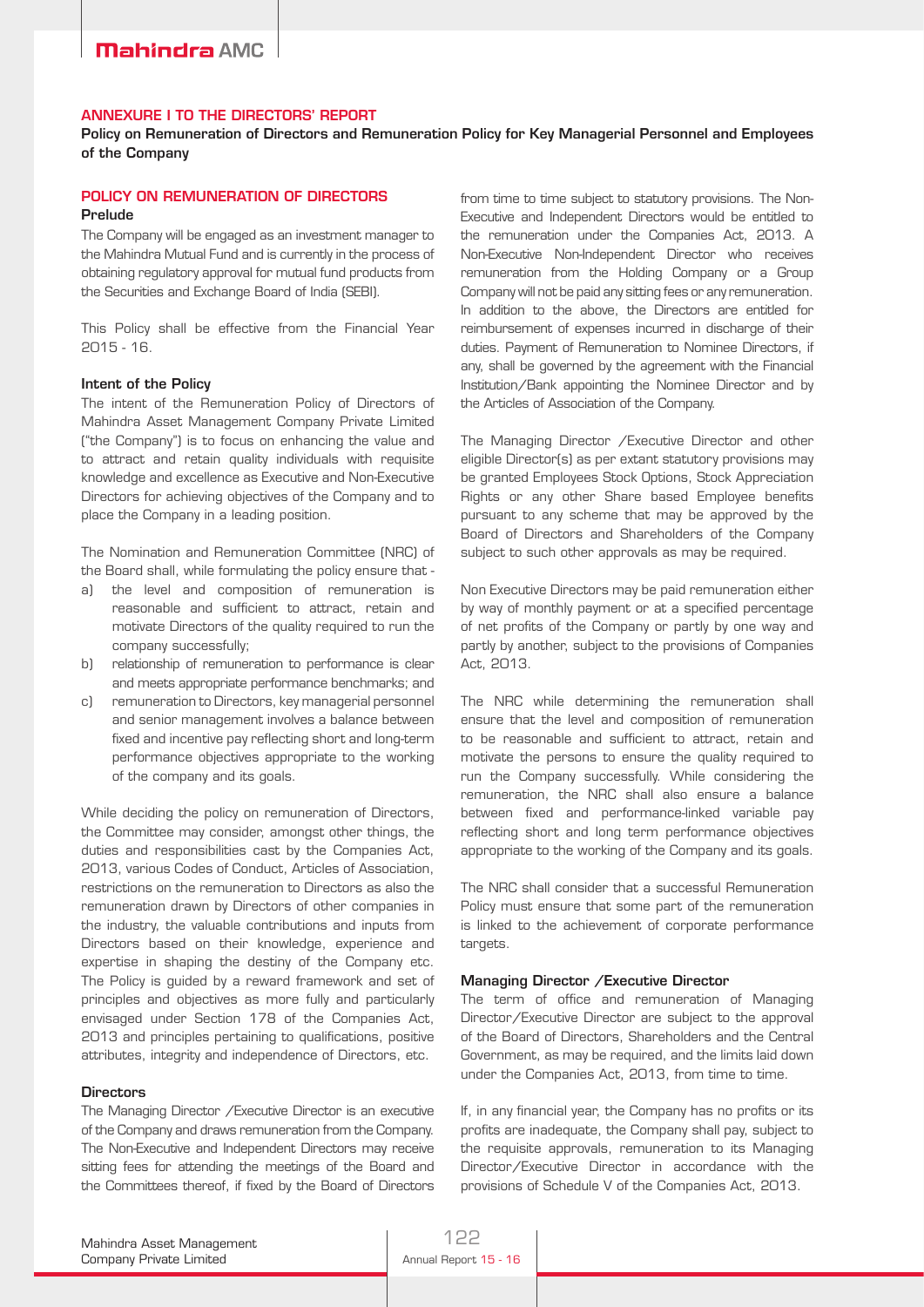## ANNEXURE I TO THE DIRECTORS' REPORT

**Policy on Remuneration of Directors and Remuneration Policy for Key Managerial Personnel and Employees of the Company**

### POLICY ON REMUNERATION OF DIRECTORS

#### Prelude

The Company will be engaged as an investment manager to the Mahindra Mutual Fund and is currently in the process of obtaining regulatory approval for mutual fund products from the Securities and Exchange Board of India (SEBI).

This Policy shall be effective from the Financial Year 2015 - 16.

#### Intent of the Policy

The intent of the Remuneration Policy of Directors of Mahindra Asset Management Company Private Limited ("the Company") is to focus on enhancing the value and to attract and retain quality individuals with requisite knowledge and excellence as Executive and Non-Executive Directors for achieving objectives of the Company and to place the Company in a leading position.

The Nomination and Remuneration Committee (NRC) of the Board shall, while formulating the policy ensure that -

a) the level and composition of remuneration is reasonable and sufficient to attract, retain and motivate Directors of the quality required to run the company successfully;

b) relationship of remuneration to performance is clear and meets appropriate performance benchmarks; and

c) remuneration to Directors, key managerial personnel and senior management involves a balance between fixed and incentive pay reflecting short and long-term performance objectives appropriate to the working of the company and its goals.

While deciding the policy on remuneration of Directors, the Committee may consider, amongst other things, the duties and responsibilities cast by the Companies Act, 2013, various Codes of Conduct, Articles of Association, restrictions on the remuneration to Directors as also the remuneration drawn by Directors of other companies in the industry, the valuable contributions and inputs from Directors based on their knowledge, experience and expertise in shaping the destiny of the Company etc. The Policy is guided by a reward framework and set of principles and objectives as more fully and particularly envisaged under Section 178 of the Companies Act, 2013 and principles pertaining to qualifications, positive attributes, integrity and independence of Directors, etc.

#### Directors

The Managing Director /Executive Director is an executive of the Company and draws remuneration from the Company. The Non-Executive and Independent Directors may receive sitting fees for attending the meetings of the Board and the Committees thereof, if fixed by the Board of Directors from time to time subject to statutory provisions. The Non-Executive and Independent Directors would be entitled to the remuneration under the Companies Act, 2013. A Non-Executive Non-Independent Director who receives remuneration from the Holding Company or a Group Company will not be paid any sitting fees or any remuneration. In addition to the above, the Directors are entitled for reimbursement of expenses incurred in discharge of their duties. Payment of Remuneration to Nominee Directors, if any, shall be governed by the agreement with the Financial Institution/Bank appointing the Nominee Director and by the Articles of Association of the Company.

The Managing Director /Executive Director and other eligible Director(s) as per extant statutory provisions may be granted Employees Stock Options, Stock Appreciation Rights or any other Share based Employee benefits pursuant to any scheme that may be approved by the Board of Directors and Shareholders of the Company subject to such other approvals as may be required.

Non Executive Directors may be paid remuneration either by way of monthly payment or at a specified percentage of net profits of the Company or partly by one way and partly by another, subject to the provisions of Companies Act, 2013.

The NRC while determining the remuneration shall ensure that the level and composition of remuneration to be reasonable and sufficient to attract, retain and motivate the persons to ensure the quality required to run the Company successfully. While considering the remuneration, the NRC shall also ensure a balance between fixed and performance-linked variable pay reflecting short and long term performance objectives appropriate to the working of the Company and its goals.

The NRC shall consider that a successful Remuneration Policy must ensure that some part of the remuneration is linked to the achievement of corporate performance targets.

#### Managing Director /Executive Director

The term of office and remuneration of Managing Director/Executive Director are subject to the approval of the Board of Directors, Shareholders and the Central Government, as may be required, and the limits laid down under the Companies Act, 2013, from time to time.

If, in any financial year, the Company has no profits or its profits are inadequate, the Company shall pay, subject to the requisite approvals, remuneration to its Managing Director/Executive Director in accordance with the provisions of Schedule V of the Companies Act, 2013.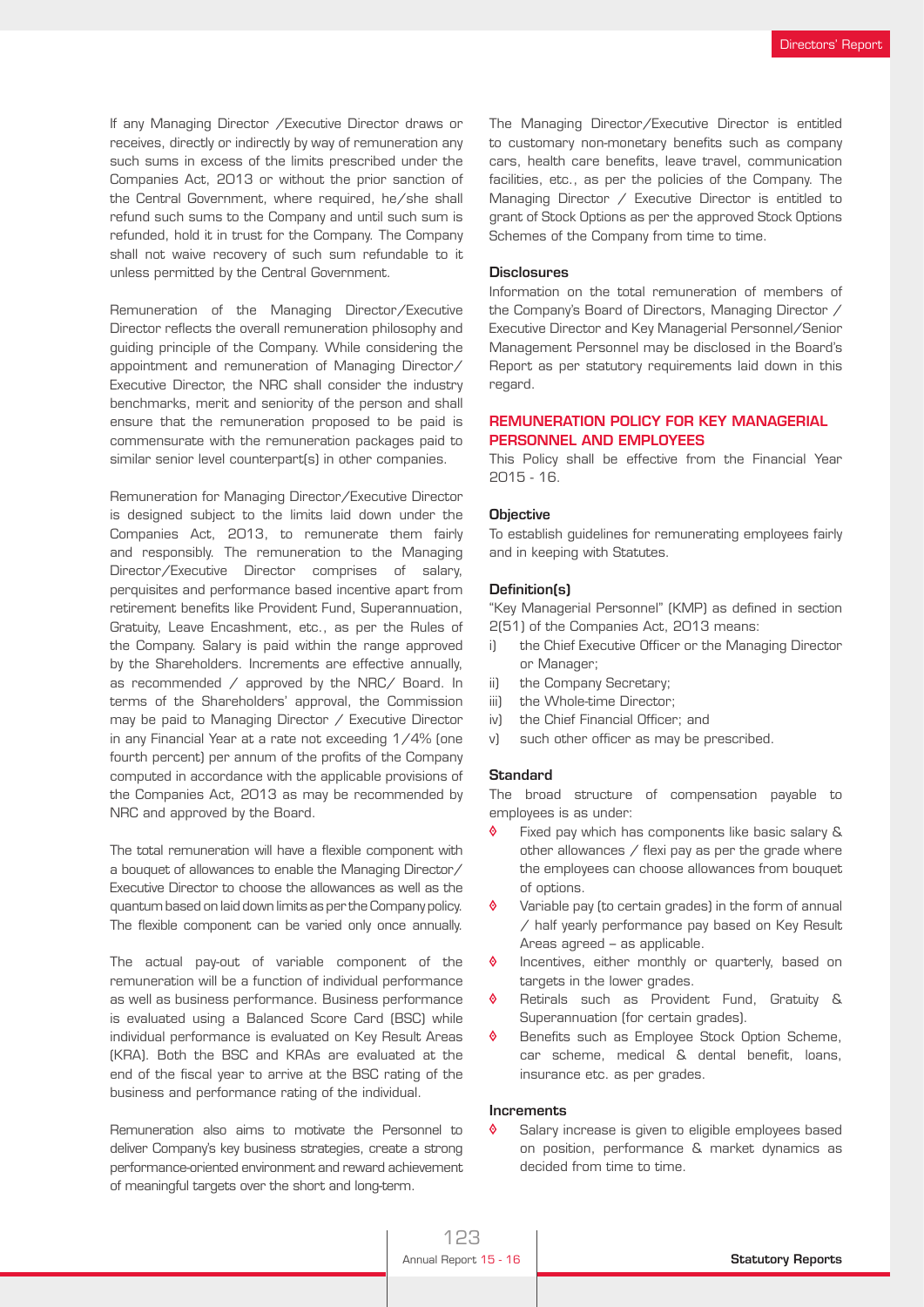If any Managing Director /Executive Director draws or receives, directly or indirectly by way of remuneration any such sums in excess of the limits prescribed under the Companies Act, 2013 or without the prior sanction of the Central Government, where required, he/she shall refund such sums to the Company and until such sum is refunded, hold it in trust for the Company. The Company shall not waive recovery of such sum refundable to it unless permitted by the Central Government.

Remuneration of the Managing Director/Executive Director reflects the overall remuneration philosophy and guiding principle of the Company. While considering the appointment and remuneration of Managing Director/ Executive Director, the NRC shall consider the industry benchmarks, merit and seniority of the person and shall ensure that the remuneration proposed to be paid is commensurate with the remuneration packages paid to similar senior level counterpart(s) in other companies.

Remuneration for Managing Director/Executive Director is designed subject to the limits laid down under the Companies Act, 2013, to remunerate them fairly and responsibly. The remuneration to the Managing Director/Executive Director comprises of salary, perquisites and performance based incentive apart from retirement benefits like Provident Fund, Superannuation, Gratuity, Leave Encashment, etc., as per the Rules of the Company. Salary is paid within the range approved by the Shareholders. Increments are effective annually, as recommended / approved by the NRC/ Board. In terms of the Shareholders' approval, the Commission may be paid to Managing Director / Executive Director in any Financial Year at a rate not exceeding 1/4% (one fourth percent) per annum of the profits of the Company computed in accordance with the applicable provisions of the Companies Act, 2013 as may be recommended by NRC and approved by the Board.

The total remuneration will have a flexible component with a bouquet of allowances to enable the Managing Director/ Executive Director to choose the allowances as well as the quantum based on laid down limits as per the Company policy. The flexible component can be varied only once annually.

The actual pay-out of variable component of the remuneration will be a function of individual performance as well as business performance. Business performance is evaluated using a Balanced Score Card (BSC) while individual performance is evaluated on Key Result Areas (KRA). Both the BSC and KRAs are evaluated at the end of the fiscal year to arrive at the BSC rating of the business and performance rating of the individual.

Remuneration also aims to motivate the Personnel to deliver Company's key business strategies, create a strong performance-oriented environment and reward achievement of meaningful targets over the short and long-term.

The Managing Director/Executive Director is entitled to customary non-monetary benefits such as company cars, health care benefits, leave travel, communication facilities, etc., as per the policies of the Company. The Managing Director / Executive Director is entitled to grant of Stock Options as per the approved Stock Options Schemes of the Company from time to time.

### Disclosures

Information on the total remuneration of members of the Company's Board of Directors, Managing Director / Executive Director and Key Managerial Personnel/Senior Management Personnel may be disclosed in the Board's Report as per statutory requirements laid down in this regard.

## REMUNERATION POLICY FOR KEY MANAGERIAL PERSONNEL AND EMPLOYEES

This Policy shall be effective from the Financial Year 2015 - 16.

### Objective

To establish guidelines for remunerating employees fairly and in keeping with Statutes.

### Definition(s)

"Key Managerial Personnel" (KMP) as defined in section 2(51) of the Companies Act, 2013 means:

i) the Chief Executive Officer or the Managing Director or Manager;
ii) the Company Secretary;
iii) the Whole-time Director;
iv) the Chief Financial Officer; and
v) such other officer as may be prescribed.

### Standard

The broad structure of compensation payable to employees is as under:

- Fixed pay which has components like basic salary & other allowances / flexi pay as per the grade where the employees can choose allowances from bouquet of options.
- Variable pay (to certain grades) in the form of annual / half yearly performance pay based on Key Result Areas agreed – as applicable.
- Incentives, either monthly or quarterly, based on targets in the lower grades.
- Retirals such as Provident Fund, Gratuity & Superannuation (for certain grades).
- Benefits such as Employee Stock Option Scheme, car scheme, medical & dental benefit, loans, insurance etc. as per grades.

### Increments

- Salary increase is given to eligible employees based on position, performance & market dynamics as decided from time to time.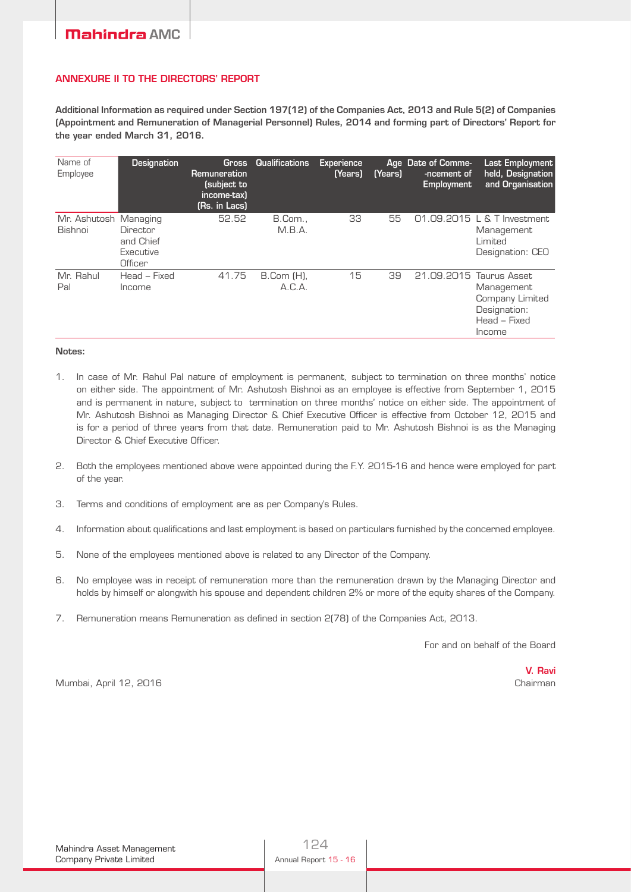## ANNEXURE II TO THE DIRECTORS' REPORT

**Additional Information as required under Section 197(12) of the Companies Act, 2013 and Rule 5(2) of Companies (Appointment and Remuneration of Managerial Personnel) Rules, 2014 and forming part of Directors' Report for the year ended March 31, 2016.**

| Name of Employee | Designation | Gross Remuneration (subject to income-tax) (Rs. in Lacs) | Qualifications | Experience (Years) | Age (Years) | Date of Commencement of Employment | Last Employment held, Designation and Organisation |
|---|---|---|---|---|---|---|---|
| Mr. Ashutosh Bishnoi | Managing Director and Chief Executive Officer | 52.52 | B.Com., M.B.A. | 33 | 55 | 01.09.2015 | L & T Investment Management Limited Designation: CEO |
| Mr. Rahul Pal | Head – Fixed Income | 41.75 | B.Com (H), A.C.A. | 15 | 39 | 21.09.2015 | Taurus Asset Management Company Limited Designation: Head – Fixed Income |

**Notes:**

1. In case of Mr. Rahul Pal nature of employment is permanent, subject to termination on three months' notice on either side. The appointment of Mr. Ashutosh Bishnoi as an employee is effective from September 1, 2015 and is permanent in nature, subject to termination on three months' notice on either side. The appointment of Mr. Ashutosh Bishnoi as Managing Director & Chief Executive Officer is effective from October 12, 2015 and is for a period of three years from that date. Remuneration paid to Mr. Ashutosh Bishnoi is as the Managing Director & Chief Executive Officer.
2. Both the employees mentioned above were appointed during the F.Y. 2015-16 and hence were employed for part of the year.
3. Terms and conditions of employment are as per Company's Rules.
4. Information about qualifications and last employment is based on particulars furnished by the concerned employee.
5. None of the employees mentioned above is related to any Director of the Company.
6. No employee was in receipt of remuneration more than the remuneration drawn by the Managing Director and holds by himself or alongwith his spouse and dependent children 2% or more of the equity shares of the Company.
7. Remuneration means Remuneration as defined in section 2(78) of the Companies Act, 2013.

For and on behalf of the Board

**V. Ravi**
Chairman

Mumbai, April 12, 2016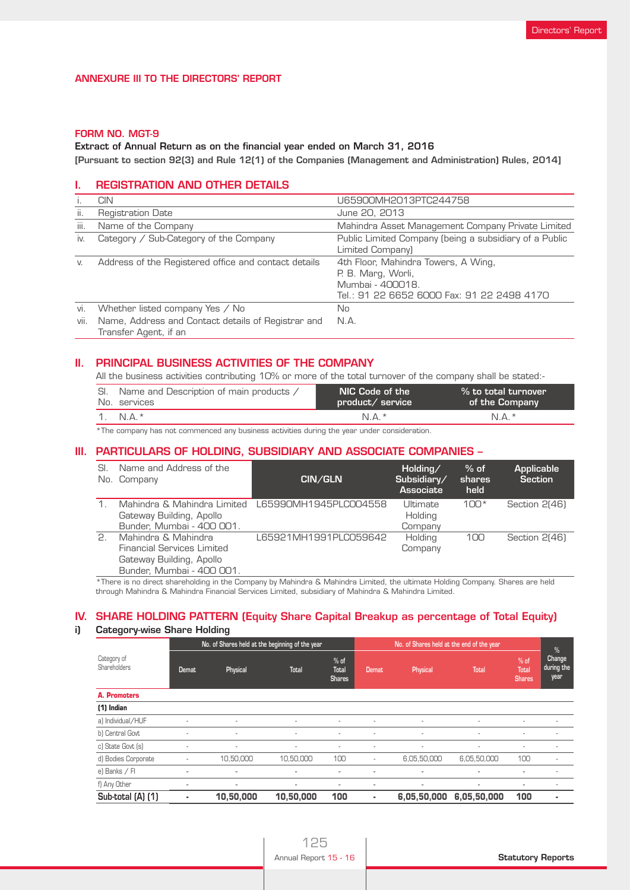## ANNEXURE III TO THE DIRECTORS' REPORT

### FORM NO. MGT-9

**Extract of Annual Return as on the financial year ended on March 31, 2016**

**[Pursuant to section 92(3) and Rule 12(1) of the Companies (Management and Administration) Rules, 2014]**

## I. REGISTRATION AND OTHER DETAILS

| | | |
|---|---|---|
| i. | CIN | U65900MH2013PTC244758 |
| ii. | Registration Date | June 20, 2013 |
| iii. | Name of the Company | Mahindra Asset Management Company Private Limited |
| iv. | Category / Sub-Category of the Company | Public Limited Company (being a subsidiary of a Public Limited Company) |
| v. | Address of the Registered office and contact details | 4th Floor, Mahindra Towers, A Wing,<br>P. B. Marg, Worli,<br>Mumbai - 400018.<br>Tel.: 91 22 6652 6000 Fax: 91 22 2498 4170 |
| vi. | Whether listed company Yes / No | No |
| vii. | Name, Address and Contact details of Registrar and Transfer Agent, if an | N.A. |

## II. PRINCIPAL BUSINESS ACTIVITIES OF THE COMPANY

All the business activities contributing 10% or more of the total turnover of the company shall be stated:-

| Sl. No. | Name and Description of main products / services | NIC Code of the product/ service | % to total turnover of the Company |
|---|---|---|---|
| 1. | N.A.* | N.A.* | N.A.* |

*The company has not commenced any business activities during the year under consideration.

## III. PARTICULARS OF HOLDING, SUBSIDIARY AND ASSOCIATE COMPANIES –

| Sl. No. | Name and Address of the Company | CIN/GLN | Holding/ Subsidiary/ Associate | % of shares held | Applicable Section |
|---|---|---|---|---|---|
| 1. | Mahindra & Mahindra Limited Gateway Building, Apollo Bunder, Mumbai - 400 001. | L65990MH1945PLC004558 | Ultimate Holding Company | 100* | Section 2(46) |
| 2. | Mahindra & Mahindra Financial Services Limited Gateway Building, Apollo Bunder, Mumbai - 400 001. | L65921MH1991PLC059642 | Holding Company | 100 | Section 2(46) |

*There is no direct shareholding in the Company by Mahindra & Mahindra Limited, the ultimate Holding Company. Shares are held through Mahindra & Mahindra Financial Services Limited, subsidiary of Mahindra & Mahindra Limited.

## IV. SHARE HOLDING PATTERN (Equity Share Capital Breakup as percentage of Total Equity)

### i) Category-wise Share Holding

| Category of Shareholders | No. of Shares held at the beginning of the year | | | | No. of Shares held at the end of the year | | | | % Change during the year |
|---|---|---|---|---|---|---|---|---|---|
| | Demat | Physical | Total | % of Total Shares | Demat | Physical | Total | % of Total Shares | |
| **A. Promoters** | | | | | | | | | |
| **(1) Indian** | | | | | | | | | |
| a) Individual/HUF | - | - | - | - | - | - | - | - | - |
| b) Central Govt | - | - | - | - | - | - | - | - | - |
| c) State Govt (s) | - | - | - | - | - | - | - | - | - |
| d) Bodies Corporate | - | 10,50,000 | 10,50,000 | 100 | - | 6,05,50,000 | 6,05,50,000 | 100 | - |
| e) Banks / FI | - | - | - | - | - | - | - | - | - |
| f) Any Other | - | - | - | - | - | - | - | - | - |
| **Sub-total (A) (1)** | **-** | **10,50,000** | **10,50,000** | **100** | **-** | **6,05,50,000** | **6,05,50,000** | **100** | **-** |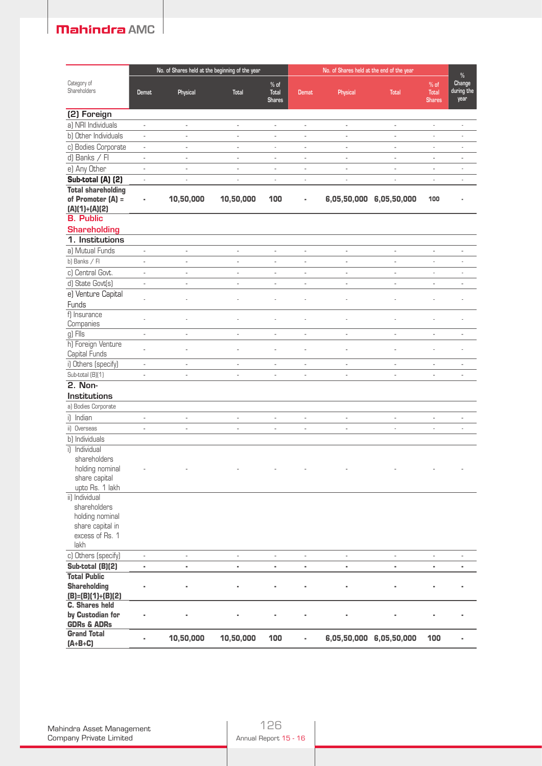| Category of Shareholders | No. of Shares held at the beginning of the year | | | | No. of Shares held at the end of the year | | | | % Change during the year |
|---|---|---|---|---|---|---|---|---|---|
| | Demat | Physical | Total | % of Total Shares | Demat | Physical | Total | % of Total Shares | |
| **(2) Foreign** | | | | | | | | | |
| a) NRI Individuals | - | - | - | - | - | - | - | - | - |
| b) Other Individuals | - | - | - | - | - | - | - | - | - |
| c) Bodies Corporate | - | - | - | - | - | - | - | - | - |
| d) Banks / FI | - | - | - | - | - | - | - | - | - |
| e) Any Other | - | - | - | - | - | - | - | - | - |
| **Sub-total (A) (2)** | - | - | - | - | - | - | - | - | - |
| **Total shareholding of Promoter (A) = (A)(1)+(A)(2)** | - | **10,50,000** | **10,50,000** | **100** | - | **6,05,50,000** | **6,05,50,000** | **100** | - |
| **B. Public Shareholding** | | | | | | | | | |
| **1. Institutions** | | | | | | | | | |
| a) Mutual Funds | - | - | - | - | - | - | - | - | - |
| b) Banks / FI | - | - | - | - | - | - | - | - | - |
| c) Central Govt. | - | - | - | - | - | - | - | - | - |
| d) State Govt(s) | - | - | - | - | - | - | - | - | - |
| e) Venture Capital Funds | - | - | - | - | - | - | - | - | - |
| f) Insurance Companies | - | - | - | - | - | - | - | - | - |
| g) FIIs | - | - | - | - | - | - | - | - | - |
| h) Foreign Venture Capital Funds | - | - | - | - | - | - | - | - | - |
| i) Others (specify) | - | - | - | - | - | - | - | - | - |
| Sub-total (B)(1) | - | - | - | - | - | - | - | - | - |
| **2. Non-Institutions** | | | | | | | | | |
| a) Bodies Corporate | | | | | | | | | |
| i) Indian | - | - | - | - | - | - | - | - | - |
| ii) Overseas | - | - | - | - | - | - | - | - | - |
| b) Individuals | | | | | | | | | |
| i) Individual shareholders holding nominal share capital upto Rs. 1 lakh | - | - | - | - | - | - | - | - | - |
| ii) Individual shareholders holding nominal share capital in excess of Rs. 1 lakh | | | | | | | | | |
| c) Others (specify) | - | - | - | - | - | - | - | - | - |
| **Sub-total (B)(2)** | - | - | - | - | - | - | - | - | - |
| **Total Public Shareholding (B)=(B)(1)+(B)(2)** | - | - | - | - | - | - | - | - | - |
| **C. Shares held by Custodian for GDRs & ADRs** | - | - | - | - | - | - | - | - | - |
| **Grand Total (A+B+C)** | - | **10,50,000** | **10,50,000** | **100** | - | **6,05,50,000** | **6,05,50,000** | **100** | - |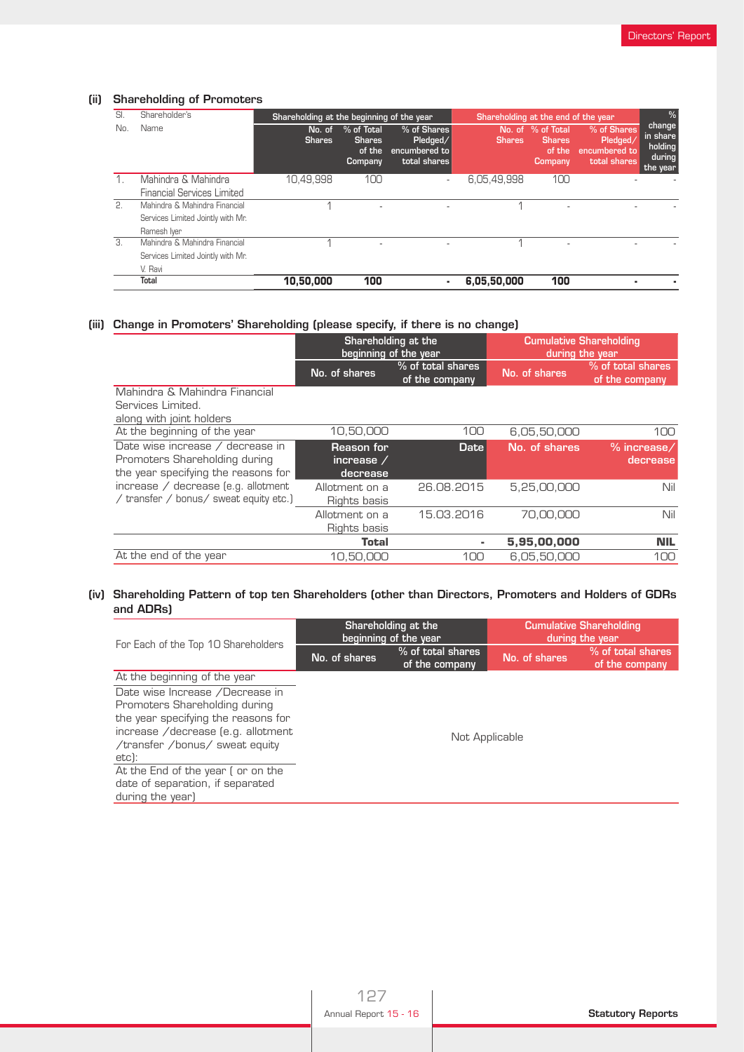### (ii) Shareholding of Promoters

| Sl. No. | Shareholder's Name | Shareholding at the beginning of the year | | | Shareholding at the end of the year | | | % change in share holding during the year |
|---|---|---|---|---|---|---|---|---|
| | | No. of Shares | % of Total Shares of the Company | % of Shares Pledged/ encumbered to total shares | No. of Shares | % of Total Shares of the Company | % of Shares Pledged/ encumbered to total shares | |
| 1. | Mahindra & Mahindra Financial Services Limited | 10,49,998 | 100 | - | 6,05,49,998 | 100 | - | - |
| 2. | Mahindra & Mahindra Financial Services Limited Jointly with Mr. Ramesh Iyer | 1 | - | - | 1 | - | - | - |
| 3. | Mahindra & Mahindra Financial Services Limited Jointly with Mr. V. Ravi | 1 | - | - | 1 | - | - | - |
| | **Total** | **10,50,000** | **100** | **-** | **6,05,50,000** | **100** | **-** | **-** |

### (iii) Change in Promoters' Shareholding (please specify, if there is no change)

| | Shareholding at the beginning of the year | | Cumulative Shareholding during the year | |
|---|---|---|---|---|
| | No. of shares | % of total shares of the company | No. of shares | % of total shares of the company |
| Mahindra & Mahindra Financial Services Limited. along with joint holders | | | | |
| At the beginning of the year | 10,50,000 | 100 | 6,05,50,000 | 100 |
| Date wise increase / decrease in Promoters Shareholding during the year specifying the reasons for increase / decrease (e.g. allotment / transfer / bonus/ sweat equity etc.) | **Reason for increase / decrease** | **Date** | **No. of shares** | **% increase/ decrease** |
| | Allotment on a Rights basis | 26.08.2015 | 5,25,00,000 | Nil |
| | Allotment on a Rights basis | 15.03.2016 | 70,00,000 | Nil |
| | **Total** | **-** | **5,95,00,000** | **NIL** |
| At the end of the year | 10,50,000 | 100 | 6,05,50,000 | 100 |

### (iv) Shareholding Pattern of top ten Shareholders (other than Directors, Promoters and Holders of GDRs and ADRs)

| For Each of the Top 10 Shareholders | Shareholding at the beginning of the year | | Cumulative Shareholding during the year | |
|---|---|---|---|---|
| | No. of shares | % of total shares of the company | No. of shares | % of total shares of the company |
| At the beginning of the year | Not Applicable | | | |
| Date wise Increase /Decrease in Promoters Shareholding during the year specifying the reasons for increase /decrease (e.g. allotment /transfer /bonus/ sweat equity etc): | | | | |
| At the End of the year ( or on the date of separation, if separated during the year) | | | | |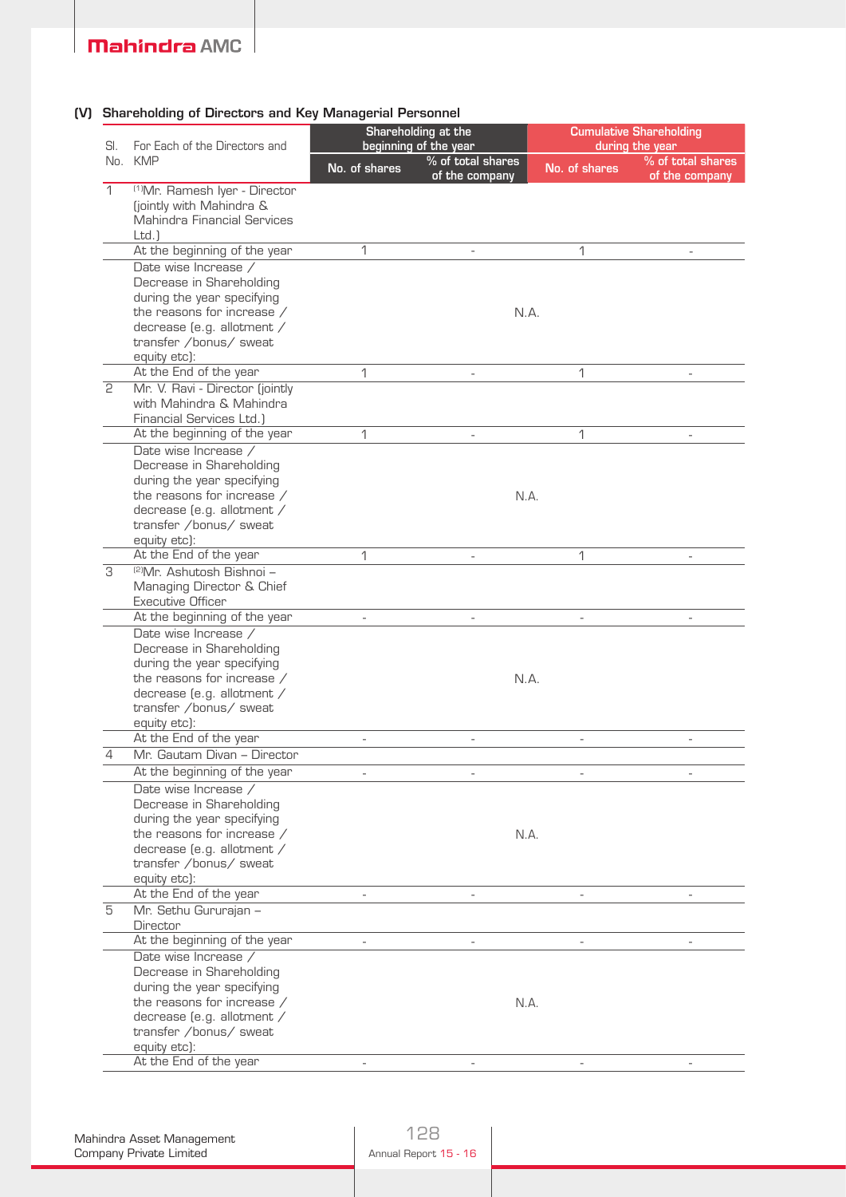### (V) Shareholding of Directors and Key Managerial Personnel

| Sl. No. | For Each of the Directors and KMP | Shareholding at the beginning of the year | | Cumulative Shareholding during the year | |
|---|---|---|---|---|---|
| | | No. of shares | % of total shares of the company | No. of shares | % of total shares of the company |
| 1 | [1]Mr. Ramesh Iyer - Director (jointly with Mahindra & Mahindra Financial Services Ltd.) | | | | |
| | At the beginning of the year | 1 | - | 1 | - |
| | Date wise Increase / Decrease in Shareholding during the year specifying the reasons for increase / decrease (e.g. allotment / transfer /bonus/ sweat equity etc): | N.A. | | | |
| | At the End of the year | 1 | - | 1 | - |
| 2 | Mr. V. Ravi - Director (jointly with Mahindra & Mahindra Financial Services Ltd.) | | | | |
| | At the beginning of the year | 1 | - | 1 | - |
| | Date wise Increase / Decrease in Shareholding during the year specifying the reasons for increase / decrease (e.g. allotment / transfer /bonus/ sweat equity etc): | N.A. | | | |
| | At the End of the year | 1 | - | 1 | - |
| 3 | [2]Mr. Ashutosh Bishnoi – Managing Director & Chief Executive Officer | | | | |
| | At the beginning of the year | - | - | - | - |
| | Date wise Increase / Decrease in Shareholding during the year specifying the reasons for increase / decrease (e.g. allotment / transfer /bonus/ sweat equity etc): | N.A. | | | |
| | At the End of the year | - | - | - | - |
| 4 | Mr. Gautam Divan – Director | | | | |
| | At the beginning of the year | - | - | - | - |
| | Date wise Increase / Decrease in Shareholding during the year specifying the reasons for increase / decrease (e.g. allotment / transfer /bonus/ sweat equity etc): | N.A. | | | |
| | At the End of the year | - | - | - | - |
| 5 | Mr. Sethu Gururajan – Director | | | | |
| | At the beginning of the year | - | - | - | - |
| | Date wise Increase / Decrease in Shareholding during the year specifying the reasons for increase / decrease (e.g. allotment / transfer /bonus/ sweat equity etc): | N.A. | | | |
| | At the End of the year | - | - | - | - |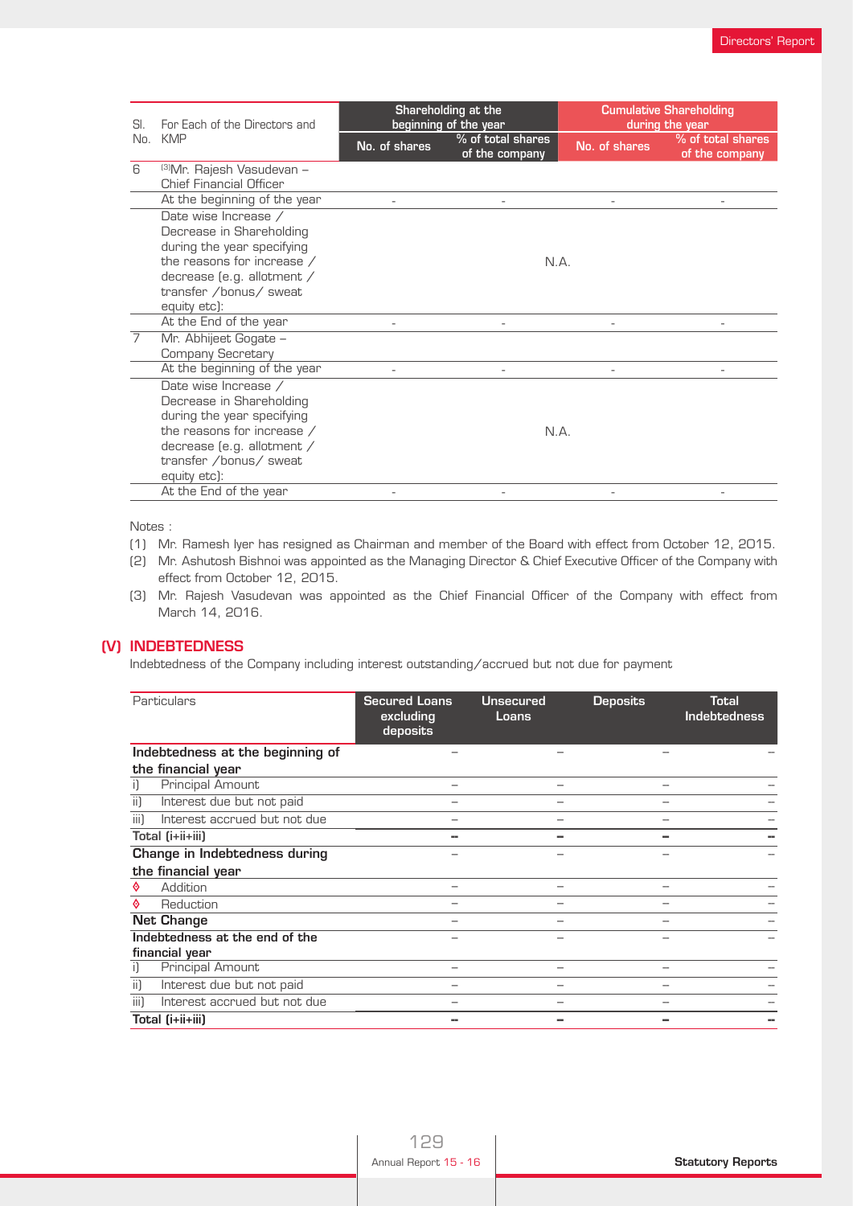| Sl. No. | For Each of the Directors and KMP | Shareholding at the beginning of the year | | Cumulative Shareholding during the year | |
|---|---|---|---|---|---|
| | | No. of shares | % of total shares of the company | No. of shares | % of total shares of the company |
| 6 | [3]Mr. Rajesh Vasudevan – Chief Financial Officer | | | | |
| | At the beginning of the year | - | - | - | - |
| | Date wise Increase / Decrease in Shareholding during the year specifying the reasons for increase / decrease (e.g. allotment / transfer /bonus/ sweat equity etc): | N.A. | | | |
| | At the End of the year | - | - | - | - |
| 7 | Mr. Abhijeet Gogate – Company Secretary | | | | |
| | At the beginning of the year | - | - | - | - |
| | Date wise Increase / Decrease in Shareholding during the year specifying the reasons for increase / decrease (e.g. allotment / transfer /bonus/ sweat equity etc): | N.A. | | | |
| | At the End of the year | - | - | - | - |

Notes :

(1) Mr. Ramesh Iyer has resigned as Chairman and member of the Board with effect from October 12, 2015.

(2) Mr. Ashutosh Bishnoi was appointed as the Managing Director & Chief Executive Officer of the Company with effect from October 12, 2015.

(3) Mr. Rajesh Vasudevan was appointed as the Chief Financial Officer of the Company with effect from March 14, 2016.

## (V) INDEBTEDNESS

Indebtedness of the Company including interest outstanding/accrued but not due for payment

| Particulars | Secured Loans excluding deposits | Unsecured Loans | Deposits | Total Indebtedness |
|---|---|---|---|---|
| **Indebtedness at the beginning of the financial year** | – | – | – | – |
| i) Principal Amount | – | – | – | – |
| ii) Interest due but not paid | – | – | – | – |
| iii) Interest accrued but not due | – | – | – | – |
| **Total (i+ii+iii)** | **–** | **–** | **–** | **–** |
| **Change in Indebtedness during the financial year** | – | – | – | – |
| ◊ Addition | – | – | – | – |
| ◊ Reduction | – | – | – | – |
| **Net Change** | – | – | – | – |
| **Indebtedness at the end of the financial year** | – | – | – | – |
| i) Principal Amount | – | – | – | – |
| ii) Interest due but not paid | – | – | – | – |
| iii) Interest accrued but not due | – | – | – | – |
| **Total (i+ii+iii)** | **–** | **–** | **–** | **–** |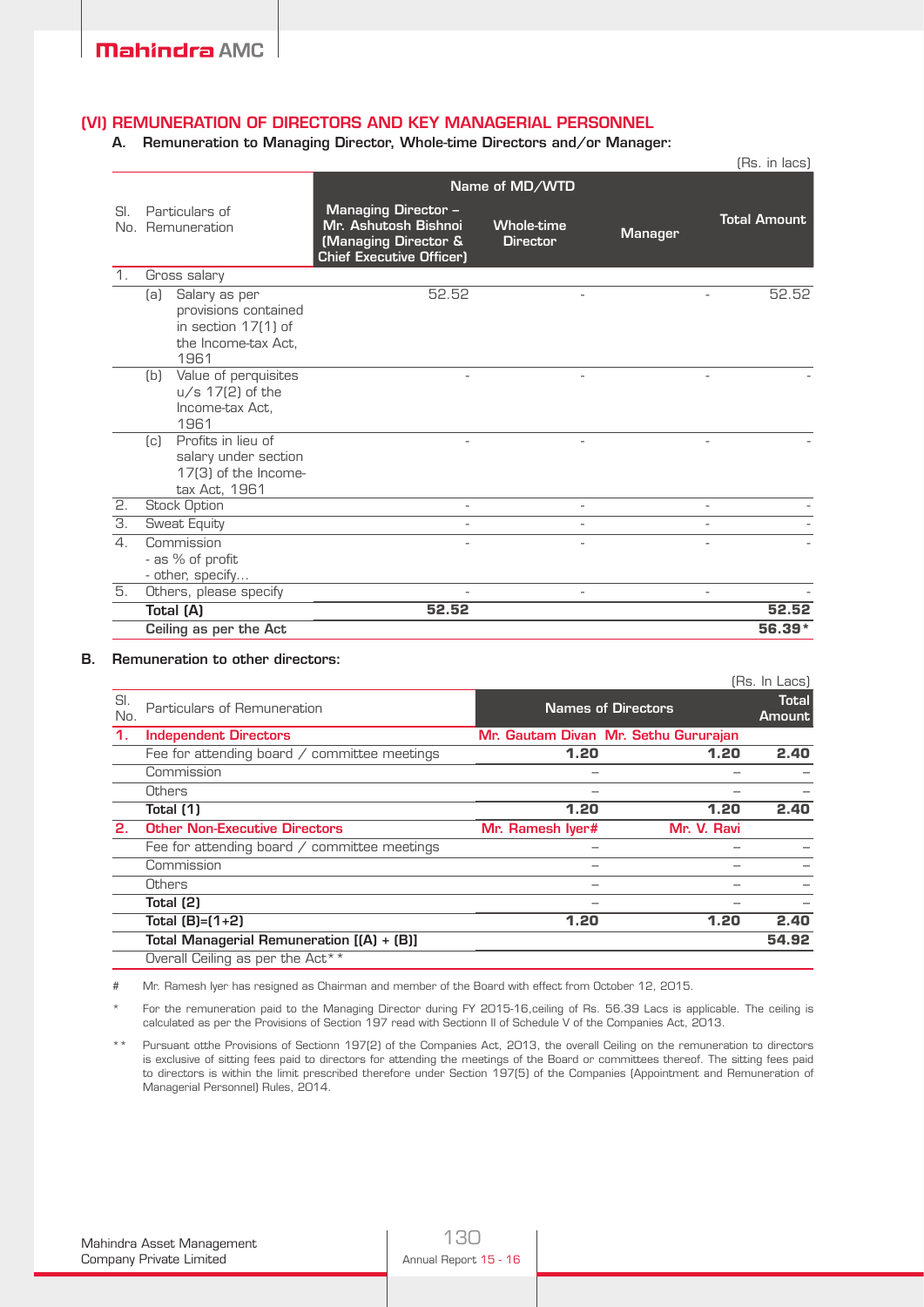## (VI) REMUNERATION OF DIRECTORS AND KEY MANAGERIAL PERSONNEL

### A. Remuneration to Managing Director, Whole-time Directors and/or Manager:

(Rs. in lacs)

| Sl. No. | Particulars of Remuneration | Name of MD/WTD | | | Total Amount |
|---|---|---|---|---|---|
| | | Managing Director – Mr. Ashutosh Bishnoi (Managing Director & Chief Executive Officer) | Whole-time Director | Manager | |
| 1. | Gross salary | | | | |
| | (a) Salary as per provisions contained in section 17(1) of the Income-tax Act, 1961 | 52.52 | - | - | 52.52 |
| | (b) Value of perquisites u/s 17(2) of the Income-tax Act, 1961 | - | - | - | - |
| | (c) Profits in lieu of salary under section 17(3) of the Income-tax Act, 1961 | - | - | - | - |
| 2. | Stock Option | - | - | - | - |
| 3. | Sweat Equity | - | - | - | - |
| 4. | Commission<br>- as % of profit<br>- other, specify... | - | - | - | - |
| 5. | Others, please specify | - | - | - | - |
| | **Total (A)** | **52.52** | | | **52.52** |
| | **Ceiling as per the Act** | | | | **56.39*** |

### B. Remuneration to other directors:

(Rs. In Lacs)

| Sl. No. | Particulars of Remuneration | Names of Directors | | Total Amount |
|---|---|---|---|---|
| **1.** | **Independent Directors** | **Mr. Gautam Divan** | **Mr. Sethu Gururajan** | |
| | Fee for attending board / committee meetings | 1.20 | 1.20 | 2.40 |
| | Commission | – | – | – |
| | Others | – | – | – |
| | **Total (1)** | **1.20** | **1.20** | **2.40** |
| **2.** | **Other Non-Executive Directors** | **Mr. Ramesh Iyer#** | **Mr. V. Ravi** | |
| | Fee for attending board / committee meetings | – | – | – |
| | Commission | – | – | – |
| | Others | – | – | – |
| | **Total (2)** | – | – | – |
| | **Total (B)=(1+2)** | **1.20** | **1.20** | **2.40** |
| | **Total Managerial Remuneration [(A) + (B)]** | | | **54.92** |
| | Overall Ceiling as per the Act** | | | |

\# Mr. Ramesh Iyer has resigned as Chairman and member of the Board with effect from October 12, 2015.

\* For the remuneration paid to the Managing Director during FY 2015-16,ceiling of Rs. 56.39 Lacs is applicable. The ceiling is calculated as per the Provisions of Section 197 read with Sectionn II of Schedule V of the Companies Act, 2013.

** Pursuant otthe Provisions of Sectionn 197(2) of the Companies Act, 2013, the overall Ceiling on the remuneration to directors is exclusive of sitting fees paid to directors for attending the meetings of the Board or committees thereof. The sitting fees paid to directors is within the limit prescribed therefore under Section 197(5) of the Companies (Appointment and Remuneration of Managerial Personnel) Rules, 2014.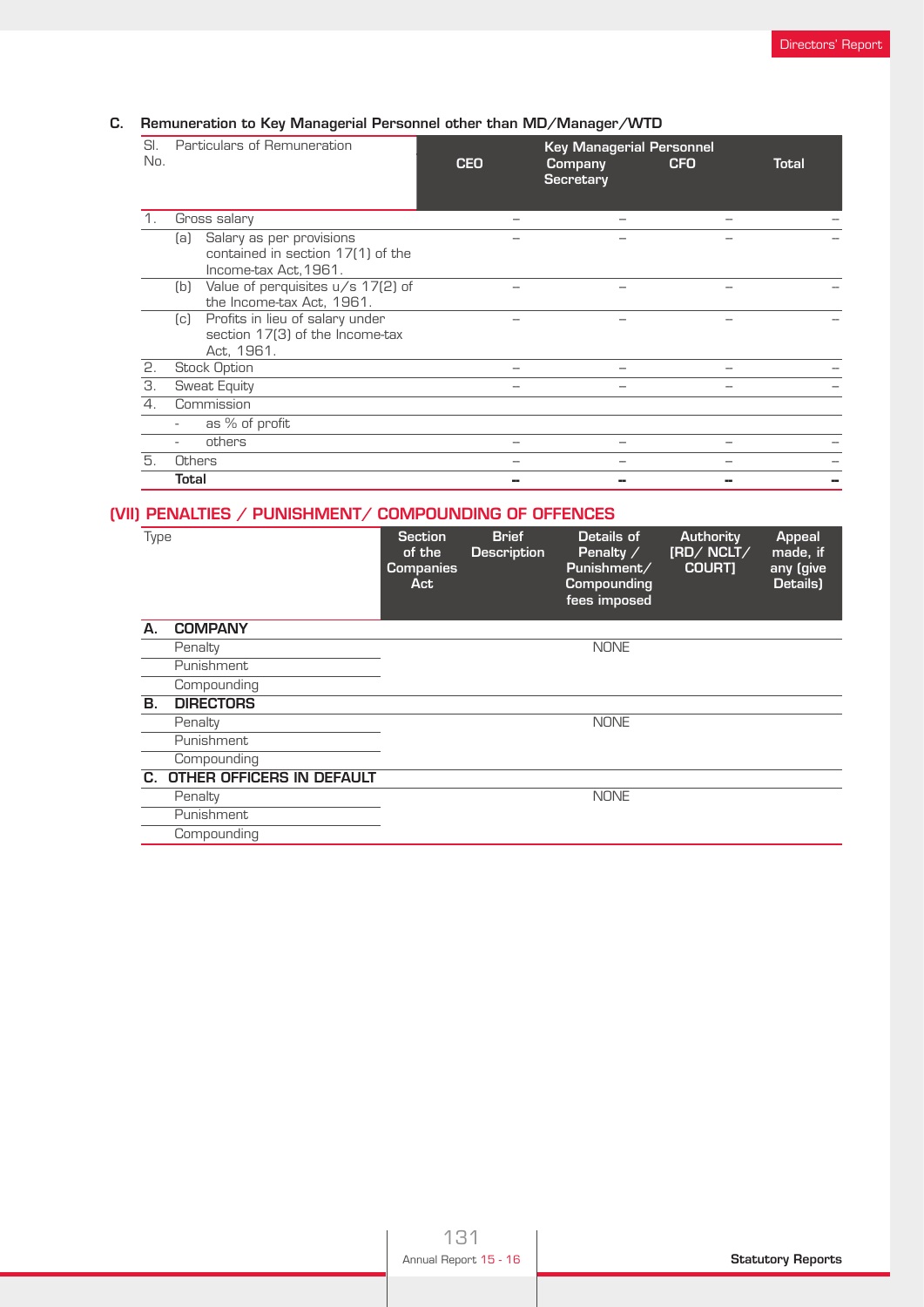### C. Remuneration to Key Managerial Personnel other than MD/Manager/WTD

| Sl. No. | Particulars of Remuneration | Key Managerial Personnel | | | |
|---|---|---|---|---|---|
| | | CEO | Company Secretary | CFO | Total |
| 1. | Gross salary | – | – | – | – |
| | (a) Salary as per provisions contained in section 17(1) of the Income-tax Act,1961. | – | – | – | – |
| | (b) Value of perquisites u/s 17(2) of the Income-tax Act, 1961. | – | – | – | – |
| | (c) Profits in lieu of salary under section 17(3) of the Income-tax Act, 1961. | – | – | – | – |
| 2. | Stock Option | – | – | – | – |
| 3. | Sweat Equity | – | – | – | – |
| 4. | Commission | | | | |
| | - as % of profit | | | | |
| | - others | – | – | – | – |
| 5. | Others | – | – | – | – |
| | **Total** | **–** | **–** | **–** | **–** |

## (VII) PENALTIES / PUNISHMENT/ COMPOUNDING OF OFFENCES

| Type | Section of the Companies Act | Brief Description | Details of Penalty / Punishment/ Compounding fees imposed | Authority [RD/ NCLT/ COURT] | Appeal made, if any (give Details) |
|---|---|---|---|---|---|
| **A. COMPANY** | | | | | |
| Penalty | | | NONE | | |
| Punishment | | | | | |
| Compounding | | | | | |
| **B. DIRECTORS** | | | | | |
| Penalty | | | NONE | | |
| Punishment | | | | | |
| Compounding | | | | | |
| **C. OTHER OFFICERS IN DEFAULT** | | | | | |
| Penalty | | | NONE | | |
| Punishment | | | | | |
| Compounding | | | | | |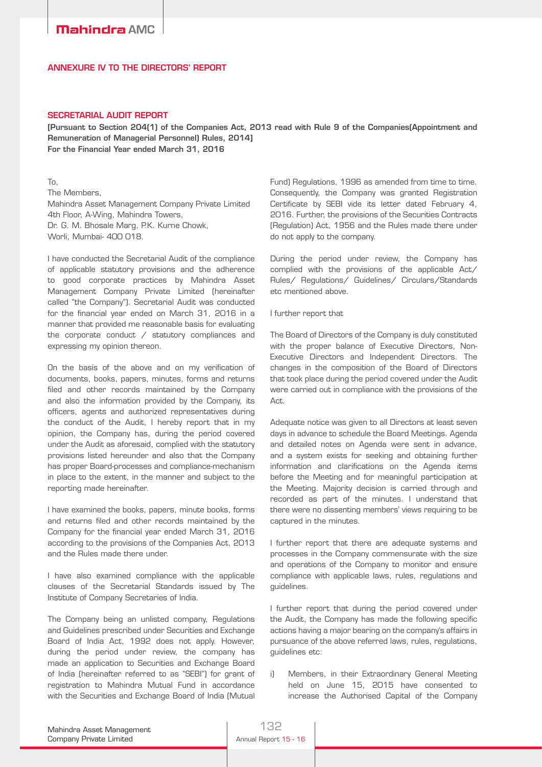## ANNEXURE IV TO THE DIRECTORS' REPORT

### SECRETARIAL AUDIT REPORT

**[Pursuant to Section 204(1) of the Companies Act, 2013 read with Rule 9 of the Companies(Appointment and Remuneration of Managerial Personnel) Rules, 2014]**
**For the Financial Year ended March 31, 2016**

To,
The Members,
Mahindra Asset Management Company Private Limited
4th Floor, A-Wing, Mahindra Towers,
Dr. G. M. Bhosale Marg, P.K. Kurne Chowk,
Worli, Mumbai- 400 018.

I have conducted the Secretarial Audit of the compliance of applicable statutory provisions and the adherence to good corporate practices by Mahindra Asset Management Company Private Limited (hereinafter called "the Company"). Secretarial Audit was conducted for the financial year ended on March 31, 2016 in a manner that provided me reasonable basis for evaluating the corporate conduct / statutory compliances and expressing my opinion thereon.

On the basis of the above and on my verification of documents, books, papers, minutes, forms and returns filed and other records maintained by the Company and also the information provided by the Company, its officers, agents and authorized representatives during the conduct of the Audit, I hereby report that in my opinion, the Company has, during the period covered under the Audit as aforesaid, complied with the statutory provisions listed hereunder and also that the Company has proper Board-processes and compliance-mechanism in place to the extent, in the manner and subject to the reporting made hereinafter.

I have examined the books, papers, minute books, forms and returns filed and other records maintained by the Company for the financial year ended March 31, 2016 according to the provisions of the Companies Act, 2013 and the Rules made there under.

I have also examined compliance with the applicable clauses of the Secretarial Standards issued by The Institute of Company Secretaries of India.

The Company being an unlisted company, Regulations and Guidelines prescribed under Securities and Exchange Board of India Act, 1992 does not apply. However, during the period under review, the company has made an application to Securities and Exchange Board of India (hereinafter referred to as "SEBI") for grant of registration to Mahindra Mutual Fund in accordance with the Securities and Exchange Board of India (Mutual Fund) Regulations, 1996 as amended from time to time. Consequently, the Company was granted Registration Certificate by SEBI vide its letter dated February 4, 2016. Further, the provisions of the Securities Contracts (Regulation) Act, 1956 and the Rules made there under do not apply to the company.

During the period under review, the Company has complied with the provisions of the applicable Act/ Rules/ Regulations/ Guidelines/ Circulars/Standards etc mentioned above.

I further report that

The Board of Directors of the Company is duly constituted with the proper balance of Executive Directors, Non-Executive Directors and Independent Directors. The changes in the composition of the Board of Directors that took place during the period covered under the Audit were carried out in compliance with the provisions of the Act.

Adequate notice was given to all Directors at least seven days in advance to schedule the Board Meetings. Agenda and detailed notes on Agenda were sent in advance, and a system exists for seeking and obtaining further information and clarifications on the Agenda items before the Meeting and for meaningful participation at the Meeting. Majority decision is carried through and recorded as part of the minutes. I understand that there were no dissenting members' views requiring to be captured in the minutes.

I further report that there are adequate systems and processes in the Company commensurate with the size and operations of the Company to monitor and ensure compliance with applicable laws, rules, regulations and guidelines.

I further report that during the period covered under the Audit, the Company has made the following specific actions having a major bearing on the company's affairs in pursuance of the above referred laws, rules, regulations, guidelines etc:

i) Members, in their Extraordinary General Meeting held on June 15, 2015 have consented to increase the Authorised Capital of the Company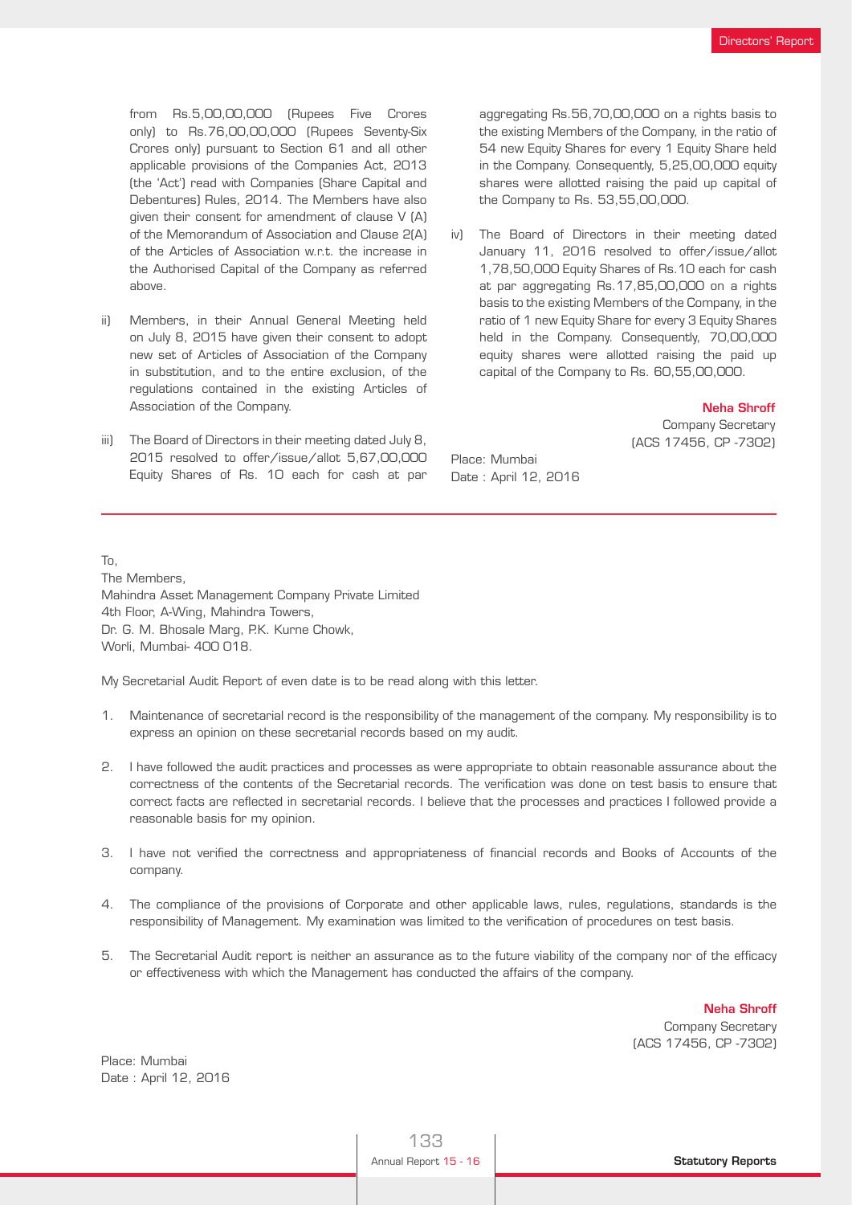from Rs.5,00,00,000 (Rupees Five Crores only) to Rs.76,00,00,000 (Rupees Seventy-Six Crores only) pursuant to Section 61 and all other applicable provisions of the Companies Act, 2013 (the 'Act') read with Companies (Share Capital and Debentures) Rules, 2014. The Members have also given their consent for amendment of clause V (A) of the Memorandum of Association and Clause 2(A) of the Articles of Association w.r.t. the increase in the Authorised Capital of the Company as referred above.

ii) Members, in their Annual General Meeting held on July 8, 2015 have given their consent to adopt new set of Articles of Association of the Company in substitution, and to the entire exclusion, of the regulations contained in the existing Articles of Association of the Company.

iii) The Board of Directors in their meeting dated July 8, 2015 resolved to offer/issue/allot 5,67,00,000 Equity Shares of Rs. 10 each for cash at par aggregating Rs.56,70,00,000 on a rights basis to the existing Members of the Company, in the ratio of 54 new Equity Shares for every 1 Equity Share held in the Company. Consequently, 5,25,00,000 equity shares were allotted raising the paid up capital of the Company to Rs. 53,55,00,000.

iv) The Board of Directors in their meeting dated January 11, 2016 resolved to offer/issue/allot 1,78,50,000 Equity Shares of Rs.10 each for cash at par aggregating Rs.17,85,00,000 on a rights basis to the existing Members of the Company, in the ratio of 1 new Equity Share for every 3 Equity Shares held in the Company. Consequently, 70,00,000 equity shares were allotted raising the paid up capital of the Company to Rs. 60,55,00,000.

**Neha Shroff**
Company Secretary
(ACS 17456, CP -7302)

Place: Mumbai
Date : April 12, 2016

---

To,
The Members,
Mahindra Asset Management Company Private Limited
4th Floor, A-Wing, Mahindra Towers,
Dr. G. M. Bhosale Marg, P.K. Kurne Chowk,
Worli, Mumbai- 400 018.

My Secretarial Audit Report of even date is to be read along with this letter.

1. Maintenance of secretarial record is the responsibility of the management of the company. My responsibility is to express an opinion on these secretarial records based on my audit.

2. I have followed the audit practices and processes as were appropriate to obtain reasonable assurance about the correctness of the contents of the Secretarial records. The verification was done on test basis to ensure that correct facts are reflected in secretarial records. I believe that the processes and practices I followed provide a reasonable basis for my opinion.

3. I have not verified the correctness and appropriateness of financial records and Books of Accounts of the company.

4. The compliance of the provisions of Corporate and other applicable laws, rules, regulations, standards is the responsibility of Management. My examination was limited to the verification of procedures on test basis.

5. The Secretarial Audit report is neither an assurance as to the future viability of the company nor of the efficacy or effectiveness with which the Management has conducted the affairs of the company.

**Neha Shroff**
Company Secretary
(ACS 17456, CP -7302)

Place: Mumbai
Date : April 12, 2016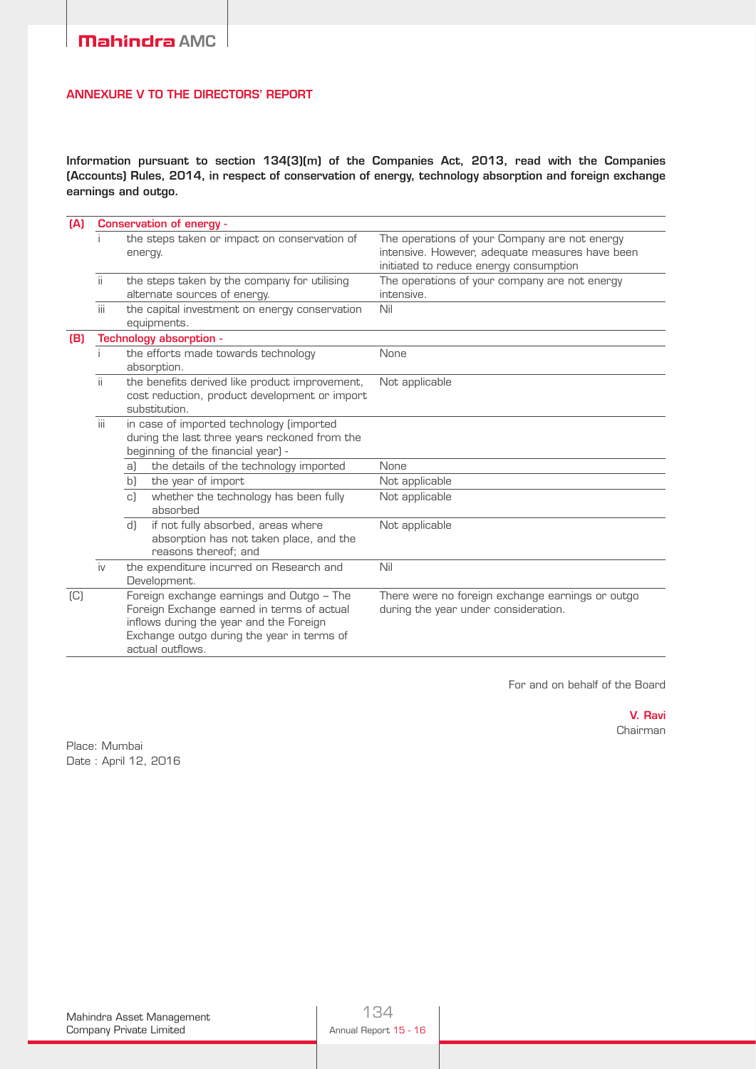## ANNEXURE V TO THE DIRECTORS' REPORT

**Information pursuant to section 134(3)(m) of the Companies Act, 2013, read with the Companies (Accounts) Rules, 2014, in respect of conservation of energy, technology absorption and foreign exchange earnings and outgo.**

| | | | |
|---|---|---|---|
| **(A)** | **Conservation of energy -** | | |
| | i | the steps taken or impact on conservation of energy. | The operations of your Company are not energy intensive. However, adequate measures have been initiated to reduce energy consumption |
| | ii | the steps taken by the company for utilising alternate sources of energy. | The operations of your company are not energy intensive. |
| | iii | the capital investment on energy conservation equipments. | Nil |
| **(B)** | **Technology absorption -** | | |
| | i | the efforts made towards technology absorption. | None |
| | ii | the benefits derived like product improvement, cost reduction, product development or import substitution. | Not applicable |
| | iii | in case of imported technology (imported during the last three years reckoned from the beginning of the financial year) - | |
| | | a) the details of the technology imported | None |
| | | b) the year of import | Not applicable |
| | | c) whether the technology has been fully absorbed | Not applicable |
| | | d) if not fully absorbed, areas where absorption has not taken place, and the reasons thereof; and | Not applicable |
| | iv | the expenditure incurred on Research and Development. | Nil |
| (C) | | Foreign exchange earnings and Outgo – The Foreign Exchange earned in terms of actual inflows during the year and the Foreign Exchange outgo during the year in terms of actual outflows. | There were no foreign exchange earnings or outgo during the year under consideration. |

For and on behalf of the Board

**V. Ravi**
Chairman

Place: Mumbai
Date : April 12, 2016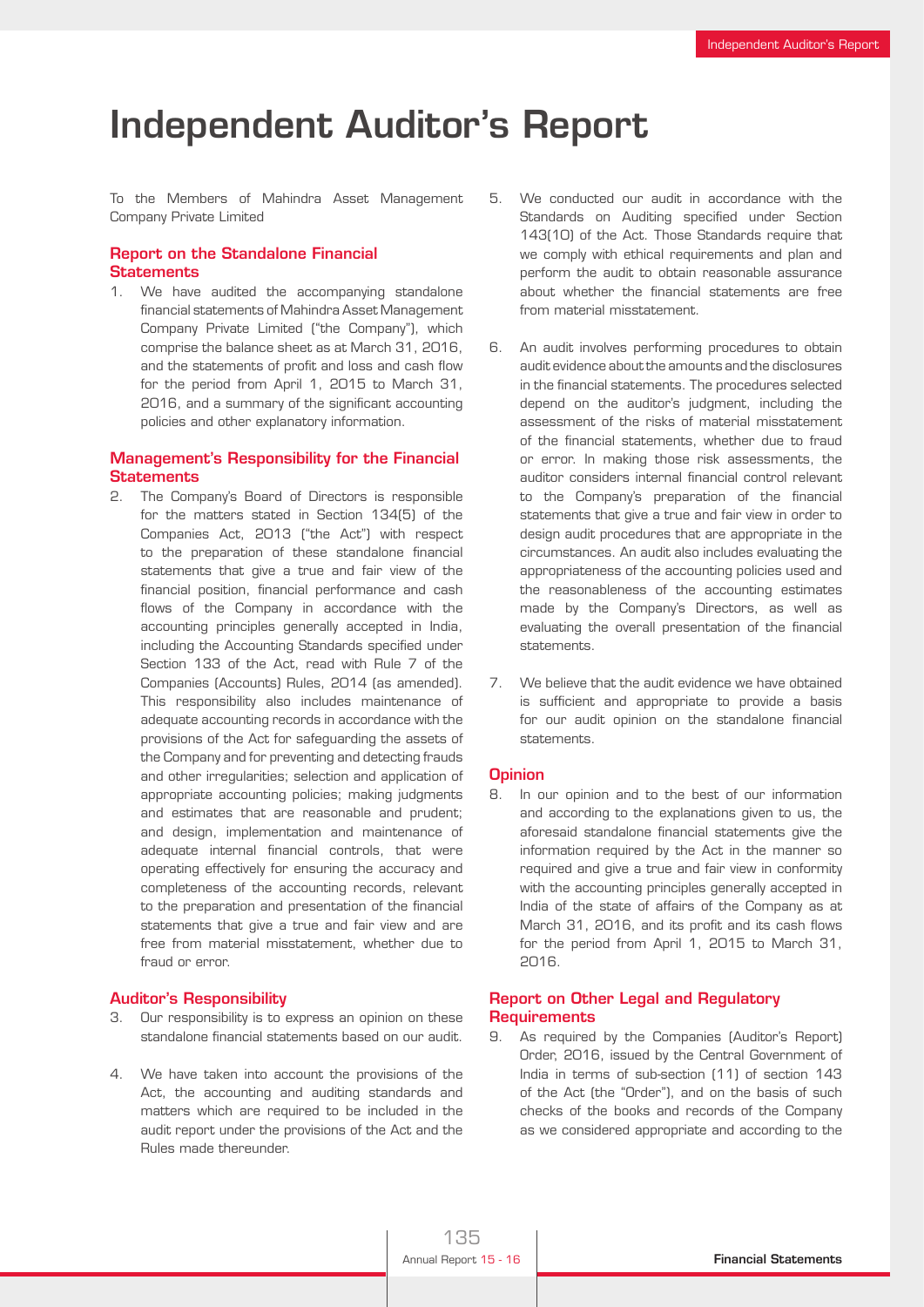# Independent Auditor's Report

To the Members of Mahindra Asset Management Company Private Limited

## Report on the Standalone Financial Statements

1. We have audited the accompanying standalone financial statements of Mahindra Asset Management Company Private Limited ("the Company"), which comprise the balance sheet as at March 31, 2016, and the statements of profit and loss and cash flow for the period from April 1, 2015 to March 31, 2016, and a summary of the significant accounting policies and other explanatory information.

## Management's Responsibility for the Financial Statements

2. The Company's Board of Directors is responsible for the matters stated in Section 134(5) of the Companies Act, 2013 ("the Act") with respect to the preparation of these standalone financial statements that give a true and fair view of the financial position, financial performance and cash flows of the Company in accordance with the accounting principles generally accepted in India, including the Accounting Standards specified under Section 133 of the Act, read with Rule 7 of the Companies (Accounts) Rules, 2014 (as amended). This responsibility also includes maintenance of adequate accounting records in accordance with the provisions of the Act for safeguarding the assets of the Company and for preventing and detecting frauds and other irregularities; selection and application of appropriate accounting policies; making judgments and estimates that are reasonable and prudent; and design, implementation and maintenance of adequate internal financial controls, that were operating effectively for ensuring the accuracy and completeness of the accounting records, relevant to the preparation and presentation of the financial statements that give a true and fair view and are free from material misstatement, whether due to fraud or error.

## Auditor's Responsibility

3. Our responsibility is to express an opinion on these standalone financial statements based on our audit.

4. We have taken into account the provisions of the Act, the accounting and auditing standards and matters which are required to be included in the audit report under the provisions of the Act and the Rules made thereunder.

5. We conducted our audit in accordance with the Standards on Auditing specified under Section 143(10) of the Act. Those Standards require that we comply with ethical requirements and plan and perform the audit to obtain reasonable assurance about whether the financial statements are free from material misstatement.

6. An audit involves performing procedures to obtain audit evidence about the amounts and the disclosures in the financial statements. The procedures selected depend on the auditor's judgment, including the assessment of the risks of material misstatement of the financial statements, whether due to fraud or error. In making those risk assessments, the auditor considers internal financial control relevant to the Company's preparation of the financial statements that give a true and fair view in order to design audit procedures that are appropriate in the circumstances. An audit also includes evaluating the appropriateness of the accounting policies used and the reasonableness of the accounting estimates made by the Company's Directors, as well as evaluating the overall presentation of the financial statements.

7. We believe that the audit evidence we have obtained is sufficient and appropriate to provide a basis for our audit opinion on the standalone financial statements.

## Opinion

8. In our opinion and to the best of our information and according to the explanations given to us, the aforesaid standalone financial statements give the information required by the Act in the manner so required and give a true and fair view in conformity with the accounting principles generally accepted in India of the state of affairs of the Company as at March 31, 2016, and its profit and its cash flows for the period from April 1, 2015 to March 31, 2016.

## Report on Other Legal and Regulatory Requirements

9. As required by the Companies (Auditor's Report) Order, 2016, issued by the Central Government of India in terms of sub-section (11) of section 143 of the Act (the "Order"), and on the basis of such checks of the books and records of the Company as we considered appropriate and according to the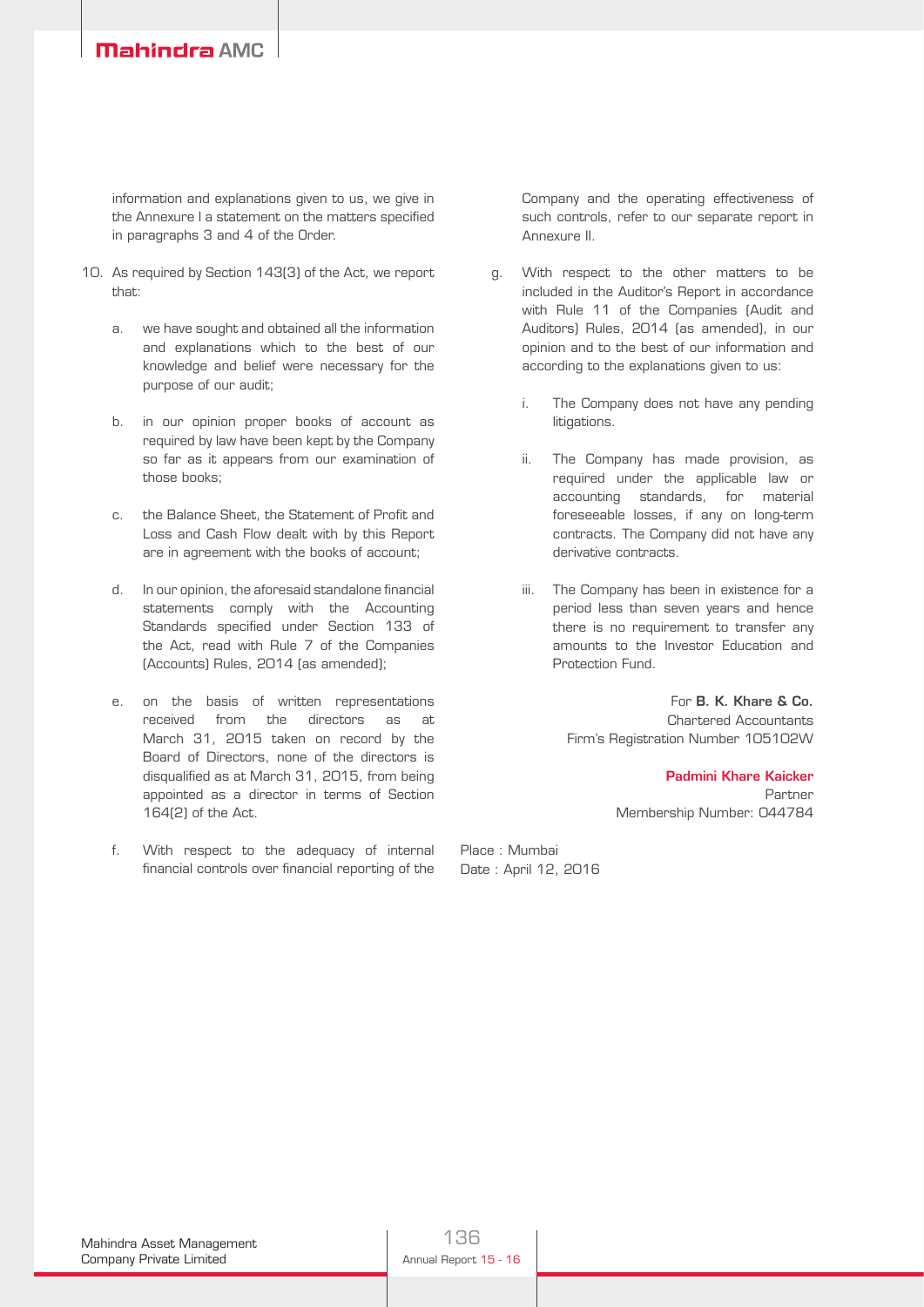information and explanations given to us, we give in the Annexure I a statement on the matters specified in paragraphs 3 and 4 of the Order.

10. As required by Section 143(3) of the Act, we report that:

    a. we have sought and obtained all the information and explanations which to the best of our knowledge and belief were necessary for the purpose of our audit;

    b. in our opinion proper books of account as required by law have been kept by the Company so far as it appears from our examination of those books;

    c. the Balance Sheet, the Statement of Profit and Loss and Cash Flow dealt with by this Report are in agreement with the books of account;

    d. In our opinion, the aforesaid standalone financial statements comply with the Accounting Standards specified under Section 133 of the Act, read with Rule 7 of the Companies (Accounts) Rules, 2014 (as amended);

    e. on the basis of written representations received from the directors as at March 31, 2015 taken on record by the Board of Directors, none of the directors is disqualified as at March 31, 2015, from being appointed as a director in terms of Section 164(2) of the Act.

    f. With respect to the adequacy of internal financial controls over financial reporting of the Company and the operating effectiveness of such controls, refer to our separate report in Annexure II.

    g. With respect to the other matters to be included in the Auditor's Report in accordance with Rule 11 of the Companies (Audit and Auditors) Rules, 2014 (as amended), in our opinion and to the best of our information and according to the explanations given to us:

        i. The Company does not have any pending litigations.

        ii. The Company has made provision, as required under the applicable law or accounting standards, for material foreseeable losses, if any on long-term contracts. The Company did not have any derivative contracts.

        iii. The Company has been in existence for a period less than seven years and hence there is no requirement to transfer any amounts to the Investor Education and Protection Fund.

For **B. K. Khare & Co.**
Chartered Accountants
Firm's Registration Number 105102W

**Padmini Khare Kaicker**
Partner
Membership Number: 044784

Place : Mumbai
Date : April 12, 2016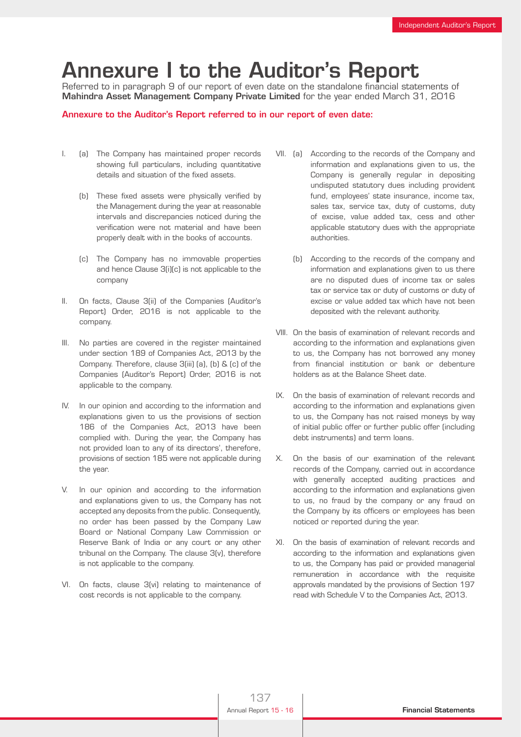# Annexure I to the Auditor's Report

Referred to in paragraph 9 of our report of even date on the standalone financial statements of **Mahindra Asset Management Company Private Limited** for the year ended March 31, 2016

**Annexure to the Auditor's Report referred to in our report of even date:**

I. (a) The Company has maintained proper records showing full particulars, including quantitative details and situation of the fixed assets.

(b) These fixed assets were physically verified by the Management during the year at reasonable intervals and discrepancies noticed during the verification were not material and have been properly dealt with in the books of accounts.

(c) The Company has no immovable properties and hence Clause 3(i)(c) is not applicable to the company

II. On facts, Clause 3(ii) of the Companies (Auditor's Report) Order, 2016 is not applicable to the company.

III. No parties are covered in the register maintained under section 189 of Companies Act, 2013 by the Company. Therefore, clause 3(iii) (a), (b) & (c) of the Companies (Auditor's Report) Order, 2016 is not applicable to the company.

IV. In our opinion and according to the information and explanations given to us the provisions of section 186 of the Companies Act, 2013 have been complied with. During the year, the Company has not provided loan to any of its directors', therefore, provisions of section 185 were not applicable during the year.

V. In our opinion and according to the information and explanations given to us, the Company has not accepted any deposits from the public. Consequently, no order has been passed by the Company Law Board or National Company Law Commission or Reserve Bank of India or any court or any other tribunal on the Company. The clause 3(v), therefore is not applicable to the company.

VI. On facts, clause 3(vi) relating to maintenance of cost records is not applicable to the company.

VII. (a) According to the records of the Company and information and explanations given to us, the Company is generally regular in depositing undisputed statutory dues including provident fund, employees' state insurance, income tax, sales tax, service tax, duty of customs, duty of excise, value added tax, cess and other applicable statutory dues with the appropriate authorities.

(b) According to the records of the company and information and explanations given to us there are no disputed dues of income tax or sales tax or service tax or duty of customs or duty of excise or value added tax which have not been deposited with the relevant authority.

VIII. On the basis of examination of relevant records and according to the information and explanations given to us, the Company has not borrowed any money from financial institution or bank or debenture holders as at the Balance Sheet date.

IX. On the basis of examination of relevant records and according to the information and explanations given to us, the Company has not raised moneys by way of initial public offer or further public offer (including debt instruments) and term loans.

X. On the basis of our examination of the relevant records of the Company, carried out in accordance with generally accepted auditing practices and according to the information and explanations given to us, no fraud by the company or any fraud on the Company by its officers or employees has been noticed or reported during the year.

XI. On the basis of examination of relevant records and according to the information and explanations given to us, the Company has paid or provided managerial remuneration in accordance with the requisite approvals mandated by the provisions of Section 197 read with Schedule V to the Companies Act, 2013.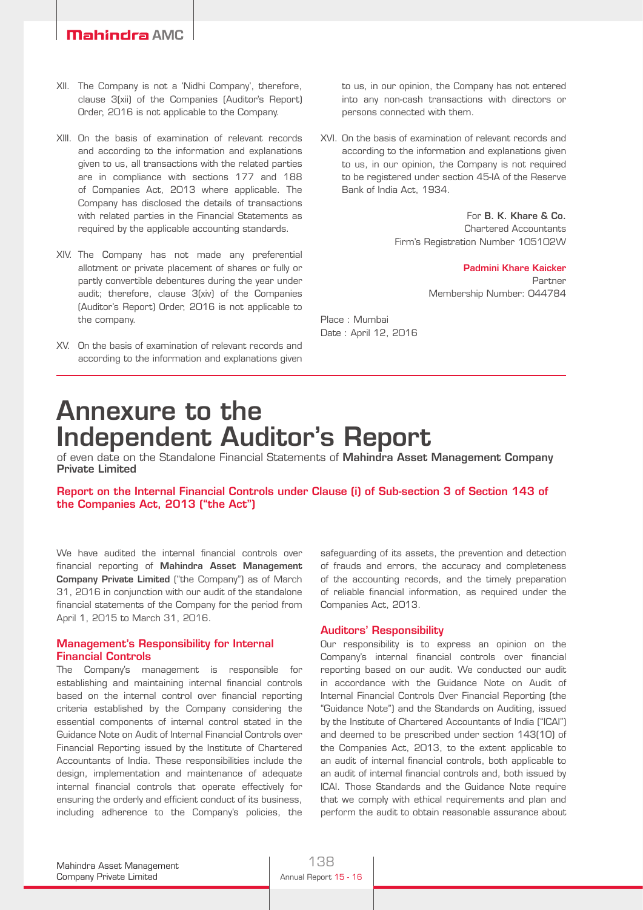XII. The Company is not a 'Nidhi Company', therefore, clause 3(xii) of the Companies (Auditor's Report) Order, 2016 is not applicable to the Company.

XIII. On the basis of examination of relevant records and according to the information and explanations given to us, all transactions with the related parties are in compliance with sections 177 and 188 of Companies Act, 2013 where applicable. The Company has disclosed the details of transactions with related parties in the Financial Statements as required by the applicable accounting standards.

XIV. The Company has not made any preferential allotment or private placement of shares or fully or partly convertible debentures during the year under audit; therefore, clause 3(xiv) of the Companies (Auditor's Report) Order, 2016 is not applicable to the company.

XV. On the basis of examination of relevant records and according to the information and explanations given to us, in our opinion, the Company has not entered into any non-cash transactions with directors or persons connected with them.

XVI. On the basis of examination of relevant records and according to the information and explanations given to us, in our opinion, the Company is not required to be registered under section 45-IA of the Reserve Bank of India Act, 1934.

For **B. K. Khare & Co.**
Chartered Accountants
Firm's Registration Number 105102W

**Padmini Khare Kaicker**
Partner
Membership Number: 044784

Place : Mumbai
Date : April 12, 2016

# Annexure to the Independent Auditor's Report

of even date on the Standalone Financial Statements of **Mahindra Asset Management Company Private Limited**

## Report on the Internal Financial Controls under Clause (i) of Sub-section 3 of Section 143 of the Companies Act, 2013 ("the Act")

We have audited the internal financial controls over financial reporting of **Mahindra Asset Management Company Private Limited** ("the Company") as of March 31, 2016 in conjunction with our audit of the standalone financial statements of the Company for the period from April 1, 2015 to March 31, 2016.

### Management's Responsibility for Internal Financial Controls

The Company's management is responsible for establishing and maintaining internal financial controls based on the internal control over financial reporting criteria established by the Company considering the essential components of internal control stated in the Guidance Note on Audit of Internal Financial Controls over Financial Reporting issued by the Institute of Chartered Accountants of India. These responsibilities include the design, implementation and maintenance of adequate internal financial controls that operate effectively for ensuring the orderly and efficient conduct of its business, including adherence to the Company's policies, the safeguarding of its assets, the prevention and detection of frauds and errors, the accuracy and completeness of the accounting records, and the timely preparation of reliable financial information, as required under the Companies Act, 2013.

### Auditors' Responsibility

Our responsibility is to express an opinion on the Company's internal financial controls over financial reporting based on our audit. We conducted our audit in accordance with the Guidance Note on Audit of Internal Financial Controls Over Financial Reporting (the "Guidance Note") and the Standards on Auditing, issued by the Institute of Chartered Accountants of India ("ICAI") and deemed to be prescribed under section 143(10) of the Companies Act, 2013, to the extent applicable to an audit of internal financial controls, both applicable to an audit of internal financial controls and, both issued by ICAI. Those Standards and the Guidance Note require that we comply with ethical requirements and plan and perform the audit to obtain reasonable assurance about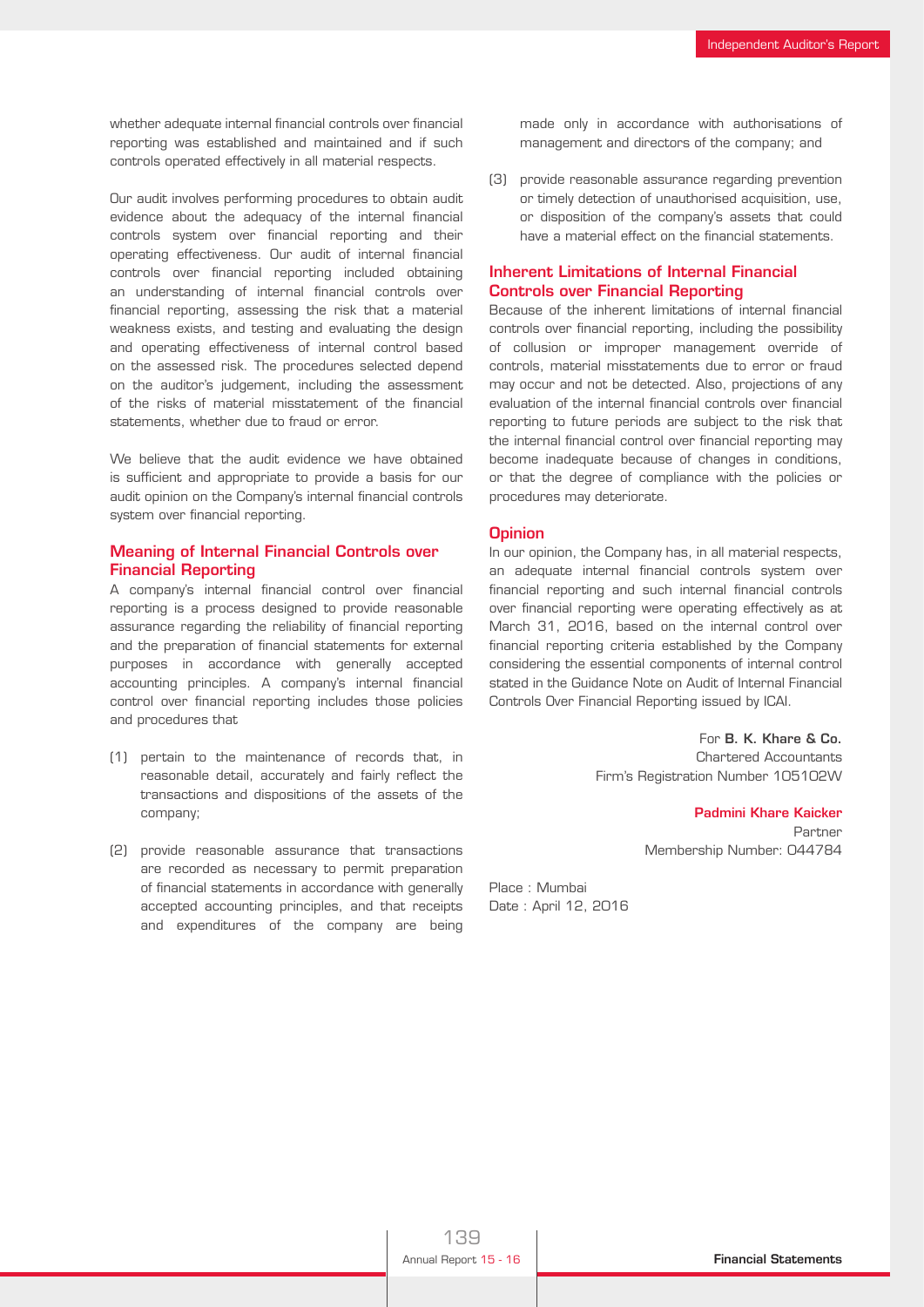whether adequate internal financial controls over financial reporting was established and maintained and if such controls operated effectively in all material respects.

Our audit involves performing procedures to obtain audit evidence about the adequacy of the internal financial controls system over financial reporting and their operating effectiveness. Our audit of internal financial controls over financial reporting included obtaining an understanding of internal financial controls over financial reporting, assessing the risk that a material weakness exists, and testing and evaluating the design and operating effectiveness of internal control based on the assessed risk. The procedures selected depend on the auditor's judgement, including the assessment of the risks of material misstatement of the financial statements, whether due to fraud or error.

We believe that the audit evidence we have obtained is sufficient and appropriate to provide a basis for our audit opinion on the Company's internal financial controls system over financial reporting.

## Meaning of Internal Financial Controls over Financial Reporting

A company's internal financial control over financial reporting is a process designed to provide reasonable assurance regarding the reliability of financial reporting and the preparation of financial statements for external purposes in accordance with generally accepted accounting principles. A company's internal financial control over financial reporting includes those policies and procedures that

(1) pertain to the maintenance of records that, in reasonable detail, accurately and fairly reflect the transactions and dispositions of the assets of the company;

(2) provide reasonable assurance that transactions are recorded as necessary to permit preparation of financial statements in accordance with generally accepted accounting principles, and that receipts and expenditures of the company are being made only in accordance with authorisations of management and directors of the company; and

(3) provide reasonable assurance regarding prevention or timely detection of unauthorised acquisition, use, or disposition of the company's assets that could have a material effect on the financial statements.

## Inherent Limitations of Internal Financial Controls over Financial Reporting

Because of the inherent limitations of internal financial controls over financial reporting, including the possibility of collusion or improper management override of controls, material misstatements due to error or fraud may occur and not be detected. Also, projections of any evaluation of the internal financial controls over financial reporting to future periods are subject to the risk that the internal financial control over financial reporting may become inadequate because of changes in conditions, or that the degree of compliance with the policies or procedures may deteriorate.

## Opinion

In our opinion, the Company has, in all material respects, an adequate internal financial controls system over financial reporting and such internal financial controls over financial reporting were operating effectively as at March 31, 2016, based on the internal control over financial reporting criteria established by the Company considering the essential components of internal control stated in the Guidance Note on Audit of Internal Financial Controls Over Financial Reporting issued by ICAI.

For **B. K. Khare & Co.**
Chartered Accountants
Firm's Registration Number 105102W

**Padmini Khare Kaicker**
Partner
Membership Number: 044784

Place : Mumbai
Date : April 12, 2016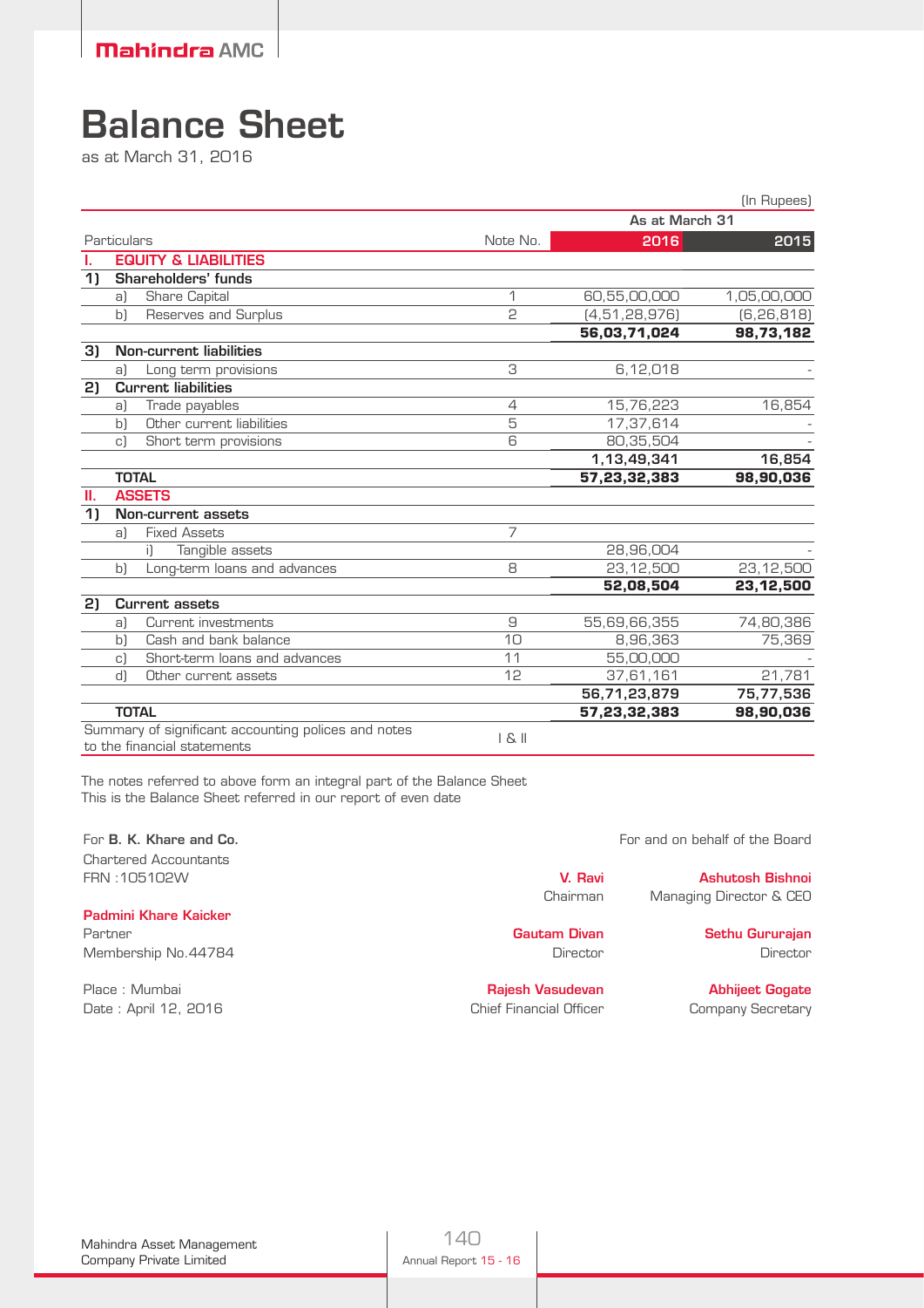# Balance Sheet

as at March 31, 2016

(In Rupees)

| | Particulars | Note No. | As at March 31 2016 | 2015 |
|---|---|---|---|---|
| **I.** | **EQUITY & LIABILITIES** | | | |
| **1)** | **Shareholders' funds** | | | |
| | a) Share Capital | 1 | 60,55,00,000 | 1,05,00,000 |
| | b) Reserves and Surplus | 2 | (4,51,28,976) | (6,26,818) |
| | | | **56,03,71,024** | **98,73,182** |
| **3)** | **Non-current liabilities** | | | |
| | a) Long term provisions | 3 | 6,12,018 | - |
| **2)** | **Current liabilities** | | | |
| | a) Trade payables | 4 | 15,76,223 | 16,854 |
| | b) Other current liabilities | 5 | 17,37,614 | - |
| | c) Short term provisions | 6 | 80,35,504 | - |
| | | | **1,13,49,341** | **16,854** |
| | **TOTAL** | | **57,23,32,383** | **98,90,036** |
| **II.** | **ASSETS** | | | |
| **1)** | **Non-current assets** | | | |
| | a) Fixed Assets | 7 | | |
| | i) Tangible assets | | 28,96,004 | - |
| | b) Long-term loans and advances | 8 | 23,12,500 | 23,12,500 |
| | | | **52,08,504** | **23,12,500** |
| **2)** | **Current assets** | | | |
| | a) Current investments | 9 | 55,69,66,355 | 74,80,386 |
| | b) Cash and bank balance | 10 | 8,96,363 | 75,369 |
| | c) Short-term loans and advances | 11 | 55,00,000 | - |
| | d) Other current assets | 12 | 37,61,161 | 21,781 |
| | | | **56,71,23,879** | **75,77,536** |
| | **TOTAL** | | **57,23,32,383** | **98,90,036** |
| | Summary of significant accounting polices and notes to the financial statements | I & II | | |

The notes referred to above form an integral part of the Balance Sheet
This is the Balance Sheet referred in our report of even date

For **B. K. Khare and Co.**
Chartered Accountants
FRN :105102W

**Padmini Khare Kaicker**
Partner
Membership No.44784

Place : Mumbai
Date : April 12, 2016

For and on behalf of the Board

**V. Ravi**
Chairman

**Ashutosh Bishnoi**
Managing Director & CEO

**Gautam Divan**
Director

**Sethu Gururajan**
Director

**Rajesh Vasudevan**
Chief Financial Officer

**Abhijeet Gogate**
Company Secretary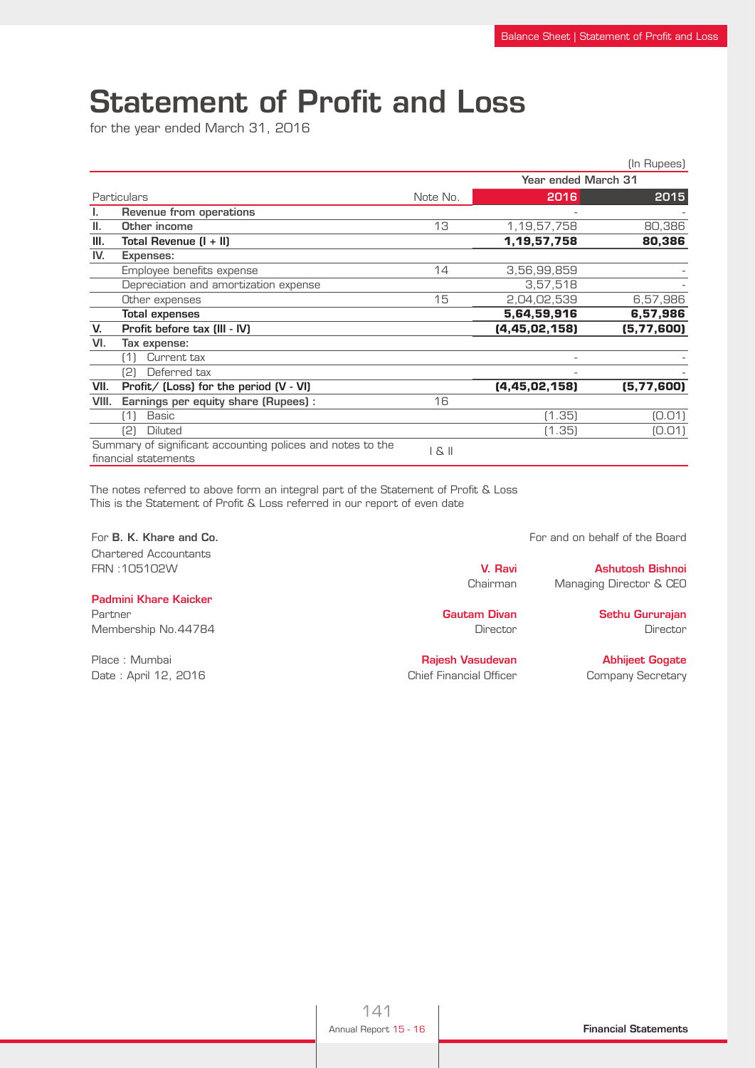# Statement of Profit and Loss

for the year ended March 31, 2016

(In Rupees)

| | Particulars | Note No. | Year ended March 31 2016 | 2015 |
|---|---|---|---|---|
| I. | **Revenue from operations** | | - | - |
| II. | **Other income** | 13 | 1,19,57,758 | 80,386 |
| III. | **Total Revenue (I + II)** | | **1,19,57,758** | **80,386** |
| IV. | **Expenses:** | | | |
| | Employee benefits expense | 14 | 3,56,99,859 | - |
| | Depreciation and amortization expense | | 3,57,518 | - |
| | Other expenses | 15 | 2,04,02,539 | 6,57,986 |
| | **Total expenses** | | **5,64,59,916** | **6,57,986** |
| V. | **Profit before tax (III - IV)** | | **(4,45,02,158)** | **(5,77,600)** |
| VI. | **Tax expense:** | | | |
| | (1) Current tax | | - | - |
| | (2) Deferred tax | | - | - |
| VII. | **Profit/ (Loss) for the period (V - VI)** | | **(4,45,02,158)** | **(5,77,600)** |
| VIII. | **Earnings per equity share (Rupees) :** | 16 | | |
| | (1) Basic | | (1.35) | (0.01) |
| | (2) Diluted | | (1.35) | (0.01) |
| | Summary of significant accounting polices and notes to the financial statements | I & II | | |

The notes referred to above form an integral part of the Statement of Profit & Loss
This is the Statement of Profit & Loss referred in our report of even date

For **B. K. Khare and Co.**
Chartered Accountants
FRN :105102W

**Padmini Khare Kaicker**
Partner
Membership No.44784

Place : Mumbai
Date : April 12, 2016

For and on behalf of the Board

**V. Ravi**
Chairman

**Ashutosh Bishnoi**
Managing Director & CEO

**Gautam Divan**
Director

**Sethu Gururajan**
Director

**Rajesh Vasudevan**
Chief Financial Officer

**Abhijeet Gogate**
Company Secretary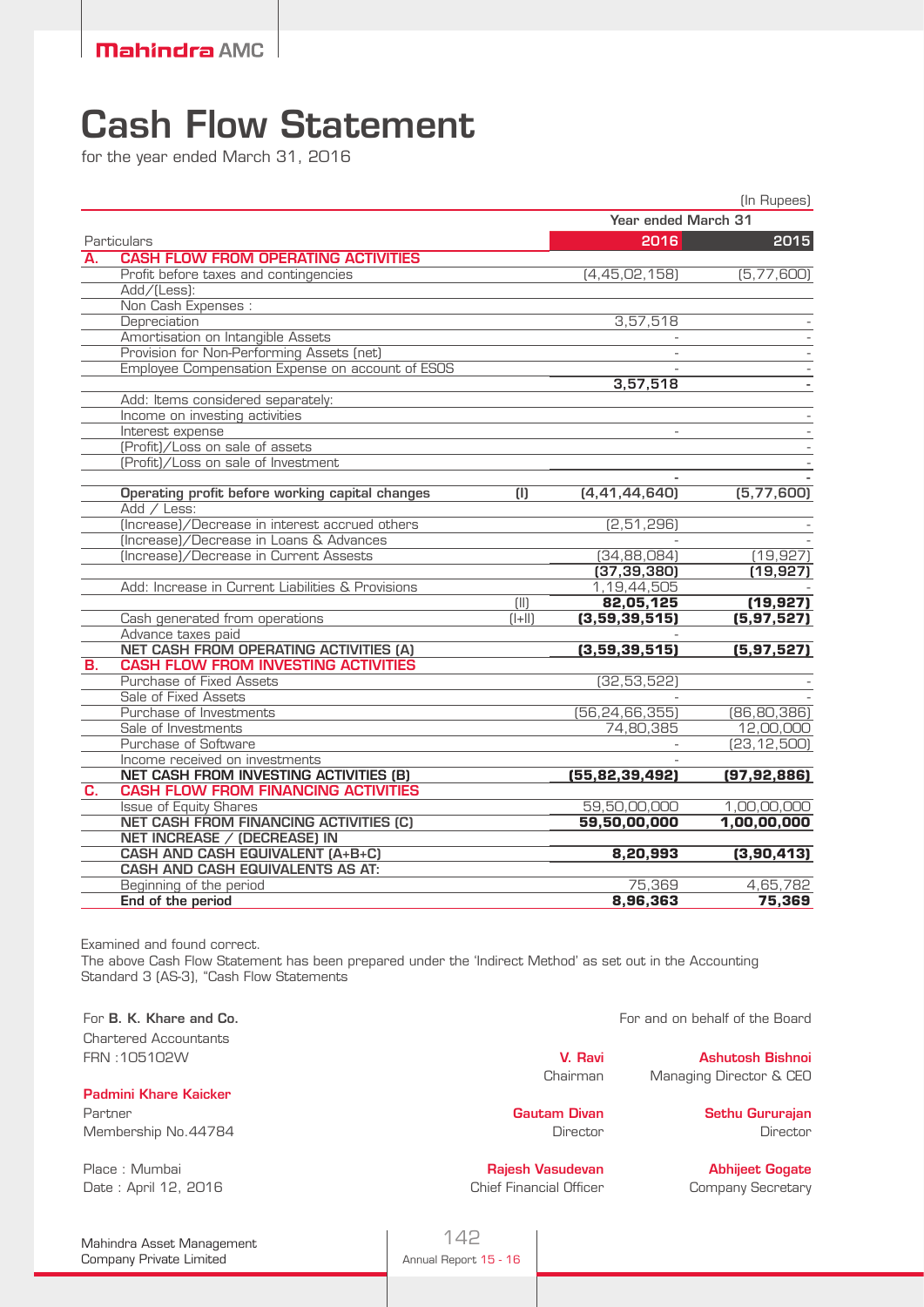# Cash Flow Statement

for the year ended March 31, 2016

(In Rupees)

| | Particulars | | Year ended March 31 2016 | 2015 |
|---|---|---|---|---|
| **A.** | **CASH FLOW FROM OPERATING ACTIVITIES** | | | |
| | Profit before taxes and contingencies | | (4,45,02,158) | (5,77,600) |
| | Add/(Less): | | | |
| | Non Cash Expenses : | | | |
| | Depreciation | | 3,57,518 | - |
| | Amortisation on Intangible Assets | | - | - |
| | Provision for Non-Performing Assets (net) | | - | - |
| | Employee Compensation Expense on account of ESOS | | - | - |
| | | | **3,57,518** | **-** |
| | Add: Items considered separately: | | | |
| | Income on investing activities | | | - |
| | Interest expense | | - | - |
| | (Profit)/Loss on sale of assets | | | - |
| | (Profit)/Loss on sale of Investment | | | - |
| | | | - | - |
| | **Operating profit before working capital changes** | **(I)** | **(4,41,44,640)** | **(5,77,600)** |
| | Add / Less: | | | |
| | (Increase)/Decrease in interest accrued others | | (2,51,296) | - |
| | (Increase)/Decrease in Loans & Advances | | - | - |
| | (Increase)/Decrease in Current Assests | | (34,88,084) | (19,927) |
| | | | **(37,39,380)** | **(19,927)** |
| | Add: Increase in Current Liabilities & Provisions | | 1,19,44,505 | - |
| | | (II) | **82,05,125** | **(19,927)** |
| | Cash generated from operations | (I+II) | **(3,59,39,515)** | **(5,97,527)** |
| | Advance taxes paid | | - | |
| | **NET CASH FROM OPERATING ACTIVITIES (A)** | | **(3,59,39,515)** | **(5,97,527)** |
| **B.** | **CASH FLOW FROM INVESTING ACTIVITIES** | | | |
| | Purchase of Fixed Assets | | (32,53,522) | - |
| | Sale of Fixed Assets | | - | - |
| | Purchase of Investments | | (56,24,66,355) | (86,80,386) |
| | Sale of Investments | | 74,80,385 | 12,00,000 |
| | Purchase of Software | | - | (23,12,500) |
| | Income received on investments | | - | |
| | **NET CASH FROM INVESTING ACTIVITIES (B)** | | **(55,82,39,492)** | **(97,92,886)** |
| **C.** | **CASH FLOW FROM FINANCING ACTIVITIES** | | | |
| | Issue of Equity Shares | | 59,50,00,000 | 1,00,00,000 |
| | **NET CASH FROM FINANCING ACTIVITIES (C)** | | **59,50,00,000** | **1,00,00,000** |
| | **NET INCREASE / (DECREASE) IN CASH AND CASH EQUIVALENT (A+B+C)** | | **8,20,993** | **(3,90,413)** |
| | **CASH AND CASH EQUIVALENTS AS AT:** | | | |
| | Beginning of the period | | 75,369 | 4,65,782 |
| | **End of the period** | | **8,96,363** | **75,369** |

Examined and found correct.

The above Cash Flow Statement has been prepared under the 'Indirect Method' as set out in the Accounting Standard 3 (AS-3), "Cash Flow Statements

For **B. K. Khare and Co.**
Chartered Accountants
FRN :105102W

**Padmini Khare Kaicker**
Partner
Membership No.44784

Place : Mumbai
Date : April 12, 2016

For and on behalf of the Board

**V. Ravi**
Chairman

**Ashutosh Bishnoi**
Managing Director & CEO

**Gautam Divan**
Director

**Sethu Gururajan**
Director

**Rajesh Vasudevan**
Chief Financial Officer

**Abhijeet Gogate**
Company Secretary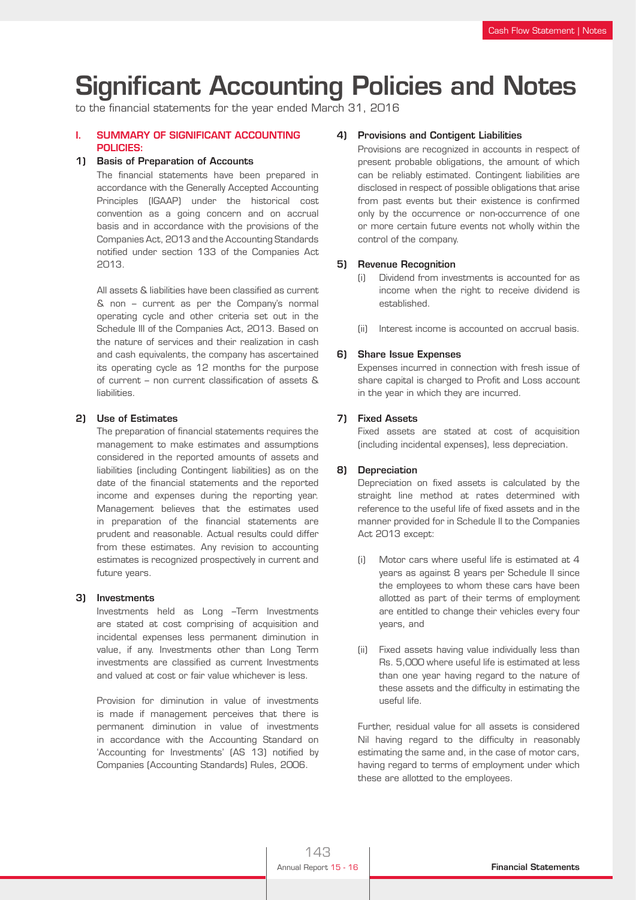# Significant Accounting Policies and Notes

to the financial statements for the year ended March 31, 2016

## I. SUMMARY OF SIGNIFICANT ACCOUNTING POLICIES:

### 1) Basis of Preparation of Accounts

The financial statements have been prepared in accordance with the Generally Accepted Accounting Principles (IGAAP) under the historical cost convention as a going concern and on accrual basis and in accordance with the provisions of the Companies Act, 2013 and the Accounting Standards notified under section 133 of the Companies Act 2013.

All assets & liabilities have been classified as current & non – current as per the Company's normal operating cycle and other criteria set out in the Schedule III of the Companies Act, 2013. Based on the nature of services and their realization in cash and cash equivalents, the company has ascertained its operating cycle as 12 months for the purpose of current – non current classification of assets & liabilities.

### 2) Use of Estimates

The preparation of financial statements requires the management to make estimates and assumptions considered in the reported amounts of assets and liabilities (including Contingent liabilities) as on the date of the financial statements and the reported income and expenses during the reporting year. Management believes that the estimates used in preparation of the financial statements are prudent and reasonable. Actual results could differ from these estimates. Any revision to accounting estimates is recognized prospectively in current and future years.

### 3) Investments

Investments held as Long –Term Investments are stated at cost comprising of acquisition and incidental expenses less permanent diminution in value, if any. Investments other than Long Term investments are classified as current Investments and valued at cost or fair value whichever is less.

Provision for diminution in value of investments is made if management perceives that there is permanent diminution in value of investments in accordance with the Accounting Standard on 'Accounting for Investments' (AS 13) notified by Companies (Accounting Standards) Rules, 2006.

### 4) Provisions and Contigent Liabilities

Provisions are recognized in accounts in respect of present probable obligations, the amount of which can be reliably estimated. Contingent liabilities are disclosed in respect of possible obligations that arise from past events but their existence is confirmed only by the occurrence or non-occurrence of one or more certain future events not wholly within the control of the company.

### 5) Revenue Recognition

(i) Dividend from investments is accounted for as income when the right to receive dividend is established.

(ii) Interest income is accounted on accrual basis.

### 6) Share Issue Expenses

Expenses incurred in connection with fresh issue of share capital is charged to Profit and Loss account in the year in which they are incurred.

### 7) Fixed Assets

Fixed assets are stated at cost of acquisition (including incidental expenses), less depreciation.

### 8) Depreciation

Depreciation on fixed assets is calculated by the straight line method at rates determined with reference to the useful life of fixed assets and in the manner provided for in Schedule II to the Companies Act 2013 except:

(i) Motor cars where useful life is estimated at 4 years as against 8 years per Schedule II since the employees to whom these cars have been allotted as part of their terms of employment are entitled to change their vehicles every four years, and

(ii) Fixed assets having value individually less than Rs. 5,000 where useful life is estimated at less than one year having regard to the nature of these assets and the difficulty in estimating the useful life.

Further, residual value for all assets is considered Nil having regard to the difficulty in reasonably estimating the same and, in the case of motor cars, having regard to terms of employment under which these are allotted to the employees.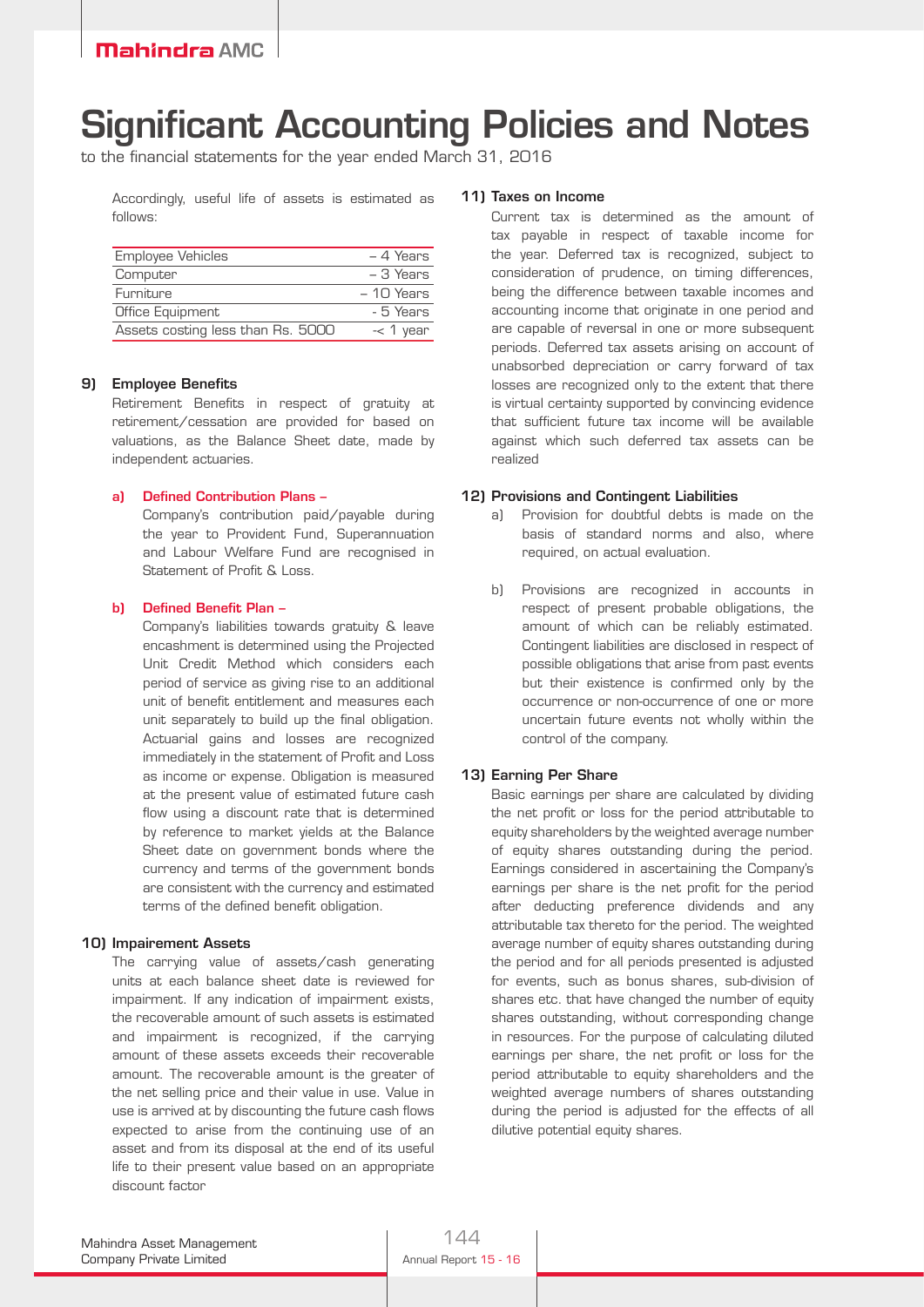# Significant Accounting Policies and Notes

to the financial statements for the year ended March 31, 2016

Accordingly, useful life of assets is estimated as follows:

| | |
|---|---|
| Employee Vehicles | – 4 Years |
| Computer | – 3 Years |
| Furniture | – 10 Years |
| Office Equipment | - 5 Years |
| Assets costing less than Rs. 5000 | -< 1 year |

### 9) Employee Benefits

Retirement Benefits in respect of gratuity at retirement/cessation are provided for based on valuations, as the Balance Sheet date, made by independent actuaries.

**a) Defined Contribution Plans –**

Company's contribution paid/payable during the year to Provident Fund, Superannuation and Labour Welfare Fund are recognised in Statement of Profit & Loss.

**b) Defined Benefit Plan –**

Company's liabilities towards gratuity & leave encashment is determined using the Projected Unit Credit Method which considers each period of service as giving rise to an additional unit of benefit entitlement and measures each unit separately to build up the final obligation. Actuarial gains and losses are recognized immediately in the statement of Profit and Loss as income or expense. Obligation is measured at the present value of estimated future cash flow using a discount rate that is determined by reference to market yields at the Balance Sheet date on government bonds where the currency and terms of the government bonds are consistent with the currency and estimated terms of the defined benefit obligation.

### 10) Impairement Assets

The carrying value of assets/cash generating units at each balance sheet date is reviewed for impairment. If any indication of impairment exists, the recoverable amount of such assets is estimated and impairment is recognized, if the carrying amount of these assets exceeds their recoverable amount. The recoverable amount is the greater of the net selling price and their value in use. Value in use is arrived at by discounting the future cash flows expected to arise from the continuing use of an asset and from its disposal at the end of its useful life to their present value based on an appropriate discount factor

### 11) Taxes on Income

Current tax is determined as the amount of tax payable in respect of taxable income for the year. Deferred tax is recognized, subject to consideration of prudence, on timing differences, being the difference between taxable incomes and accounting income that originate in one period and are capable of reversal in one or more subsequent periods. Deferred tax assets arising on account of unabsorbed depreciation or carry forward of tax losses are recognized only to the extent that there is virtual certainty supported by convincing evidence that sufficient future tax income will be available against which such deferred tax assets can be realized

### 12) Provisions and Contingent Liabilities

a) Provision for doubtful debts is made on the basis of standard norms and also, where required, on actual evaluation.

b) Provisions are recognized in accounts in respect of present probable obligations, the amount of which can be reliably estimated. Contingent liabilities are disclosed in respect of possible obligations that arise from past events but their existence is confirmed only by the occurrence or non-occurrence of one or more uncertain future events not wholly within the control of the company.

### 13) Earning Per Share

Basic earnings per share are calculated by dividing the net profit or loss for the period attributable to equity shareholders by the weighted average number of equity shares outstanding during the period. Earnings considered in ascertaining the Company's earnings per share is the net profit for the period after deducting preference dividends and any attributable tax thereto for the period. The weighted average number of equity shares outstanding during the period and for all periods presented is adjusted for events, such as bonus shares, sub-division of shares etc. that have changed the number of equity shares outstanding, without corresponding change in resources. For the purpose of calculating diluted earnings per share, the net profit or loss for the period attributable to equity shareholders and the weighted average numbers of shares outstanding during the period is adjusted for the effects of all dilutive potential equity shares.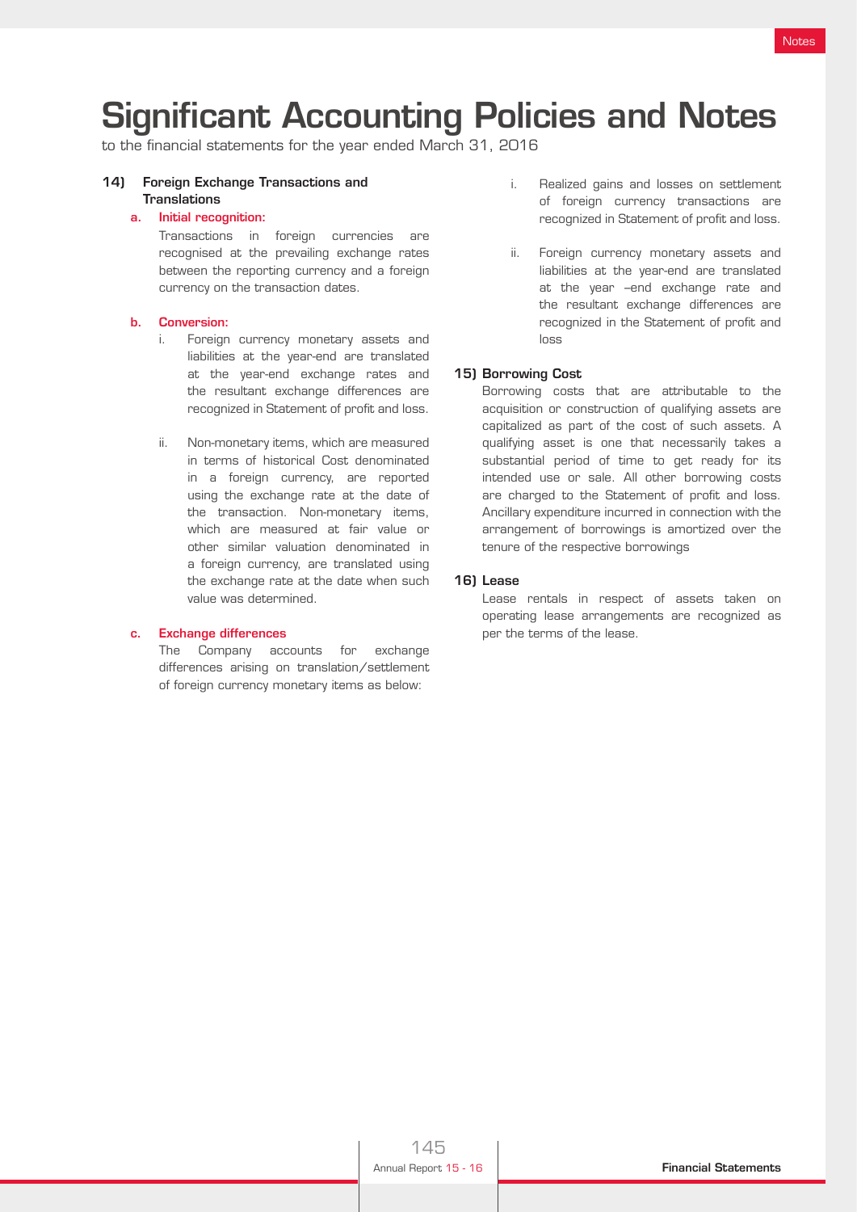# Significant Accounting Policies and Notes

to the financial statements for the year ended March 31, 2016

### 14) Foreign Exchange Transactions and Translations

**a. Initial recognition:**

Transactions in foreign currencies are recognised at the prevailing exchange rates between the reporting currency and a foreign currency on the transaction dates.

**b. Conversion:**

i. Foreign currency monetary assets and liabilities at the year-end are translated at the year-end exchange rates and the resultant exchange differences are recognized in Statement of profit and loss.

ii. Non-monetary items, which are measured in terms of historical Cost denominated in a foreign currency, are reported using the exchange rate at the date of the transaction. Non-monetary items, which are measured at fair value or other similar valuation denominated in a foreign currency, are translated using the exchange rate at the date when such value was determined.

**c. Exchange differences**

The Company accounts for exchange differences arising on translation/settlement of foreign currency monetary items as below:

i. Realized gains and losses on settlement of foreign currency transactions are recognized in Statement of profit and loss.

ii. Foreign currency monetary assets and liabilities at the year-end are translated at the year –end exchange rate and the resultant exchange differences are recognized in the Statement of profit and loss

### 15) Borrowing Cost

Borrowing costs that are attributable to the acquisition or construction of qualifying assets are capitalized as part of the cost of such assets. A qualifying asset is one that necessarily takes a substantial period of time to get ready for its intended use or sale. All other borrowing costs are charged to the Statement of profit and loss. Ancillary expenditure incurred in connection with the arrangement of borrowings is amortized over the tenure of the respective borrowings

### 16) Lease

Lease rentals in respect of assets taken on operating lease arrangements are recognized as per the terms of the lease.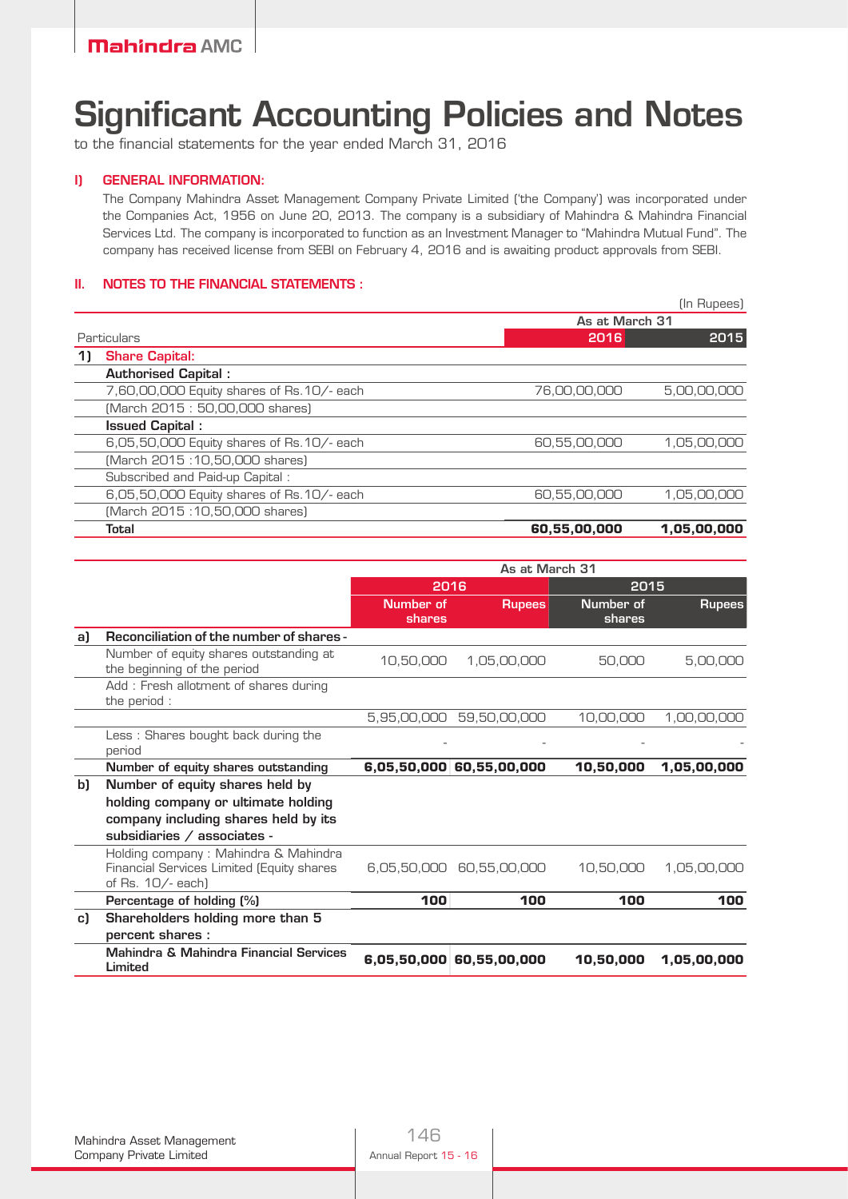# Significant Accounting Policies and Notes

to the financial statements for the year ended March 31, 2016

## I) GENERAL INFORMATION:

The Company Mahindra Asset Management Company Private Limited ('the Company') was incorporated under the Companies Act, 1956 on June 20, 2013. The company is a subsidiary of Mahindra & Mahindra Financial Services Ltd. The company is incorporated to function as an Investment Manager to "Mahindra Mutual Fund". The company has received license from SEBI on February 4, 2016 and is awaiting product approvals from SEBI.

## II. NOTES TO THE FINANCIAL STATEMENTS :

(In Rupees)

| | Particulars | As at March 31 2016 | As at March 31 2015 |
|---|---|---|---|
| **1)** | **Share Capital:** | | |
| | **Authorised Capital :** | | |
| | 7,60,00,000 Equity shares of Rs.10/- each | 76,00,00,000 | 5,00,00,000 |
| | (March 2015 : 50,00,000 shares) | | |
| | **Issued Capital :** | | |
| | 6,05,50,000 Equity shares of Rs.10/- each | 60,55,00,000 | 1,05,00,000 |
| | (March 2015 :10,50,000 shares) | | |
| | Subscribed and Paid-up Capital : | | |
| | 6,05,50,000 Equity shares of Rs.10/- each | 60,55,00,000 | 1,05,00,000 |
| | (March 2015 :10,50,000 shares) | | |
| | **Total** | **60,55,00,000** | **1,05,00,000** |

| | | As at March 31 | | | |
|---|---|---|---|---|---|
| | | 2016 | | 2015 | |
| | | Number of shares | Rupees | Number of shares | Rupees |
| **a)** | **Reconciliation of the number of shares -** | | | | |
| | Number of equity shares outstanding at the beginning of the period | 10,50,000 | 1,05,00,000 | 50,000 | 5,00,000 |
| | Add : Fresh allotment of shares during the period : | | | | |
| | | 5,95,00,000 | 59,50,00,000 | 10,00,000 | 1,00,00,000 |
| | Less : Shares bought back during the period | - | - | - | - |
| | **Number of equity shares outstanding** | **6,05,50,000** | **60,55,00,000** | **10,50,000** | **1,05,00,000** |
| **b)** | **Number of equity shares held by holding company or ultimate holding company including shares held by its subsidiaries / associates -** | | | | |
| | Holding company : Mahindra & Mahindra Financial Services Limited (Equity shares of Rs. 10/- each) | 6,05,50,000 | 60,55,00,000 | 10,50,000 | 1,05,00,000 |
| | **Percentage of holding (%)** | **100** | **100** | **100** | **100** |
| **c)** | **Shareholders holding more than 5 percent shares :** | | | | |
| | **Mahindra & Mahindra Financial Services Limited** | **6,05,50,000** | **60,55,00,000** | **10,50,000** | **1,05,00,000** |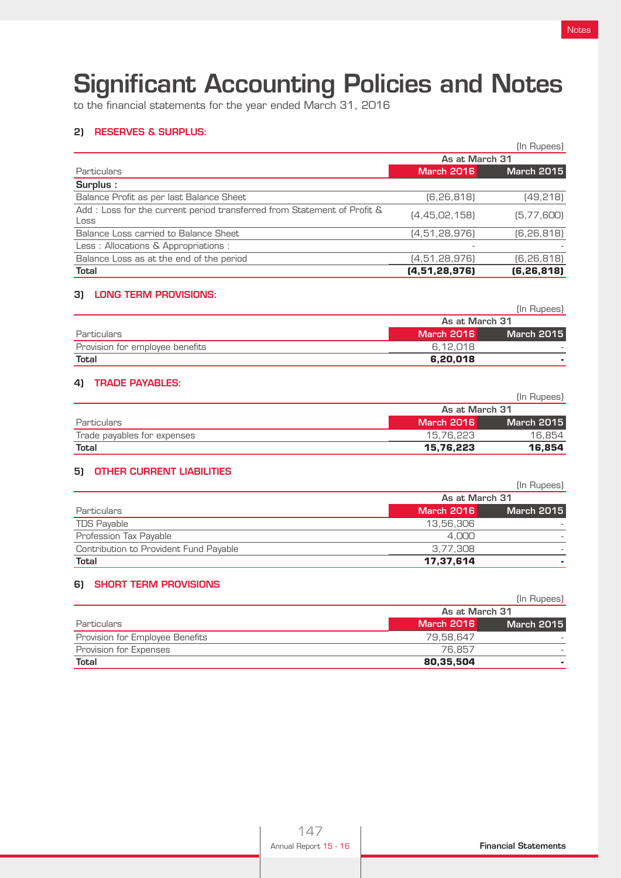# Significant Accounting Policies and Notes

to the financial statements for the year ended March 31, 2016

### 2) RESERVES & SURPLUS:

(In Rupees)

| Particulars | As at March 31 | |
|---|---|---|
| | March 2016 | March 2015 |
| **Surplus :** | | |
| Balance Profit as per last Balance Sheet | (6,26,818) | (49,218) |
| Add : Loss for the current period transferred from Statement of Profit & Loss | (4,45,02,158) | (5,77,600) |
| Balance Loss carried to Balance Sheet | (4,51,28,976) | (6,26,818) |
| Less : Allocations & Appropriations : | - | - |
| Balance Loss as at the end of the period | (4,51,28,976) | (6,26,818) |
| **Total** | **(4,51,28,976)** | **(6,26,818)** |

### 3) LONG TERM PROVISIONS:

(In Rupees)

| Particulars | As at March 31 | |
|---|---|---|
| | March 2016 | March 2015 |
| Provision for employee benefits | 6,12,018 | - |
| **Total** | **6,20,018** | **-** |

### 4) TRADE PAYABLES:

(In Rupees)

| Particulars | As at March 31 | |
|---|---|---|
| | March 2016 | March 2015 |
| Trade payables for expenses | 15,76,223 | 16,854 |
| **Total** | **15,76,223** | **16,854** |

### 5) OTHER CURRENT LIABILITIES

(In Rupees)

| Particulars | As at March 31 | |
|---|---|---|
| | March 2016 | March 2015 |
| TDS Payable | 13,56,306 | - |
| Profession Tax Payable | 4,000 | - |
| Contribution to Provident Fund Payable | 3,77,308 | - |
| **Total** | **17,37,614** | **-** |

### 6) SHORT TERM PROVISIONS

(In Rupees)

| Particulars | As at March 31 | |
|---|---|---|
| | March 2016 | March 2015 |
| Provision for Employee Benefits | 79,58,647 | - |
| Provision for Expenses | 76,857 | - |
| **Total** | **80,35,504** | **-** |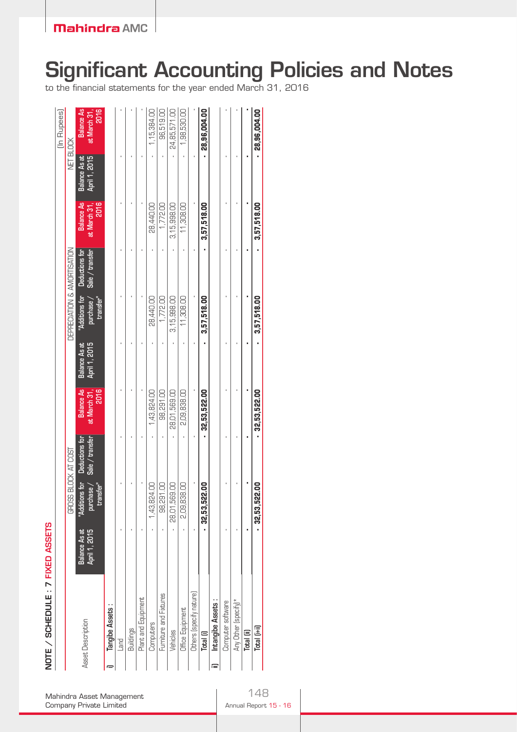# Significant Accounting Policies and Notes

to the financial statements for the year ended March 31, 2016

## NOTE / SCHEDULE : 7 FIXED ASSETS

(In Rupees)

| Asset Description | GROSS BLOCK AT COST | | | | DEPRECIATION & AMORTISATION | | | | NET BLOCK | |
|---|---|---|---|---|---|---|---|---|---|---|
| | Balance As at April 1, 2015 | "Additions for purchase / transfer" | Deductions for Sale / transfer | Balance As at March 31, 2016 | Balance As at April 1, 2015 | "Additions for purchase / transfer" | Deductions for Sale / transfer | Balance As at March 31, 2016 | Balance As at April 1, 2015 | Balance As at March 31, 2016 |
| **i) Tangibe Assets :** | | | | | | | | | | |
| Land | - | - | - | - | - | - | - | - | - | - |
| Buildings | - | - | - | - | - | - | - | - | - | - |
| Plant and Equipment | - | - | - | - | - | - | - | - | - | - |
| Computers | - | 1,43,824.00 | - | 1,43,824.00 | - | 28,440.00 | - | 28,440.00 | - | 1,15,384.00 |
| Furniture and Fixtures | - | 98,291.00 | - | 98,291.00 | - | 1,772.00 | - | 1,772.00 | - | 96,519.00 |
| Vehicles | - | 28,01,569.00 | - | 28,01,569.00 | - | 3,15,998.00 | - | 3,15,998.00 | - | 24,85,571.00 |
| Office Equipment | - | 2,09,838.00 | - | 2,09,838.00 | - | 11,308.00 | - | 11,308.00 | - | 1,98,530.00 |
| Others (specify nature) | - | - | - | - | - | - | - | - | - | - |
| **Total (i)** | **-** | **32,53,522.00** | **-** | **32,53,522.00** | **-** | **3,57,518.00** | **-** | **3,57,518.00** | **-** | **28,96,004.00** |
| **ii) Intangibe Assets :** | | | | | | | | | | |
| Computer software | - | - | - | - | - | - | - | - | - | - |
| Any Other (specify)* | - | - | - | - | - | - | - | - | - | - |
| **Total (ii)** | **-** | **-** | **-** | **-** | **-** | **-** | **-** | **-** | **-** | **-** |
| **Total (i+ii)** | **-** | **32,53,522.00** | **-** | **32,53,522.00** | **-** | **3,57,518.00** | **-** | **3,57,518.00** | **-** | **28,96,004.00** |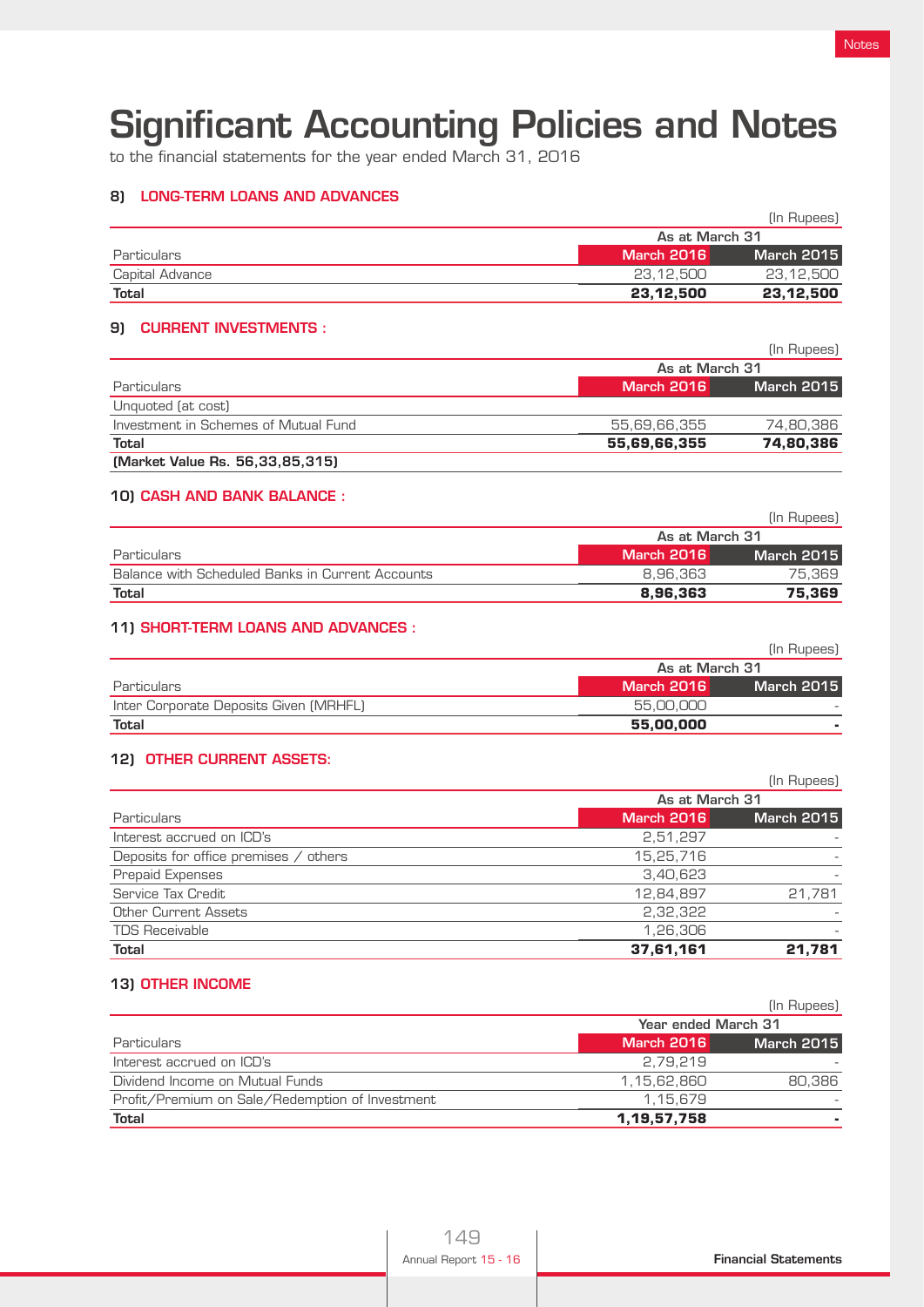# Significant Accounting Policies and Notes

to the financial statements for the year ended March 31, 2016

### 8) LONG-TERM LOANS AND ADVANCES

(In Rupees)

| Particulars | As at March 31 | |
|---|---|---|
| | March 2016 | March 2015 |
| Capital Advance | 23,12,500 | 23,12,500 |
| **Total** | **23,12,500** | **23,12,500** |

### 9) CURRENT INVESTMENTS :

(In Rupees)

| Particulars | As at March 31 | |
|---|---|---|
| | March 2016 | March 2015 |
| Unquoted (at cost) | | |
| Investment in Schemes of Mutual Fund | 55,69,66,355 | 74,80,386 |
| **Total** | **55,69,66,355** | **74,80,386** |
| **(Market Value Rs. 56,33,85,315)** | | |

### 10) CASH AND BANK BALANCE :

(In Rupees)

| Particulars | As at March 31 | |
|---|---|---|
| | March 2016 | March 2015 |
| Balance with Scheduled Banks in Current Accounts | 8,96,363 | 75,369 |
| **Total** | **8,96,363** | **75,369** |

### 11) SHORT-TERM LOANS AND ADVANCES :

(In Rupees)

| Particulars | As at March 31 | |
|---|---|---|
| | March 2016 | March 2015 |
| Inter Corporate Deposits Given (MRHFL) | 55,00,000 | - |
| **Total** | **55,00,000** | **-** |

### 12) OTHER CURRENT ASSETS:

(In Rupees)

| Particulars | As at March 31 | |
|---|---|---|
| | March 2016 | March 2015 |
| Interest accrued on ICD's | 2,51,297 | - |
| Deposits for office premises / others | 15,25,716 | - |
| Prepaid Expenses | 3,40,623 | - |
| Service Tax Credit | 12,84,897 | 21,781 |
| Other Current Assets | 2,32,322 | - |
| TDS Receivable | 1,26,306 | - |
| **Total** | **37,61,161** | **21,781** |

### 13) OTHER INCOME

(In Rupees)

| Particulars | Year ended March 31 | |
|---|---|---|
| | March 2016 | March 2015 |
| Interest accrued on ICD's | 2,79,219 | - |
| Dividend Income on Mutual Funds | 1,15,62,860 | 80,386 |
| Profit/Premium on Sale/Redemption of Investment | 1,15,679 | - |
| **Total** | **1,19,57,758** | **-** |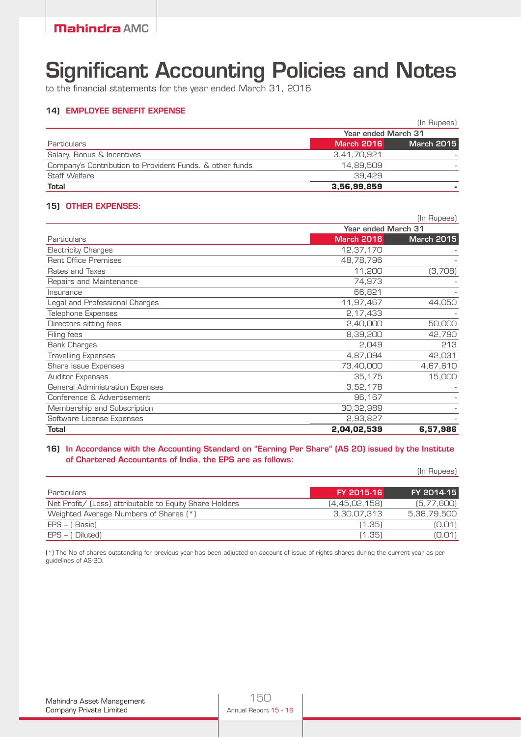# Significant Accounting Policies and Notes

to the financial statements for the year ended March 31, 2016

### 14) EMPLOYEE BENEFIT EXPENSE

(In Rupees)

| Particulars | Year ended March 31 | |
|---|---|---|
| | March 2016 | March 2015 |
| Salary, Bonus & Incentives | 3,41,70,921 | - |
| Company's Contribution to Provident Funds. & other funds | 14,89,509 | - |
| Staff Welfare | 39,429 | |
| **Total** | **3,56,99,859** | **-** |

### 15) OTHER EXPENSES:

(In Rupees)

| Particulars | Year ended March 31 | |
|---|---|---|
| | March 2016 | March 2015 |
| Electricity Charges | 12,37,170 | - |
| Rent Office Premises | 48,78,796 | - |
| Rates and Taxes | 11,200 | (3,708) |
| Repairs and Maintenance | 74,973 | - |
| Insurance | 66,821 | - |
| Legal and Professional Charges | 11,97,467 | 44,050 |
| Telephone Expenses | 2,17,433 | - |
| Directors sitting fees | 2,40,000 | 50,000 |
| Filing fees | 8,39,200 | 42,790 |
| Bank Charges | 2,049 | 213 |
| Travelling Expenses | 4,87,094 | 42,031 |
| Share Issue Expenses | 73,40,000 | 4,67,610 |
| Auditor Expenses | 35,175 | 15,000 |
| General Administration Expenses | 3,52,178 | - |
| Conference & Advertisement | 96,167 | - |
| Membership and Subscription | 30,32,989 | - |
| Software License Expenses | 2,93,827 | - |
| **Total** | **2,04,02,539** | **6,57,986** |

### 16) In Accordance with the Accounting Standard on "Earning Per Share" (AS 20) issued by the Institute of Chartered Accountants of India, the EPS are as follows:

(In Rupees)

| Particulars | FY 2015-16 | FY 2014-15 |
|---|---|---|
| Net Profit/ (Loss) attributable to Equity Share Holders | (4,45,02,158) | (5,77,600) |
| Weighted Average Numbers of Shares (*) | 3,30,07,313 | 5,38,79,500 |
| EPS – ( Basic) | (1.35) | (0.01) |
| EPS – ( Diluted) | (1.35) | (0.01) |

(*) The No of shares outstanding for previous year has been adjusted on account of issue of rights shares during the current year as per guidelines of AS-20.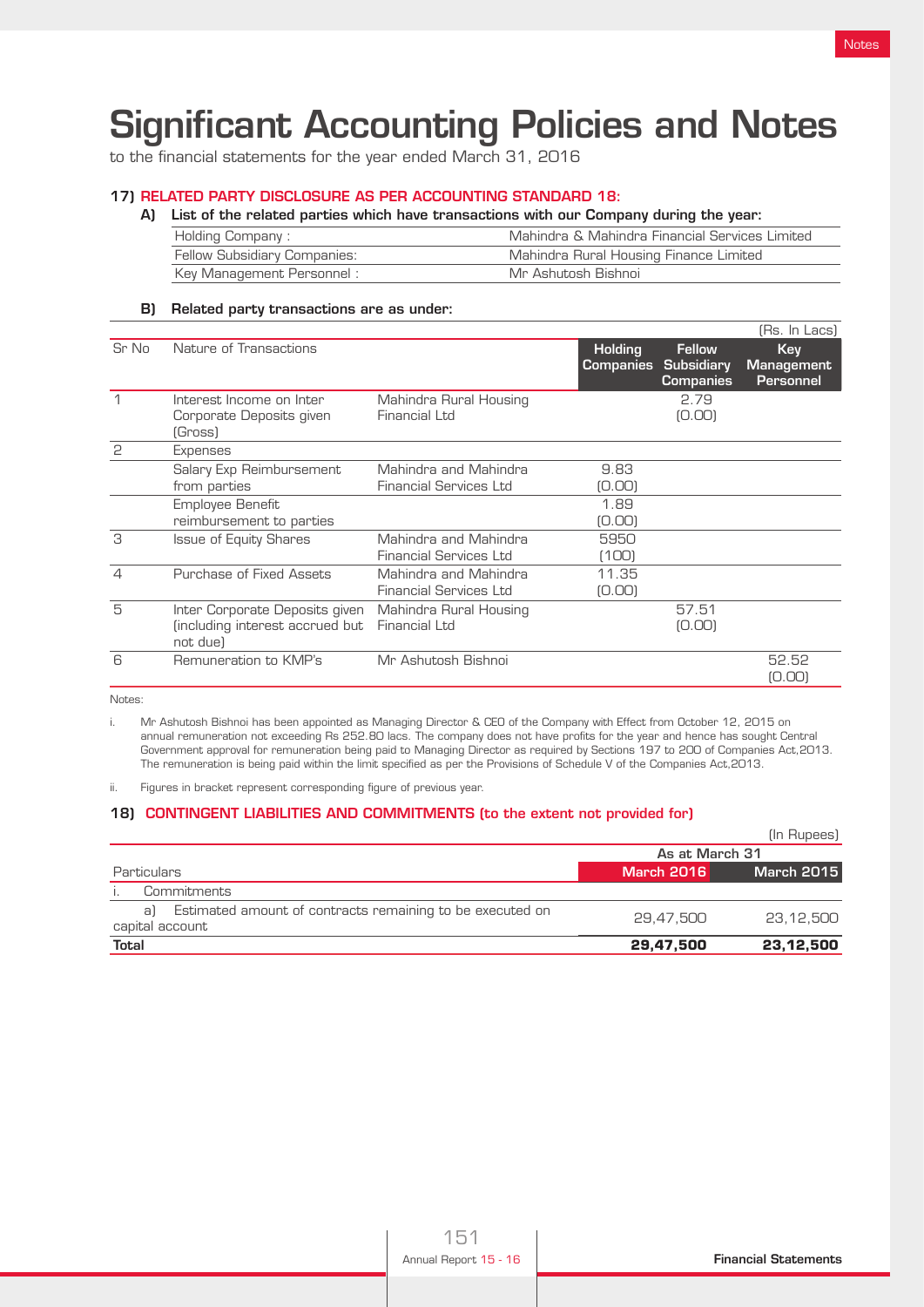# Significant Accounting Policies and Notes

to the financial statements for the year ended March 31, 2016

### 17) RELATED PARTY DISCLOSURE AS PER ACCOUNTING STANDARD 18:

**A) List of the related parties which have transactions with our Company during the year:**

| | |
|---|---|
| Holding Company : | Mahindra & Mahindra Financial Services Limited |
| Fellow Subsidiary Companies: | Mahindra Rural Housing Finance Limited |
| Key Management Personnel : | Mr Ashutosh Bishnoi |

**B) Related party transactions are as under:**

(Rs. In Lacs)

| Sr No | Nature of Transactions | | Holding Companies | Fellow Subsidiary Companies | Key Management Personnel |
|---|---|---|---|---|---|
| 1 | Interest Income on Inter Corporate Deposits given (Gross) | Mahindra Rural Housing Financial Ltd | | 2.79 (0.00) | |
| 2 | Expenses | | | | |
| | Salary Exp Reimbursement from parties | Mahindra and Mahindra Financial Services Ltd | 9.83 (0.00) | | |
| | Employee Benefit reimbursement to parties | | 1.89 (0.00) | | |
| 3 | Issue of Equity Shares | Mahindra and Mahindra Financial Services Ltd | 5950 (100) | | |
| 4 | Purchase of Fixed Assets | Mahindra and Mahindra Financial Services Ltd | 11.35 (0.00) | | |
| 5 | Inter Corporate Deposits given (including interest accrued but not due) | Mahindra Rural Housing Financial Ltd | | 57.51 (0.00) | |
| 6 | Remuneration to KMP's | Mr Ashutosh Bishnoi | | | 52.52 (0.00) |

Notes:

i. Mr Ashutosh Bishnoi has been appointed as Managing Director & CEO of the Company with Effect from October 12, 2015 on annual remuneration not exceeding Rs 252.80 lacs. The company does not have profits for the year and hence has sought Central Government approval for remuneration being paid to Managing Director as required by Sections 197 to 200 of Companies Act,2013. The remuneration is being paid within the limit specified as per the Provisions of Schedule V of the Companies Act,2013.

ii. Figures in bracket represent corresponding figure of previous year.

### 18) CONTINGENT LIABILITIES AND COMMITMENTS (to the extent not provided for)

(In Rupees)

| Particulars | As at March 31 | |
|---|---|---|
| | **March 2016** | **March 2015** |
| i. Commitments | | |
| a) Estimated amount of contracts remaining to be executed on capital account | 29,47,500 | 23,12,500 |
| **Total** | **29,47,500** | **23,12,500** |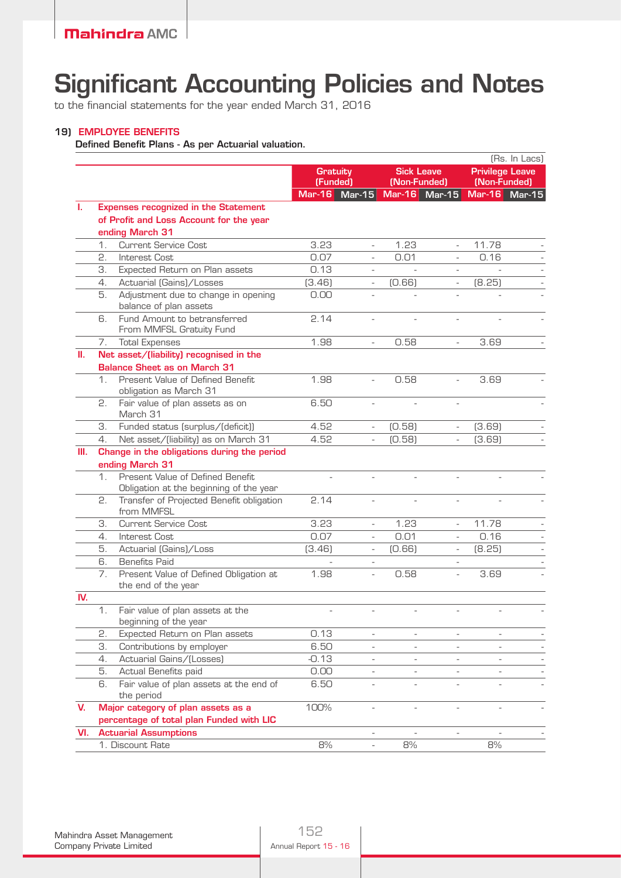# Significant Accounting Policies and Notes

to the financial statements for the year ended March 31, 2016

## 19) EMPLOYEE BENEFITS

**Defined Benefit Plans - As per Actuarial valuation.**

(Rs. In Lacs)

| | | | Gratuity (Funded) | | Sick Leave (Non-Funded) | | Privilege Leave (Non-Funded) | |
|---|---|---|---|---|---|---|---|---|
| | | | Mar-16 | Mar-15 | Mar-16 | Mar-15 | Mar-16 | Mar-15 |
| **I.** | **Expenses recognized in the Statement of Profit and Loss Account for the year ending March 31** | | | | | | | |
| | 1. | Current Service Cost | 3.23 | - | 1.23 | - | 11.78 | - |
| | 2. | Interest Cost | 0.07 | - | 0.01 | - | 0.16 | - |
| | 3. | Expected Return on Plan assets | 0.13 | - | - | - | - | - |
| | 4. | Actuarial (Gains)/Losses | (3.46) | - | (0.66) | - | (8.25) | - |
| | 5. | Adjustment due to change in opening balance of plan assets | 0.00 | - | - | - | - | - |
| | 6. | Fund Amount to betransferred From MMFSL Gratuity Fund | 2.14 | - | - | - | - | - |
| | 7. | Total Expenses | 1.98 | - | 0.58 | - | 3.69 | - |
| **II.** | **Net asset/(liability) recognised in the Balance Sheet as on March 31** | | | | | | | |
| | 1. | Present Value of Defined Benefit obligation as March 31 | 1.98 | - | 0.58 | - | 3.69 | - |
| | 2. | Fair value of plan assets as on March 31 | 6.50 | - | - | - | | - |
| | 3. | Funded status (surplus/(deficit)) | 4.52 | - | (0.58) | - | (3.69) | - |
| | 4. | Net asset/(liability) as on March 31 | 4.52 | - | (0.58) | - | (3.69) | - |
| **III.** | **Change in the obligations during the period ending March 31** | | | | | | | |
| | 1. | Present Value of Defined Benefit Obligation at the beginning of the year | - | - | - | - | - | - |
| | 2. | Transfer of Projected Benefit obligation from MMFSL | 2.14 | - | - | - | - | - |
| | 3. | Current Service Cost | 3.23 | - | 1.23 | - | 11.78 | - |
| | 4. | Interest Cost | 0.07 | - | 0.01 | - | 0.16 | - |
| | 5. | Actuarial (Gains)/Loss | (3.46) | - | (0.66) | - | (8.25) | - |
| | 6. | Benefits Paid | - | - | | - | | - |
| | 7. | Present Value of Defined Obligation at the end of the year | 1.98 | - | 0.58 | - | 3.69 | - |
| **IV.** | | | | | | | | |
| | 1. | Fair value of plan assets at the beginning of the year | - | - | - | - | - | - |
| | 2. | Expected Return on Plan assets | 0.13 | - | - | - | - | - |
| | 3. | Contributions by employer | 6.50 | - | - | - | - | - |
| | 4. | Actuarial Gains/(Losses) | -0.13 | - | - | - | - | - |
| | 5. | Actual Benefits paid | 0.00 | - | - | - | - | - |
| | 6. | Fair value of plan assets at the end of the period | 6.50 | - | - | - | - | - |
| **V.** | **Major category of plan assets as a percentage of total plan Funded with LIC** | | 100% | - | - | - | - | - |
| **VI.** | **Actuarial Assumptions** | | | - | - | - | - | - |
| | 1. | Discount Rate | 8% | - | 8% | | 8% | |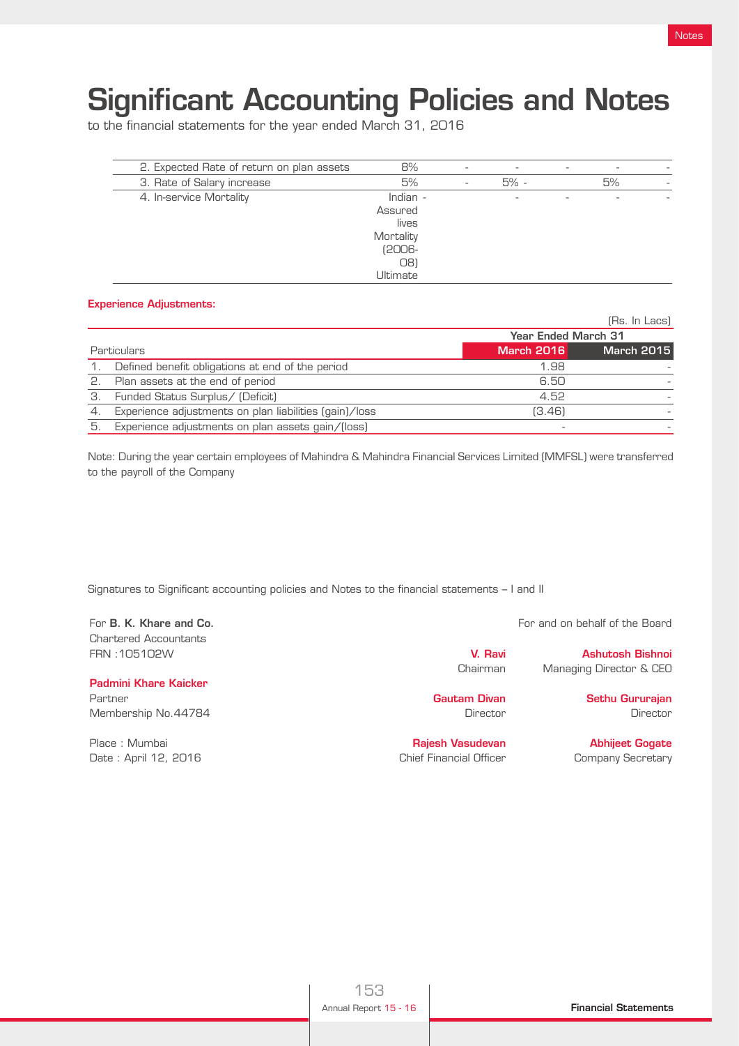# Significant Accounting Policies and Notes

to the financial statements for the year ended March 31, 2016

| | | | | | | |
|---|---|---|---|---|---|---|
| 2. Expected Rate of return on plan assets | 8% | - | - | - | - | - |
| 3. Rate of Salary increase | 5% | - | 5% - | | 5% | - |
| 4. In-service Mortality | Indian - Assured lives Mortality (2006-08) Ultimate | | - | - | - | - |

**Experience Adjustments:**

(Rs. In Lacs)

| | Particulars | Year Ended March 31 | |
|---|---|---|---|
| | | **March 2016** | **March 2015** |
| 1. | Defined benefit obligations at end of the period | 1.98 | - |
| 2. | Plan assets at the end of period | 6.50 | - |
| 3. | Funded Status Surplus/ (Deficit) | 4.52 | - |
| 4. | Experience adjustments on plan liabilities (gain)/loss | (3.46) | - |
| 5. | Experience adjustments on plan assets gain/(loss) | - | - |

Note: During the year certain employees of Mahindra & Mahindra Financial Services Limited (MMFSL) were transferred to the payroll of the Company

Signatures to Significant accounting policies and Notes to the financial statements – I and II

For **B. K. Khare and Co.**
Chartered Accountants
FRN :105102W

**Padmini Khare Kaicker**
Partner
Membership No.44784

Place : Mumbai
Date : April 12, 2016

For and on behalf of the Board

**V. Ravi**
Chairman

**Ashutosh Bishnoi**
Managing Director & CEO

**Gautam Divan**
Director

**Sethu Gururajan**
Director

**Rajesh Vasudevan**
Chief Financial Officer

**Abhijeet Gogate**
Company Secretary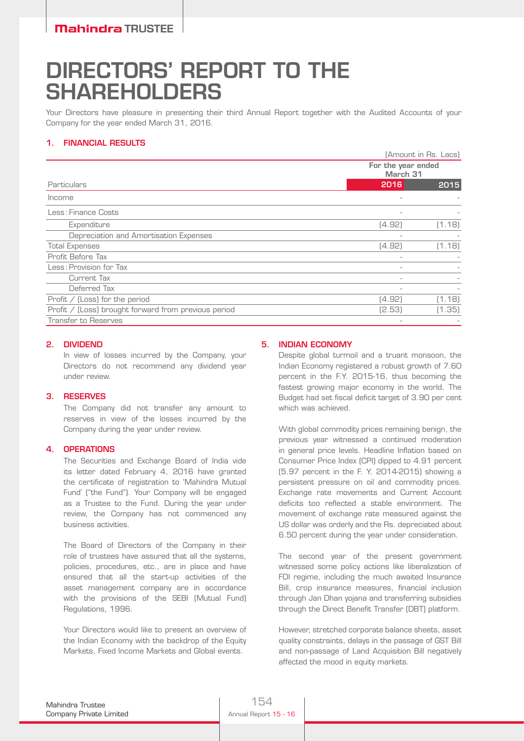# DIRECTORS' REPORT TO THE SHAREHOLDERS

Your Directors have pleasure in presenting their third Annual Report together with the Audited Accounts of your Company for the year ended March 31, 2016.

## 1. FINANCIAL RESULTS

(Amount in Rs. Lacs)

| Particulars | For the year ended March 31 2016 | 2015 |
|---|---|---|
| Income | - | - |
| Less : Finance Costs | - | - |
| Expenditure | (4.92) | (1.18) |
| Depreciation and Amortisation Expenses | - | - |
| Total Expenses | (4.92) | (1.18) |
| Profit Before Tax | - | - |
| Less : Provision for Tax | - | - |
| Current Tax | - | - |
| Deferred Tax | - | - |
| Profit / (Loss) for the period | (4.92) | (1.18) |
| Profit / (Loss) brought forward from previous period | (2.53) | (1.35) |
| Transfer to Reserves | - | - |

## 2. DIVIDEND

In view of losses incurred by the Company, your Directors do not recommend any dividend year under review.

## 3. RESERVES

The Company did not transfer any amount to reserves in view of the losses incurred by the Company during the year under review.

## 4. OPERATIONS

The Securities and Exchange Board of India vide its letter dated February 4, 2016 have granted the certificate of registration to 'Mahindra Mutual Fund' ("the Fund"). Your Company will be engaged as a Trustee to the Fund. During the year under review, the Company has not commenced any business activities.

The Board of Directors of the Company in their role of trustees have assured that all the systems, policies, procedures, etc., are in place and have ensured that all the start-up activities of the asset management company are in accordance with the provisions of the SEBI (Mutual Fund) Regulations, 1996.

Your Directors would like to present an overview of the Indian Economy with the backdrop of the Equity Markets, Fixed Income Markets and Global events.

## 5. INDIAN ECONOMY

Despite global turmoil and a truant monsoon, the Indian Economy registered a robust growth of 7.60 percent in the F.Y. 2015-16, thus becoming the fastest growing major economy in the world. The Budget had set fiscal deficit target of 3.90 per cent which was achieved.

With global commodity prices remaining benign, the previous year witnessed a continued moderation in general price levels. Headline Inflation based on Consumer Price Index (CPI) dipped to 4.91 percent (5.97 percent in the F. Y. 2014-2015) showing a persistent pressure on oil and commodity prices. Exchange rate movements and Current Account deficits too reflected a stable environment. The movement of exchange rate measured against the US dollar was orderly and the Rs. depreciated about 6.50 percent during the year under consideration.

The second year of the present government witnessed some policy actions like liberalization of FDI regime, including the much awaited Insurance Bill, crop insurance measures, financial inclusion through Jan Dhan yojana and transferring subsidies through the Direct Benefit Transfer (DBT) platform.

However, stretched corporate balance sheets, asset quality constraints, delays in the passage of GST Bill and non-passage of Land Acquisition Bill negatively affected the mood in equity markets.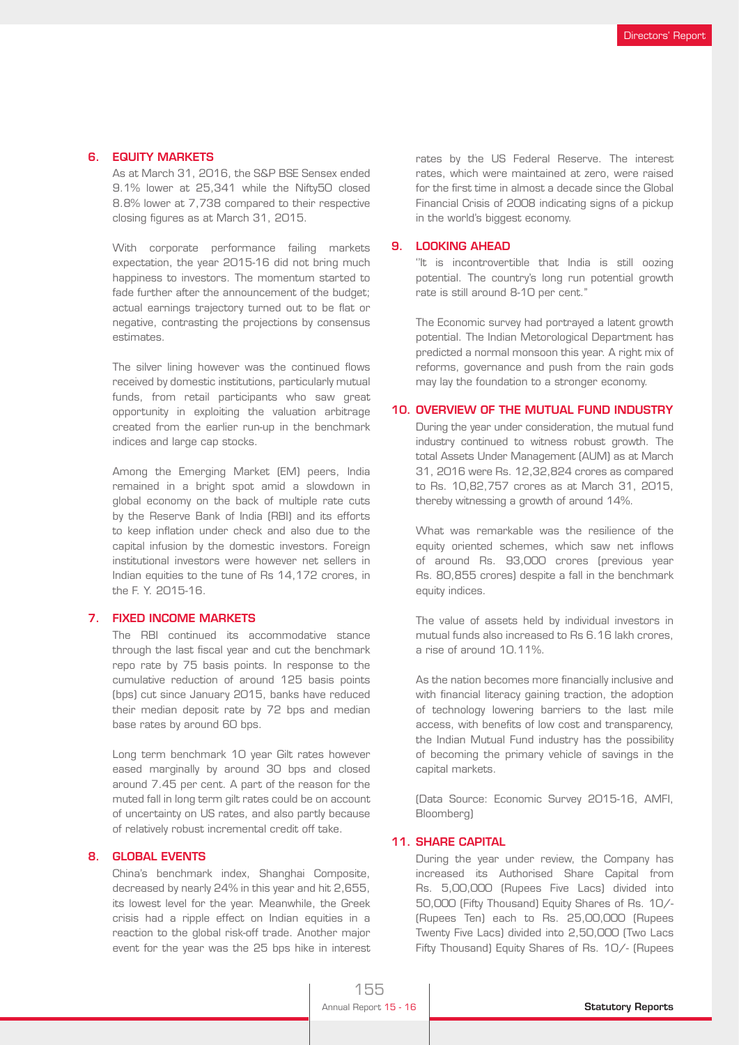## 6. EQUITY MARKETS

As at March 31, 2016, the S&P BSE Sensex ended 9.1% lower at 25,341 while the Nifty50 closed 8.8% lower at 7,738 compared to their respective closing figures as at March 31, 2015.

With corporate performance failing markets expectation, the year 2015-16 did not bring much happiness to investors. The momentum started to fade further after the announcement of the budget; actual earnings trajectory turned out to be flat or negative, contrasting the projections by consensus estimates.

The silver lining however was the continued flows received by domestic institutions, particularly mutual funds, from retail participants who saw great opportunity in exploiting the valuation arbitrage created from the earlier run-up in the benchmark indices and large cap stocks.

Among the Emerging Market (EM) peers, India remained in a bright spot amid a slowdown in global economy on the back of multiple rate cuts by the Reserve Bank of India (RBI) and its efforts to keep inflation under check and also due to the capital infusion by the domestic investors. Foreign institutional investors were however net sellers in Indian equities to the tune of Rs 14,172 crores, in the F. Y. 2015-16.

## 7. FIXED INCOME MARKETS

The RBI continued its accommodative stance through the last fiscal year and cut the benchmark repo rate by 75 basis points. In response to the cumulative reduction of around 125 basis points (bps) cut since January 2015, banks have reduced their median deposit rate by 72 bps and median base rates by around 60 bps.

Long term benchmark 10 year Gilt rates however eased marginally by around 30 bps and closed around 7.45 per cent. A part of the reason for the muted fall in long term gilt rates could be on account of uncertainty on US rates, and also partly because of relatively robust incremental credit off take.

## 8. GLOBAL EVENTS

China's benchmark index, Shanghai Composite, decreased by nearly 24% in this year and hit 2,655, its lowest level for the year. Meanwhile, the Greek crisis had a ripple effect on Indian equities in a reaction to the global risk-off trade. Another major event for the year was the 25 bps hike in interest rates by the US Federal Reserve. The interest rates, which were maintained at zero, were raised for the first time in almost a decade since the Global Financial Crisis of 2008 indicating signs of a pickup in the world's biggest economy.

## 9. LOOKING AHEAD

"It is incontrovertible that India is still oozing potential. The country's long run potential growth rate is still around 8-10 per cent."

The Economic survey had portrayed a latent growth potential. The Indian Metorological Department has predicted a normal monsoon this year. A right mix of reforms, governance and push from the rain gods may lay the foundation to a stronger economy.

## 10. OVERVIEW OF THE MUTUAL FUND INDUSTRY

During the year under consideration, the mutual fund industry continued to witness robust growth. The total Assets Under Management (AUM) as at March 31, 2016 were Rs. 12,32,824 crores as compared to Rs. 10,82,757 crores as at March 31, 2015, thereby witnessing a growth of around 14%.

What was remarkable was the resilience of the equity oriented schemes, which saw net inflows of around Rs. 93,000 crores (previous year Rs. 80,855 crores) despite a fall in the benchmark equity indices.

The value of assets held by individual investors in mutual funds also increased to Rs 6.16 lakh crores, a rise of around 10.11%.

As the nation becomes more financially inclusive and with financial literacy gaining traction, the adoption of technology lowering barriers to the last mile access, with benefits of low cost and transparency, the Indian Mutual Fund industry has the possibility of becoming the primary vehicle of savings in the capital markets.

(Data Source: Economic Survey 2015-16, AMFI, Bloomberg)

## 11. SHARE CAPITAL

During the year under review, the Company has increased its Authorised Share Capital from Rs. 5,00,000 (Rupees Five Lacs) divided into 50,000 (Fifty Thousand) Equity Shares of Rs. 10/- (Rupees Ten) each to Rs. 25,00,000 (Rupees Twenty Five Lacs) divided into 2,50,000 (Two Lacs Fifty Thousand) Equity Shares of Rs. 10/- (Rupees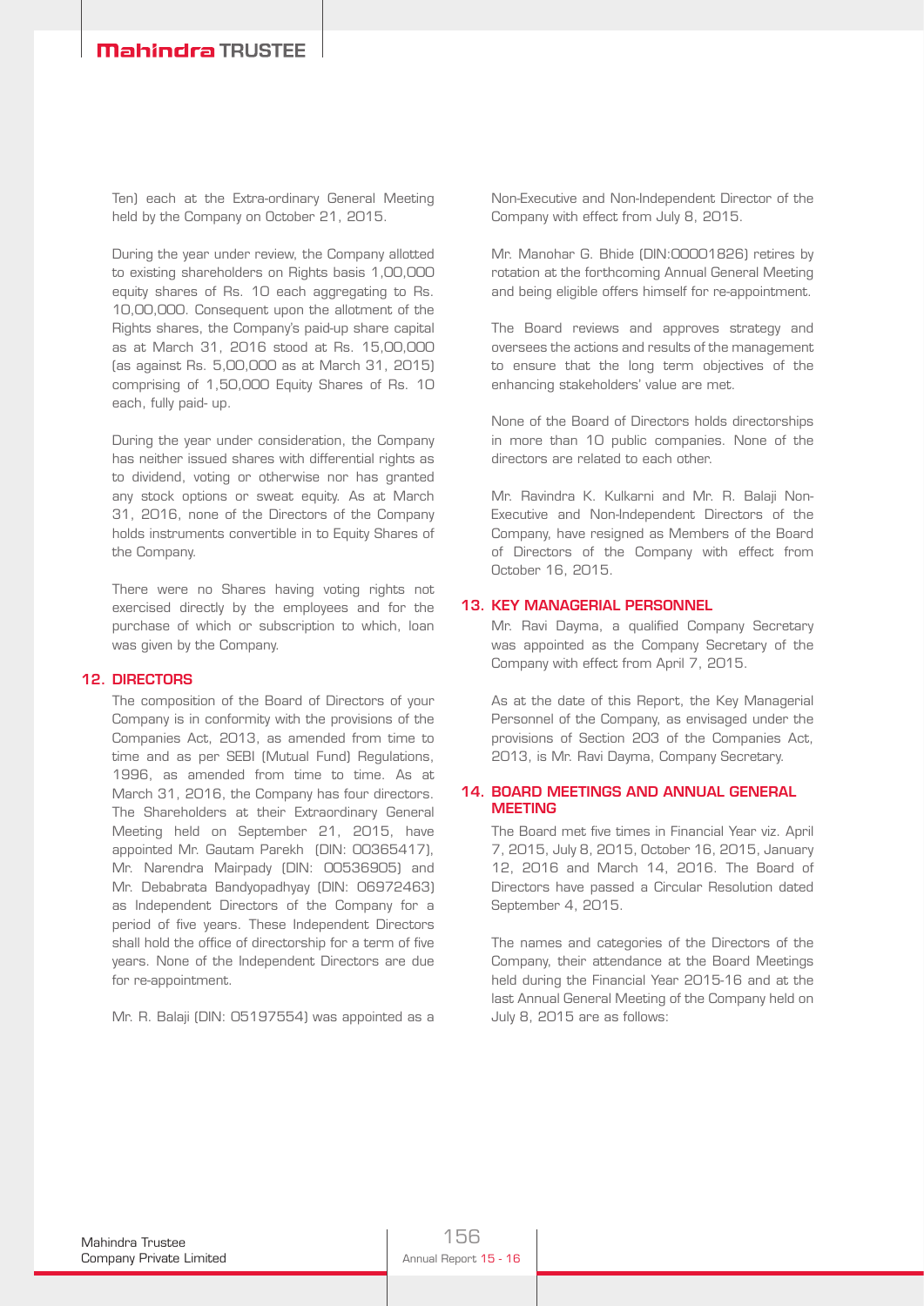Ten) each at the Extra-ordinary General Meeting held by the Company on October 21, 2015.

During the year under review, the Company allotted to existing shareholders on Rights basis 1,00,000 equity shares of Rs. 10 each aggregating to Rs. 10,00,000. Consequent upon the allotment of the Rights shares, the Company's paid-up share capital as at March 31, 2016 stood at Rs. 15,00,000 (as against Rs. 5,00,000 as at March 31, 2015) comprising of 1,50,000 Equity Shares of Rs. 10 each, fully paid- up.

During the year under consideration, the Company has neither issued shares with differential rights as to dividend, voting or otherwise nor has granted any stock options or sweat equity. As at March 31, 2016, none of the Directors of the Company holds instruments convertible in to Equity Shares of the Company.

There were no Shares having voting rights not exercised directly by the employees and for the purchase of which or subscription to which, loan was given by the Company.

## 12. DIRECTORS

The composition of the Board of Directors of your Company is in conformity with the provisions of the Companies Act, 2013, as amended from time to time and as per SEBI (Mutual Fund) Regulations, 1996, as amended from time to time. As at March 31, 2016, the Company has four directors. The Shareholders at their Extraordinary General Meeting held on September 21, 2015, have appointed Mr. Gautam Parekh (DIN: 00365417), Mr. Narendra Mairpady (DIN: 00536905) and Mr. Debabrata Bandyopadhyay (DIN: 06972463) as Independent Directors of the Company for a period of five years. These Independent Directors shall hold the office of directorship for a term of five years. None of the Independent Directors are due for re-appointment.

Mr. R. Balaji (DIN: 05197554) was appointed as a Non-Executive and Non-Independent Director of the Company with effect from July 8, 2015.

Mr. Manohar G. Bhide (DIN:00001826) retires by rotation at the forthcoming Annual General Meeting and being eligible offers himself for re-appointment.

The Board reviews and approves strategy and oversees the actions and results of the management to ensure that the long term objectives of the enhancing stakeholders' value are met.

None of the Board of Directors holds directorships in more than 10 public companies. None of the directors are related to each other.

Mr. Ravindra K. Kulkarni and Mr. R. Balaji Non-Executive and Non-Independent Directors of the Company, have resigned as Members of the Board of Directors of the Company with effect from October 16, 2015.

## 13. KEY MANAGERIAL PERSONNEL

Mr. Ravi Dayma, a qualified Company Secretary was appointed as the Company Secretary of the Company with effect from April 7, 2015.

As at the date of this Report, the Key Managerial Personnel of the Company, as envisaged under the provisions of Section 203 of the Companies Act, 2013, is Mr. Ravi Dayma, Company Secretary.

## 14. BOARD MEETINGS AND ANNUAL GENERAL MEETING

The Board met five times in Financial Year viz. April 7, 2015, July 8, 2015, October 16, 2015, January 12, 2016 and March 14, 2016. The Board of Directors have passed a Circular Resolution dated September 4, 2015.

The names and categories of the Directors of the Company, their attendance at the Board Meetings held during the Financial Year 2015-16 and at the last Annual General Meeting of the Company held on July 8, 2015 are as follows: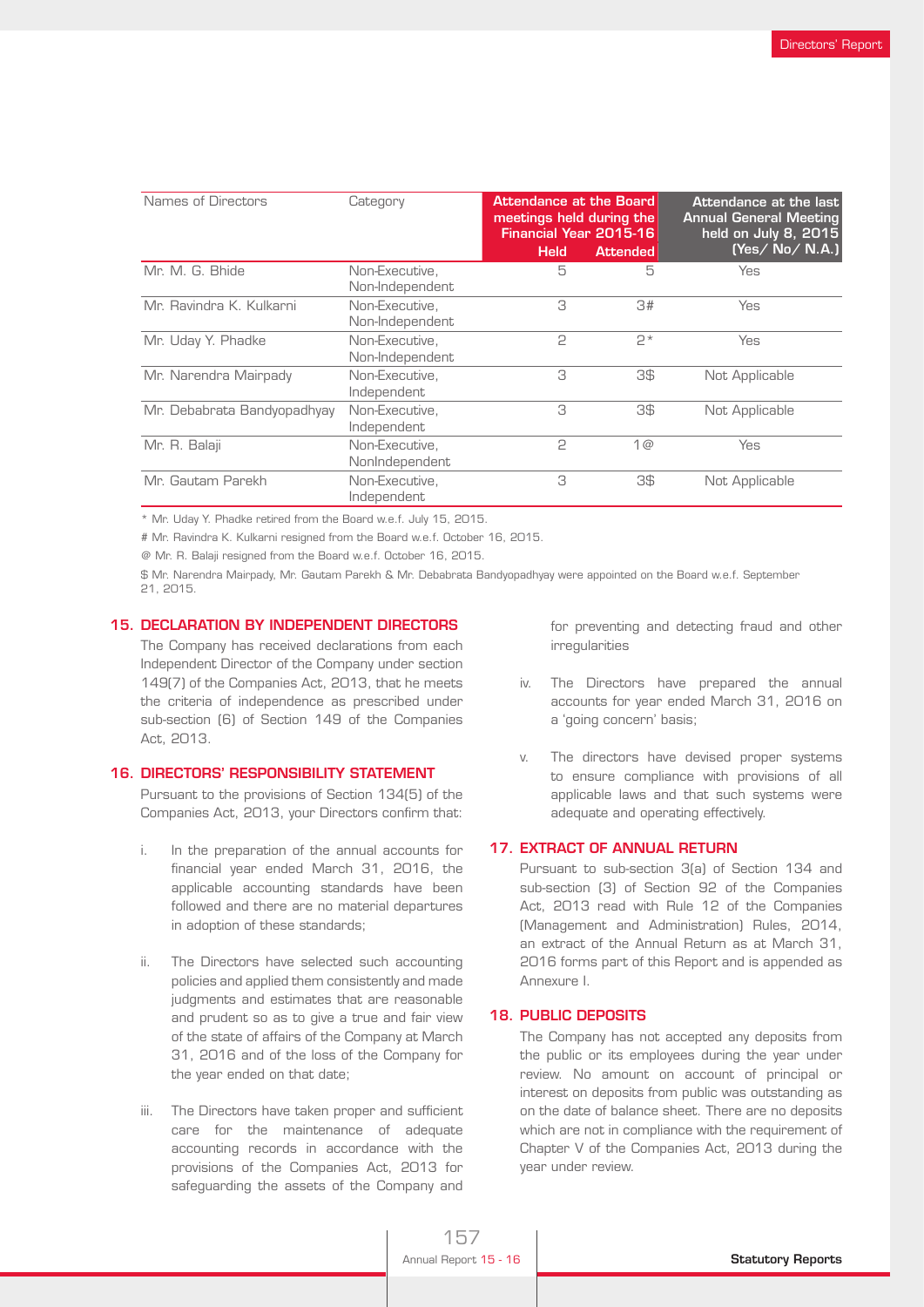| Names of Directors | Category | Attendance at the Board meetings held during the Financial Year 2015-16 | | Attendance at the last Annual General Meeting held on July 8, 2015 (Yes/ No/ N.A.) |
|---|---|---|---|---|
| | | Held | Attended | |
| Mr. M. G. Bhide | Non-Executive, Non-Independent | 5 | 5 | Yes |
| Mr. Ravindra K. Kulkarni | Non-Executive, Non-Independent | 3 | 3# | Yes |
| Mr. Uday Y. Phadke | Non-Executive, Non-Independent | 2 | 2* | Yes |
| Mr. Narendra Mairpady | Non-Executive, Independent | 3 | 3$ | Not Applicable |
| Mr. Debabrata Bandyopadhyay | Non-Executive, Independent | 3 | 3$ | Not Applicable |
| Mr. R. Balaji | Non-Executive, NonIndependent | 2 | 1@ | Yes |
| Mr. Gautam Parekh | Non-Executive, Independent | 3 | 3$ | Not Applicable |

* Mr. Uday Y. Phadke retired from the Board w.e.f. July 15, 2015.

# Mr. Ravindra K. Kulkarni resigned from the Board w.e.f. October 16, 2015.

@ Mr. R. Balaji resigned from the Board w.e.f. October 16, 2015.

$ Mr. Narendra Mairpady, Mr. Gautam Parekh & Mr. Debabrata Bandyopadhyay were appointed on the Board w.e.f. September 21, 2015.

## 15. DECLARATION BY INDEPENDENT DIRECTORS

The Company has received declarations from each Independent Director of the Company under section 149(7) of the Companies Act, 2013, that he meets the criteria of independence as prescribed under sub-section (6) of Section 149 of the Companies Act, 2013.

## 16. DIRECTORS' RESPONSIBILITY STATEMENT

Pursuant to the provisions of Section 134(5) of the Companies Act, 2013, your Directors confirm that:

i. In the preparation of the annual accounts for financial year ended March 31, 2016, the applicable accounting standards have been followed and there are no material departures in adoption of these standards;

ii. The Directors have selected such accounting policies and applied them consistently and made judgments and estimates that are reasonable and prudent so as to give a true and fair view of the state of affairs of the Company at March 31, 2016 and of the loss of the Company for the year ended on that date;

iii. The Directors have taken proper and sufficient care for the maintenance of adequate accounting records in accordance with the provisions of the Companies Act, 2013 for safeguarding the assets of the Company and for preventing and detecting fraud and other irregularities

iv. The Directors have prepared the annual accounts for year ended March 31, 2016 on a 'going concern' basis;

v. The directors have devised proper systems to ensure compliance with provisions of all applicable laws and that such systems were adequate and operating effectively.

## 17. EXTRACT OF ANNUAL RETURN

Pursuant to sub-section 3(a) of Section 134 and sub-section (3) of Section 92 of the Companies Act, 2013 read with Rule 12 of the Companies (Management and Administration) Rules, 2014, an extract of the Annual Return as at March 31, 2016 forms part of this Report and is appended as Annexure I.

## 18. PUBLIC DEPOSITS

The Company has not accepted any deposits from the public or its employees during the year under review. No amount on account of principal or interest on deposits from public was outstanding as on the date of balance sheet. There are no deposits which are not in compliance with the requirement of Chapter V of the Companies Act, 2013 during the year under review.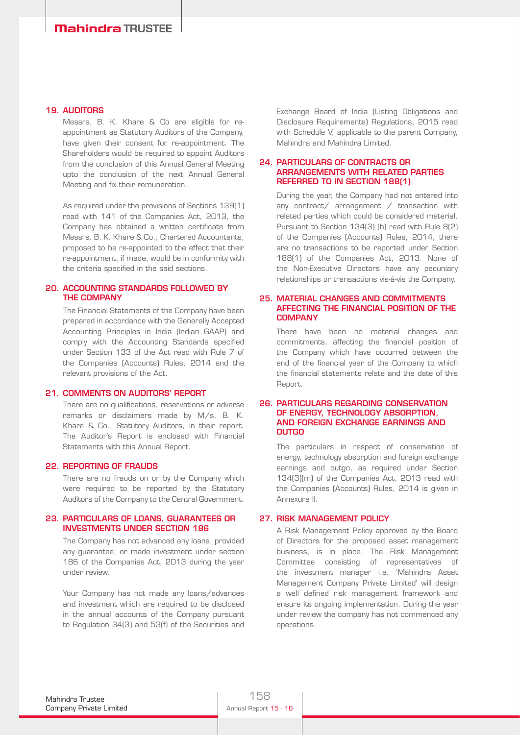## 19. AUDITORS

Messrs. B. K. Khare & Co are eligible for re-appointment as Statutory Auditors of the Company, have given their consent for re-appointment. The Shareholders would be required to appoint Auditors from the conclusion of this Annual General Meeting upto the conclusion of the next Annual General Meeting and fix their remuneration.

As required under the provisions of Sections 139(1) read with 141 of the Companies Act, 2013, the Company has obtained a written certificate from Messrs. B. K. Khare & Co., Chartered Accountants, proposed to be re-appointed to the effect that their re-appointment, if made, would be in conformity with the criteria specified in the said sections.

## 20. ACCOUNTING STANDARDS FOLLOWED BY THE COMPANY

The Financial Statements of the Company have been prepared in accordance with the Generally Accepted Accounting Principles in India (Indian GAAP) and comply with the Accounting Standards specified under Section 133 of the Act read with Rule 7 of the Companies (Accounts) Rules, 2014 and the relevant provisions of the Act.

## 21. COMMENTS ON AUDITORS' REPORT

There are no qualifications, reservations or adverse remarks or disclaimers made by M/s. B. K. Khare & Co., Statutory Auditors, in their report. The Auditor's Report is enclosed with Financial Statements with this Annual Report.

## 22. REPORTING OF FRAUDS

There are no frauds on or by the Company which were required to be reported by the Statutory Auditors of the Company to the Central Government.

## 23. PARTICULARS OF LOANS, GUARANTEES OR INVESTMENTS UNDER SECTION 186

The Company has not advanced any loans, provided any guarantee, or made investment under section 186 of the Companies Act, 2013 during the year under review.

Your Company has not made any loans/advances and investment which are required to be disclosed in the annual accounts of the Company pursuant to Regulation 34(3) and 53(f) of the Securities and Exchange Board of India (Listing Obligations and Disclosure Requirements) Regulations, 2015 read with Schedule V, applicable to the parent Company, Mahindra and Mahindra Limited.

## 24. PARTICULARS OF CONTRACTS OR ARRANGEMENTS WITH RELATED PARTIES REFERRED TO IN SECTION 188(1)

During the year, the Company had not entered into any contract/ arrangement / transaction with related parties which could be considered material. Pursuant to Section 134(3) (h) read with Rule 8(2) of the Companies (Accounts) Rules, 2014, there are no transactions to be reported under Section 188(1) of the Companies Act, 2013. None of the Non-Executive Directors have any pecuniary relationships or transactions vis-à-vis the Company.

## 25. MATERIAL CHANGES AND COMMITMENTS AFFECTING THE FINANCIAL POSITION OF THE COMPANY

There have been no material changes and commitments, affecting the financial position of the Company which have occurred between the end of the financial year of the Company to which the financial statements relate and the date of this Report.

## 26. PARTICULARS REGARDING CONSERVATION OF ENERGY, TECHNOLOGY ABSORPTION, AND FOREIGN EXCHANGE EARNINGS AND OUTGO

The particulars in respect of conservation of energy, technology absorption and foreign exchange earnings and outgo, as required under Section 134(3)(m) of the Companies Act, 2013 read with the Companies (Accounts) Rules, 2014 is given in Annexure II.

## 27. RISK MANAGEMENT POLICY

A Risk Management Policy approved by the Board of Directors for the proposed asset management business, is in place. The Risk Management Committee consisting of representatives of the investment manager i.e. 'Mahindra Asset Management Company Private Limited' will design a well defined risk management framework and ensure its ongoing implementation. During the year under review the company has not commenced any operations.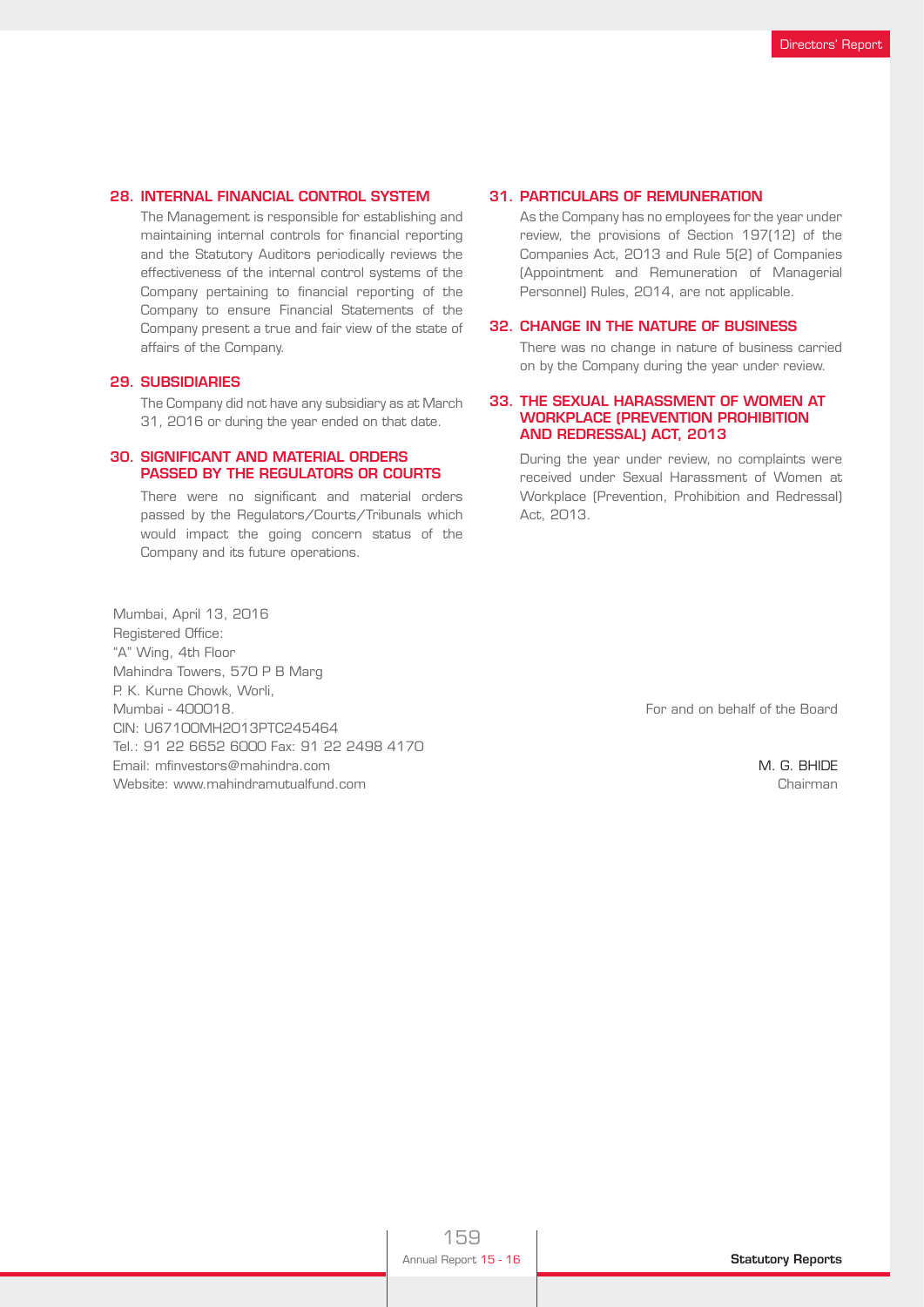## 28. INTERNAL FINANCIAL CONTROL SYSTEM

The Management is responsible for establishing and maintaining internal controls for financial reporting and the Statutory Auditors periodically reviews the effectiveness of the internal control systems of the Company pertaining to financial reporting of the Company to ensure Financial Statements of the Company present a true and fair view of the state of affairs of the Company.

## 29. SUBSIDIARIES

The Company did not have any subsidiary as at March 31, 2016 or during the year ended on that date.

## 30. SIGNIFICANT AND MATERIAL ORDERS PASSED BY THE REGULATORS OR COURTS

There were no significant and material orders passed by the Regulators/Courts/Tribunals which would impact the going concern status of the Company and its future operations.

## 31. PARTICULARS OF REMUNERATION

As the Company has no employees for the year under review, the provisions of Section 197(12) of the Companies Act, 2013 and Rule 5(2) of Companies (Appointment and Remuneration of Managerial Personnel) Rules, 2014, are not applicable.

## 32. CHANGE IN THE NATURE OF BUSINESS

There was no change in nature of business carried on by the Company during the year under review.

## 33. THE SEXUAL HARASSMENT OF WOMEN AT WORKPLACE (PREVENTION PROHIBITION AND REDRESSAL) ACT, 2013

During the year under review, no complaints were received under Sexual Harassment of Women at Workplace (Prevention, Prohibition and Redressal) Act, 2013.

Mumbai, April 13, 2016
Registered Office:
"A" Wing, 4th Floor
Mahindra Towers, 570 P B Marg
P. K. Kurne Chowk, Worli,
Mumbai - 400018.
CIN: U67100MH2013PTC245464
Tel.: 91 22 6652 6000 Fax: 91 22 2498 4170
Email: mfinvestors@mahindra.com
Website: www.mahindramutualfund.com

For and on behalf of the Board

M. G. BHIDE
Chairman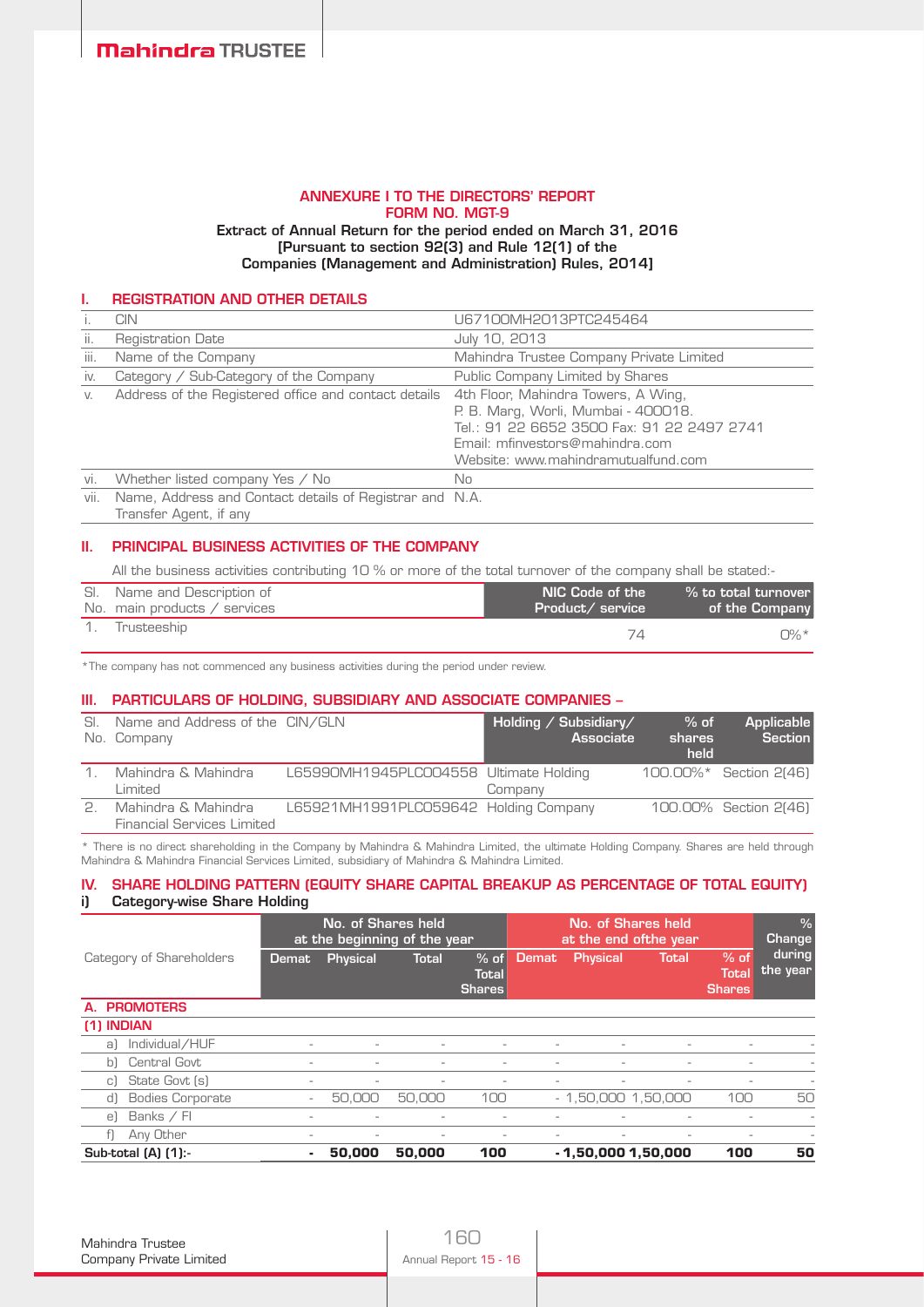**ANNEXURE I TO THE DIRECTORS' REPORT**
**FORM NO. MGT-9**

**Extract of Annual Return for the period ended on March 31, 2016**
**[Pursuant to section 92(3) and Rule 12(1) of the Companies (Management and Administration) Rules, 2014]**

## I. REGISTRATION AND OTHER DETAILS

| | | |
|---|---|---|
| i. | CIN | U67100MH2013PTC245464 |
| ii. | Registration Date | July 10, 2013 |
| iii. | Name of the Company | Mahindra Trustee Company Private Limited |
| iv. | Category / Sub-Category of the Company | Public Company Limited by Shares |
| v. | Address of the Registered office and contact details | 4th Floor, Mahindra Towers, A Wing, P. B. Marg, Worli, Mumbai - 400018. Tel.: 91 22 6652 3500 Fax: 91 22 2497 2741 Email: mfinvestors@mahindra.com Website: www.mahindramutualfund.com |
| vi. | Whether listed company Yes / No | No |
| vii. | Name, Address and Contact details of Registrar and Transfer Agent, if any | N.A. |

## II. PRINCIPAL BUSINESS ACTIVITIES OF THE COMPANY

All the business activities contributing 10 % or more of the total turnover of the company shall be stated:-

| Sl. No. | Name and Description of main products / services | NIC Code of the Product/ service | % to total turnover of the Company |
|---|---|---|---|
| 1. | Trusteeship | 74 | 0%* |

*The company has not commenced any business activities during the period under review.

## III. PARTICULARS OF HOLDING, SUBSIDIARY AND ASSOCIATE COMPANIES –

| Sl. No. | Name and Address of the Company | CIN/GLN | Holding / Subsidiary/ Associate | % of shares held | Applicable Section |
|---|---|---|---|---|---|
| 1. | Mahindra & Mahindra Limited | L65990MH1945PLC004558 | Ultimate Holding Company | 100.00%* | Section 2(46) |
| 2. | Mahindra & Mahindra Financial Services Limited | L65921MH1991PLC059642 | Holding Company | 100.00% | Section 2(46) |

* There is no direct shareholding in the Company by Mahindra & Mahindra Limited, the ultimate Holding Company. Shares are held through Mahindra & Mahindra Financial Services Limited, subsidiary of Mahindra & Mahindra Limited.

## IV. SHARE HOLDING PATTERN (EQUITY SHARE CAPITAL BREAKUP AS PERCENTAGE OF TOTAL EQUITY)

### i) Category-wise Share Holding

| Category of Shareholders | No. of Shares held at the beginning of the year | | | | No. of Shares held at the end ofthe year | | | | % Change during the year |
|---|---|---|---|---|---|---|---|---|---|
| | Demat | Physical | Total | % of Total Shares | Demat | Physical | Total | % of Total Shares | |
| **A. PROMOTERS** | | | | | | | | | |
| **(1) INDIAN** | | | | | | | | | |
| a) Individual/HUF | - | - | - | - | - | - | - | - | - |
| b) Central Govt | - | - | - | - | - | - | - | - | - |
| c) State Govt (s) | - | - | - | - | - | - | - | - | - |
| d) Bodies Corporate | - | 50,000 | 50,000 | 100 | - | 1,50,000 | 1,50,000 | 100 | 50 |
| e) Banks / FI | - | - | - | - | - | - | - | - | - |
| f) Any Other | - | - | - | - | - | - | - | - | - |
| **Sub-total (A) (1):-** | **-** | **50,000** | **50,000** | **100** | **-** | **1,50,000** | **1,50,000** | **100** | **50** |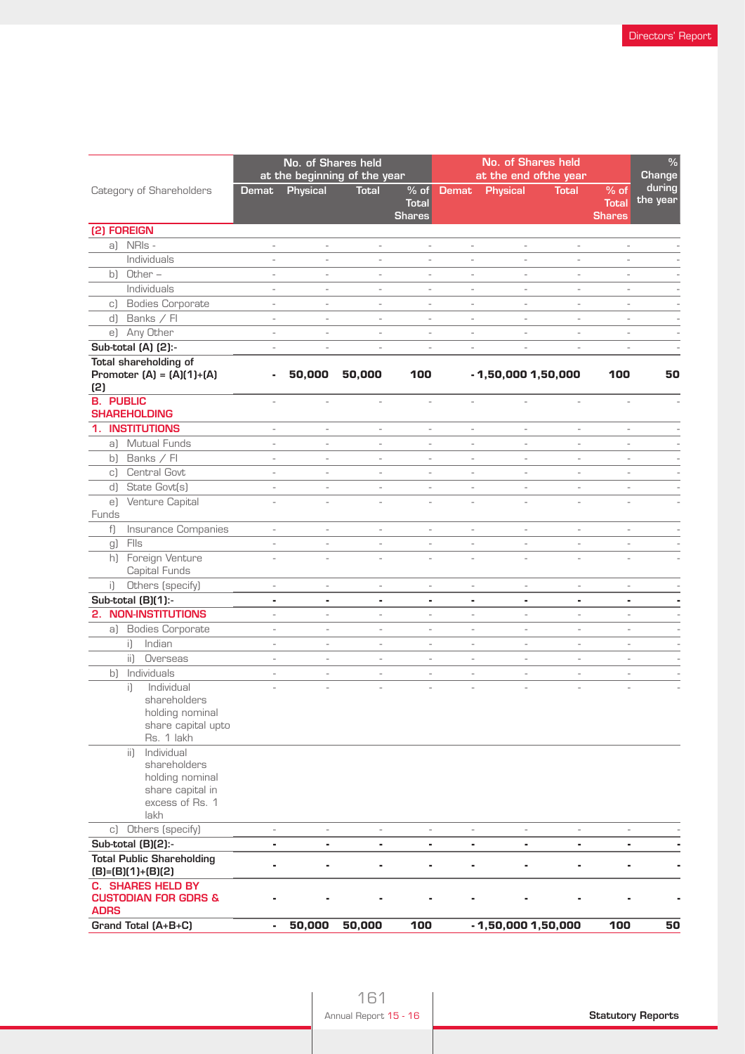| Category of Shareholders | No. of Shares held at the beginning of the year | | | | No. of Shares held at the end ofthe year | | | | % Change during the year |
|---|---|---|---|---|---|---|---|---|---|
| | Demat | Physical | Total | % of Total Shares | Demat | Physical | Total | % of Total Shares | |
| **(2) FOREIGN** | | | | | | | | | |
| a) NRIs - Individuals | - | - | - | - | - | - | - | - | - |
| b) Other – Individuals | - | - | - | - | - | - | - | - | - |
| c) Bodies Corporate | - | - | - | - | - | - | - | - | - |
| d) Banks / FI | - | - | - | - | - | - | - | - | - |
| e) Any Other | - | - | - | - | - | - | - | - | - |
| **Sub-total (A) (2):-** | - | - | - | - | - | - | - | - | - |
| **Total shareholding of Promoter (A) = (A)(1)+(A)(2)** | **-** | **50,000** | **50,000** | **100** | **-** | **1,50,000** | **1,50,000** | **100** | **50** |
| **B. PUBLIC SHAREHOLDING** | - | - | - | - | - | - | - | - | - |
| **1. INSTITUTIONS** | - | - | - | - | - | - | - | - | - |
| a) Mutual Funds | - | - | - | - | - | - | - | - | - |
| b) Banks / FI | - | - | - | - | - | - | - | - | - |
| c) Central Govt | - | - | - | - | - | - | - | - | - |
| d) State Govt(s) | - | - | - | - | - | - | - | - | - |
| e) Venture Capital Funds | - | - | - | - | - | - | - | - | - |
| f) Insurance Companies | - | - | - | - | - | - | - | - | - |
| g) FIIs | - | - | - | - | - | - | - | - | - |
| h) Foreign Venture Capital Funds | - | - | - | - | - | - | - | - | - |
| i) Others (specify) | - | - | - | - | - | - | - | - | - |
| **Sub-total (B)(1):-** | **-** | **-** | **-** | **-** | **-** | **-** | **-** | **-** | **-** |
| **2. NON-INSTITUTIONS** | - | - | - | - | - | - | - | - | - |
| a) Bodies Corporate | - | - | - | - | - | - | - | - | - |
| i) Indian | - | - | - | - | - | - | - | - | - |
| ii) Overseas | - | - | - | - | - | - | - | - | - |
| b) Individuals | - | - | - | - | - | - | - | - | - |
| i) Individual shareholders holding nominal share capital upto Rs. 1 lakh | - | - | - | - | - | - | - | - | - |
| ii) Individual shareholders holding nominal share capital in excess of Rs. 1 lakh | | | | | | | | | |
| c) Others (specify) | - | - | - | - | - | - | - | - | - |
| **Sub-total (B)(2):-** | **-** | **-** | **-** | **-** | **-** | **-** | **-** | **-** | **-** |
| **Total Public Shareholding (B)=(B)(1)+(B)(2)** | **-** | **-** | **-** | **-** | **-** | **-** | **-** | **-** | **-** |
| **C. SHARES HELD BY CUSTODIAN FOR GDRS & ADRS** | **-** | **-** | **-** | **-** | **-** | **-** | **-** | **-** | **-** |
| **Grand Total (A+B+C)** | **-** | **50,000** | **50,000** | **100** | **-** | **1,50,000** | **1,50,000** | **100** | **50** |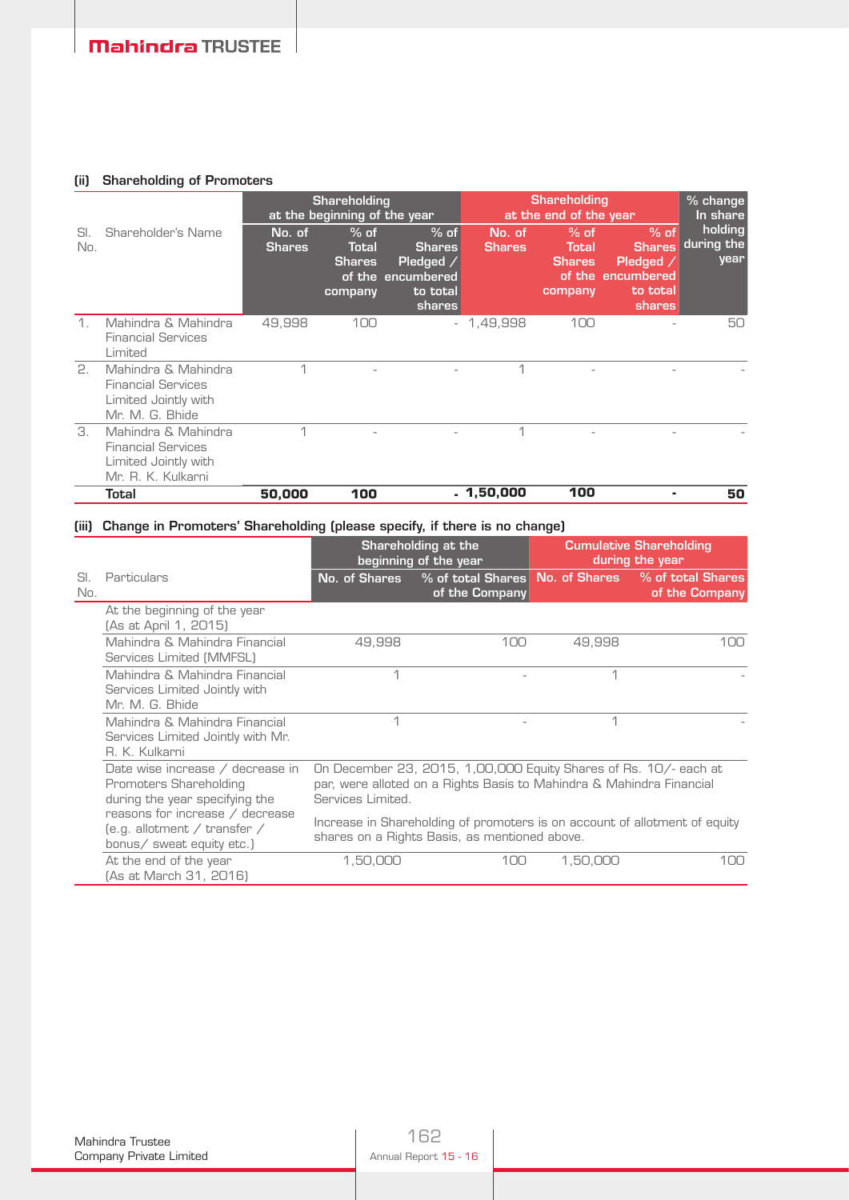### (ii) Shareholding of Promoters

| Sl. No. | Shareholder's Name | Shareholding at the beginning of the year | | | Shareholding at the end of the year | | | % change In share holding during the year |
|---|---|---|---|---|---|---|---|---|
| | | No. of Shares | % of Total Shares of the company | % of Shares Pledged / encumbered to total shares | No. of Shares | % of Total Shares of the company | % of Shares Pledged / encumbered to total shares | |
| 1. | Mahindra & Mahindra Financial Services Limited | 49,998 | 100 | - | 1,49,998 | 100 | - | 50 |
| 2. | Mahindra & Mahindra Financial Services Limited Jointly with Mr. M. G. Bhide | 1 | - | - | 1 | - | - | - |
| 3. | Mahindra & Mahindra Financial Services Limited Jointly with Mr. R. K. Kulkarni | 1 | - | - | 1 | - | - | - |
| | **Total** | **50,000** | **100** | **-** | **1,50,000** | **100** | **-** | **50** |

### (iii) Change in Promoters' Shareholding (please specify, if there is no change)

| Sl. No. | Particulars | Shareholding at the beginning of the year | | Cumulative Shareholding during the year | |
|---|---|---|---|---|---|
| | | No. of Shares | % of total Shares of the Company | No. of Shares | % of total Shares of the Company |
| | At the beginning of the year (As at April 1, 2015) | | | | |
| | Mahindra & Mahindra Financial Services Limited (MMFSL) | 49,998 | 100 | 49,998 | 100 |
| | Mahindra & Mahindra Financial Services Limited Jointly with Mr. M. G. Bhide | 1 | - | 1 | - |
| | Mahindra & Mahindra Financial Services Limited Jointly with Mr. R. K. Kulkarni | 1 | - | 1 | - |
| | Date wise increase / decrease in Promoters Shareholding during the year specifying the reasons for increase / decrease (e.g. allotment / transfer / bonus/ sweat equity etc.) | On December 23, 2015, 1,00,000 Equity Shares of Rs. 10/- each at par, were alloted on a Rights Basis to Mahindra & Mahindra Financial Services Limited. Increase in Shareholding of promoters is on account of allotment of equity shares on a Rights Basis, as mentioned above. | | | |
| | At the end of the year (As at March 31, 2016) | 1,50,000 | 100 | 1,50,000 | 100 |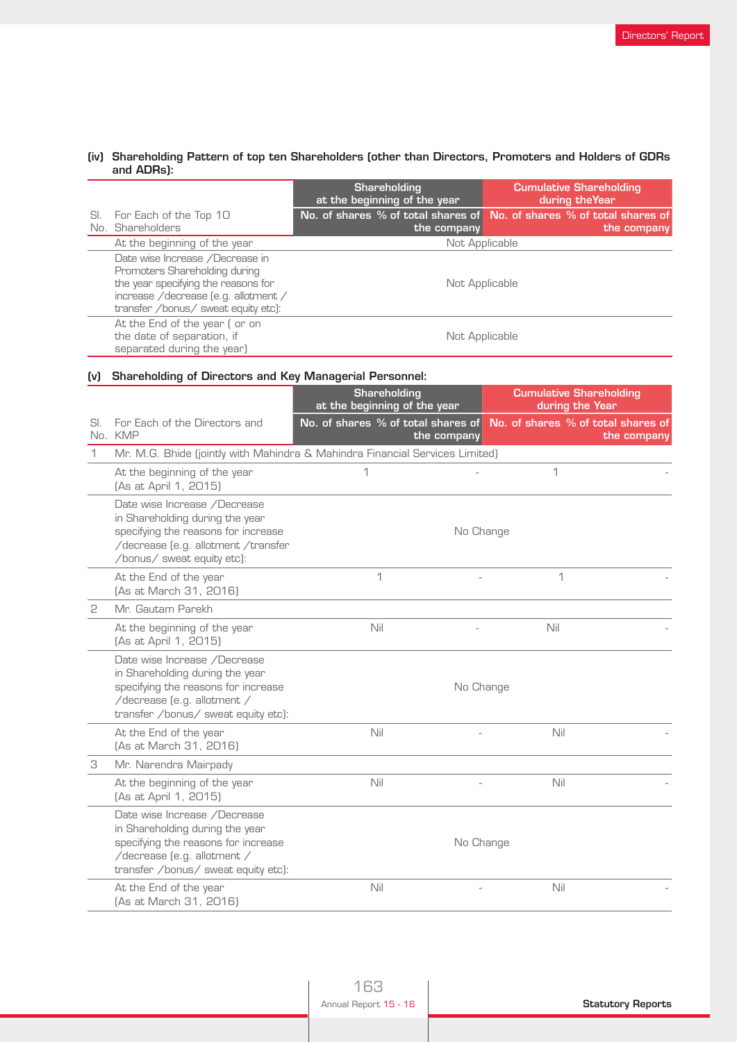**(iv) Shareholding Pattern of top ten Shareholders (other than Directors, Promoters and Holders of GDRs and ADRs):**

| Sl. No. | For Each of the Top 10 Shareholders | Shareholding at the beginning of the year | | Cumulative Shareholding during theYear | |
|---|---|---|---|---|---|
| | | No. of shares | % of total shares of the company | No. of shares | % of total shares of the company |
| | At the beginning of the year | Not Applicable | | | |
| | Date wise Increase /Decrease in Promoters Shareholding during the year specifying the reasons for increase /decrease (e.g. allotment / transfer /bonus/ sweat equity etc): | Not Applicable | | | |
| | At the End of the year ( or on the date of separation, if separated during the year) | Not Applicable | | | |

**(v) Shareholding of Directors and Key Managerial Personnel:**

| Sl. No. | For Each of the Directors and KMP | Shareholding at the beginning of the year | | Cumulative Shareholding during the Year | |
|---|---|---|---|---|---|
| | | No. of shares | % of total shares of the company | No. of shares | % of total shares of the company |
| 1 | Mr. M.G. Bhide (jointly with Mahindra & Mahindra Financial Services Limited) | | | | |
| | At the beginning of the year (As at April 1, 2015) | 1 | - | 1 | - |
| | Date wise Increase /Decrease in Shareholding during the year specifying the reasons for increase /decrease (e.g. allotment /transfer /bonus/ sweat equity etc): | No Change | | | |
| | At the End of the year (As at March 31, 2016) | 1 | - | 1 | - |
| 2 | Mr. Gautam Parekh | | | | |
| | At the beginning of the year (As at April 1, 2015) | Nil | - | Nil | - |
| | Date wise Increase /Decrease in Shareholding during the year specifying the reasons for increase /decrease (e.g. allotment / transfer /bonus/ sweat equity etc): | No Change | | | |
| | At the End of the year (As at March 31, 2016) | Nil | - | Nil | - |
| 3 | Mr. Narendra Mairpady | | | | |
| | At the beginning of the year (As at April 1, 2015) | Nil | - | Nil | - |
| | Date wise Increase /Decrease in Shareholding during the year specifying the reasons for increase /decrease (e.g. allotment / transfer /bonus/ sweat equity etc): | No Change | | | |
| | At the End of the year (As at March 31, 2016) | Nil | - | Nil | - |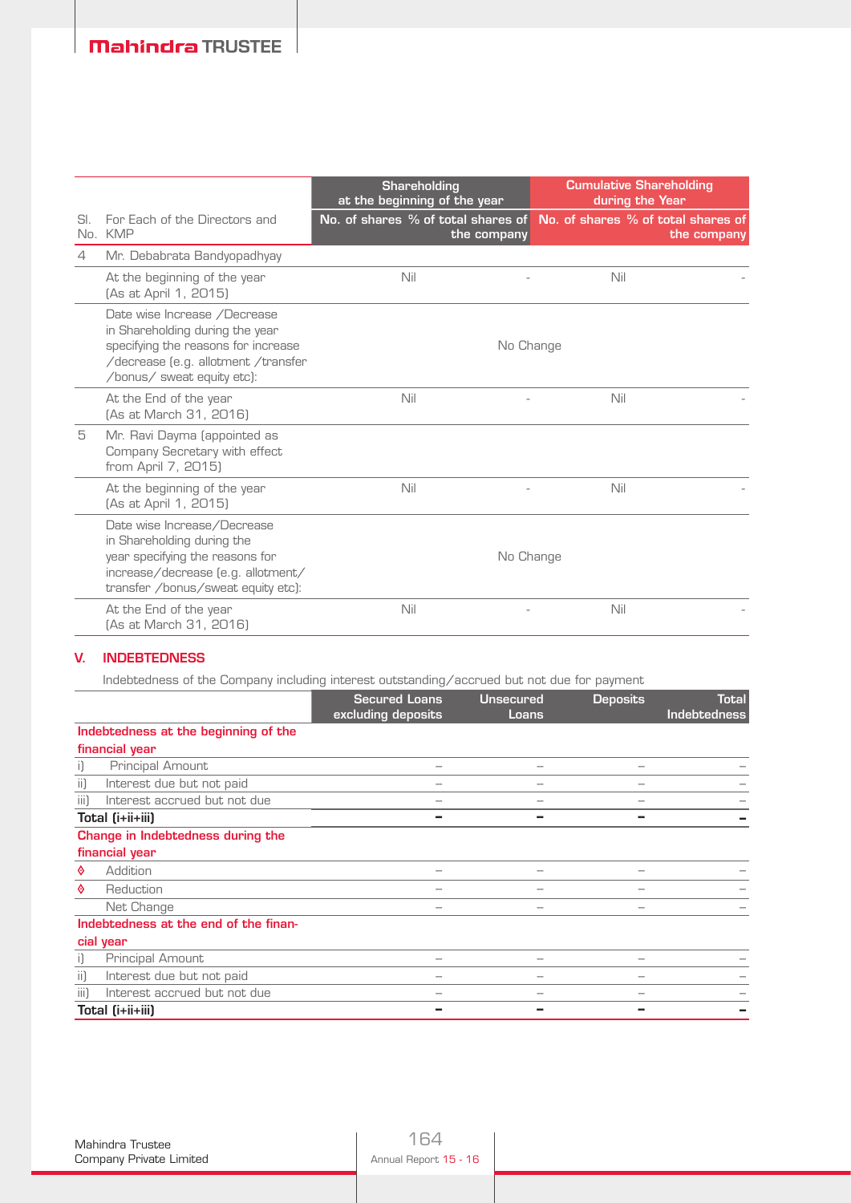| Sl. No. | For Each of the Directors and KMP | Shareholding at the beginning of the year | | Cumulative Shareholding during the Year | |
|---|---|---|---|---|---|
| | | No. of shares | % of total shares of the company | No. of shares | % of total shares of the company |
| 4 | Mr. Debabrata Bandyopadhyay | | | | |
| | At the beginning of the year (As at April 1, 2015) | Nil | - | Nil | - |
| | Date wise Increase /Decrease in Shareholding during the year specifying the reasons for increase /decrease (e.g. allotment /transfer /bonus/ sweat equity etc): | No Change | | | |
| | At the End of the year (As at March 31, 2016) | Nil | - | Nil | - |
| 5 | Mr. Ravi Dayma (appointed as Company Secretary with effect from April 7, 2015) | | | | |
| | At the beginning of the year (As at April 1, 2015) | Nil | - | Nil | - |
| | Date wise Increase/Decrease in Shareholding during the year specifying the reasons for increase/decrease (e.g. allotment/ transfer /bonus/sweat equity etc): | No Change | | | |
| | At the End of the year (As at March 31, 2016) | Nil | - | Nil | - |

## V. INDEBTEDNESS

Indebtedness of the Company including interest outstanding/accrued but not due for payment

| | Secured Loans excluding deposits | Unsecured Loans | Deposits | Total Indebtedness |
|---|---|---|---|---|
| **Indebtedness at the beginning of the financial year** | | | | |
| i) Principal Amount | – | – | – | – |
| ii) Interest due but not paid | – | – | – | – |
| iii) Interest accrued but not due | – | – | – | – |
| **Total (i+ii+iii)** | **–** | **–** | **–** | **–** |
| **Change in Indebtedness during the financial year** | | | | |
| ◊ Addition | – | – | – | – |
| ◊ Reduction | – | – | – | – |
| Net Change | – | – | – | – |
| **Indebtedness at the end of the financial year** | | | | |
| i) Principal Amount | – | – | – | – |
| ii) Interest due but not paid | – | – | – | – |
| iii) Interest accrued but not due | – | – | – | – |
| **Total (i+ii+iii)** | **–** | **–** | **–** | **–** |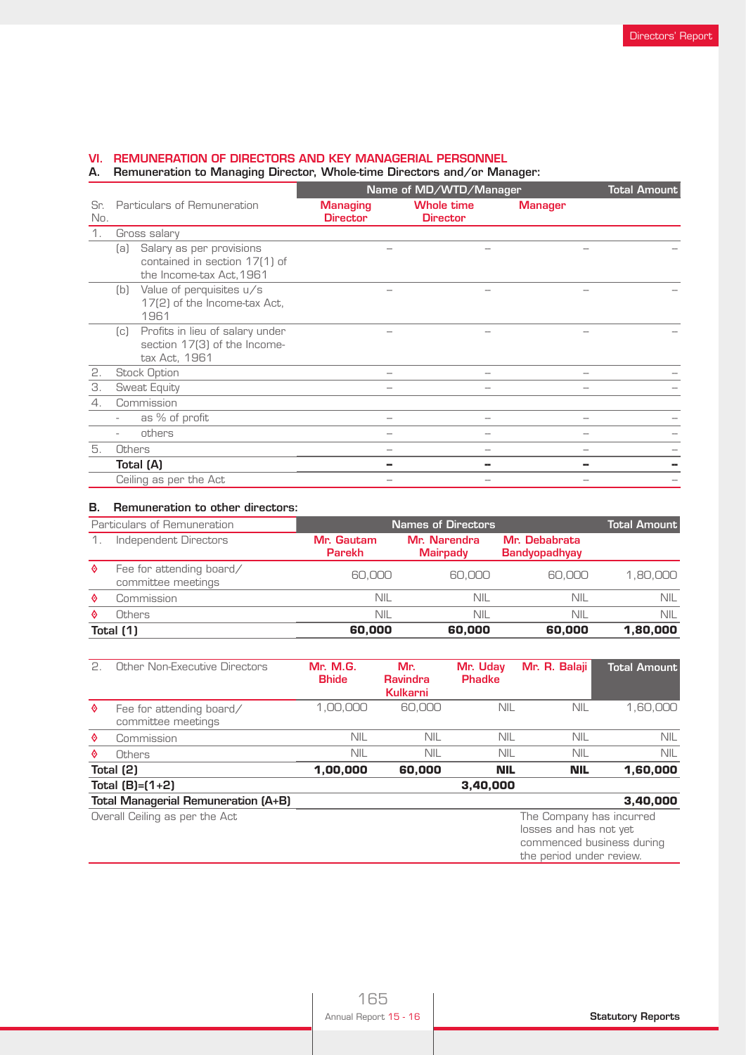## VI. REMUNERATION OF DIRECTORS AND KEY MANAGERIAL PERSONNEL

### A. Remuneration to Managing Director, Whole-time Directors and/or Manager:

| Sr. No. | Particulars of Remuneration | Name of MD/WTD/Manager | | | Total Amount |
|---|---|---|---|---|---|
| | | Managing Director | Whole time Director | Manager | |
| 1. | Gross salary | | | | |
| | (a) Salary as per provisions contained in section 17(1) of the Income-tax Act,1961 | – | – | – | – |
| | (b) Value of perquisites u/s 17(2) of the Income-tax Act, 1961 | – | – | – | – |
| | (c) Profits in lieu of salary under section 17(3) of the Income-tax Act, 1961 | – | – | – | – |
| 2. | Stock Option | – | – | – | – |
| 3. | Sweat Equity | – | – | – | – |
| 4. | Commission | | | | |
| | - as % of profit | – | – | – | – |
| | - others | – | – | – | – |
| 5. | Others | – | – | – | – |
| | **Total (A)** | **–** | **–** | **–** | **–** |
| | Ceiling as per the Act | – | – | – | – |

### B. Remuneration to other directors:

| Particulars of Remuneration | Names of Directors | | | Total Amount |
|---|---|---|---|---|
| 1. Independent Directors | Mr. Gautam Parekh | Mr. Narendra Mairpady | Mr. Debabrata Bandyopadhyay | |
| ◊ Fee for attending board/ committee meetings | 60,000 | 60,000 | 60,000 | 1,80,000 |
| ◊ Commission | NIL | NIL | NIL | NIL |
| ◊ Others | NIL | NIL | NIL | NIL |
| **Total (1)** | **60,000** | **60,000** | **60,000** | **1,80,000** |

| 2. Other Non-Executive Directors | Mr. M.G. Bhide | Mr. Ravindra Kulkarni | Mr. Uday Phadke | Mr. R. Balaji | Total Amount |
|---|---|---|---|---|---|
| ◊ Fee for attending board/ committee meetings | 1,00,000 | 60,000 | NIL | NIL | 1,60,000 |
| ◊ Commission | NIL | NIL | NIL | NIL | NIL |
| ◊ Others | NIL | NIL | NIL | NIL | NIL |
| **Total (2)** | **1,00,000** | **60,000** | **NIL** | **NIL** | **1,60,000** |
| **Total (B)=(1+2)** | | | **3,40,000** | | |
| **Total Managerial Remuneration (A+B)** | | | | | **3,40,000** |
| Overall Ceiling as per the Act | | | | The Company has incurred losses and has not yet commenced business during the period under review. | |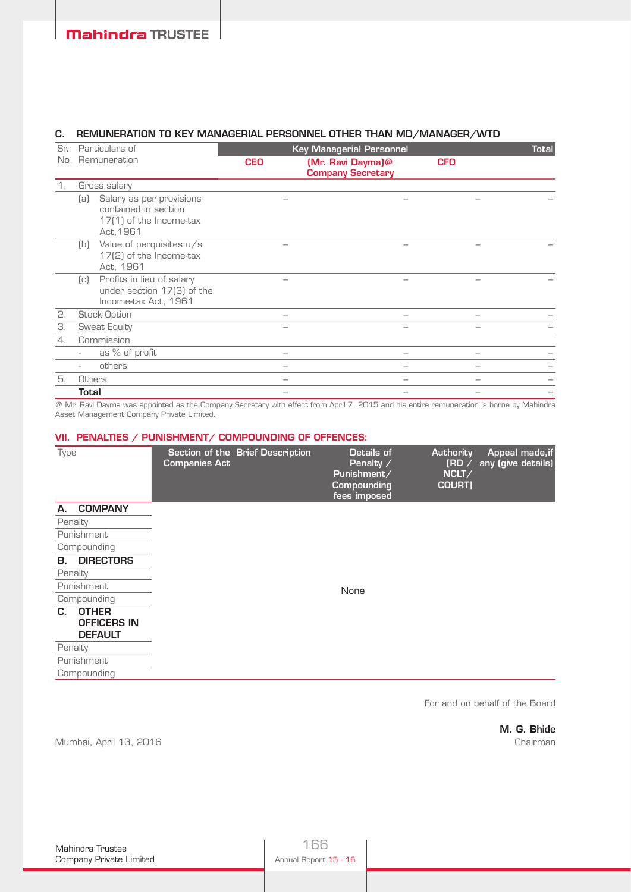### C. REMUNERATION TO KEY MANAGERIAL PERSONNEL OTHER THAN MD/MANAGER/WTD

| Sr. No. | Particulars of Remuneration | Key Managerial Personnel | | | Total |
|---|---|---|---|---|---|
| | | CEO | (Mr. Ravi Dayma)@ Company Secretary | CFO | |
| 1. | Gross salary | | | | |
| | (a) Salary as per provisions contained in section 17(1) of the Income-tax Act,1961 | – | – | – | – |
| | (b) Value of perquisites u/s 17(2) of the Income-tax Act, 1961 | – | – | – | – |
| | (c) Profits in lieu of salary under section 17(3) of the Income-tax Act, 1961 | – | – | – | – |
| 2. | Stock Option | – | – | – | – |
| 3. | Sweat Equity | – | – | – | – |
| 4. | Commission | | | | |
| | - as % of profit | – | – | – | – |
| | - others | – | – | – | – |
| 5. | Others | – | – | – | – |
| | **Total** | – | – | – | – |

@ Mr. Ravi Dayma was appointed as the Company Secretary with effect from April 7, 2015 and his entire remuneration is borne by Mahindra Asset Management Company Private Limited.

## VII. PENALTIES / PUNISHMENT/ COMPOUNDING OF OFFENCES:

| Type | Section of the Companies Act | Brief Description | Details of Penalty / Punishment/ Compounding fees imposed | Authority [RD / NCLT/ COURT] | Appeal made,if any (give details) |
|---|---|---|---|---|---|
| **A. COMPANY** | | | | | |
| Penalty | | | | | |
| Punishment | | | | | |
| Compounding | | | | | |
| **B. DIRECTORS** | | | | | |
| Penalty | | | | | |
| Punishment | | | None | | |
| Compounding | | | | | |
| **C. OTHER OFFICERS IN DEFAULT** | | | | | |
| Penalty | | | | | |
| Punishment | | | | | |
| Compounding | | | | | |

For and on behalf of the Board

**M. G. Bhide**
Chairman

Mumbai, April 13, 2016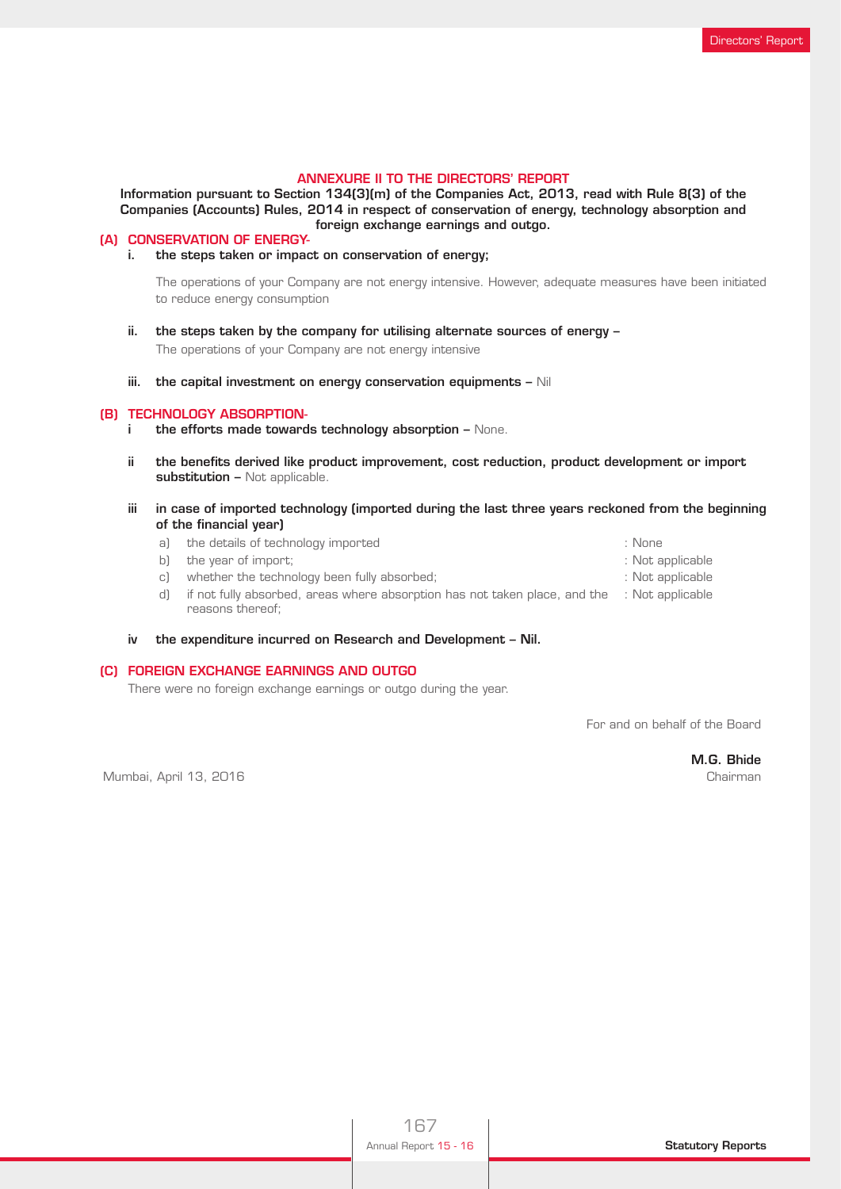## ANNEXURE II TO THE DIRECTORS' REPORT

**Information pursuant to Section 134(3)(m) of the Companies Act, 2013, read with Rule 8(3) of the Companies (Accounts) Rules, 2014 in respect of conservation of energy, technology absorption and foreign exchange earnings and outgo.**

### (A) CONSERVATION OF ENERGY-

i. **the steps taken or impact on conservation of energy;**

   The operations of your Company are not energy intensive. However, adequate measures have been initiated to reduce energy consumption

ii. **the steps taken by the company for utilising alternate sources of energy –** The operations of your Company are not energy intensive

iii. **the capital investment on energy conservation equipments –** Nil

### (B) TECHNOLOGY ABSORPTION-

i **the efforts made towards technology absorption –** None.

ii **the benefits derived like product improvement, cost reduction, product development or import substitution –** Not applicable.

iii **in case of imported technology (imported during the last three years reckoned from the beginning of the financial year)**

| | | |
|---|---|---|
| a) | the details of technology imported | : None |
| b) | the year of import; | : Not applicable |
| c) | whether the technology been fully absorbed; | : Not applicable |
| d) | if not fully absorbed, areas where absorption has not taken place, and the reasons thereof; | : Not applicable |

iv **the expenditure incurred on Research and Development – Nil.**

### (C) FOREIGN EXCHANGE EARNINGS AND OUTGO

There were no foreign exchange earnings or outgo during the year.

For and on behalf of the Board

**M.G. Bhide**
Chairman

Mumbai, April 13, 2016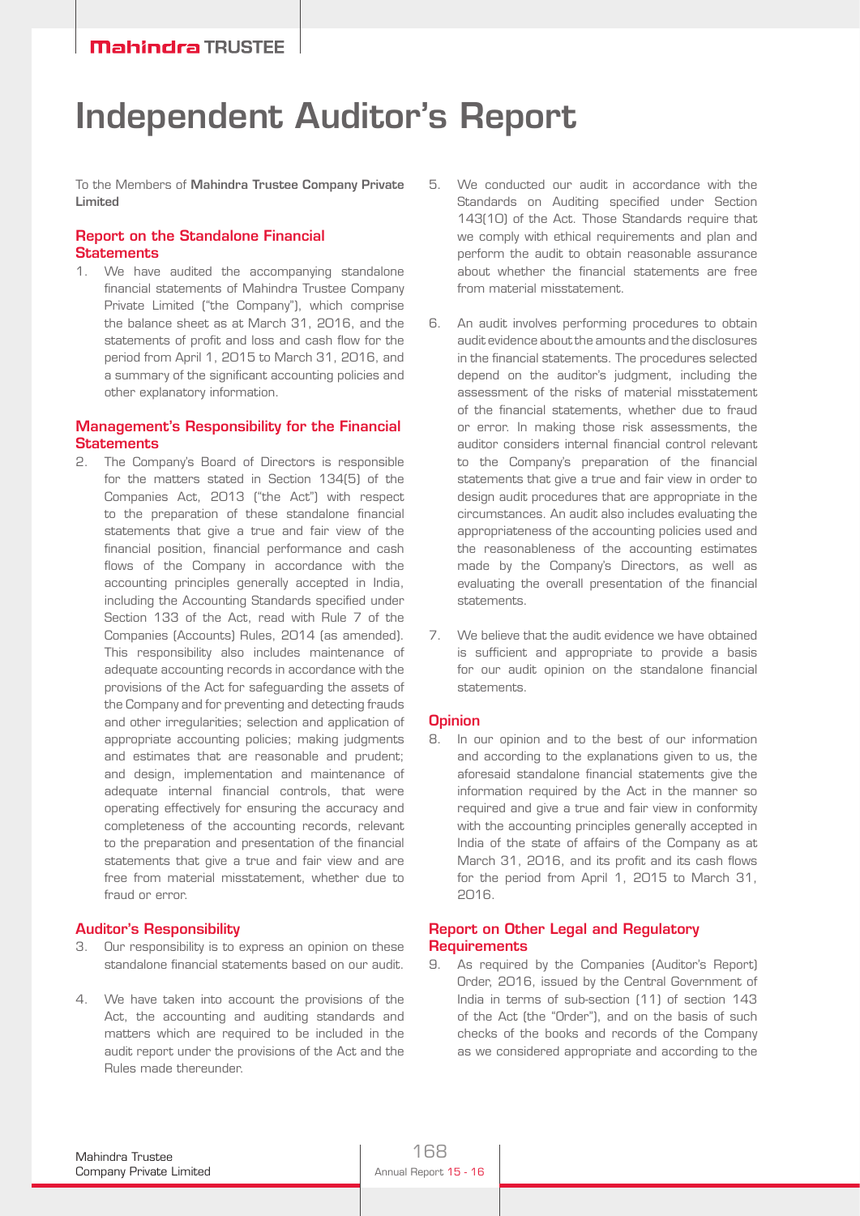# Independent Auditor's Report

To the Members of **Mahindra Trustee Company Private Limited**

## Report on the Standalone Financial Statements

1. We have audited the accompanying standalone financial statements of Mahindra Trustee Company Private Limited ("the Company"), which comprise the balance sheet as at March 31, 2016, and the statements of profit and loss and cash flow for the period from April 1, 2015 to March 31, 2016, and a summary of the significant accounting policies and other explanatory information.

## Management's Responsibility for the Financial Statements

2. The Company's Board of Directors is responsible for the matters stated in Section 134(5) of the Companies Act, 2013 ("the Act") with respect to the preparation of these standalone financial statements that give a true and fair view of the financial position, financial performance and cash flows of the Company in accordance with the accounting principles generally accepted in India, including the Accounting Standards specified under Section 133 of the Act, read with Rule 7 of the Companies (Accounts) Rules, 2014 (as amended). This responsibility also includes maintenance of adequate accounting records in accordance with the provisions of the Act for safeguarding the assets of the Company and for preventing and detecting frauds and other irregularities; selection and application of appropriate accounting policies; making judgments and estimates that are reasonable and prudent; and design, implementation and maintenance of adequate internal financial controls, that were operating effectively for ensuring the accuracy and completeness of the accounting records, relevant to the preparation and presentation of the financial statements that give a true and fair view and are free from material misstatement, whether due to fraud or error.

## Auditor's Responsibility

3. Our responsibility is to express an opinion on these standalone financial statements based on our audit.

4. We have taken into account the provisions of the Act, the accounting and auditing standards and matters which are required to be included in the audit report under the provisions of the Act and the Rules made thereunder.

5. We conducted our audit in accordance with the Standards on Auditing specified under Section 143(10) of the Act. Those Standards require that we comply with ethical requirements and plan and perform the audit to obtain reasonable assurance about whether the financial statements are free from material misstatement.

6. An audit involves performing procedures to obtain audit evidence about the amounts and the disclosures in the financial statements. The procedures selected depend on the auditor's judgment, including the assessment of the risks of material misstatement of the financial statements, whether due to fraud or error. In making those risk assessments, the auditor considers internal financial control relevant to the Company's preparation of the financial statements that give a true and fair view in order to design audit procedures that are appropriate in the circumstances. An audit also includes evaluating the appropriateness of the accounting policies used and the reasonableness of the accounting estimates made by the Company's Directors, as well as evaluating the overall presentation of the financial statements.

7. We believe that the audit evidence we have obtained is sufficient and appropriate to provide a basis for our audit opinion on the standalone financial statements.

## Opinion

8. In our opinion and to the best of our information and according to the explanations given to us, the aforesaid standalone financial statements give the information required by the Act in the manner so required and give a true and fair view in conformity with the accounting principles generally accepted in India of the state of affairs of the Company as at March 31, 2016, and its profit and its cash flows for the period from April 1, 2015 to March 31, 2016.

## Report on Other Legal and Regulatory Requirements

9. As required by the Companies (Auditor's Report) Order, 2016, issued by the Central Government of India in terms of sub-section (11) of section 143 of the Act (the "Order"), and on the basis of such checks of the books and records of the Company as we considered appropriate and according to the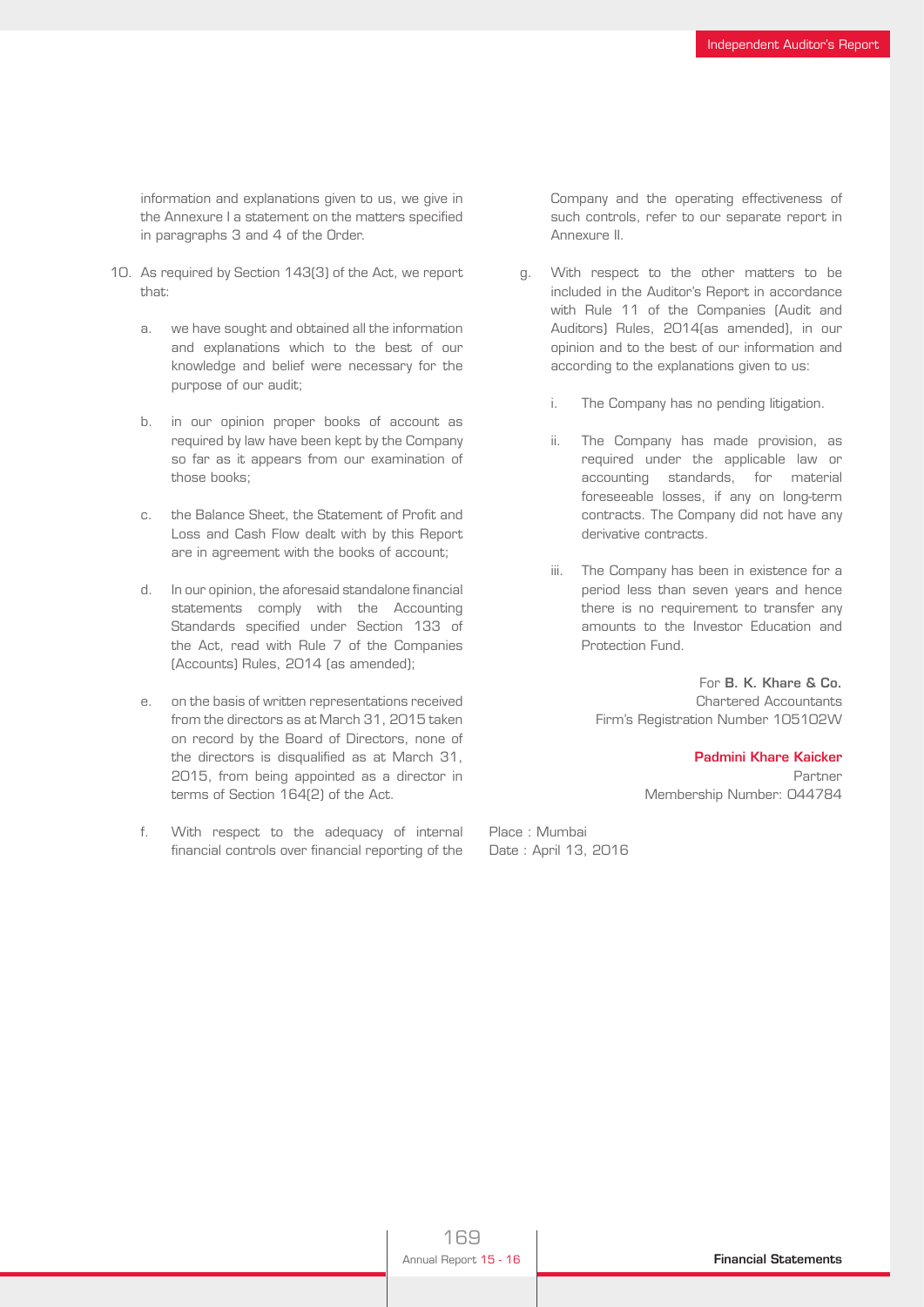information and explanations given to us, we give in the Annexure I a statement on the matters specified in paragraphs 3 and 4 of the Order.

10. As required by Section 143(3) of the Act, we report that:

    a. we have sought and obtained all the information and explanations which to the best of our knowledge and belief were necessary for the purpose of our audit;

    b. in our opinion proper books of account as required by law have been kept by the Company so far as it appears from our examination of those books;

    c. the Balance Sheet, the Statement of Profit and Loss and Cash Flow dealt with by this Report are in agreement with the books of account;

    d. In our opinion, the aforesaid standalone financial statements comply with the Accounting Standards specified under Section 133 of the Act, read with Rule 7 of the Companies (Accounts) Rules, 2014 (as amended);

    e. on the basis of written representations received from the directors as at March 31, 2015 taken on record by the Board of Directors, none of the directors is disqualified as at March 31, 2015, from being appointed as a director in terms of Section 164(2) of the Act.

    f. With respect to the adequacy of internal financial controls over financial reporting of the Company and the operating effectiveness of such controls, refer to our separate report in Annexure II.

    g. With respect to the other matters to be included in the Auditor's Report in accordance with Rule 11 of the Companies (Audit and Auditors) Rules, 2014(as amended), in our opinion and to the best of our information and according to the explanations given to us:

        i. The Company has no pending litigation.

        ii. The Company has made provision, as required under the applicable law or accounting standards, for material foreseeable losses, if any on long-term contracts. The Company did not have any derivative contracts.

        iii. The Company has been in existence for a period less than seven years and hence there is no requirement to transfer any amounts to the Investor Education and Protection Fund.

For **B. K. Khare & Co.**
Chartered Accountants
Firm's Registration Number 105102W

**Padmini Khare Kaicker**
Partner
Membership Number: 044784

Place : Mumbai
Date : April 13, 2016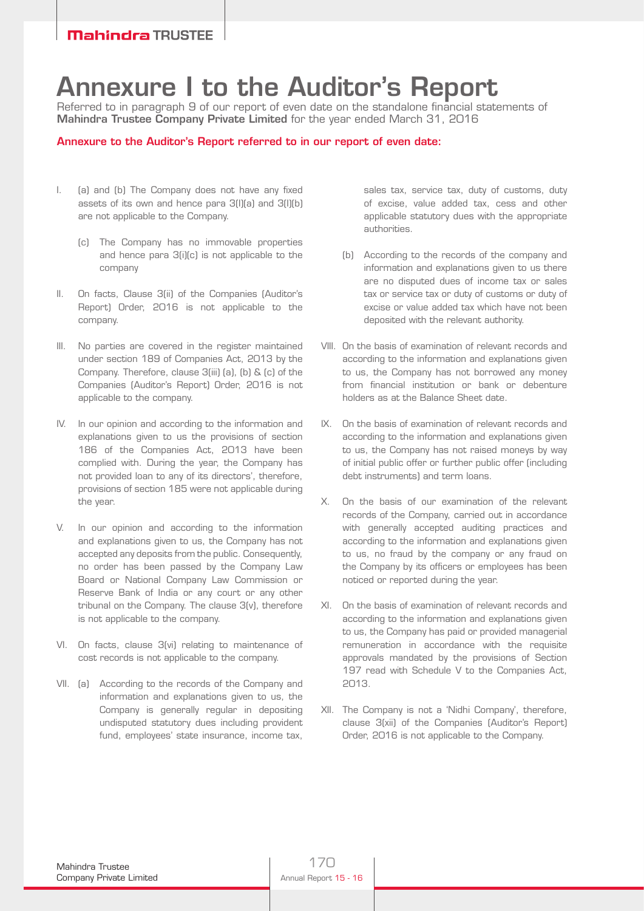# Annexure I to the Auditor's Report

Referred to in paragraph 9 of our report of even date on the standalone financial statements of **Mahindra Trustee Company Private Limited** for the year ended March 31, 2016

**Annexure to the Auditor's Report referred to in our report of even date:**

I. (a) and (b) The Company does not have any fixed assets of its own and hence para 3(I)(a) and 3(I)(b) are not applicable to the Company.

   (c) The Company has no immovable properties and hence para 3(i)(c) is not applicable to the company

II. On facts, Clause 3(ii) of the Companies (Auditor's Report) Order, 2016 is not applicable to the company.

III. No parties are covered in the register maintained under section 189 of Companies Act, 2013 by the Company. Therefore, clause 3(iii) (a), (b) & (c) of the Companies (Auditor's Report) Order, 2016 is not applicable to the company.

IV. In our opinion and according to the information and explanations given to us the provisions of section 186 of the Companies Act, 2013 have been complied with. During the year, the Company has not provided loan to any of its directors', therefore, provisions of section 185 were not applicable during the year.

V. In our opinion and according to the information and explanations given to us, the Company has not accepted any deposits from the public. Consequently, no order has been passed by the Company Law Board or National Company Law Commission or Reserve Bank of India or any court or any other tribunal on the Company. The clause 3(v), therefore is not applicable to the company.

VI. On facts, clause 3(vi) relating to maintenance of cost records is not applicable to the company.

VII. (a) According to the records of the Company and information and explanations given to us, the Company is generally regular in depositing undisputed statutory dues including provident fund, employees' state insurance, income tax, sales tax, service tax, duty of customs, duty of excise, value added tax, cess and other applicable statutory dues with the appropriate authorities.

   (b) According to the records of the company and information and explanations given to us there are no disputed dues of income tax or sales tax or service tax or duty of customs or duty of excise or value added tax which have not been deposited with the relevant authority.

VIII. On the basis of examination of relevant records and according to the information and explanations given to us, the Company has not borrowed any money from financial institution or bank or debenture holders as at the Balance Sheet date.

IX. On the basis of examination of relevant records and according to the information and explanations given to us, the Company has not raised moneys by way of initial public offer or further public offer (including debt instruments) and term loans.

X. On the basis of our examination of the relevant records of the Company, carried out in accordance with generally accepted auditing practices and according to the information and explanations given to us, no fraud by the company or any fraud on the Company by its officers or employees has been noticed or reported during the year.

XI. On the basis of examination of relevant records and according to the information and explanations given to us, the Company has paid or provided managerial remuneration in accordance with the requisite approvals mandated by the provisions of Section 197 read with Schedule V to the Companies Act, 2013.

XII. The Company is not a 'Nidhi Company', therefore, clause 3(xii) of the Companies (Auditor's Report) Order, 2016 is not applicable to the Company.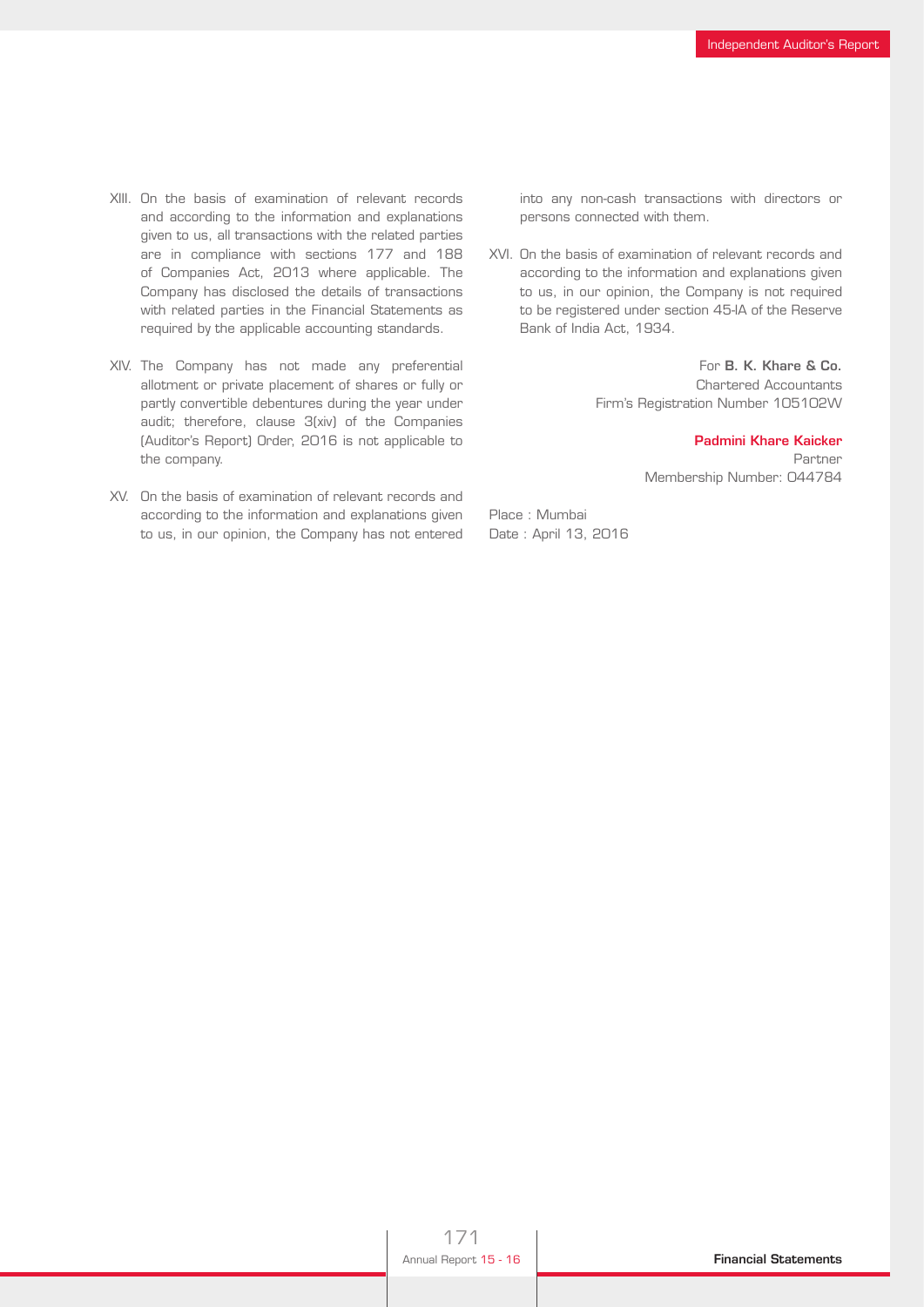XIII. On the basis of examination of relevant records and according to the information and explanations given to us, all transactions with the related parties are in compliance with sections 177 and 188 of Companies Act, 2013 where applicable. The Company has disclosed the details of transactions with related parties in the Financial Statements as required by the applicable accounting standards.

XIV. The Company has not made any preferential allotment or private placement of shares or fully or partly convertible debentures during the year under audit; therefore, clause 3(xiv) of the Companies (Auditor's Report) Order, 2016 is not applicable to the company.

XV. On the basis of examination of relevant records and according to the information and explanations given to us, in our opinion, the Company has not entered into any non-cash transactions with directors or persons connected with them.

XVI. On the basis of examination of relevant records and according to the information and explanations given to us, in our opinion, the Company is not required to be registered under section 45-IA of the Reserve Bank of India Act, 1934.

For **B. K. Khare & Co.**
Chartered Accountants
Firm's Registration Number 105102W

**Padmini Khare Kaicker**
Partner
Membership Number: 044784

Place : Mumbai
Date : April 13, 2016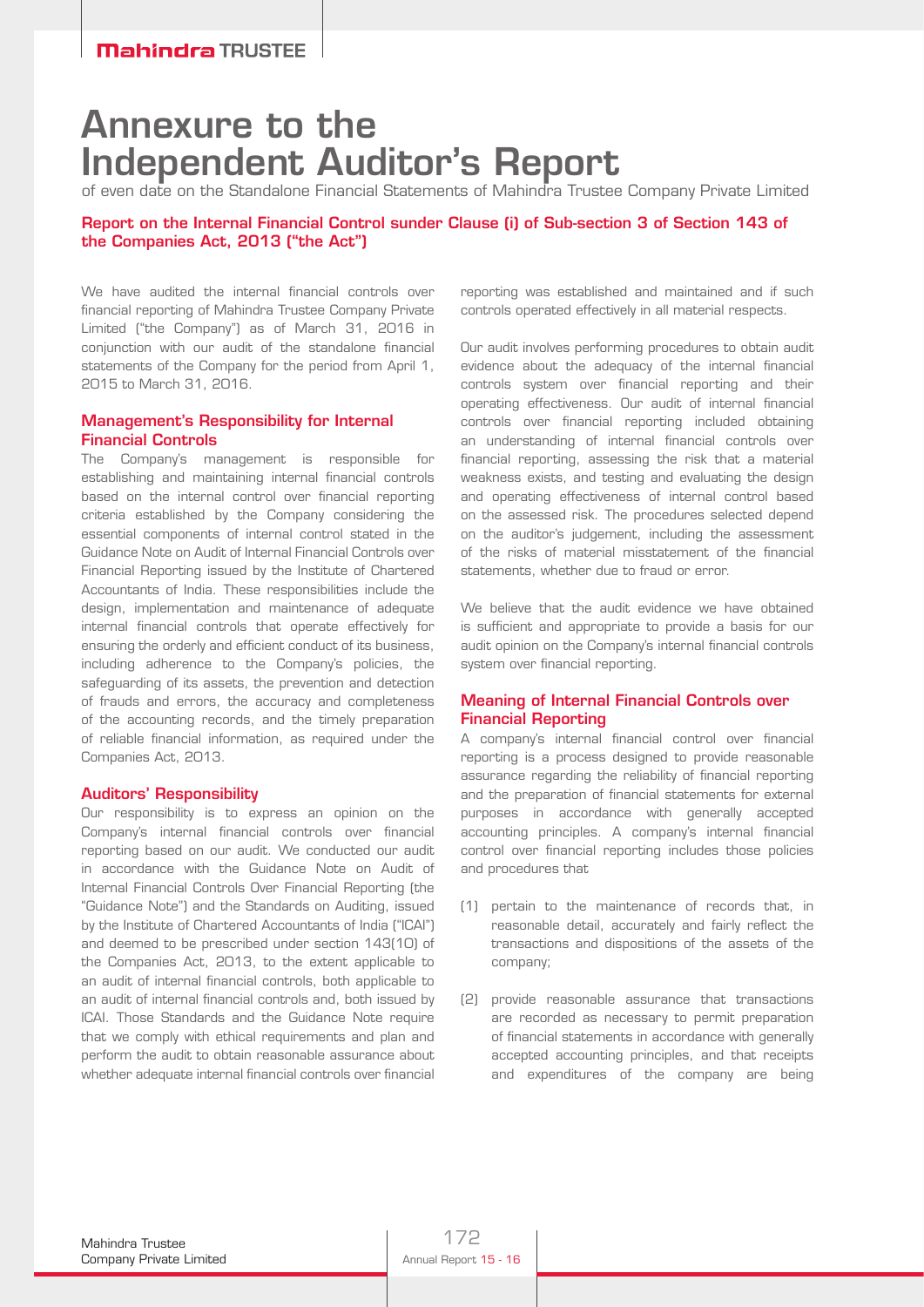# Annexure to the Independent Auditor's Report

of even date on the Standalone Financial Statements of Mahindra Trustee Company Private Limited

## Report on the Internal Financial Control sunder Clause (i) of Sub-section 3 of Section 143 of the Companies Act, 2013 ("the Act")

We have audited the internal financial controls over financial reporting of Mahindra Trustee Company Private Limited ("the Company") as of March 31, 2016 in conjunction with our audit of the standalone financial statements of the Company for the period from April 1, 2015 to March 31, 2016.

### Management's Responsibility for Internal Financial Controls

The Company's management is responsible for establishing and maintaining internal financial controls based on the internal control over financial reporting criteria established by the Company considering the essential components of internal control stated in the Guidance Note on Audit of Internal Financial Controls over Financial Reporting issued by the Institute of Chartered Accountants of India. These responsibilities include the design, implementation and maintenance of adequate internal financial controls that operate effectively for ensuring the orderly and efficient conduct of its business, including adherence to the Company's policies, the safeguarding of its assets, the prevention and detection of frauds and errors, the accuracy and completeness of the accounting records, and the timely preparation of reliable financial information, as required under the Companies Act, 2013.

### Auditors' Responsibility

Our responsibility is to express an opinion on the Company's internal financial controls over financial reporting based on our audit. We conducted our audit in accordance with the Guidance Note on Audit of Internal Financial Controls Over Financial Reporting (the "Guidance Note") and the Standards on Auditing, issued by the Institute of Chartered Accountants of India ("ICAI") and deemed to be prescribed under section 143(10) of the Companies Act, 2013, to the extent applicable to an audit of internal financial controls, both applicable to an audit of internal financial controls and, both issued by ICAI. Those Standards and the Guidance Note require that we comply with ethical requirements and plan and perform the audit to obtain reasonable assurance about whether adequate internal financial controls over financial reporting was established and maintained and if such controls operated effectively in all material respects.

Our audit involves performing procedures to obtain audit evidence about the adequacy of the internal financial controls system over financial reporting and their operating effectiveness. Our audit of internal financial controls over financial reporting included obtaining an understanding of internal financial controls over financial reporting, assessing the risk that a material weakness exists, and testing and evaluating the design and operating effectiveness of internal control based on the assessed risk. The procedures selected depend on the auditor's judgement, including the assessment of the risks of material misstatement of the financial statements, whether due to fraud or error.

We believe that the audit evidence we have obtained is sufficient and appropriate to provide a basis for our audit opinion on the Company's internal financial controls system over financial reporting.

### Meaning of Internal Financial Controls over Financial Reporting

A company's internal financial control over financial reporting is a process designed to provide reasonable assurance regarding the reliability of financial reporting and the preparation of financial statements for external purposes in accordance with generally accepted accounting principles. A company's internal financial control over financial reporting includes those policies and procedures that

(1) pertain to the maintenance of records that, in reasonable detail, accurately and fairly reflect the transactions and dispositions of the assets of the company;

(2) provide reasonable assurance that transactions are recorded as necessary to permit preparation of financial statements in accordance with generally accepted accounting principles, and that receipts and expenditures of the company are being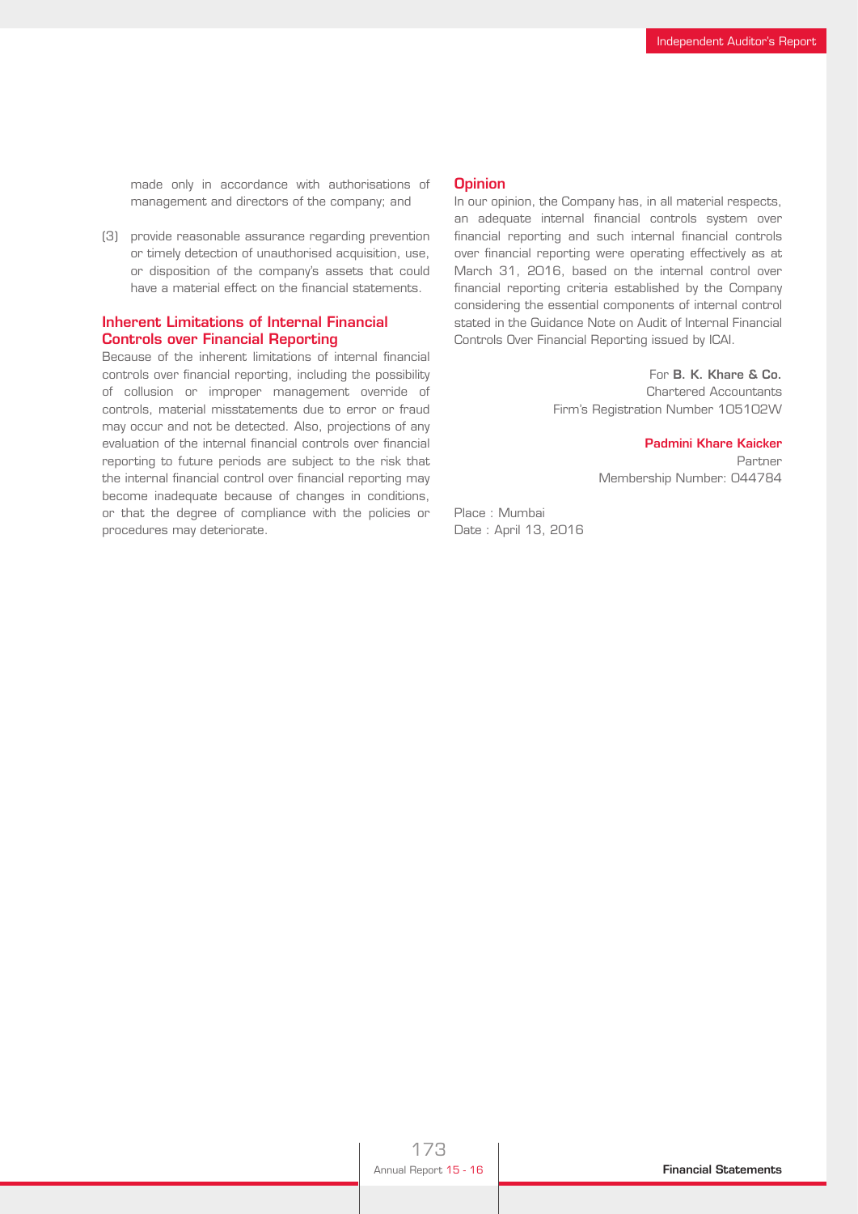made only in accordance with authorisations of management and directors of the company; and

(3) provide reasonable assurance regarding prevention or timely detection of unauthorised acquisition, use, or disposition of the company's assets that could have a material effect on the financial statements.

### Inherent Limitations of Internal Financial Controls over Financial Reporting

Because of the inherent limitations of internal financial controls over financial reporting, including the possibility of collusion or improper management override of controls, material misstatements due to error or fraud may occur and not be detected. Also, projections of any evaluation of the internal financial controls over financial reporting to future periods are subject to the risk that the internal financial control over financial reporting may become inadequate because of changes in conditions, or that the degree of compliance with the policies or procedures may deteriorate.

### Opinion

In our opinion, the Company has, in all material respects, an adequate internal financial controls system over financial reporting and such internal financial controls over financial reporting were operating effectively as at March 31, 2016, based on the internal control over financial reporting criteria established by the Company considering the essential components of internal control stated in the Guidance Note on Audit of Internal Financial Controls Over Financial Reporting issued by ICAI.

For **B. K. Khare & Co.**
Chartered Accountants
Firm's Registration Number 105102W

**Padmini Khare Kaicker**
Partner
Membership Number: 044784

Place : Mumbai
Date : April 13, 2016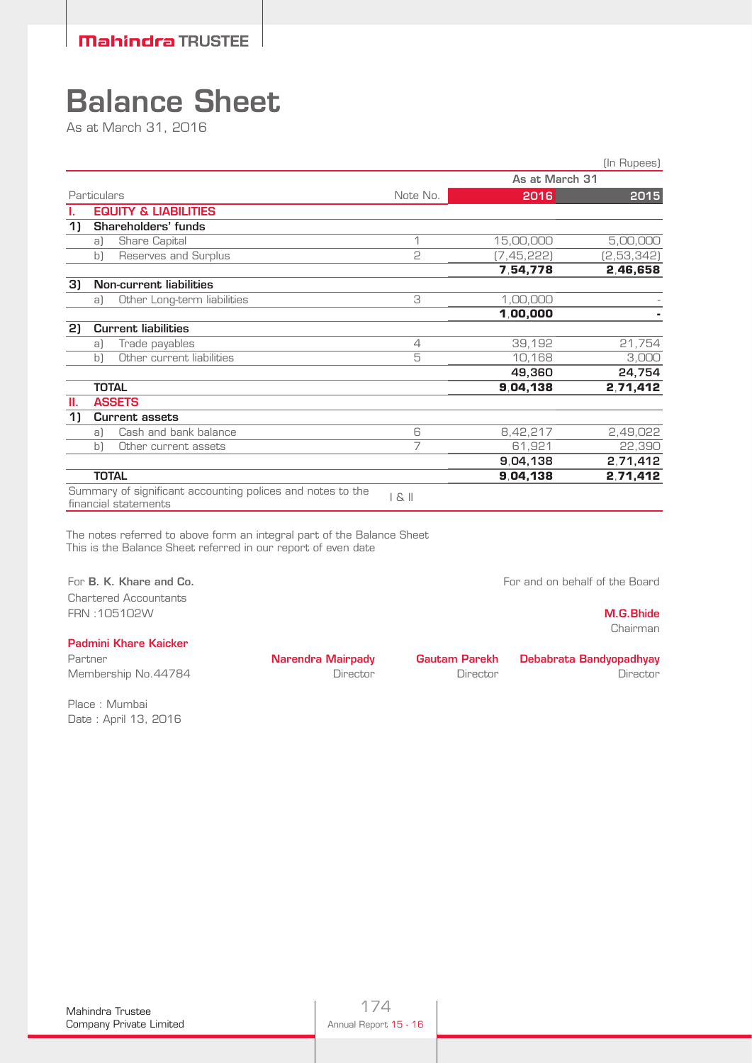# Balance Sheet

As at March 31, 2016

(In Rupees)

| Particulars | | Note No. | As at March 31 2016 | 2015 |
|---|---|---|---|---|
| **I.** | **EQUITY & LIABILITIES** | | | |
| **1)** | **Shareholders' funds** | | | |
| | a) Share Capital | 1 | 15,00,000 | 5,00,000 |
| | b) Reserves and Surplus | 2 | (7,45,222) | (2,53,342) |
| | | | **7,54,778** | **2,46,658** |
| **3)** | **Non-current liabilities** | | | |
| | a) Other Long-term liabilities | 3 | 1,00,000 | - |
| | | | **1,00,000** | **-** |
| **2)** | **Current liabilities** | | | |
| | a) Trade payables | 4 | 39,192 | 21,754 |
| | b) Other current liabilities | 5 | 10,168 | 3,000 |
| | | | **49,360** | **24,754** |
| | **TOTAL** | | **9,04,138** | **2,71,412** |
| **II.** | **ASSETS** | | | |
| **1)** | **Current assets** | | | |
| | a) Cash and bank balance | 6 | 8,42,217 | 2,49,022 |
| | b) Other current assets | 7 | 61,921 | 22,390 |
| | | | **9,04,138** | **2,71,412** |
| | **TOTAL** | | **9,04,138** | **2,71,412** |
| Summary of significant accounting polices and notes to the financial statements | | I & II | | |

The notes referred to above form an integral part of the Balance Sheet
This is the Balance Sheet referred in our report of even date

For **B. K. Khare and Co.**
Chartered Accountants
FRN :105102W

**Padmini Khare Kaicker**
Partner
Membership No.44784

For and on behalf of the Board

**M.G.Bhide**
Chairman

**Narendra Mairpady**
Director

**Gautam Parekh**
Director

**Debabrata Bandyopadhyay**
Director

Place : Mumbai
Date : April 13, 2016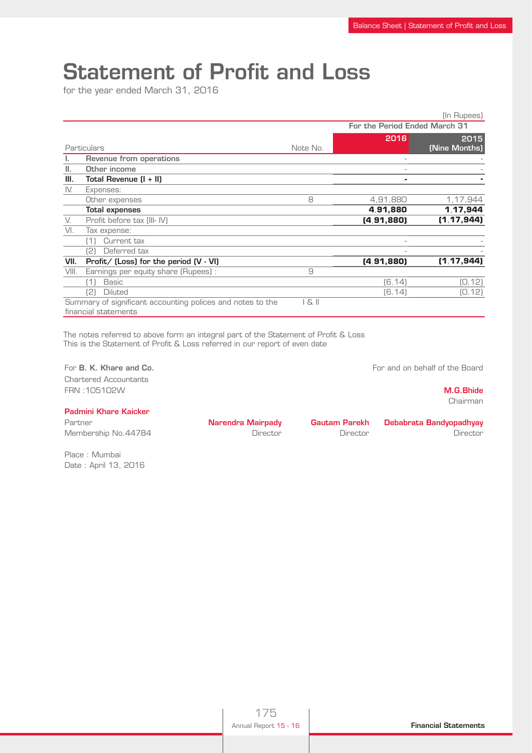# Statement of Profit and Loss

for the year ended March 31, 2016

(In Rupees)

| | Particulars | Note No. | For the Period Ended March 31 2016 | 2015 (Nine Months) |
|---|---|---|---|---|
| **I.** | **Revenue from operations** | | - | - |
| **II.** | **Other income** | | - | - |
| **III.** | **Total Revenue (I + II)** | | **-** | **-** |
| IV. | Expenses: | | | |
| | Other expenses | 8 | 4,91,880 | 1,17,944 |
| | **Total expenses** | | **4,91,880** | **1,17,944** |
| V. | Profit before tax (III- IV) | | **(4,91,880)** | **(1,17,944)** |
| VI. | Tax expense: | | | |
| | (1) Current tax | | - | - |
| | (2) Deferred tax | | - | - |
| **VII.** | **Profit/ (Loss) for the period (V - VI)** | | **(4,91,880)** | **(1,17,944)** |
| VIII. | Earnings per equity share (Rupees) : | 9 | | |
| | (1) Basic | | (6.14) | (0.12) |
| | (2) Diluted | | (6.14) | (0.12) |
| | Summary of significant accounting polices and notes to the financial statements | I & II | | |

The notes referred to above form an integral part of the Statement of Profit & Loss
This is the Statement of Profit & Loss referred in our report of even date

For **B. K. Khare and Co.**
Chartered Accountants
FRN :105102W

**Padmini Khare Kaicker**
Partner
Membership No.44784

Place : Mumbai
Date : April 13, 2016

For and on behalf of the Board

**M.G.Bhide**
Chairman

**Narendra Mairpady**
Director

**Gautam Parekh**
Director

**Debabrata Bandyopadhyay**
Director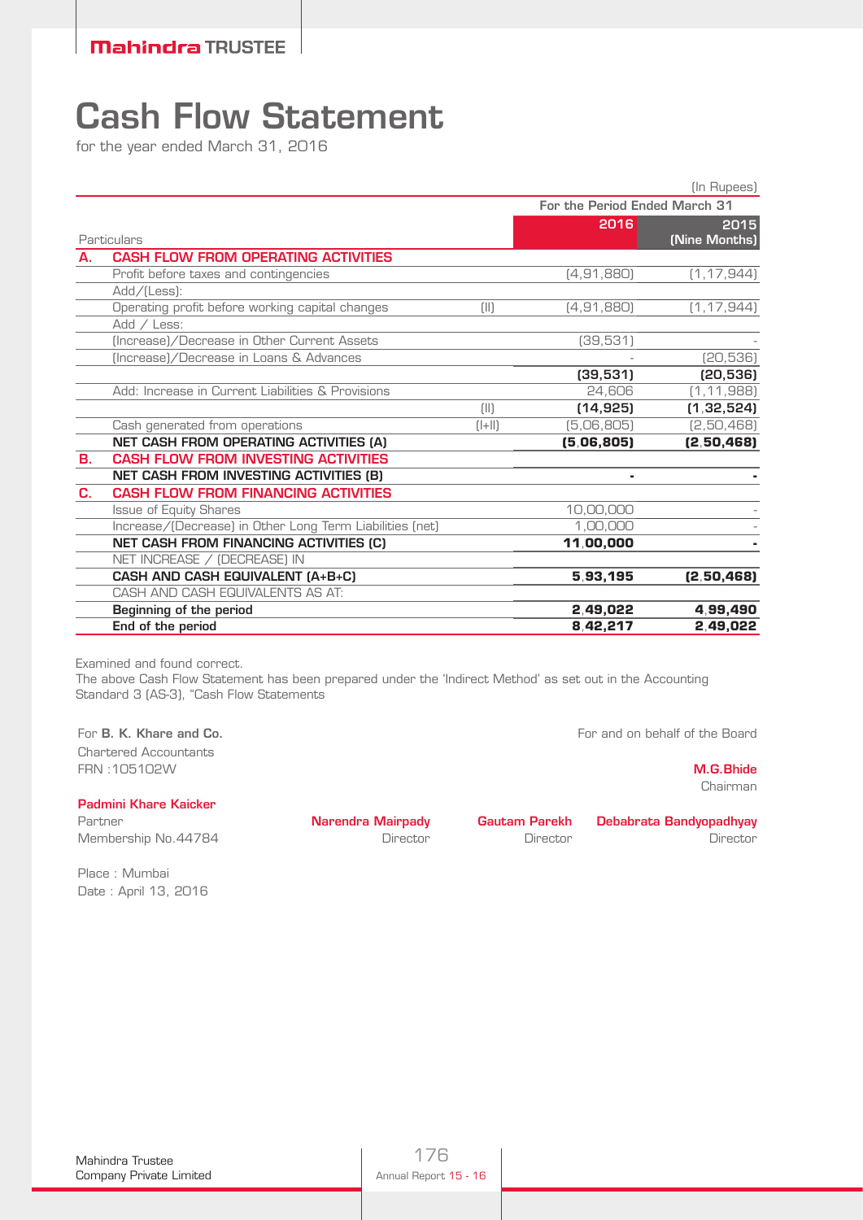# Cash Flow Statement

for the year ended March 31, 2016

(In Rupees)

| | Particulars | | For the Period Ended March 31 2016 | 2015 (Nine Months) |
|---|---|---|---|---|
| **A.** | **CASH FLOW FROM OPERATING ACTIVITIES** | | | |
| | Profit before taxes and contingencies | | (4,91,880) | (1,17,944) |
| | Add/(Less): | | | |
| | Operating profit before working capital changes | (I) | (4,91,880) | (1,17,944) |
| | Add / Less: | | | |
| | (Increase)/Decrease in Other Current Assets | | (39,531) | - |
| | (Increase)/Decrease in Loans & Advances | | - | (20,536) |
| | | | **(39,531)** | **(20,536)** |
| | Add: Increase in Current Liabilities & Provisions | | 24,606 | (1,11,988) |
| | | (II) | **(14,925)** | **(1,32,524)** |
| | Cash generated from operations | (I+II) | (5,06,805) | (2,50,468) |
| | **NET CASH FROM OPERATING ACTIVITIES (A)** | | **(5,06,805)** | **(2,50,468)** |
| **B.** | **CASH FLOW FROM INVESTING ACTIVITIES** | | | |
| | **NET CASH FROM INVESTING ACTIVITIES (B)** | | **-** | **-** |
| **C.** | **CASH FLOW FROM FINANCING ACTIVITIES** | | | |
| | Issue of Equity Shares | | 10,00,000 | - |
| | Increase/(Decrease) in Other Long Term Liabilities (net) | | 1,00,000 | - |
| | **NET CASH FROM FINANCING ACTIVITIES (C)** | | **11,00,000** | **-** |
| | NET INCREASE / (DECREASE) IN | | | |
| | **CASH AND CASH EQUIVALENT (A+B+C)** | | **5,93,195** | **(2,50,468)** |
| | CASH AND CASH EQUIVALENTS AS AT: | | | |
| | **Beginning of the period** | | **2,49,022** | **4,99,490** |
| | **End of the period** | | **8,42,217** | **2,49,022** |

Examined and found correct.

The above Cash Flow Statement has been prepared under the 'Indirect Method' as set out in the Accounting Standard 3 (AS-3), "Cash Flow Statements

For **B. K. Khare and Co.**
Chartered Accountants
FRN :105102W

**Padmini Khare Kaicker**
Partner
Membership No.44784

For and on behalf of the Board

**M.G.Bhide**
Chairman

**Narendra Mairpady**
Director

**Gautam Parekh**
Director

**Debabrata Bandyopadhyay**
Director

Place : Mumbai
Date : April 13, 2016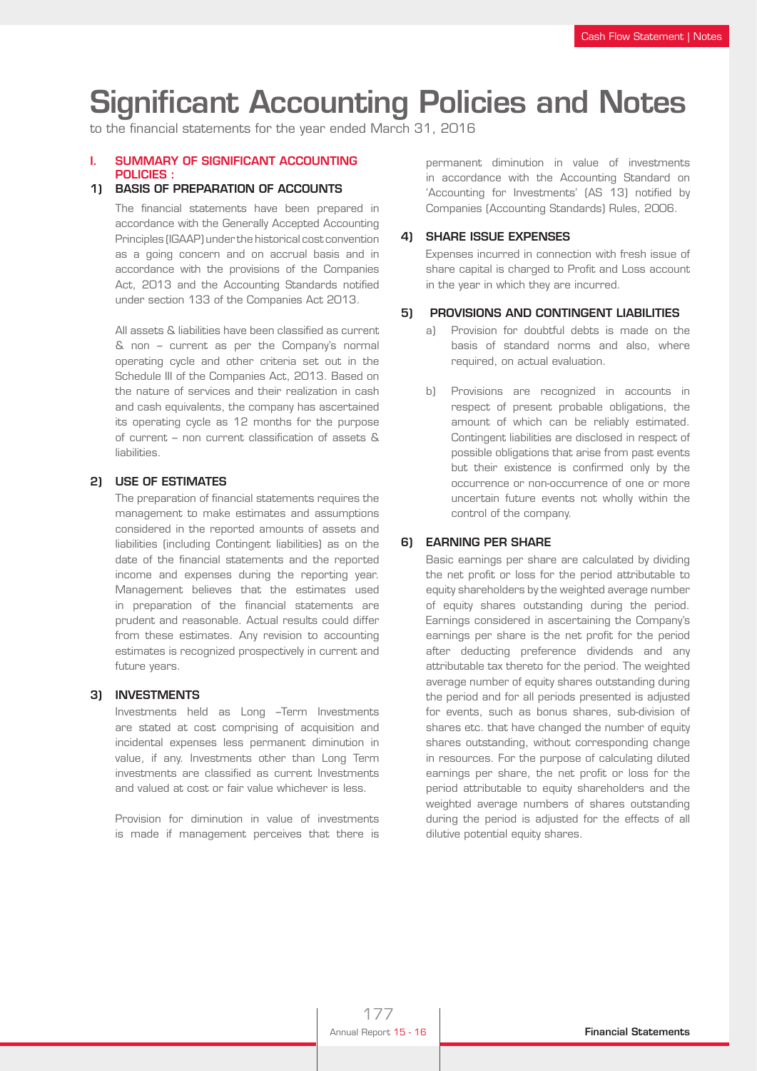# Significant Accounting Policies and Notes

to the financial statements for the year ended March 31, 2016

## I. SUMMARY OF SIGNIFICANT ACCOUNTING POLICIES :

### 1) BASIS OF PREPARATION OF ACCOUNTS

The financial statements have been prepared in accordance with the Generally Accepted Accounting Principles (IGAAP) under the historical cost convention as a going concern and on accrual basis and in accordance with the provisions of the Companies Act, 2013 and the Accounting Standards notified under section 133 of the Companies Act 2013.

All assets & liabilities have been classified as current & non – current as per the Company's normal operating cycle and other criteria set out in the Schedule III of the Companies Act, 2013. Based on the nature of services and their realization in cash and cash equivalents, the company has ascertained its operating cycle as 12 months for the purpose of current – non current classification of assets & liabilities.

### 2) USE OF ESTIMATES

The preparation of financial statements requires the management to make estimates and assumptions considered in the reported amounts of assets and liabilities (including Contingent liabilities) as on the date of the financial statements and the reported income and expenses during the reporting year. Management believes that the estimates used in preparation of the financial statements are prudent and reasonable. Actual results could differ from these estimates. Any revision to accounting estimates is recognized prospectively in current and future years.

### 3) INVESTMENTS

Investments held as Long –Term Investments are stated at cost comprising of acquisition and incidental expenses less permanent diminution in value, if any. Investments other than Long Term investments are classified as current Investments and valued at cost or fair value whichever is less.

Provision for diminution in value of investments is made if management perceives that there is permanent diminution in value of investments in accordance with the Accounting Standard on 'Accounting for Investments' (AS 13) notified by Companies (Accounting Standards) Rules, 2006.

### 4) SHARE ISSUE EXPENSES

Expenses incurred in connection with fresh issue of share capital is charged to Profit and Loss account in the year in which they are incurred.

### 5) PROVISIONS AND CONTINGENT LIABILITIES

a) Provision for doubtful debts is made on the basis of standard norms and also, where required, on actual evaluation.

b) Provisions are recognized in accounts in respect of present probable obligations, the amount of which can be reliably estimated. Contingent liabilities are disclosed in respect of possible obligations that arise from past events but their existence is confirmed only by the occurrence or non-occurrence of one or more uncertain future events not wholly within the control of the company.

### 6) EARNING PER SHARE

Basic earnings per share are calculated by dividing the net profit or loss for the period attributable to equity shareholders by the weighted average number of equity shares outstanding during the period. Earnings considered in ascertaining the Company's earnings per share is the net profit for the period after deducting preference dividends and any attributable tax thereto for the period. The weighted average number of equity shares outstanding during the period and for all periods presented is adjusted for events, such as bonus shares, sub-division of shares etc. that have changed the number of equity shares outstanding, without corresponding change in resources. For the purpose of calculating diluted earnings per share, the net profit or loss for the period attributable to equity shareholders and the weighted average numbers of shares outstanding during the period is adjusted for the effects of all dilutive potential equity shares.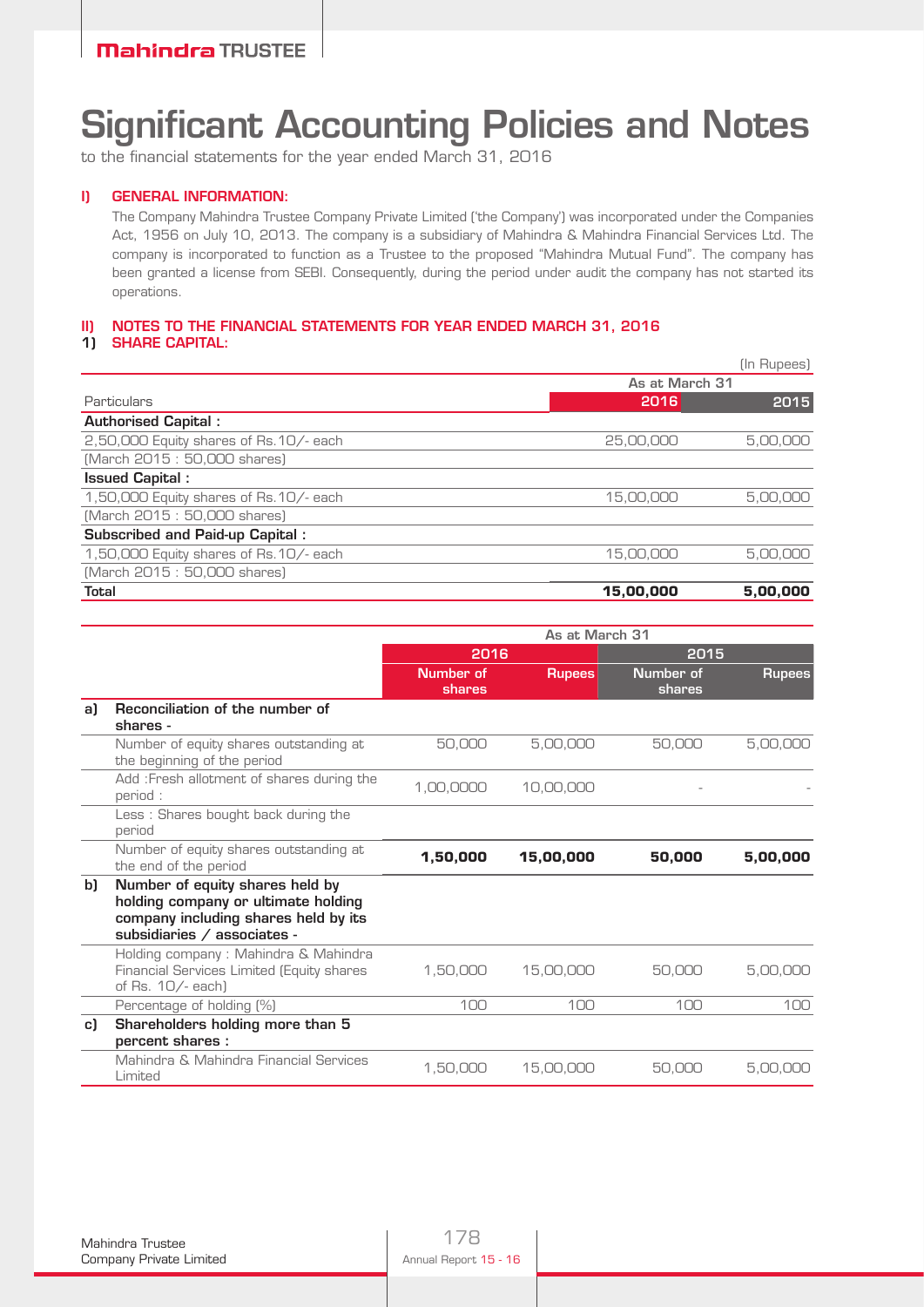# Significant Accounting Policies and Notes

to the financial statements for the year ended March 31, 2016

### I) GENERAL INFORMATION:

The Company Mahindra Trustee Company Private Limited ('the Company') was incorporated under the Companies Act, 1956 on July 10, 2013. The company is a subsidiary of Mahindra & Mahindra Financial Services Ltd. The company is incorporated to function as a Trustee to the proposed "Mahindra Mutual Fund". The company has been granted a license from SEBI. Consequently, during the period under audit the company has not started its operations.

### II) NOTES TO THE FINANCIAL STATEMENTS FOR YEAR ENDED MARCH 31, 2016

### 1) SHARE CAPITAL:

(In Rupees)

| Particulars | As at March 31 2016 | As at March 31 2015 |
|---|---|---|
| **Authorised Capital :** | | |
| 2,50,000 Equity shares of Rs.10/- each | 25,00,000 | 5,00,000 |
| (March 2015 : 50,000 shares) | | |
| **Issued Capital :** | | |
| 1,50,000 Equity shares of Rs.10/- each | 15,00,000 | 5,00,000 |
| (March 2015 : 50,000 shares) | | |
| **Subscribed and Paid-up Capital :** | | |
| 1,50,000 Equity shares of Rs.10/- each | 15,00,000 | 5,00,000 |
| (March 2015 : 50,000 shares) | | |
| **Total** | **15,00,000** | **5,00,000** |

| | | As at March 31 | | | |
|---|---|---|---|---|---|
| | | 2016 | | 2015 | |
| | | Number of shares | Rupees | Number of shares | Rupees |
| a) | **Reconciliation of the number of shares -** | | | | |
| | Number of equity shares outstanding at the beginning of the period | 50,000 | 5,00,000 | 50,000 | 5,00,000 |
| | Add :Fresh allotment of shares during the period : | 1,00,0000 | 10,00,000 | - | - |
| | Less : Shares bought back during the period | | | | |
| | Number of equity shares outstanding at the end of the period | **1,50,000** | **15,00,000** | **50,000** | **5,00,000** |
| b) | **Number of equity shares held by holding company or ultimate holding company including shares held by its subsidiaries / associates -** | | | | |
| | Holding company : Mahindra & Mahindra Financial Services Limited (Equity shares of Rs. 10/- each) | 1,50,000 | 15,00,000 | 50,000 | 5,00,000 |
| | Percentage of holding (%) | 100 | 100 | 100 | 100 |
| c) | **Shareholders holding more than 5 percent shares :** | | | | |
| | Mahindra & Mahindra Financial Services Limited | 1,50,000 | 15,00,000 | 50,000 | 5,00,000 |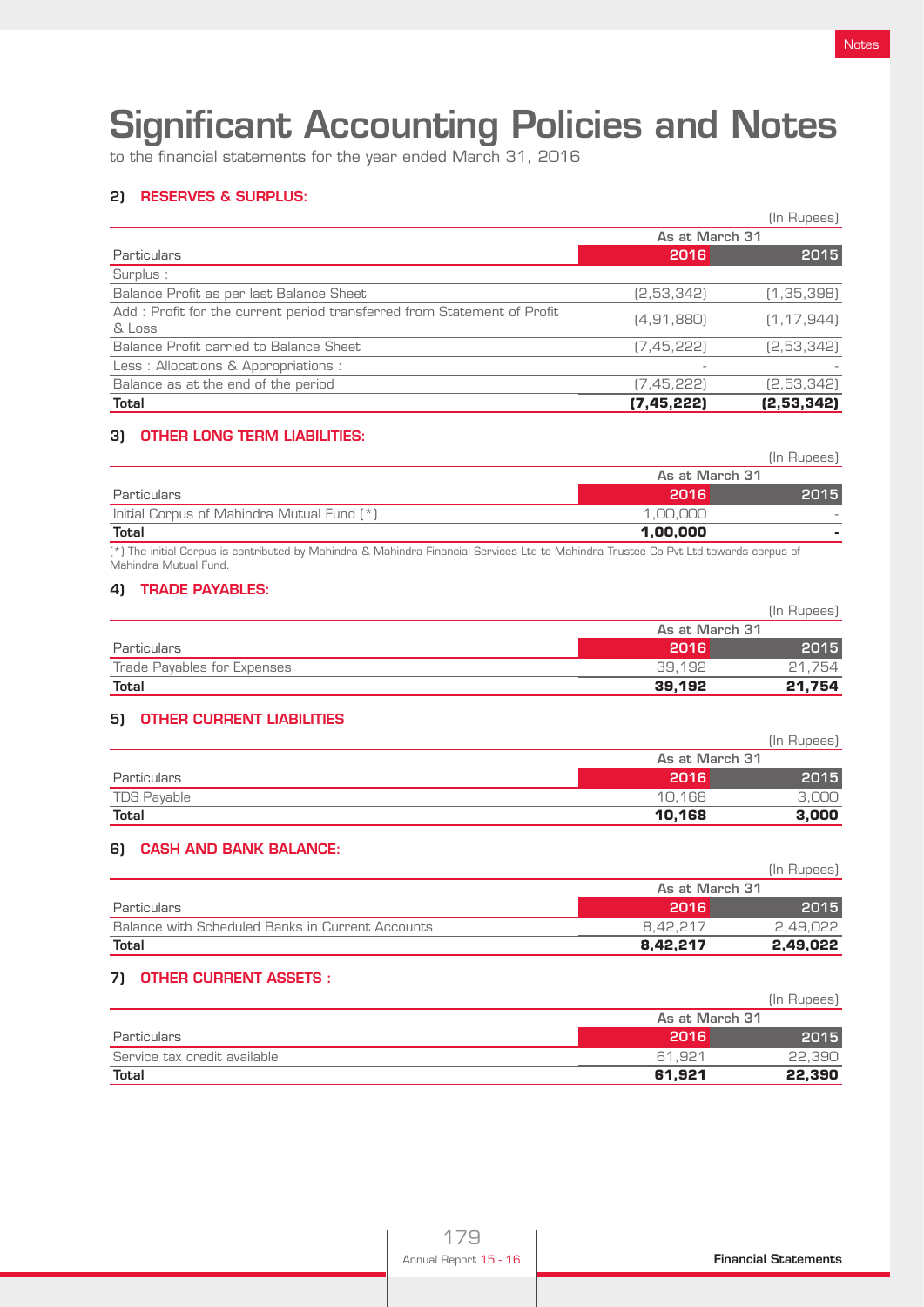# Significant Accounting Policies and Notes

to the financial statements for the year ended March 31, 2016

## 2) RESERVES & SURPLUS:

(In Rupees)

| Particulars | As at March 31 2016 | 2015 |
|---|---|---|
| Surplus : | | |
| Balance Profit as per last Balance Sheet | (2,53,342) | (1,35,398) |
| Add : Profit for the current period transferred from Statement of Profit & Loss | (4,91,880) | (1,17,944) |
| Balance Profit carried to Balance Sheet | (7,45,222) | (2,53,342) |
| Less : Allocations & Appropriations : | - | - |
| Balance as at the end of the period | (7,45,222) | (2,53,342) |
| **Total** | **(7,45,222)** | **(2,53,342)** |

## 3) OTHER LONG TERM LIABILITIES:

(In Rupees)

| Particulars | As at March 31 2016 | 2015 |
|---|---|---|
| Initial Corpus of Mahindra Mutual Fund (*) | 1,00,000 | - |
| **Total** | **1,00,000** | **-** |

(*) The initial Corpus is contributed by Mahindra & Mahindra Financial Services Ltd to Mahindra Trustee Co Pvt Ltd towards corpus of Mahindra Mutual Fund.

## 4) TRADE PAYABLES:

(In Rupees)

| Particulars | As at March 31 2016 | 2015 |
|---|---|---|
| Trade Payables for Expenses | 39,192 | 21,754 |
| **Total** | **39,192** | **21,754** |

## 5) OTHER CURRENT LIABILITIES

(In Rupees)

| Particulars | As at March 31 2016 | 2015 |
|---|---|---|
| TDS Payable | 10,168 | 3,000 |
| **Total** | **10,168** | **3,000** |

## 6) CASH AND BANK BALANCE:

(In Rupees)

| Particulars | As at March 31 2016 | 2015 |
|---|---|---|
| Balance with Scheduled Banks in Current Accounts | 8,42,217 | 2,49,022 |
| **Total** | **8,42,217** | **2,49,022** |

## 7) OTHER CURRENT ASSETS :

(In Rupees)

| Particulars | As at March 31 2016 | 2015 |
|---|---|---|
| Service tax credit available | 61,921 | 22,390 |
| **Total** | **61,921** | **22,390** |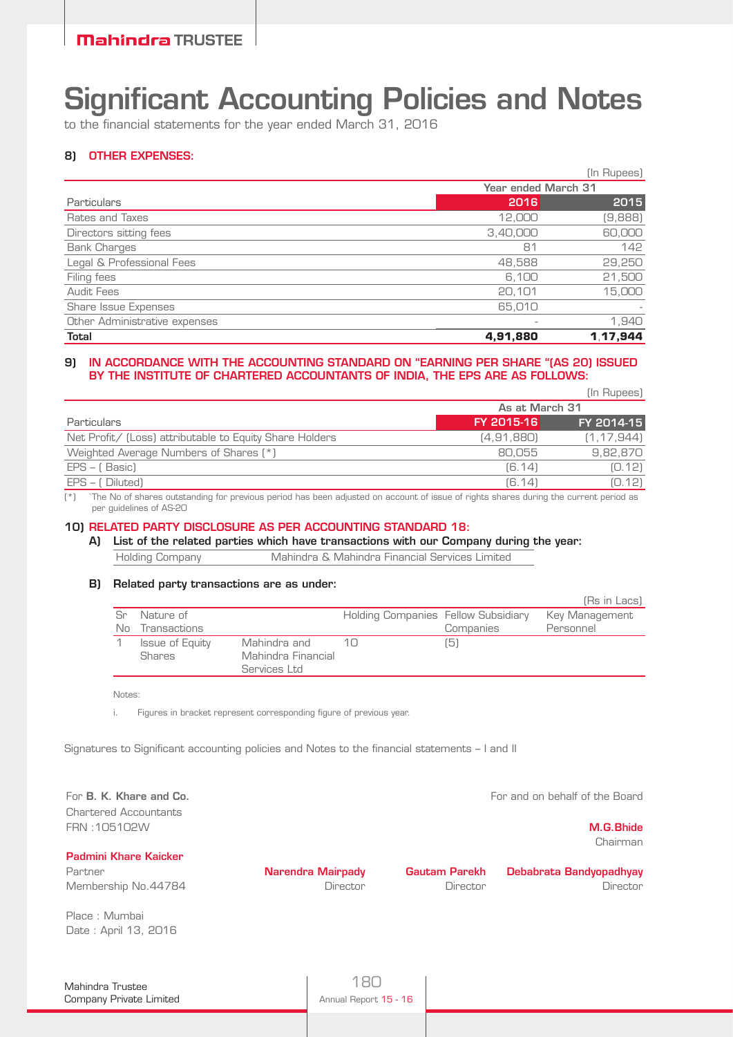# Significant Accounting Policies and Notes

to the financial statements for the year ended March 31, 2016

### 8) OTHER EXPENSES:

(In Rupees)

| Particulars | Year ended March 31 2016 | 2015 |
|---|---|---|
| Rates and Taxes | 12,000 | (9,888) |
| Directors sitting fees | 3,40,000 | 60,000 |
| Bank Charges | 81 | 142 |
| Legal & Professional Fees | 48,588 | 29,250 |
| Filing fees | 6,100 | 21,500 |
| Audit Fees | 20,101 | 15,000 |
| Share Issue Expenses | 65,010 | - |
| Other Administrative expenses | - | 1,940 |
| **Total** | **4,91,880** | **1,17,944** |

### 9) IN ACCORDANCE WITH THE ACCOUNTING STANDARD ON "EARNING PER SHARE "(AS 20) ISSUED BY THE INSTITUTE OF CHARTERED ACCOUNTANTS OF INDIA, THE EPS ARE AS FOLLOWS:

(In Rupees)

| Particulars | As at March 31 FY 2015-16 | FY 2014-15 |
|---|---|---|
| Net Profit/ (Loss) attributable to Equity Share Holders | (4,91,880) | (1,17,944) |
| Weighted Average Numbers of Shares (*) | 80,055 | 9,82,870 |
| EPS – ( Basic) | (6.14) | (0.12) |
| EPS – ( Diluted) | (6.14) | (0.12) |

(*) `The No of shares outstanding for previous period has been adjusted on account of issue of rights shares during the current period as per guidelines of AS-20

### 10) RELATED PARTY DISCLOSURE AS PER ACCOUNTING STANDARD 18:

**A) List of the related parties which have transactions with our Company during the year:**

| Holding Company | Mahindra & Mahindra Financial Services Limited |
|---|---|

**B) Related party transactions are as under:**

(Rs in Lacs)

| Sr No | Nature of Transactions | | Holding Companies | Fellow Subsidiary Companies | Key Management Personnel |
|---|---|---|---|---|---|
| 1 | Issue of Equity Shares | Mahindra and Mahindra Financial Services Ltd | 10 | (5) | |

Notes:

i. Figures in bracket represent corresponding figure of previous year.

Signatures to Significant accounting policies and Notes to the financial statements – I and II

For **B. K. Khare and Co.**
Chartered Accountants
FRN :105102W

**Padmini Khare Kaicker**
Partner
Membership No.44784

Place : Mumbai
Date : April 13, 2016

For and on behalf of the Board

**M.G.Bhide**
Chairman

**Narendra Mairpady**
Director

**Gautam Parekh**
Director

**Debabrata Bandyopadhyay**
Director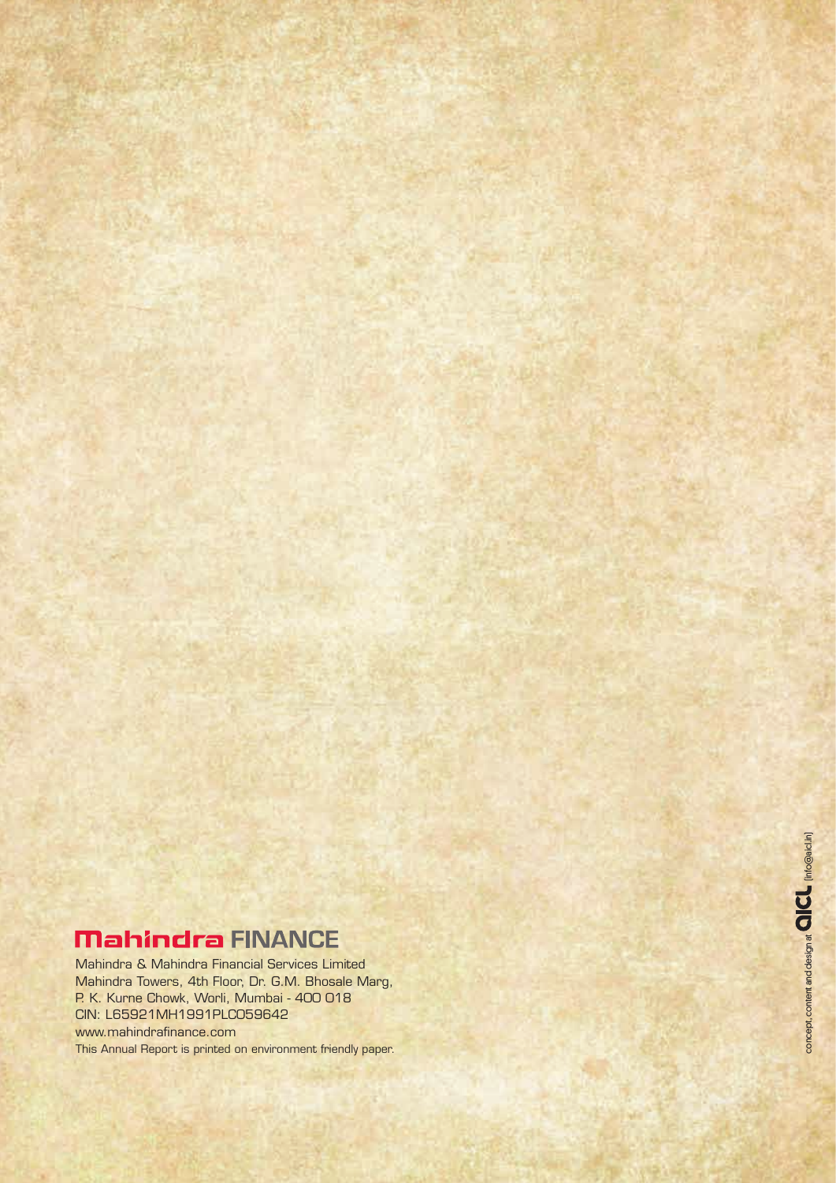**Mahindra FINANCE**

Mahindra & Mahindra Financial Services Limited
Mahindra Towers, 4th Floor, Dr. G.M. Bhosale Marg,
P. K. Kurne Chowk, Worli, Mumbai - 400 018
CIN: L65921MH1991PLC059642
www.mahindrafinance.com
This Annual Report is printed on environment friendly paper.

concept, content and design at aicl [info@aicl.in]